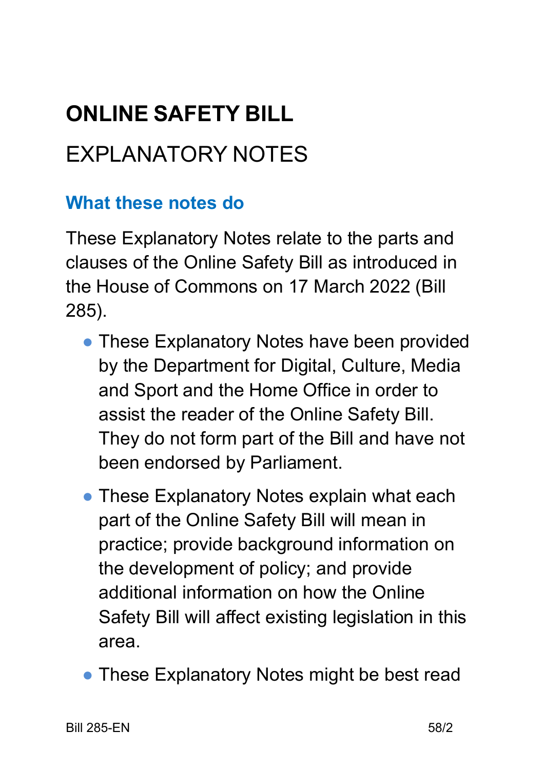# ONLINE SAFETY BILL

## EXPLANATORY NOTES

### What these notes do

These Explanatory Notes relate to the parts and clauses of the Online Safety Bill as introduced in the House of Commons on 17 March 2022 (Bill 285).

- These Explanatory Notes have been provided by the Department for Digital, Culture, Media and Sport and the Home Office in order to assist the reader of the Online Safety Bill. They do not form part of the Bill and have not been endorsed by Parliament.
- These Explanatory Notes explain what each part of the Online Safety Bill will mean in practice; provide background information on the development of policy; and provide additional information on how the Online Safety Bill will affect existing legislation in this area.
- These Explanatory Notes might be best read

Bill 285-EN 58/2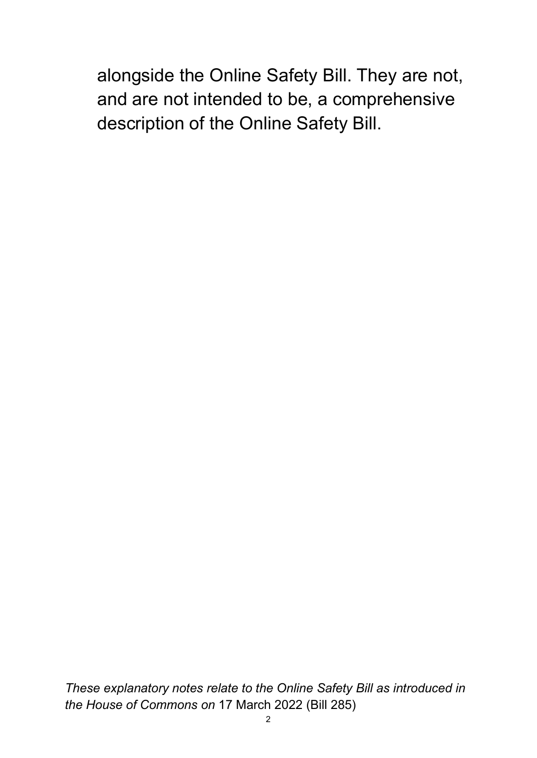alongside the Online Safety Bill. They are not, and are not intended to be, a comprehensive description of the Online Safety Bill.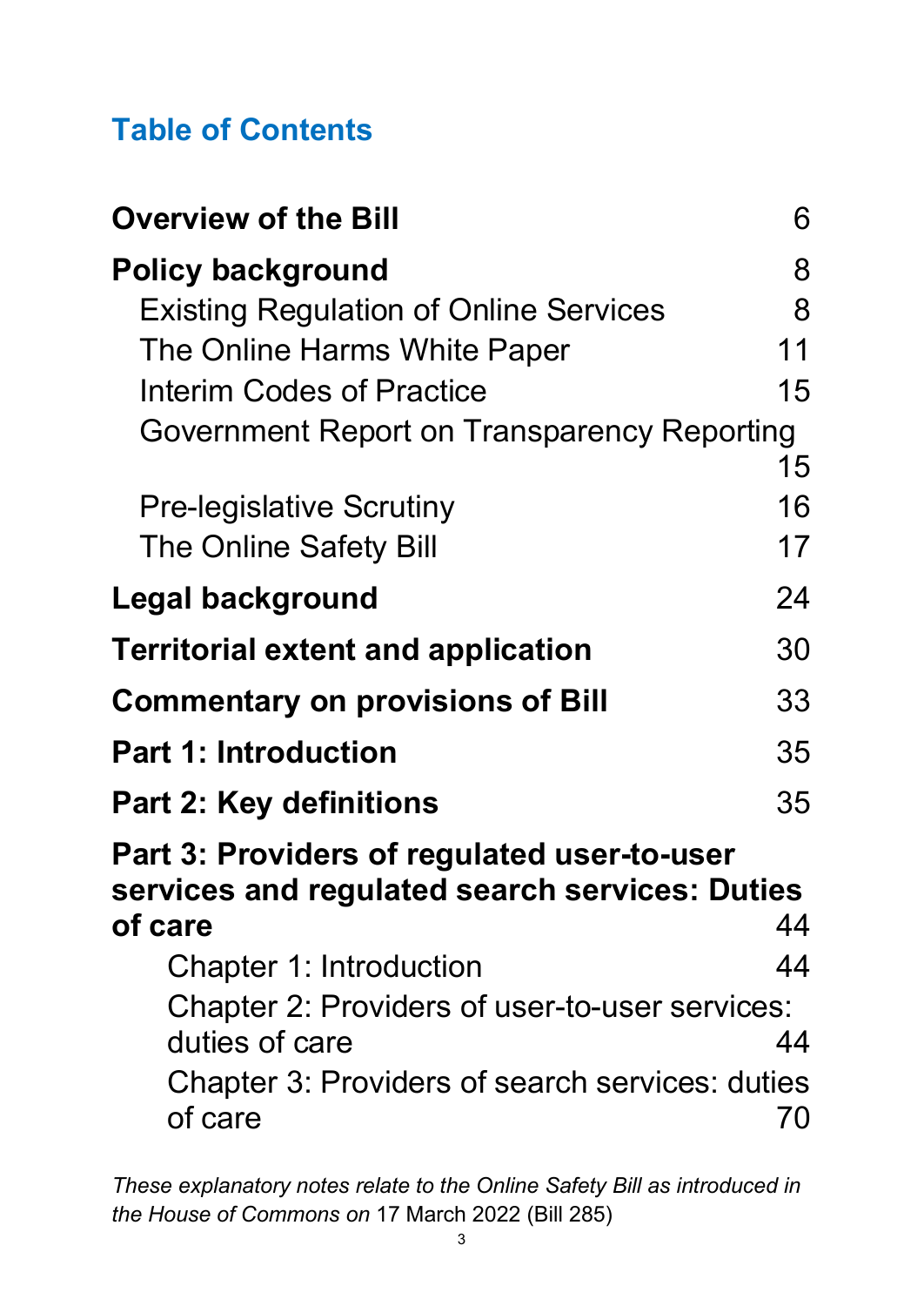## Table of Contents

**Overview of the Bill** 6

**Policy background** 8

- Existing Regulation of Online Services 8
- The Online Harms White Paper 11
- Interim Codes of Practice 15
- Government Report on Transparency Reporting 15
- Pre-legislative Scrutiny 16
- The Online Safety Bill 17

**Legal background** 24

**Territorial extent and application** 30

**Commentary on provisions of Bill** 33

**Part 1: Introduction** 35

**Part 2: Key definitions** 35

**Part 3: Providers of regulated user-to-user services and regulated search services: Duties of care** 44

- Chapter 1: Introduction 44
- Chapter 2: Providers of user-to-user services: duties of care 44
- Chapter 3: Providers of search services: duties of care 70

*These explanatory notes relate to the Online Safety Bill as introduced in the House of Commons on* 17 March 2022 (Bill 285)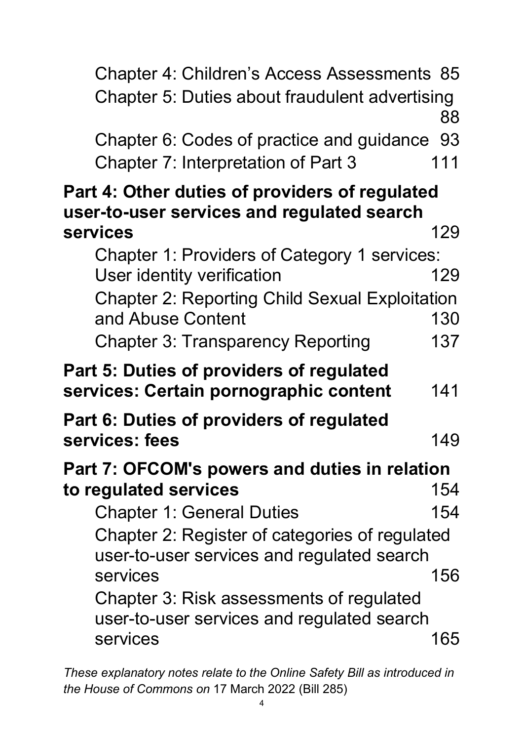Chapter 4: Children's Access Assessments 85

Chapter 5: Duties about fraudulent advertising 88

Chapter 6: Codes of practice and guidance 93

Chapter 7: Interpretation of Part 3 111

**Part 4: Other duties of providers of regulated user-to-user services and regulated search services** 129

Chapter 1: Providers of Category 1 services: User identity verification 129

Chapter 2: Reporting Child Sexual Exploitation and Abuse Content 130

Chapter 3: Transparency Reporting 137

**Part 5: Duties of providers of regulated services: Certain pornographic content** 141

**Part 6: Duties of providers of regulated services: fees** 149

**Part 7: OFCOM's powers and duties in relation to regulated services** 154

Chapter 1: General Duties 154

Chapter 2: Register of categories of regulated user-to-user services and regulated search services 156

Chapter 3: Risk assessments of regulated user-to-user services and regulated search services 165

*These explanatory notes relate to the Online Safety Bill as introduced in the House of Commons on* 17 March 2022 (Bill 285)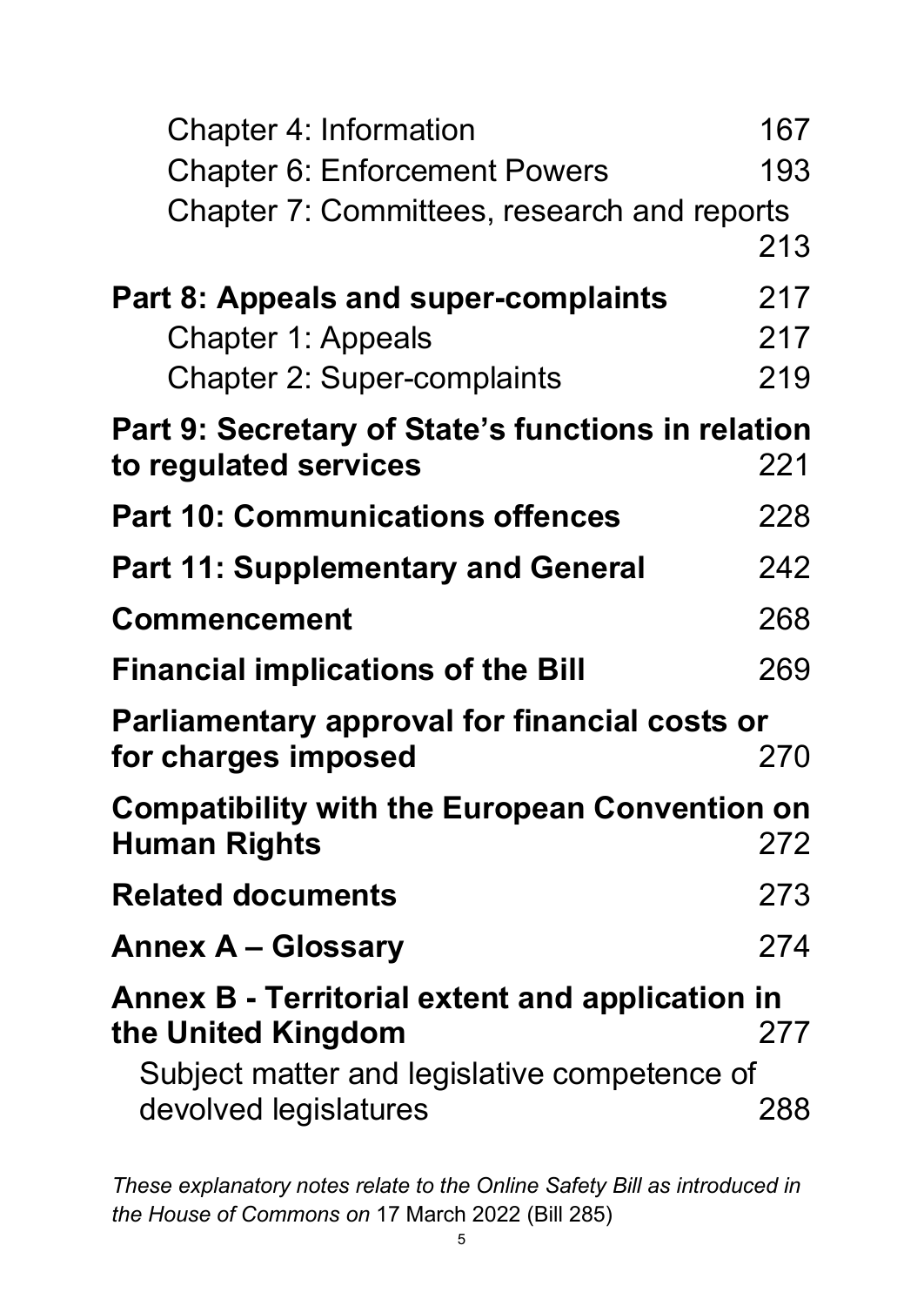Chapter 4: Information 167

Chapter 6: Enforcement Powers 193

Chapter 7: Committees, research and reports 213

**Part 8: Appeals and super-complaints** 217

Chapter 1: Appeals 217

Chapter 2: Super-complaints 219

**Part 9: Secretary of State's functions in relation to regulated services** 221

**Part 10: Communications offences** 228

**Part 11: Supplementary and General** 242

**Commencement** 268

**Financial implications of the Bill** 269

**Parliamentary approval for financial costs or for charges imposed** 270

**Compatibility with the European Convention on Human Rights** 272

**Related documents** 273

**Annex A – Glossary** 274

**Annex B - Territorial extent and application in the United Kingdom** 277

Subject matter and legislative competence of devolved legislatures 288

*These explanatory notes relate to the Online Safety Bill as introduced in the House of Commons on* 17 March 2022 (Bill 285)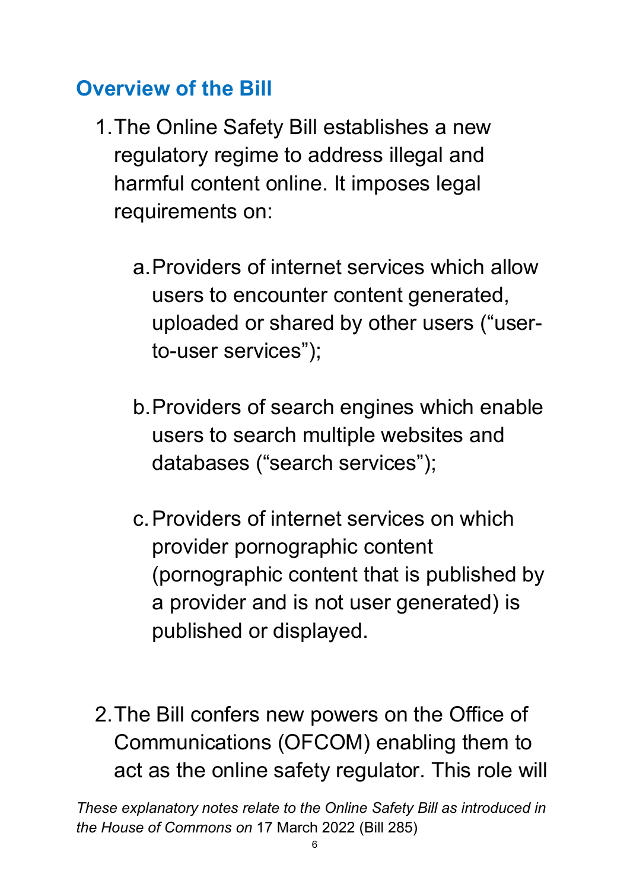## Overview of the Bill

1. The Online Safety Bill establishes a new regulatory regime to address illegal and harmful content online. It imposes legal requirements on:

    a. Providers of internet services which allow users to encounter content generated, uploaded or shared by other users ("user-to-user services");

    b. Providers of search engines which enable users to search multiple websites and databases ("search services");

    c. Providers of internet services on which provider pornographic content (pornographic content that is published by a provider and is not user generated) is published or displayed.

2. The Bill confers new powers on the Office of Communications (OFCOM) enabling them to act as the online safety regulator. This role will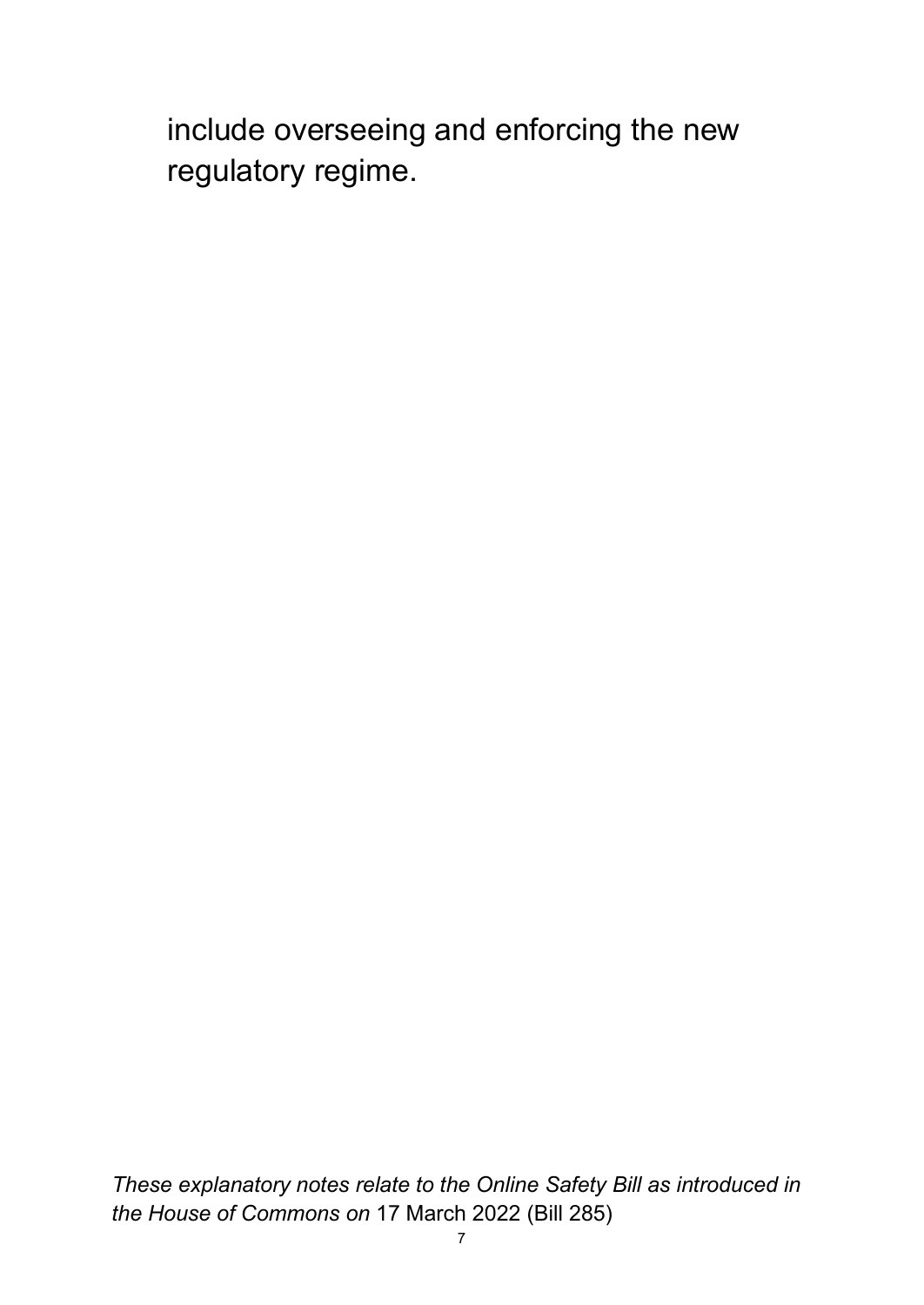include overseeing and enforcing the new regulatory regime.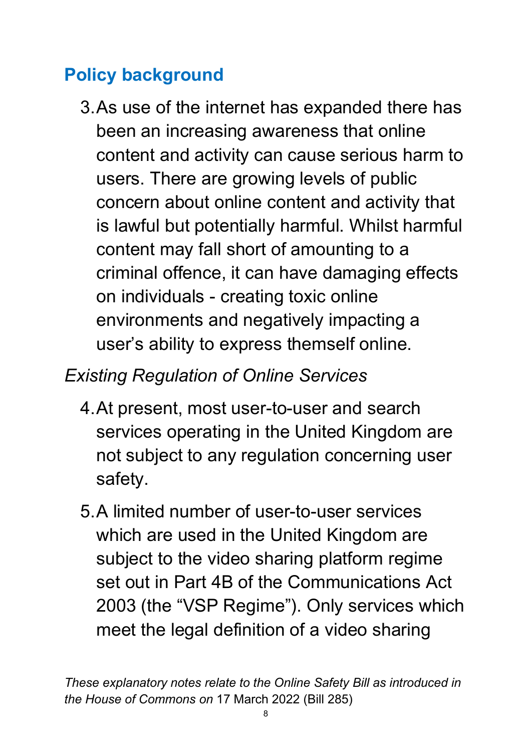## Policy background

3. As use of the internet has expanded there has been an increasing awareness that online content and activity can cause serious harm to users. There are growing levels of public concern about online content and activity that is lawful but potentially harmful. Whilst harmful content may fall short of amounting to a criminal offence, it can have damaging effects on individuals - creating toxic online environments and negatively impacting a user's ability to express themself online.

### *Existing Regulation of Online Services*

4. At present, most user-to-user and search services operating in the United Kingdom are not subject to any regulation concerning user safety.

5. A limited number of user-to-user services which are used in the United Kingdom are subject to the video sharing platform regime set out in Part 4B of the Communications Act 2003 (the "VSP Regime"). Only services which meet the legal definition of a video sharing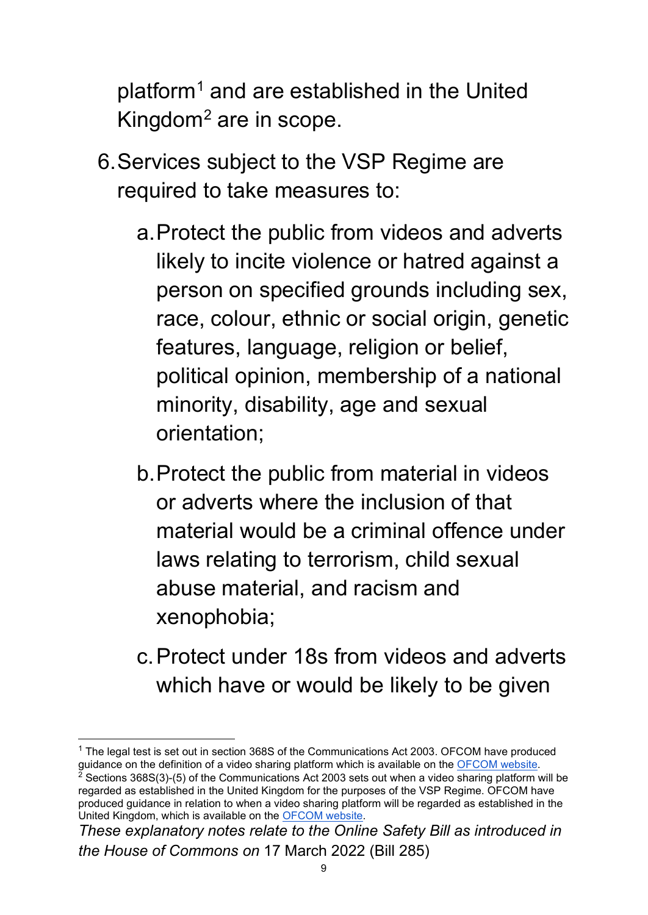platform[1] and are established in the United Kingdom[2] are in scope.

6. Services subject to the VSP Regime are required to take measures to:

   a. Protect the public from videos and adverts likely to incite violence or hatred against a person on specified grounds including sex, race, colour, ethnic or social origin, genetic features, language, religion or belief, political opinion, membership of a national minority, disability, age and sexual orientation;

   b. Protect the public from material in videos or adverts where the inclusion of that material would be a criminal offence under laws relating to terrorism, child sexual abuse material, and racism and xenophobia;

   c. Protect under 18s from videos and adverts which have or would be likely to be given

---

[1] The legal test is set out in section 368S of the Communications Act 2003. OFCOM have produced guidance on the definition of a video sharing platform which is available on the OFCOM website.

[2] Sections 368S(3)-(5) of the Communications Act 2003 sets out when a video sharing platform will be regarded as established in the United Kingdom for the purposes of the VSP Regime. OFCOM have produced guidance in relation to when a video sharing platform will be regarded as established in the United Kingdom, which is available on the OFCOM website.

*These explanatory notes relate to the Online Safety Bill as introduced in the House of Commons on* 17 March 2022 (Bill 285)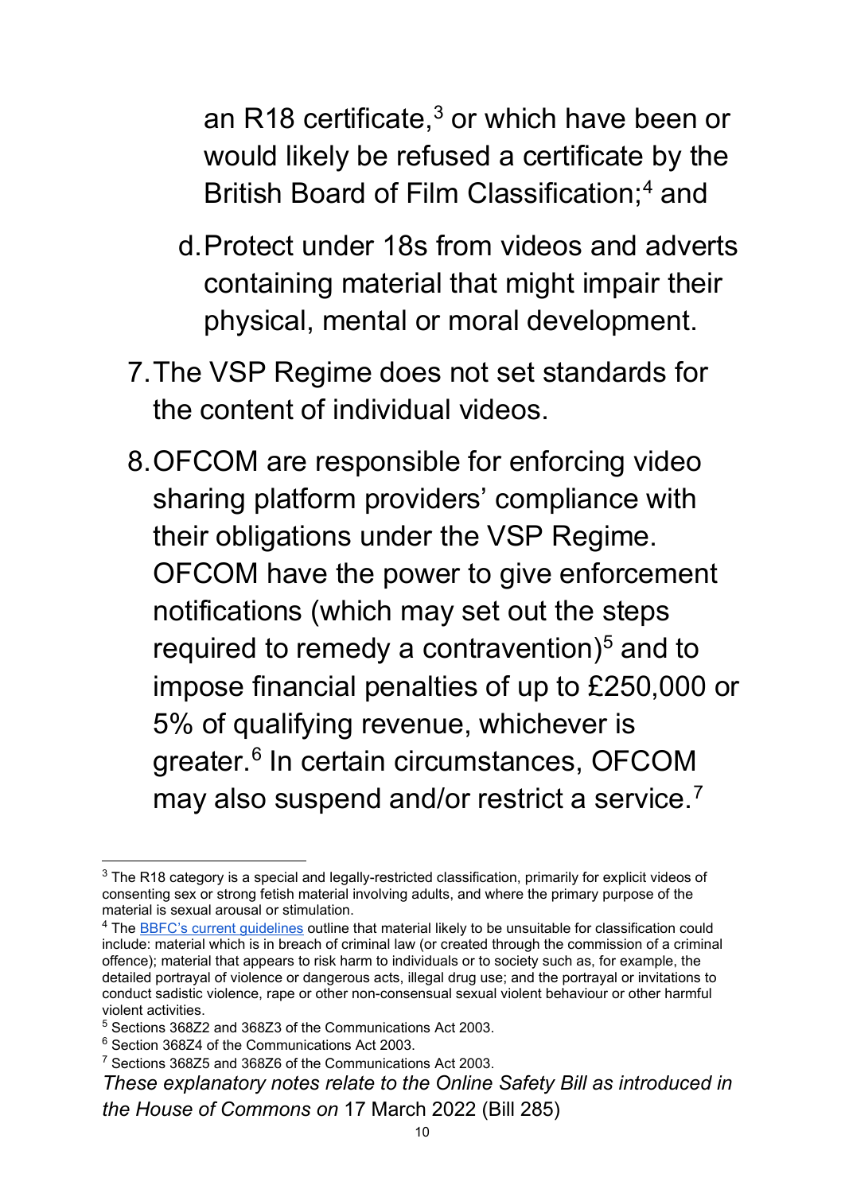an R18 certificate,[3] or which have been or would likely be refused a certificate by the British Board of Film Classification;[4] and

d. Protect under 18s from videos and adverts containing material that might impair their physical, mental or moral development.

7. The VSP Regime does not set standards for the content of individual videos.

8. OFCOM are responsible for enforcing video sharing platform providers' compliance with their obligations under the VSP Regime. OFCOM have the power to give enforcement notifications (which may set out the steps required to remedy a contravention)[5] and to impose financial penalties of up to £250,000 or 5% of qualifying revenue, whichever is greater.[6] In certain circumstances, OFCOM may also suspend and/or restrict a service.[7]

---

[3] The R18 category is a special and legally-restricted classification, primarily for explicit videos of consenting sex or strong fetish material involving adults, and where the primary purpose of the material is sexual arousal or stimulation.

[4] The [BBFC's current guidelines](#) outline that material likely to be unsuitable for classification could include: material which is in breach of criminal law (or created through the commission of a criminal offence); material that appears to risk harm to individuals or to society such as, for example, the detailed portrayal of violence or dangerous acts, illegal drug use; and the portrayal or invitations to conduct sadistic violence, rape or other non-consensual sexual violent behaviour or other harmful violent activities.

[5] Sections 368Z2 and 368Z3 of the Communications Act 2003.

[6] Section 368Z4 of the Communications Act 2003.

[7] Sections 368Z5 and 368Z6 of the Communications Act 2003.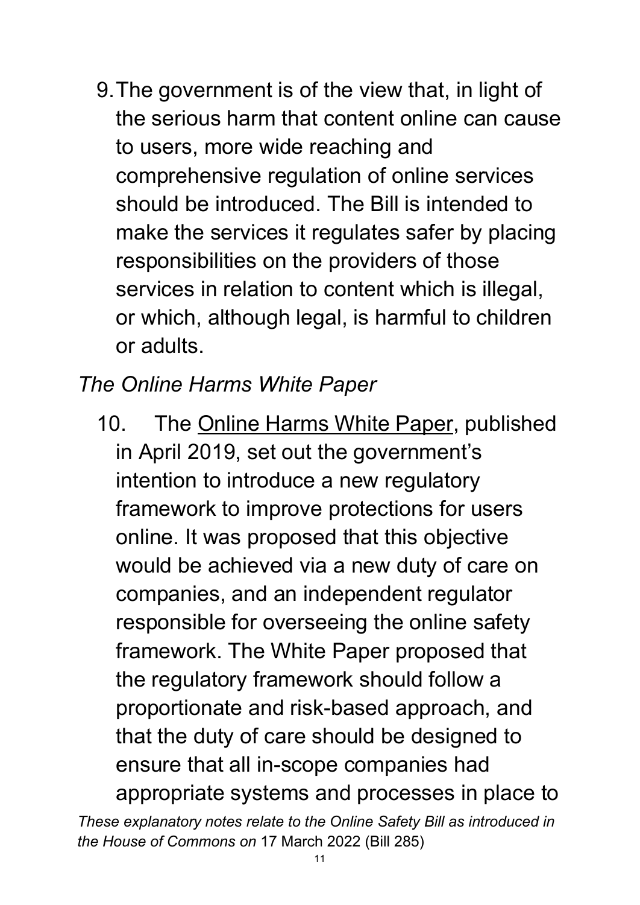9. The government is of the view that, in light of the serious harm that content online can cause to users, more wide reaching and comprehensive regulation of online services should be introduced. The Bill is intended to make the services it regulates safer by placing responsibilities on the providers of those services in relation to content which is illegal, or which, although legal, is harmful to children or adults.

*The Online Harms White Paper*

10. The Online Harms White Paper, published in April 2019, set out the government's intention to introduce a new regulatory framework to improve protections for users online. It was proposed that this objective would be achieved via a new duty of care on companies, and an independent regulator responsible for overseeing the online safety framework. The White Paper proposed that the regulatory framework should follow a proportionate and risk-based approach, and that the duty of care should be designed to ensure that all in-scope companies had appropriate systems and processes in place to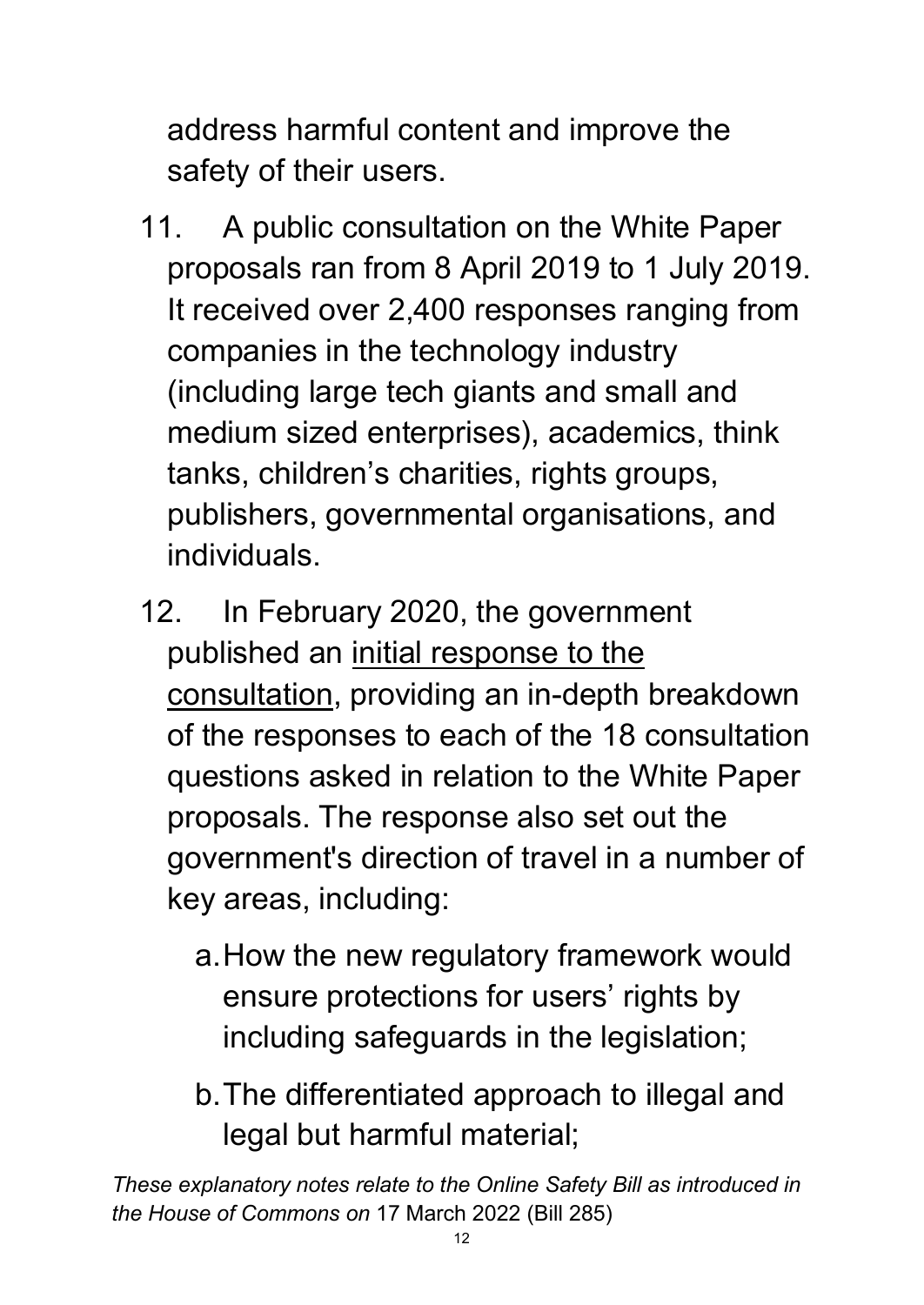address harmful content and improve the safety of their users.

11. A public consultation on the White Paper proposals ran from 8 April 2019 to 1 July 2019. It received over 2,400 responses ranging from companies in the technology industry (including large tech giants and small and medium sized enterprises), academics, think tanks, children's charities, rights groups, publishers, governmental organisations, and individuals.

12. In February 2020, the government published an initial response to the consultation, providing an in-depth breakdown of the responses to each of the 18 consultation questions asked in relation to the White Paper proposals. The response also set out the government's direction of travel in a number of key areas, including:

    a. How the new regulatory framework would ensure protections for users' rights by including safeguards in the legislation;

    b. The differentiated approach to illegal and legal but harmful material;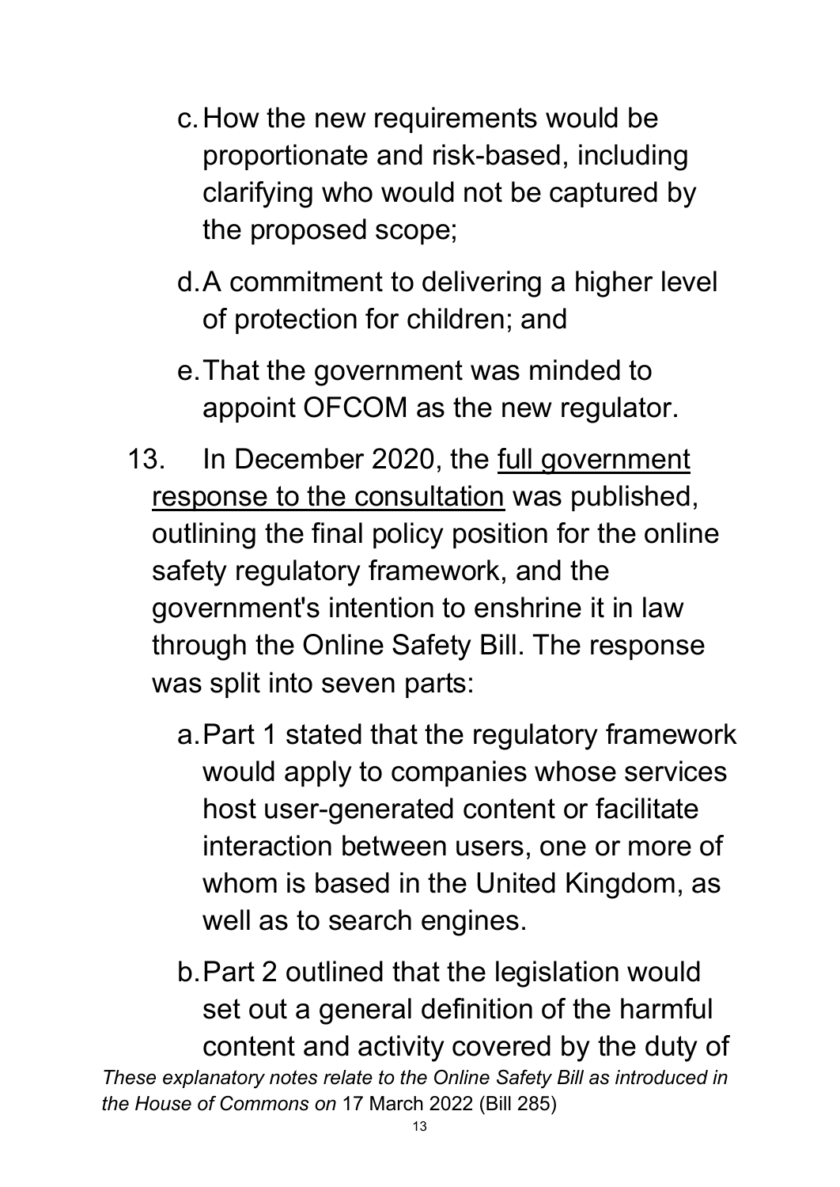c. How the new requirements would be proportionate and risk-based, including clarifying who would not be captured by the proposed scope;

d. A commitment to delivering a higher level of protection for children; and

e. That the government was minded to appoint OFCOM as the new regulator.

13. In December 2020, the full government response to the consultation was published, outlining the final policy position for the online safety regulatory framework, and the government's intention to enshrine it in law through the Online Safety Bill. The response was split into seven parts:

a. Part 1 stated that the regulatory framework would apply to companies whose services host user-generated content or facilitate interaction between users, one or more of whom is based in the United Kingdom, as well as to search engines.

b. Part 2 outlined that the legislation would set out a general definition of the harmful content and activity covered by the duty of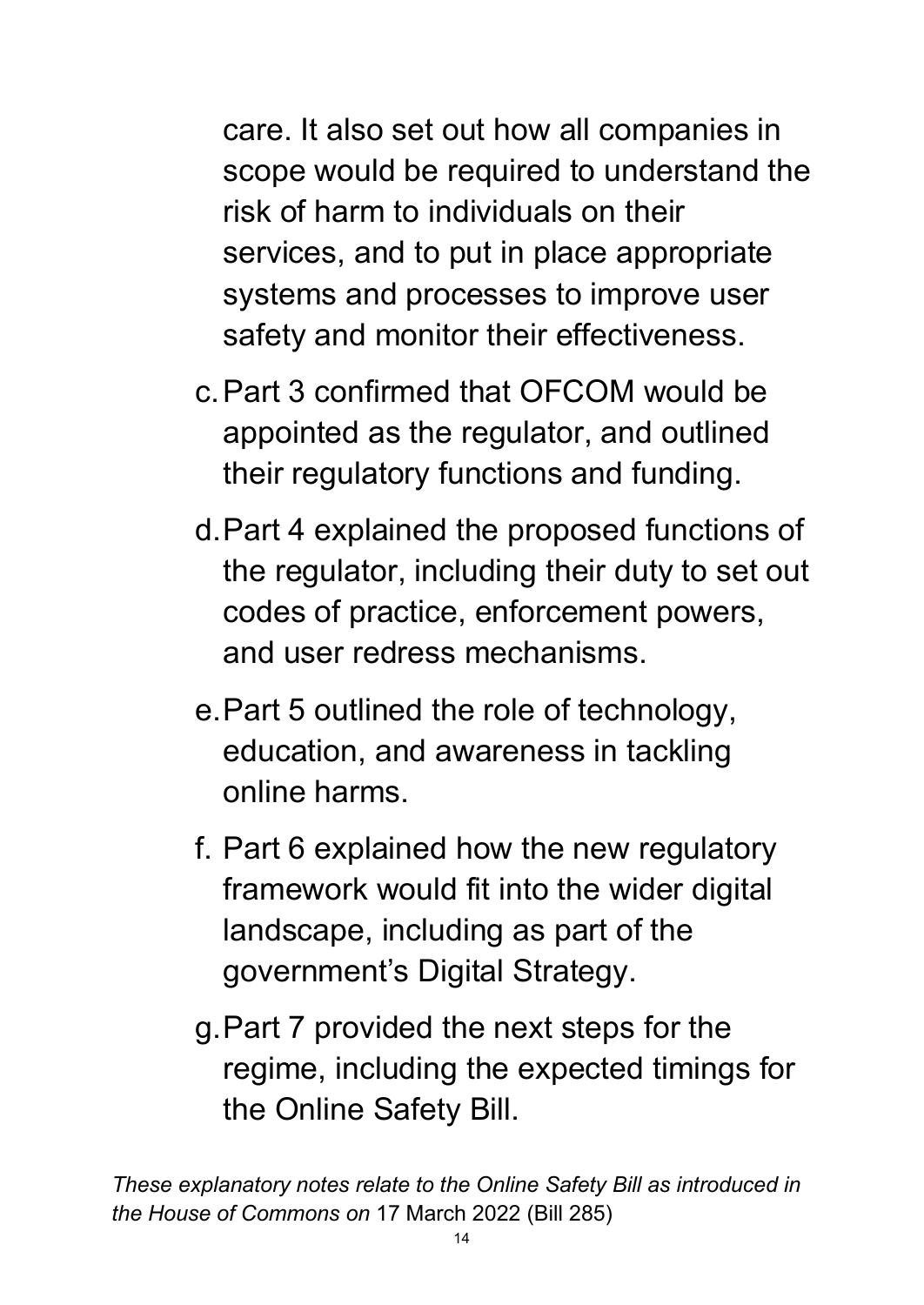care. It also set out how all companies in scope would be required to understand the risk of harm to individuals on their services, and to put in place appropriate systems and processes to improve user safety and monitor their effectiveness.

c. Part 3 confirmed that OFCOM would be appointed as the regulator, and outlined their regulatory functions and funding.

d. Part 4 explained the proposed functions of the regulator, including their duty to set out codes of practice, enforcement powers, and user redress mechanisms.

e. Part 5 outlined the role of technology, education, and awareness in tackling online harms.

f. Part 6 explained how the new regulatory framework would fit into the wider digital landscape, including as part of the government's Digital Strategy.

g. Part 7 provided the next steps for the regime, including the expected timings for the Online Safety Bill.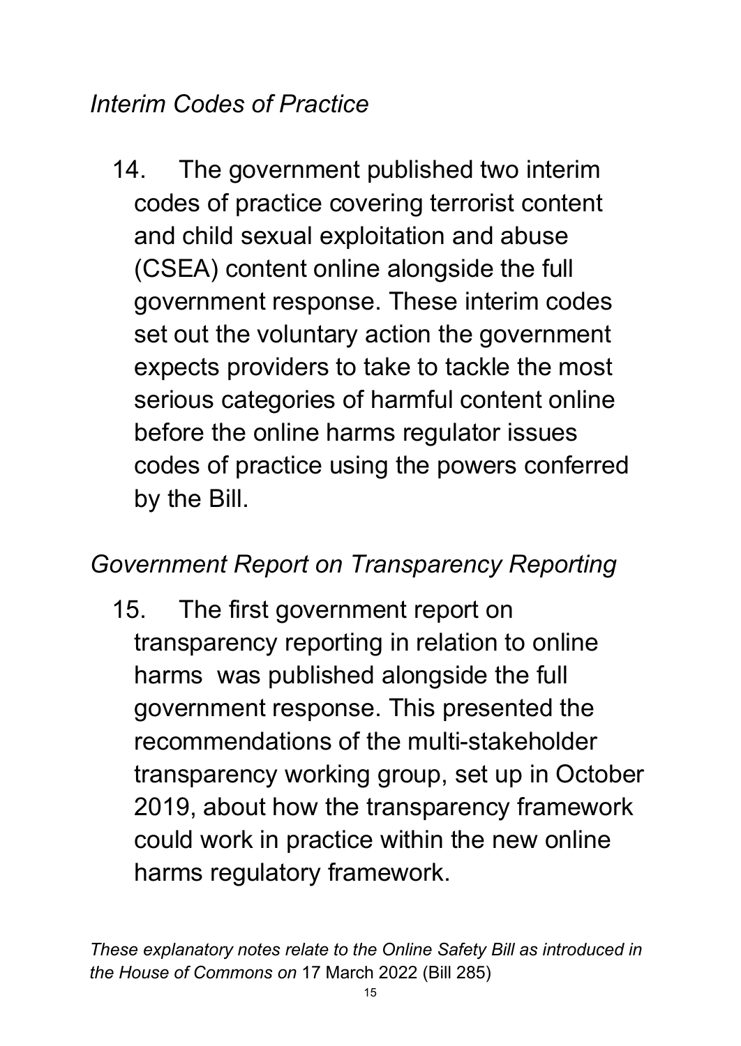*Interim Codes of Practice*

14. The government published two interim codes of practice covering terrorist content and child sexual exploitation and abuse (CSEA) content online alongside the full government response. These interim codes set out the voluntary action the government expects providers to take to tackle the most serious categories of harmful content online before the online harms regulator issues codes of practice using the powers conferred by the Bill.

*Government Report on Transparency Reporting*

15. The first government report on transparency reporting in relation to online harms was published alongside the full government response. This presented the recommendations of the multi-stakeholder transparency working group, set up in October 2019, about how the transparency framework could work in practice within the new online harms regulatory framework.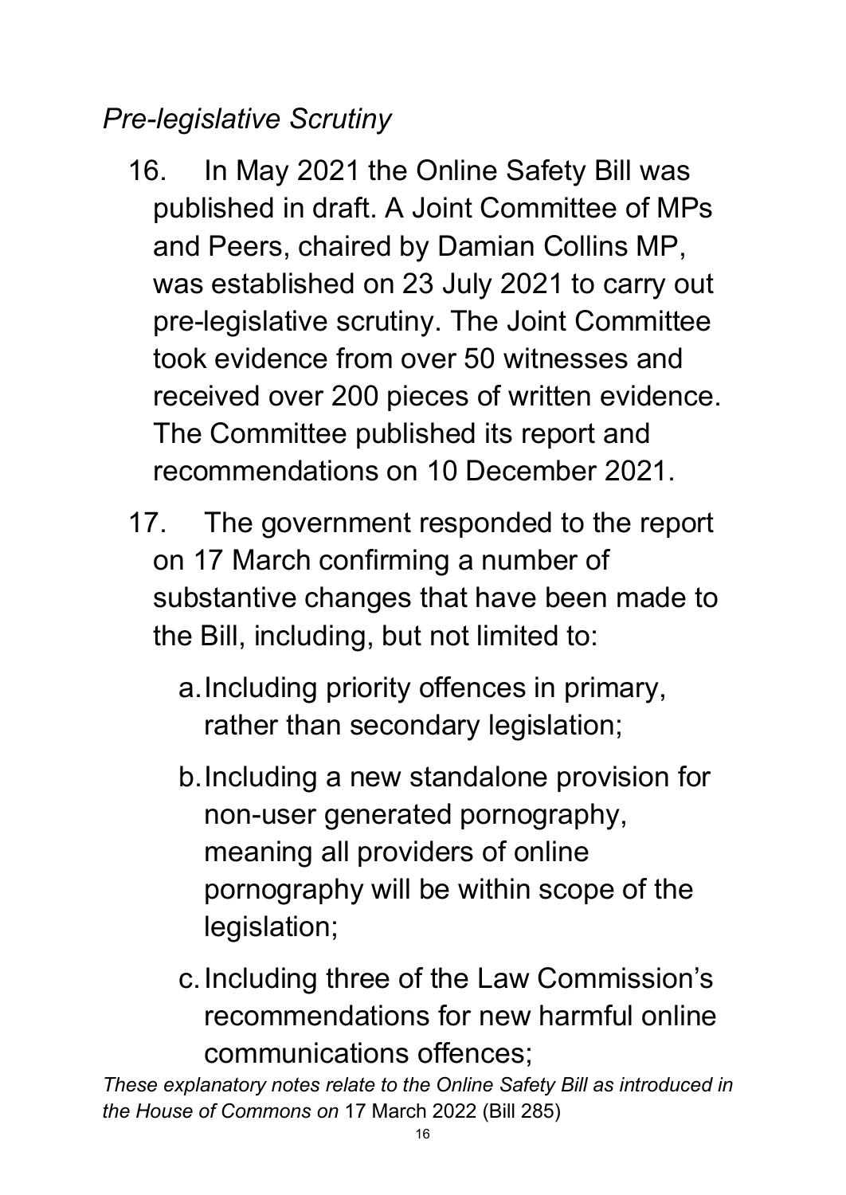*Pre-legislative Scrutiny*

16. In May 2021 the Online Safety Bill was published in draft. A Joint Committee of MPs and Peers, chaired by Damian Collins MP, was established on 23 July 2021 to carry out pre-legislative scrutiny. The Joint Committee took evidence from over 50 witnesses and received over 200 pieces of written evidence. The Committee published its report and recommendations on 10 December 2021.

17. The government responded to the report on 17 March confirming a number of substantive changes that have been made to the Bill, including, but not limited to:

    a. Including priority offences in primary, rather than secondary legislation;

    b. Including a new standalone provision for non-user generated pornography, meaning all providers of online pornography will be within scope of the legislation;

    c. Including three of the Law Commission's recommendations for new harmful online communications offences;

*These explanatory notes relate to the Online Safety Bill as introduced in the House of Commons on* 17 March 2022 (Bill 285)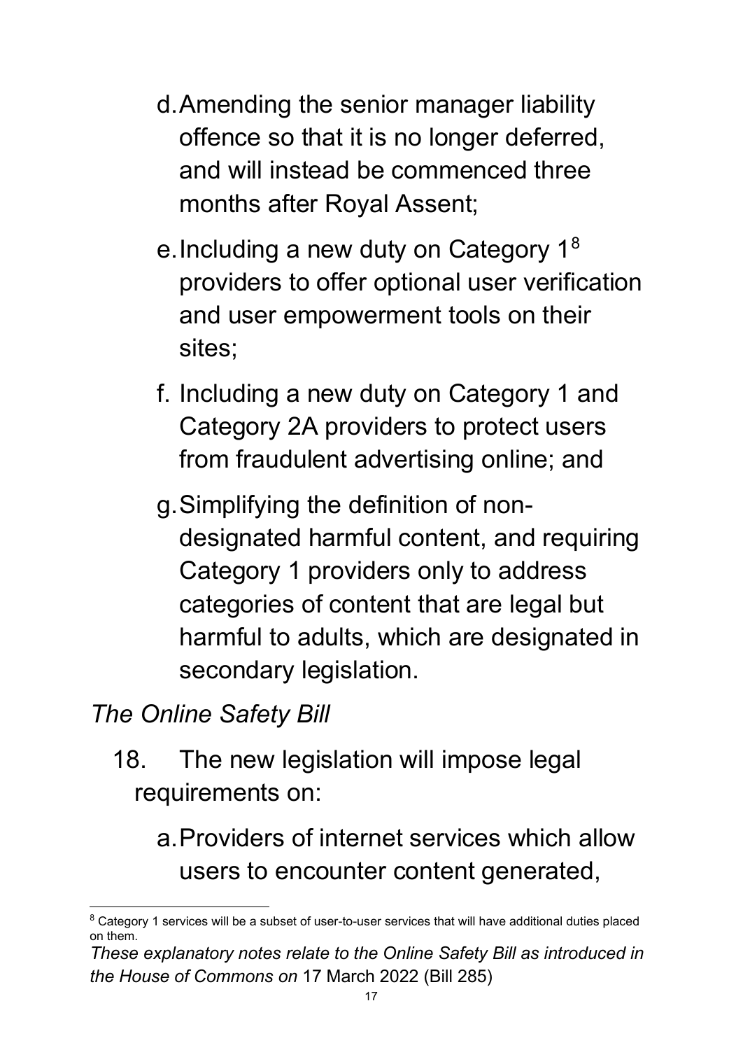d. Amending the senior manager liability offence so that it is no longer deferred, and will instead be commenced three months after Royal Assent;

e. Including a new duty on Category 1[8] providers to offer optional user verification and user empowerment tools on their sites;

f. Including a new duty on Category 1 and Category 2A providers to protect users from fraudulent advertising online; and

g. Simplifying the definition of non-designated harmful content, and requiring Category 1 providers only to address categories of content that are legal but harmful to adults, which are designated in secondary legislation.

*The Online Safety Bill*

18. The new legislation will impose legal requirements on:

   a. Providers of internet services which allow users to encounter content generated,

[8] Category 1 services will be a subset of user-to-user services that will have additional duties placed on them.

*These explanatory notes relate to the Online Safety Bill as introduced in the House of Commons on* 17 March 2022 (Bill 285)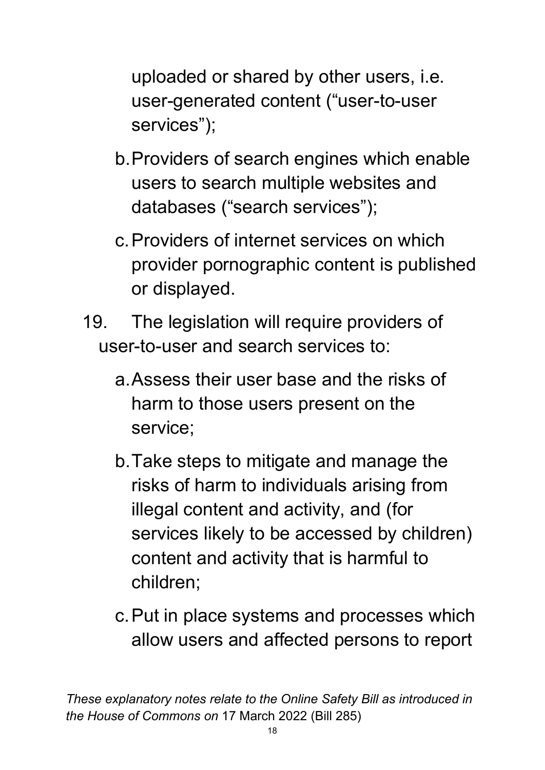uploaded or shared by other users, i.e. user-generated content ("user-to-user services");

b. Providers of search engines which enable users to search multiple websites and databases ("search services");

c. Providers of internet services on which provider pornographic content is published or displayed.

19. The legislation will require providers of user-to-user and search services to:

a. Assess their user base and the risks of harm to those users present on the service;

b. Take steps to mitigate and manage the risks of harm to individuals arising from illegal content and activity, and (for services likely to be accessed by children) content and activity that is harmful to children;

c. Put in place systems and processes which allow users and affected persons to report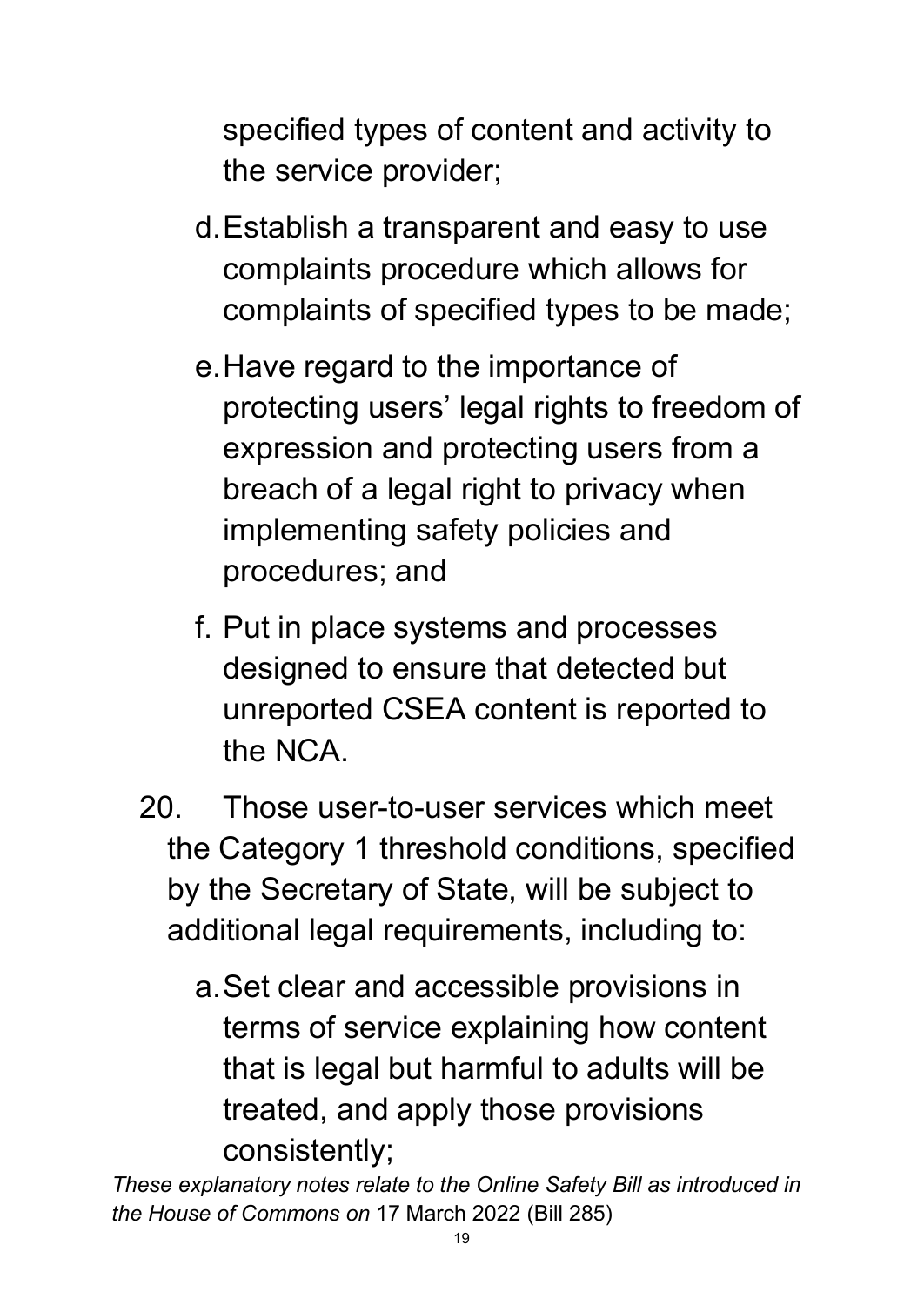specified types of content and activity to the service provider;

d. Establish a transparent and easy to use complaints procedure which allows for complaints of specified types to be made;

e. Have regard to the importance of protecting users' legal rights to freedom of expression and protecting users from a breach of a legal right to privacy when implementing safety policies and procedures; and

f. Put in place systems and processes designed to ensure that detected but unreported CSEA content is reported to the NCA.

20. Those user-to-user services which meet the Category 1 threshold conditions, specified by the Secretary of State, will be subject to additional legal requirements, including to:

a. Set clear and accessible provisions in terms of service explaining how content that is legal but harmful to adults will be treated, and apply those provisions consistently;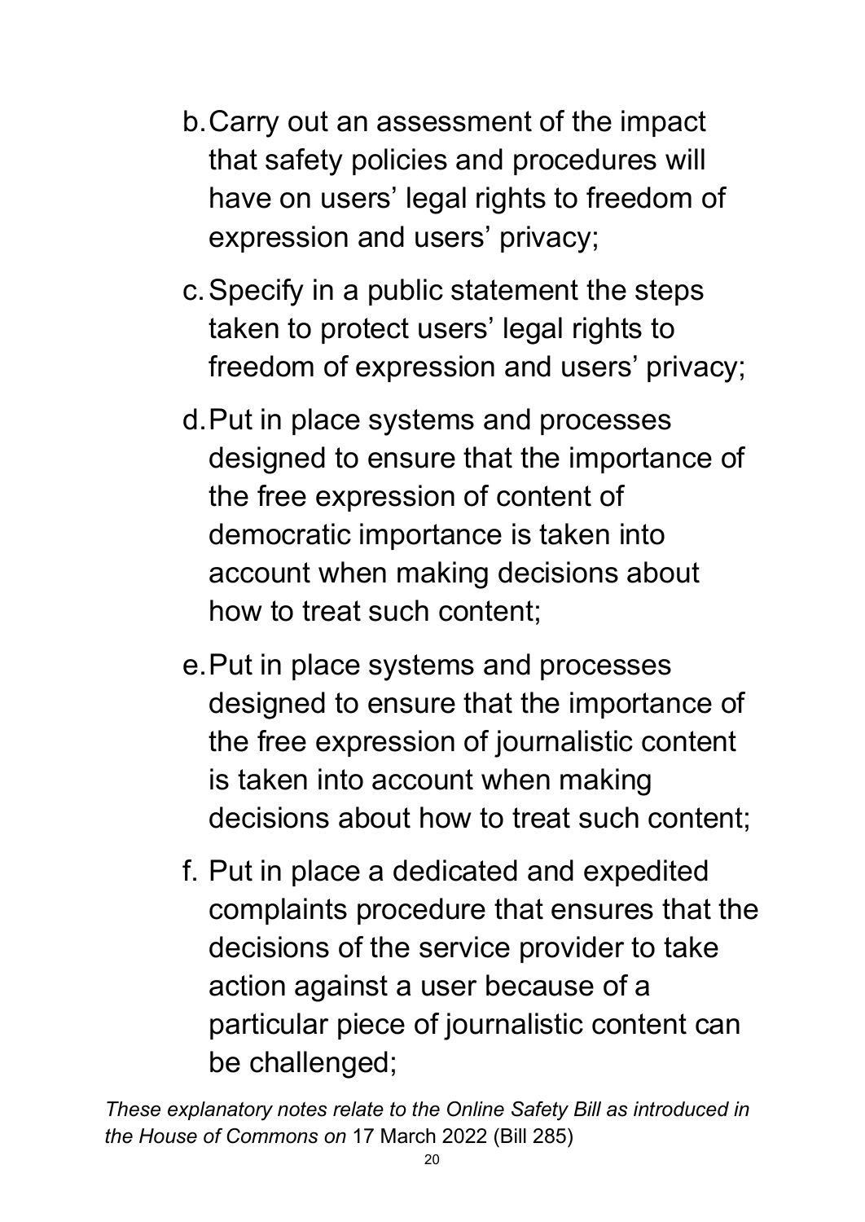b. Carry out an assessment of the impact that safety policies and procedures will have on users' legal rights to freedom of expression and users' privacy;

c. Specify in a public statement the steps taken to protect users' legal rights to freedom of expression and users' privacy;

d. Put in place systems and processes designed to ensure that the importance of the free expression of content of democratic importance is taken into account when making decisions about how to treat such content;

e. Put in place systems and processes designed to ensure that the importance of the free expression of journalistic content is taken into account when making decisions about how to treat such content;

f. Put in place a dedicated and expedited complaints procedure that ensures that the decisions of the service provider to take action against a user because of a particular piece of journalistic content can be challenged;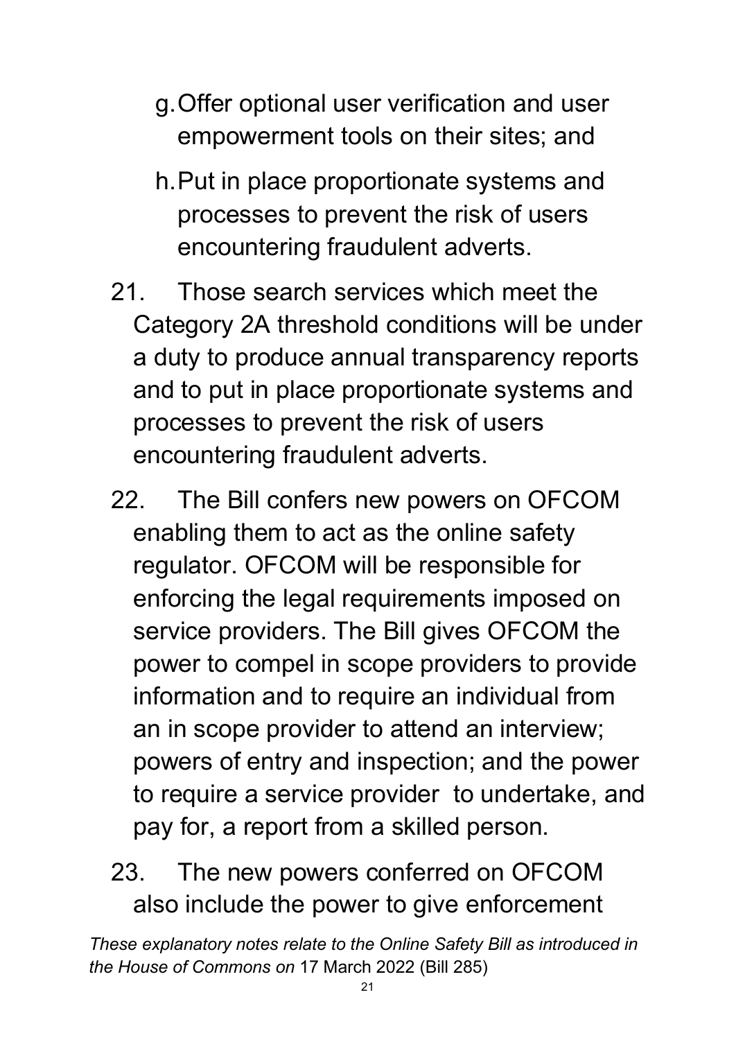g. Offer optional user verification and user empowerment tools on their sites; and

h. Put in place proportionate systems and processes to prevent the risk of users encountering fraudulent adverts.

21. Those search services which meet the Category 2A threshold conditions will be under a duty to produce annual transparency reports and to put in place proportionate systems and processes to prevent the risk of users encountering fraudulent adverts.

22. The Bill confers new powers on OFCOM enabling them to act as the online safety regulator. OFCOM will be responsible for enforcing the legal requirements imposed on service providers. The Bill gives OFCOM the power to compel in scope providers to provide information and to require an individual from an in scope provider to attend an interview; powers of entry and inspection; and the power to require a service provider to undertake, and pay for, a report from a skilled person.

23. The new powers conferred on OFCOM also include the power to give enforcement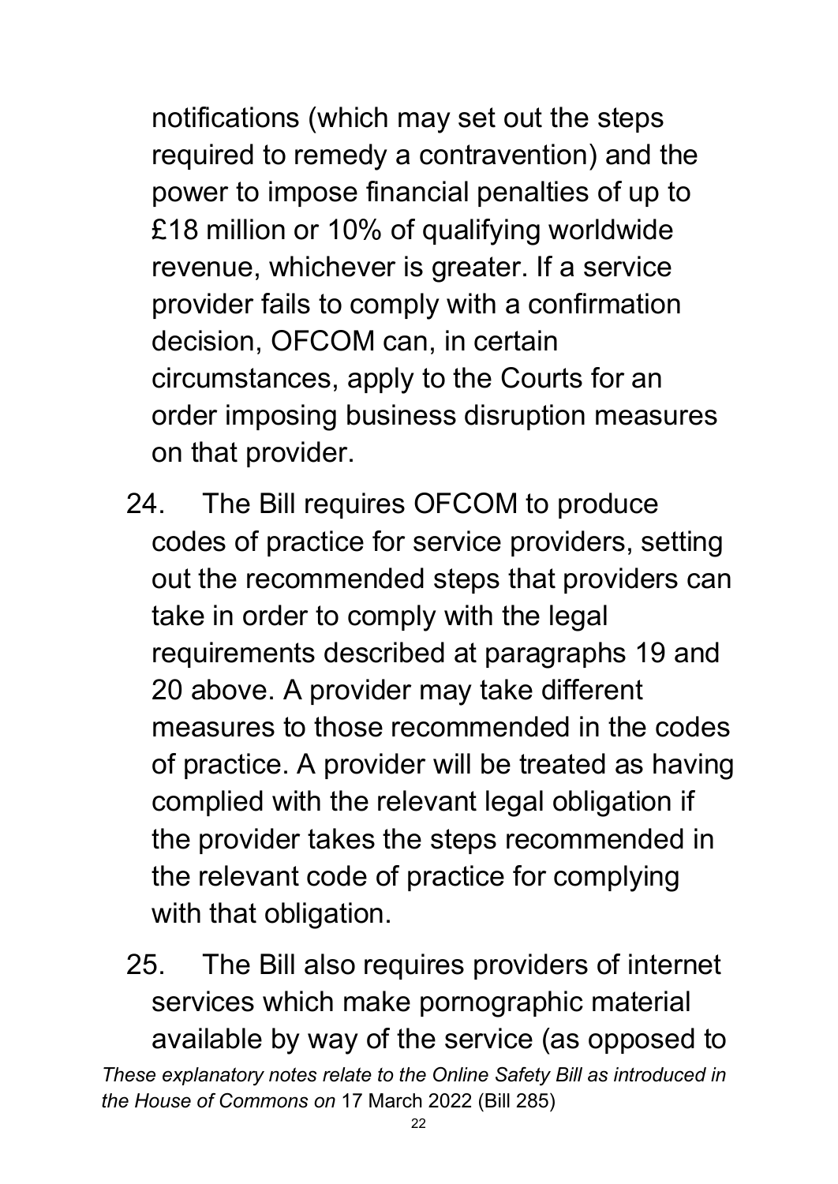notifications (which may set out the steps required to remedy a contravention) and the power to impose financial penalties of up to £18 million or 10% of qualifying worldwide revenue, whichever is greater. If a service provider fails to comply with a confirmation decision, OFCOM can, in certain circumstances, apply to the Courts for an order imposing business disruption measures on that provider.

24. The Bill requires OFCOM to produce codes of practice for service providers, setting out the recommended steps that providers can take in order to comply with the legal requirements described at paragraphs 19 and 20 above. A provider may take different measures to those recommended in the codes of practice. A provider will be treated as having complied with the relevant legal obligation if the provider takes the steps recommended in the relevant code of practice for complying with that obligation.

25. The Bill also requires providers of internet services which make pornographic material available by way of the service (as opposed to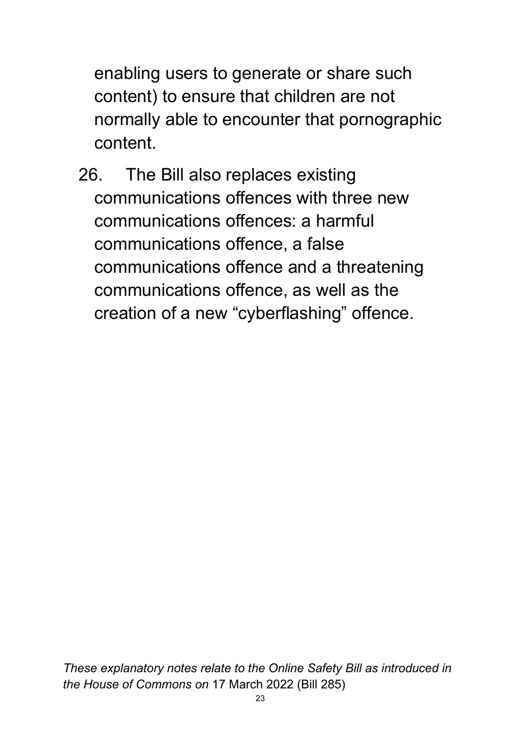enabling users to generate or share such content) to ensure that children are not normally able to encounter that pornographic content.

26. The Bill also replaces existing communications offences with three new communications offences: a harmful communications offence, a false communications offence and a threatening communications offence, as well as the creation of a new "cyberflashing" offence.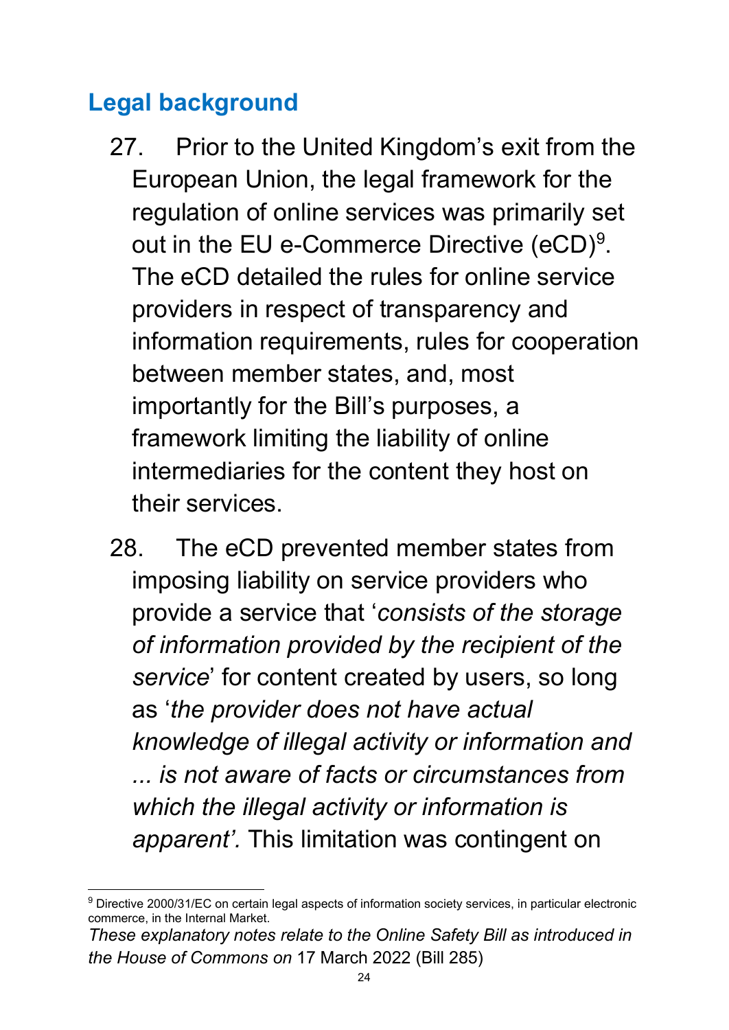## Legal background

27. Prior to the United Kingdom's exit from the European Union, the legal framework for the regulation of online services was primarily set out in the EU e-Commerce Directive (eCD)[9]. The eCD detailed the rules for online service providers in respect of transparency and information requirements, rules for cooperation between member states, and, most importantly for the Bill's purposes, a framework limiting the liability of online intermediaries for the content they host on their services.

28. The eCD prevented member states from imposing liability on service providers who provide a service that '*consists of the storage of information provided by the recipient of the service*' for content created by users, so long as '*the provider does not have actual knowledge of illegal activity or information and ... is not aware of facts or circumstances from which the illegal activity or information is apparent'.* This limitation was contingent on

[9] Directive 2000/31/EC on certain legal aspects of information society services, in particular electronic commerce, in the Internal Market.

*These explanatory notes relate to the Online Safety Bill as introduced in the House of Commons on* 17 March 2022 (Bill 285)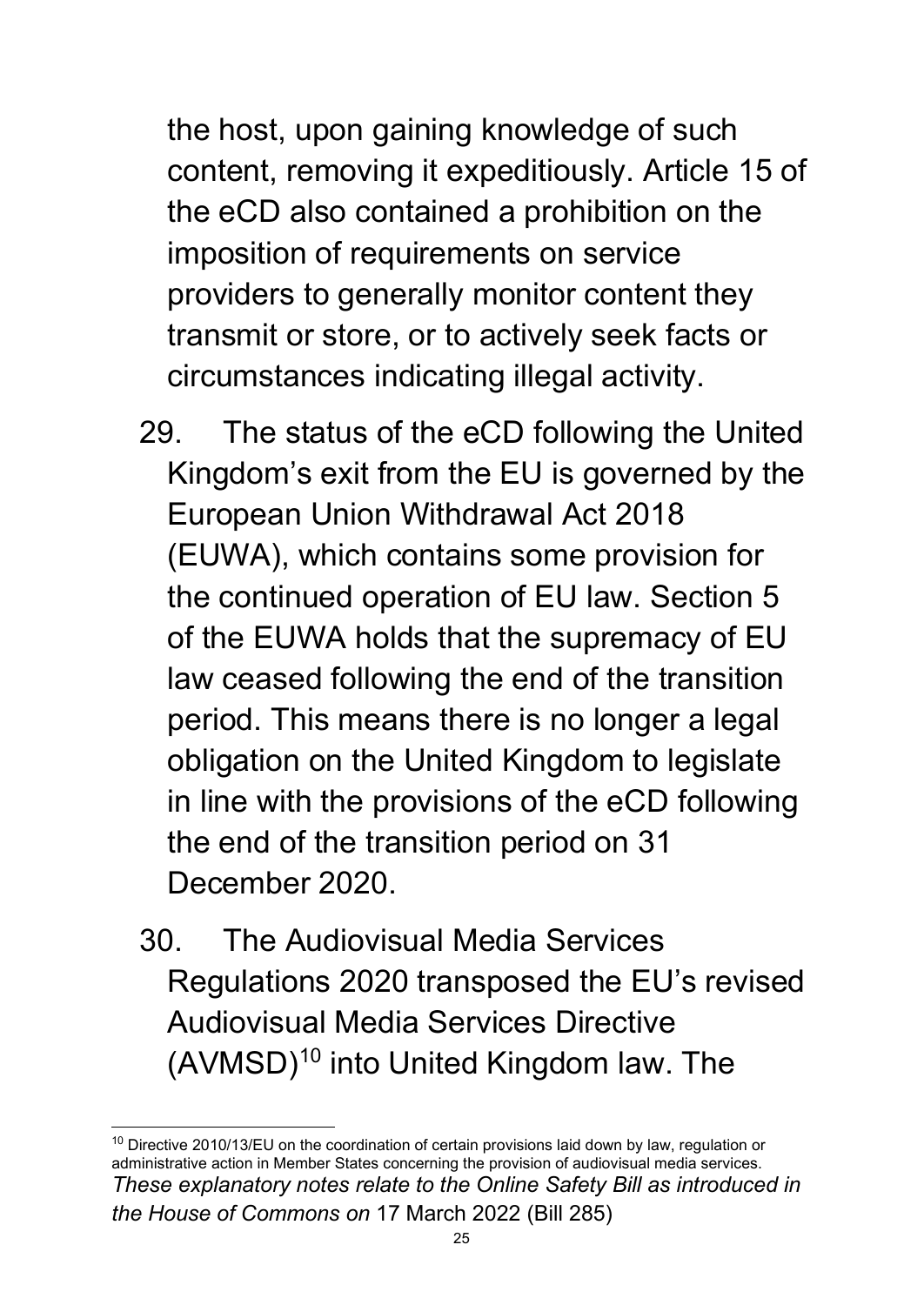the host, upon gaining knowledge of such content, removing it expeditiously. Article 15 of the eCD also contained a prohibition on the imposition of requirements on service providers to generally monitor content they transmit or store, or to actively seek facts or circumstances indicating illegal activity.

29. The status of the eCD following the United Kingdom's exit from the EU is governed by the European Union Withdrawal Act 2018 (EUWA), which contains some provision for the continued operation of EU law. Section 5 of the EUWA holds that the supremacy of EU law ceased following the end of the transition period. This means there is no longer a legal obligation on the United Kingdom to legislate in line with the provisions of the eCD following the end of the transition period on 31 December 2020.

30. The Audiovisual Media Services Regulations 2020 transposed the EU's revised Audiovisual Media Services Directive (AVMSD)[10] into United Kingdom law. The

[10] Directive 2010/13/EU on the coordination of certain provisions laid down by law, regulation or administrative action in Member States concerning the provision of audiovisual media services.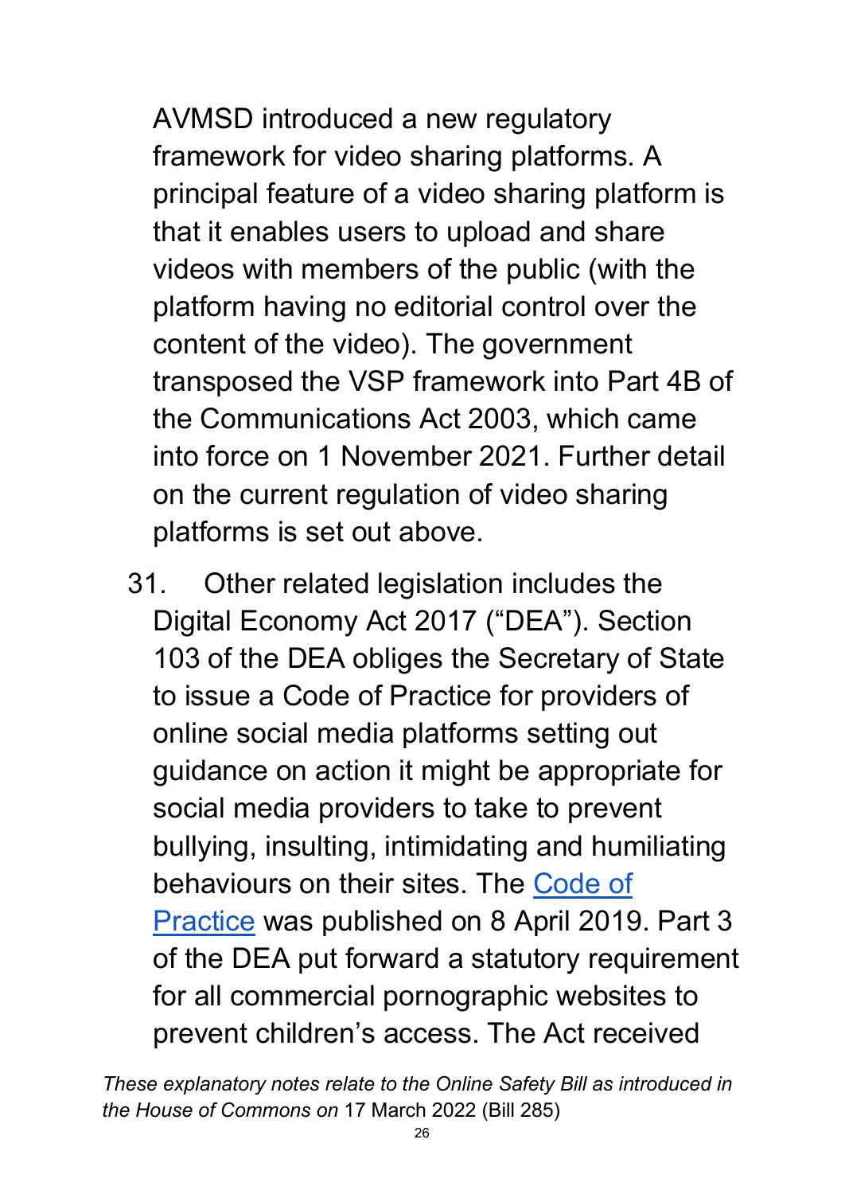AVMSD introduced a new regulatory framework for video sharing platforms. A principal feature of a video sharing platform is that it enables users to upload and share videos with members of the public (with the platform having no editorial control over the content of the video). The government transposed the VSP framework into Part 4B of the Communications Act 2003, which came into force on 1 November 2021. Further detail on the current regulation of video sharing platforms is set out above.

31. Other related legislation includes the Digital Economy Act 2017 ("DEA"). Section 103 of the DEA obliges the Secretary of State to issue a Code of Practice for providers of online social media platforms setting out guidance on action it might be appropriate for social media providers to take to prevent bullying, insulting, intimidating and humiliating behaviours on their sites. The Code of Practice was published on 8 April 2019. Part 3 of the DEA put forward a statutory requirement for all commercial pornographic websites to prevent children's access. The Act received

*These explanatory notes relate to the Online Safety Bill as introduced in the House of Commons on* 17 March 2022 (Bill 285)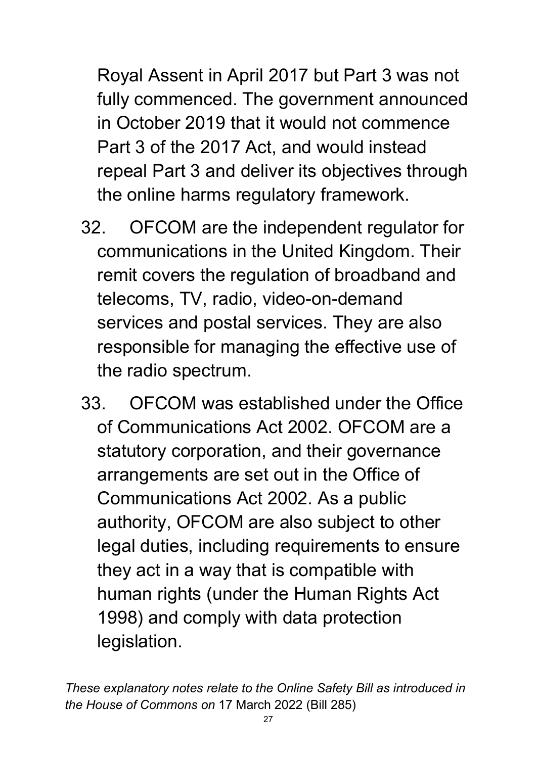Royal Assent in April 2017 but Part 3 was not fully commenced. The government announced in October 2019 that it would not commence Part 3 of the 2017 Act, and would instead repeal Part 3 and deliver its objectives through the online harms regulatory framework.

32. OFCOM are the independent regulator for communications in the United Kingdom. Their remit covers the regulation of broadband and telecoms, TV, radio, video-on-demand services and postal services. They are also responsible for managing the effective use of the radio spectrum.

33. OFCOM was established under the Office of Communications Act 2002. OFCOM are a statutory corporation, and their governance arrangements are set out in the Office of Communications Act 2002. As a public authority, OFCOM are also subject to other legal duties, including requirements to ensure they act in a way that is compatible with human rights (under the Human Rights Act 1998) and comply with data protection legislation.

*These explanatory notes relate to the Online Safety Bill as introduced in the House of Commons on* 17 March 2022 (Bill 285)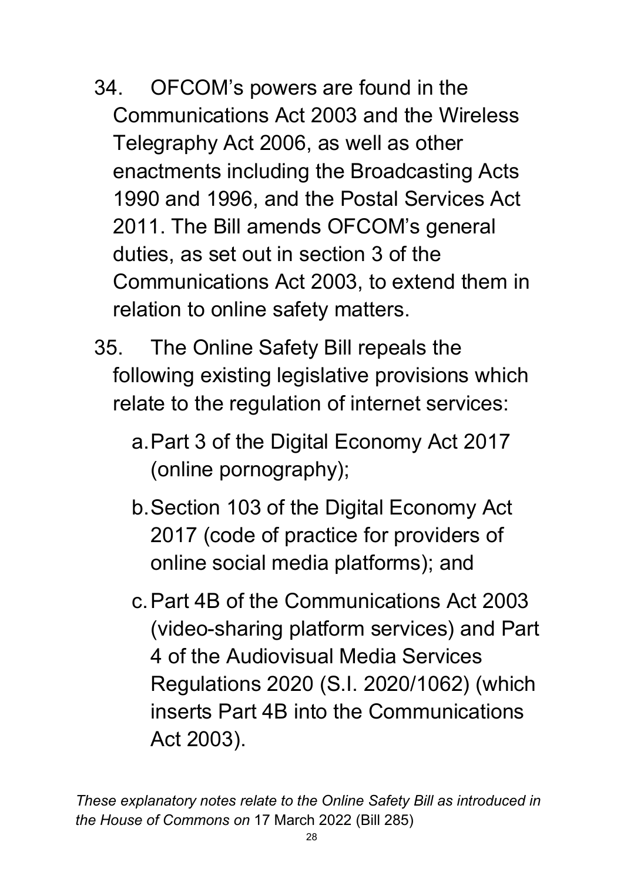34. OFCOM's powers are found in the Communications Act 2003 and the Wireless Telegraphy Act 2006, as well as other enactments including the Broadcasting Acts 1990 and 1996, and the Postal Services Act 2011. The Bill amends OFCOM's general duties, as set out in section 3 of the Communications Act 2003, to extend them in relation to online safety matters.

35. The Online Safety Bill repeals the following existing legislative provisions which relate to the regulation of internet services:

    a. Part 3 of the Digital Economy Act 2017 (online pornography);

    b. Section 103 of the Digital Economy Act 2017 (code of practice for providers of online social media platforms); and

    c. Part 4B of the Communications Act 2003 (video-sharing platform services) and Part 4 of the Audiovisual Media Services Regulations 2020 (S.I. 2020/1062) (which inserts Part 4B into the Communications Act 2003).

*These explanatory notes relate to the Online Safety Bill as introduced in the House of Commons on* 17 March 2022 (Bill 285)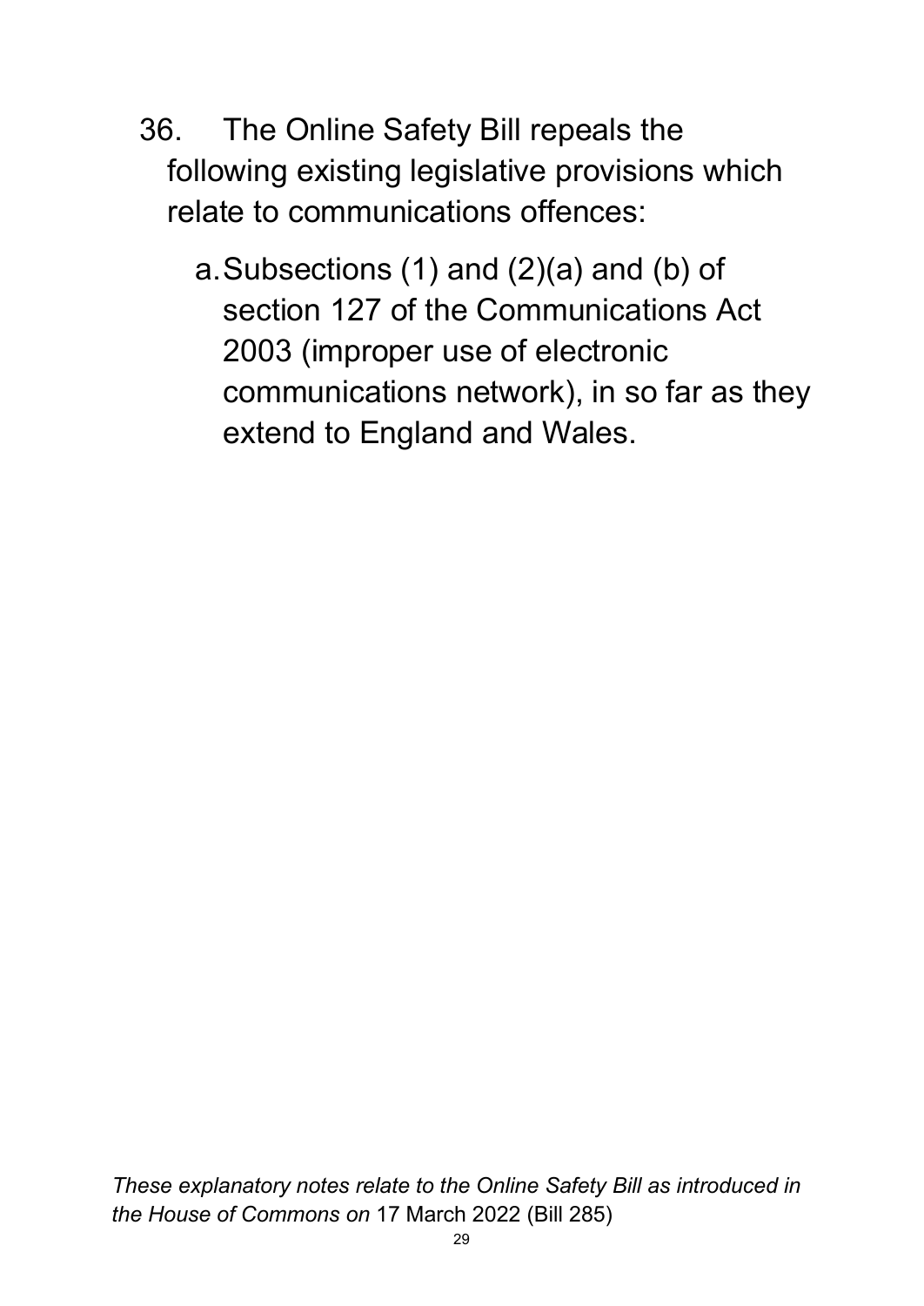36. The Online Safety Bill repeals the following existing legislative provisions which relate to communications offences:

    a. Subsections (1) and (2)(a) and (b) of section 127 of the Communications Act 2003 (improper use of electronic communications network), in so far as they extend to England and Wales.

*These explanatory notes relate to the Online Safety Bill as introduced in the House of Commons on* 17 March 2022 (Bill 285)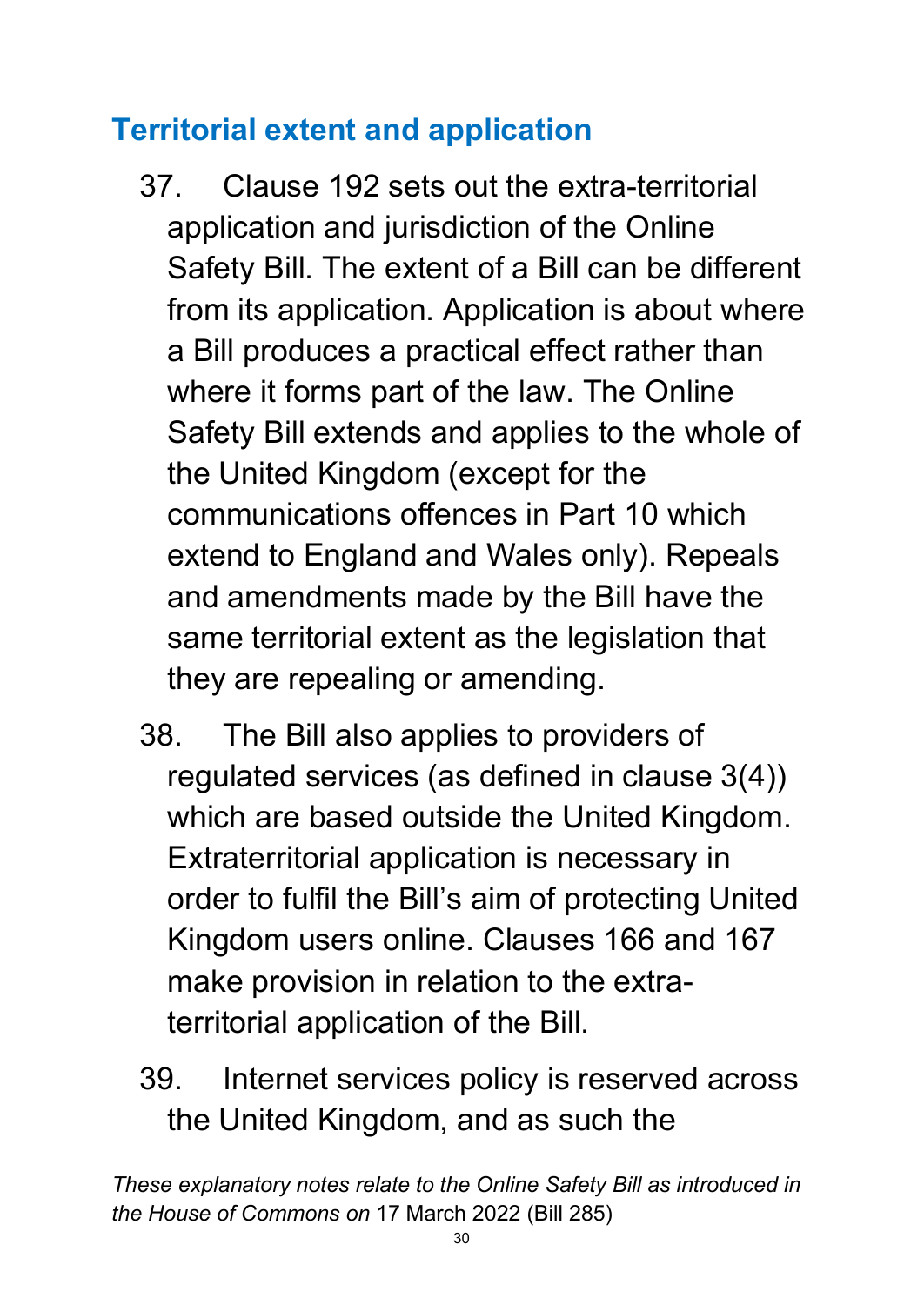## Territorial extent and application

37. Clause 192 sets out the extra-territorial application and jurisdiction of the Online Safety Bill. The extent of a Bill can be different from its application. Application is about where a Bill produces a practical effect rather than where it forms part of the law. The Online Safety Bill extends and applies to the whole of the United Kingdom (except for the communications offences in Part 10 which extend to England and Wales only). Repeals and amendments made by the Bill have the same territorial extent as the legislation that they are repealing or amending.

38. The Bill also applies to providers of regulated services (as defined in clause 3(4)) which are based outside the United Kingdom. Extraterritorial application is necessary in order to fulfil the Bill's aim of protecting United Kingdom users online. Clauses 166 and 167 make provision in relation to the extra-territorial application of the Bill.

39. Internet services policy is reserved across the United Kingdom, and as such the

*These explanatory notes relate to the Online Safety Bill as introduced in the House of Commons on* 17 March 2022 (Bill 285)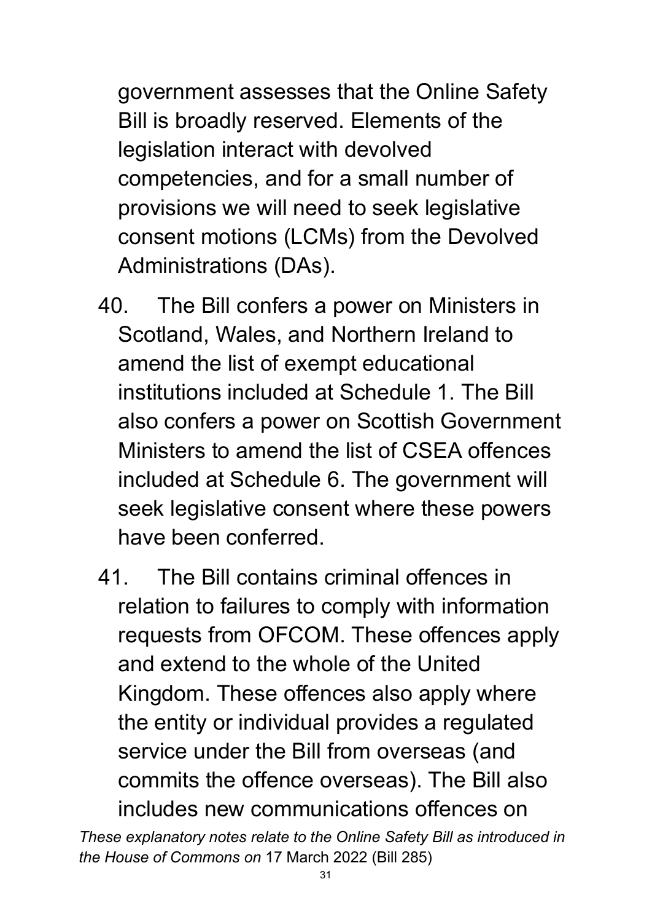government assesses that the Online Safety Bill is broadly reserved. Elements of the legislation interact with devolved competencies, and for a small number of provisions we will need to seek legislative consent motions (LCMs) from the Devolved Administrations (DAs).

40. The Bill confers a power on Ministers in Scotland, Wales, and Northern Ireland to amend the list of exempt educational institutions included at Schedule 1. The Bill also confers a power on Scottish Government Ministers to amend the list of CSEA offences included at Schedule 6. The government will seek legislative consent where these powers have been conferred.

41. The Bill contains criminal offences in relation to failures to comply with information requests from OFCOM. These offences apply and extend to the whole of the United Kingdom. These offences also apply where the entity or individual provides a regulated service under the Bill from overseas (and commits the offence overseas). The Bill also includes new communications offences on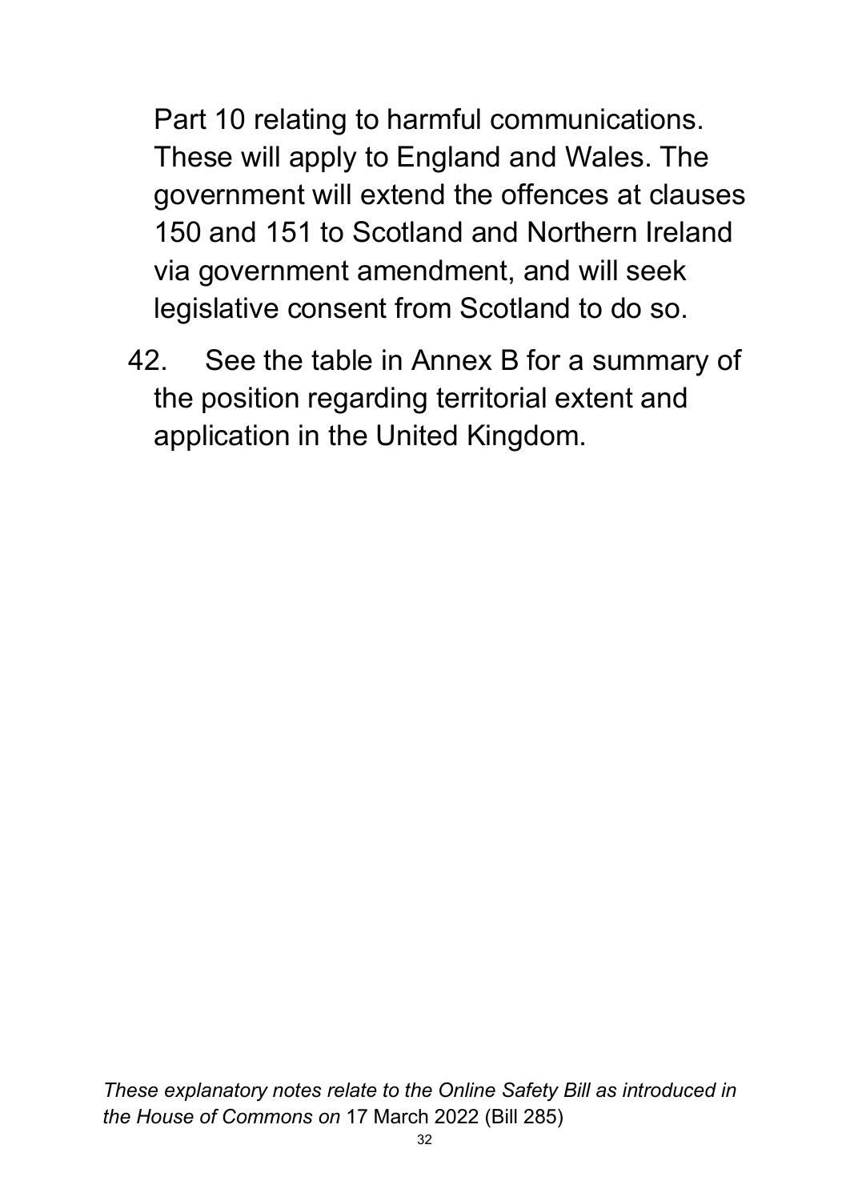Part 10 relating to harmful communications. These will apply to England and Wales. The government will extend the offences at clauses 150 and 151 to Scotland and Northern Ireland via government amendment, and will seek legislative consent from Scotland to do so.

42. See the table in Annex B for a summary of the position regarding territorial extent and application in the United Kingdom.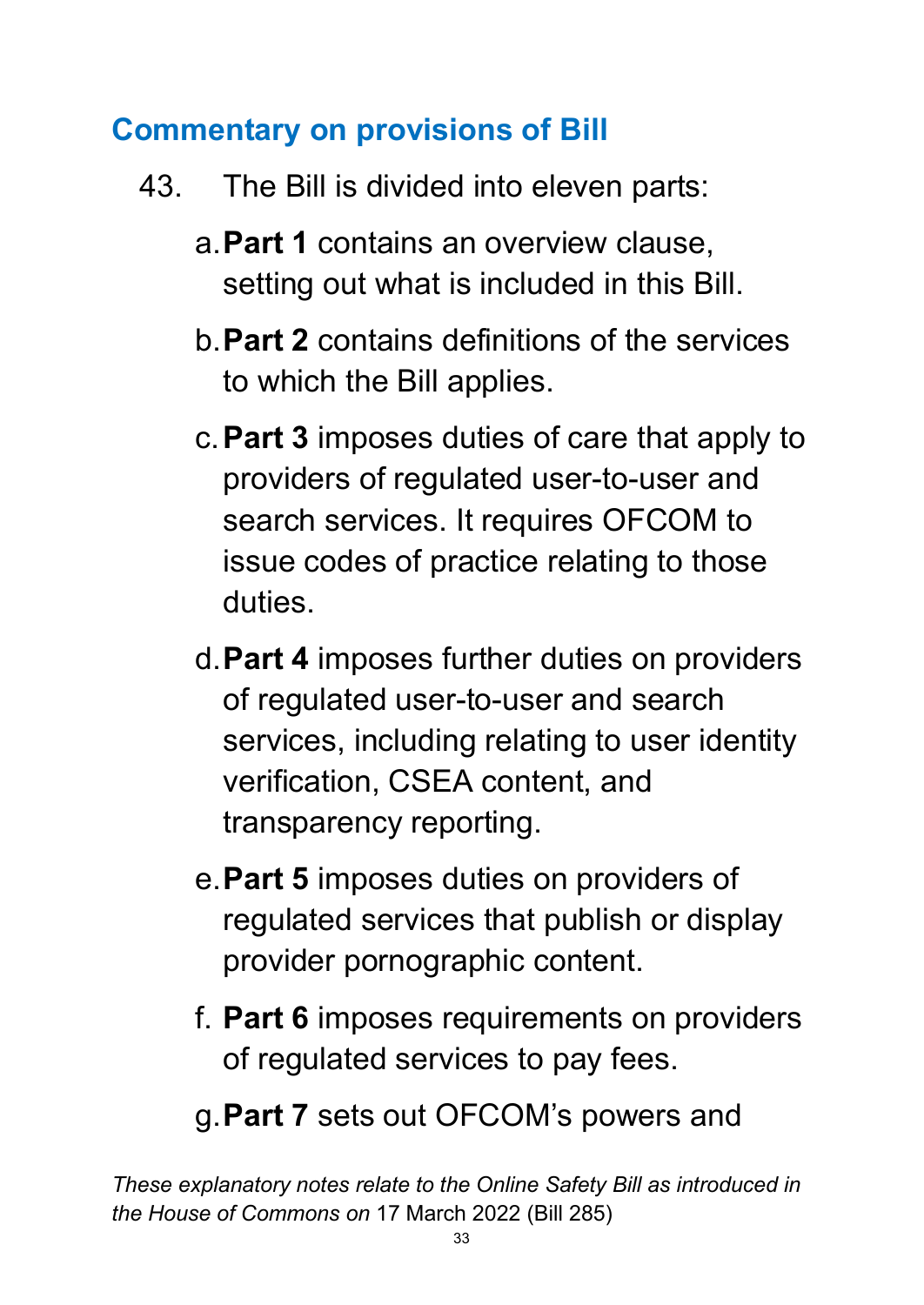## Commentary on provisions of Bill

43. The Bill is divided into eleven parts:

    a. **Part 1** contains an overview clause, setting out what is included in this Bill.

    b. **Part 2** contains definitions of the services to which the Bill applies.

    c. **Part 3** imposes duties of care that apply to providers of regulated user-to-user and search services. It requires OFCOM to issue codes of practice relating to those duties.

    d. **Part 4** imposes further duties on providers of regulated user-to-user and search services, including relating to user identity verification, CSEA content, and transparency reporting.

    e. **Part 5** imposes duties on providers of regulated services that publish or display provider pornographic content.

    f. **Part 6** imposes requirements on providers of regulated services to pay fees.

    g. **Part 7** sets out OFCOM's powers and

*These explanatory notes relate to the Online Safety Bill as introduced in the House of Commons on* 17 March 2022 (Bill 285)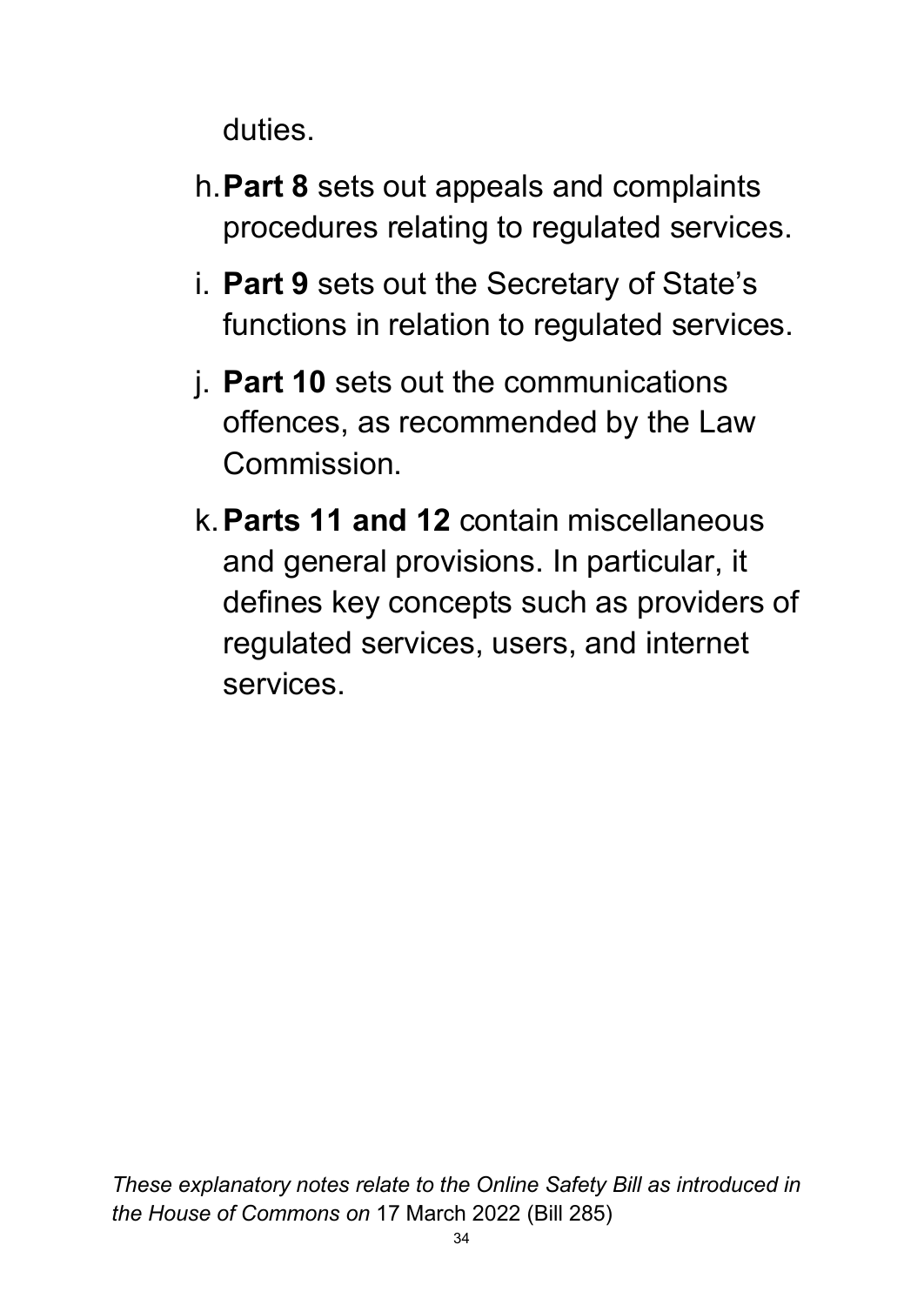duties.

h. **Part 8** sets out appeals and complaints procedures relating to regulated services.

i. **Part 9** sets out the Secretary of State's functions in relation to regulated services.

j. **Part 10** sets out the communications offences, as recommended by the Law Commission.

k. **Parts 11 and 12** contain miscellaneous and general provisions. In particular, it defines key concepts such as providers of regulated services, users, and internet services.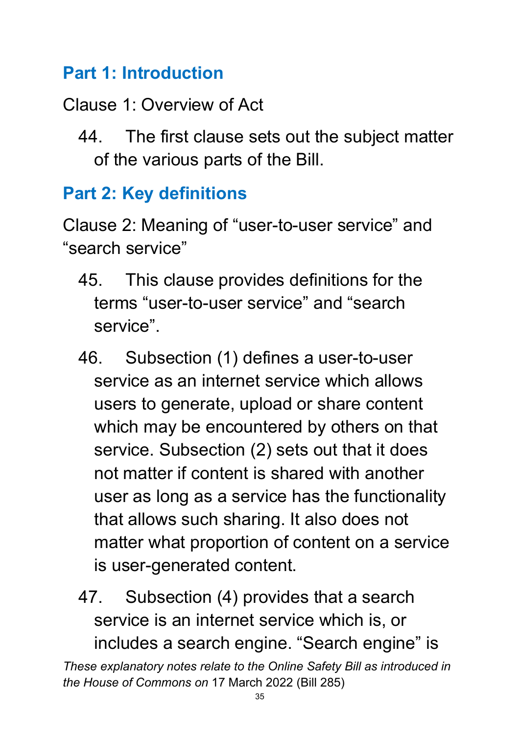## Part 1: Introduction

Clause 1: Overview of Act

44. The first clause sets out the subject matter of the various parts of the Bill.

## Part 2: Key definitions

Clause 2: Meaning of "user-to-user service" and "search service"

45. This clause provides definitions for the terms "user-to-user service" and "search service".

46. Subsection (1) defines a user-to-user service as an internet service which allows users to generate, upload or share content which may be encountered by others on that service. Subsection (2) sets out that it does not matter if content is shared with another user as long as a service has the functionality that allows such sharing. It also does not matter what proportion of content on a service is user-generated content.

47. Subsection (4) provides that a search service is an internet service which is, or includes a search engine. "Search engine" is

*These explanatory notes relate to the Online Safety Bill as introduced in the House of Commons on* 17 March 2022 (Bill 285)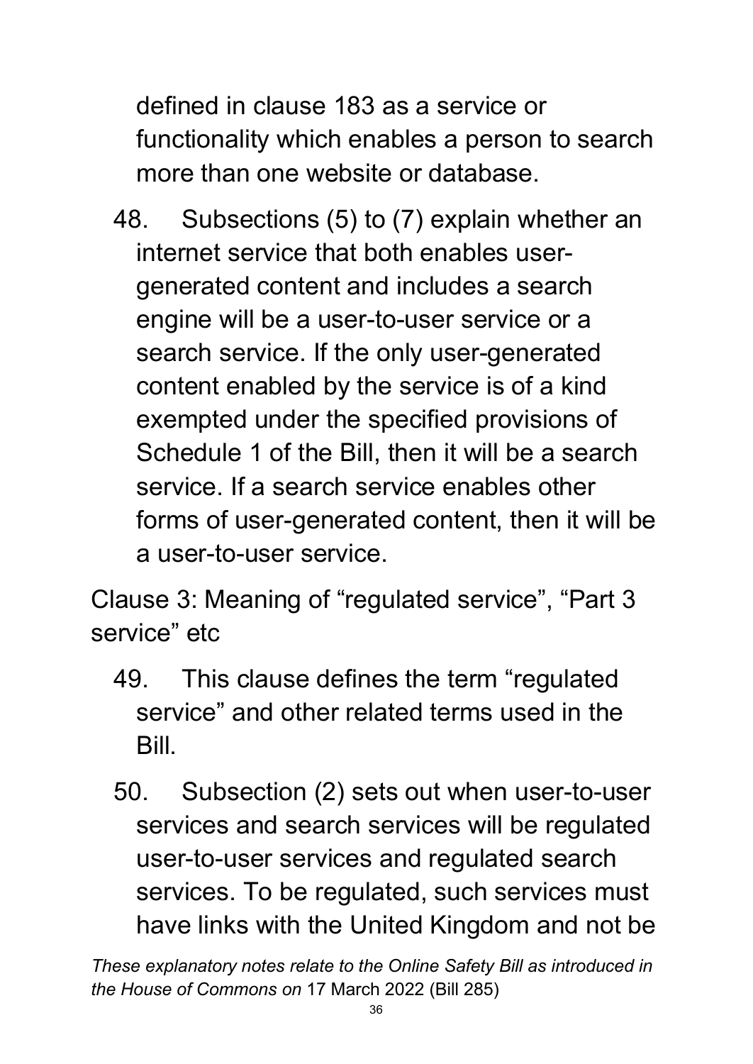defined in clause 183 as a service or functionality which enables a person to search more than one website or database.

48. Subsections (5) to (7) explain whether an internet service that both enables user-generated content and includes a search engine will be a user-to-user service or a search service. If the only user-generated content enabled by the service is of a kind exempted under the specified provisions of Schedule 1 of the Bill, then it will be a search service. If a search service enables other forms of user-generated content, then it will be a user-to-user service.

Clause 3: Meaning of "regulated service", "Part 3 service" etc

49. This clause defines the term "regulated service" and other related terms used in the Bill.

50. Subsection (2) sets out when user-to-user services and search services will be regulated user-to-user services and regulated search services. To be regulated, such services must have links with the United Kingdom and not be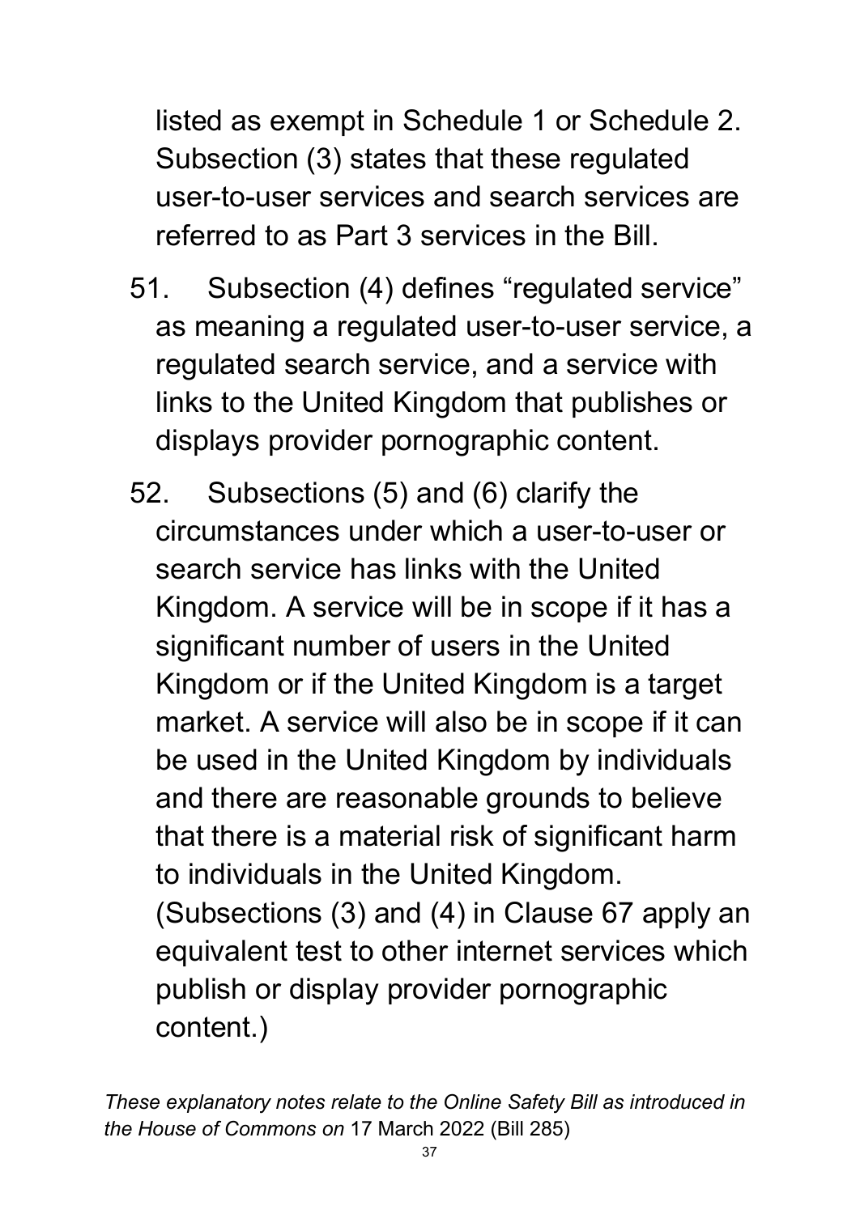listed as exempt in Schedule 1 or Schedule 2. Subsection (3) states that these regulated user-to-user services and search services are referred to as Part 3 services in the Bill.

51. Subsection (4) defines "regulated service" as meaning a regulated user-to-user service, a regulated search service, and a service with links to the United Kingdom that publishes or displays provider pornographic content.

52. Subsections (5) and (6) clarify the circumstances under which a user-to-user or search service has links with the United Kingdom. A service will be in scope if it has a significant number of users in the United Kingdom or if the United Kingdom is a target market. A service will also be in scope if it can be used in the United Kingdom by individuals and there are reasonable grounds to believe that there is a material risk of significant harm to individuals in the United Kingdom. (Subsections (3) and (4) in Clause 67 apply an equivalent test to other internet services which publish or display provider pornographic content.)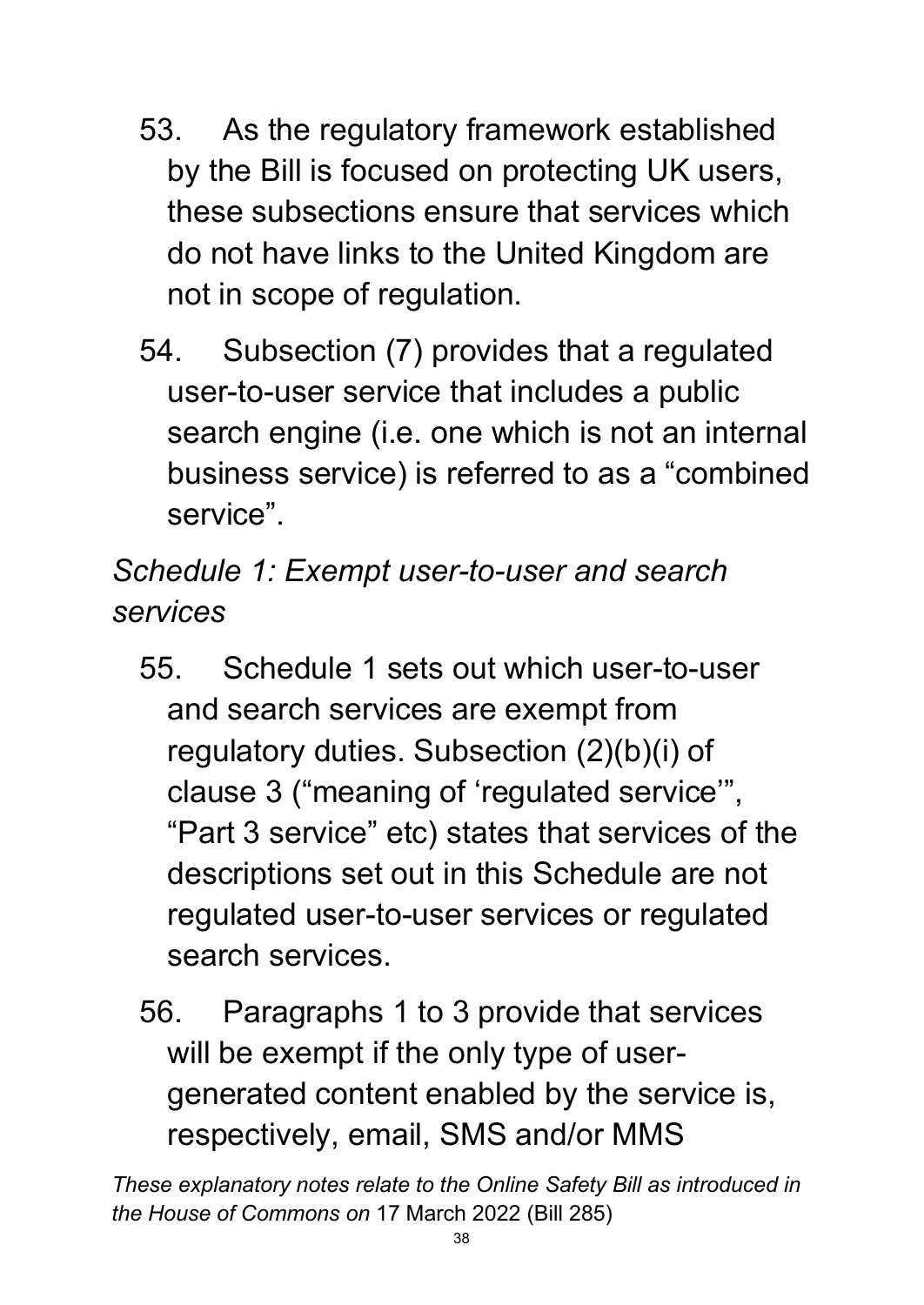53. As the regulatory framework established by the Bill is focused on protecting UK users, these subsections ensure that services which do not have links to the United Kingdom are not in scope of regulation.

54. Subsection (7) provides that a regulated user-to-user service that includes a public search engine (i.e. one which is not an internal business service) is referred to as a "combined service".

*Schedule 1: Exempt user-to-user and search services*

55. Schedule 1 sets out which user-to-user and search services are exempt from regulatory duties. Subsection (2)(b)(i) of clause 3 ("meaning of 'regulated service'", "Part 3 service" etc) states that services of the descriptions set out in this Schedule are not regulated user-to-user services or regulated search services.

56. Paragraphs 1 to 3 provide that services will be exempt if the only type of user-generated content enabled by the service is, respectively, email, SMS and/or MMS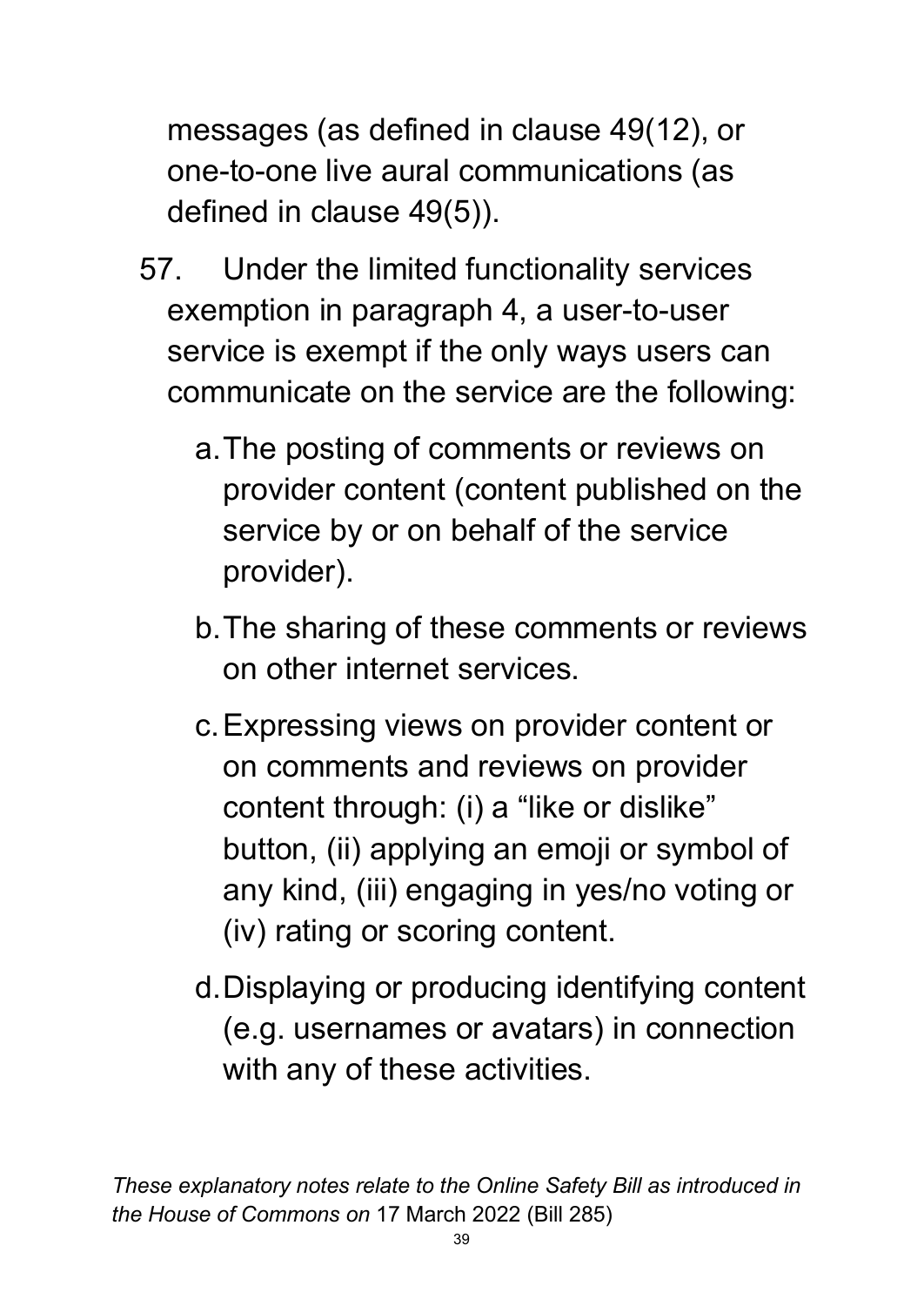messages (as defined in clause 49(12), or one-to-one live aural communications (as defined in clause 49(5)).

57. Under the limited functionality services exemption in paragraph 4, a user-to-user service is exempt if the only ways users can communicate on the service are the following:

    a. The posting of comments or reviews on provider content (content published on the service by or on behalf of the service provider).

    b. The sharing of these comments or reviews on other internet services.

    c. Expressing views on provider content or on comments and reviews on provider content through: (i) a "like or dislike" button, (ii) applying an emoji or symbol of any kind, (iii) engaging in yes/no voting or (iv) rating or scoring content.

    d. Displaying or producing identifying content (e.g. usernames or avatars) in connection with any of these activities.

*These explanatory notes relate to the Online Safety Bill as introduced in the House of Commons on* 17 March 2022 (Bill 285)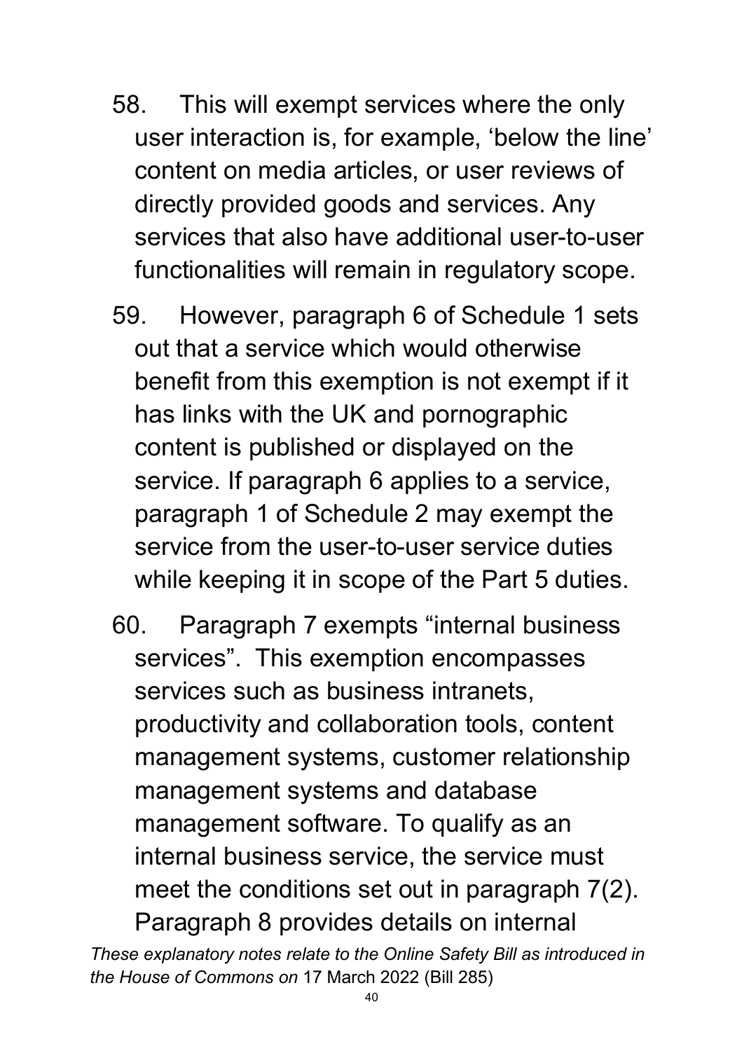58. This will exempt services where the only user interaction is, for example, 'below the line' content on media articles, or user reviews of directly provided goods and services. Any services that also have additional user-to-user functionalities will remain in regulatory scope.

59. However, paragraph 6 of Schedule 1 sets out that a service which would otherwise benefit from this exemption is not exempt if it has links with the UK and pornographic content is published or displayed on the service. If paragraph 6 applies to a service, paragraph 1 of Schedule 2 may exempt the service from the user-to-user service duties while keeping it in scope of the Part 5 duties.

60. Paragraph 7 exempts "internal business services". This exemption encompasses services such as business intranets, productivity and collaboration tools, content management systems, customer relationship management systems and database management software. To qualify as an internal business service, the service must meet the conditions set out in paragraph 7(2). Paragraph 8 provides details on internal

*These explanatory notes relate to the Online Safety Bill as introduced in the House of Commons on* 17 March 2022 (Bill 285)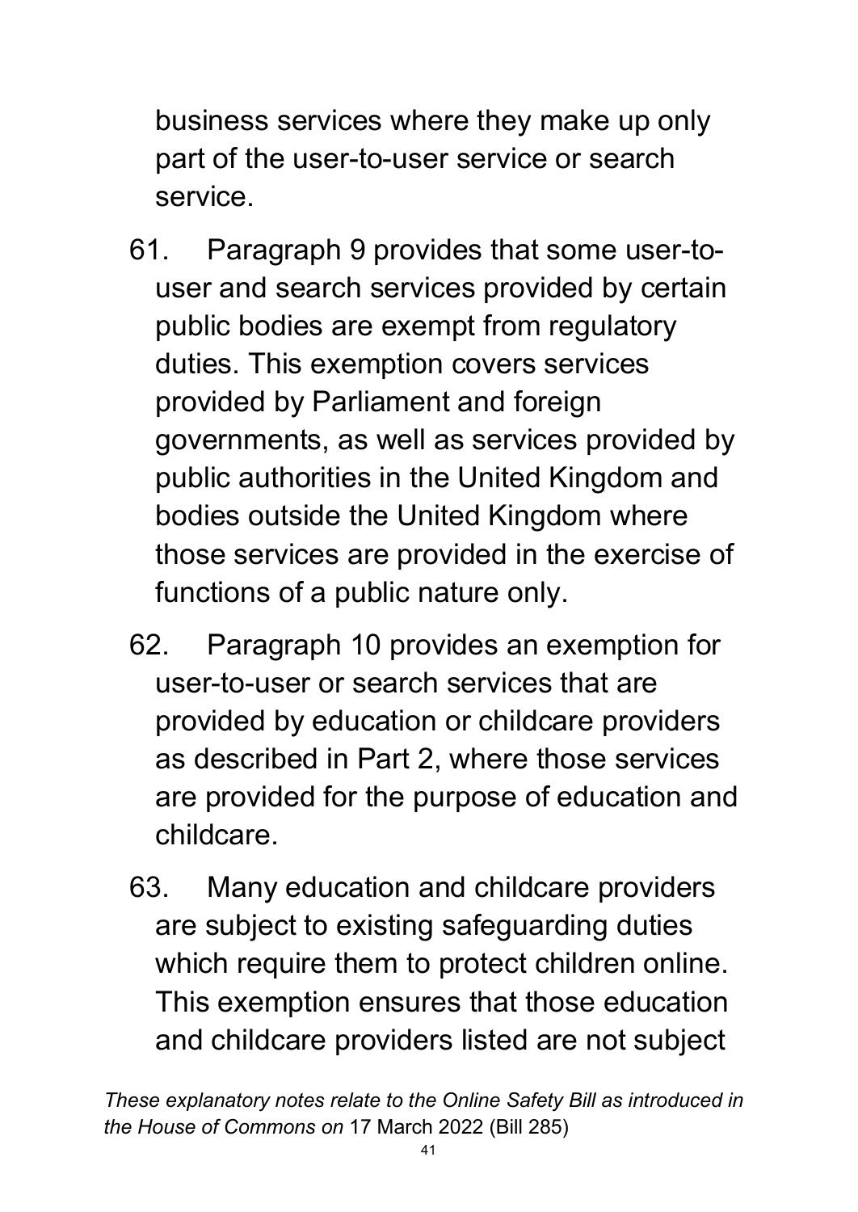business services where they make up only part of the user-to-user service or search service.

61. Paragraph 9 provides that some user-to-user and search services provided by certain public bodies are exempt from regulatory duties. This exemption covers services provided by Parliament and foreign governments, as well as services provided by public authorities in the United Kingdom and bodies outside the United Kingdom where those services are provided in the exercise of functions of a public nature only.

62. Paragraph 10 provides an exemption for user-to-user or search services that are provided by education or childcare providers as described in Part 2, where those services are provided for the purpose of education and childcare.

63. Many education and childcare providers are subject to existing safeguarding duties which require them to protect children online. This exemption ensures that those education and childcare providers listed are not subject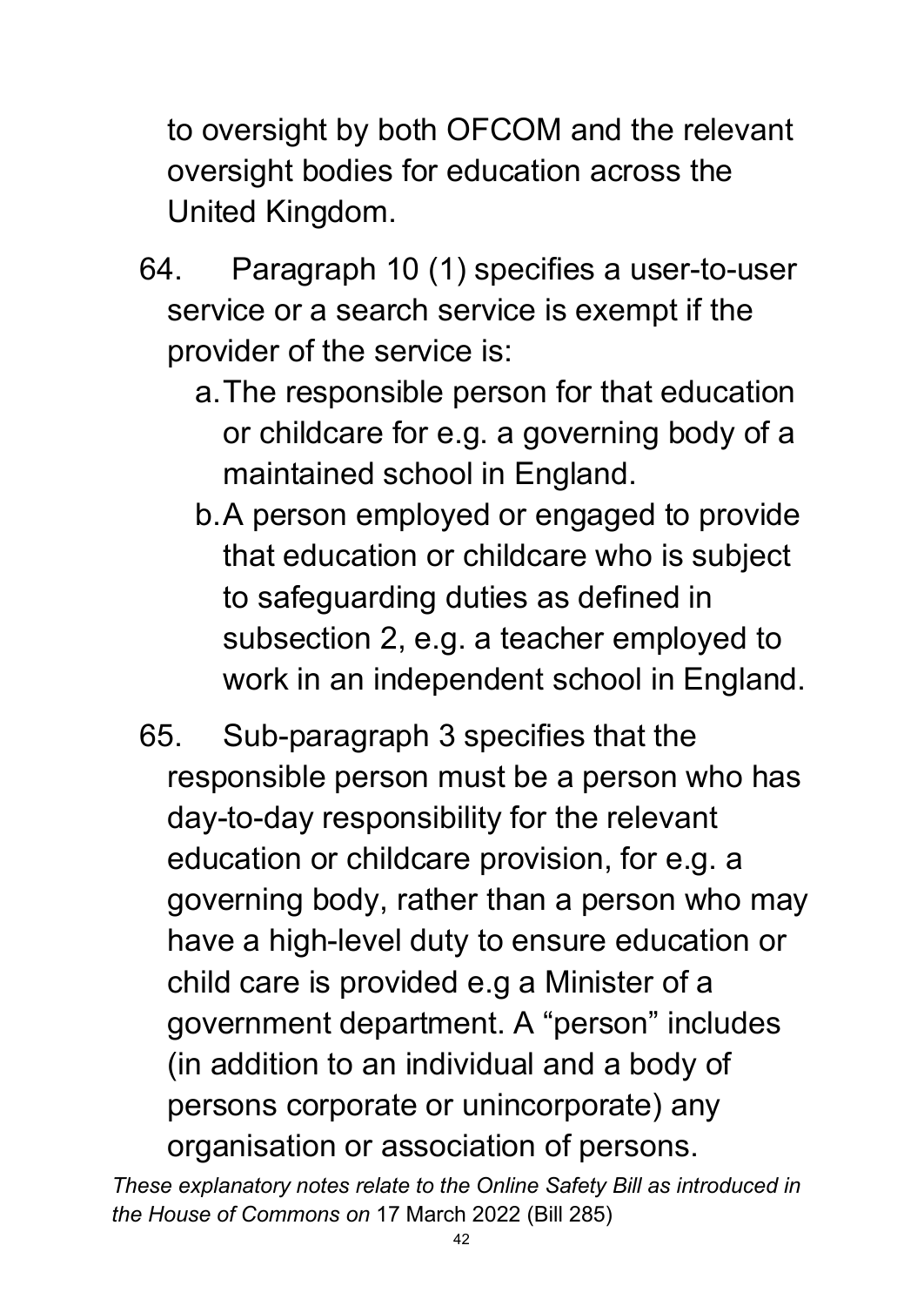to oversight by both OFCOM and the relevant oversight bodies for education across the United Kingdom.

64. Paragraph 10 (1) specifies a user-to-user service or a search service is exempt if the provider of the service is:

   a. The responsible person for that education or childcare for e.g. a governing body of a maintained school in England.

   b. A person employed or engaged to provide that education or childcare who is subject to safeguarding duties as defined in subsection 2, e.g. a teacher employed to work in an independent school in England.

65. Sub-paragraph 3 specifies that the responsible person must be a person who has day-to-day responsibility for the relevant education or childcare provision, for e.g. a governing body, rather than a person who may have a high-level duty to ensure education or child care is provided e.g a Minister of a government department. A "person" includes (in addition to an individual and a body of persons corporate or unincorporate) any organisation or association of persons.

*These explanatory notes relate to the Online Safety Bill as introduced in the House of Commons on* 17 March 2022 (Bill 285)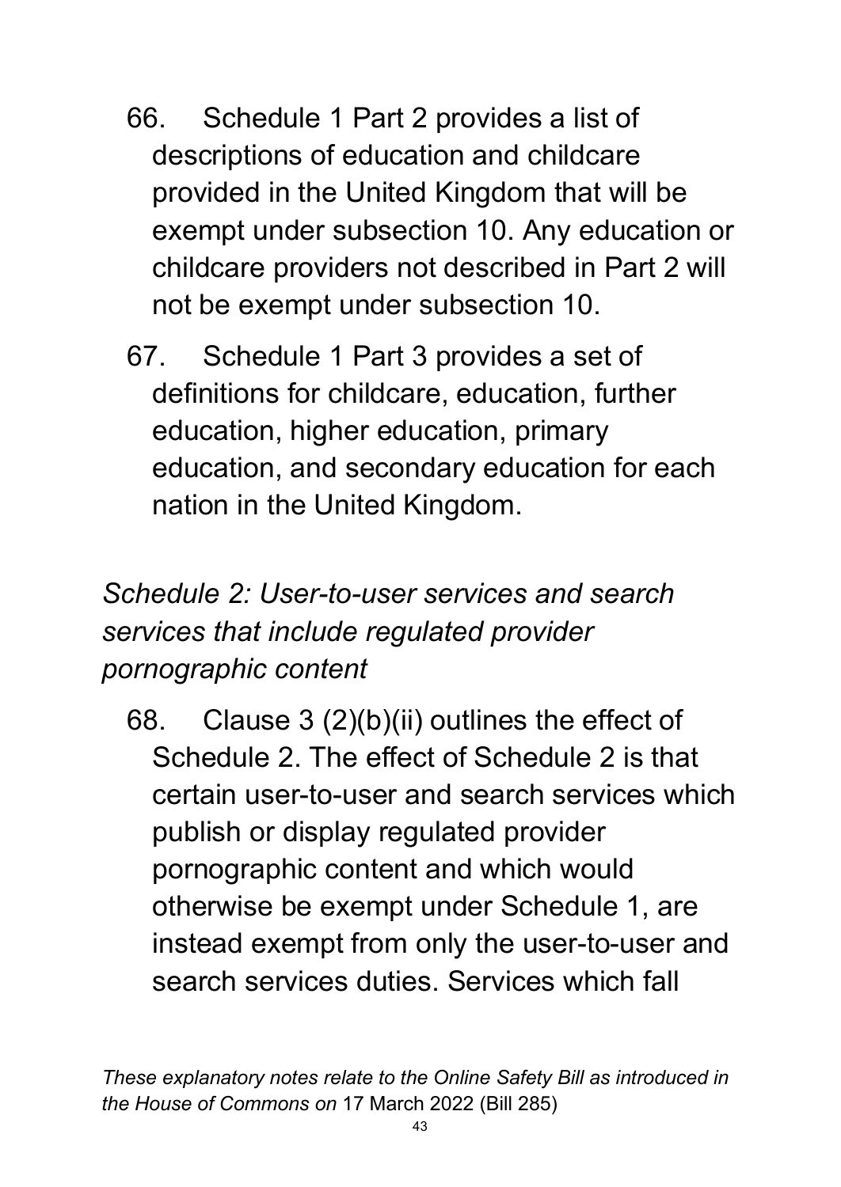66. Schedule 1 Part 2 provides a list of descriptions of education and childcare provided in the United Kingdom that will be exempt under subsection 10. Any education or childcare providers not described in Part 2 will not be exempt under subsection 10.

67. Schedule 1 Part 3 provides a set of definitions for childcare, education, further education, higher education, primary education, and secondary education for each nation in the United Kingdom.

*Schedule 2: User-to-user services and search services that include regulated provider pornographic content*

68. Clause 3 (2)(b)(ii) outlines the effect of Schedule 2. The effect of Schedule 2 is that certain user-to-user and search services which publish or display regulated provider pornographic content and which would otherwise be exempt under Schedule 1, are instead exempt from only the user-to-user and search services duties. Services which fall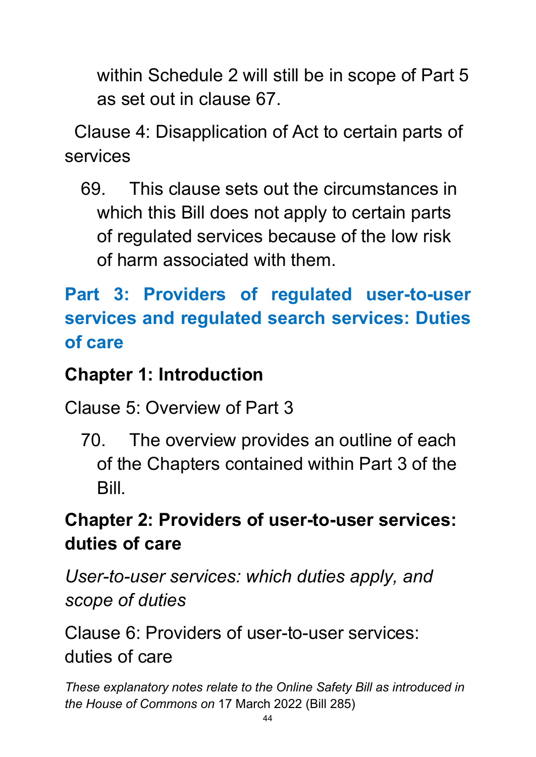within Schedule 2 will still be in scope of Part 5 as set out in clause 67.

Clause 4: Disapplication of Act to certain parts of services

69. This clause sets out the circumstances in which this Bill does not apply to certain parts of regulated services because of the low risk of harm associated with them.

## Part 3: Providers of regulated user-to-user services and regulated search services: Duties of care

### Chapter 1: Introduction

Clause 5: Overview of Part 3

70. The overview provides an outline of each of the Chapters contained within Part 3 of the Bill.

### Chapter 2: Providers of user-to-user services: duties of care

*User-to-user services: which duties apply, and scope of duties*

Clause 6: Providers of user-to-user services: duties of care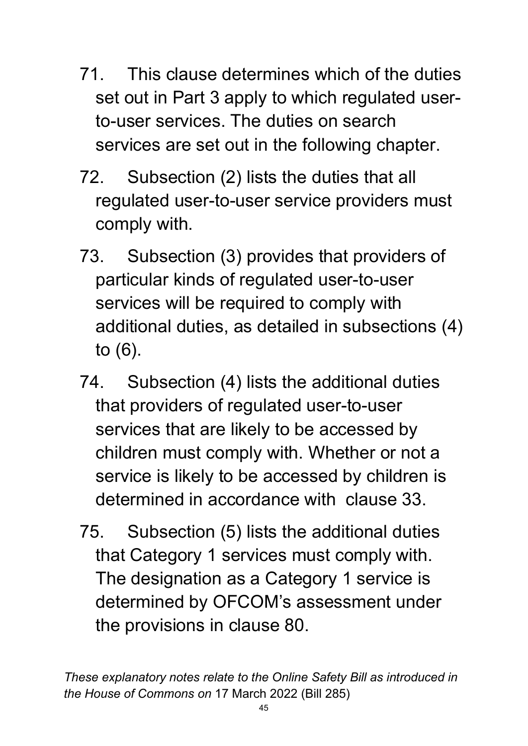71. This clause determines which of the duties set out in Part 3 apply to which regulated user-to-user services. The duties on search services are set out in the following chapter.

72. Subsection (2) lists the duties that all regulated user-to-user service providers must comply with.

73. Subsection (3) provides that providers of particular kinds of regulated user-to-user services will be required to comply with additional duties, as detailed in subsections (4) to (6).

74. Subsection (4) lists the additional duties that providers of regulated user-to-user services that are likely to be accessed by children must comply with. Whether or not a service is likely to be accessed by children is determined in accordance with clause 33.

75. Subsection (5) lists the additional duties that Category 1 services must comply with. The designation as a Category 1 service is determined by OFCOM's assessment under the provisions in clause 80.

*These explanatory notes relate to the Online Safety Bill as introduced in the House of Commons on* 17 March 2022 (Bill 285)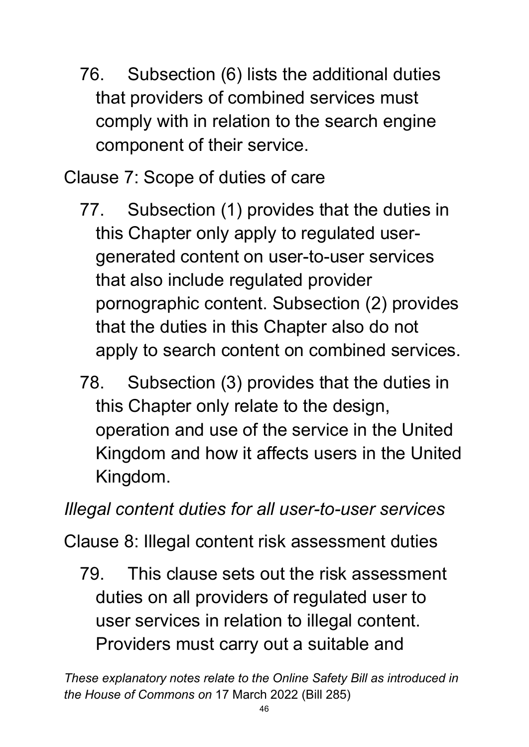76. Subsection (6) lists the additional duties that providers of combined services must comply with in relation to the search engine component of their service.

Clause 7: Scope of duties of care

77. Subsection (1) provides that the duties in this Chapter only apply to regulated user-generated content on user-to-user services that also include regulated provider pornographic content. Subsection (2) provides that the duties in this Chapter also do not apply to search content on combined services.

78. Subsection (3) provides that the duties in this Chapter only relate to the design, operation and use of the service in the United Kingdom and how it affects users in the United Kingdom.

*Illegal content duties for all user-to-user services*

Clause 8: Illegal content risk assessment duties

79. This clause sets out the risk assessment duties on all providers of regulated user to user services in relation to illegal content. Providers must carry out a suitable and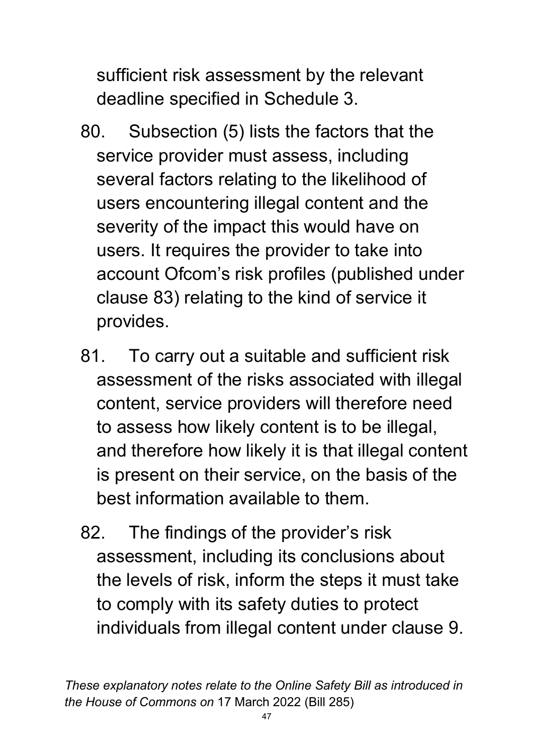sufficient risk assessment by the relevant deadline specified in Schedule 3.

80. Subsection (5) lists the factors that the service provider must assess, including several factors relating to the likelihood of users encountering illegal content and the severity of the impact this would have on users. It requires the provider to take into account Ofcom's risk profiles (published under clause 83) relating to the kind of service it provides.

81. To carry out a suitable and sufficient risk assessment of the risks associated with illegal content, service providers will therefore need to assess how likely content is to be illegal, and therefore how likely it is that illegal content is present on their service, on the basis of the best information available to them.

82. The findings of the provider's risk assessment, including its conclusions about the levels of risk, inform the steps it must take to comply with its safety duties to protect individuals from illegal content under clause 9.

*These explanatory notes relate to the Online Safety Bill as introduced in the House of Commons on* 17 March 2022 (Bill 285)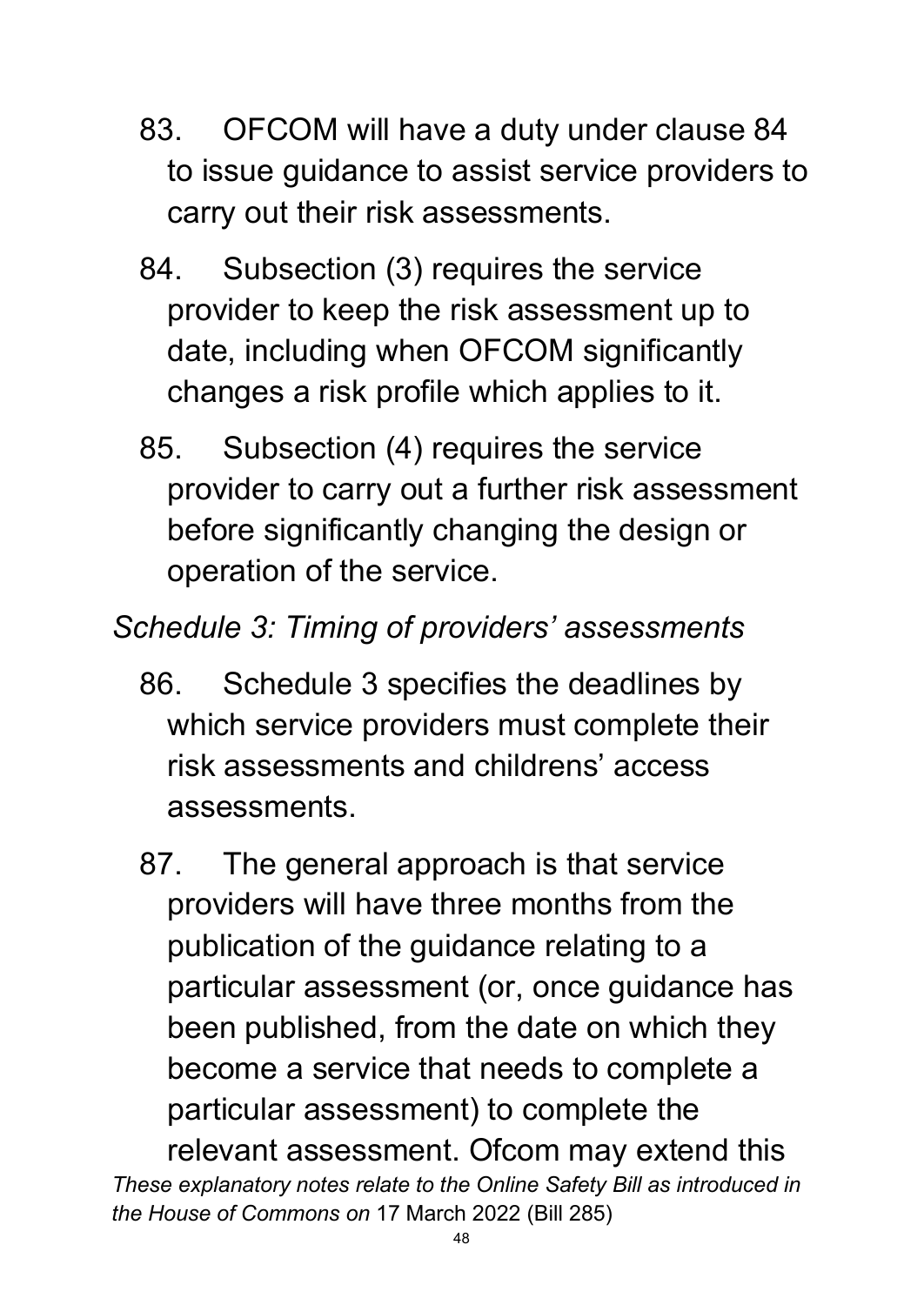83. OFCOM will have a duty under clause 84 to issue guidance to assist service providers to carry out their risk assessments.

84. Subsection (3) requires the service provider to keep the risk assessment up to date, including when OFCOM significantly changes a risk profile which applies to it.

85. Subsection (4) requires the service provider to carry out a further risk assessment before significantly changing the design or operation of the service.

*Schedule 3: Timing of providers' assessments*

86. Schedule 3 specifies the deadlines by which service providers must complete their risk assessments and childrens' access assessments.

87. The general approach is that service providers will have three months from the publication of the guidance relating to a particular assessment (or, once guidance has been published, from the date on which they become a service that needs to complete a particular assessment) to complete the relevant assessment. Ofcom may extend this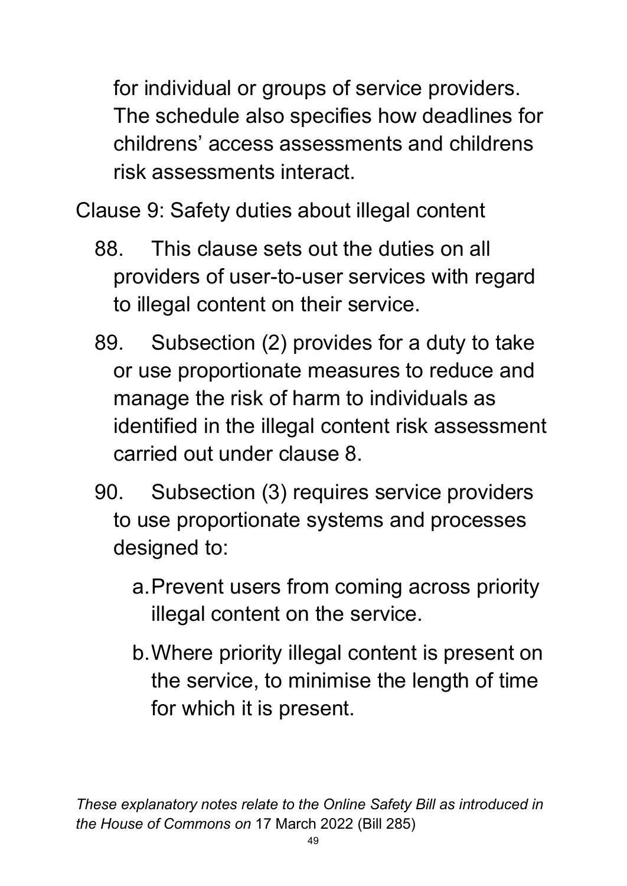for individual or groups of service providers. The schedule also specifies how deadlines for childrens' access assessments and childrens risk assessments interact.

Clause 9: Safety duties about illegal content

88. This clause sets out the duties on all providers of user-to-user services with regard to illegal content on their service.

89. Subsection (2) provides for a duty to take or use proportionate measures to reduce and manage the risk of harm to individuals as identified in the illegal content risk assessment carried out under clause 8.

90. Subsection (3) requires service providers to use proportionate systems and processes designed to:

   a. Prevent users from coming across priority illegal content on the service.

   b. Where priority illegal content is present on the service, to minimise the length of time for which it is present.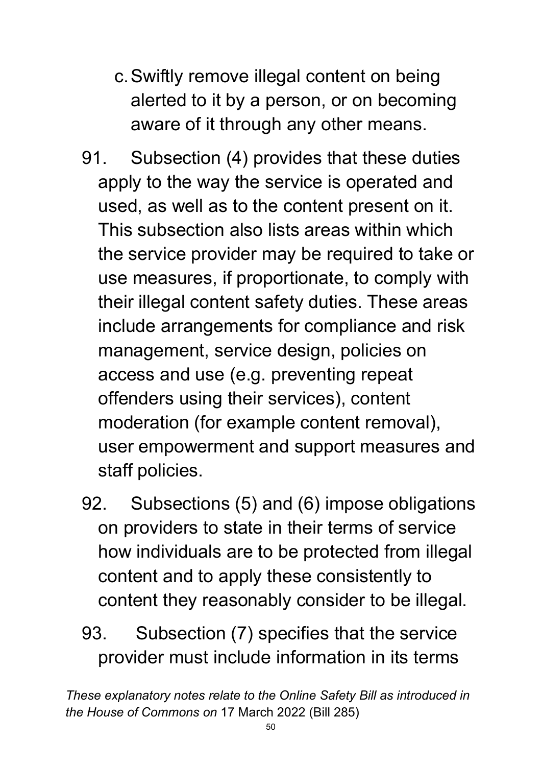c. Swiftly remove illegal content on being alerted to it by a person, or on becoming aware of it through any other means.

91. Subsection (4) provides that these duties apply to the way the service is operated and used, as well as to the content present on it. This subsection also lists areas within which the service provider may be required to take or use measures, if proportionate, to comply with their illegal content safety duties. These areas include arrangements for compliance and risk management, service design, policies on access and use (e.g. preventing repeat offenders using their services), content moderation (for example content removal), user empowerment and support measures and staff policies.

92. Subsections (5) and (6) impose obligations on providers to state in their terms of service how individuals are to be protected from illegal content and to apply these consistently to content they reasonably consider to be illegal.

93. Subsection (7) specifies that the service provider must include information in its terms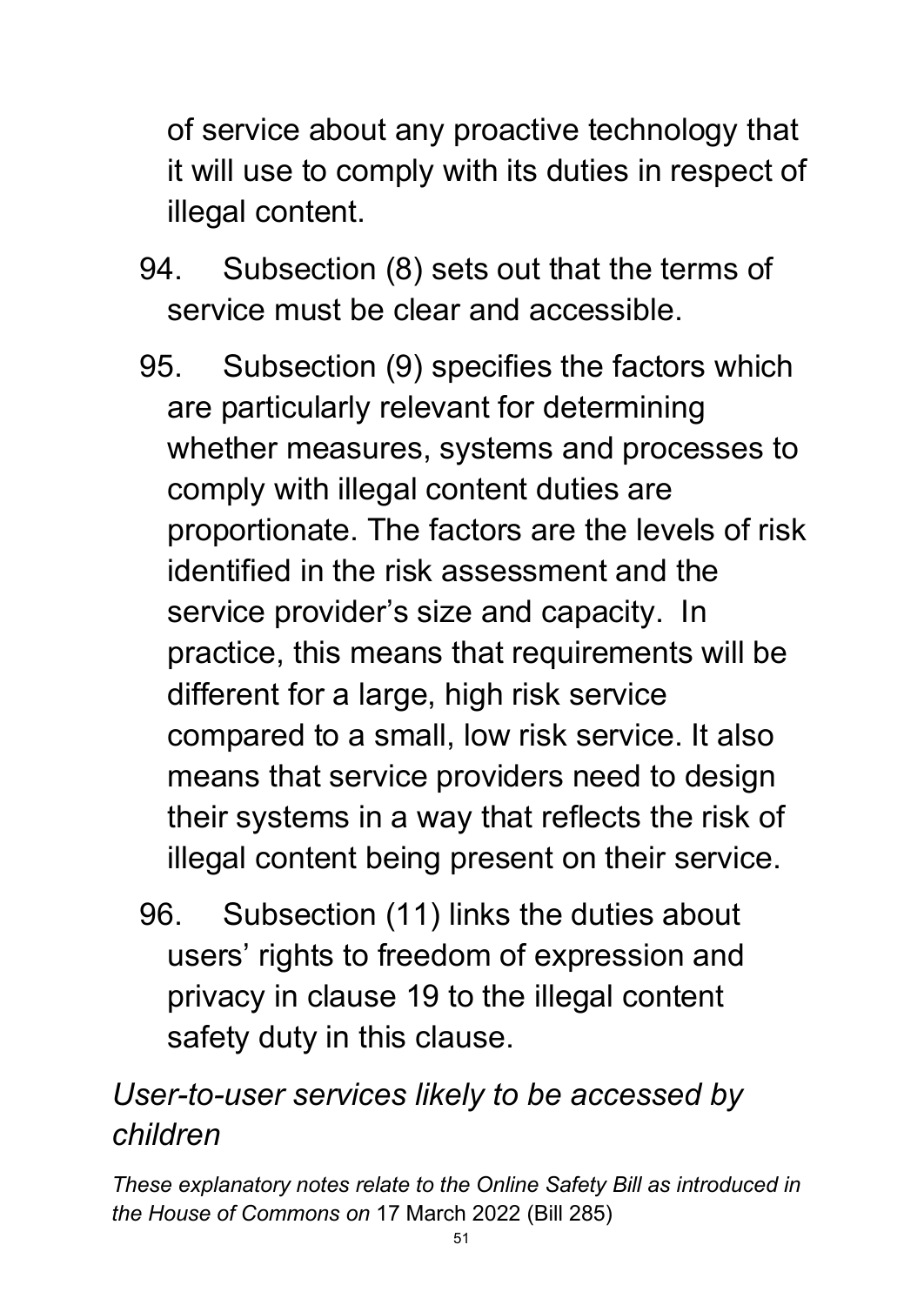of service about any proactive technology that it will use to comply with its duties in respect of illegal content.

94. Subsection (8) sets out that the terms of service must be clear and accessible.

95. Subsection (9) specifies the factors which are particularly relevant for determining whether measures, systems and processes to comply with illegal content duties are proportionate. The factors are the levels of risk identified in the risk assessment and the service provider's size and capacity. In practice, this means that requirements will be different for a large, high risk service compared to a small, low risk service. It also means that service providers need to design their systems in a way that reflects the risk of illegal content being present on their service.

96. Subsection (11) links the duties about users' rights to freedom of expression and privacy in clause 19 to the illegal content safety duty in this clause.

*User-to-user services likely to be accessed by children*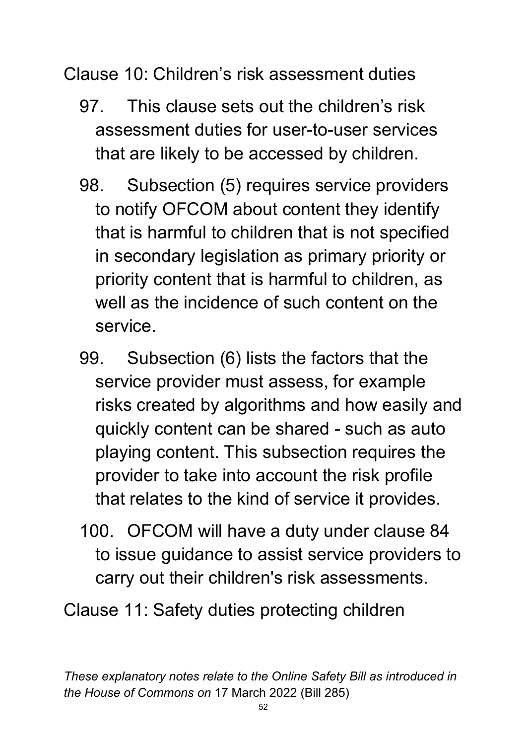Clause 10: Children's risk assessment duties

97. This clause sets out the children's risk assessment duties for user-to-user services that are likely to be accessed by children.

98. Subsection (5) requires service providers to notify OFCOM about content they identify that is harmful to children that is not specified in secondary legislation as primary priority or priority content that is harmful to children, as well as the incidence of such content on the service.

99. Subsection (6) lists the factors that the service provider must assess, for example risks created by algorithms and how easily and quickly content can be shared - such as auto playing content. This subsection requires the provider to take into account the risk profile that relates to the kind of service it provides.

100. OFCOM will have a duty under clause 84 to issue guidance to assist service providers to carry out their children's risk assessments.

Clause 11: Safety duties protecting children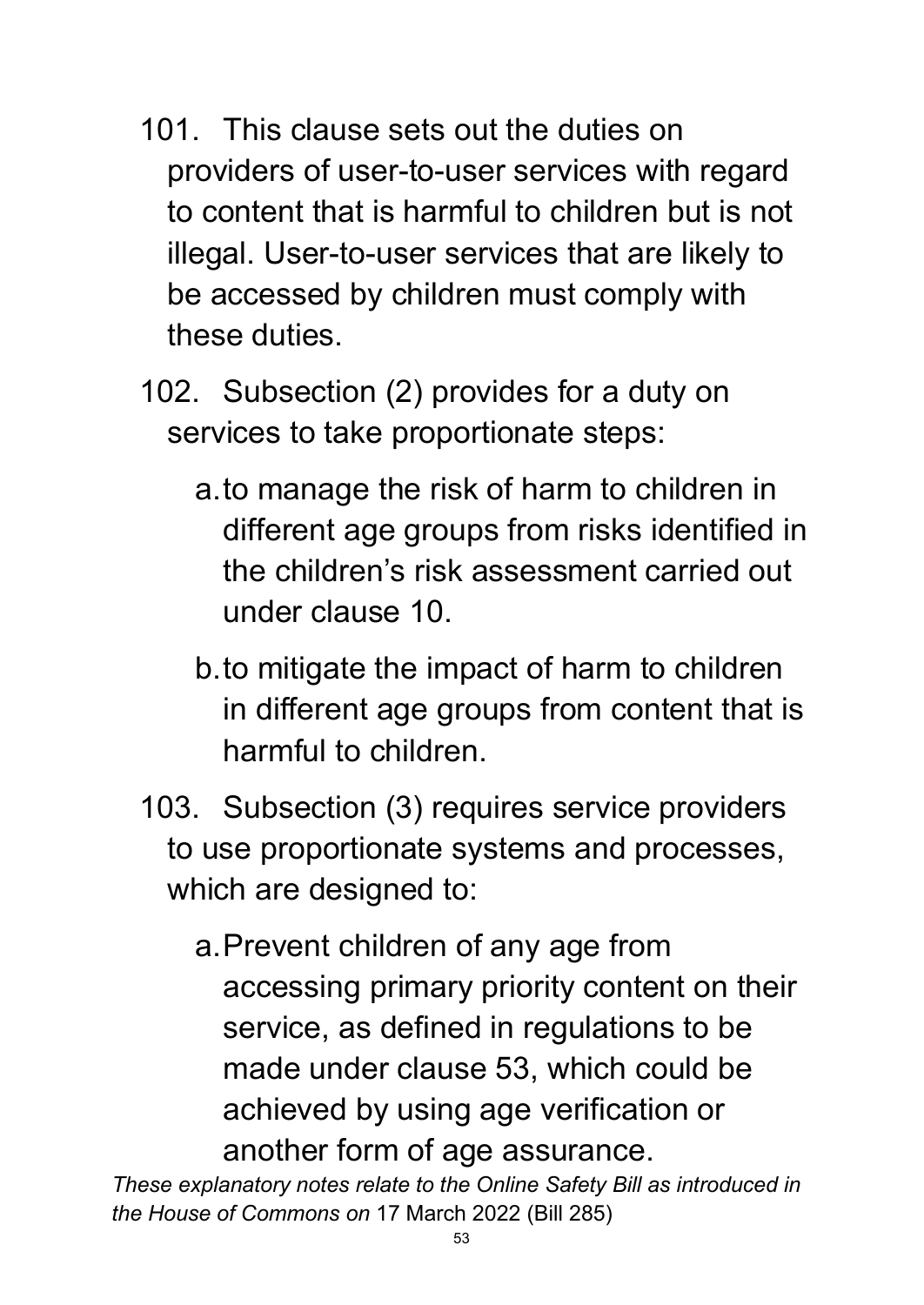101. This clause sets out the duties on providers of user-to-user services with regard to content that is harmful to children but is not illegal. User-to-user services that are likely to be accessed by children must comply with these duties.

102. Subsection (2) provides for a duty on services to take proportionate steps:

   a. to manage the risk of harm to children in different age groups from risks identified in the children's risk assessment carried out under clause 10.

   b. to mitigate the impact of harm to children in different age groups from content that is harmful to children.

103. Subsection (3) requires service providers to use proportionate systems and processes, which are designed to:

   a. Prevent children of any age from accessing primary priority content on their service, as defined in regulations to be made under clause 53, which could be achieved by using age verification or another form of age assurance.

*These explanatory notes relate to the Online Safety Bill as introduced in the House of Commons on* 17 March 2022 (Bill 285)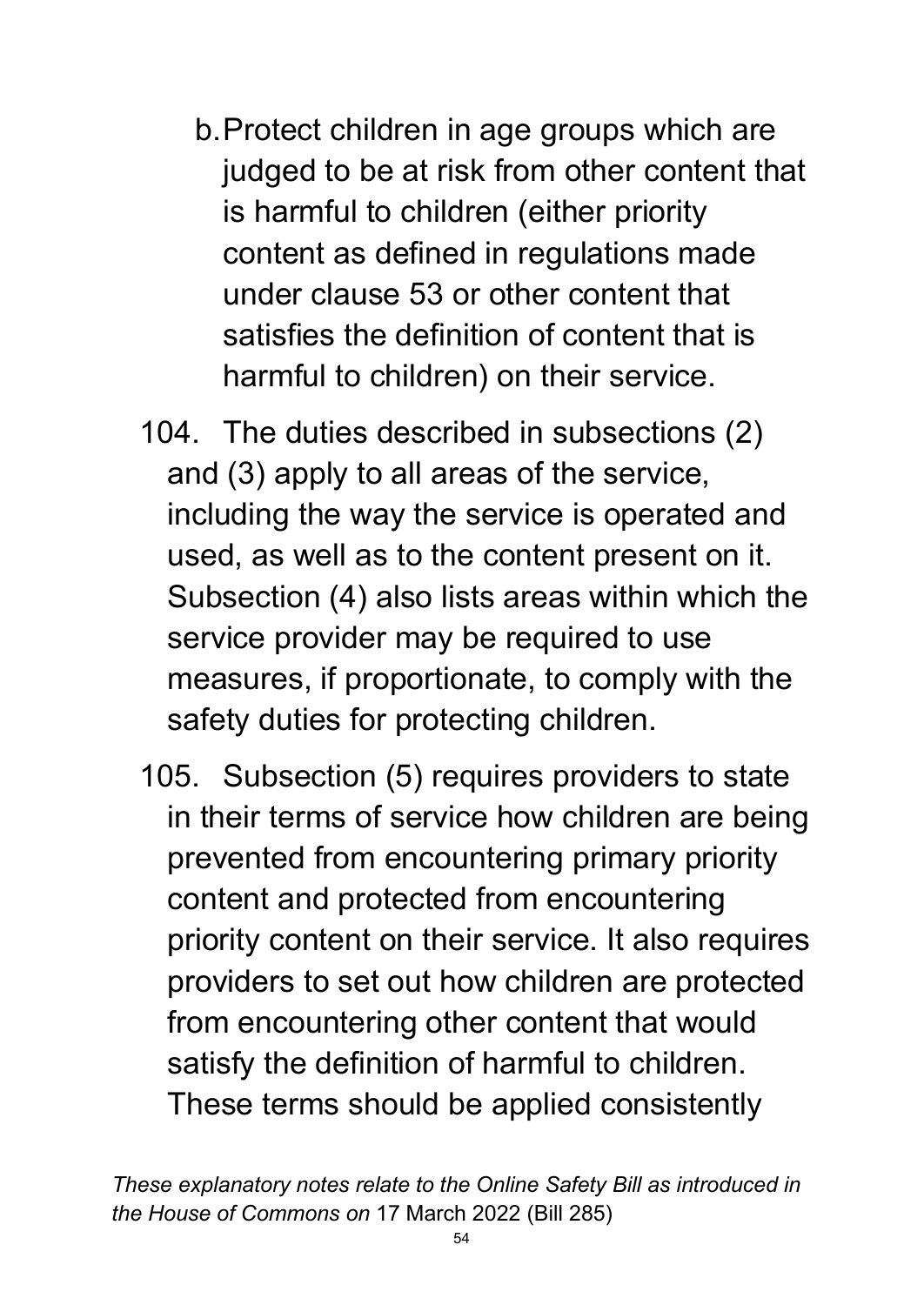b. Protect children in age groups which are judged to be at risk from other content that is harmful to children (either priority content as defined in regulations made under clause 53 or other content that satisfies the definition of content that is harmful to children) on their service.

104. The duties described in subsections (2) and (3) apply to all areas of the service, including the way the service is operated and used, as well as to the content present on it. Subsection (4) also lists areas within which the service provider may be required to use measures, if proportionate, to comply with the safety duties for protecting children.

105. Subsection (5) requires providers to state in their terms of service how children are being prevented from encountering primary priority content and protected from encountering priority content on their service. It also requires providers to set out how children are protected from encountering other content that would satisfy the definition of harmful to children. These terms should be applied consistently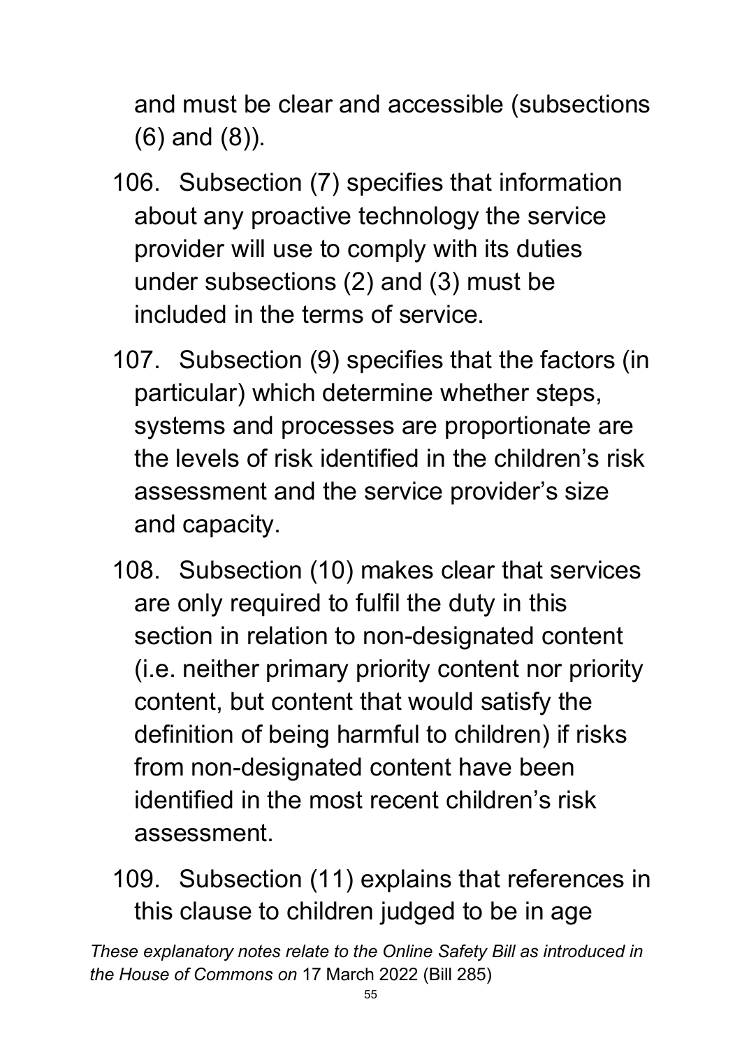and must be clear and accessible (subsections (6) and (8)).

106. Subsection (7) specifies that information about any proactive technology the service provider will use to comply with its duties under subsections (2) and (3) must be included in the terms of service.

107. Subsection (9) specifies that the factors (in particular) which determine whether steps, systems and processes are proportionate are the levels of risk identified in the children's risk assessment and the service provider's size and capacity.

108. Subsection (10) makes clear that services are only required to fulfil the duty in this section in relation to non-designated content (i.e. neither primary priority content nor priority content, but content that would satisfy the definition of being harmful to children) if risks from non-designated content have been identified in the most recent children's risk assessment.

109. Subsection (11) explains that references in this clause to children judged to be in age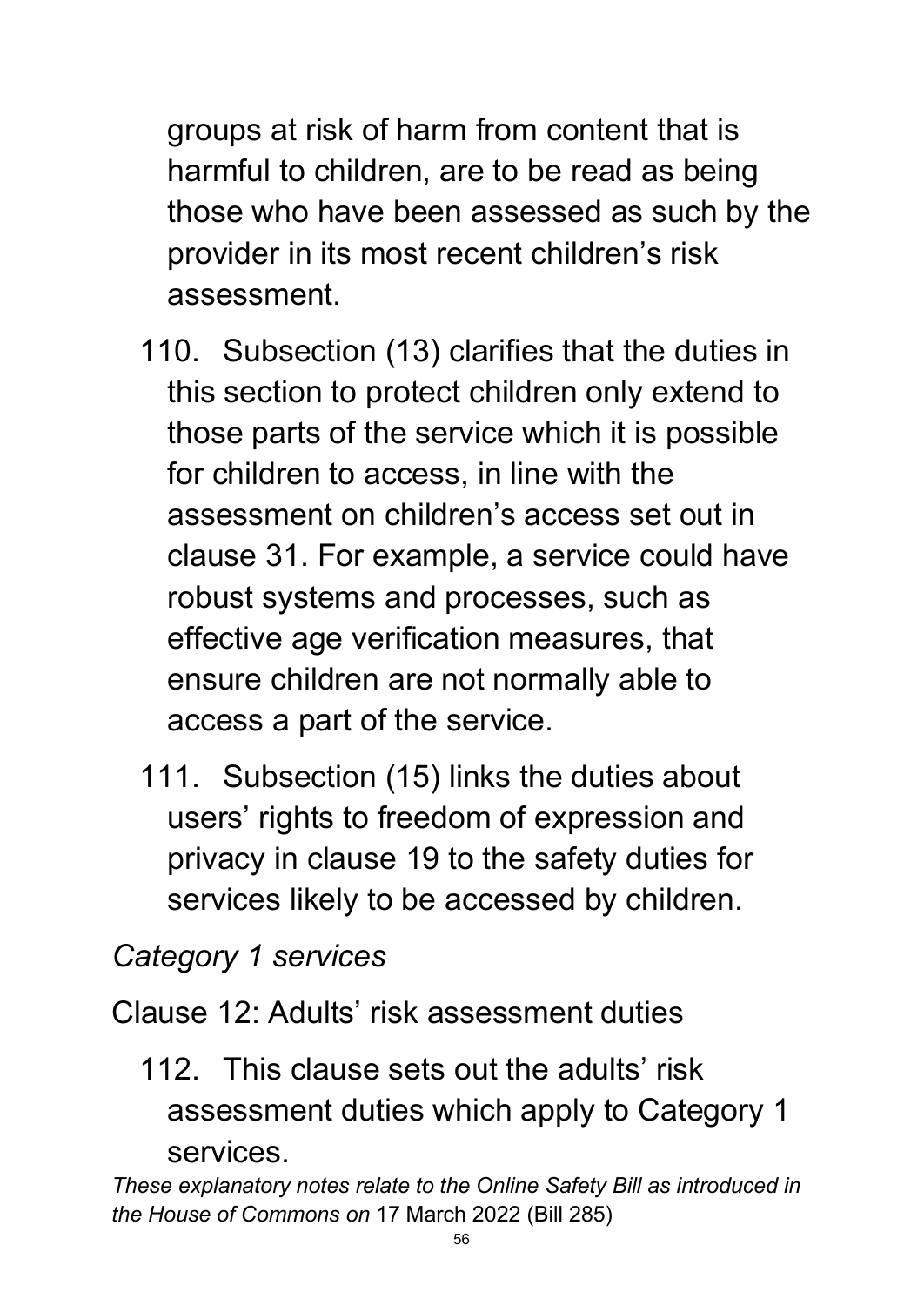groups at risk of harm from content that is harmful to children, are to be read as being those who have been assessed as such by the provider in its most recent children's risk assessment.

110. Subsection (13) clarifies that the duties in this section to protect children only extend to those parts of the service which it is possible for children to access, in line with the assessment on children's access set out in clause 31. For example, a service could have robust systems and processes, such as effective age verification measures, that ensure children are not normally able to access a part of the service.

111. Subsection (15) links the duties about users' rights to freedom of expression and privacy in clause 19 to the safety duties for services likely to be accessed by children.

*Category 1 services*

Clause 12: Adults' risk assessment duties

112. This clause sets out the adults' risk assessment duties which apply to Category 1 services.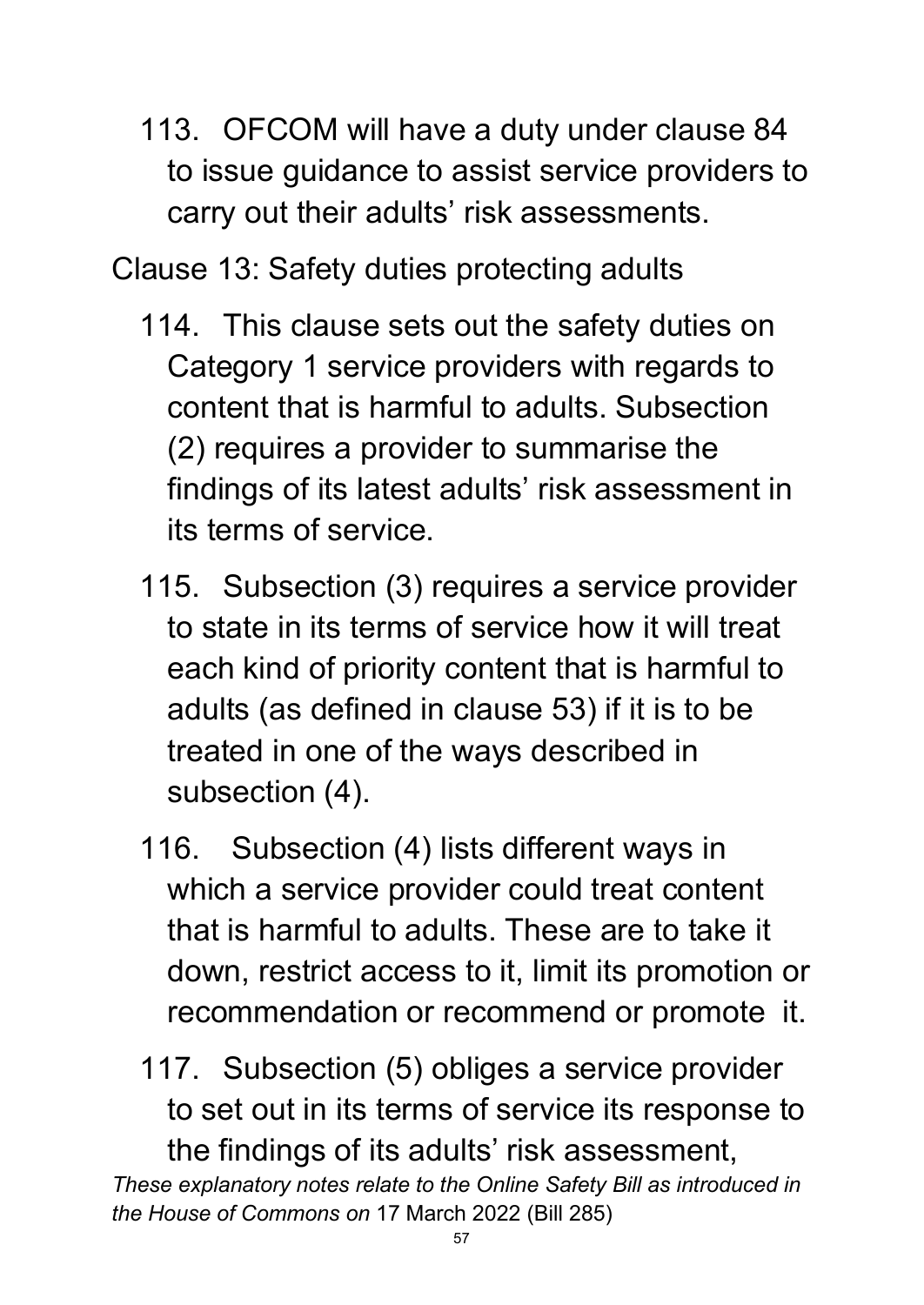113. OFCOM will have a duty under clause 84 to issue guidance to assist service providers to carry out their adults' risk assessments.

## Clause 13: Safety duties protecting adults

114. This clause sets out the safety duties on Category 1 service providers with regards to content that is harmful to adults. Subsection (2) requires a provider to summarise the findings of its latest adults' risk assessment in its terms of service.

115. Subsection (3) requires a service provider to state in its terms of service how it will treat each kind of priority content that is harmful to adults (as defined in clause 53) if it is to be treated in one of the ways described in subsection (4).

116. Subsection (4) lists different ways in which a service provider could treat content that is harmful to adults. These are to take it down, restrict access to it, limit its promotion or recommendation or recommend or promote it.

117. Subsection (5) obliges a service provider to set out in its terms of service its response to the findings of its adults' risk assessment,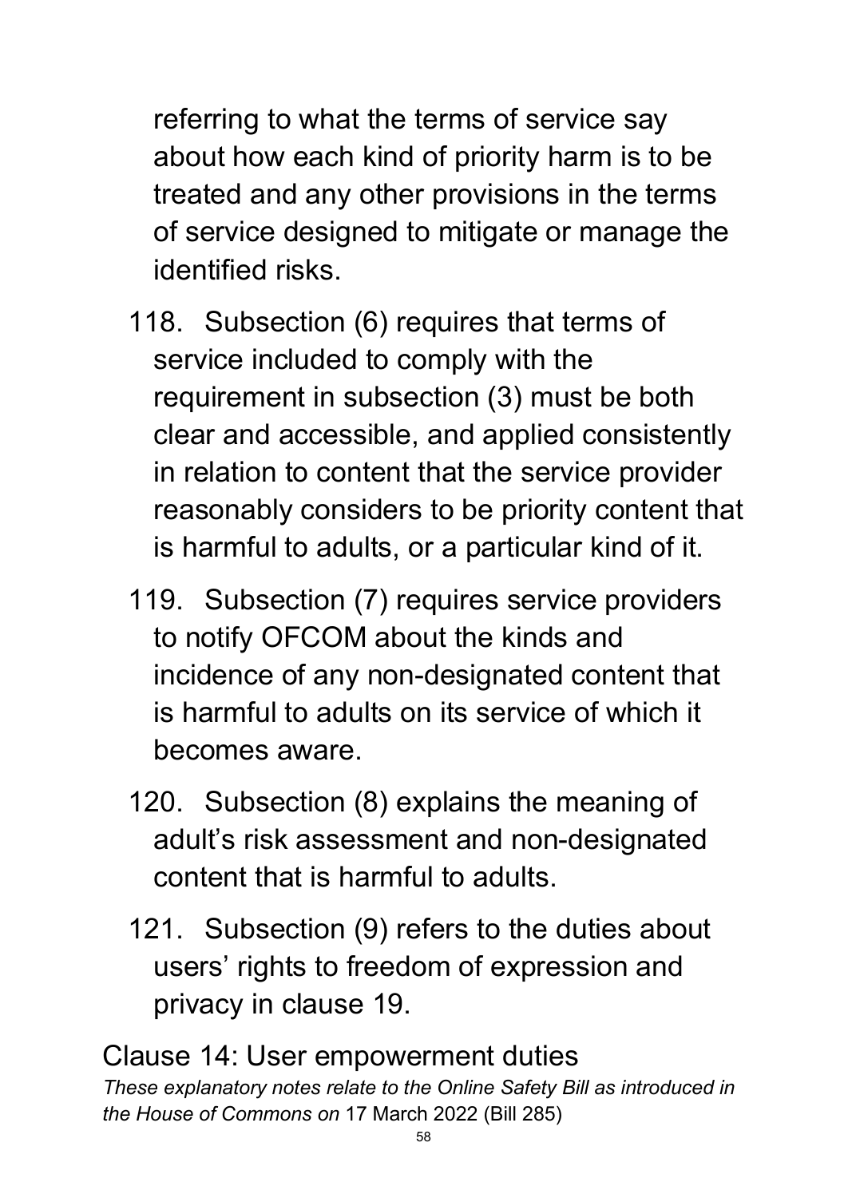referring to what the terms of service say about how each kind of priority harm is to be treated and any other provisions in the terms of service designed to mitigate or manage the identified risks.

118. Subsection (6) requires that terms of service included to comply with the requirement in subsection (3) must be both clear and accessible, and applied consistently in relation to content that the service provider reasonably considers to be priority content that is harmful to adults, or a particular kind of it.

119. Subsection (7) requires service providers to notify OFCOM about the kinds and incidence of any non-designated content that is harmful to adults on its service of which it becomes aware.

120. Subsection (8) explains the meaning of adult's risk assessment and non-designated content that is harmful to adults.

121. Subsection (9) refers to the duties about users' rights to freedom of expression and privacy in clause 19.

## Clause 14: User empowerment duties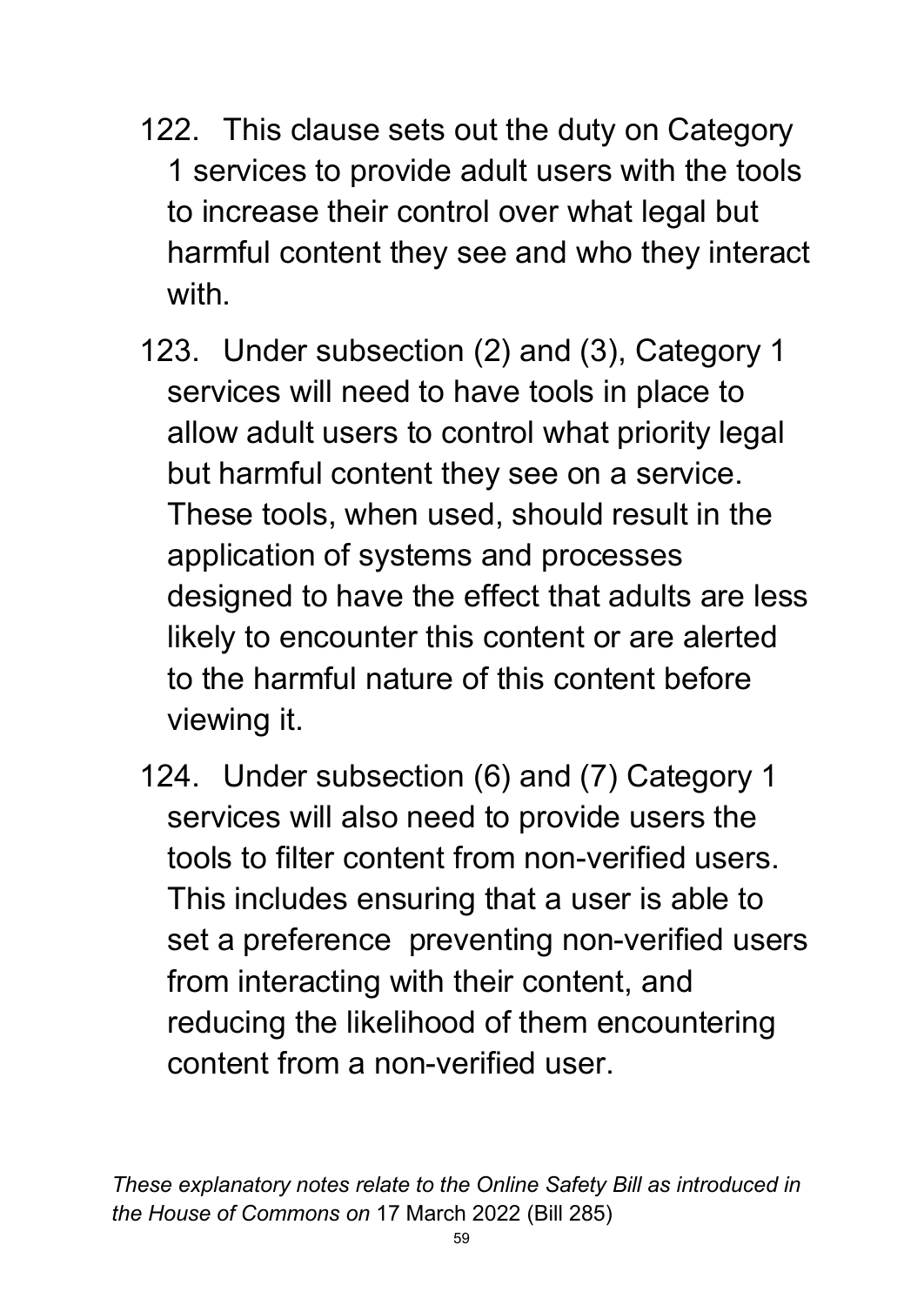122. This clause sets out the duty on Category 1 services to provide adult users with the tools to increase their control over what legal but harmful content they see and who they interact with.

123. Under subsection (2) and (3), Category 1 services will need to have tools in place to allow adult users to control what priority legal but harmful content they see on a service. These tools, when used, should result in the application of systems and processes designed to have the effect that adults are less likely to encounter this content or are alerted to the harmful nature of this content before viewing it.

124. Under subsection (6) and (7) Category 1 services will also need to provide users the tools to filter content from non-verified users. This includes ensuring that a user is able to set a preference preventing non-verified users from interacting with their content, and reducing the likelihood of them encountering content from a non-verified user.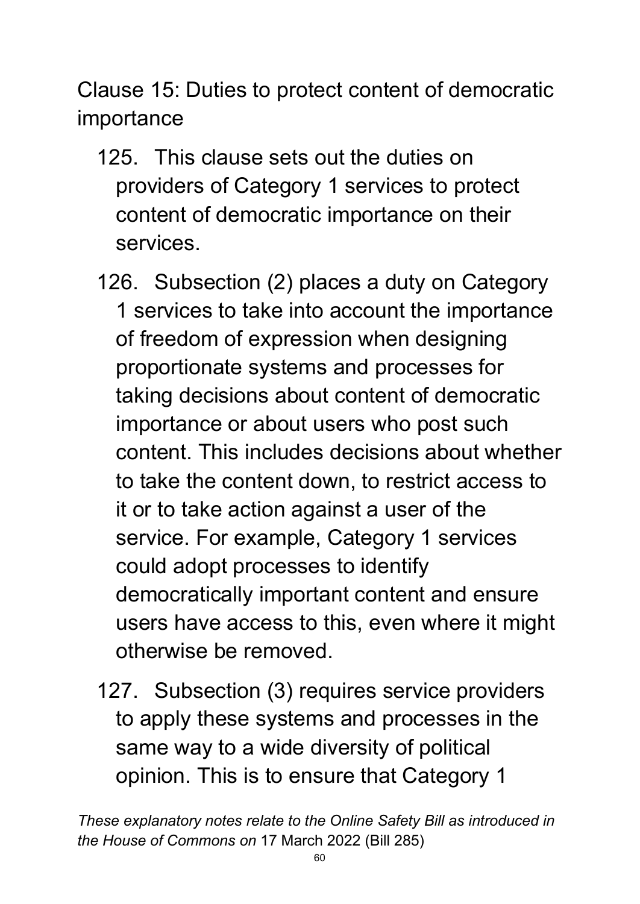## Clause 15: Duties to protect content of democratic importance

125. This clause sets out the duties on providers of Category 1 services to protect content of democratic importance on their services.

126. Subsection (2) places a duty on Category 1 services to take into account the importance of freedom of expression when designing proportionate systems and processes for taking decisions about content of democratic importance or about users who post such content. This includes decisions about whether to take the content down, to restrict access to it or to take action against a user of the service. For example, Category 1 services could adopt processes to identify democratically important content and ensure users have access to this, even where it might otherwise be removed.

127. Subsection (3) requires service providers to apply these systems and processes in the same way to a wide diversity of political opinion. This is to ensure that Category 1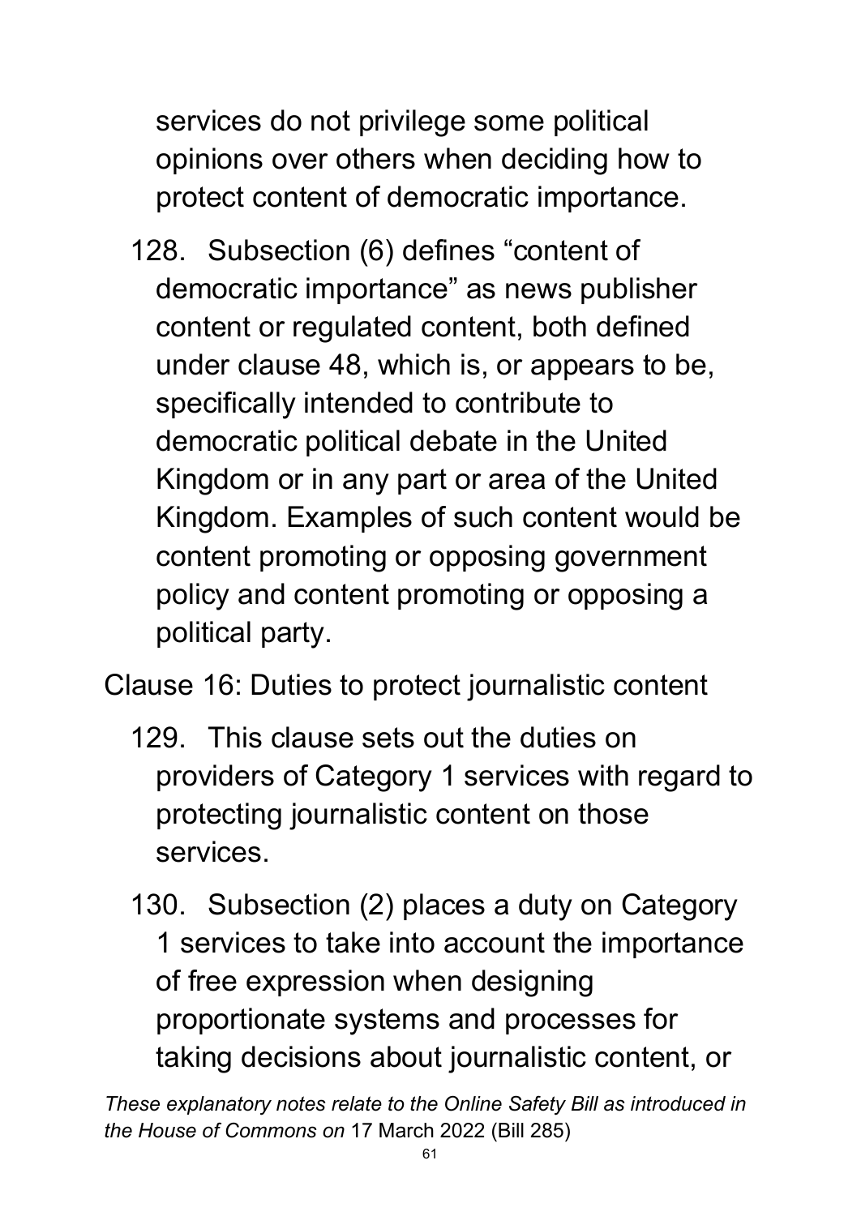services do not privilege some political opinions over others when deciding how to protect content of democratic importance.

128. Subsection (6) defines "content of democratic importance" as news publisher content or regulated content, both defined under clause 48, which is, or appears to be, specifically intended to contribute to democratic political debate in the United Kingdom or in any part or area of the United Kingdom. Examples of such content would be content promoting or opposing government policy and content promoting or opposing a political party.

Clause 16: Duties to protect journalistic content

129. This clause sets out the duties on providers of Category 1 services with regard to protecting journalistic content on those services.

130. Subsection (2) places a duty on Category 1 services to take into account the importance of free expression when designing proportionate systems and processes for taking decisions about journalistic content, or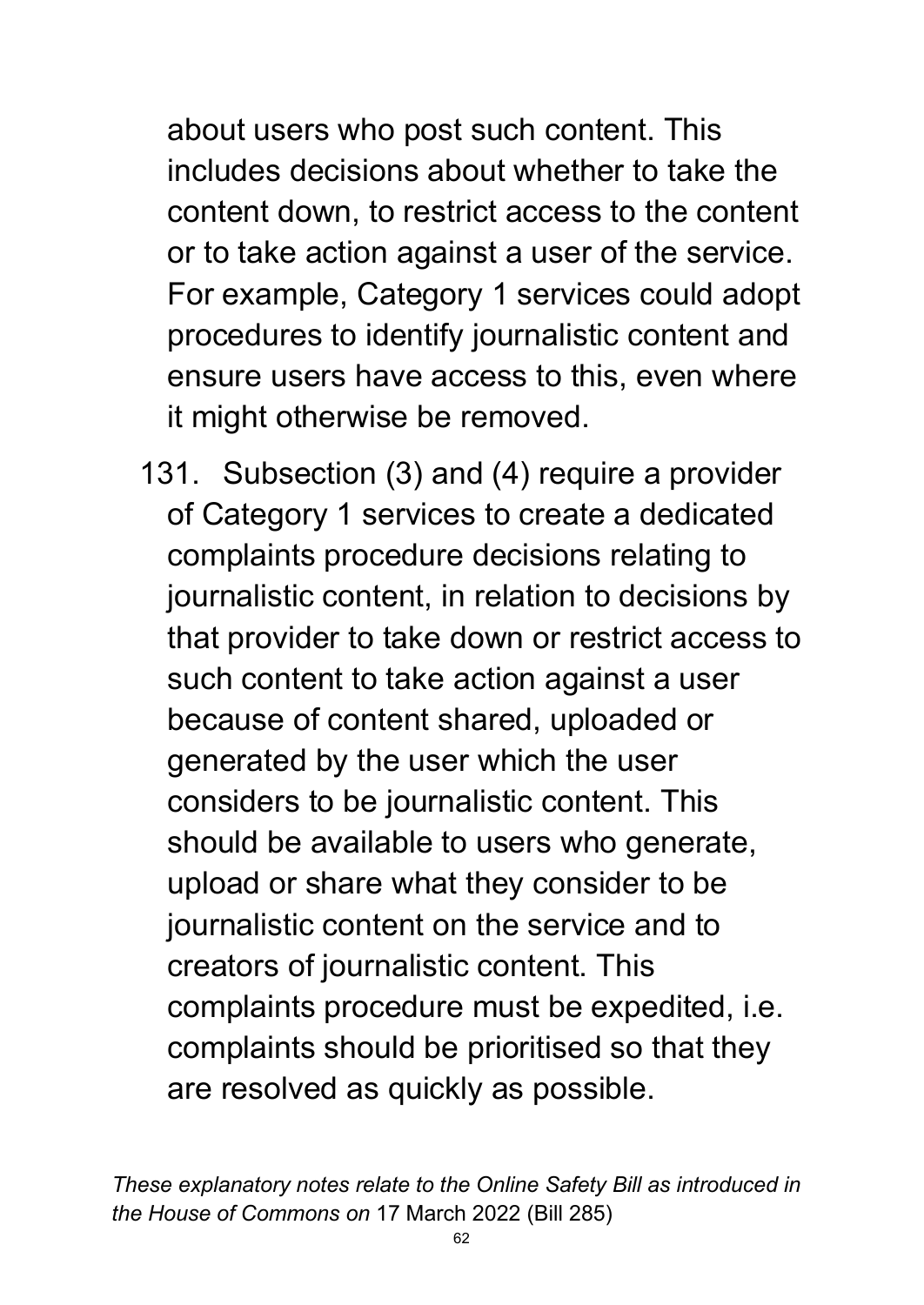about users who post such content. This includes decisions about whether to take the content down, to restrict access to the content or to take action against a user of the service. For example, Category 1 services could adopt procedures to identify journalistic content and ensure users have access to this, even where it might otherwise be removed.

131. Subsection (3) and (4) require a provider of Category 1 services to create a dedicated complaints procedure decisions relating to journalistic content, in relation to decisions by that provider to take down or restrict access to such content to take action against a user because of content shared, uploaded or generated by the user which the user considers to be journalistic content. This should be available to users who generate, upload or share what they consider to be journalistic content on the service and to creators of journalistic content. This complaints procedure must be expedited, i.e. complaints should be prioritised so that they are resolved as quickly as possible.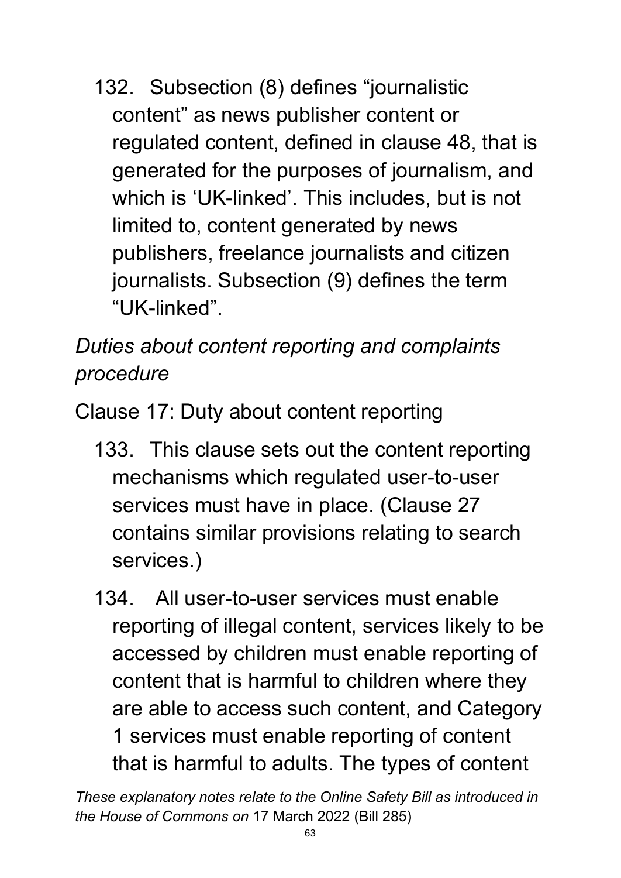132. Subsection (8) defines “journalistic content” as news publisher content or regulated content, defined in clause 48, that is generated for the purposes of journalism, and which is ‘UK-linked’. This includes, but is not limited to, content generated by news publishers, freelance journalists and citizen journalists. Subsection (9) defines the term “UK-linked”.

*Duties about content reporting and complaints procedure*

Clause 17: Duty about content reporting

133. This clause sets out the content reporting mechanisms which regulated user-to-user services must have in place. (Clause 27 contains similar provisions relating to search services.)

134. All user-to-user services must enable reporting of illegal content, services likely to be accessed by children must enable reporting of content that is harmful to children where they are able to access such content, and Category 1 services must enable reporting of content that is harmful to adults. The types of content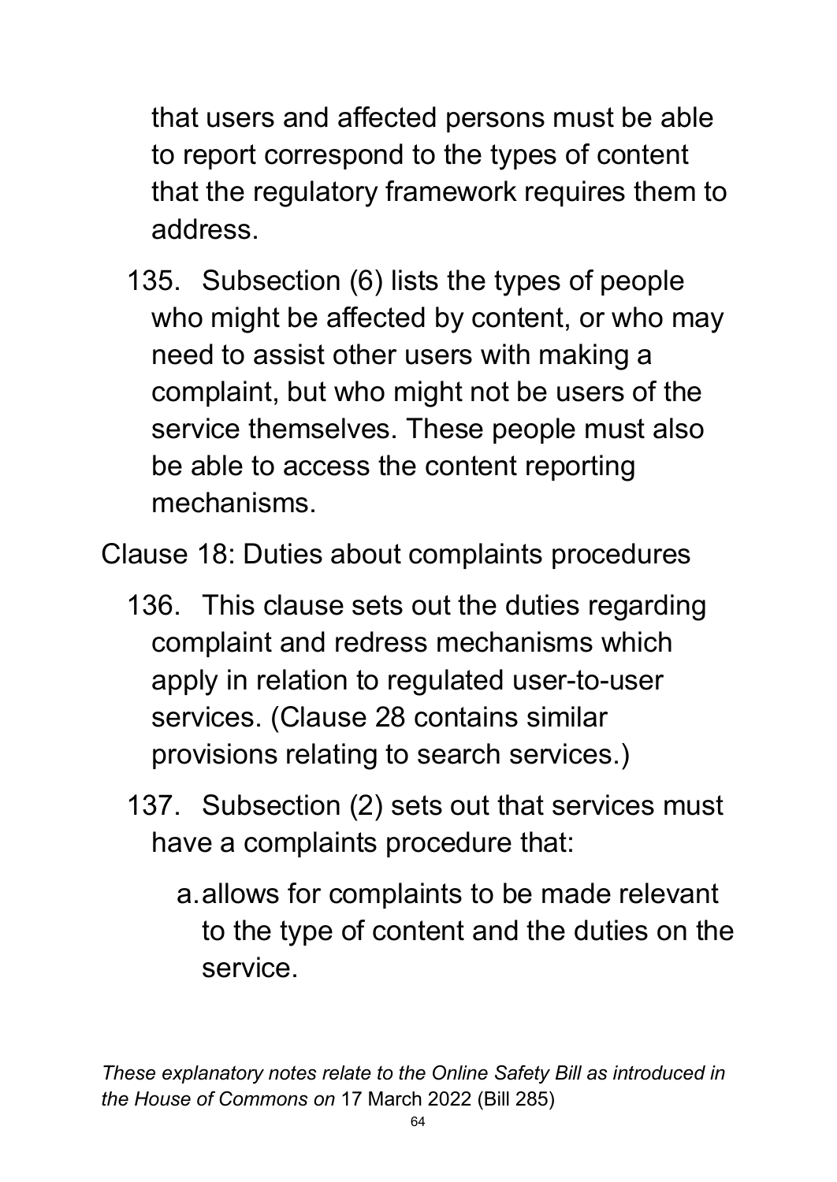that users and affected persons must be able to report correspond to the types of content that the regulatory framework requires them to address.

135. Subsection (6) lists the types of people who might be affected by content, or who may need to assist other users with making a complaint, but who might not be users of the service themselves. These people must also be able to access the content reporting mechanisms.

Clause 18: Duties about complaints procedures

136. This clause sets out the duties regarding complaint and redress mechanisms which apply in relation to regulated user-to-user services. (Clause 28 contains similar provisions relating to search services.)

137. Subsection (2) sets out that services must have a complaints procedure that:

   a. allows for complaints to be made relevant to the type of content and the duties on the service.

*These explanatory notes relate to the Online Safety Bill as introduced in the House of Commons on* 17 March 2022 (Bill 285)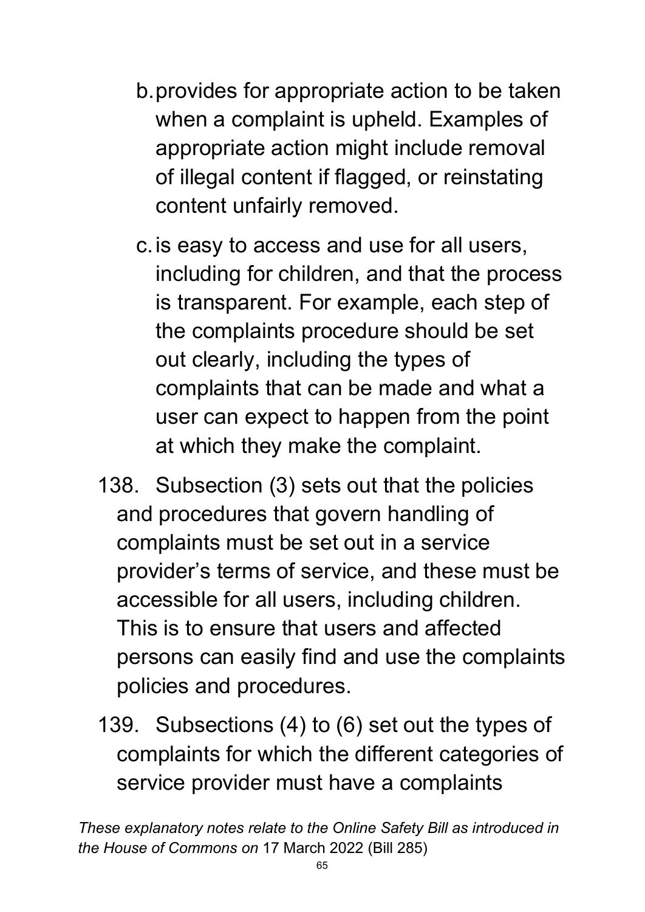b. provides for appropriate action to be taken when a complaint is upheld. Examples of appropriate action might include removal of illegal content if flagged, or reinstating content unfairly removed.

c. is easy to access and use for all users, including for children, and that the process is transparent. For example, each step of the complaints procedure should be set out clearly, including the types of complaints that can be made and what a user can expect to happen from the point at which they make the complaint.

138. Subsection (3) sets out that the policies and procedures that govern handling of complaints must be set out in a service provider's terms of service, and these must be accessible for all users, including children. This is to ensure that users and affected persons can easily find and use the complaints policies and procedures.

139. Subsections (4) to (6) set out the types of complaints for which the different categories of service provider must have a complaints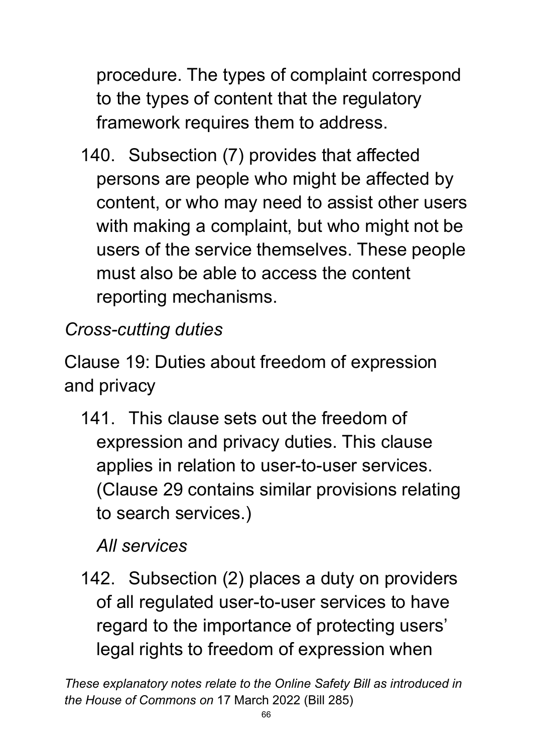procedure. The types of complaint correspond to the types of content that the regulatory framework requires them to address.

140. Subsection (7) provides that affected persons are people who might be affected by content, or who may need to assist other users with making a complaint, but who might not be users of the service themselves. These people must also be able to access the content reporting mechanisms.

*Cross-cutting duties*

Clause 19: Duties about freedom of expression and privacy

141. This clause sets out the freedom of expression and privacy duties. This clause applies in relation to user-to-user services. (Clause 29 contains similar provisions relating to search services.)

*All services*

142. Subsection (2) places a duty on providers of all regulated user-to-user services to have regard to the importance of protecting users' legal rights to freedom of expression when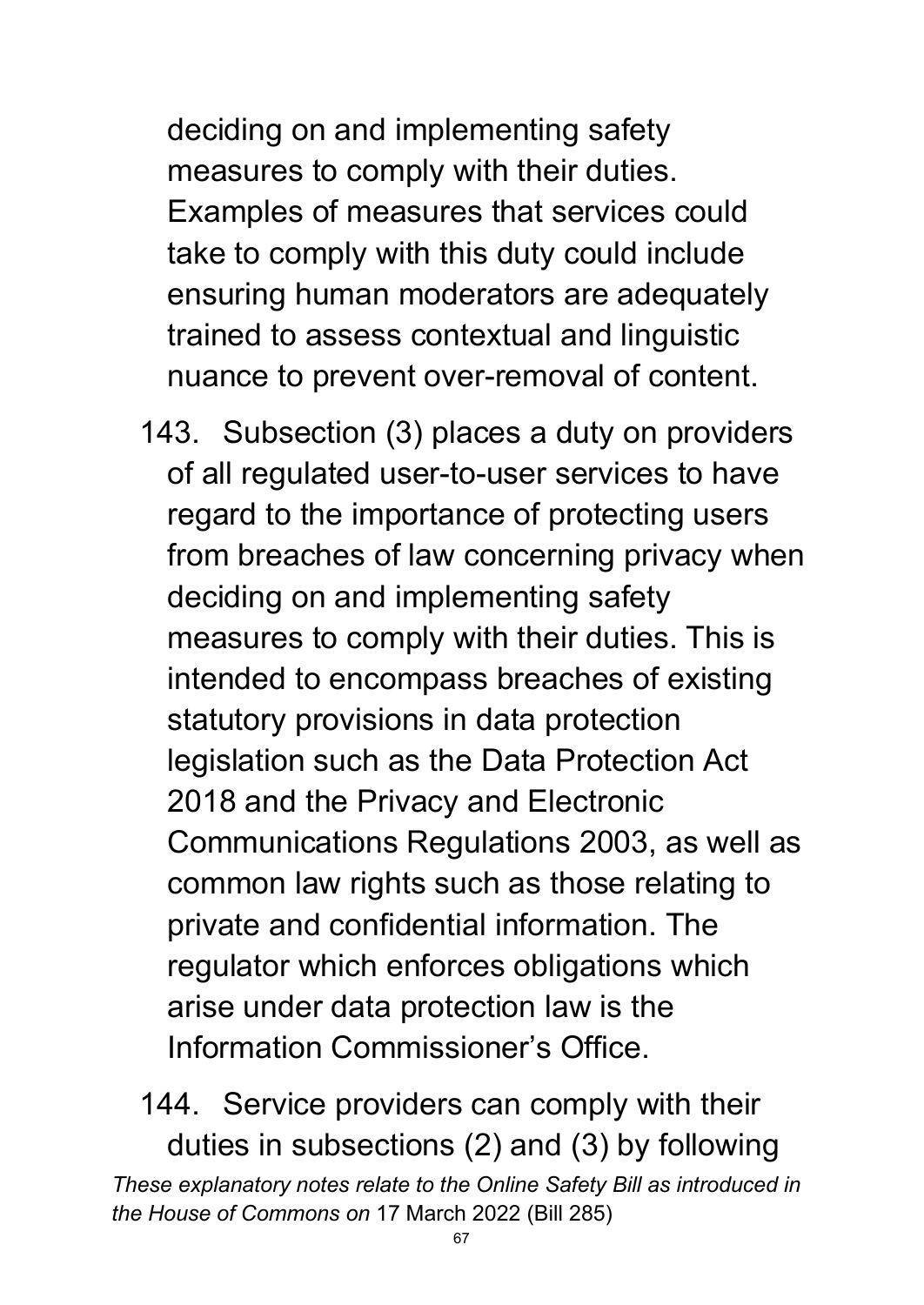deciding on and implementing safety measures to comply with their duties. Examples of measures that services could take to comply with this duty could include ensuring human moderators are adequately trained to assess contextual and linguistic nuance to prevent over-removal of content.

143. Subsection (3) places a duty on providers of all regulated user-to-user services to have regard to the importance of protecting users from breaches of law concerning privacy when deciding on and implementing safety measures to comply with their duties. This is intended to encompass breaches of existing statutory provisions in data protection legislation such as the Data Protection Act 2018 and the Privacy and Electronic Communications Regulations 2003, as well as common law rights such as those relating to private and confidential information. The regulator which enforces obligations which arise under data protection law is the Information Commissioner's Office.

144. Service providers can comply with their duties in subsections (2) and (3) by following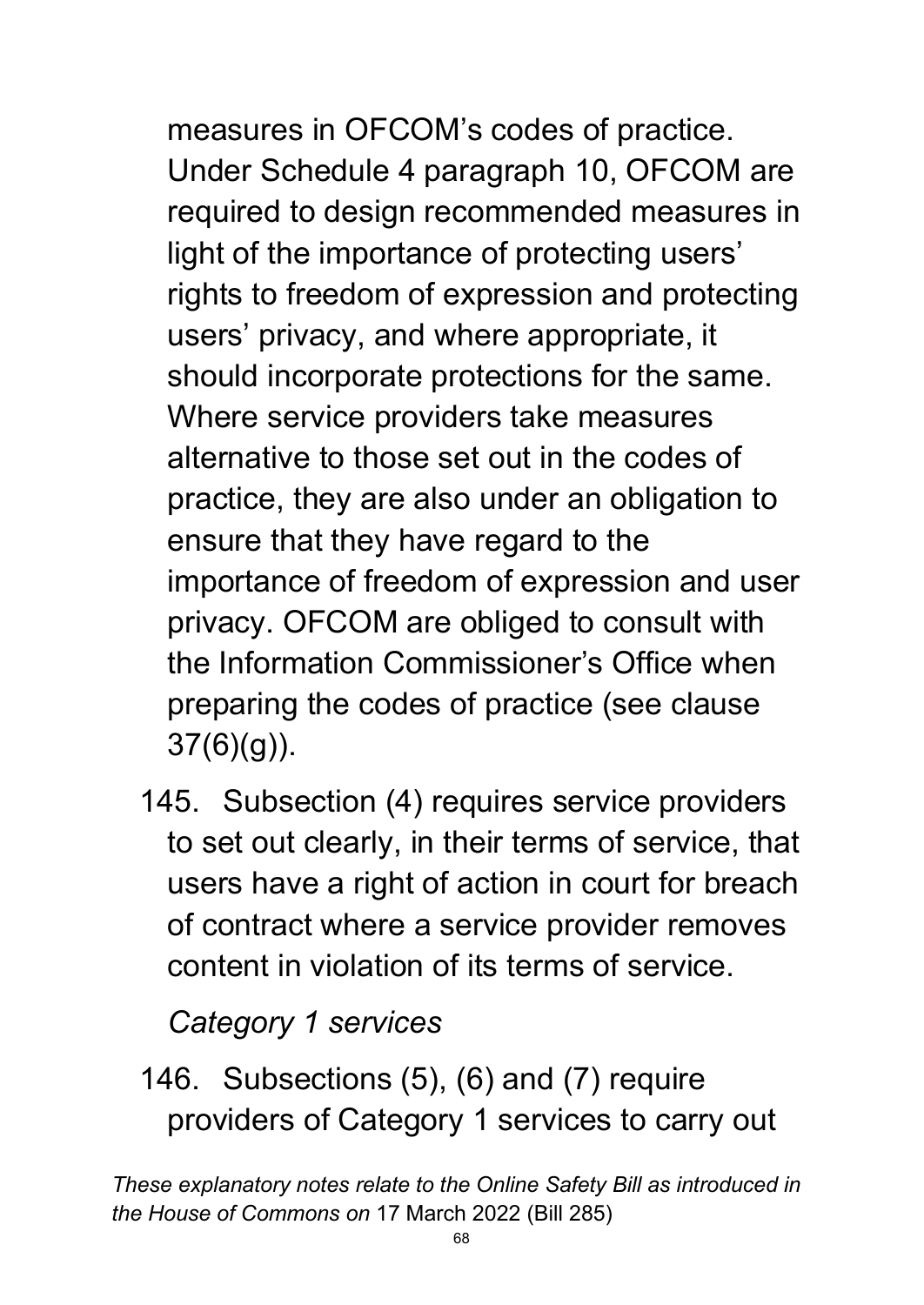measures in OFCOM's codes of practice. Under Schedule 4 paragraph 10, OFCOM are required to design recommended measures in light of the importance of protecting users' rights to freedom of expression and protecting users' privacy, and where appropriate, it should incorporate protections for the same. Where service providers take measures alternative to those set out in the codes of practice, they are also under an obligation to ensure that they have regard to the importance of freedom of expression and user privacy. OFCOM are obliged to consult with the Information Commissioner's Office when preparing the codes of practice (see clause 37(6)(g)).

145. Subsection (4) requires service providers to set out clearly, in their terms of service, that users have a right of action in court for breach of contract where a service provider removes content in violation of its terms of service.

*Category 1 services*

146. Subsections (5), (6) and (7) require providers of Category 1 services to carry out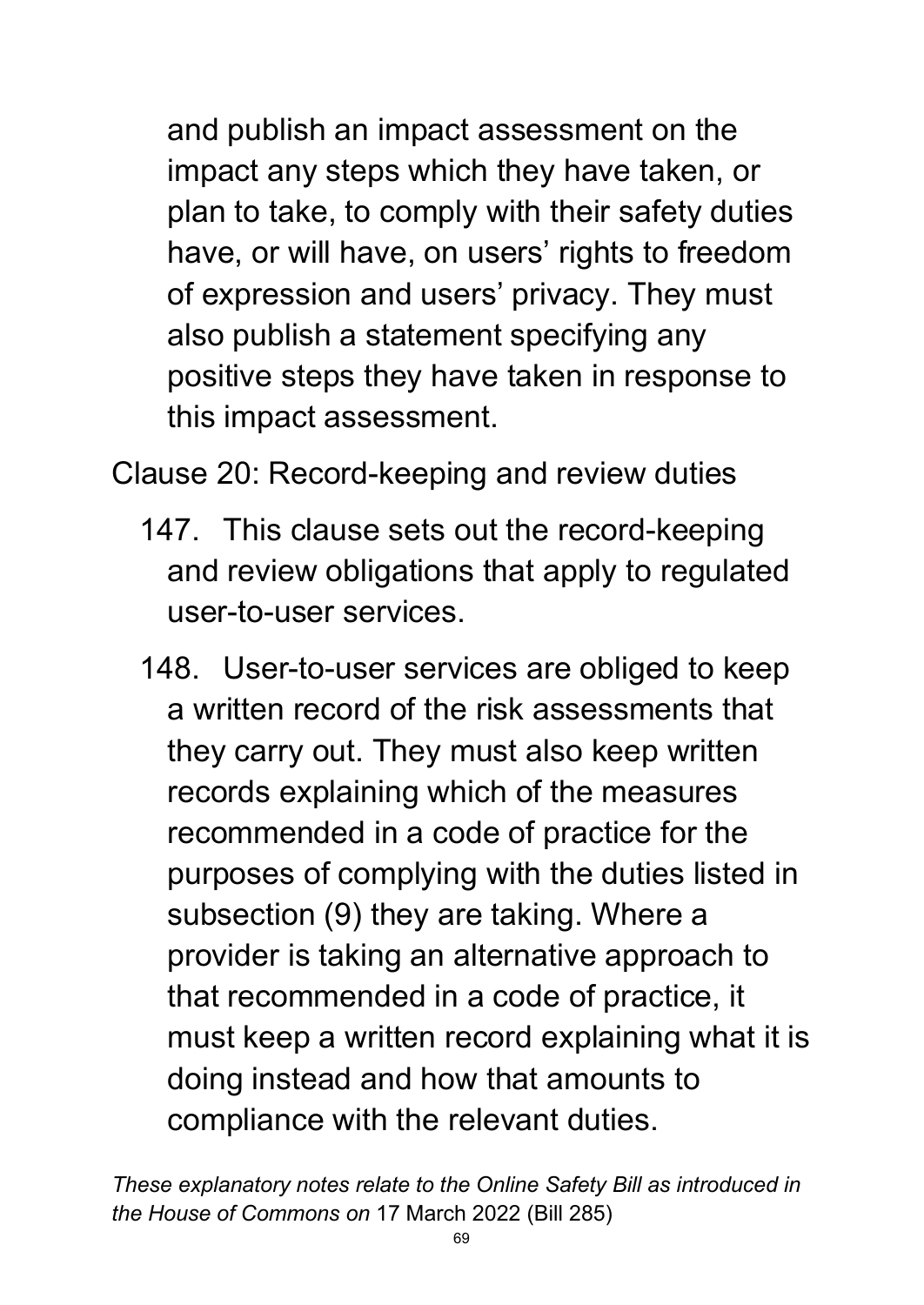and publish an impact assessment on the impact any steps which they have taken, or plan to take, to comply with their safety duties have, or will have, on users' rights to freedom of expression and users' privacy. They must also publish a statement specifying any positive steps they have taken in response to this impact assessment.

Clause 20: Record-keeping and review duties

147. This clause sets out the record-keeping and review obligations that apply to regulated user-to-user services.

148. User-to-user services are obliged to keep a written record of the risk assessments that they carry out. They must also keep written records explaining which of the measures recommended in a code of practice for the purposes of complying with the duties listed in subsection (9) they are taking. Where a provider is taking an alternative approach to that recommended in a code of practice, it must keep a written record explaining what it is doing instead and how that amounts to compliance with the relevant duties.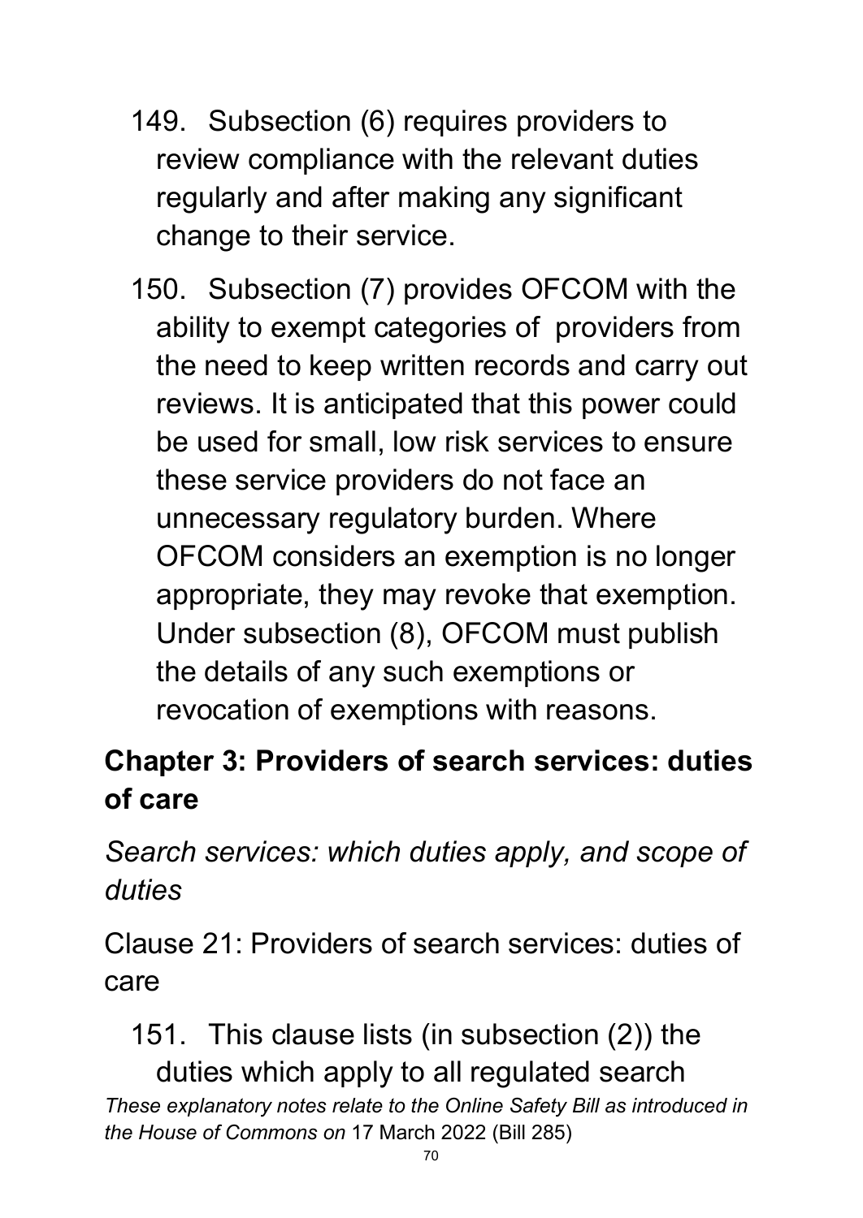149. Subsection (6) requires providers to review compliance with the relevant duties regularly and after making any significant change to their service.

150. Subsection (7) provides OFCOM with the ability to exempt categories of providers from the need to keep written records and carry out reviews. It is anticipated that this power could be used for small, low risk services to ensure these service providers do not face an unnecessary regulatory burden. Where OFCOM considers an exemption is no longer appropriate, they may revoke that exemption. Under subsection (8), OFCOM must publish the details of any such exemptions or revocation of exemptions with reasons.

## Chapter 3: Providers of search services: duties of care

*Search services: which duties apply, and scope of duties*

Clause 21: Providers of search services: duties of care

151. This clause lists (in subsection (2)) the duties which apply to all regulated search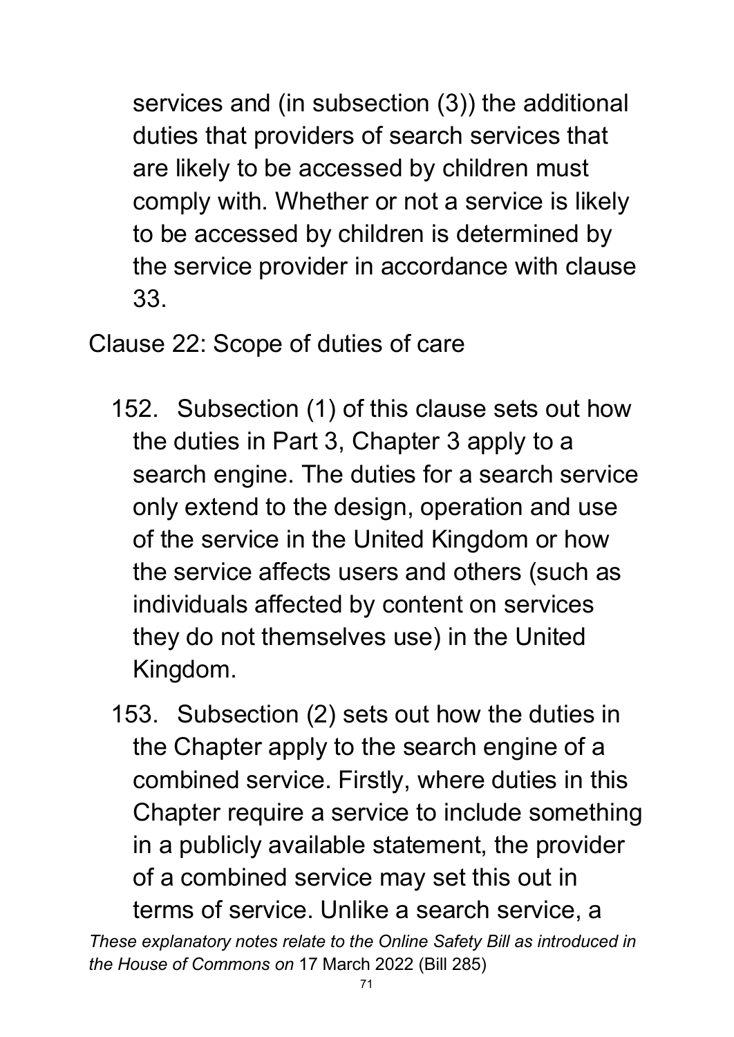services and (in subsection (3)) the additional duties that providers of search services that are likely to be accessed by children must comply with. Whether or not a service is likely to be accessed by children is determined by the service provider in accordance with clause 33.

Clause 22: Scope of duties of care

152. Subsection (1) of this clause sets out how the duties in Part 3, Chapter 3 apply to a search engine. The duties for a search service only extend to the design, operation and use of the service in the United Kingdom or how the service affects users and others (such as individuals affected by content on services they do not themselves use) in the United Kingdom.

153. Subsection (2) sets out how the duties in the Chapter apply to the search engine of a combined service. Firstly, where duties in this Chapter require a service to include something in a publicly available statement, the provider of a combined service may set this out in terms of service. Unlike a search service, a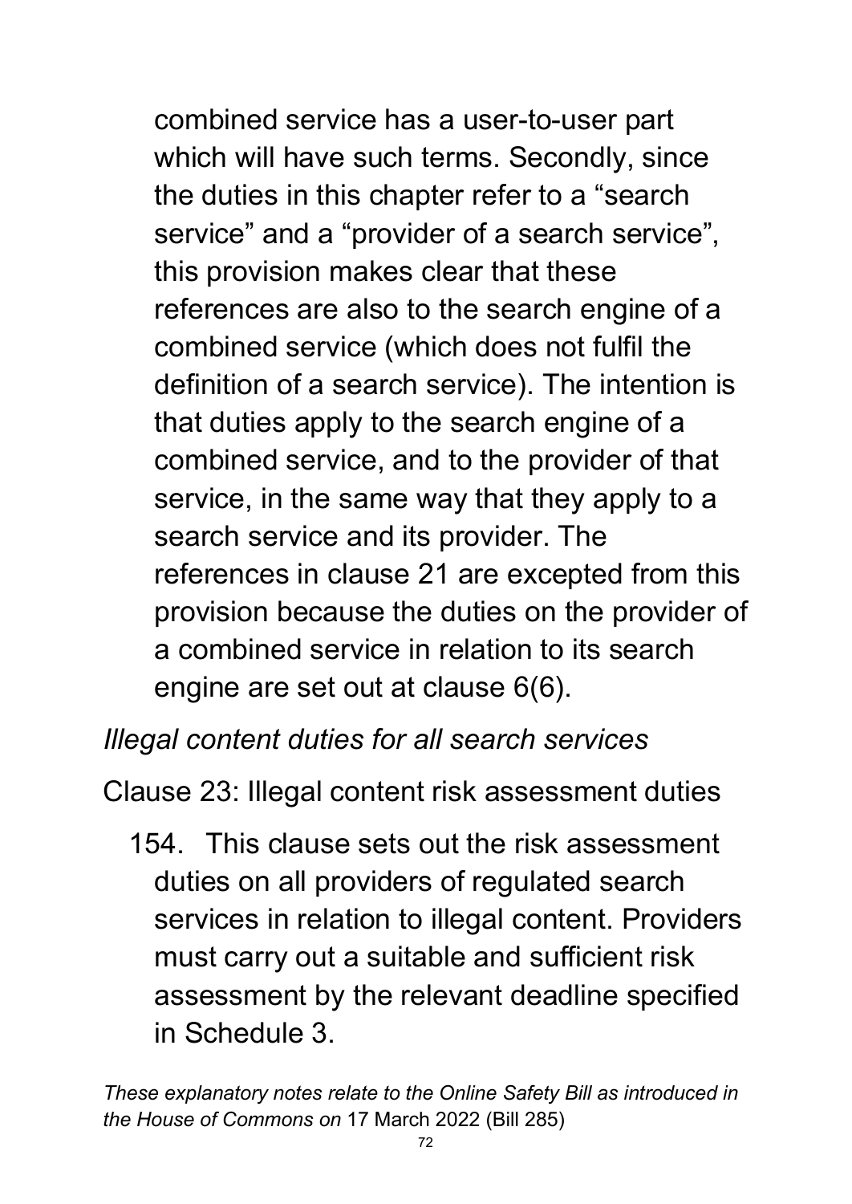combined service has a user-to-user part which will have such terms. Secondly, since the duties in this chapter refer to a "search service" and a "provider of a search service", this provision makes clear that these references are also to the search engine of a combined service (which does not fulfil the definition of a search service). The intention is that duties apply to the search engine of a combined service, and to the provider of that service, in the same way that they apply to a search service and its provider. The references in clause 21 are excepted from this provision because the duties on the provider of a combined service in relation to its search engine are set out at clause 6(6).

*Illegal content duties for all search services*

Clause 23: Illegal content risk assessment duties

154. This clause sets out the risk assessment duties on all providers of regulated search services in relation to illegal content. Providers must carry out a suitable and sufficient risk assessment by the relevant deadline specified in Schedule 3.

*These explanatory notes relate to the Online Safety Bill as introduced in the House of Commons on* 17 March 2022 (Bill 285)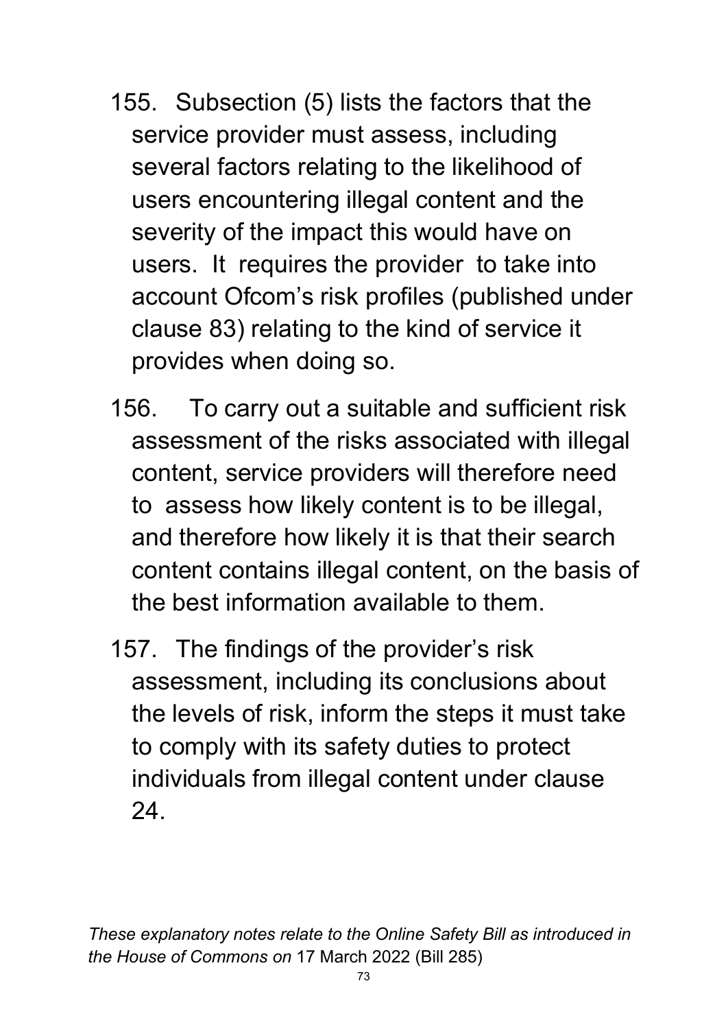155. Subsection (5) lists the factors that the service provider must assess, including several factors relating to the likelihood of users encountering illegal content and the severity of the impact this would have on users. It requires the provider to take into account Ofcom's risk profiles (published under clause 83) relating to the kind of service it provides when doing so.

156. To carry out a suitable and sufficient risk assessment of the risks associated with illegal content, service providers will therefore need to assess how likely content is to be illegal, and therefore how likely it is that their search content contains illegal content, on the basis of the best information available to them.

157. The findings of the provider's risk assessment, including its conclusions about the levels of risk, inform the steps it must take to comply with its safety duties to protect individuals from illegal content under clause 24.

*These explanatory notes relate to the Online Safety Bill as introduced in the House of Commons on* 17 March 2022 (Bill 285)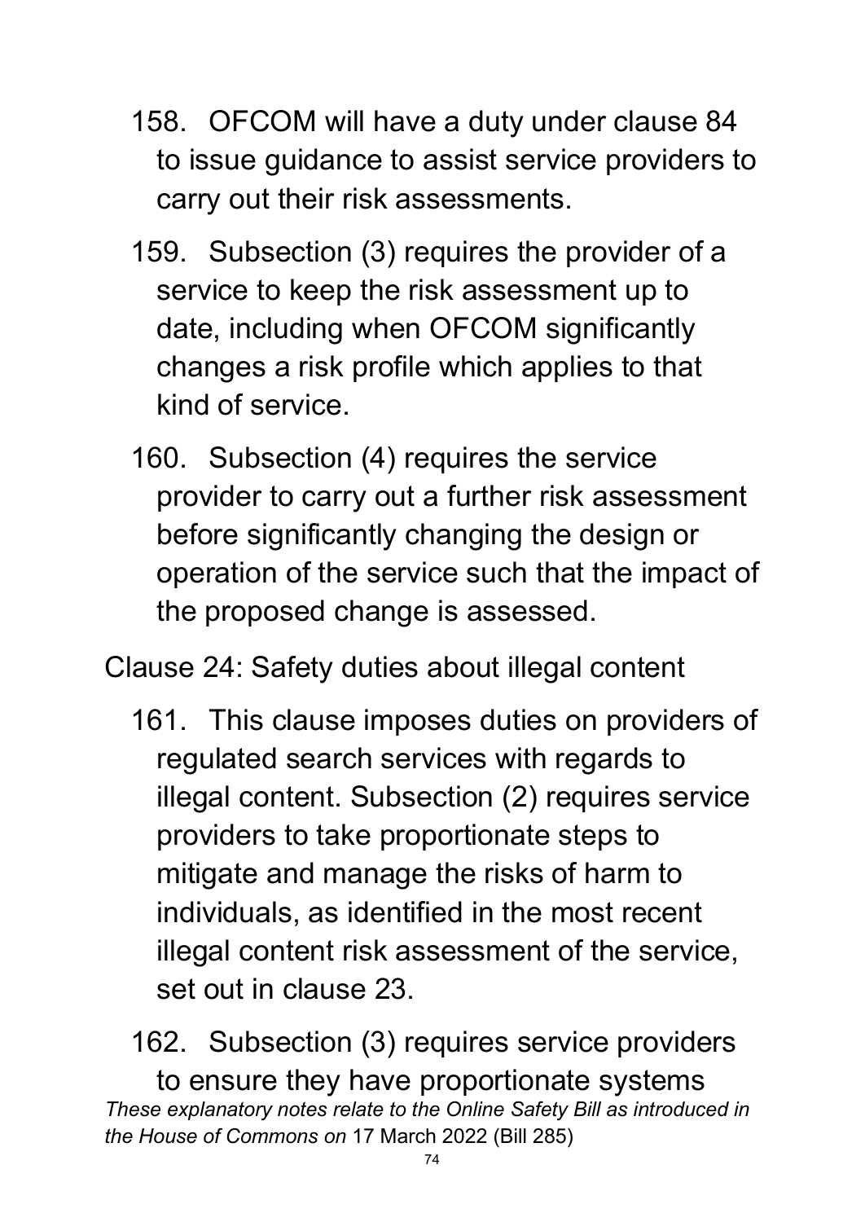158. OFCOM will have a duty under clause 84 to issue guidance to assist service providers to carry out their risk assessments.

159. Subsection (3) requires the provider of a service to keep the risk assessment up to date, including when OFCOM significantly changes a risk profile which applies to that kind of service.

160. Subsection (4) requires the service provider to carry out a further risk assessment before significantly changing the design or operation of the service such that the impact of the proposed change is assessed.

Clause 24: Safety duties about illegal content

161. This clause imposes duties on providers of regulated search services with regards to illegal content. Subsection (2) requires service providers to take proportionate steps to mitigate and manage the risks of harm to individuals, as identified in the most recent illegal content risk assessment of the service, set out in clause 23.

162. Subsection (3) requires service providers to ensure they have proportionate systems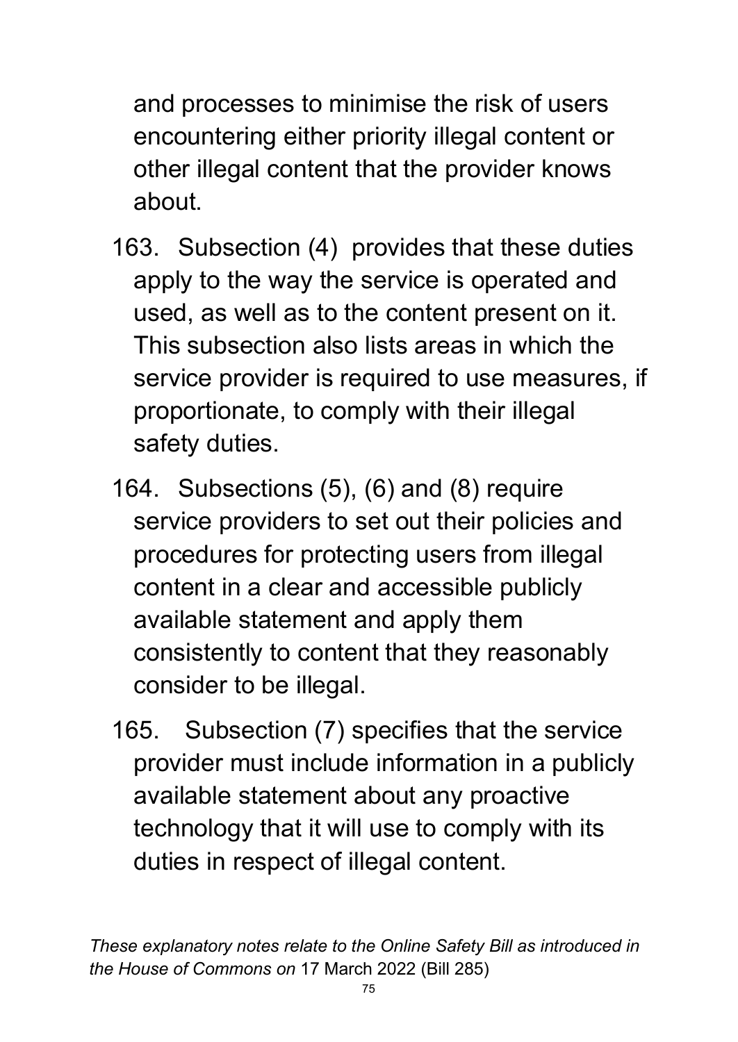and processes to minimise the risk of users encountering either priority illegal content or other illegal content that the provider knows about.

163. Subsection (4) provides that these duties apply to the way the service is operated and used, as well as to the content present on it. This subsection also lists areas in which the service provider is required to use measures, if proportionate, to comply with their illegal safety duties.

164. Subsections (5), (6) and (8) require service providers to set out their policies and procedures for protecting users from illegal content in a clear and accessible publicly available statement and apply them consistently to content that they reasonably consider to be illegal.

165. Subsection (7) specifies that the service provider must include information in a publicly available statement about any proactive technology that it will use to comply with its duties in respect of illegal content.

*These explanatory notes relate to the Online Safety Bill as introduced in the House of Commons on* 17 March 2022 (Bill 285)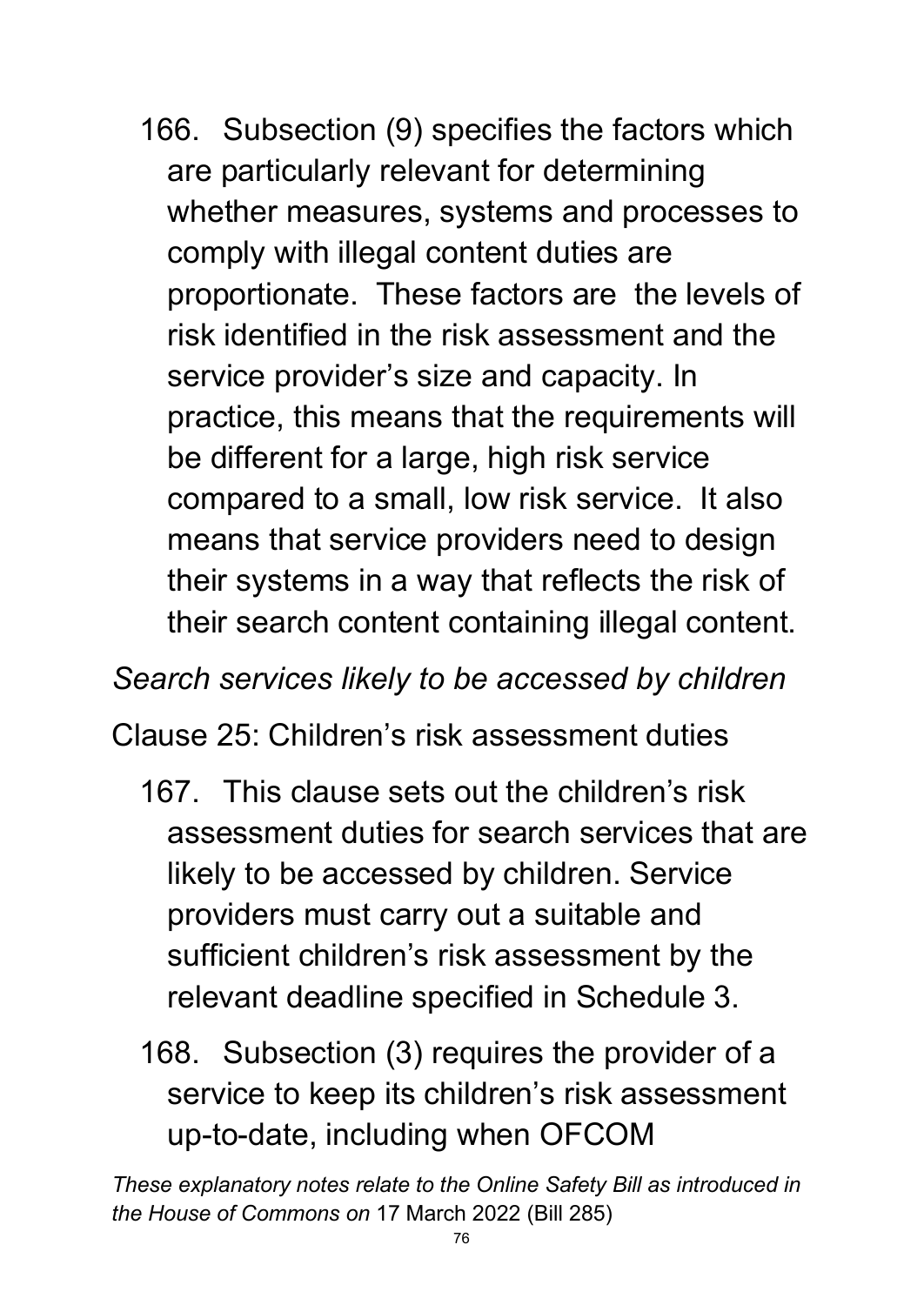166. Subsection (9) specifies the factors which are particularly relevant for determining whether measures, systems and processes to comply with illegal content duties are proportionate. These factors are the levels of risk identified in the risk assessment and the service provider's size and capacity. In practice, this means that the requirements will be different for a large, high risk service compared to a small, low risk service. It also means that service providers need to design their systems in a way that reflects the risk of their search content containing illegal content.

*Search services likely to be accessed by children*

Clause 25: Children's risk assessment duties

167. This clause sets out the children's risk assessment duties for search services that are likely to be accessed by children. Service providers must carry out a suitable and sufficient children's risk assessment by the relevant deadline specified in Schedule 3.

168. Subsection (3) requires the provider of a service to keep its children's risk assessment up-to-date, including when OFCOM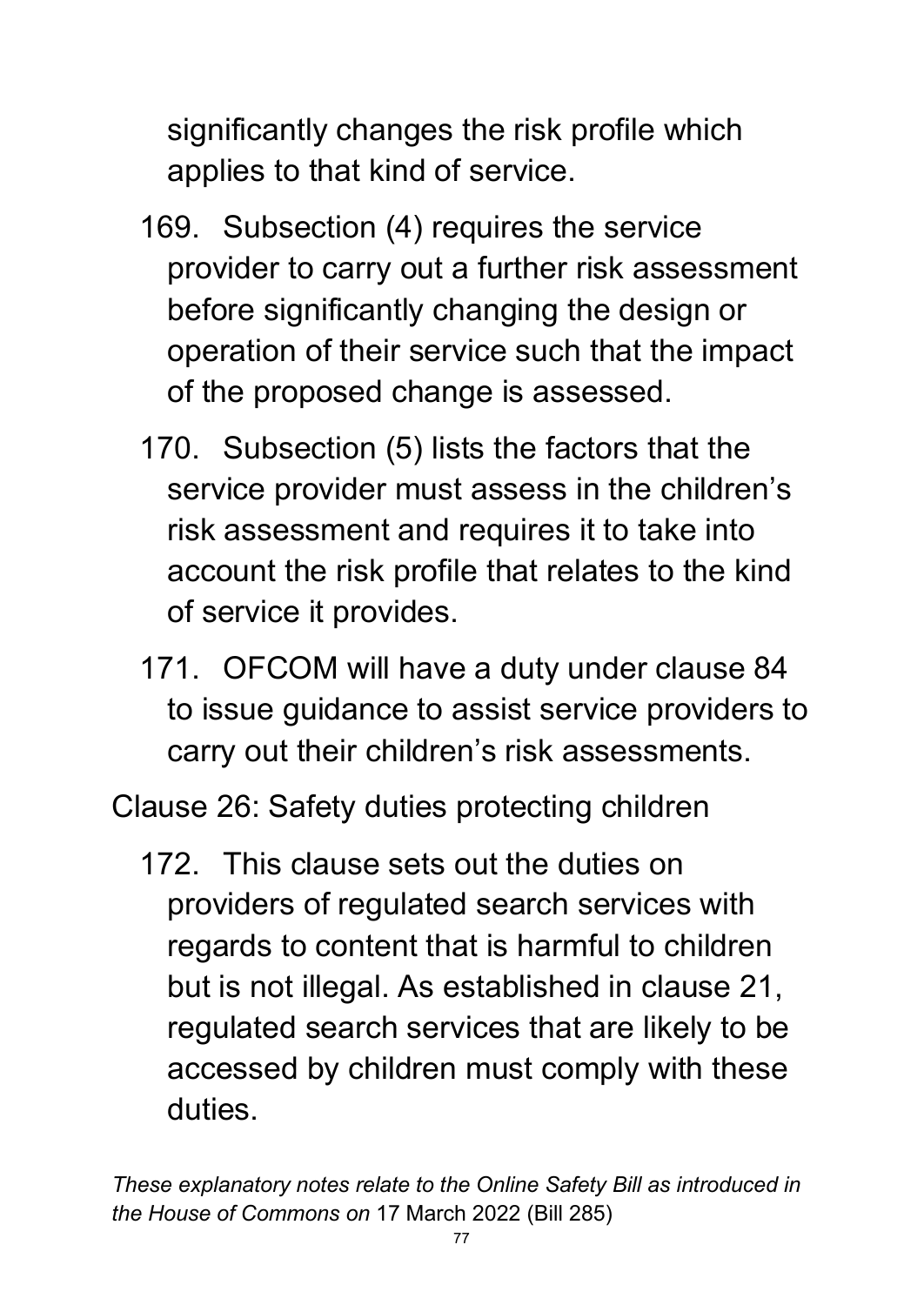significantly changes the risk profile which applies to that kind of service.

169. Subsection (4) requires the service provider to carry out a further risk assessment before significantly changing the design or operation of their service such that the impact of the proposed change is assessed.

170. Subsection (5) lists the factors that the service provider must assess in the children's risk assessment and requires it to take into account the risk profile that relates to the kind of service it provides.

171. OFCOM will have a duty under clause 84 to issue guidance to assist service providers to carry out their children's risk assessments.

Clause 26: Safety duties protecting children

172. This clause sets out the duties on providers of regulated search services with regards to content that is harmful to children but is not illegal. As established in clause 21, regulated search services that are likely to be accessed by children must comply with these duties.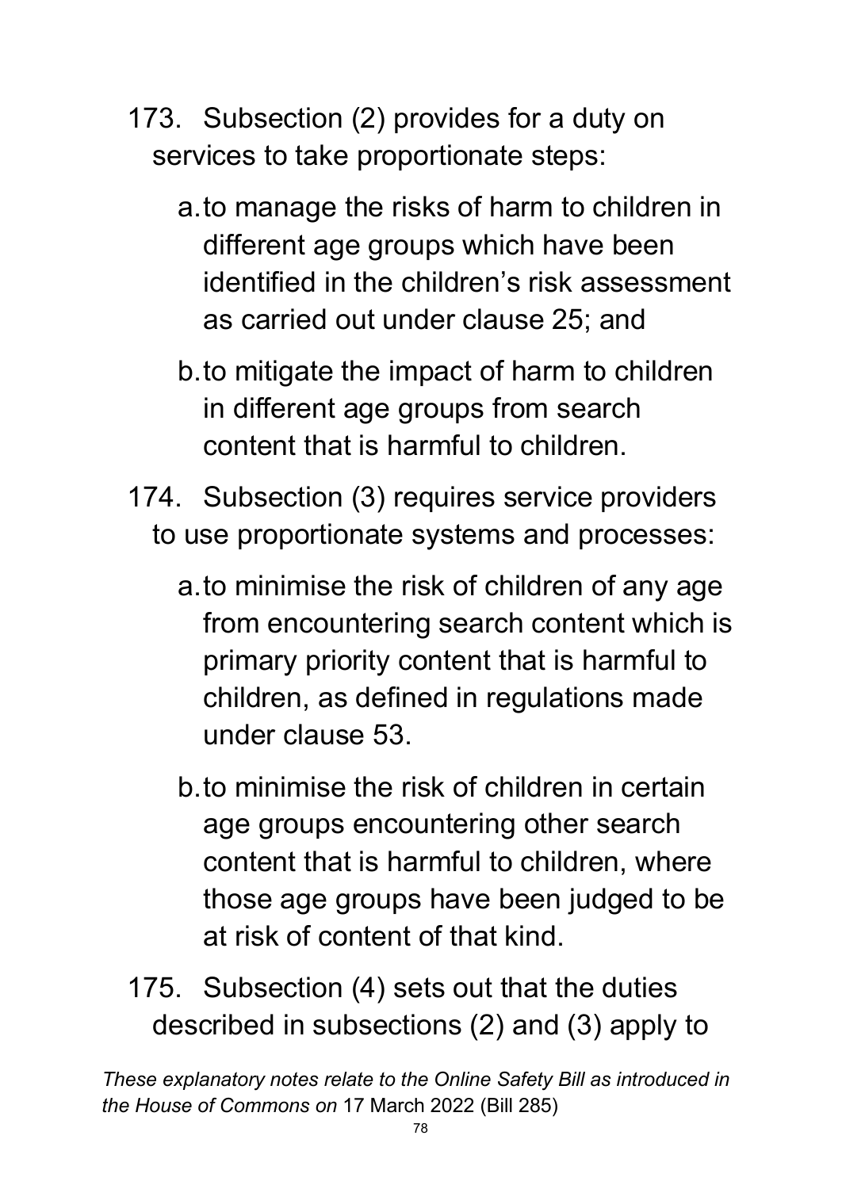173. Subsection (2) provides for a duty on services to take proportionate steps:

    a. to manage the risks of harm to children in different age groups which have been identified in the children's risk assessment as carried out under clause 25; and

    b. to mitigate the impact of harm to children in different age groups from search content that is harmful to children.

174. Subsection (3) requires service providers to use proportionate systems and processes:

    a. to minimise the risk of children of any age from encountering search content which is primary priority content that is harmful to children, as defined in regulations made under clause 53.

    b. to minimise the risk of children in certain age groups encountering other search content that is harmful to children, where those age groups have been judged to be at risk of content of that kind.

175. Subsection (4) sets out that the duties described in subsections (2) and (3) apply to

*These explanatory notes relate to the Online Safety Bill as introduced in the House of Commons on* 17 March 2022 (Bill 285)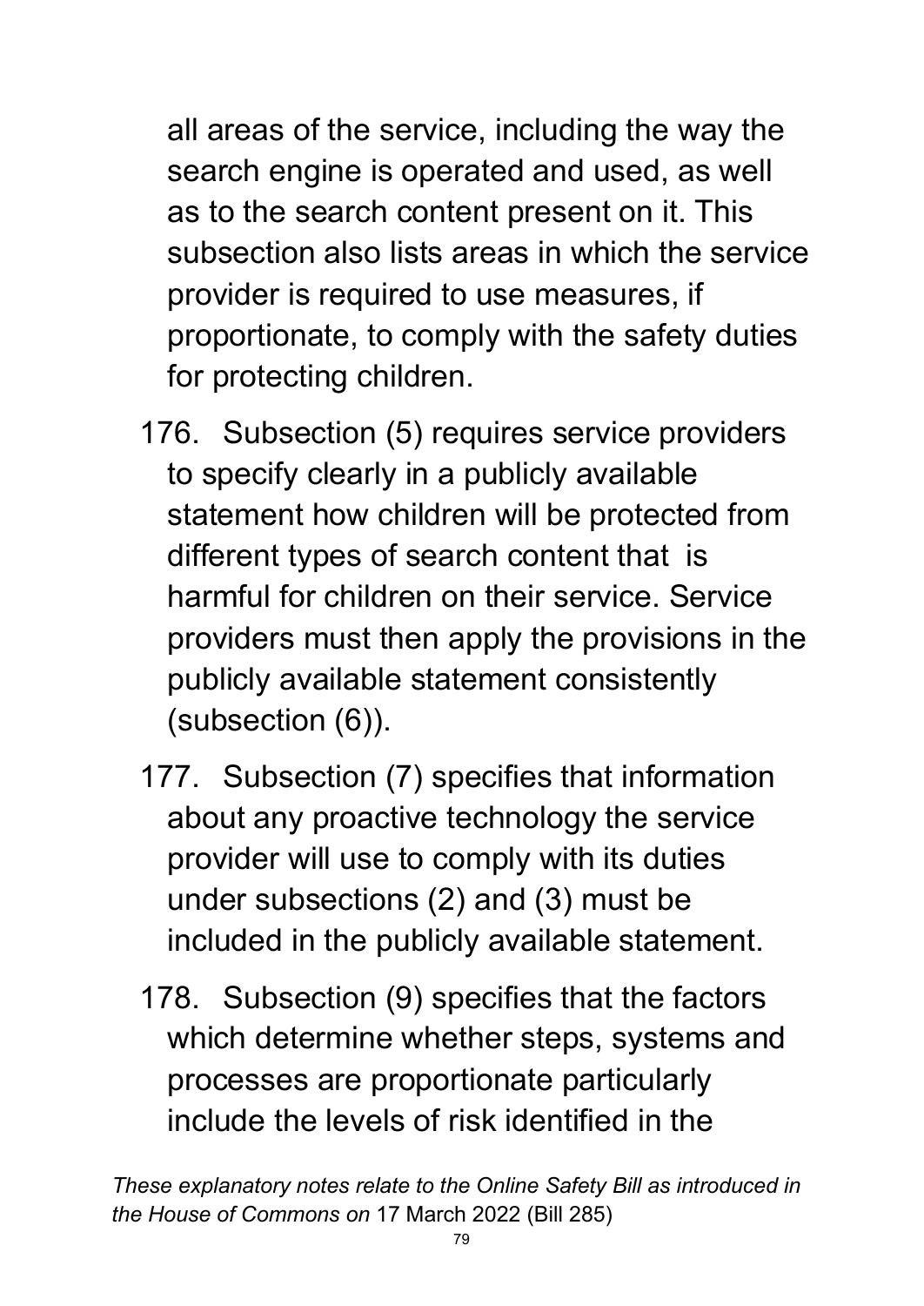all areas of the service, including the way the search engine is operated and used, as well as to the search content present on it. This subsection also lists areas in which the service provider is required to use measures, if proportionate, to comply with the safety duties for protecting children.

176. Subsection (5) requires service providers to specify clearly in a publicly available statement how children will be protected from different types of search content that is harmful for children on their service. Service providers must then apply the provisions in the publicly available statement consistently (subsection (6)).

177. Subsection (7) specifies that information about any proactive technology the service provider will use to comply with its duties under subsections (2) and (3) must be included in the publicly available statement.

178. Subsection (9) specifies that the factors which determine whether steps, systems and processes are proportionate particularly include the levels of risk identified in the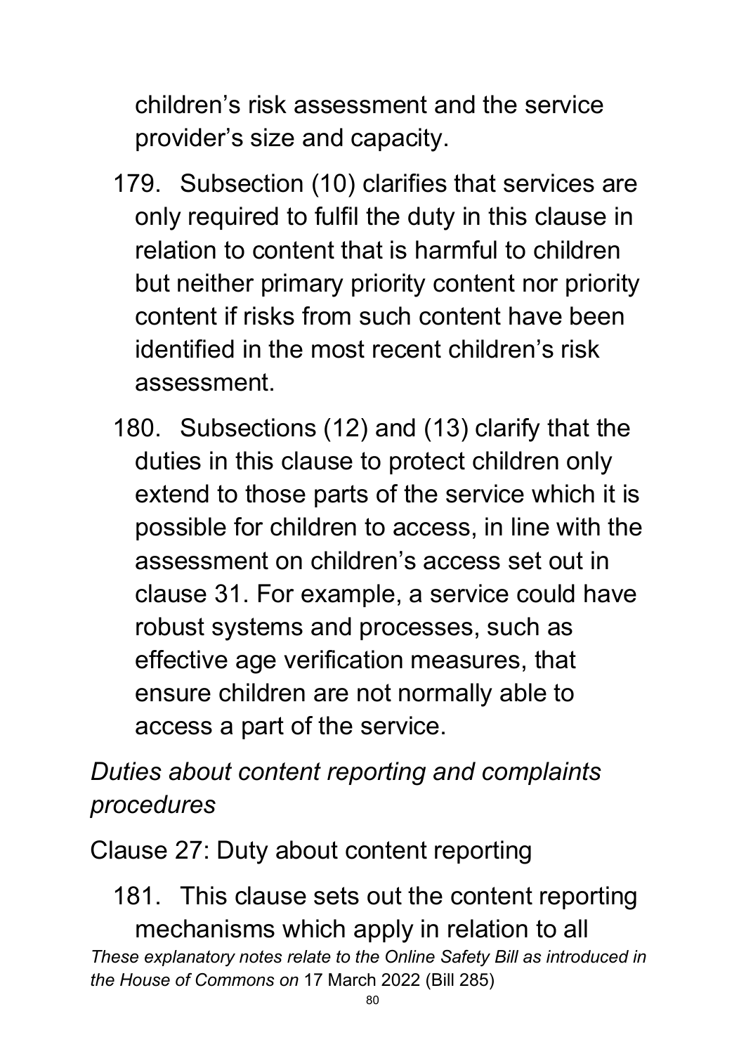children's risk assessment and the service provider's size and capacity.

179. Subsection (10) clarifies that services are only required to fulfil the duty in this clause in relation to content that is harmful to children but neither primary priority content nor priority content if risks from such content have been identified in the most recent children's risk assessment.

180. Subsections (12) and (13) clarify that the duties in this clause to protect children only extend to those parts of the service which it is possible for children to access, in line with the assessment on children's access set out in clause 31. For example, a service could have robust systems and processes, such as effective age verification measures, that ensure children are not normally able to access a part of the service.

*Duties about content reporting and complaints procedures*

Clause 27: Duty about content reporting

181. This clause sets out the content reporting mechanisms which apply in relation to all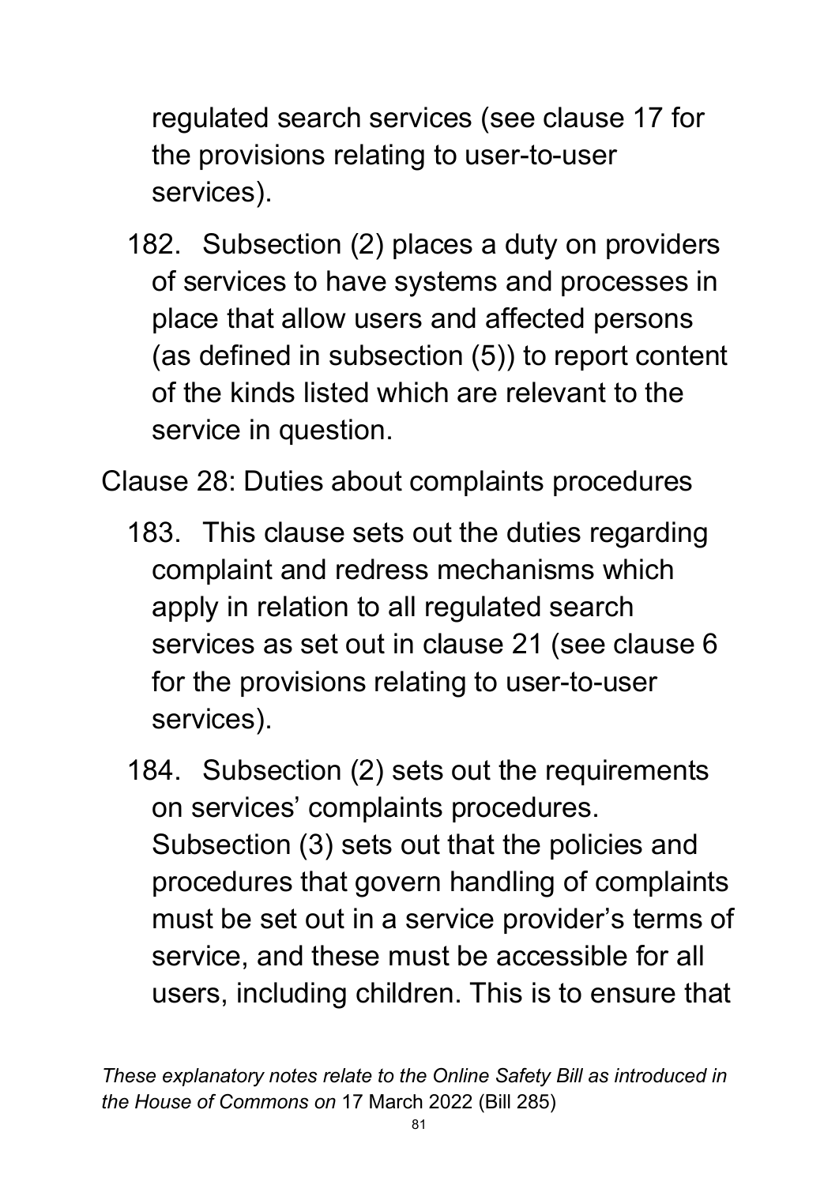regulated search services (see clause 17 for the provisions relating to user-to-user services).

182. Subsection (2) places a duty on providers of services to have systems and processes in place that allow users and affected persons (as defined in subsection (5)) to report content of the kinds listed which are relevant to the service in question.

Clause 28: Duties about complaints procedures

183. This clause sets out the duties regarding complaint and redress mechanisms which apply in relation to all regulated search services as set out in clause 21 (see clause 6 for the provisions relating to user-to-user services).

184. Subsection (2) sets out the requirements on services' complaints procedures. Subsection (3) sets out that the policies and procedures that govern handling of complaints must be set out in a service provider's terms of service, and these must be accessible for all users, including children. This is to ensure that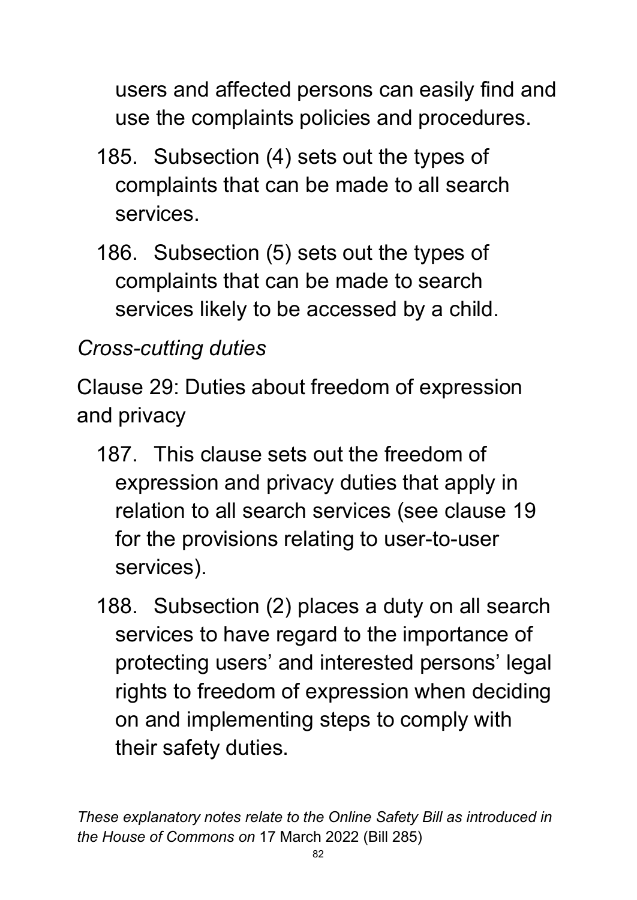users and affected persons can easily find and use the complaints policies and procedures.

185. Subsection (4) sets out the types of complaints that can be made to all search services.

186. Subsection (5) sets out the types of complaints that can be made to search services likely to be accessed by a child.

*Cross-cutting duties*

Clause 29: Duties about freedom of expression and privacy

187. This clause sets out the freedom of expression and privacy duties that apply in relation to all search services (see clause 19 for the provisions relating to user-to-user services).

188. Subsection (2) places a duty on all search services to have regard to the importance of protecting users' and interested persons' legal rights to freedom of expression when deciding on and implementing steps to comply with their safety duties.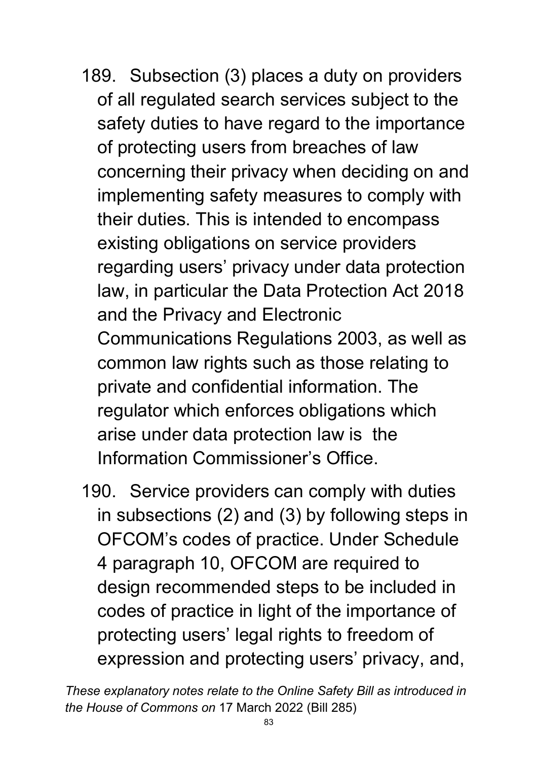189. Subsection (3) places a duty on providers of all regulated search services subject to the safety duties to have regard to the importance of protecting users from breaches of law concerning their privacy when deciding on and implementing safety measures to comply with their duties. This is intended to encompass existing obligations on service providers regarding users' privacy under data protection law, in particular the Data Protection Act 2018 and the Privacy and Electronic Communications Regulations 2003, as well as common law rights such as those relating to private and confidential information. The regulator which enforces obligations which arise under data protection law is the Information Commissioner's Office.

190. Service providers can comply with duties in subsections (2) and (3) by following steps in OFCOM's codes of practice. Under Schedule 4 paragraph 10, OFCOM are required to design recommended steps to be included in codes of practice in light of the importance of protecting users' legal rights to freedom of expression and protecting users' privacy, and,

*These explanatory notes relate to the Online Safety Bill as introduced in the House of Commons on* 17 March 2022 (Bill 285)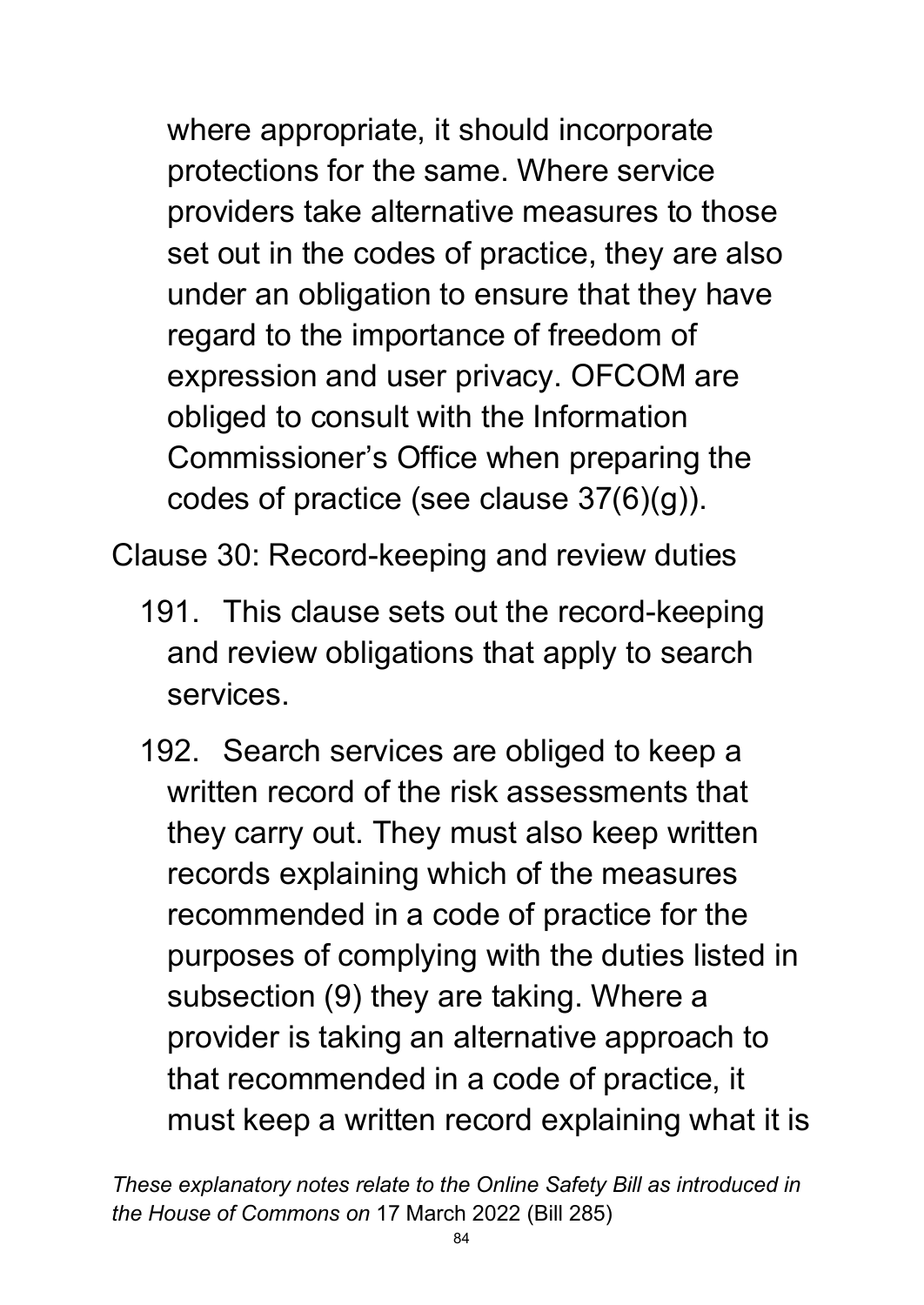where appropriate, it should incorporate protections for the same. Where service providers take alternative measures to those set out in the codes of practice, they are also under an obligation to ensure that they have regard to the importance of freedom of expression and user privacy. OFCOM are obliged to consult with the Information Commissioner's Office when preparing the codes of practice (see clause 37(6)(g)).

Clause 30: Record-keeping and review duties

191. This clause sets out the record-keeping and review obligations that apply to search services.

192. Search services are obliged to keep a written record of the risk assessments that they carry out. They must also keep written records explaining which of the measures recommended in a code of practice for the purposes of complying with the duties listed in subsection (9) they are taking. Where a provider is taking an alternative approach to that recommended in a code of practice, it must keep a written record explaining what it is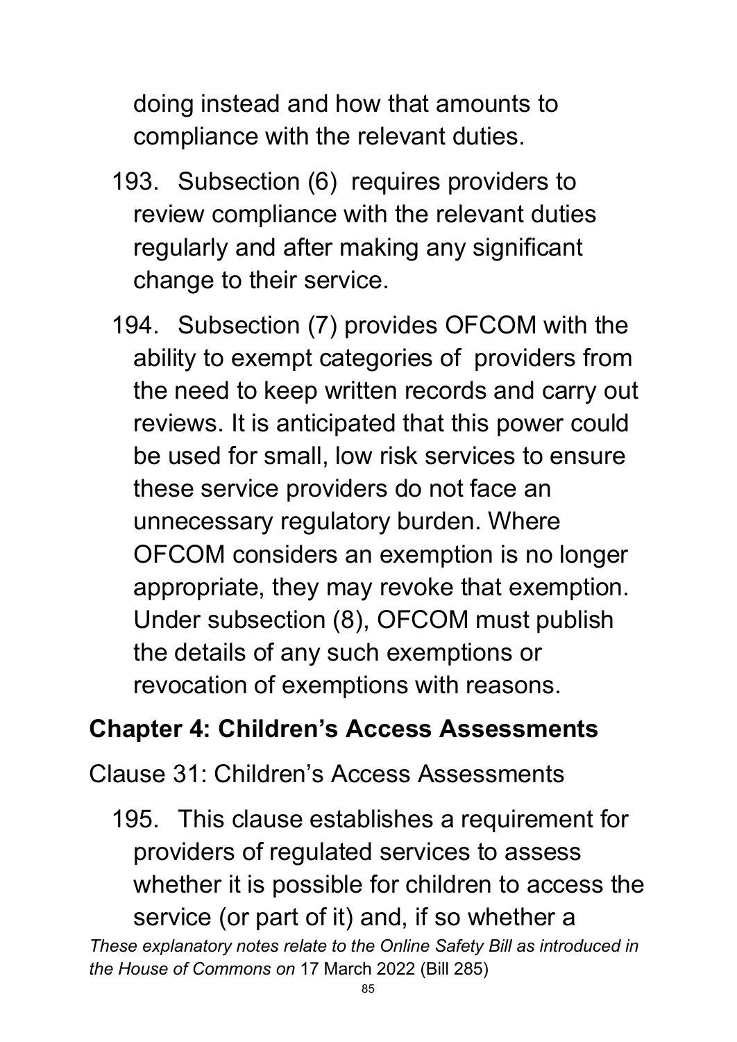doing instead and how that amounts to compliance with the relevant duties.

193. Subsection (6) requires providers to review compliance with the relevant duties regularly and after making any significant change to their service.

194. Subsection (7) provides OFCOM with the ability to exempt categories of providers from the need to keep written records and carry out reviews. It is anticipated that this power could be used for small, low risk services to ensure these service providers do not face an unnecessary regulatory burden. Where OFCOM considers an exemption is no longer appropriate, they may revoke that exemption. Under subsection (8), OFCOM must publish the details of any such exemptions or revocation of exemptions with reasons.

## Chapter 4: Children's Access Assessments

Clause 31: Children's Access Assessments

195. This clause establishes a requirement for providers of regulated services to assess whether it is possible for children to access the service (or part of it) and, if so whether a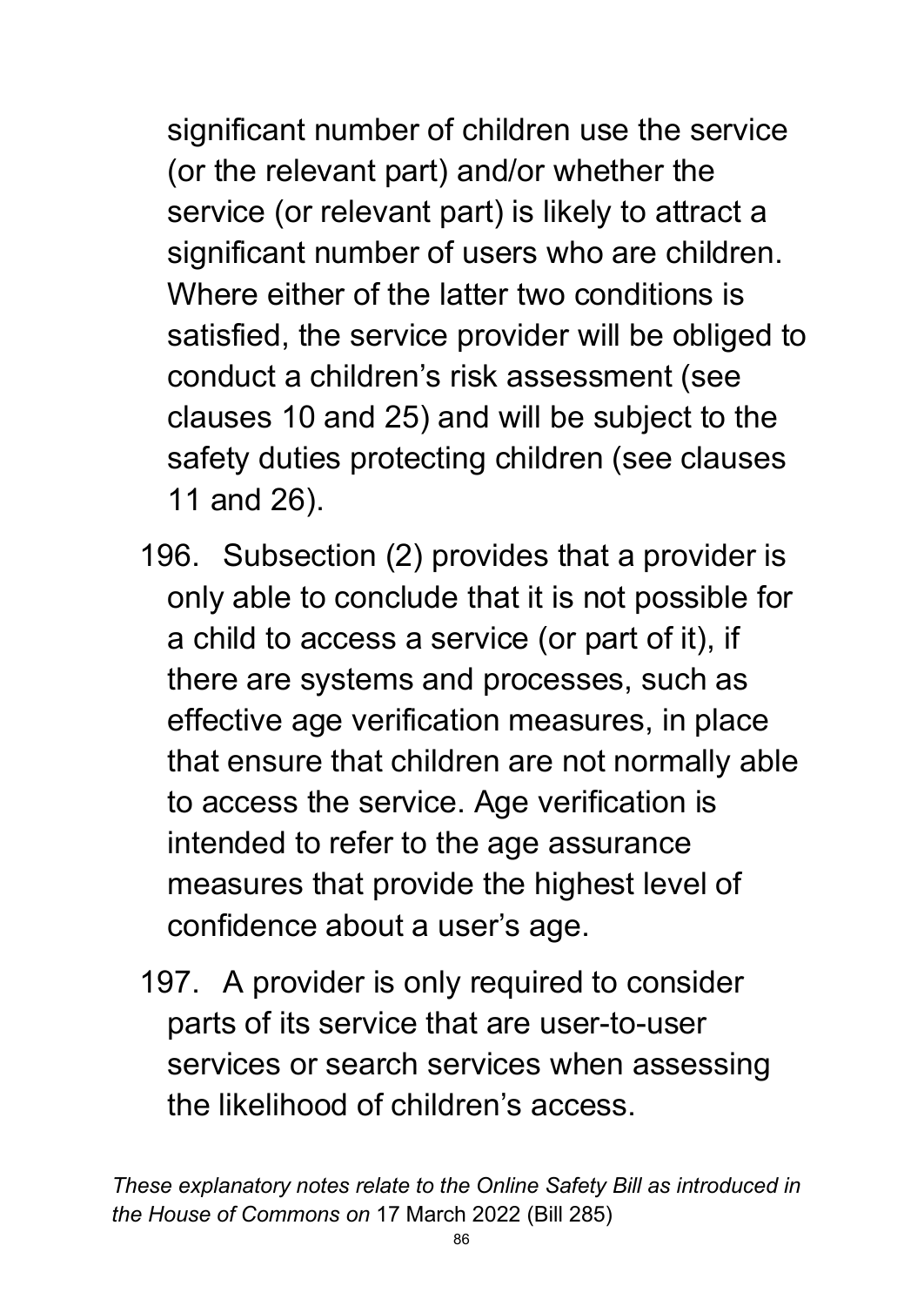significant number of children use the service (or the relevant part) and/or whether the service (or relevant part) is likely to attract a significant number of users who are children. Where either of the latter two conditions is satisfied, the service provider will be obliged to conduct a children's risk assessment (see clauses 10 and 25) and will be subject to the safety duties protecting children (see clauses 11 and 26).

196. Subsection (2) provides that a provider is only able to conclude that it is not possible for a child to access a service (or part of it), if there are systems and processes, such as effective age verification measures, in place that ensure that children are not normally able to access the service. Age verification is intended to refer to the age assurance measures that provide the highest level of confidence about a user's age.

197. A provider is only required to consider parts of its service that are user-to-user services or search services when assessing the likelihood of children's access.

*These explanatory notes relate to the Online Safety Bill as introduced in the House of Commons on* 17 March 2022 (Bill 285)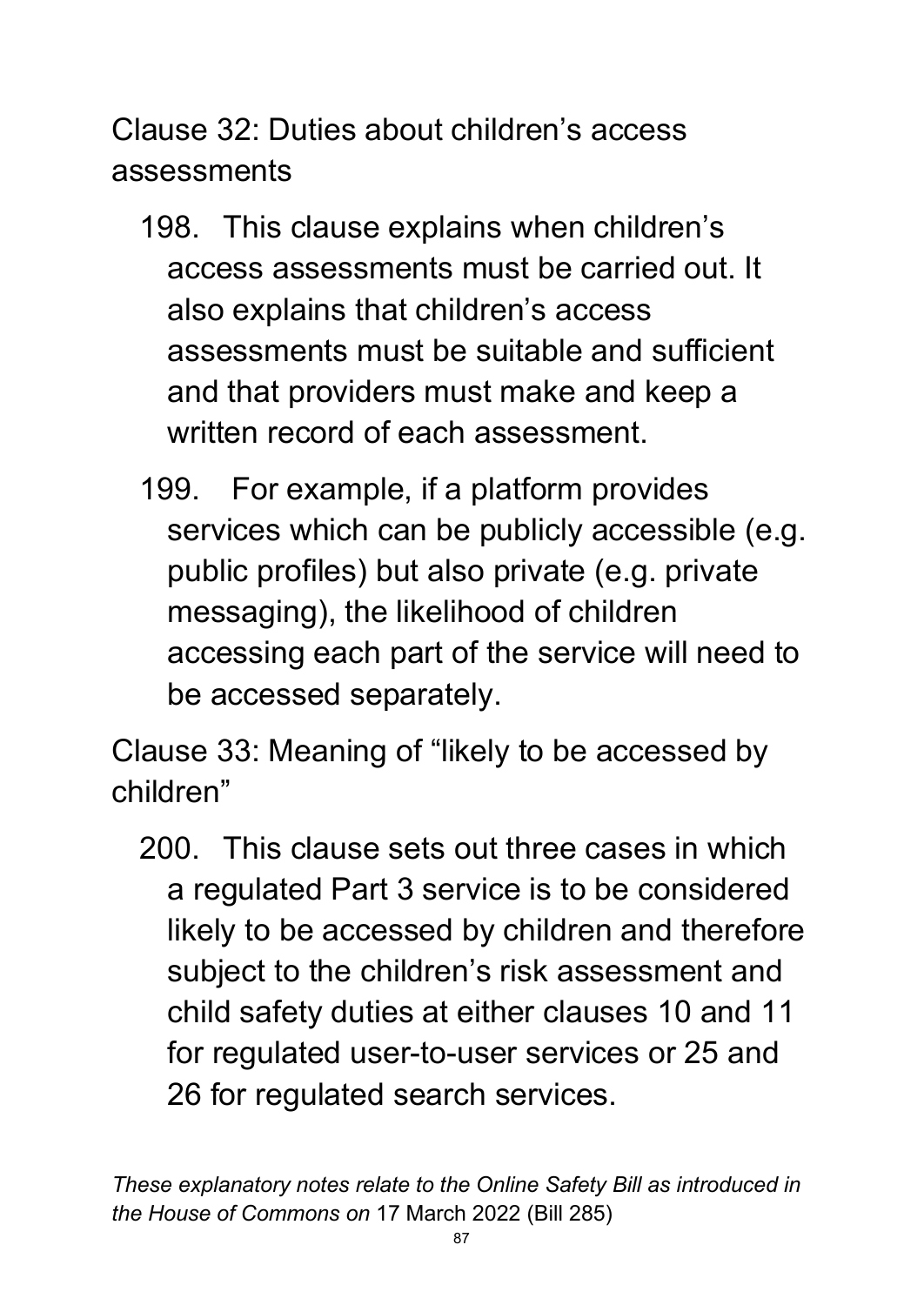Clause 32: Duties about children's access assessments

198. This clause explains when children's access assessments must be carried out. It also explains that children's access assessments must be suitable and sufficient and that providers must make and keep a written record of each assessment.

199. For example, if a platform provides services which can be publicly accessible (e.g. public profiles) but also private (e.g. private messaging), the likelihood of children accessing each part of the service will need to be accessed separately.

Clause 33: Meaning of "likely to be accessed by children"

200. This clause sets out three cases in which a regulated Part 3 service is to be considered likely to be accessed by children and therefore subject to the children's risk assessment and child safety duties at either clauses 10 and 11 for regulated user-to-user services or 25 and 26 for regulated search services.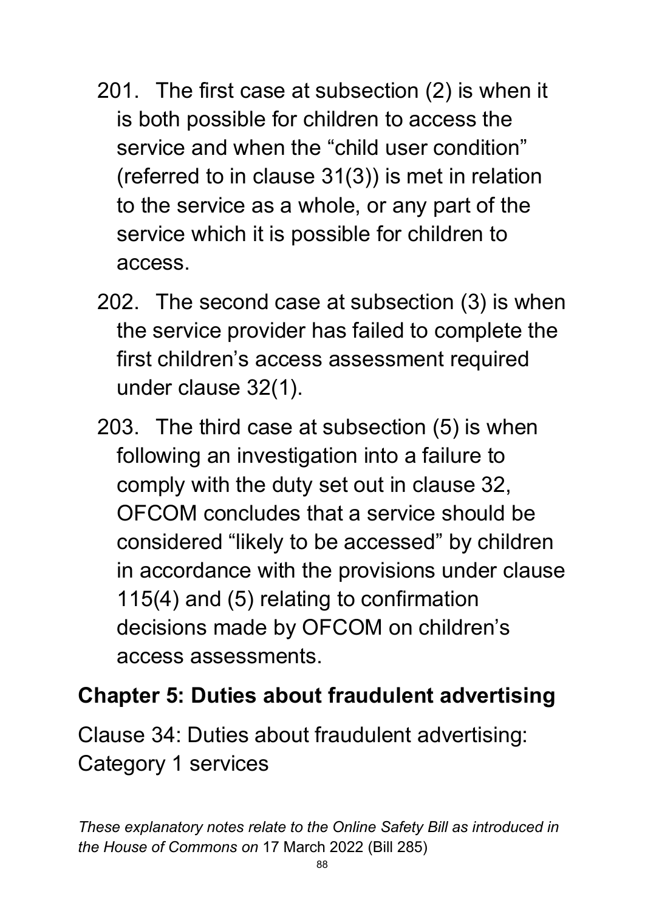201. The first case at subsection (2) is when it is both possible for children to access the service and when the "child user condition" (referred to in clause 31(3)) is met in relation to the service as a whole, or any part of the service which it is possible for children to access.

202. The second case at subsection (3) is when the service provider has failed to complete the first children's access assessment required under clause 32(1).

203. The third case at subsection (5) is when following an investigation into a failure to comply with the duty set out in clause 32, OFCOM concludes that a service should be considered "likely to be accessed" by children in accordance with the provisions under clause 115(4) and (5) relating to confirmation decisions made by OFCOM on children's access assessments.

## Chapter 5: Duties about fraudulent advertising

Clause 34: Duties about fraudulent advertising: Category 1 services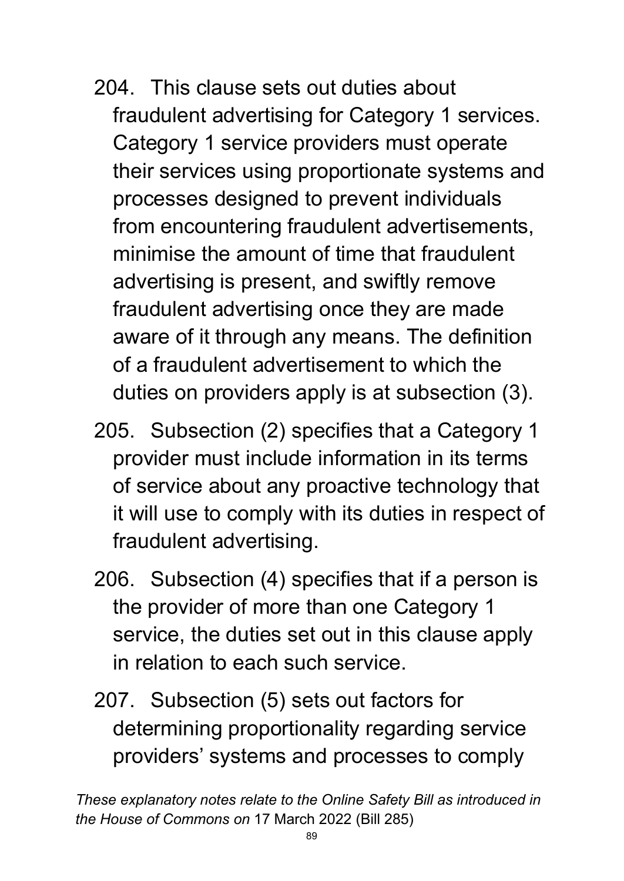204. This clause sets out duties about fraudulent advertising for Category 1 services. Category 1 service providers must operate their services using proportionate systems and processes designed to prevent individuals from encountering fraudulent advertisements, minimise the amount of time that fraudulent advertising is present, and swiftly remove fraudulent advertising once they are made aware of it through any means. The definition of a fraudulent advertisement to which the duties on providers apply is at subsection (3).

205. Subsection (2) specifies that a Category 1 provider must include information in its terms of service about any proactive technology that it will use to comply with its duties in respect of fraudulent advertising.

206. Subsection (4) specifies that if a person is the provider of more than one Category 1 service, the duties set out in this clause apply in relation to each such service.

207. Subsection (5) sets out factors for determining proportionality regarding service providers' systems and processes to comply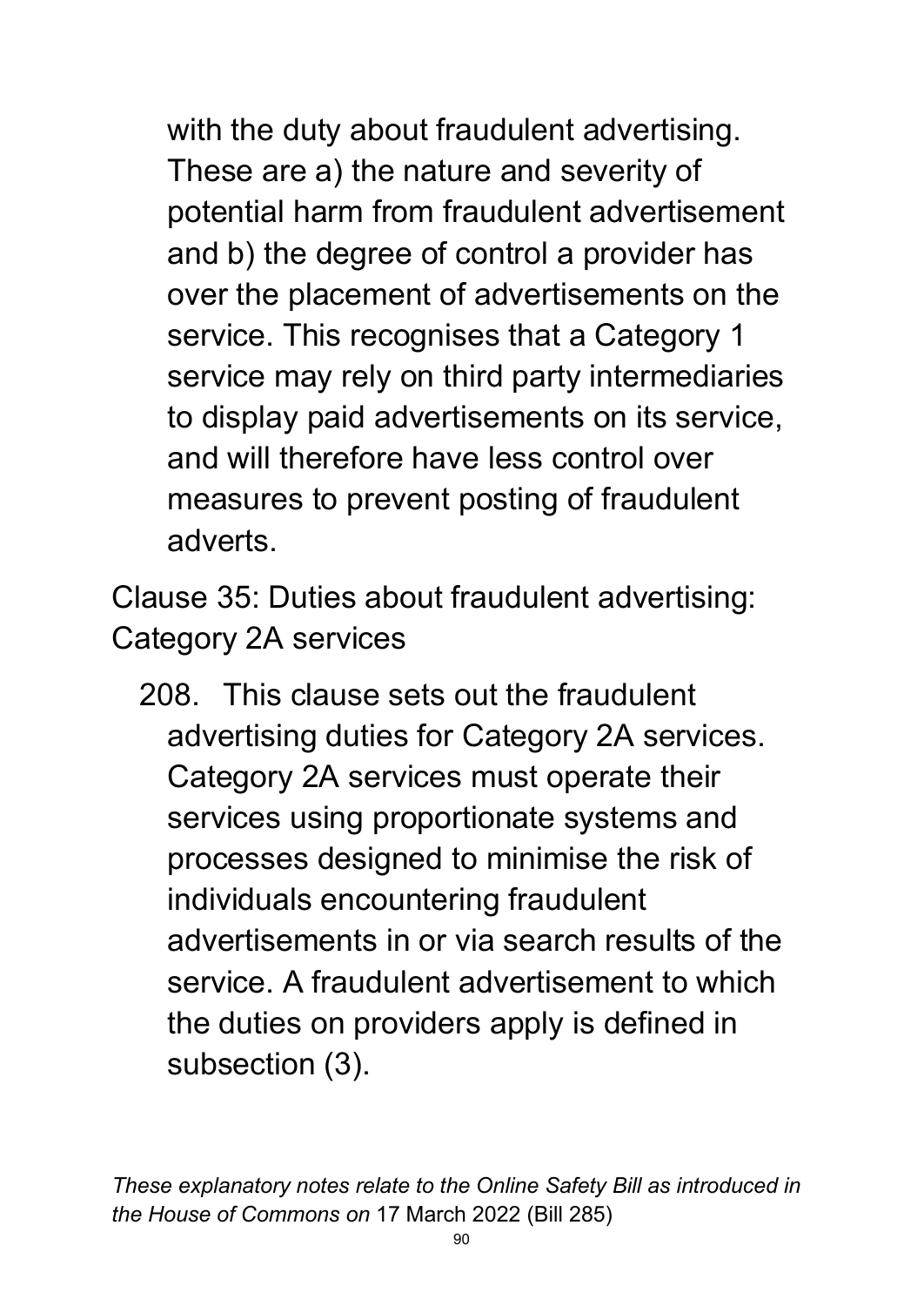with the duty about fraudulent advertising. These are a) the nature and severity of potential harm from fraudulent advertisement and b) the degree of control a provider has over the placement of advertisements on the service. This recognises that a Category 1 service may rely on third party intermediaries to display paid advertisements on its service, and will therefore have less control over measures to prevent posting of fraudulent adverts.

Clause 35: Duties about fraudulent advertising: Category 2A services

208. This clause sets out the fraudulent advertising duties for Category 2A services. Category 2A services must operate their services using proportionate systems and processes designed to minimise the risk of individuals encountering fraudulent advertisements in or via search results of the service. A fraudulent advertisement to which the duties on providers apply is defined in subsection (3).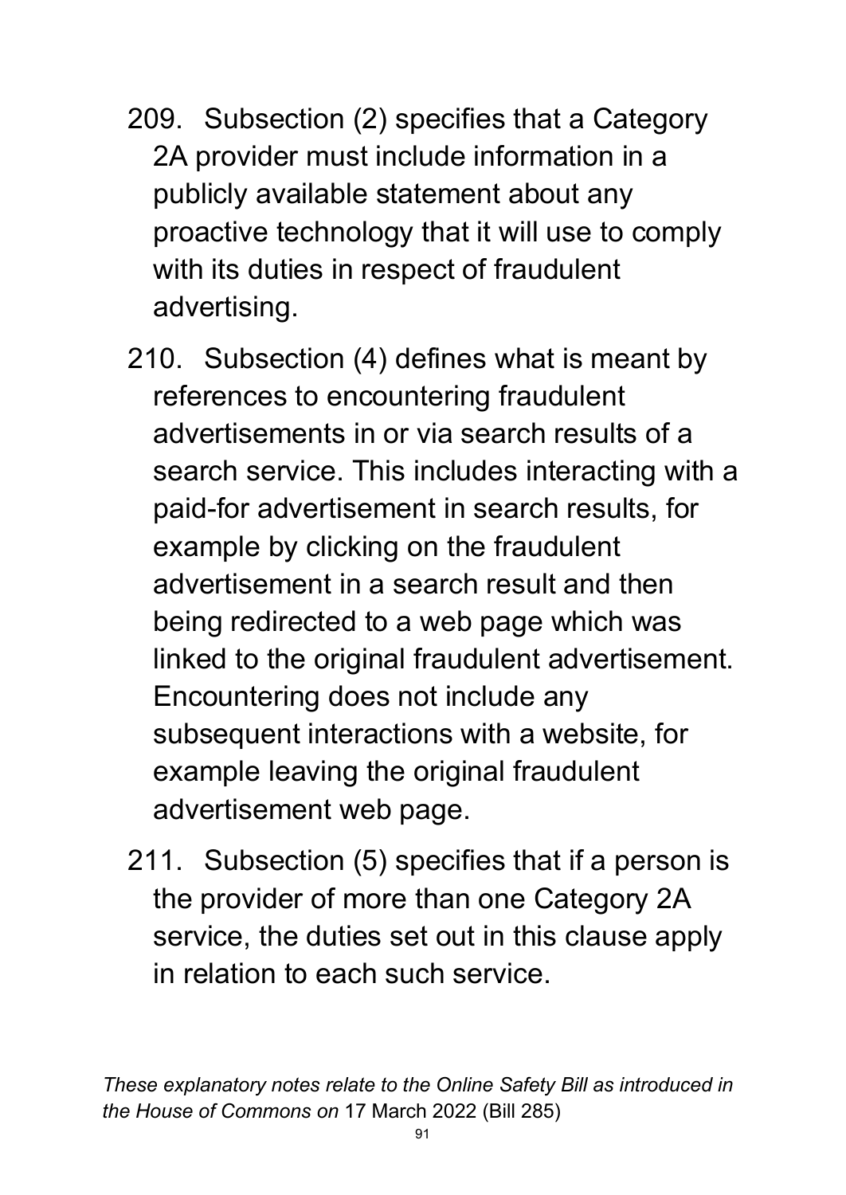209. Subsection (2) specifies that a Category 2A provider must include information in a publicly available statement about any proactive technology that it will use to comply with its duties in respect of fraudulent advertising.

210. Subsection (4) defines what is meant by references to encountering fraudulent advertisements in or via search results of a search service. This includes interacting with a paid-for advertisement in search results, for example by clicking on the fraudulent advertisement in a search result and then being redirected to a web page which was linked to the original fraudulent advertisement. Encountering does not include any subsequent interactions with a website, for example leaving the original fraudulent advertisement web page.

211. Subsection (5) specifies that if a person is the provider of more than one Category 2A service, the duties set out in this clause apply in relation to each such service.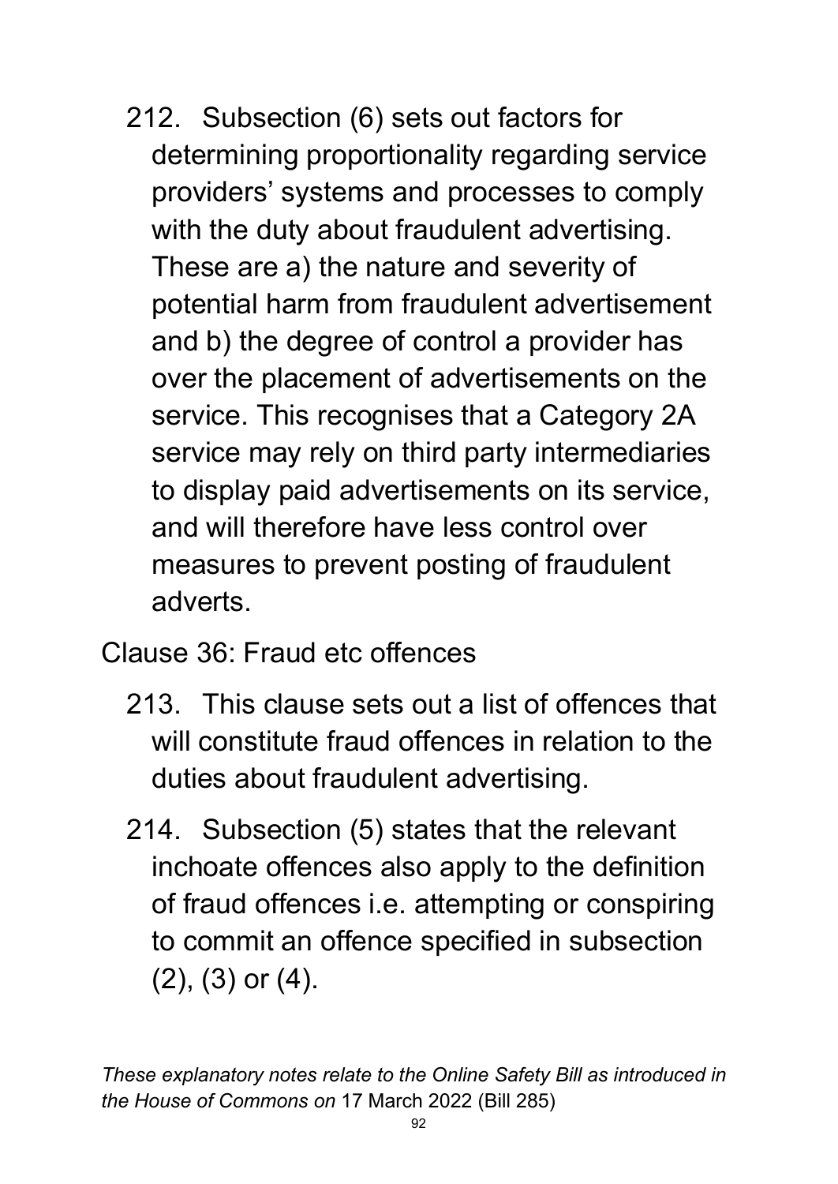212. Subsection (6) sets out factors for determining proportionality regarding service providers' systems and processes to comply with the duty about fraudulent advertising. These are a) the nature and severity of potential harm from fraudulent advertisement and b) the degree of control a provider has over the placement of advertisements on the service. This recognises that a Category 2A service may rely on third party intermediaries to display paid advertisements on its service, and will therefore have less control over measures to prevent posting of fraudulent adverts.

### Clause 36: Fraud etc offences

213. This clause sets out a list of offences that will constitute fraud offences in relation to the duties about fraudulent advertising.

214. Subsection (5) states that the relevant inchoate offences also apply to the definition of fraud offences i.e. attempting or conspiring to commit an offence specified in subsection (2), (3) or (4).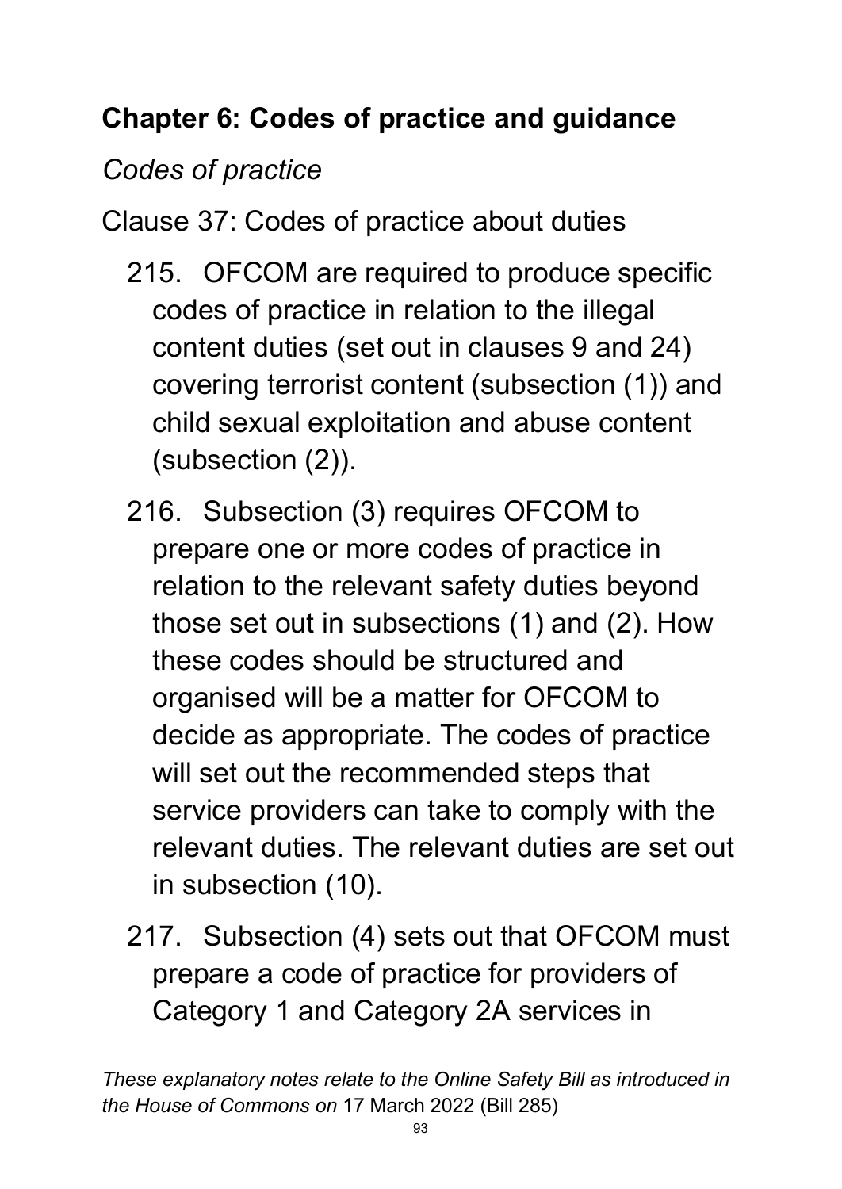## Chapter 6: Codes of practice and guidance

*Codes of practice*

Clause 37: Codes of practice about duties

215. OFCOM are required to produce specific codes of practice in relation to the illegal content duties (set out in clauses 9 and 24) covering terrorist content (subsection (1)) and child sexual exploitation and abuse content (subsection (2)).

216. Subsection (3) requires OFCOM to prepare one or more codes of practice in relation to the relevant safety duties beyond those set out in subsections (1) and (2). How these codes should be structured and organised will be a matter for OFCOM to decide as appropriate. The codes of practice will set out the recommended steps that service providers can take to comply with the relevant duties. The relevant duties are set out in subsection (10).

217. Subsection (4) sets out that OFCOM must prepare a code of practice for providers of Category 1 and Category 2A services in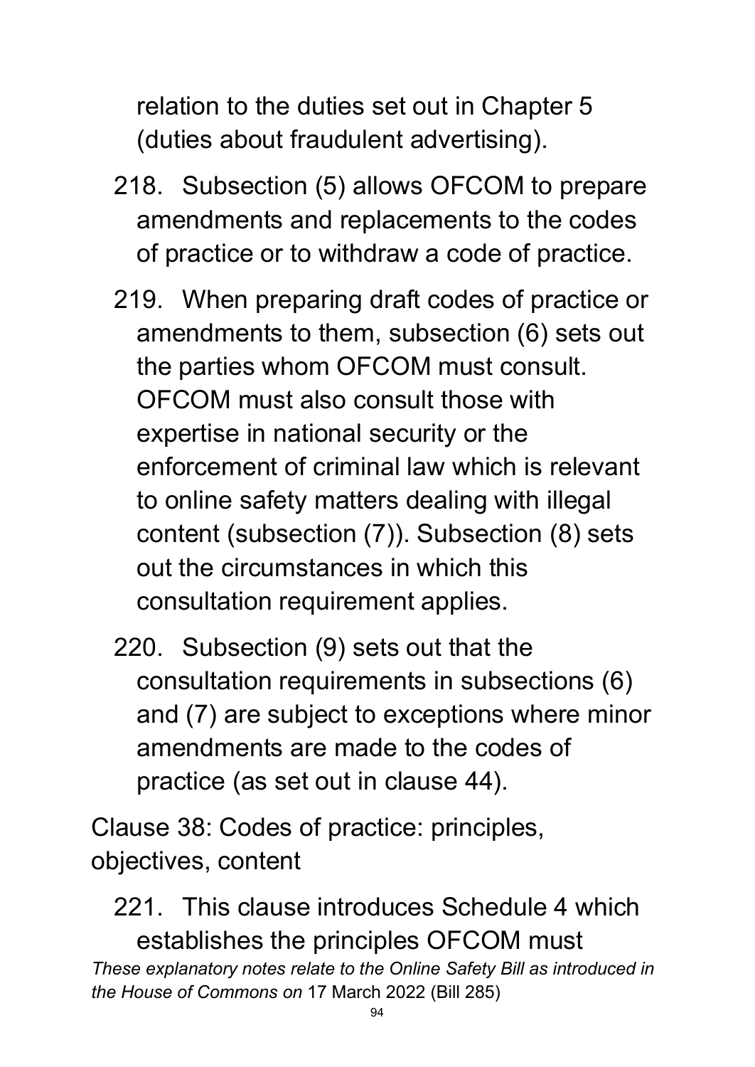relation to the duties set out in Chapter 5 (duties about fraudulent advertising).

218. Subsection (5) allows OFCOM to prepare amendments and replacements to the codes of practice or to withdraw a code of practice.

219. When preparing draft codes of practice or amendments to them, subsection (6) sets out the parties whom OFCOM must consult. OFCOM must also consult those with expertise in national security or the enforcement of criminal law which is relevant to online safety matters dealing with illegal content (subsection (7)). Subsection (8) sets out the circumstances in which this consultation requirement applies.

220. Subsection (9) sets out that the consultation requirements in subsections (6) and (7) are subject to exceptions where minor amendments are made to the codes of practice (as set out in clause 44).

Clause 38: Codes of practice: principles, objectives, content

221. This clause introduces Schedule 4 which establishes the principles OFCOM must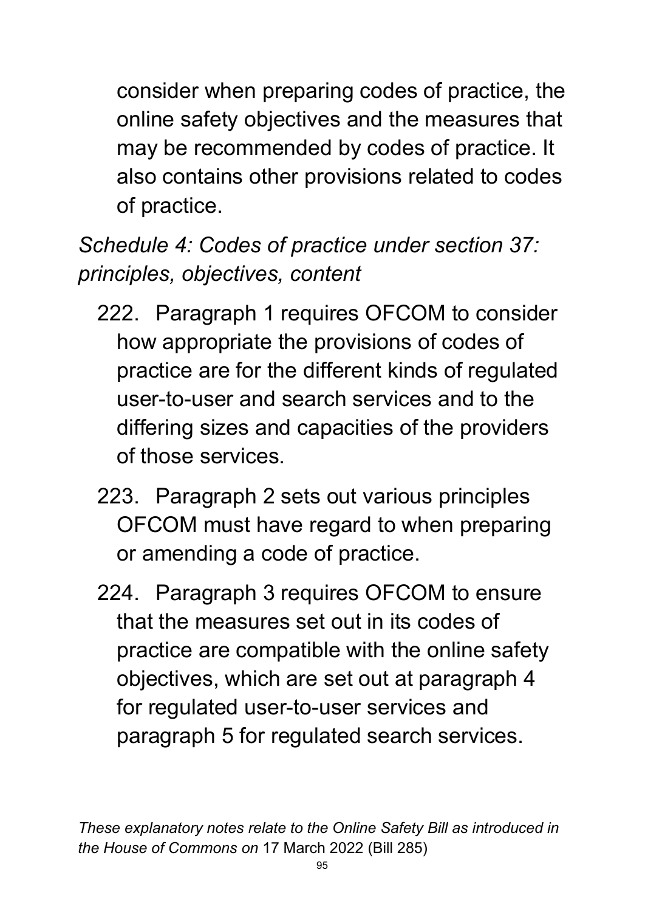consider when preparing codes of practice, the online safety objectives and the measures that may be recommended by codes of practice. It also contains other provisions related to codes of practice.

*Schedule 4: Codes of practice under section 37: principles, objectives, content*

222. Paragraph 1 requires OFCOM to consider how appropriate the provisions of codes of practice are for the different kinds of regulated user-to-user and search services and to the differing sizes and capacities of the providers of those services.

223. Paragraph 2 sets out various principles OFCOM must have regard to when preparing or amending a code of practice.

224. Paragraph 3 requires OFCOM to ensure that the measures set out in its codes of practice are compatible with the online safety objectives, which are set out at paragraph 4 for regulated user-to-user services and paragraph 5 for regulated search services.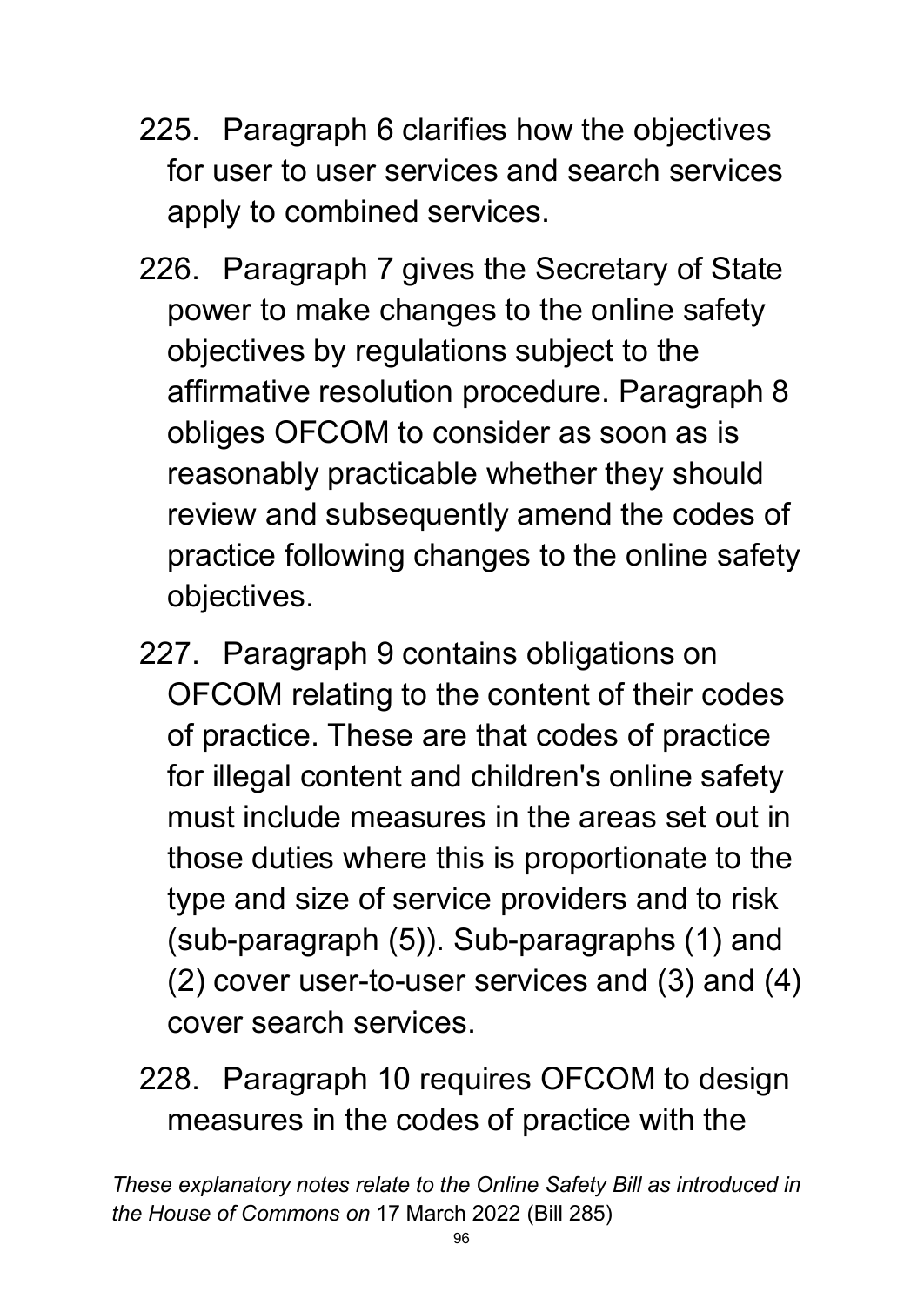225. Paragraph 6 clarifies how the objectives for user to user services and search services apply to combined services.

226. Paragraph 7 gives the Secretary of State power to make changes to the online safety objectives by regulations subject to the affirmative resolution procedure. Paragraph 8 obliges OFCOM to consider as soon as is reasonably practicable whether they should review and subsequently amend the codes of practice following changes to the online safety objectives.

227. Paragraph 9 contains obligations on OFCOM relating to the content of their codes of practice. These are that codes of practice for illegal content and children's online safety must include measures in the areas set out in those duties where this is proportionate to the type and size of service providers and to risk (sub-paragraph (5)). Sub-paragraphs (1) and (2) cover user-to-user services and (3) and (4) cover search services.

228. Paragraph 10 requires OFCOM to design measures in the codes of practice with the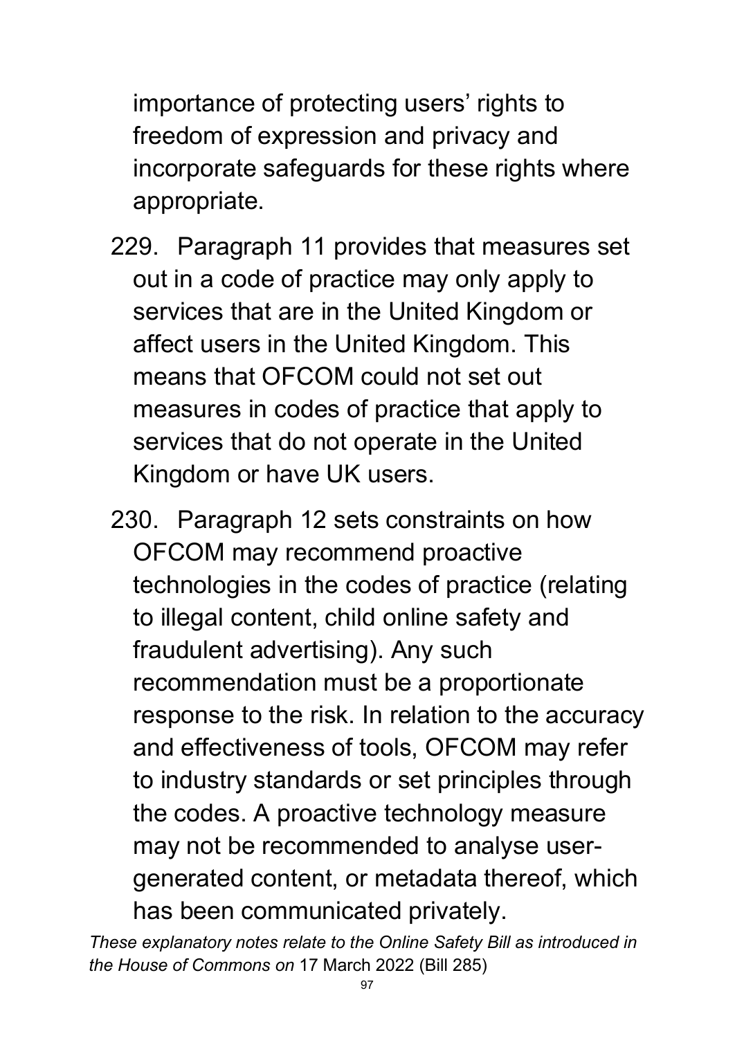importance of protecting users' rights to freedom of expression and privacy and incorporate safeguards for these rights where appropriate.

229. Paragraph 11 provides that measures set out in a code of practice may only apply to services that are in the United Kingdom or affect users in the United Kingdom. This means that OFCOM could not set out measures in codes of practice that apply to services that do not operate in the United Kingdom or have UK users.

230. Paragraph 12 sets constraints on how OFCOM may recommend proactive technologies in the codes of practice (relating to illegal content, child online safety and fraudulent advertising). Any such recommendation must be a proportionate response to the risk. In relation to the accuracy and effectiveness of tools, OFCOM may refer to industry standards or set principles through the codes. A proactive technology measure may not be recommended to analyse user-generated content, or metadata thereof, which has been communicated privately.

*These explanatory notes relate to the Online Safety Bill as introduced in the House of Commons on* 17 March 2022 (Bill 285)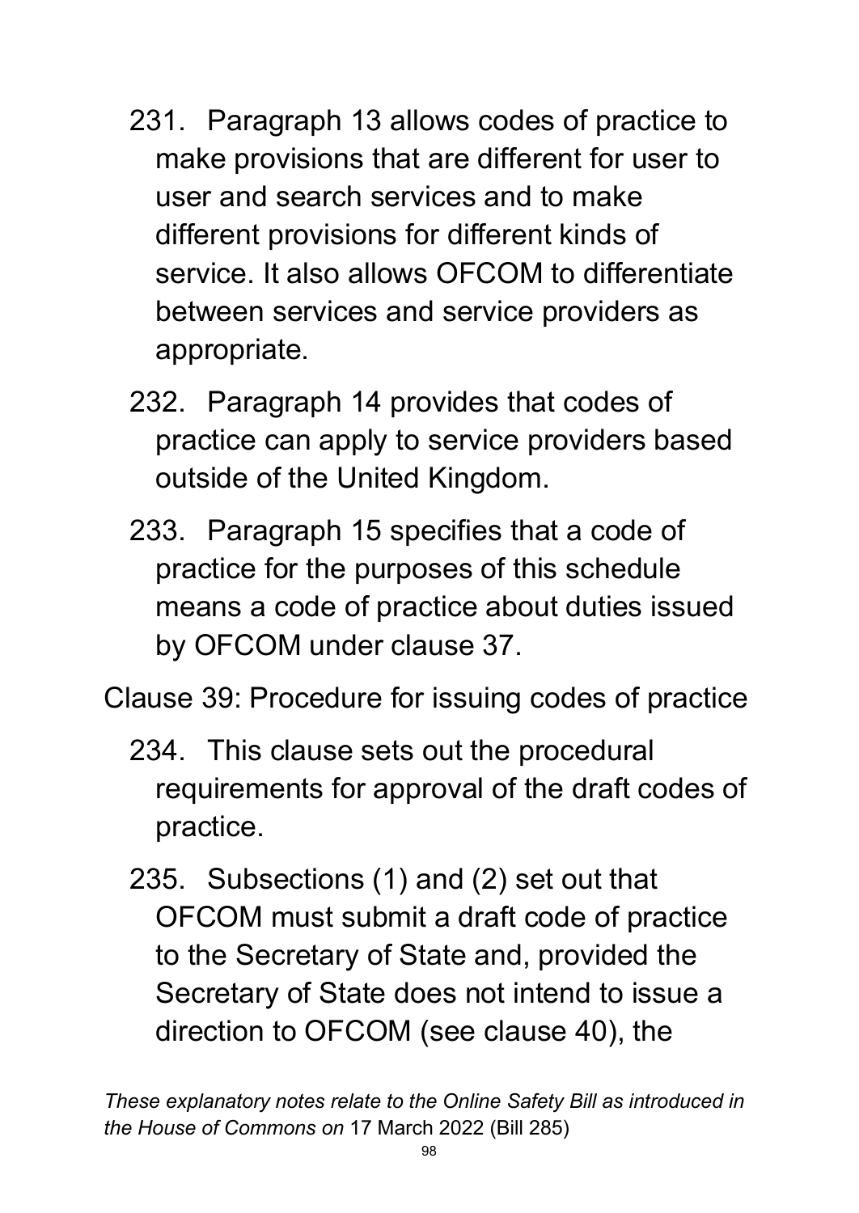231. Paragraph 13 allows codes of practice to make provisions that are different for user to user and search services and to make different provisions for different kinds of service. It also allows OFCOM to differentiate between services and service providers as appropriate.

232. Paragraph 14 provides that codes of practice can apply to service providers based outside of the United Kingdom.

233. Paragraph 15 specifies that a code of practice for the purposes of this schedule means a code of practice about duties issued by OFCOM under clause 37.

### Clause 39: Procedure for issuing codes of practice

234. This clause sets out the procedural requirements for approval of the draft codes of practice.

235. Subsections (1) and (2) set out that OFCOM must submit a draft code of practice to the Secretary of State and, provided the Secretary of State does not intend to issue a direction to OFCOM (see clause 40), the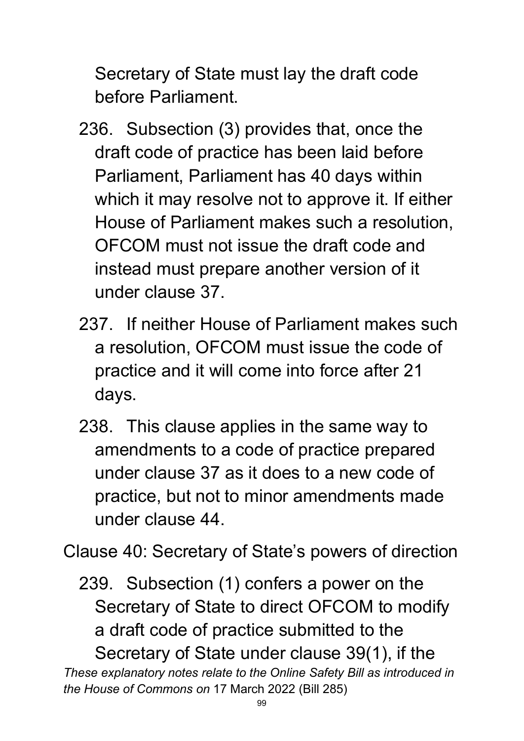Secretary of State must lay the draft code before Parliament.

236. Subsection (3) provides that, once the draft code of practice has been laid before Parliament, Parliament has 40 days within which it may resolve not to approve it. If either House of Parliament makes such a resolution, OFCOM must not issue the draft code and instead must prepare another version of it under clause 37.

237. If neither House of Parliament makes such a resolution, OFCOM must issue the code of practice and it will come into force after 21 days.

238. This clause applies in the same way to amendments to a code of practice prepared under clause 37 as it does to a new code of practice, but not to minor amendments made under clause 44.

Clause 40: Secretary of State's powers of direction

239. Subsection (1) confers a power on the Secretary of State to direct OFCOM to modify a draft code of practice submitted to the Secretary of State under clause 39(1), if the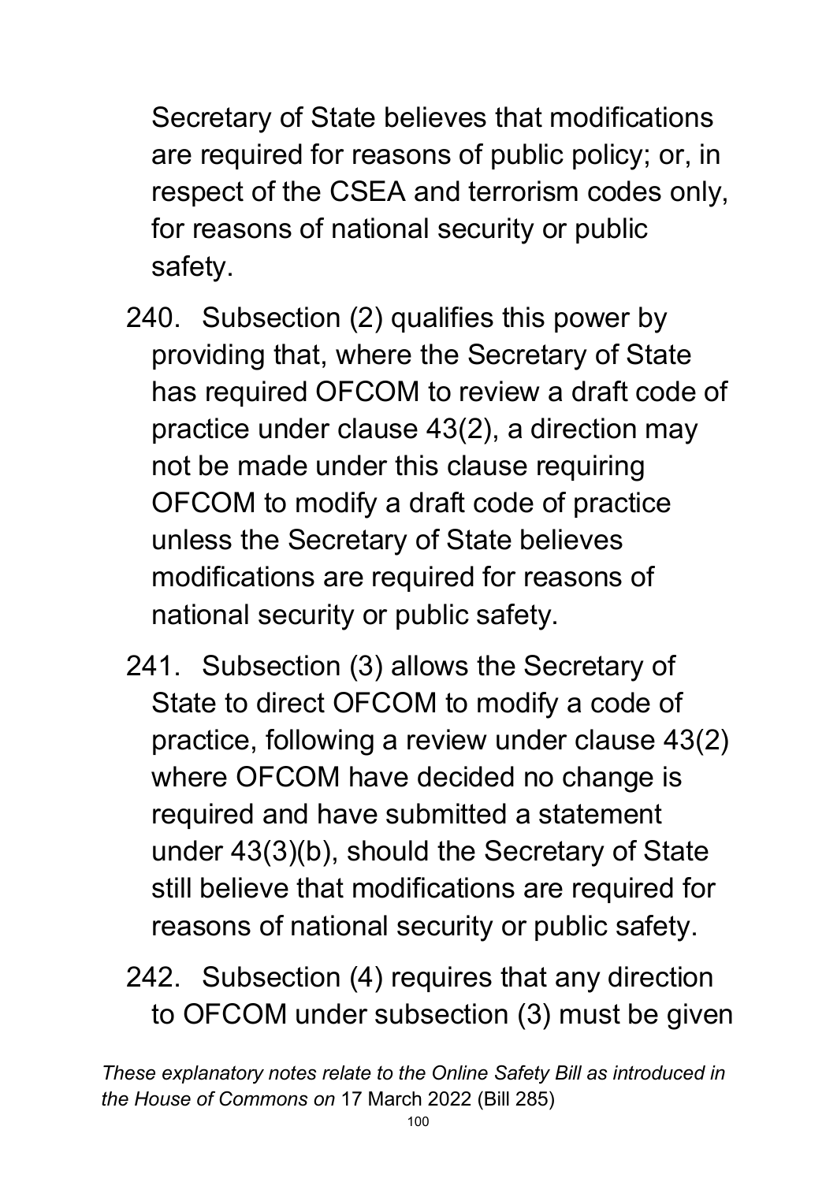Secretary of State believes that modifications are required for reasons of public policy; or, in respect of the CSEA and terrorism codes only, for reasons of national security or public safety.

240. Subsection (2) qualifies this power by providing that, where the Secretary of State has required OFCOM to review a draft code of practice under clause 43(2), a direction may not be made under this clause requiring OFCOM to modify a draft code of practice unless the Secretary of State believes modifications are required for reasons of national security or public safety.

241. Subsection (3) allows the Secretary of State to direct OFCOM to modify a code of practice, following a review under clause 43(2) where OFCOM have decided no change is required and have submitted a statement under 43(3)(b), should the Secretary of State still believe that modifications are required for reasons of national security or public safety.

242. Subsection (4) requires that any direction to OFCOM under subsection (3) must be given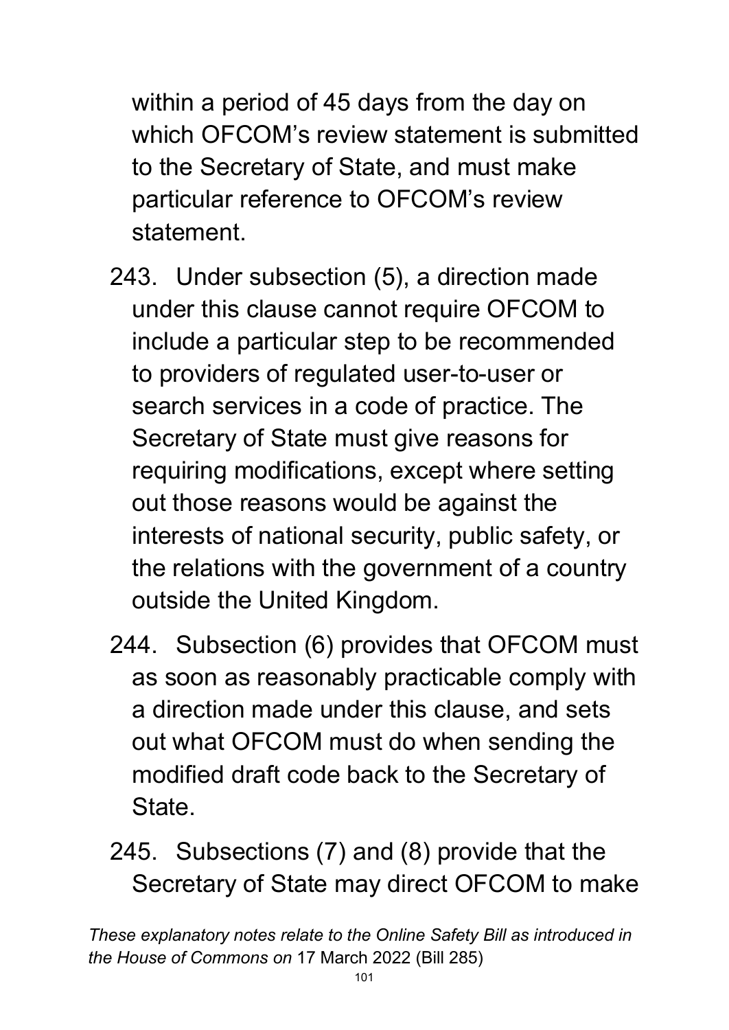within a period of 45 days from the day on which OFCOM's review statement is submitted to the Secretary of State, and must make particular reference to OFCOM's review statement.

243. Under subsection (5), a direction made under this clause cannot require OFCOM to include a particular step to be recommended to providers of regulated user-to-user or search services in a code of practice. The Secretary of State must give reasons for requiring modifications, except where setting out those reasons would be against the interests of national security, public safety, or the relations with the government of a country outside the United Kingdom.

244. Subsection (6) provides that OFCOM must as soon as reasonably practicable comply with a direction made under this clause, and sets out what OFCOM must do when sending the modified draft code back to the Secretary of State.

245. Subsections (7) and (8) provide that the Secretary of State may direct OFCOM to make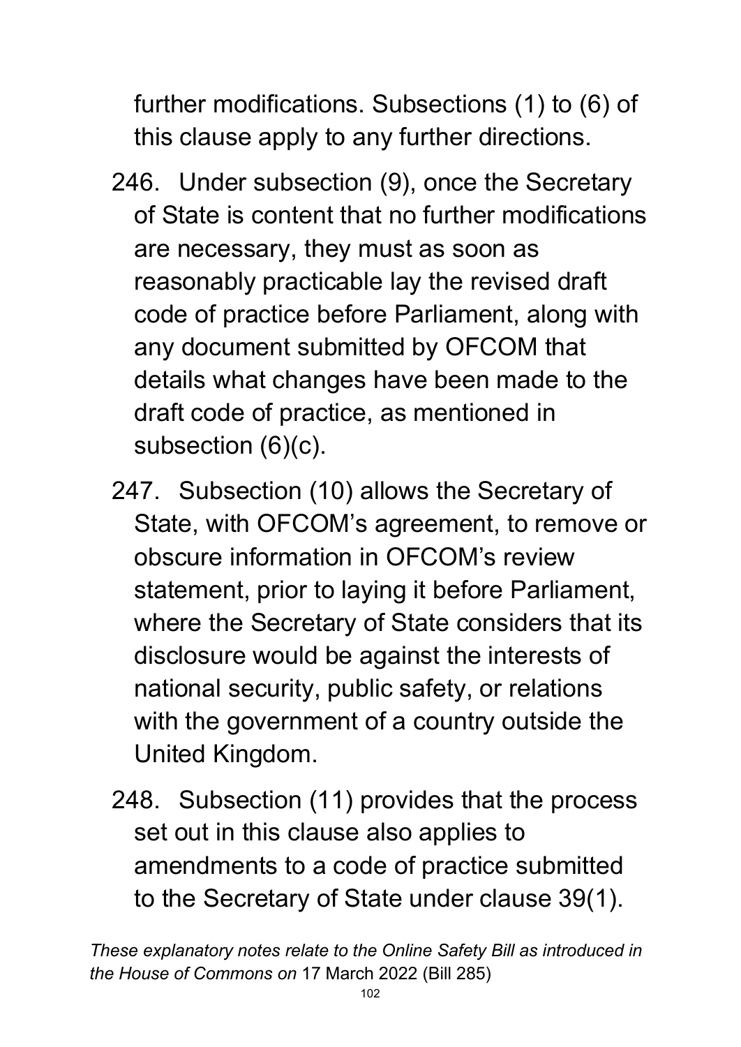further modifications. Subsections (1) to (6) of this clause apply to any further directions.

246. Under subsection (9), once the Secretary of State is content that no further modifications are necessary, they must as soon as reasonably practicable lay the revised draft code of practice before Parliament, along with any document submitted by OFCOM that details what changes have been made to the draft code of practice, as mentioned in subsection (6)(c).

247. Subsection (10) allows the Secretary of State, with OFCOM's agreement, to remove or obscure information in OFCOM's review statement, prior to laying it before Parliament, where the Secretary of State considers that its disclosure would be against the interests of national security, public safety, or relations with the government of a country outside the United Kingdom.

248. Subsection (11) provides that the process set out in this clause also applies to amendments to a code of practice submitted to the Secretary of State under clause 39(1).

*These explanatory notes relate to the Online Safety Bill as introduced in the House of Commons on* 17 March 2022 (Bill 285)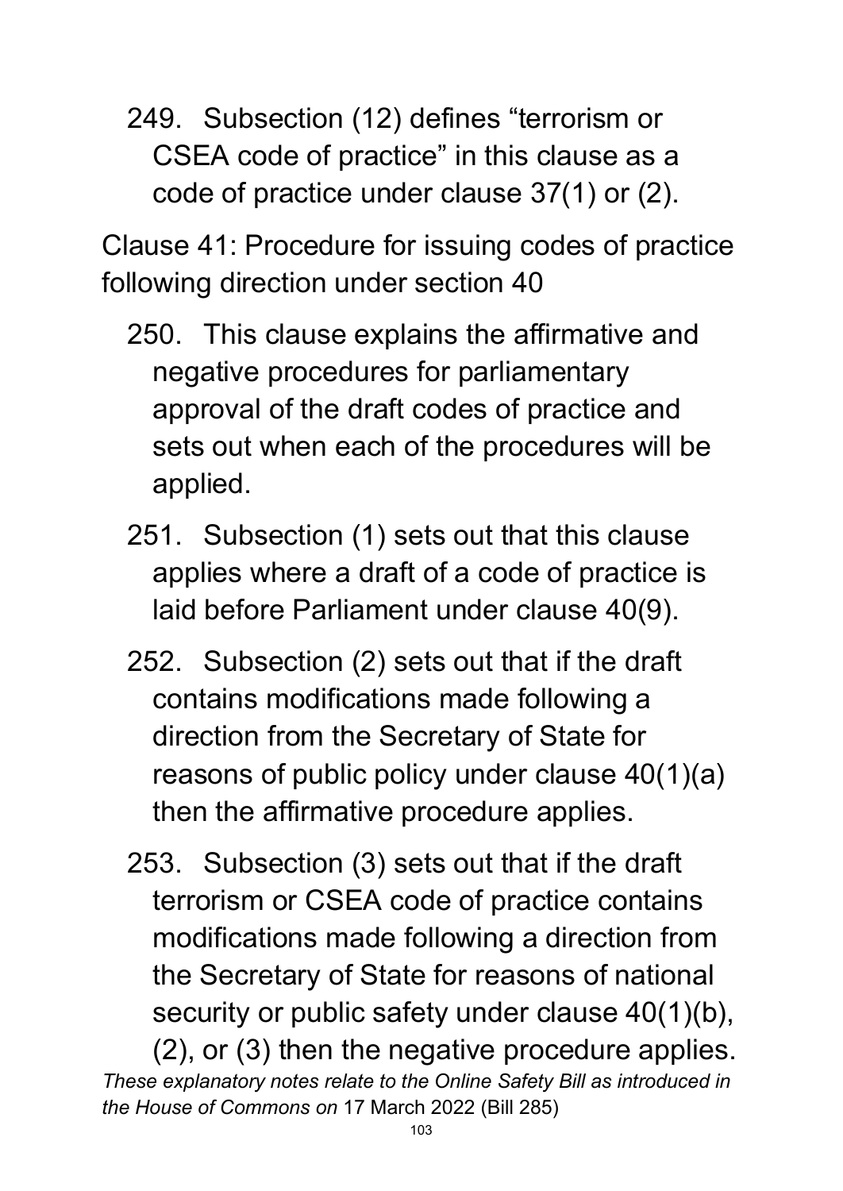249. Subsection (12) defines “terrorism or CSEA code of practice” in this clause as a code of practice under clause 37(1) or (2).

Clause 41: Procedure for issuing codes of practice following direction under section 40

250. This clause explains the affirmative and negative procedures for parliamentary approval of the draft codes of practice and sets out when each of the procedures will be applied.

251. Subsection (1) sets out that this clause applies where a draft of a code of practice is laid before Parliament under clause 40(9).

252. Subsection (2) sets out that if the draft contains modifications made following a direction from the Secretary of State for reasons of public policy under clause 40(1)(a) then the affirmative procedure applies.

253. Subsection (3) sets out that if the draft terrorism or CSEA code of practice contains modifications made following a direction from the Secretary of State for reasons of national security or public safety under clause 40(1)(b), (2), or (3) then the negative procedure applies.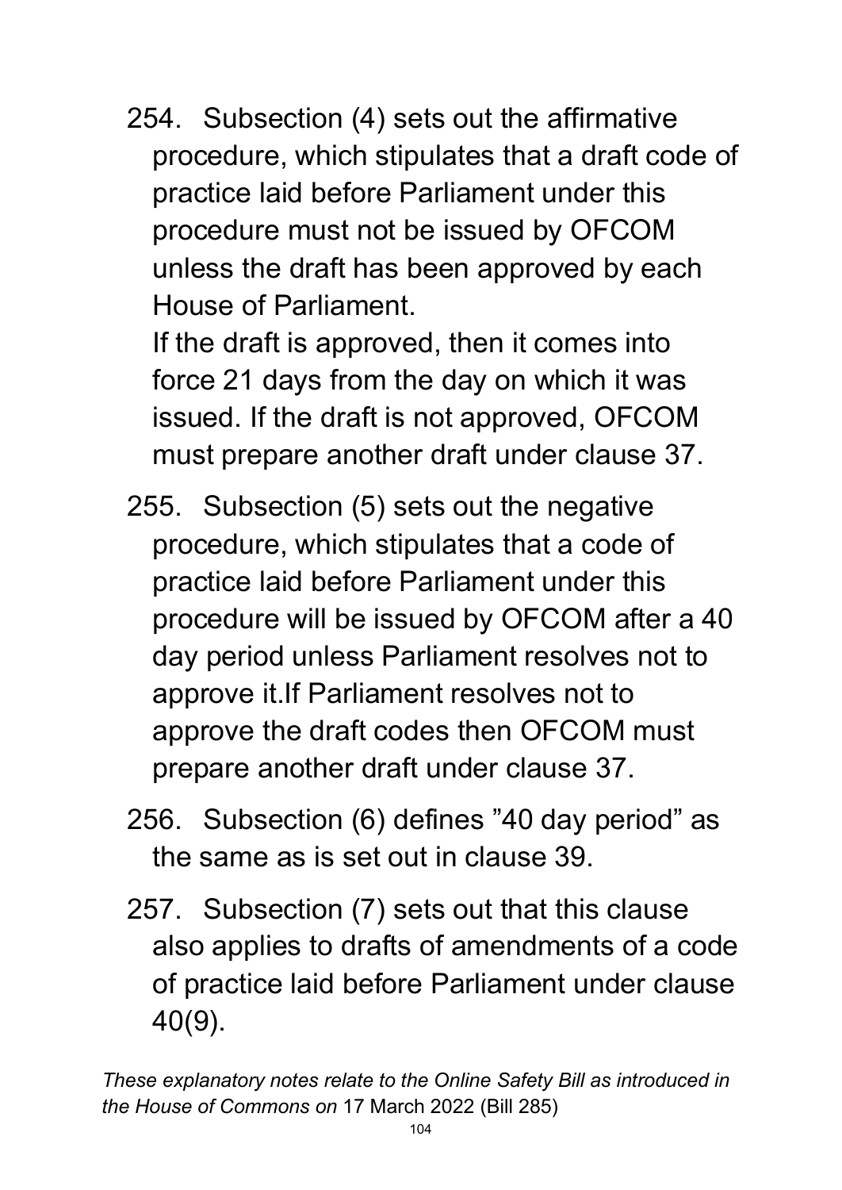254. Subsection (4) sets out the affirmative procedure, which stipulates that a draft code of practice laid before Parliament under this procedure must not be issued by OFCOM unless the draft has been approved by each House of Parliament.
 If the draft is approved, then it comes into force 21 days from the day on which it was issued. If the draft is not approved, OFCOM must prepare another draft under clause 37.

255. Subsection (5) sets out the negative procedure, which stipulates that a code of practice laid before Parliament under this procedure will be issued by OFCOM after a 40 day period unless Parliament resolves not to approve it.If Parliament resolves not to approve the draft codes then OFCOM must prepare another draft under clause 37.

256. Subsection (6) defines "40 day period" as the same as is set out in clause 39.

257. Subsection (7) sets out that this clause also applies to drafts of amendments of a code of practice laid before Parliament under clause 40(9).

*These explanatory notes relate to the Online Safety Bill as introduced in the House of Commons on* 17 March 2022 (Bill 285)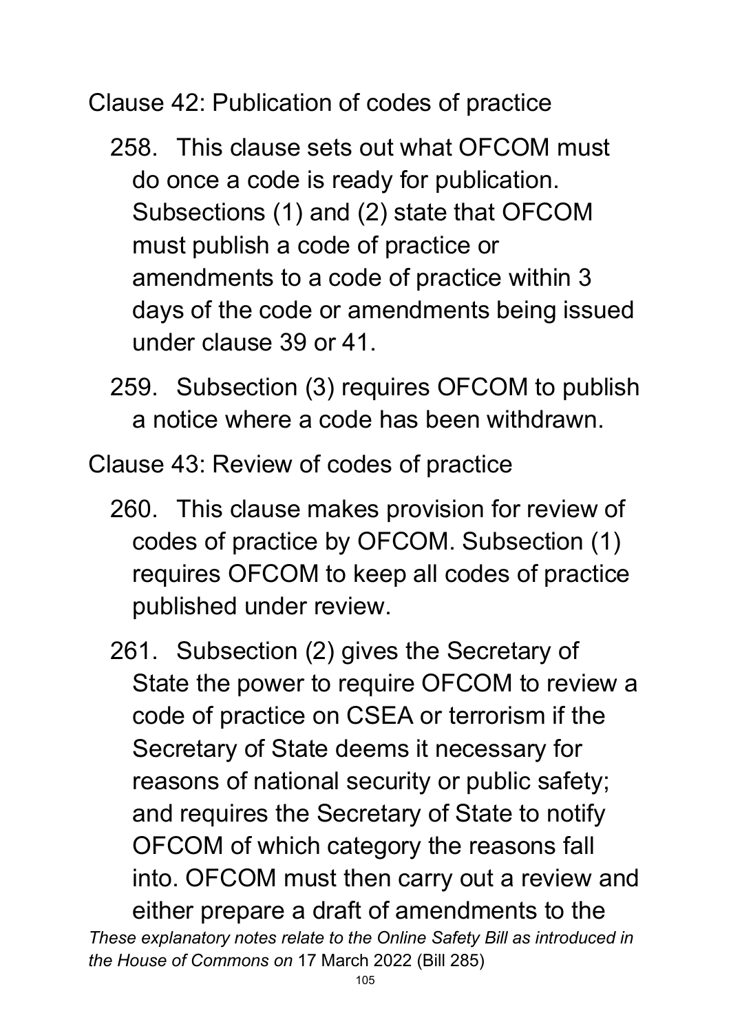Clause 42: Publication of codes of practice

258. This clause sets out what OFCOM must do once a code is ready for publication. Subsections (1) and (2) state that OFCOM must publish a code of practice or amendments to a code of practice within 3 days of the code or amendments being issued under clause 39 or 41.

259. Subsection (3) requires OFCOM to publish a notice where a code has been withdrawn.

Clause 43: Review of codes of practice

260. This clause makes provision for review of codes of practice by OFCOM. Subsection (1) requires OFCOM to keep all codes of practice published under review.

261. Subsection (2) gives the Secretary of State the power to require OFCOM to review a code of practice on CSEA or terrorism if the Secretary of State deems it necessary for reasons of national security or public safety; and requires the Secretary of State to notify OFCOM of which category the reasons fall into. OFCOM must then carry out a review and either prepare a draft of amendments to the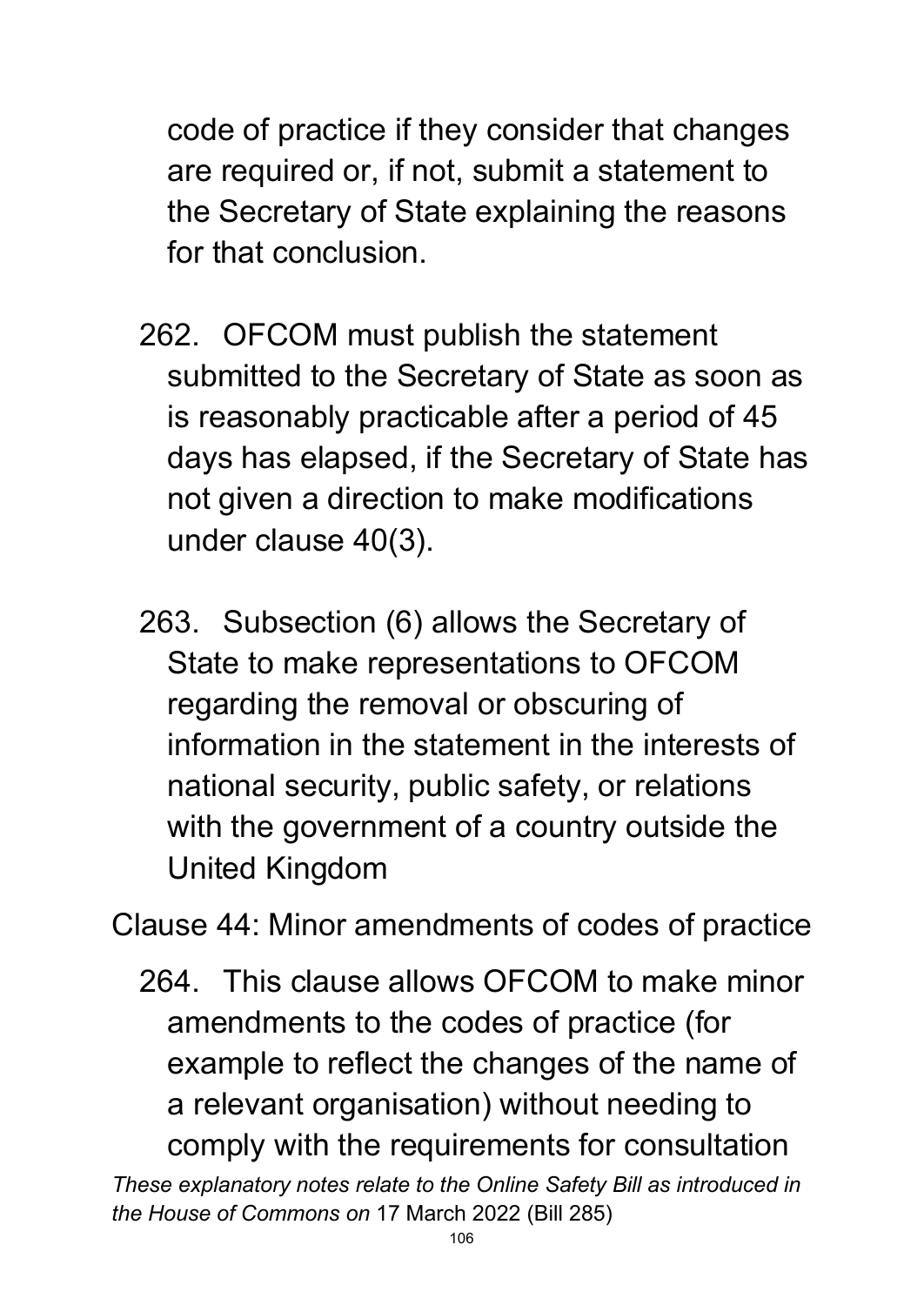code of practice if they consider that changes are required or, if not, submit a statement to the Secretary of State explaining the reasons for that conclusion.

262. OFCOM must publish the statement submitted to the Secretary of State as soon as is reasonably practicable after a period of 45 days has elapsed, if the Secretary of State has not given a direction to make modifications under clause 40(3).

263. Subsection (6) allows the Secretary of State to make representations to OFCOM regarding the removal or obscuring of information in the statement in the interests of national security, public safety, or relations with the government of a country outside the United Kingdom

Clause 44: Minor amendments of codes of practice

264. This clause allows OFCOM to make minor amendments to the codes of practice (for example to reflect the changes of the name of a relevant organisation) without needing to comply with the requirements for consultation

*These explanatory notes relate to the Online Safety Bill as introduced in the House of Commons on* 17 March 2022 (Bill 285)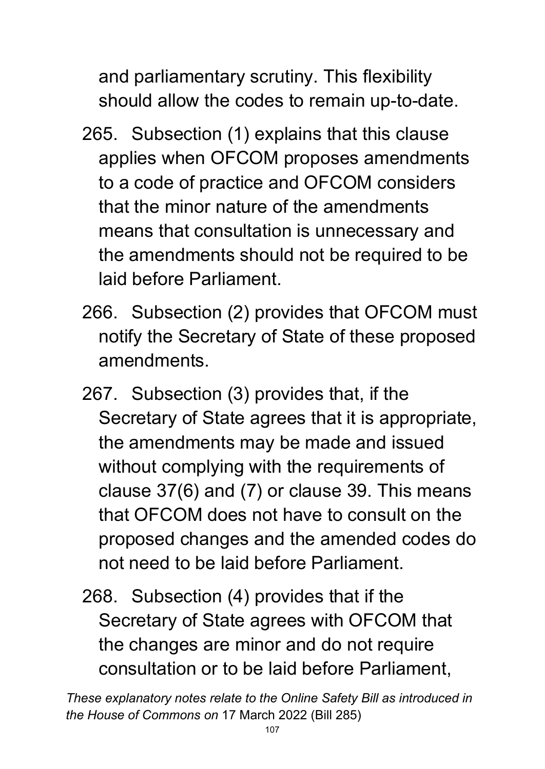and parliamentary scrutiny. This flexibility should allow the codes to remain up-to-date.

265. Subsection (1) explains that this clause applies when OFCOM proposes amendments to a code of practice and OFCOM considers that the minor nature of the amendments means that consultation is unnecessary and the amendments should not be required to be laid before Parliament.

266. Subsection (2) provides that OFCOM must notify the Secretary of State of these proposed amendments.

267. Subsection (3) provides that, if the Secretary of State agrees that it is appropriate, the amendments may be made and issued without complying with the requirements of clause 37(6) and (7) or clause 39. This means that OFCOM does not have to consult on the proposed changes and the amended codes do not need to be laid before Parliament.

268. Subsection (4) provides that if the Secretary of State agrees with OFCOM that the changes are minor and do not require consultation or to be laid before Parliament,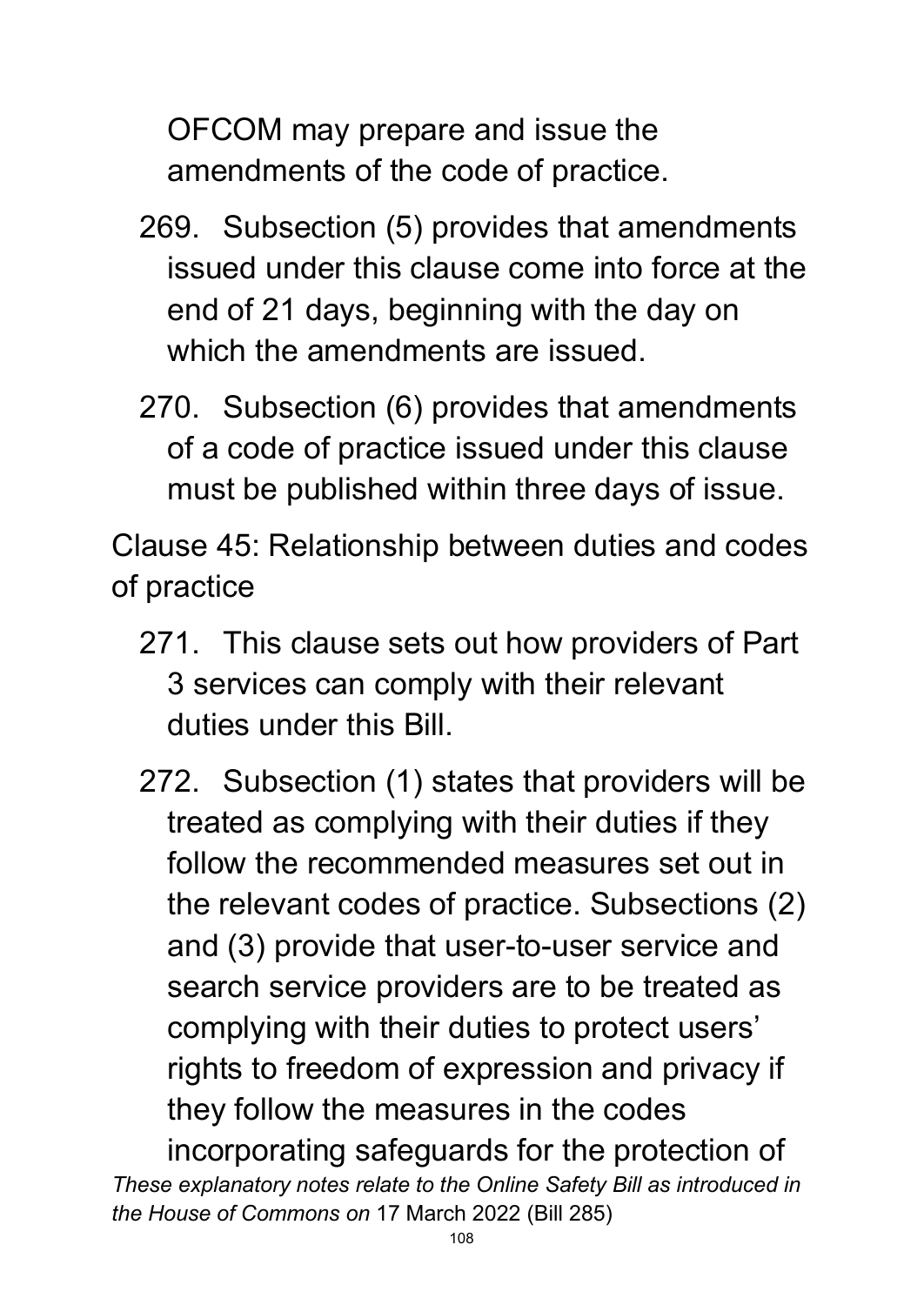OFCOM may prepare and issue the amendments of the code of practice.

269. Subsection (5) provides that amendments issued under this clause come into force at the end of 21 days, beginning with the day on which the amendments are issued.

270. Subsection (6) provides that amendments of a code of practice issued under this clause must be published within three days of issue.

Clause 45: Relationship between duties and codes of practice

271. This clause sets out how providers of Part 3 services can comply with their relevant duties under this Bill.

272. Subsection (1) states that providers will be treated as complying with their duties if they follow the recommended measures set out in the relevant codes of practice. Subsections (2) and (3) provide that user-to-user service and search service providers are to be treated as complying with their duties to protect users' rights to freedom of expression and privacy if they follow the measures in the codes incorporating safeguards for the protection of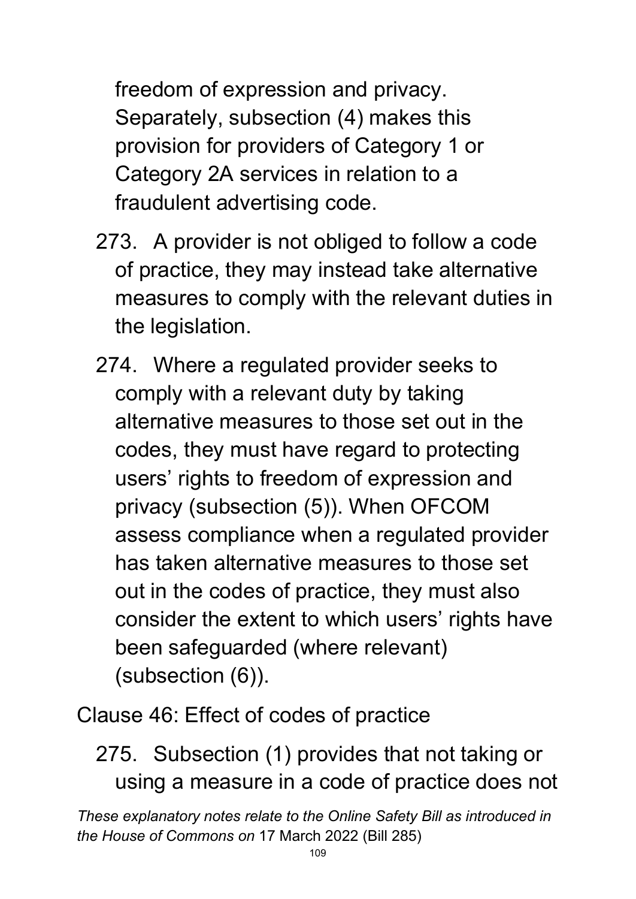freedom of expression and privacy. Separately, subsection (4) makes this provision for providers of Category 1 or Category 2A services in relation to a fraudulent advertising code.

273. A provider is not obliged to follow a code of practice, they may instead take alternative measures to comply with the relevant duties in the legislation.

274. Where a regulated provider seeks to comply with a relevant duty by taking alternative measures to those set out in the codes, they must have regard to protecting users' rights to freedom of expression and privacy (subsection (5)). When OFCOM assess compliance when a regulated provider has taken alternative measures to those set out in the codes of practice, they must also consider the extent to which users' rights have been safeguarded (where relevant) (subsection (6)).

Clause 46: Effect of codes of practice

275. Subsection (1) provides that not taking or using a measure in a code of practice does not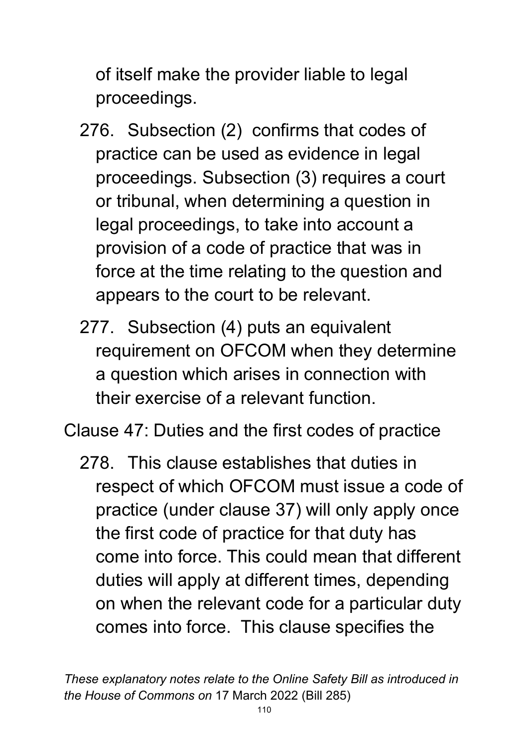of itself make the provider liable to legal proceedings.

276. Subsection (2) confirms that codes of practice can be used as evidence in legal proceedings. Subsection (3) requires a court or tribunal, when determining a question in legal proceedings, to take into account a provision of a code of practice that was in force at the time relating to the question and appears to the court to be relevant.

277. Subsection (4) puts an equivalent requirement on OFCOM when they determine a question which arises in connection with their exercise of a relevant function.

Clause 47: Duties and the first codes of practice

278. This clause establishes that duties in respect of which OFCOM must issue a code of practice (under clause 37) will only apply once the first code of practice for that duty has come into force. This could mean that different duties will apply at different times, depending on when the relevant code for a particular duty comes into force. This clause specifies the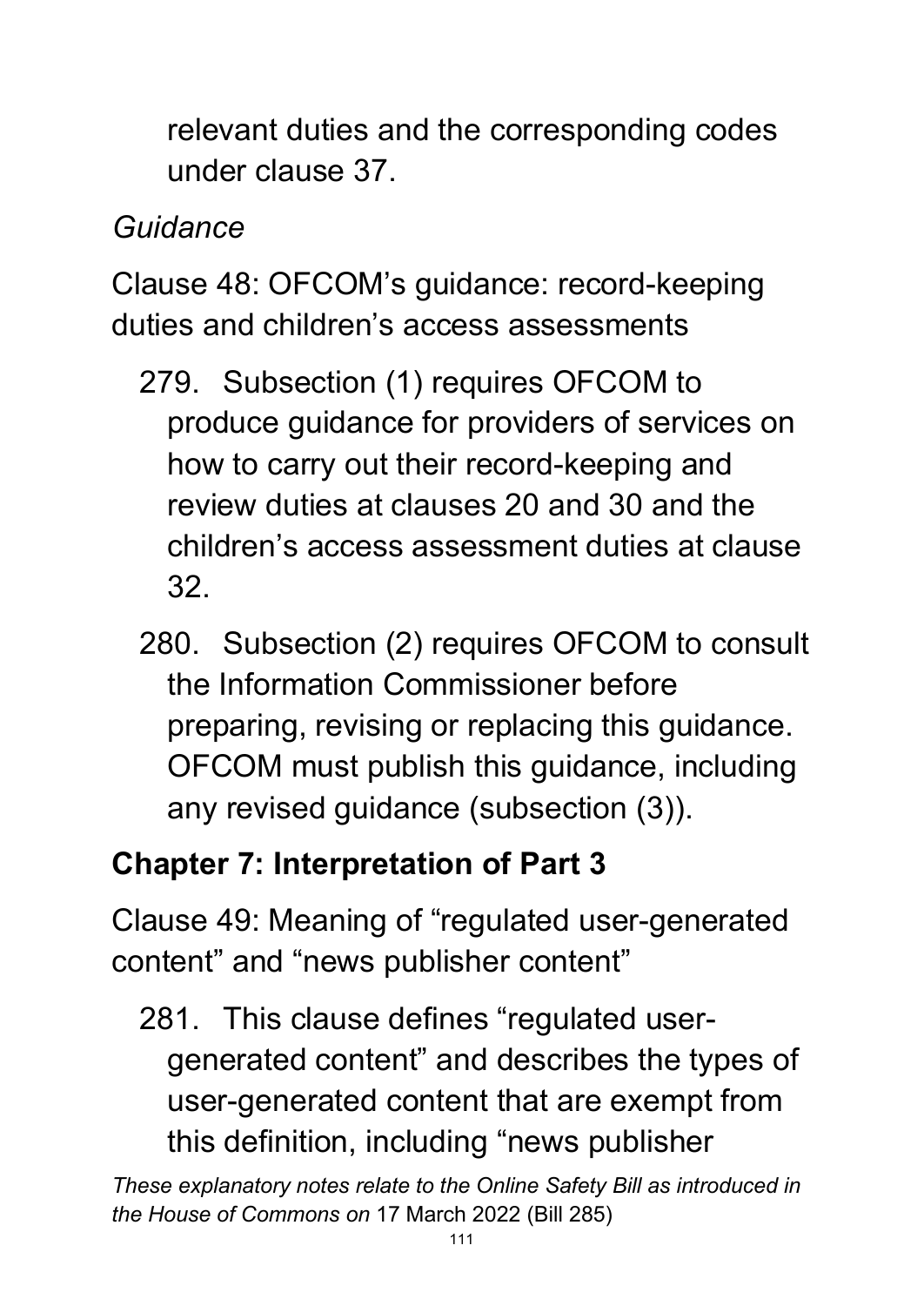relevant duties and the corresponding codes under clause 37.

*Guidance*

Clause 48: OFCOM's guidance: record-keeping duties and children's access assessments

279. Subsection (1) requires OFCOM to produce guidance for providers of services on how to carry out their record-keeping and review duties at clauses 20 and 30 and the children's access assessment duties at clause 32.

280. Subsection (2) requires OFCOM to consult the Information Commissioner before preparing, revising or replacing this guidance. OFCOM must publish this guidance, including any revised guidance (subsection (3)).

## Chapter 7: Interpretation of Part 3

Clause 49: Meaning of "regulated user-generated content" and "news publisher content"

281. This clause defines "regulated user-generated content" and describes the types of user-generated content that are exempt from this definition, including "news publisher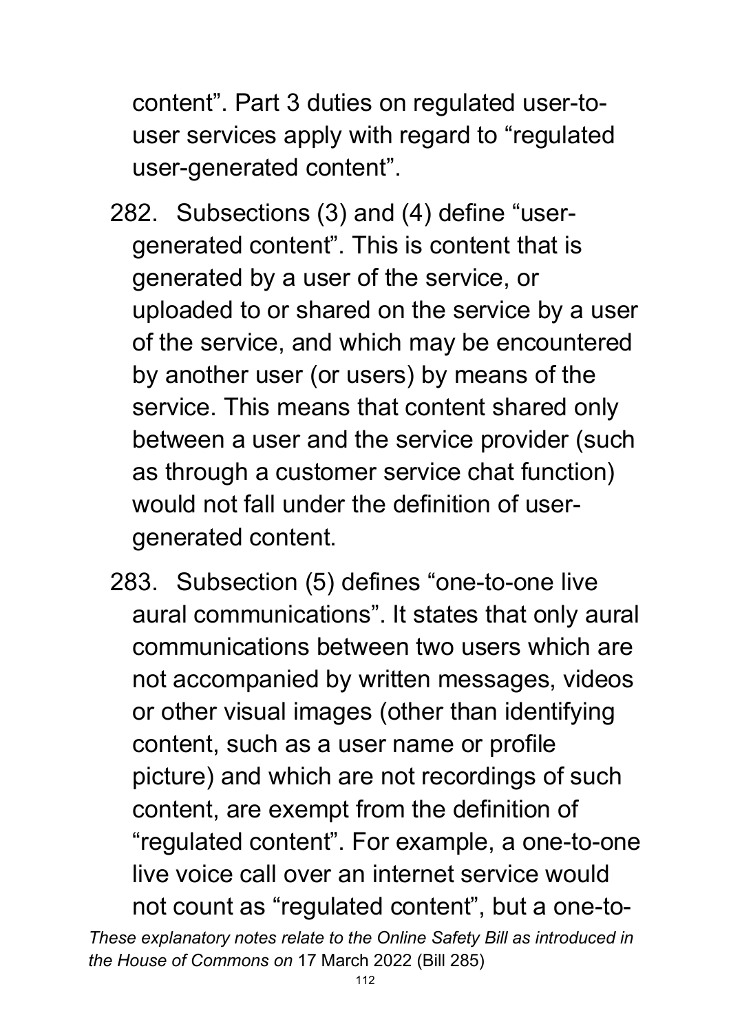content". Part 3 duties on regulated user-to-user services apply with regard to "regulated user-generated content".

282. Subsections (3) and (4) define "user-generated content". This is content that is generated by a user of the service, or uploaded to or shared on the service by a user of the service, and which may be encountered by another user (or users) by means of the service. This means that content shared only between a user and the service provider (such as through a customer service chat function) would not fall under the definition of user-generated content.

283. Subsection (5) defines "one-to-one live aural communications". It states that only aural communications between two users which are not accompanied by written messages, videos or other visual images (other than identifying content, such as a user name or profile picture) and which are not recordings of such content, are exempt from the definition of "regulated content". For example, a one-to-one live voice call over an internet service would not count as "regulated content", but a one-to-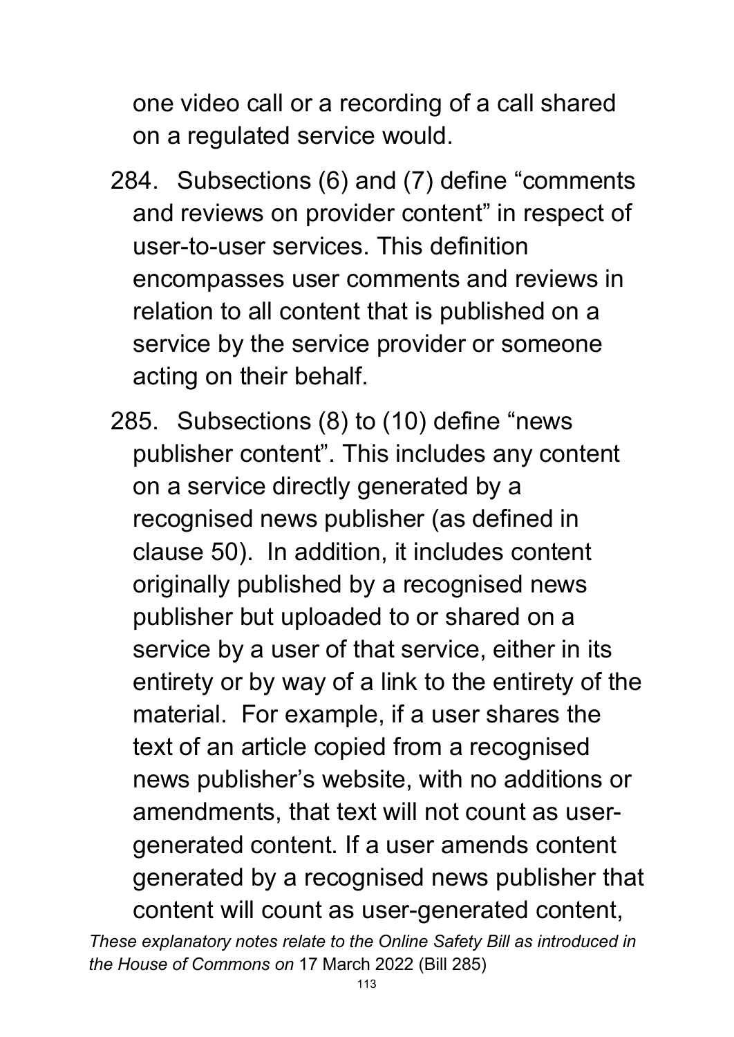one video call or a recording of a call shared on a regulated service would.

284. Subsections (6) and (7) define "comments and reviews on provider content" in respect of user-to-user services. This definition encompasses user comments and reviews in relation to all content that is published on a service by the service provider or someone acting on their behalf.

285. Subsections (8) to (10) define "news publisher content". This includes any content on a service directly generated by a recognised news publisher (as defined in clause 50). In addition, it includes content originally published by a recognised news publisher but uploaded to or shared on a service by a user of that service, either in its entirety or by way of a link to the entirety of the material. For example, if a user shares the text of an article copied from a recognised news publisher's website, with no additions or amendments, that text will not count as user-generated content. If a user amends content generated by a recognised news publisher that content will count as user-generated content,

*These explanatory notes relate to the Online Safety Bill as introduced in the House of Commons on* 17 March 2022 (Bill 285)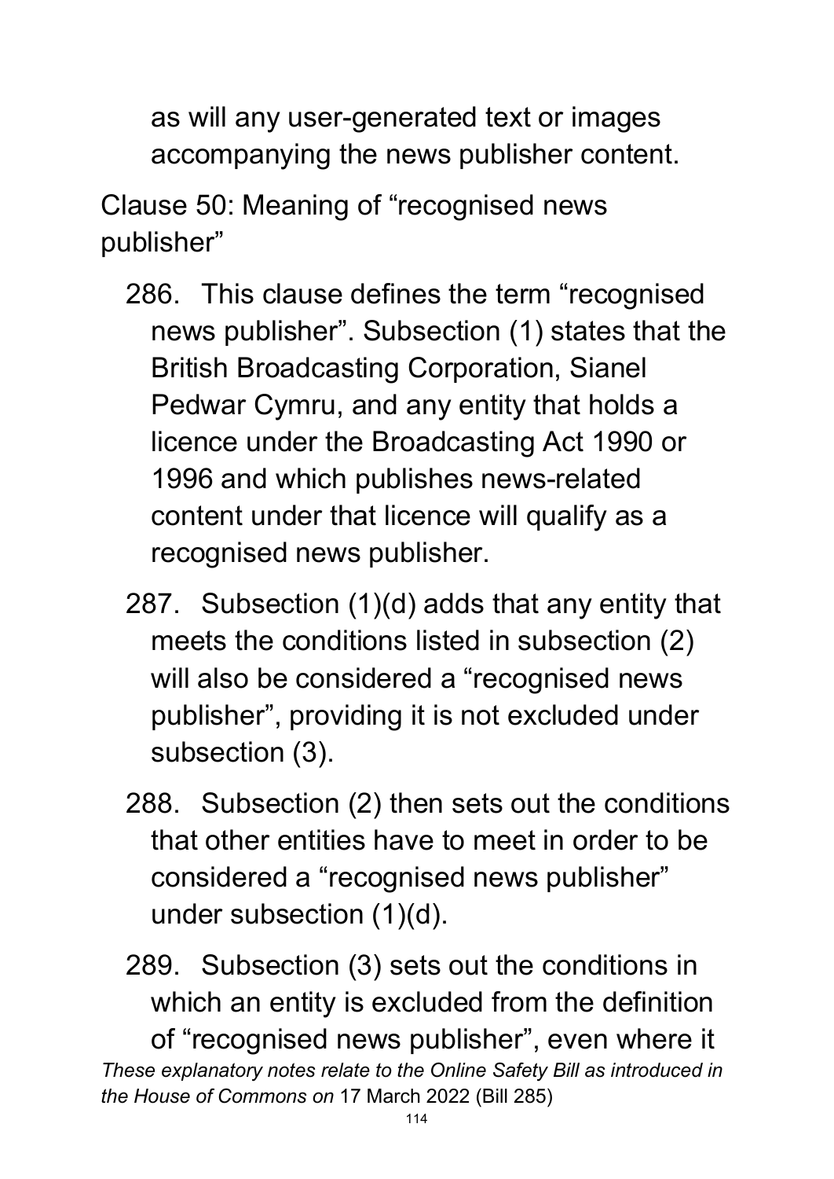as will any user-generated text or images accompanying the news publisher content.

Clause 50: Meaning of "recognised news publisher"

286. This clause defines the term "recognised news publisher". Subsection (1) states that the British Broadcasting Corporation, Sianel Pedwar Cymru, and any entity that holds a licence under the Broadcasting Act 1990 or 1996 and which publishes news-related content under that licence will qualify as a recognised news publisher.

287. Subsection (1)(d) adds that any entity that meets the conditions listed in subsection (2) will also be considered a "recognised news publisher", providing it is not excluded under subsection (3).

288. Subsection (2) then sets out the conditions that other entities have to meet in order to be considered a "recognised news publisher" under subsection (1)(d).

289. Subsection (3) sets out the conditions in which an entity is excluded from the definition of "recognised news publisher", even where it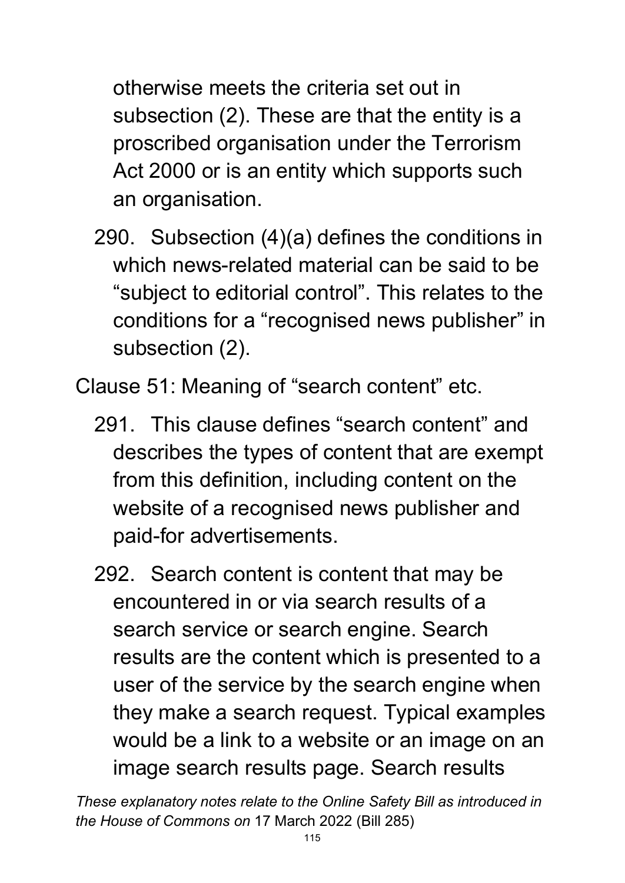otherwise meets the criteria set out in subsection (2). These are that the entity is a proscribed organisation under the Terrorism Act 2000 or is an entity which supports such an organisation.

290. Subsection (4)(a) defines the conditions in which news-related material can be said to be "subject to editorial control". This relates to the conditions for a "recognised news publisher" in subsection (2).

Clause 51: Meaning of "search content" etc.

291. This clause defines "search content" and describes the types of content that are exempt from this definition, including content on the website of a recognised news publisher and paid-for advertisements.

292. Search content is content that may be encountered in or via search results of a search service or search engine. Search results are the content which is presented to a user of the service by the search engine when they make a search request. Typical examples would be a link to a website or an image on an image search results page. Search results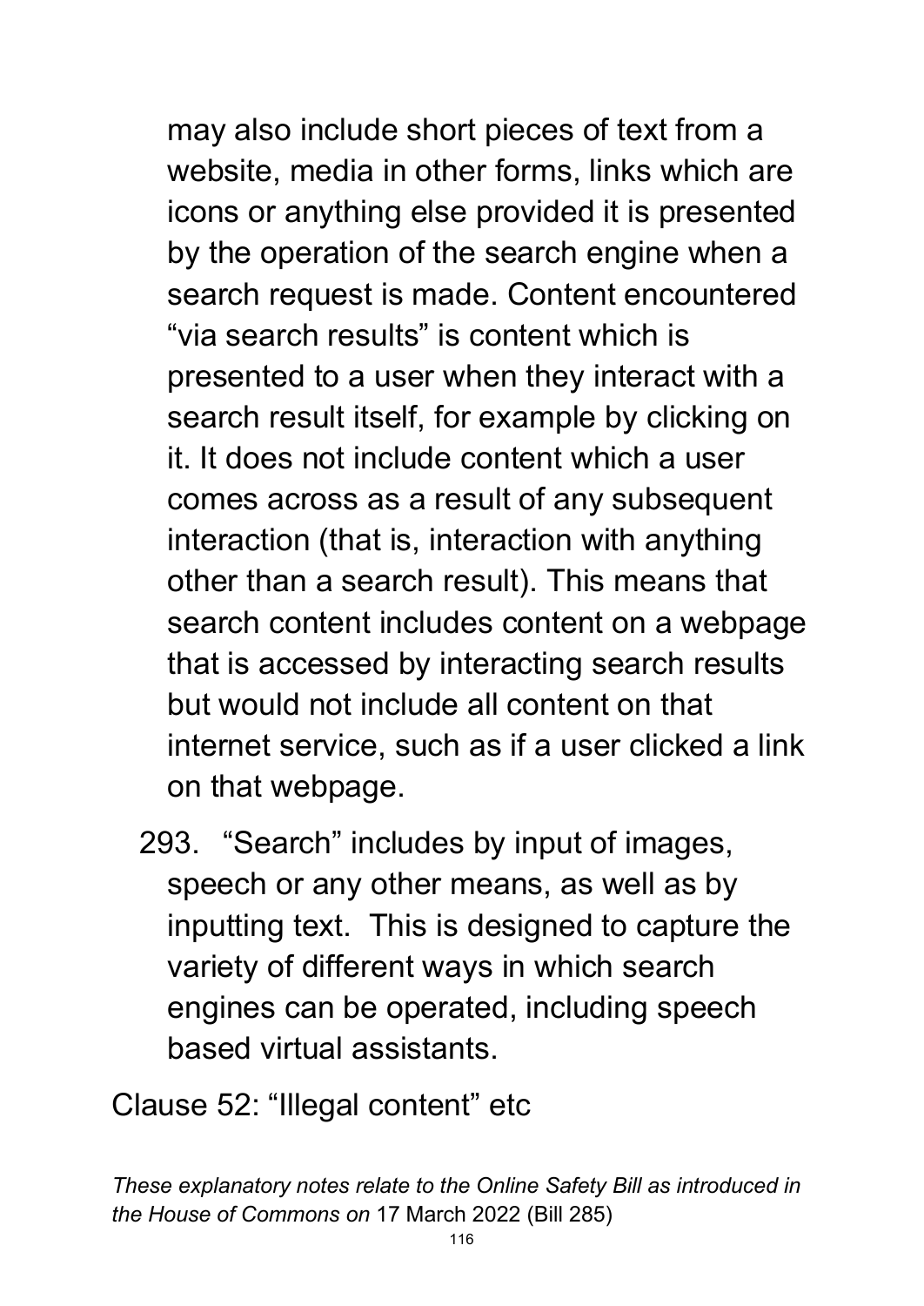may also include short pieces of text from a website, media in other forms, links which are icons or anything else provided it is presented by the operation of the search engine when a search request is made. Content encountered "via search results" is content which is presented to a user when they interact with a search result itself, for example by clicking on it. It does not include content which a user comes across as a result of any subsequent interaction (that is, interaction with anything other than a search result). This means that search content includes content on a webpage that is accessed by interacting search results but would not include all content on that internet service, such as if a user clicked a link on that webpage.

293. "Search" includes by input of images, speech or any other means, as well as by inputting text. This is designed to capture the variety of different ways in which search engines can be operated, including speech based virtual assistants.

Clause 52: "Illegal content" etc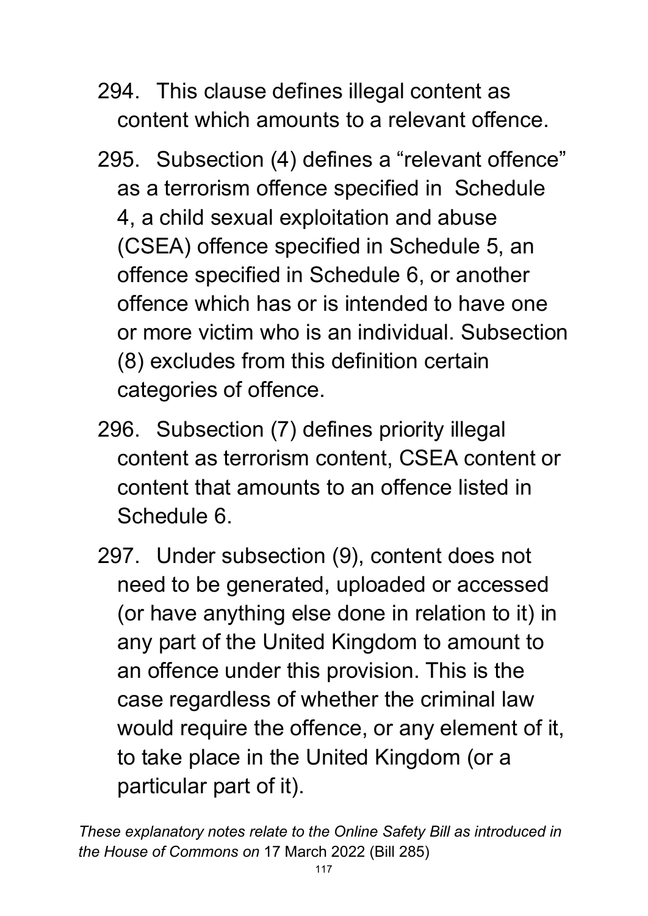294. This clause defines illegal content as content which amounts to a relevant offence.

295. Subsection (4) defines a "relevant offence" as a terrorism offence specified in Schedule 4, a child sexual exploitation and abuse (CSEA) offence specified in Schedule 5, an offence specified in Schedule 6, or another offence which has or is intended to have one or more victim who is an individual. Subsection (8) excludes from this definition certain categories of offence.

296. Subsection (7) defines priority illegal content as terrorism content, CSEA content or content that amounts to an offence listed in Schedule 6.

297. Under subsection (9), content does not need to be generated, uploaded or accessed (or have anything else done in relation to it) in any part of the United Kingdom to amount to an offence under this provision. This is the case regardless of whether the criminal law would require the offence, or any element of it, to take place in the United Kingdom (or a particular part of it).

*These explanatory notes relate to the Online Safety Bill as introduced in the House of Commons on* 17 March 2022 (Bill 285)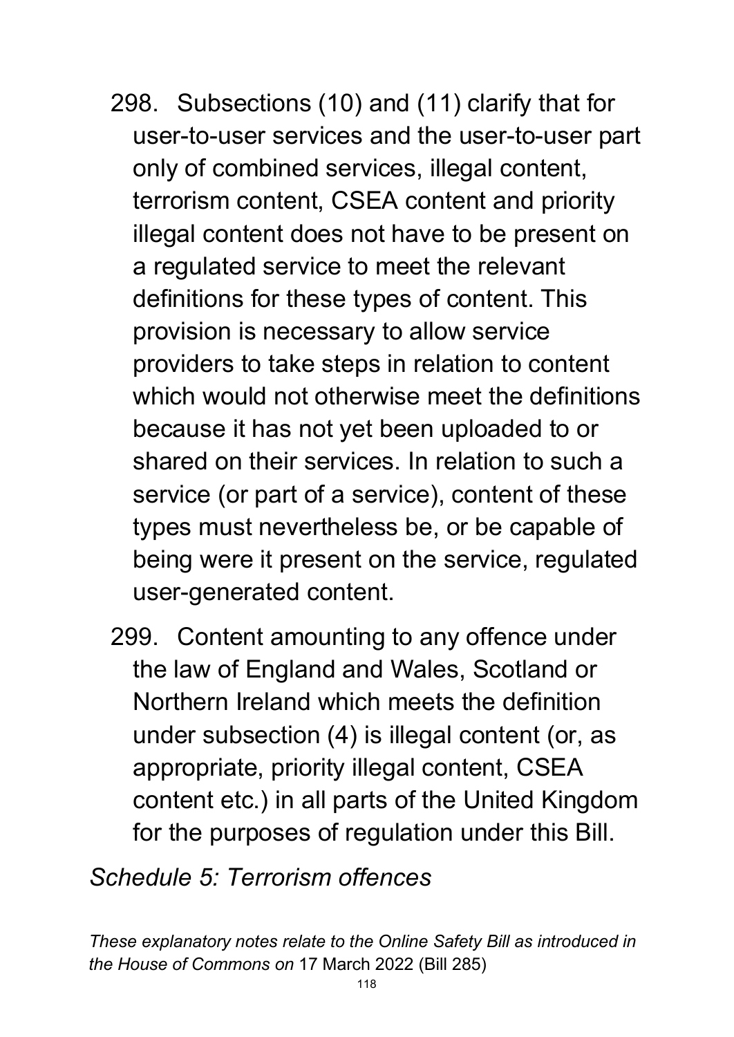298. Subsections (10) and (11) clarify that for user-to-user services and the user-to-user part only of combined services, illegal content, terrorism content, CSEA content and priority illegal content does not have to be present on a regulated service to meet the relevant definitions for these types of content. This provision is necessary to allow service providers to take steps in relation to content which would not otherwise meet the definitions because it has not yet been uploaded to or shared on their services. In relation to such a service (or part of a service), content of these types must nevertheless be, or be capable of being were it present on the service, regulated user-generated content.

299. Content amounting to any offence under the law of England and Wales, Scotland or Northern Ireland which meets the definition under subsection (4) is illegal content (or, as appropriate, priority illegal content, CSEA content etc.) in all parts of the United Kingdom for the purposes of regulation under this Bill.

### *Schedule 5: Terrorism offences*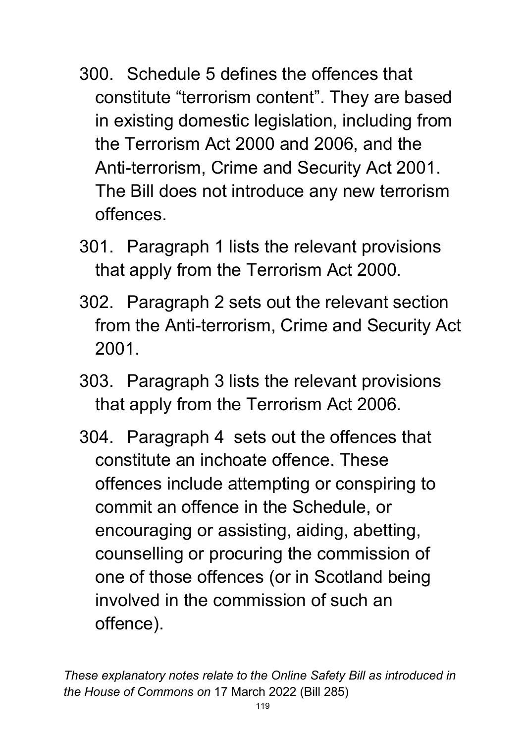300. Schedule 5 defines the offences that constitute "terrorism content". They are based in existing domestic legislation, including from the Terrorism Act 2000 and 2006, and the Anti-terrorism, Crime and Security Act 2001. The Bill does not introduce any new terrorism offences.

301. Paragraph 1 lists the relevant provisions that apply from the Terrorism Act 2000.

302. Paragraph 2 sets out the relevant section from the Anti-terrorism, Crime and Security Act 2001.

303. Paragraph 3 lists the relevant provisions that apply from the Terrorism Act 2006.

304. Paragraph 4 sets out the offences that constitute an inchoate offence. These offences include attempting or conspiring to commit an offence in the Schedule, or encouraging or assisting, aiding, abetting, counselling or procuring the commission of one of those offences (or in Scotland being involved in the commission of such an offence).

*These explanatory notes relate to the Online Safety Bill as introduced in the House of Commons on* 17 March 2022 (Bill 285)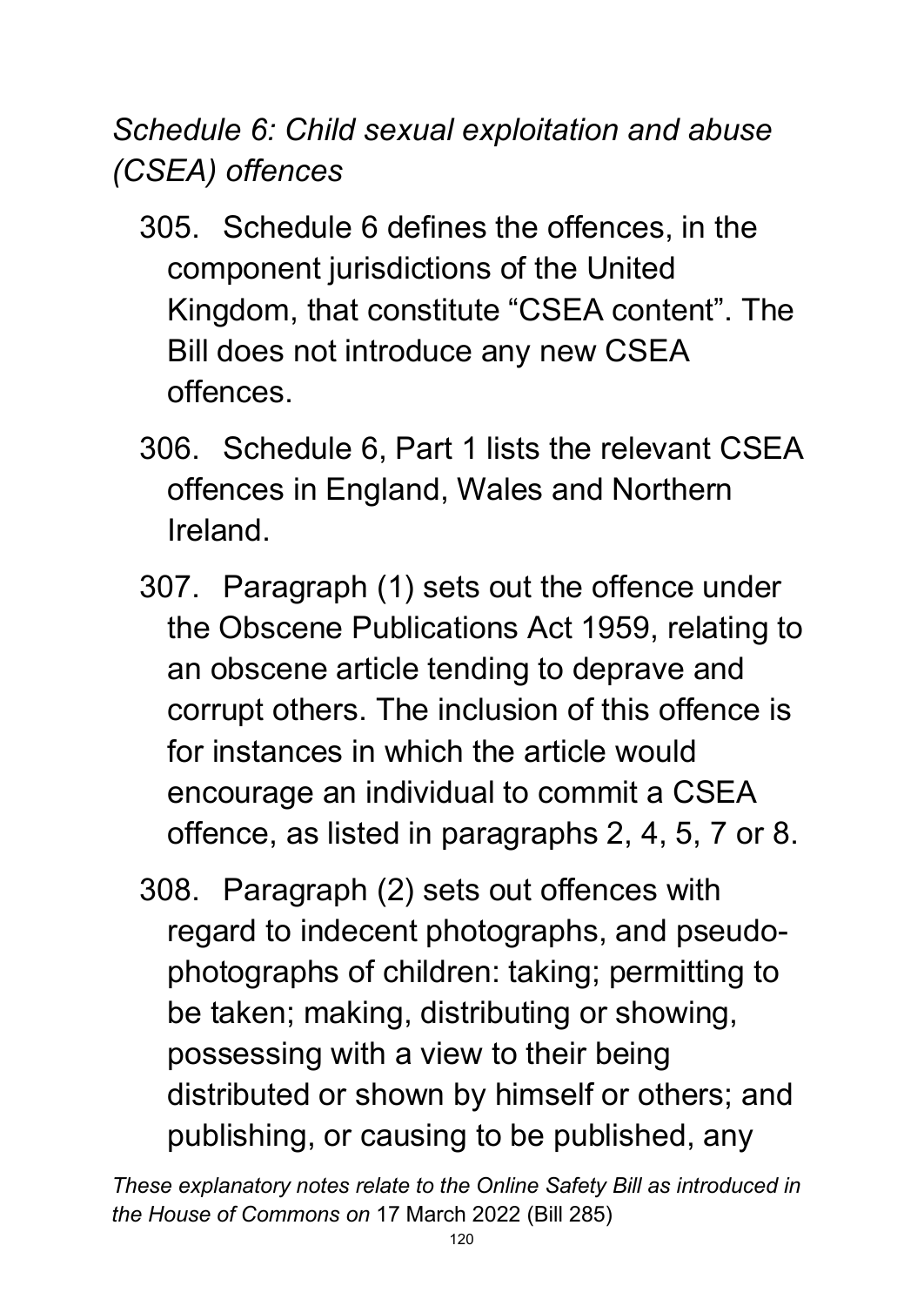*Schedule 6: Child sexual exploitation and abuse (CSEA) offences*

305. Schedule 6 defines the offences, in the component jurisdictions of the United Kingdom, that constitute "CSEA content". The Bill does not introduce any new CSEA offences.

306. Schedule 6, Part 1 lists the relevant CSEA offences in England, Wales and Northern Ireland.

307. Paragraph (1) sets out the offence under the Obscene Publications Act 1959, relating to an obscene article tending to deprave and corrupt others. The inclusion of this offence is for instances in which the article would encourage an individual to commit a CSEA offence, as listed in paragraphs 2, 4, 5, 7 or 8.

308. Paragraph (2) sets out offences with regard to indecent photographs, and pseudo-photographs of children: taking; permitting to be taken; making, distributing or showing, possessing with a view to their being distributed or shown by himself or others; and publishing, or causing to be published, any

*These explanatory notes relate to the Online Safety Bill as introduced in the House of Commons on* 17 March 2022 (Bill 285)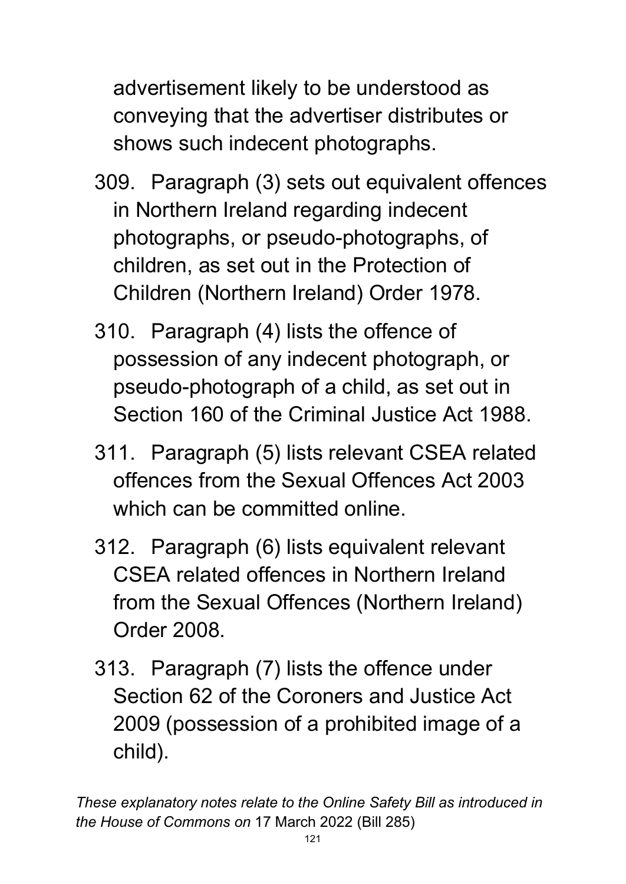advertisement likely to be understood as conveying that the advertiser distributes or shows such indecent photographs.

309. Paragraph (3) sets out equivalent offences in Northern Ireland regarding indecent photographs, or pseudo-photographs, of children, as set out in the Protection of Children (Northern Ireland) Order 1978.

310. Paragraph (4) lists the offence of possession of any indecent photograph, or pseudo-photograph of a child, as set out in Section 160 of the Criminal Justice Act 1988.

311. Paragraph (5) lists relevant CSEA related offences from the Sexual Offences Act 2003 which can be committed online.

312. Paragraph (6) lists equivalent relevant CSEA related offences in Northern Ireland from the Sexual Offences (Northern Ireland) Order 2008.

313. Paragraph (7) lists the offence under Section 62 of the Coroners and Justice Act 2009 (possession of a prohibited image of a child).

*These explanatory notes relate to the Online Safety Bill as introduced in the House of Commons on* 17 March 2022 (Bill 285)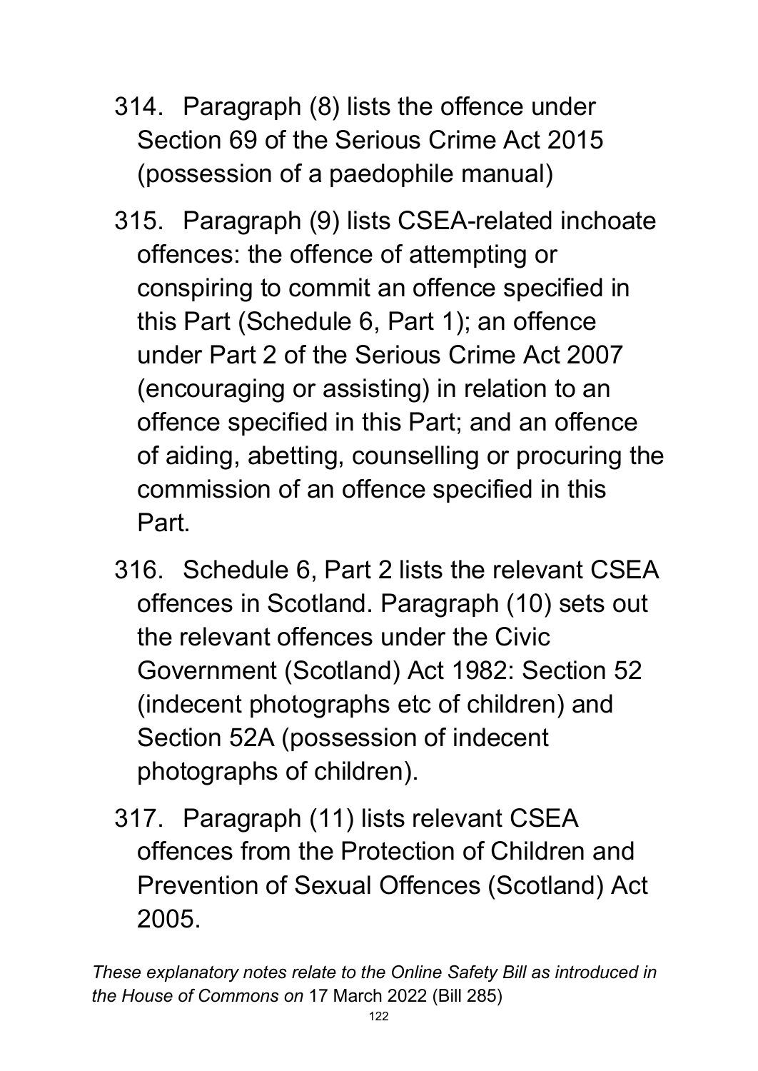314. Paragraph (8) lists the offence under Section 69 of the Serious Crime Act 2015 (possession of a paedophile manual)

315. Paragraph (9) lists CSEA-related inchoate offences: the offence of attempting or conspiring to commit an offence specified in this Part (Schedule 6, Part 1); an offence under Part 2 of the Serious Crime Act 2007 (encouraging or assisting) in relation to an offence specified in this Part; and an offence of aiding, abetting, counselling or procuring the commission of an offence specified in this Part.

316. Schedule 6, Part 2 lists the relevant CSEA offences in Scotland. Paragraph (10) sets out the relevant offences under the Civic Government (Scotland) Act 1982: Section 52 (indecent photographs etc of children) and Section 52A (possession of indecent photographs of children).

317. Paragraph (11) lists relevant CSEA offences from the Protection of Children and Prevention of Sexual Offences (Scotland) Act 2005.

*These explanatory notes relate to the Online Safety Bill as introduced in the House of Commons on* 17 March 2022 (Bill 285)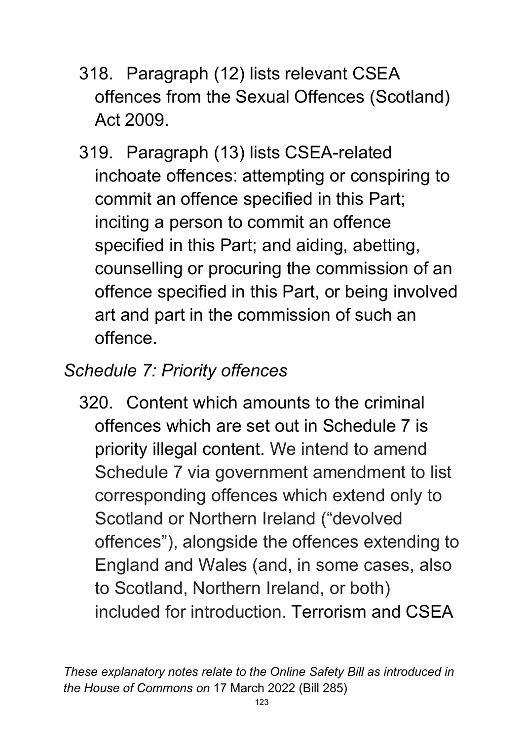318. Paragraph (12) lists relevant CSEA offences from the Sexual Offences (Scotland) Act 2009.

319. Paragraph (13) lists CSEA-related inchoate offences: attempting or conspiring to commit an offence specified in this Part; inciting a person to commit an offence specified in this Part; and aiding, abetting, counselling or procuring the commission of an offence specified in this Part, or being involved art and part in the commission of such an offence.

*Schedule 7: Priority offences*

320. Content which amounts to the criminal offences which are set out in Schedule 7 is priority illegal content. We intend to amend Schedule 7 via government amendment to list corresponding offences which extend only to Scotland or Northern Ireland ("devolved offences"), alongside the offences extending to England and Wales (and, in some cases, also to Scotland, Northern Ireland, or both) included for introduction. Terrorism and CSEA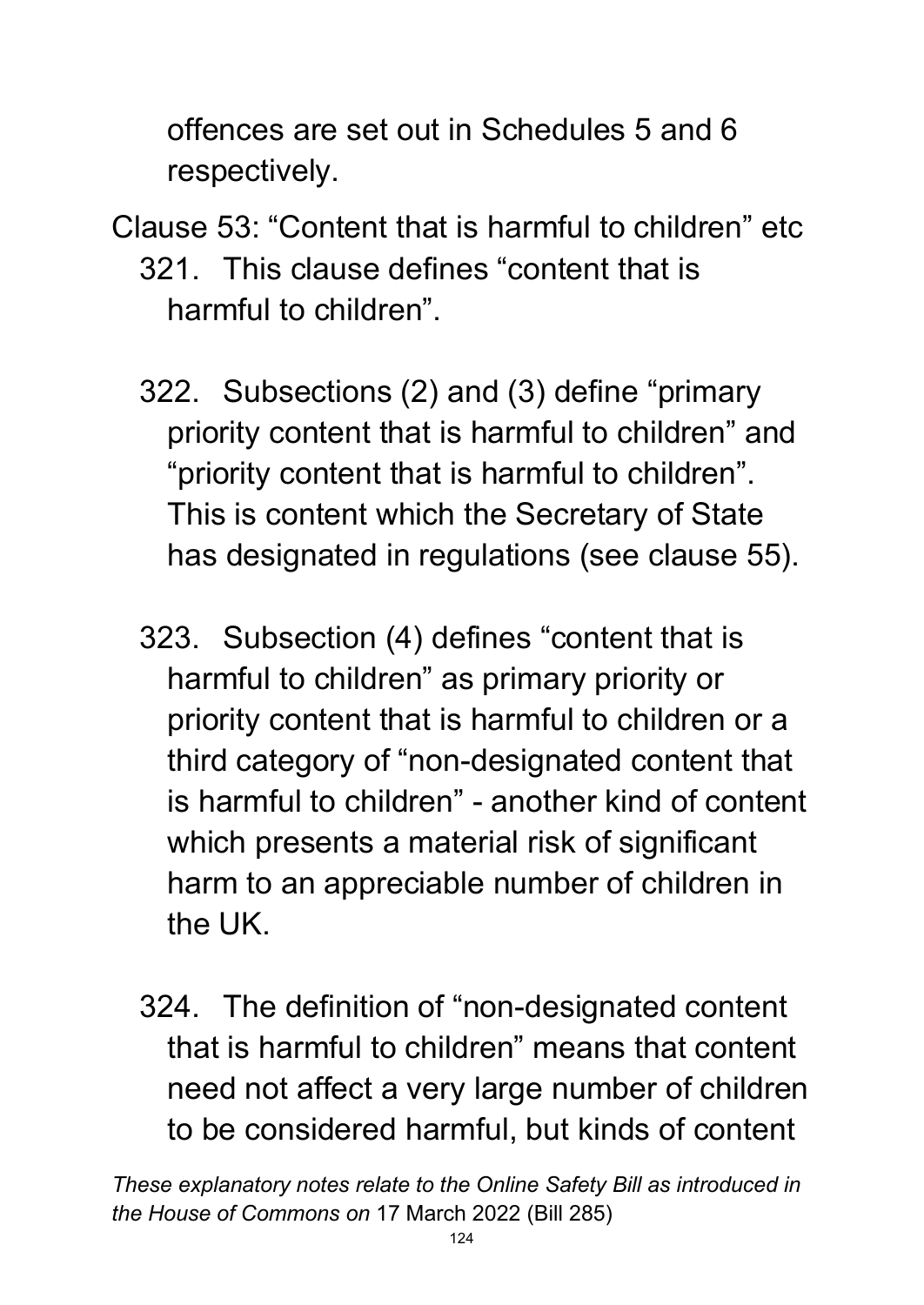offences are set out in Schedules 5 and 6 respectively.

Clause 53: "Content that is harmful to children" etc

321. This clause defines "content that is harmful to children".

322. Subsections (2) and (3) define "primary priority content that is harmful to children" and "priority content that is harmful to children". This is content which the Secretary of State has designated in regulations (see clause 55).

323. Subsection (4) defines "content that is harmful to children" as primary priority or priority content that is harmful to children or a third category of "non-designated content that is harmful to children" - another kind of content which presents a material risk of significant harm to an appreciable number of children in the UK.

324. The definition of "non-designated content that is harmful to children" means that content need not affect a very large number of children to be considered harmful, but kinds of content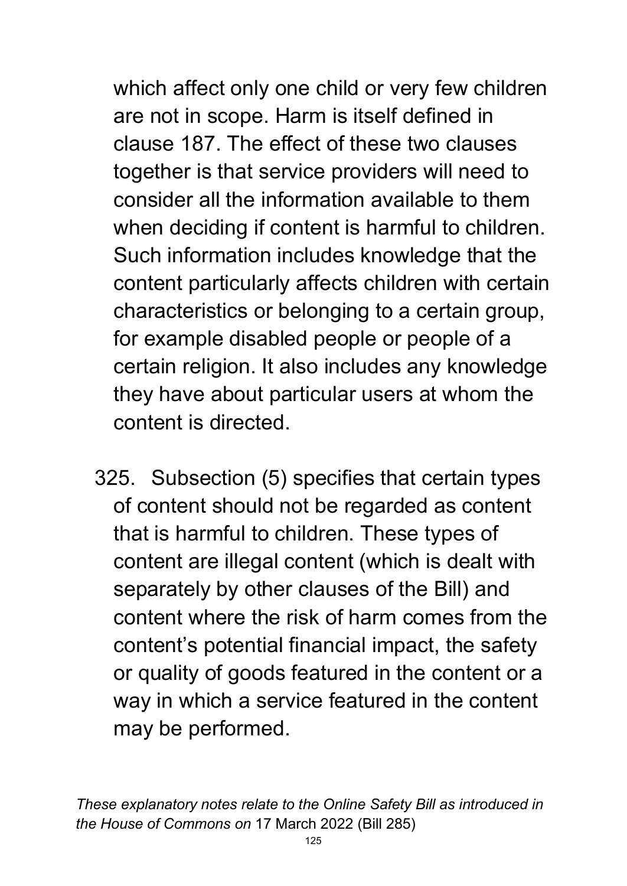which affect only one child or very few children are not in scope. Harm is itself defined in clause 187. The effect of these two clauses together is that service providers will need to consider all the information available to them when deciding if content is harmful to children. Such information includes knowledge that the content particularly affects children with certain characteristics or belonging to a certain group, for example disabled people or people of a certain religion. It also includes any knowledge they have about particular users at whom the content is directed.

325. Subsection (5) specifies that certain types of content should not be regarded as content that is harmful to children. These types of content are illegal content (which is dealt with separately by other clauses of the Bill) and content where the risk of harm comes from the content's potential financial impact, the safety or quality of goods featured in the content or a way in which a service featured in the content may be performed.

*These explanatory notes relate to the Online Safety Bill as introduced in the House of Commons on* 17 March 2022 (Bill 285)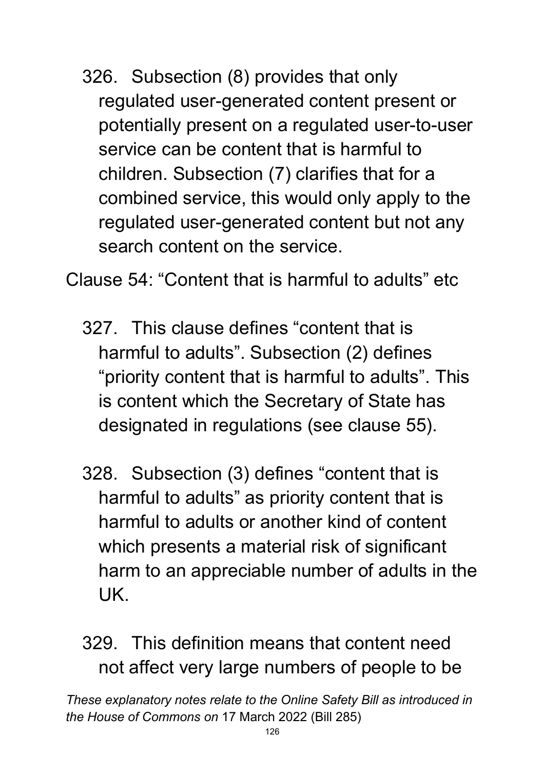326. Subsection (8) provides that only regulated user-generated content present or potentially present on a regulated user-to-user service can be content that is harmful to children. Subsection (7) clarifies that for a combined service, this would only apply to the regulated user-generated content but not any search content on the service.

Clause 54: "Content that is harmful to adults" etc

327. This clause defines "content that is harmful to adults". Subsection (2) defines "priority content that is harmful to adults". This is content which the Secretary of State has designated in regulations (see clause 55).

328. Subsection (3) defines "content that is harmful to adults" as priority content that is harmful to adults or another kind of content which presents a material risk of significant harm to an appreciable number of adults in the UK.

329. This definition means that content need not affect very large numbers of people to be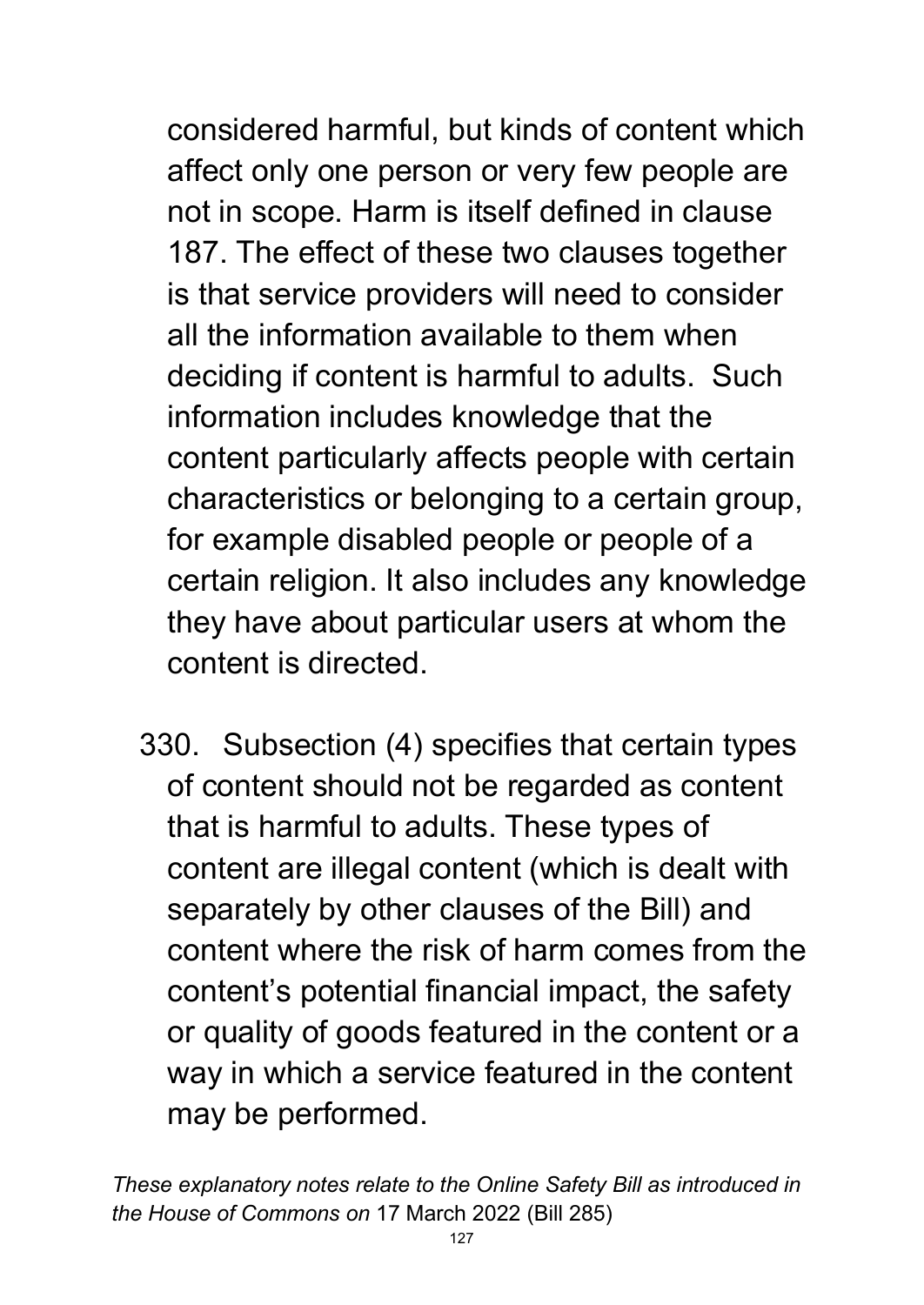considered harmful, but kinds of content which affect only one person or very few people are not in scope. Harm is itself defined in clause 187. The effect of these two clauses together is that service providers will need to consider all the information available to them when deciding if content is harmful to adults. Such information includes knowledge that the content particularly affects people with certain characteristics or belonging to a certain group, for example disabled people or people of a certain religion. It also includes any knowledge they have about particular users at whom the content is directed.

330. Subsection (4) specifies that certain types of content should not be regarded as content that is harmful to adults. These types of content are illegal content (which is dealt with separately by other clauses of the Bill) and content where the risk of harm comes from the content's potential financial impact, the safety or quality of goods featured in the content or a way in which a service featured in the content may be performed.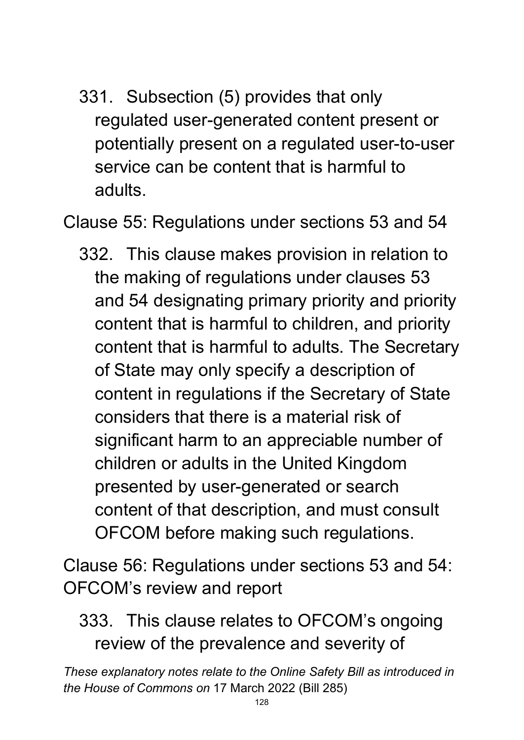331. Subsection (5) provides that only regulated user-generated content present or potentially present on a regulated user-to-user service can be content that is harmful to adults.

Clause 55: Regulations under sections 53 and 54

332. This clause makes provision in relation to the making of regulations under clauses 53 and 54 designating primary priority and priority content that is harmful to children, and priority content that is harmful to adults. The Secretary of State may only specify a description of content in regulations if the Secretary of State considers that there is a material risk of significant harm to an appreciable number of children or adults in the United Kingdom presented by user-generated or search content of that description, and must consult OFCOM before making such regulations.

Clause 56: Regulations under sections 53 and 54: OFCOM's review and report

333. This clause relates to OFCOM's ongoing review of the prevalence and severity of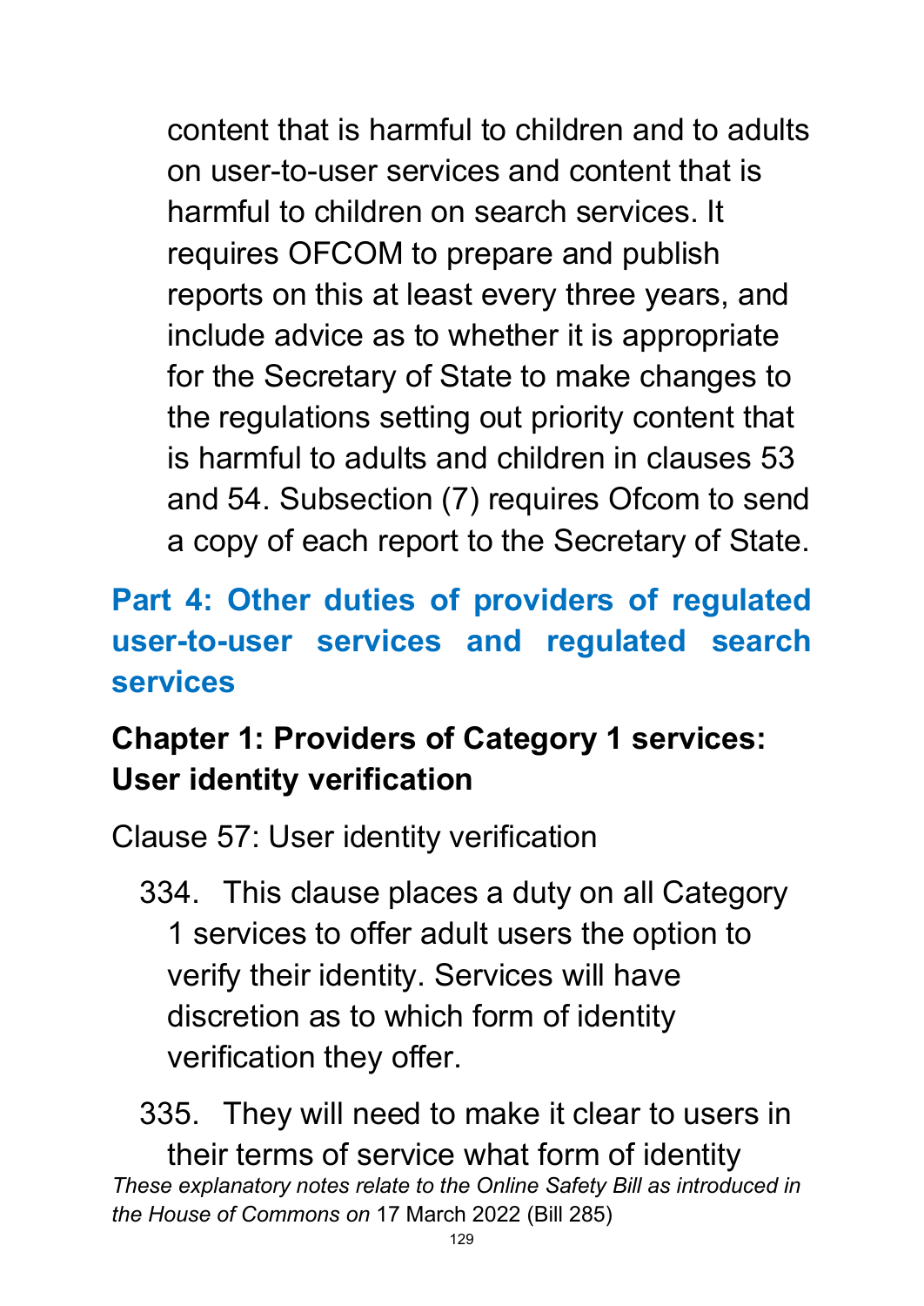content that is harmful to children and to adults on user-to-user services and content that is harmful to children on search services. It requires OFCOM to prepare and publish reports on this at least every three years, and include advice as to whether it is appropriate for the Secretary of State to make changes to the regulations setting out priority content that is harmful to adults and children in clauses 53 and 54. Subsection (7) requires Ofcom to send a copy of each report to the Secretary of State.

## Part 4: Other duties of providers of regulated user-to-user services and regulated search services

### Chapter 1: Providers of Category 1 services: User identity verification

Clause 57: User identity verification

334. This clause places a duty on all Category 1 services to offer adult users the option to verify their identity. Services will have discretion as to which form of identity verification they offer.

335. They will need to make it clear to users in their terms of service what form of identity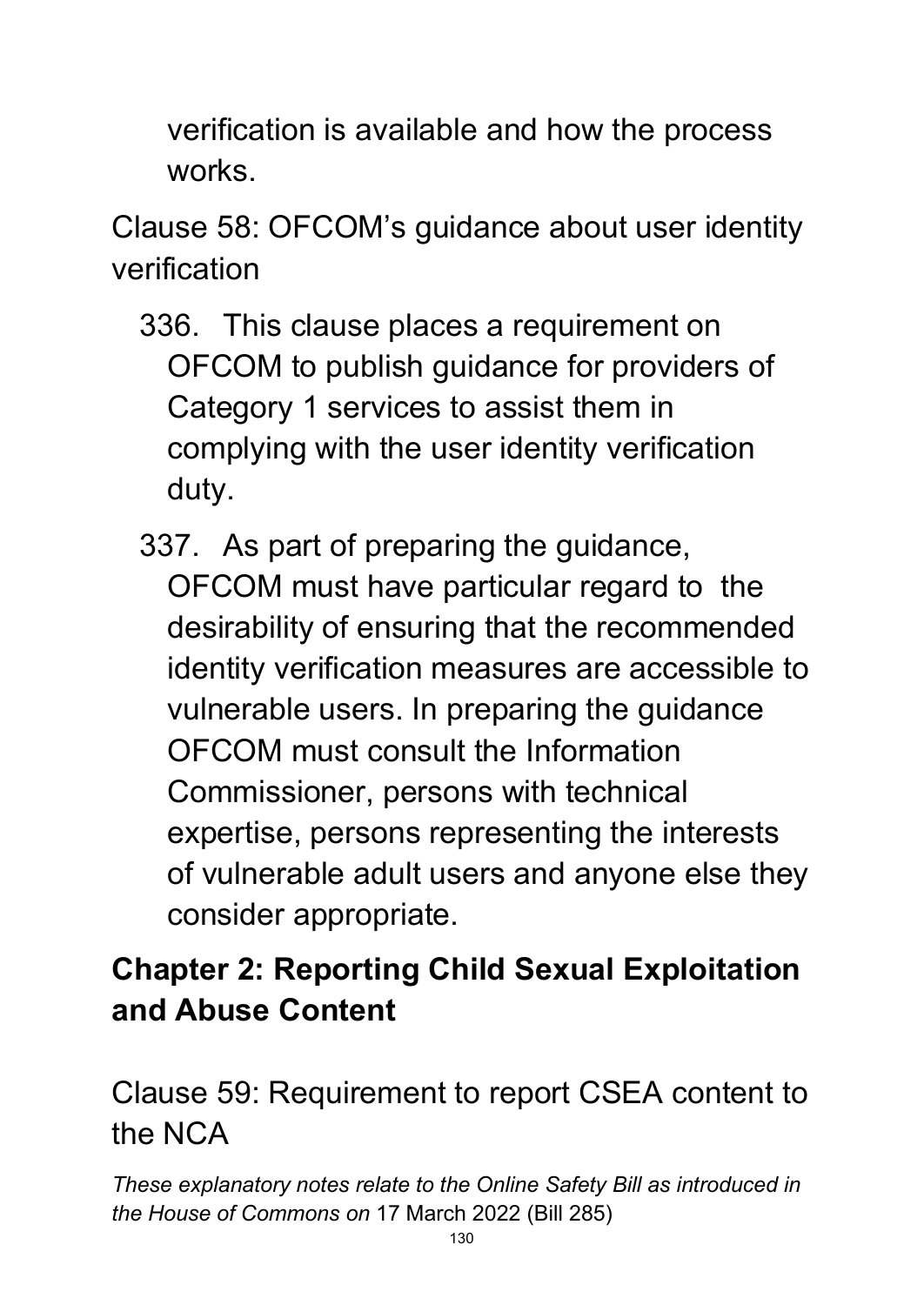verification is available and how the process works.

Clause 58: OFCOM's guidance about user identity verification

336. This clause places a requirement on OFCOM to publish guidance for providers of Category 1 services to assist them in complying with the user identity verification duty.

337. As part of preparing the guidance, OFCOM must have particular regard to the desirability of ensuring that the recommended identity verification measures are accessible to vulnerable users. In preparing the guidance OFCOM must consult the Information Commissioner, persons with technical expertise, persons representing the interests of vulnerable adult users and anyone else they consider appropriate.

## Chapter 2: Reporting Child Sexual Exploitation and Abuse Content

Clause 59: Requirement to report CSEA content to the NCA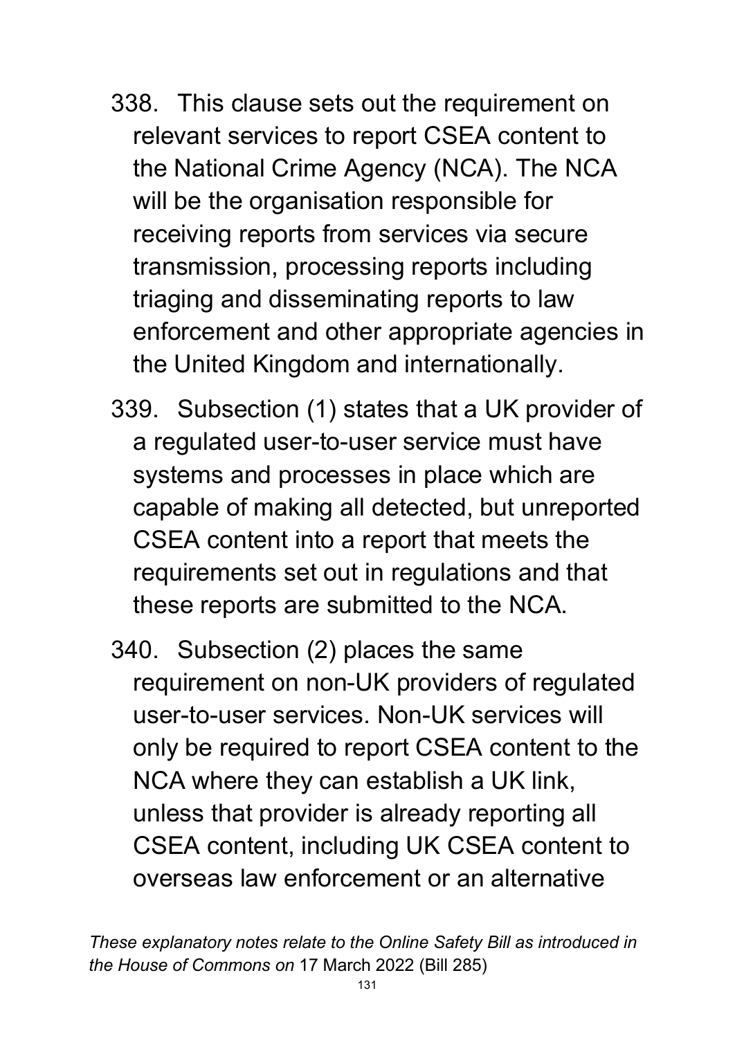338. This clause sets out the requirement on relevant services to report CSEA content to the National Crime Agency (NCA). The NCA will be the organisation responsible for receiving reports from services via secure transmission, processing reports including triaging and disseminating reports to law enforcement and other appropriate agencies in the United Kingdom and internationally.

339. Subsection (1) states that a UK provider of a regulated user-to-user service must have systems and processes in place which are capable of making all detected, but unreported CSEA content into a report that meets the requirements set out in regulations and that these reports are submitted to the NCA.

340. Subsection (2) places the same requirement on non-UK providers of regulated user-to-user services. Non-UK services will only be required to report CSEA content to the NCA where they can establish a UK link, unless that provider is already reporting all CSEA content, including UK CSEA content to overseas law enforcement or an alternative

*These explanatory notes relate to the Online Safety Bill as introduced in the House of Commons on* 17 March 2022 (Bill 285)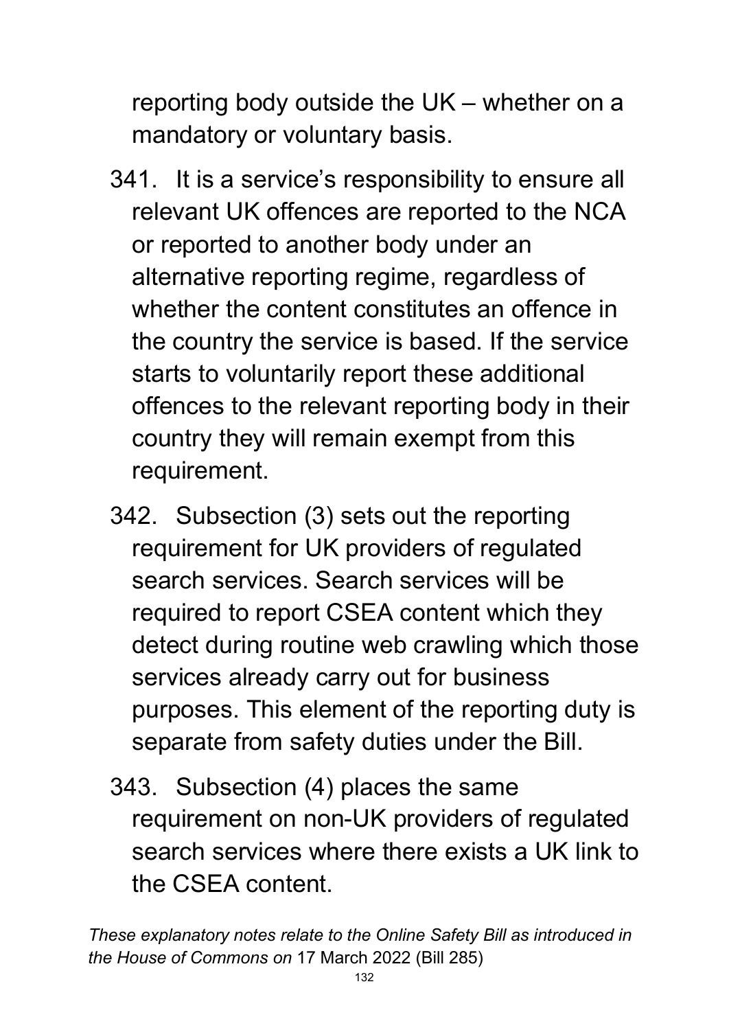reporting body outside the UK – whether on a mandatory or voluntary basis.

341. It is a service's responsibility to ensure all relevant UK offences are reported to the NCA or reported to another body under an alternative reporting regime, regardless of whether the content constitutes an offence in the country the service is based. If the service starts to voluntarily report these additional offences to the relevant reporting body in their country they will remain exempt from this requirement.

342. Subsection (3) sets out the reporting requirement for UK providers of regulated search services. Search services will be required to report CSEA content which they detect during routine web crawling which those services already carry out for business purposes. This element of the reporting duty is separate from safety duties under the Bill.

343. Subsection (4) places the same requirement on non-UK providers of regulated search services where there exists a UK link to the CSEA content.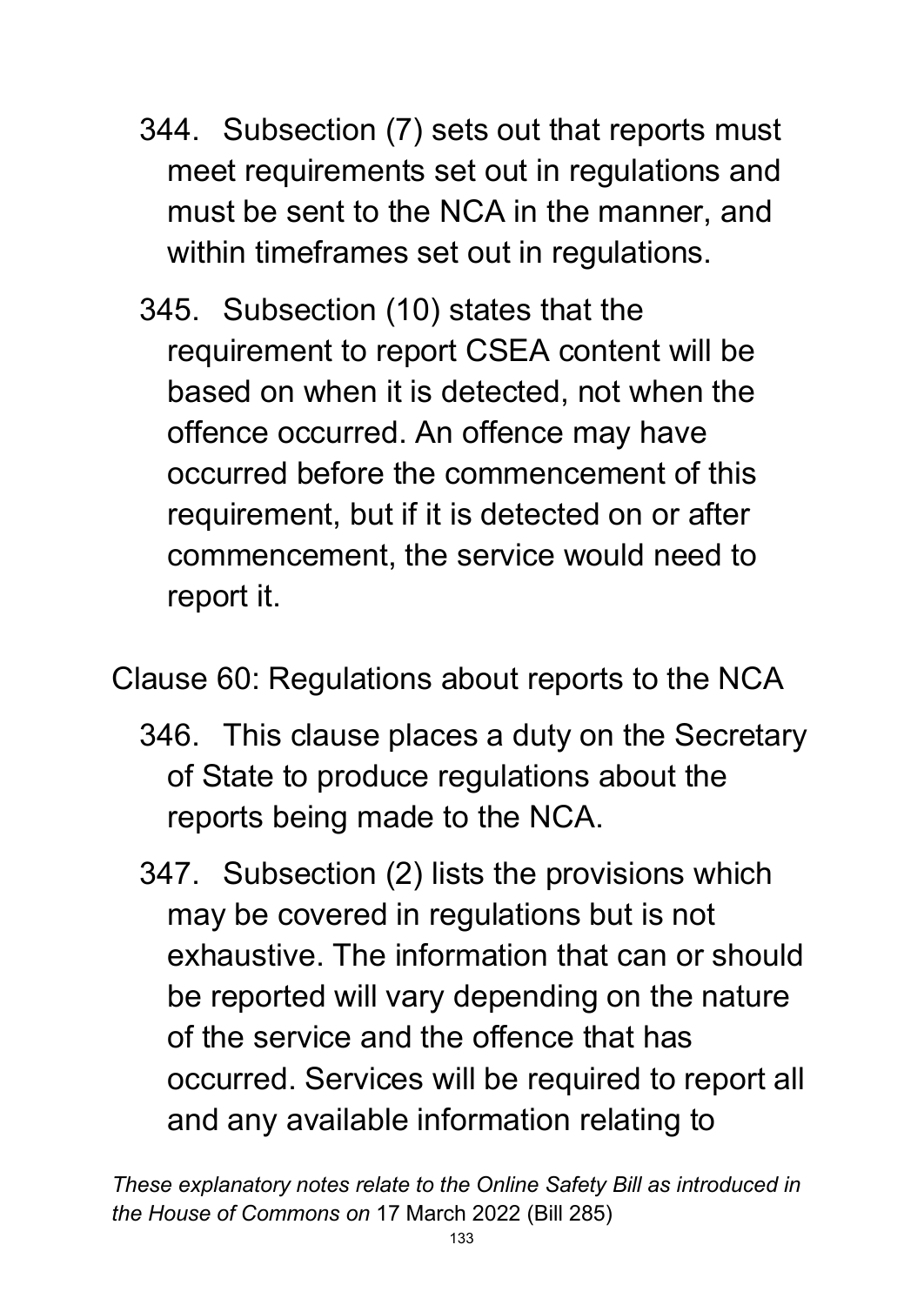344. Subsection (7) sets out that reports must meet requirements set out in regulations and must be sent to the NCA in the manner, and within timeframes set out in regulations.

345. Subsection (10) states that the requirement to report CSEA content will be based on when it is detected, not when the offence occurred. An offence may have occurred before the commencement of this requirement, but if it is detected on or after commencement, the service would need to report it.

Clause 60: Regulations about reports to the NCA

346. This clause places a duty on the Secretary of State to produce regulations about the reports being made to the NCA.

347. Subsection (2) lists the provisions which may be covered in regulations but is not exhaustive. The information that can or should be reported will vary depending on the nature of the service and the offence that has occurred. Services will be required to report all and any available information relating to

*These explanatory notes relate to the Online Safety Bill as introduced in the House of Commons on* 17 March 2022 (Bill 285)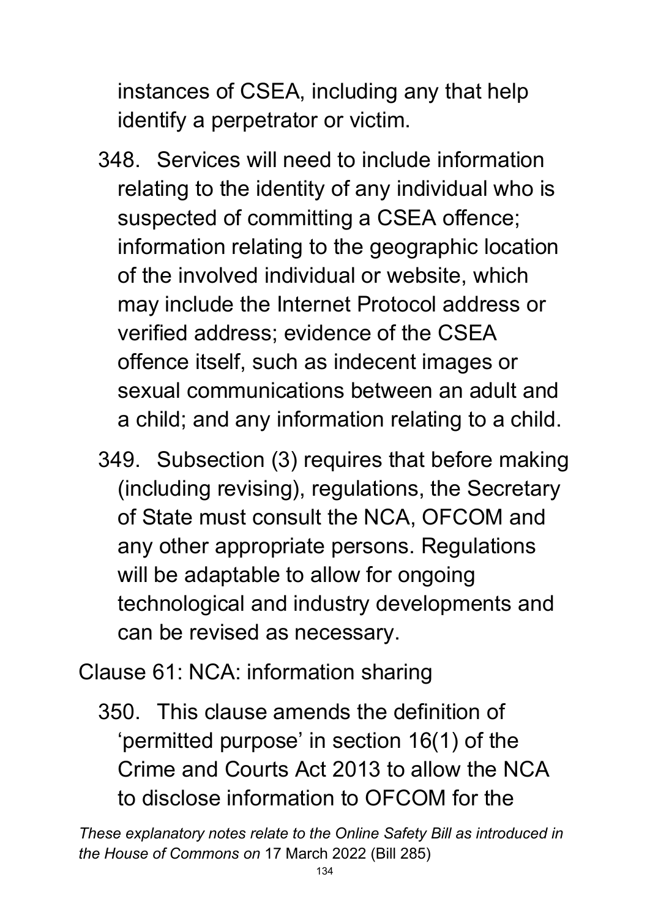instances of CSEA, including any that help identify a perpetrator or victim.

348. Services will need to include information relating to the identity of any individual who is suspected of committing a CSEA offence; information relating to the geographic location of the involved individual or website, which may include the Internet Protocol address or verified address; evidence of the CSEA offence itself, such as indecent images or sexual communications between an adult and a child; and any information relating to a child.

349. Subsection (3) requires that before making (including revising), regulations, the Secretary of State must consult the NCA, OFCOM and any other appropriate persons. Regulations will be adaptable to allow for ongoing technological and industry developments and can be revised as necessary.

Clause 61: NCA: information sharing

350. This clause amends the definition of 'permitted purpose' in section 16(1) of the Crime and Courts Act 2013 to allow the NCA to disclose information to OFCOM for the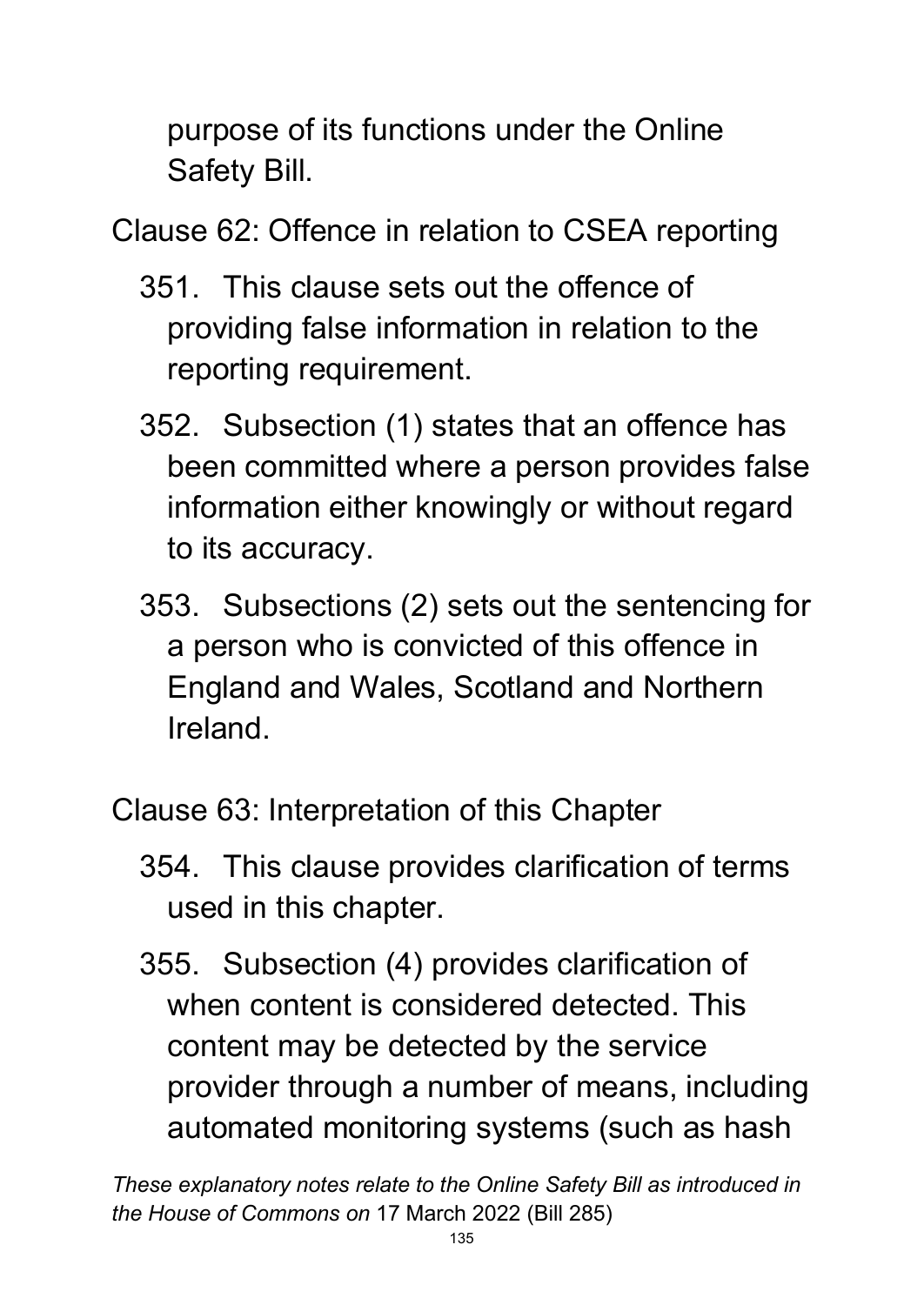purpose of its functions under the Online Safety Bill.

Clause 62: Offence in relation to CSEA reporting

351. This clause sets out the offence of providing false information in relation to the reporting requirement.

352. Subsection (1) states that an offence has been committed where a person provides false information either knowingly or without regard to its accuracy.

353. Subsections (2) sets out the sentencing for a person who is convicted of this offence in England and Wales, Scotland and Northern Ireland.

Clause 63: Interpretation of this Chapter

354. This clause provides clarification of terms used in this chapter.

355. Subsection (4) provides clarification of when content is considered detected. This content may be detected by the service provider through a number of means, including automated monitoring systems (such as hash

*These explanatory notes relate to the Online Safety Bill as introduced in the House of Commons on* 17 March 2022 (Bill 285)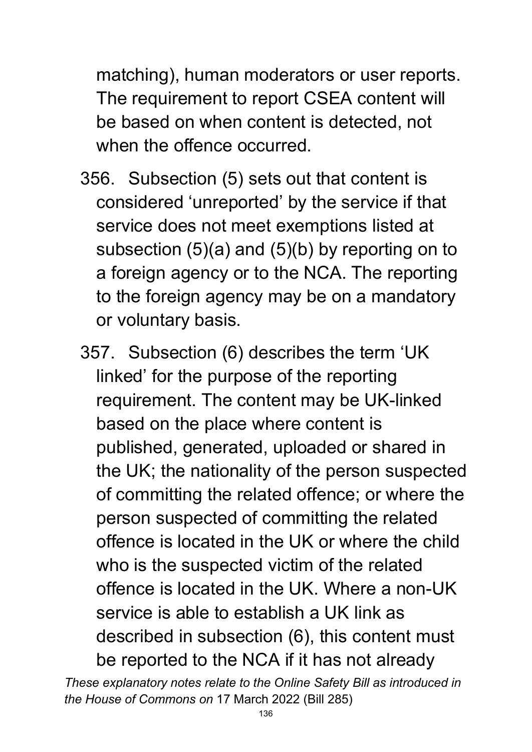matching), human moderators or user reports. The requirement to report CSEA content will be based on when content is detected, not when the offence occurred.

356. Subsection (5) sets out that content is considered 'unreported' by the service if that service does not meet exemptions listed at subsection (5)(a) and (5)(b) by reporting on to a foreign agency or to the NCA. The reporting to the foreign agency may be on a mandatory or voluntary basis.

357. Subsection (6) describes the term 'UK linked' for the purpose of the reporting requirement. The content may be UK-linked based on the place where content is published, generated, uploaded or shared in the UK; the nationality of the person suspected of committing the related offence; or where the person suspected of committing the related offence is located in the UK or where the child who is the suspected victim of the related offence is located in the UK. Where a non-UK service is able to establish a UK link as described in subsection (6), this content must be reported to the NCA if it has not already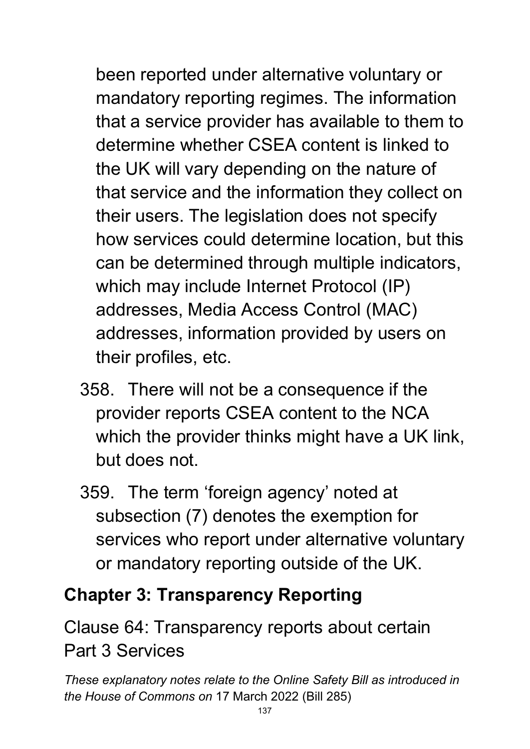been reported under alternative voluntary or mandatory reporting regimes. The information that a service provider has available to them to determine whether CSEA content is linked to the UK will vary depending on the nature of that service and the information they collect on their users. The legislation does not specify how services could determine location, but this can be determined through multiple indicators, which may include Internet Protocol (IP) addresses, Media Access Control (MAC) addresses, information provided by users on their profiles, etc.

358. There will not be a consequence if the provider reports CSEA content to the NCA which the provider thinks might have a UK link, but does not.

359. The term 'foreign agency' noted at subsection (7) denotes the exemption for services who report under alternative voluntary or mandatory reporting outside of the UK.

## Chapter 3: Transparency Reporting

### Clause 64: Transparency reports about certain Part 3 Services

*These explanatory notes relate to the Online Safety Bill as introduced in the House of Commons on* 17 March 2022 (Bill 285)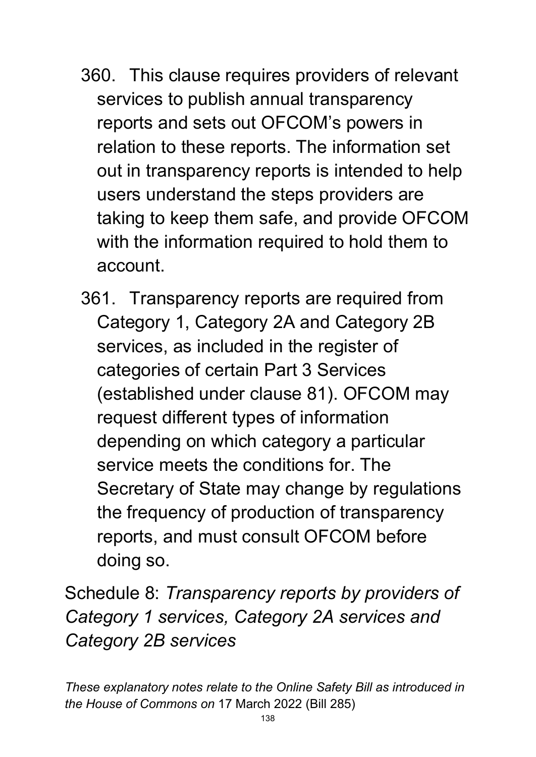360. This clause requires providers of relevant services to publish annual transparency reports and sets out OFCOM's powers in relation to these reports. The information set out in transparency reports is intended to help users understand the steps providers are taking to keep them safe, and provide OFCOM with the information required to hold them to account.

361. Transparency reports are required from Category 1, Category 2A and Category 2B services, as included in the register of categories of certain Part 3 Services (established under clause 81). OFCOM may request different types of information depending on which category a particular service meets the conditions for. The Secretary of State may change by regulations the frequency of production of transparency reports, and must consult OFCOM before doing so.

Schedule 8: *Transparency reports by providers of Category 1 services, Category 2A services and Category 2B services*

*These explanatory notes relate to the Online Safety Bill as introduced in the House of Commons on* 17 March 2022 (Bill 285)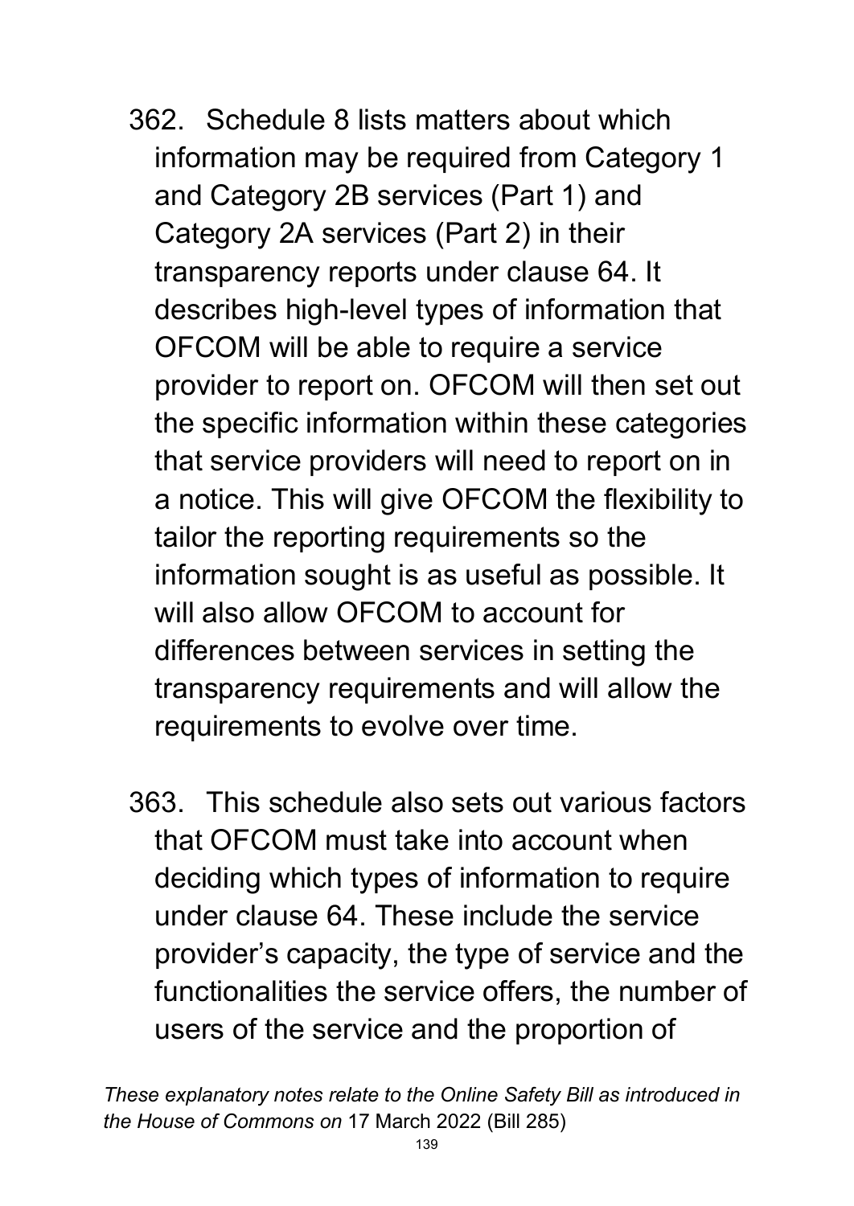362. Schedule 8 lists matters about which information may be required from Category 1 and Category 2B services (Part 1) and Category 2A services (Part 2) in their transparency reports under clause 64. It describes high-level types of information that OFCOM will be able to require a service provider to report on. OFCOM will then set out the specific information within these categories that service providers will need to report on in a notice. This will give OFCOM the flexibility to tailor the reporting requirements so the information sought is as useful as possible. It will also allow OFCOM to account for differences between services in setting the transparency requirements and will allow the requirements to evolve over time.

363. This schedule also sets out various factors that OFCOM must take into account when deciding which types of information to require under clause 64. These include the service provider's capacity, the type of service and the functionalities the service offers, the number of users of the service and the proportion of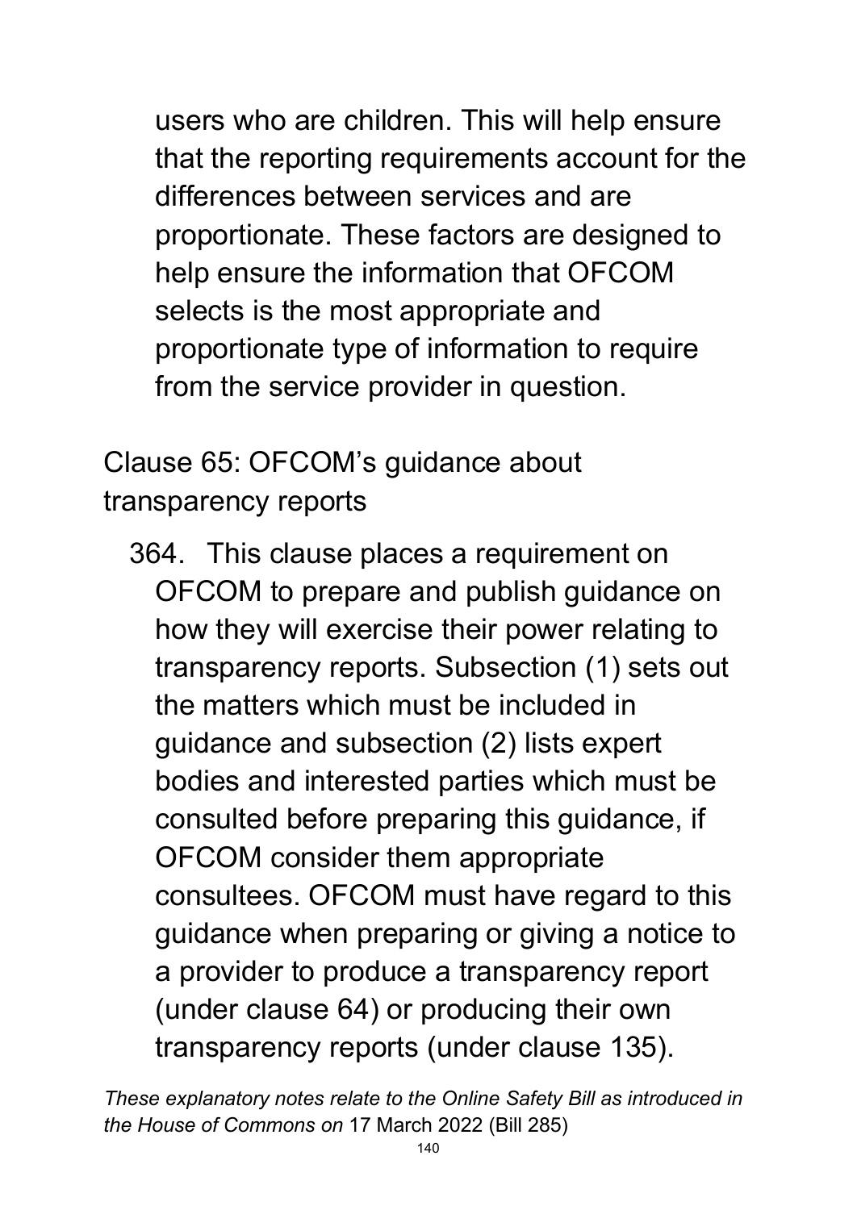users who are children. This will help ensure that the reporting requirements account for the differences between services and are proportionate. These factors are designed to help ensure the information that OFCOM selects is the most appropriate and proportionate type of information to require from the service provider in question.

## Clause 65: OFCOM's guidance about transparency reports

364. This clause places a requirement on OFCOM to prepare and publish guidance on how they will exercise their power relating to transparency reports. Subsection (1) sets out the matters which must be included in guidance and subsection (2) lists expert bodies and interested parties which must be consulted before preparing this guidance, if OFCOM consider them appropriate consultees. OFCOM must have regard to this guidance when preparing or giving a notice to a provider to produce a transparency report (under clause 64) or producing their own transparency reports (under clause 135).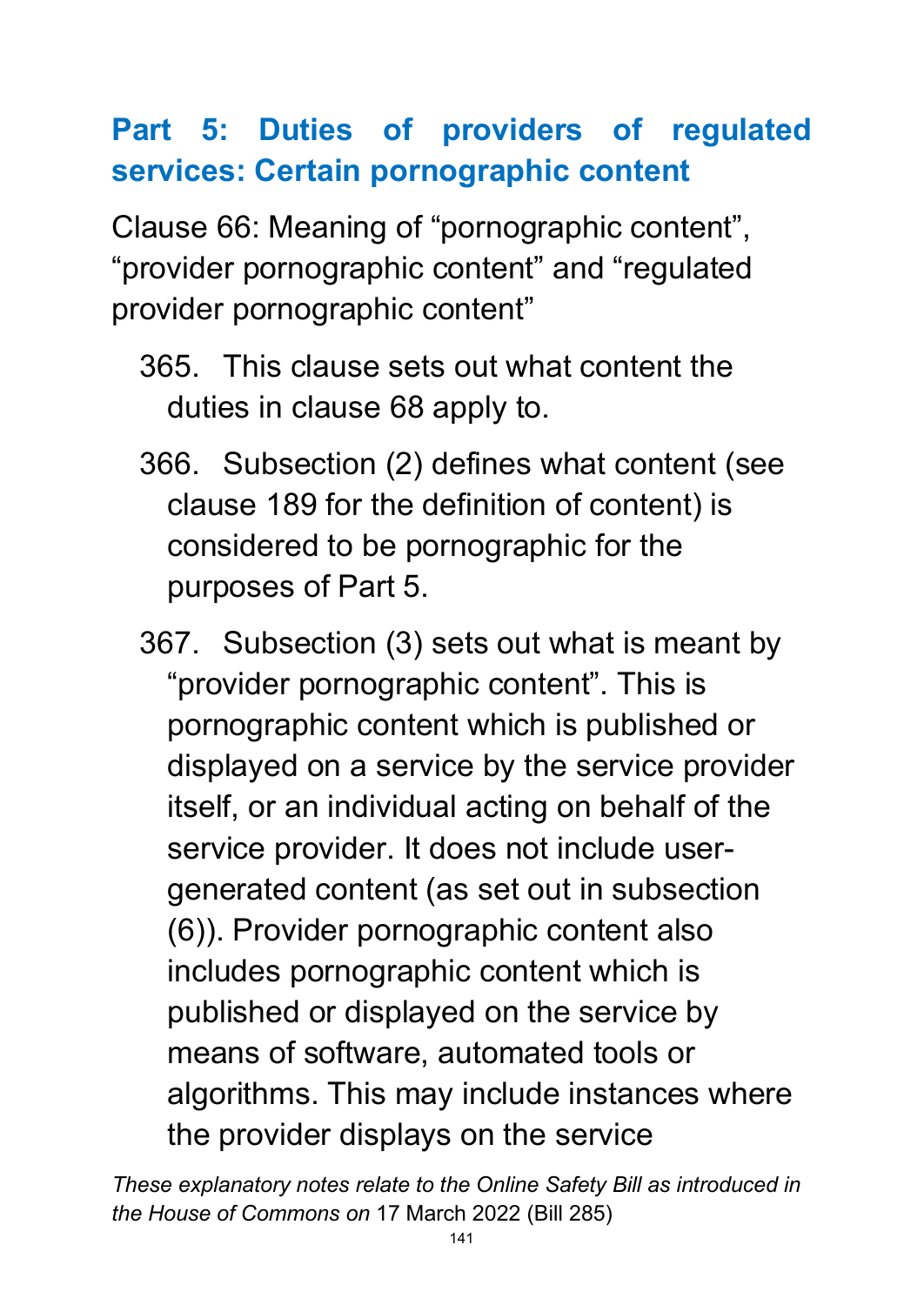## Part 5: Duties of providers of regulated services: Certain pornographic content

Clause 66: Meaning of “pornographic content”, “provider pornographic content” and “regulated provider pornographic content”

365. This clause sets out what content the duties in clause 68 apply to.

366. Subsection (2) defines what content (see clause 189 for the definition of content) is considered to be pornographic for the purposes of Part 5.

367. Subsection (3) sets out what is meant by “provider pornographic content”. This is pornographic content which is published or displayed on a service by the service provider itself, or an individual acting on behalf of the service provider. It does not include user-generated content (as set out in subsection (6)). Provider pornographic content also includes pornographic content which is published or displayed on the service by means of software, automated tools or algorithms. This may include instances where the provider displays on the service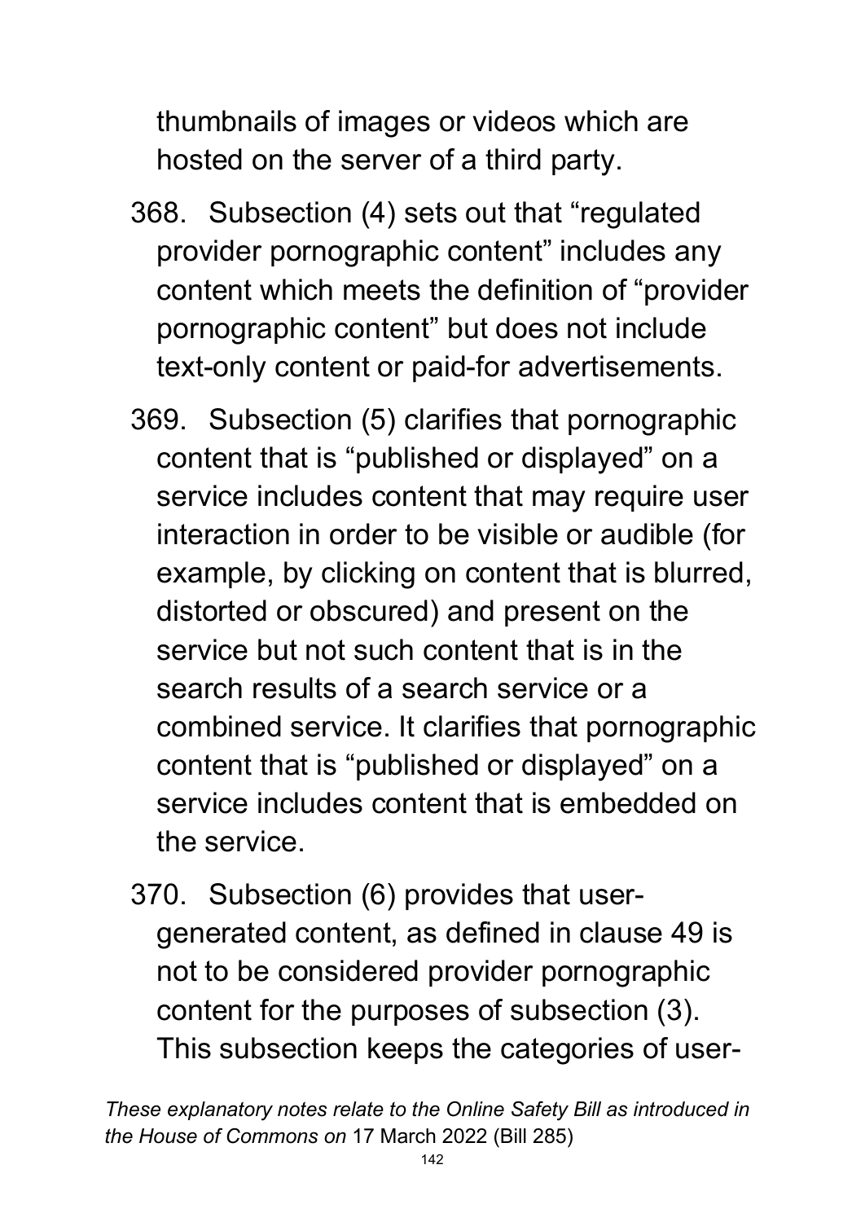thumbnails of images or videos which are hosted on the server of a third party.

368. Subsection (4) sets out that “regulated provider pornographic content” includes any content which meets the definition of “provider pornographic content” but does not include text-only content or paid-for advertisements.

369. Subsection (5) clarifies that pornographic content that is “published or displayed” on a service includes content that may require user interaction in order to be visible or audible (for example, by clicking on content that is blurred, distorted or obscured) and present on the service but not such content that is in the search results of a search service or a combined service. It clarifies that pornographic content that is “published or displayed” on a service includes content that is embedded on the service.

370. Subsection (6) provides that user-generated content, as defined in clause 49 is not to be considered provider pornographic content for the purposes of subsection (3). This subsection keeps the categories of user-

*These explanatory notes relate to the Online Safety Bill as introduced in the House of Commons on* 17 March 2022 (Bill 285)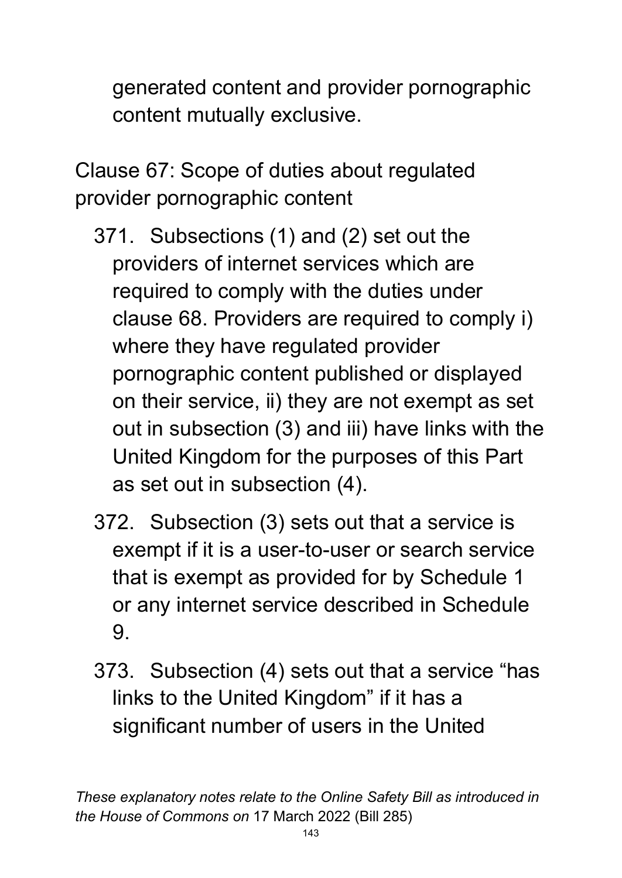generated content and provider pornographic content mutually exclusive.

Clause 67: Scope of duties about regulated provider pornographic content

371. Subsections (1) and (2) set out the providers of internet services which are required to comply with the duties under clause 68. Providers are required to comply i) where they have regulated provider pornographic content published or displayed on their service, ii) they are not exempt as set out in subsection (3) and iii) have links with the United Kingdom for the purposes of this Part as set out in subsection (4).

372. Subsection (3) sets out that a service is exempt if it is a user-to-user or search service that is exempt as provided for by Schedule 1 or any internet service described in Schedule 9.

373. Subsection (4) sets out that a service "has links to the United Kingdom" if it has a significant number of users in the United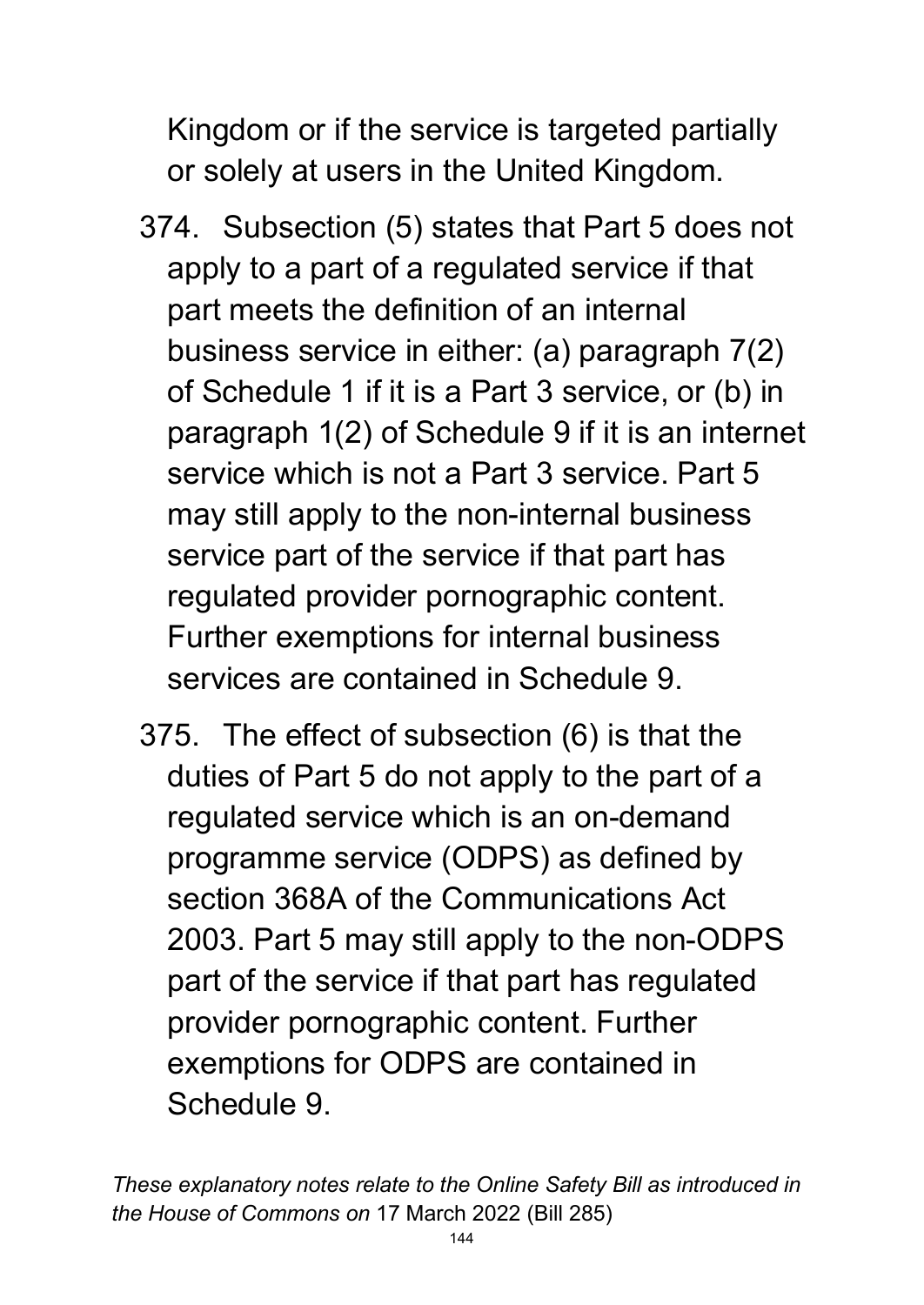Kingdom or if the service is targeted partially or solely at users in the United Kingdom.

374. Subsection (5) states that Part 5 does not apply to a part of a regulated service if that part meets the definition of an internal business service in either: (a) paragraph 7(2) of Schedule 1 if it is a Part 3 service, or (b) in paragraph 1(2) of Schedule 9 if it is an internet service which is not a Part 3 service. Part 5 may still apply to the non-internal business service part of the service if that part has regulated provider pornographic content. Further exemptions for internal business services are contained in Schedule 9.

375. The effect of subsection (6) is that the duties of Part 5 do not apply to the part of a regulated service which is an on-demand programme service (ODPS) as defined by section 368A of the Communications Act 2003. Part 5 may still apply to the non-ODPS part of the service if that part has regulated provider pornographic content. Further exemptions for ODPS are contained in Schedule 9.

*These explanatory notes relate to the Online Safety Bill as introduced in the House of Commons on* 17 March 2022 (Bill 285)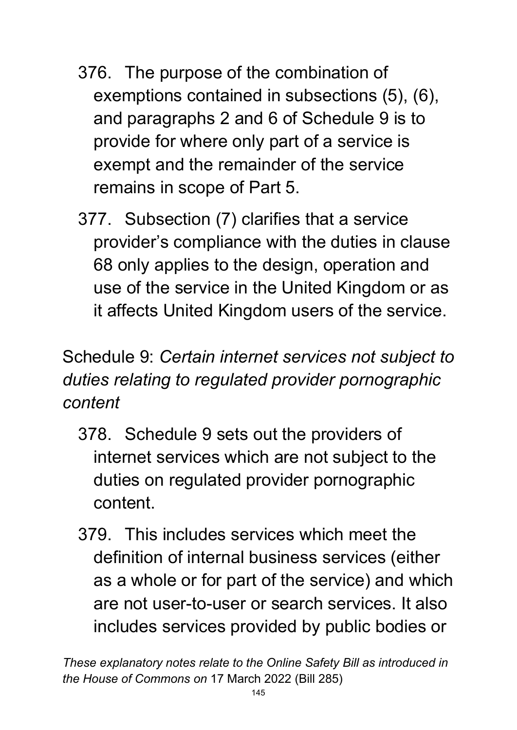376. The purpose of the combination of exemptions contained in subsections (5), (6), and paragraphs 2 and 6 of Schedule 9 is to provide for where only part of a service is exempt and the remainder of the service remains in scope of Part 5.

377. Subsection (7) clarifies that a service provider's compliance with the duties in clause 68 only applies to the design, operation and use of the service in the United Kingdom or as it affects United Kingdom users of the service.

Schedule 9: *Certain internet services not subject to duties relating to regulated provider pornographic content*

378. Schedule 9 sets out the providers of internet services which are not subject to the duties on regulated provider pornographic content.

379. This includes services which meet the definition of internal business services (either as a whole or for part of the service) and which are not user-to-user or search services. It also includes services provided by public bodies or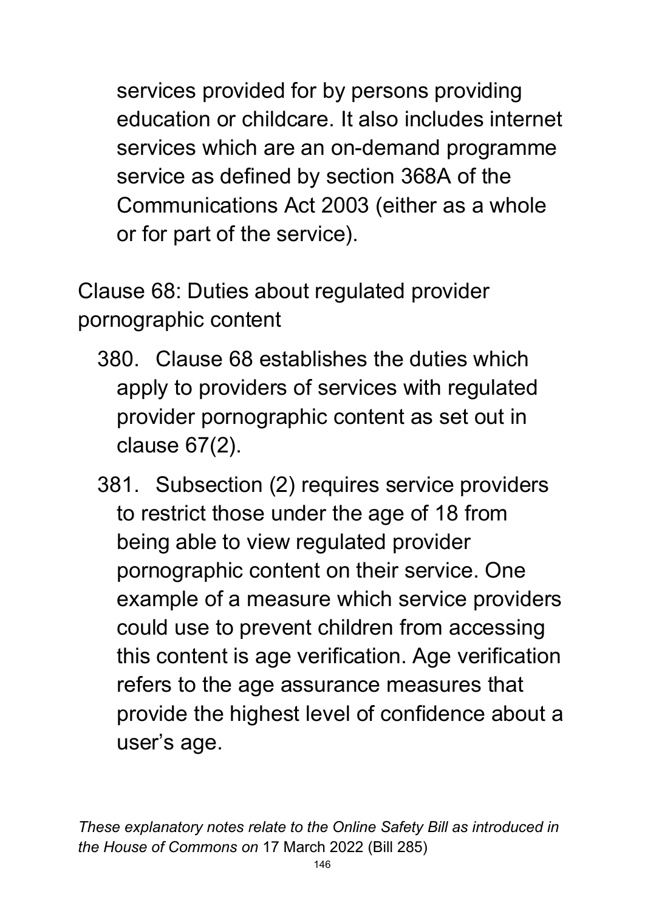services provided for by persons providing education or childcare. It also includes internet services which are an on-demand programme service as defined by section 368A of the Communications Act 2003 (either as a whole or for part of the service).

## Clause 68: Duties about regulated provider pornographic content

380. Clause 68 establishes the duties which apply to providers of services with regulated provider pornographic content as set out in clause 67(2).

381. Subsection (2) requires service providers to restrict those under the age of 18 from being able to view regulated provider pornographic content on their service. One example of a measure which service providers could use to prevent children from accessing this content is age verification. Age verification refers to the age assurance measures that provide the highest level of confidence about a user's age.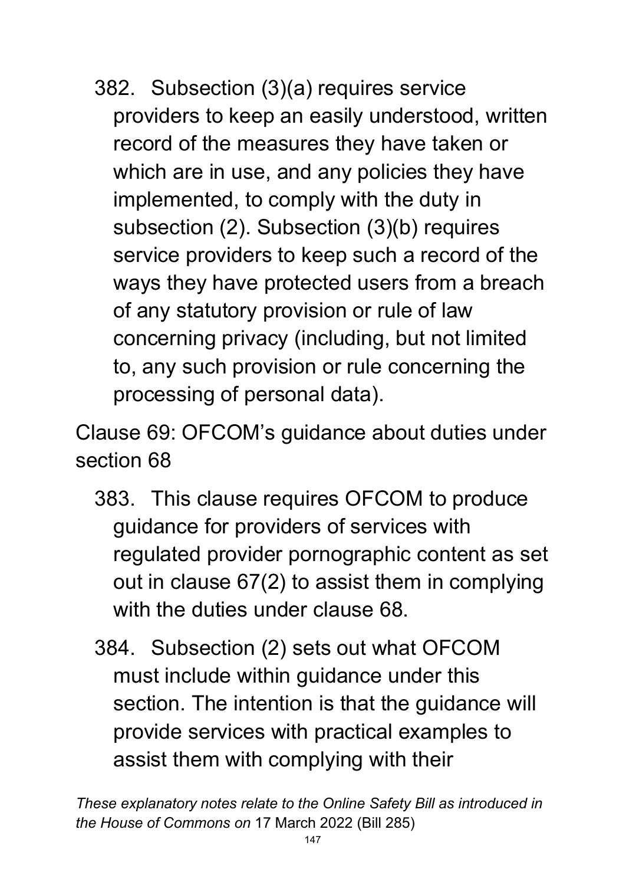382. Subsection (3)(a) requires service providers to keep an easily understood, written record of the measures they have taken or which are in use, and any policies they have implemented, to comply with the duty in subsection (2). Subsection (3)(b) requires service providers to keep such a record of the ways they have protected users from a breach of any statutory provision or rule of law concerning privacy (including, but not limited to, any such provision or rule concerning the processing of personal data).

Clause 69: OFCOM's guidance about duties under section 68

383. This clause requires OFCOM to produce guidance for providers of services with regulated provider pornographic content as set out in clause 67(2) to assist them in complying with the duties under clause 68.

384. Subsection (2) sets out what OFCOM must include within guidance under this section. The intention is that the guidance will provide services with practical examples to assist them with complying with their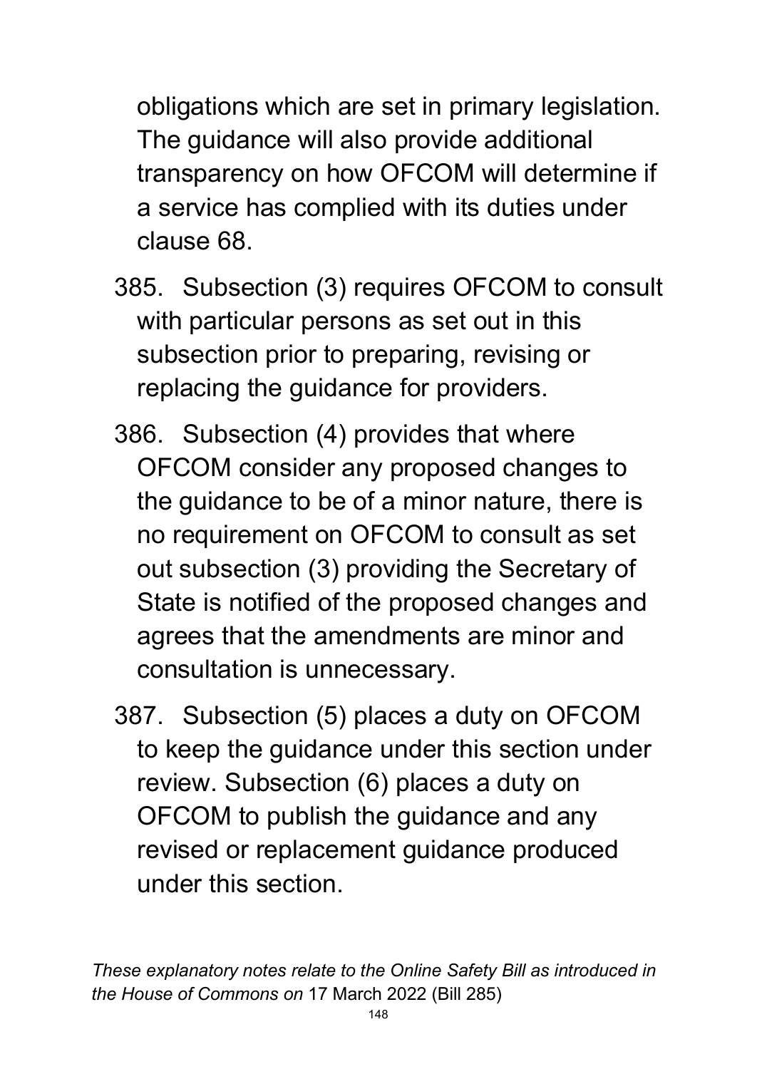obligations which are set in primary legislation. The guidance will also provide additional transparency on how OFCOM will determine if a service has complied with its duties under clause 68.

385. Subsection (3) requires OFCOM to consult with particular persons as set out in this subsection prior to preparing, revising or replacing the guidance for providers.

386. Subsection (4) provides that where OFCOM consider any proposed changes to the guidance to be of a minor nature, there is no requirement on OFCOM to consult as set out subsection (3) providing the Secretary of State is notified of the proposed changes and agrees that the amendments are minor and consultation is unnecessary.

387. Subsection (5) places a duty on OFCOM to keep the guidance under this section under review. Subsection (6) places a duty on OFCOM to publish the guidance and any revised or replacement guidance produced under this section.

*These explanatory notes relate to the Online Safety Bill as introduced in the House of Commons on* 17 March 2022 (Bill 285)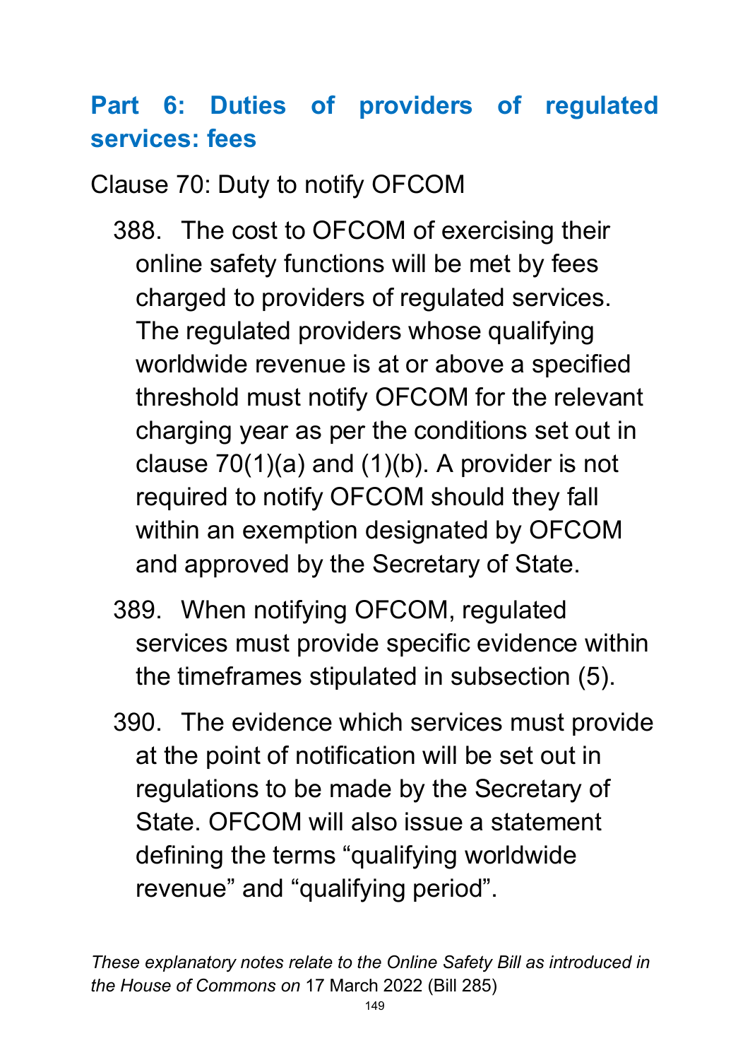## Part 6: Duties of providers of regulated services: fees

Clause 70: Duty to notify OFCOM

388. The cost to OFCOM of exercising their online safety functions will be met by fees charged to providers of regulated services. The regulated providers whose qualifying worldwide revenue is at or above a specified threshold must notify OFCOM for the relevant charging year as per the conditions set out in clause 70(1)(a) and (1)(b). A provider is not required to notify OFCOM should they fall within an exemption designated by OFCOM and approved by the Secretary of State.

389. When notifying OFCOM, regulated services must provide specific evidence within the timeframes stipulated in subsection (5).

390. The evidence which services must provide at the point of notification will be set out in regulations to be made by the Secretary of State. OFCOM will also issue a statement defining the terms “qualifying worldwide revenue” and “qualifying period”.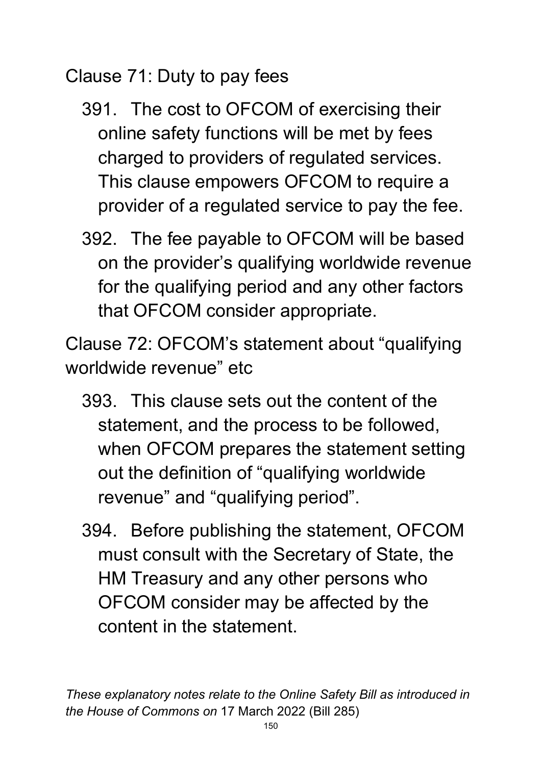Clause 71: Duty to pay fees

391. The cost to OFCOM of exercising their online safety functions will be met by fees charged to providers of regulated services. This clause empowers OFCOM to require a provider of a regulated service to pay the fee.

392. The fee payable to OFCOM will be based on the provider's qualifying worldwide revenue for the qualifying period and any other factors that OFCOM consider appropriate.

Clause 72: OFCOM's statement about "qualifying worldwide revenue" etc

393. This clause sets out the content of the statement, and the process to be followed, when OFCOM prepares the statement setting out the definition of "qualifying worldwide revenue" and "qualifying period".

394. Before publishing the statement, OFCOM must consult with the Secretary of State, the HM Treasury and any other persons who OFCOM consider may be affected by the content in the statement.

*These explanatory notes relate to the Online Safety Bill as introduced in the House of Commons on* 17 March 2022 (Bill 285)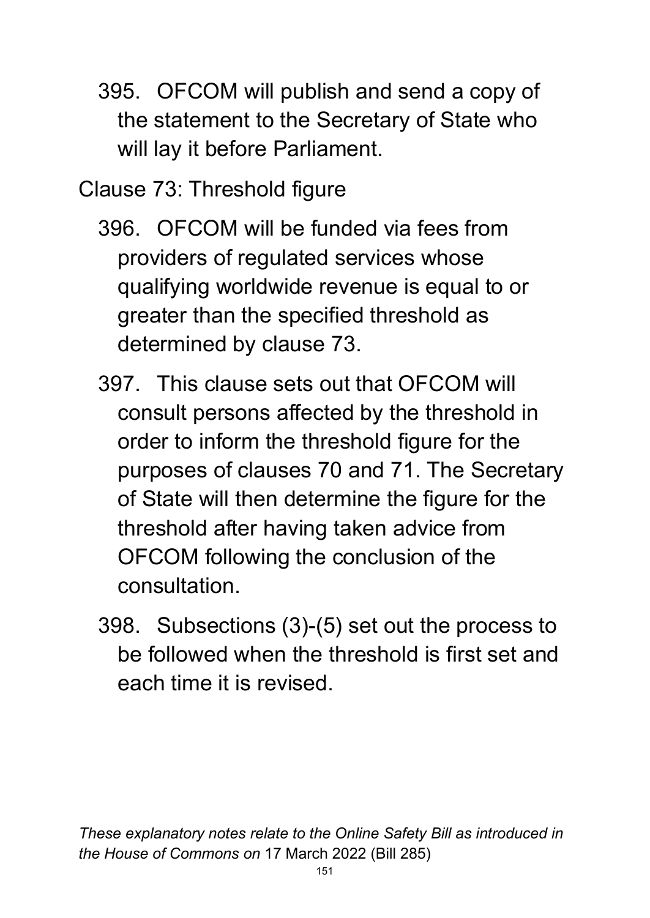395. OFCOM will publish and send a copy of the statement to the Secretary of State who will lay it before Parliament.

Clause 73: Threshold figure

396. OFCOM will be funded via fees from providers of regulated services whose qualifying worldwide revenue is equal to or greater than the specified threshold as determined by clause 73.

397. This clause sets out that OFCOM will consult persons affected by the threshold in order to inform the threshold figure for the purposes of clauses 70 and 71. The Secretary of State will then determine the figure for the threshold after having taken advice from OFCOM following the conclusion of the consultation.

398. Subsections (3)-(5) set out the process to be followed when the threshold is first set and each time it is revised.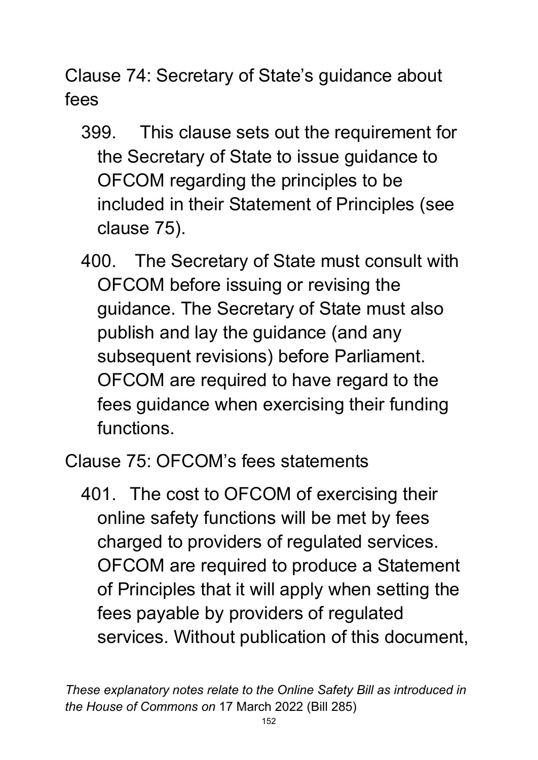Clause 74: Secretary of State's guidance about fees

399. This clause sets out the requirement for the Secretary of State to issue guidance to OFCOM regarding the principles to be included in their Statement of Principles (see clause 75).

400. The Secretary of State must consult with OFCOM before issuing or revising the guidance. The Secretary of State must also publish and lay the guidance (and any subsequent revisions) before Parliament. OFCOM are required to have regard to the fees guidance when exercising their funding functions.

Clause 75: OFCOM's fees statements

401. The cost to OFCOM of exercising their online safety functions will be met by fees charged to providers of regulated services. OFCOM are required to produce a Statement of Principles that it will apply when setting the fees payable by providers of regulated services. Without publication of this document,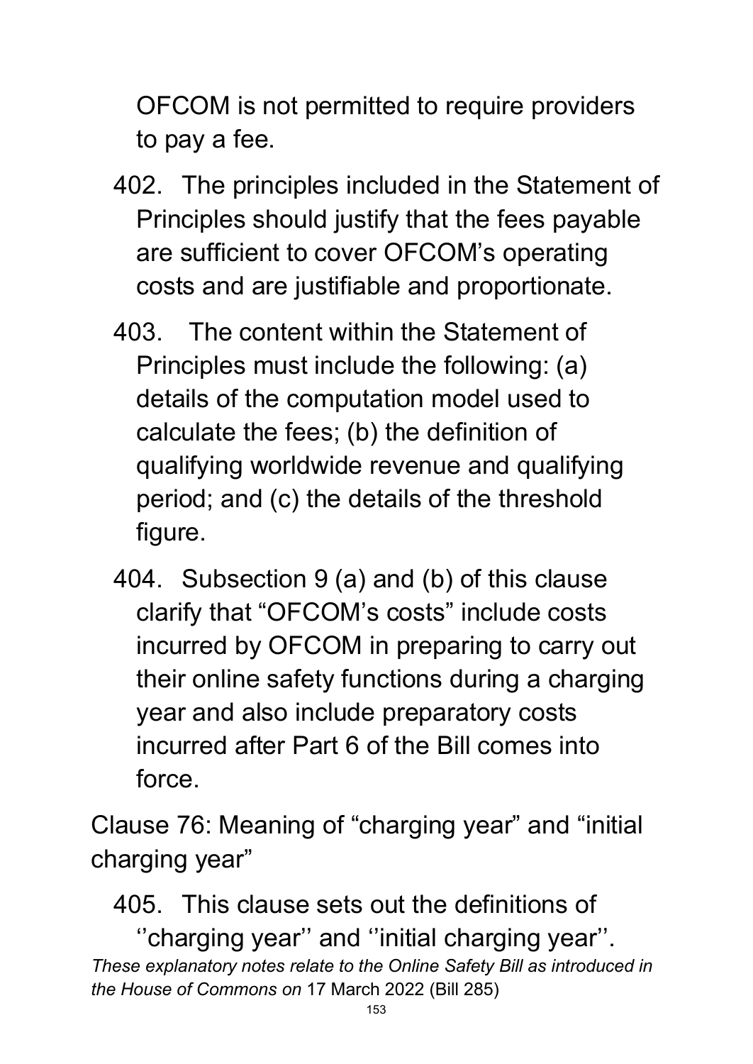OFCOM is not permitted to require providers to pay a fee.

402. The principles included in the Statement of Principles should justify that the fees payable are sufficient to cover OFCOM's operating costs and are justifiable and proportionate.

403. The content within the Statement of Principles must include the following: (a) details of the computation model used to calculate the fees; (b) the definition of qualifying worldwide revenue and qualifying period; and (c) the details of the threshold figure.

404. Subsection 9 (a) and (b) of this clause clarify that "OFCOM's costs" include costs incurred by OFCOM in preparing to carry out their online safety functions during a charging year and also include preparatory costs incurred after Part 6 of the Bill comes into force.

Clause 76: Meaning of "charging year" and "initial charging year"

405. This clause sets out the definitions of ''charging year'' and ''initial charging year''.

*These explanatory notes relate to the Online Safety Bill as introduced in the House of Commons on* 17 March 2022 (Bill 285)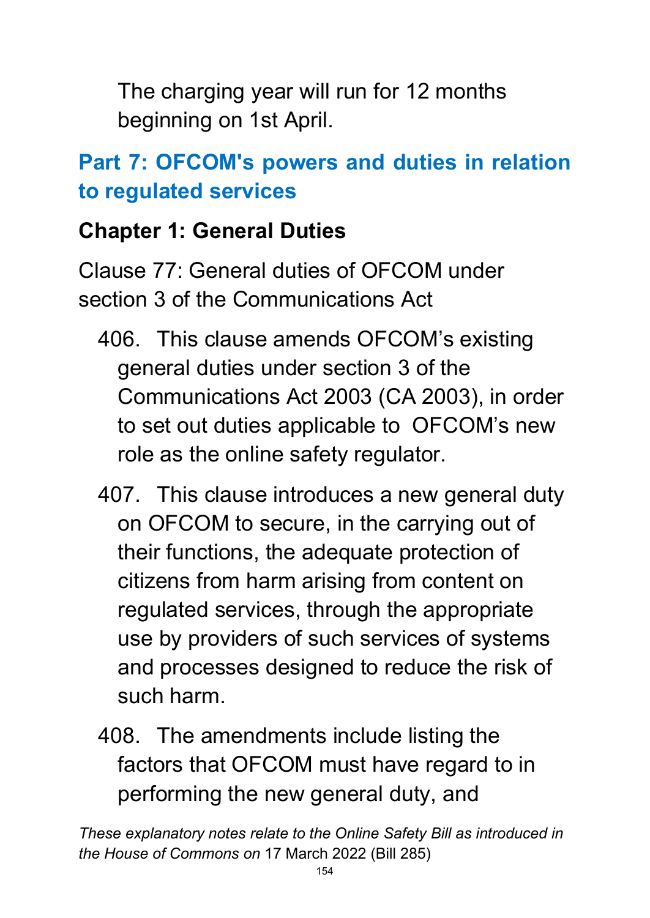The charging year will run for 12 months beginning on 1st April.

## Part 7: OFCOM's powers and duties in relation to regulated services

### Chapter 1: General Duties

Clause 77: General duties of OFCOM under section 3 of the Communications Act

406. This clause amends OFCOM's existing general duties under section 3 of the Communications Act 2003 (CA 2003), in order to set out duties applicable to OFCOM's new role as the online safety regulator.

407. This clause introduces a new general duty on OFCOM to secure, in the carrying out of their functions, the adequate protection of citizens from harm arising from content on regulated services, through the appropriate use by providers of such services of systems and processes designed to reduce the risk of such harm.

408. The amendments include listing the factors that OFCOM must have regard to in performing the new general duty, and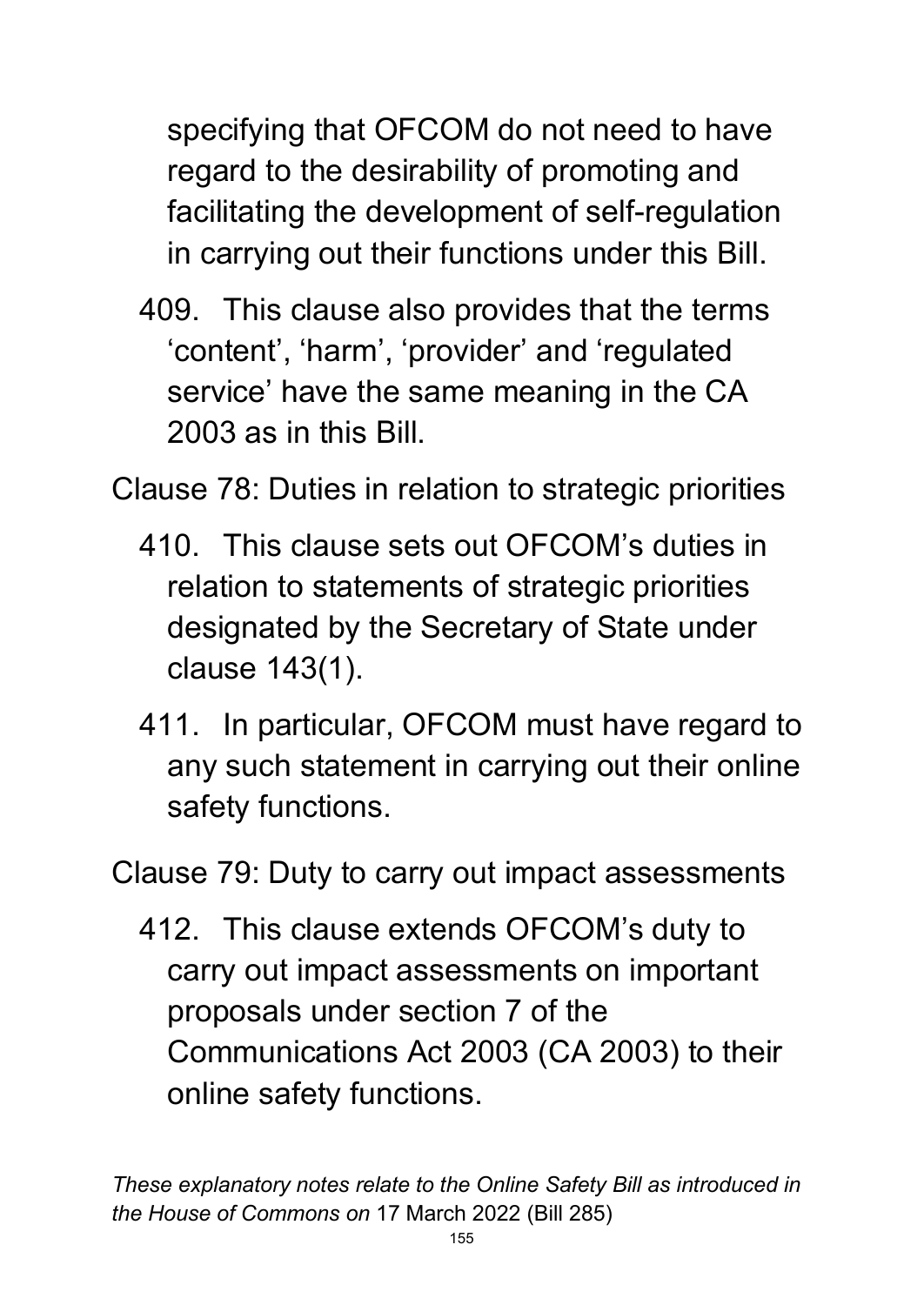specifying that OFCOM do not need to have regard to the desirability of promoting and facilitating the development of self-regulation in carrying out their functions under this Bill.

409. This clause also provides that the terms 'content', 'harm', 'provider' and 'regulated service' have the same meaning in the CA 2003 as in this Bill.

Clause 78: Duties in relation to strategic priorities

410. This clause sets out OFCOM's duties in relation to statements of strategic priorities designated by the Secretary of State under clause 143(1).

411. In particular, OFCOM must have regard to any such statement in carrying out their online safety functions.

Clause 79: Duty to carry out impact assessments

412. This clause extends OFCOM's duty to carry out impact assessments on important proposals under section 7 of the Communications Act 2003 (CA 2003) to their online safety functions.

*These explanatory notes relate to the Online Safety Bill as introduced in the House of Commons on* 17 March 2022 (Bill 285)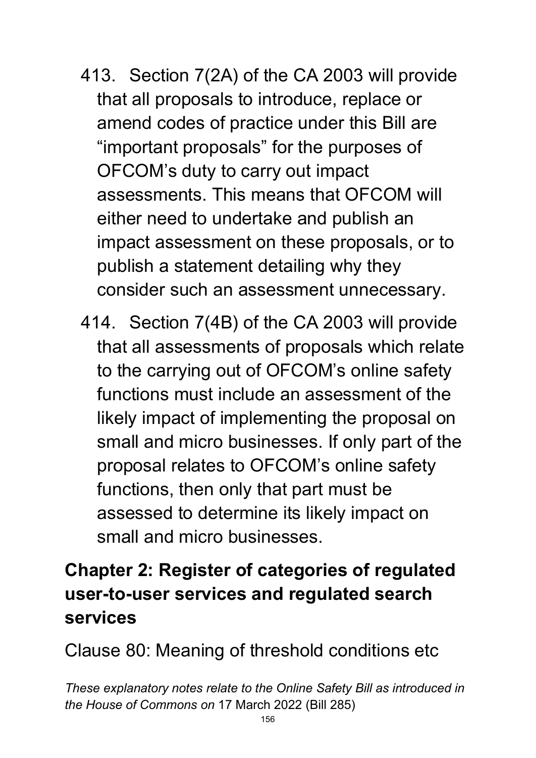413. Section 7(2A) of the CA 2003 will provide that all proposals to introduce, replace or amend codes of practice under this Bill are "important proposals" for the purposes of OFCOM's duty to carry out impact assessments. This means that OFCOM will either need to undertake and publish an impact assessment on these proposals, or to publish a statement detailing why they consider such an assessment unnecessary.

414. Section 7(4B) of the CA 2003 will provide that all assessments of proposals which relate to the carrying out of OFCOM's online safety functions must include an assessment of the likely impact of implementing the proposal on small and micro businesses. If only part of the proposal relates to OFCOM's online safety functions, then only that part must be assessed to determine its likely impact on small and micro businesses.

## Chapter 2: Register of categories of regulated user-to-user services and regulated search services

Clause 80: Meaning of threshold conditions etc

*These explanatory notes relate to the Online Safety Bill as introduced in the House of Commons on* 17 March 2022 (Bill 285)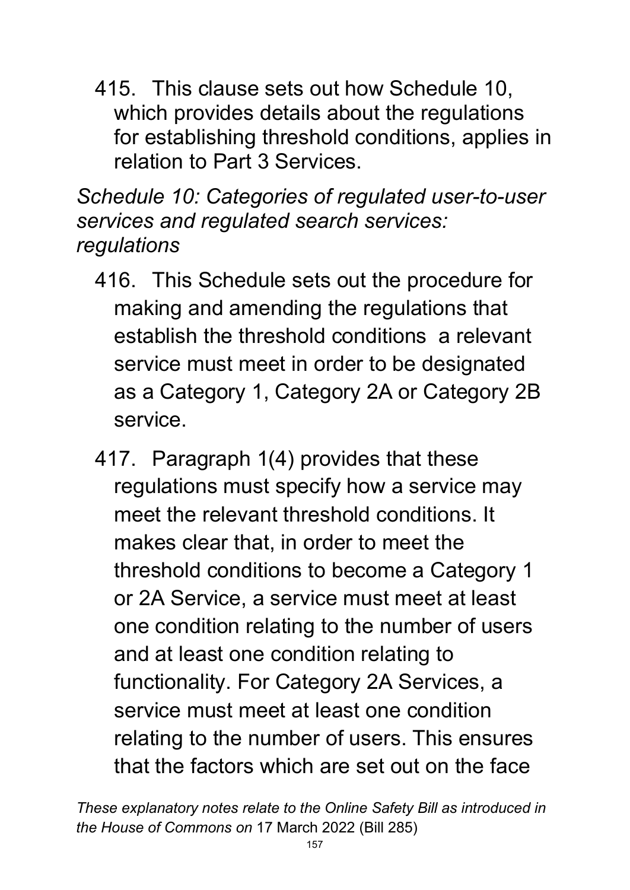415. This clause sets out how Schedule 10, which provides details about the regulations for establishing threshold conditions, applies in relation to Part 3 Services.

*Schedule 10: Categories of regulated user-to-user services and regulated search services: regulations*

416. This Schedule sets out the procedure for making and amending the regulations that establish the threshold conditions a relevant service must meet in order to be designated as a Category 1, Category 2A or Category 2B service.

417. Paragraph 1(4) provides that these regulations must specify how a service may meet the relevant threshold conditions. It makes clear that, in order to meet the threshold conditions to become a Category 1 or 2A Service, a service must meet at least one condition relating to the number of users and at least one condition relating to functionality. For Category 2A Services, a service must meet at least one condition relating to the number of users. This ensures that the factors which are set out on the face

*These explanatory notes relate to the Online Safety Bill as introduced in the House of Commons on* 17 March 2022 (Bill 285)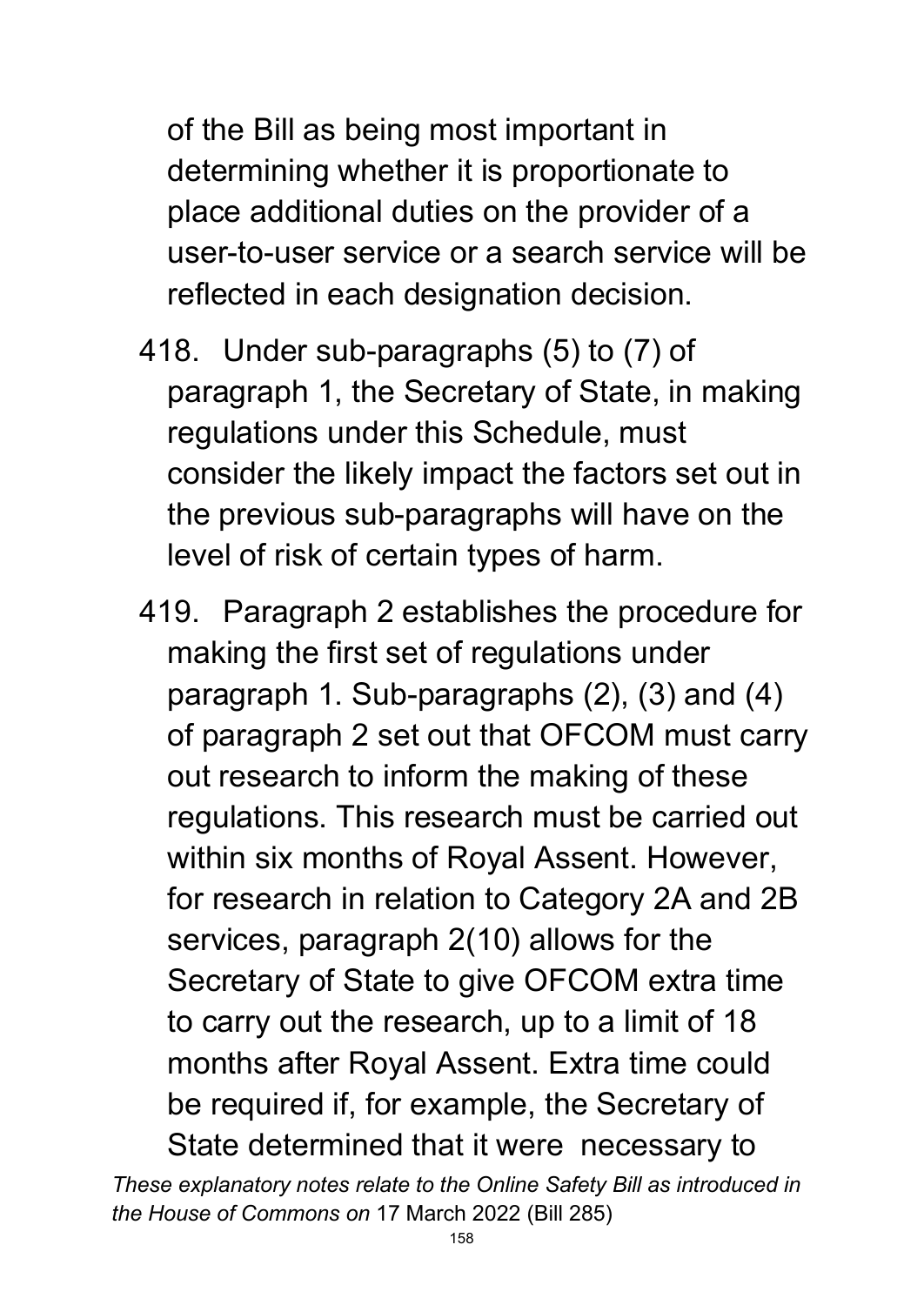of the Bill as being most important in determining whether it is proportionate to place additional duties on the provider of a user-to-user service or a search service will be reflected in each designation decision.

418. Under sub-paragraphs (5) to (7) of paragraph 1, the Secretary of State, in making regulations under this Schedule, must consider the likely impact the factors set out in the previous sub-paragraphs will have on the level of risk of certain types of harm.

419. Paragraph 2 establishes the procedure for making the first set of regulations under paragraph 1. Sub-paragraphs (2), (3) and (4) of paragraph 2 set out that OFCOM must carry out research to inform the making of these regulations. This research must be carried out within six months of Royal Assent. However, for research in relation to Category 2A and 2B services, paragraph 2(10) allows for the Secretary of State to give OFCOM extra time to carry out the research, up to a limit of 18 months after Royal Assent. Extra time could be required if, for example, the Secretary of State determined that it were necessary to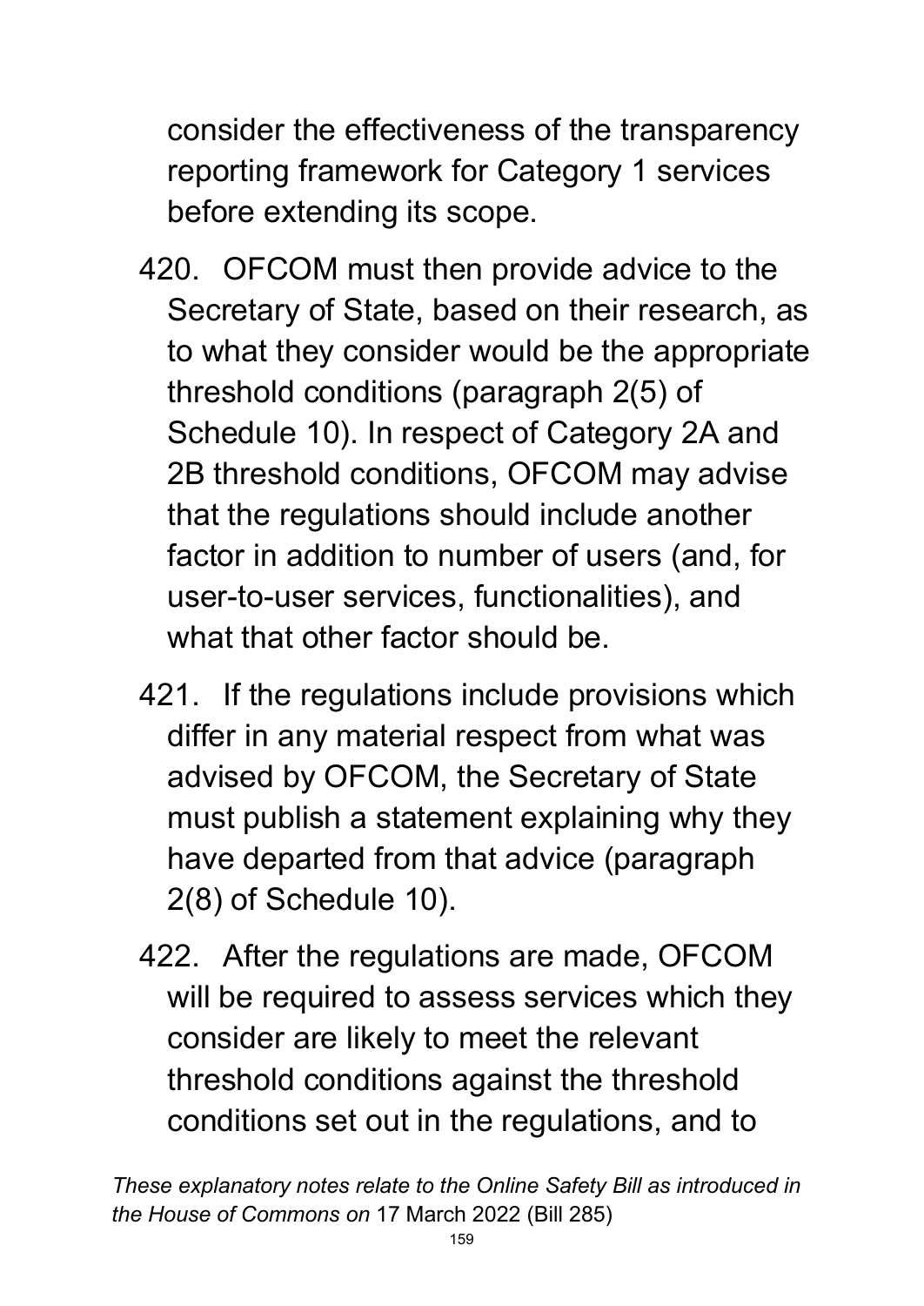consider the effectiveness of the transparency reporting framework for Category 1 services before extending its scope.

420. OFCOM must then provide advice to the Secretary of State, based on their research, as to what they consider would be the appropriate threshold conditions (paragraph 2(5) of Schedule 10). In respect of Category 2A and 2B threshold conditions, OFCOM may advise that the regulations should include another factor in addition to number of users (and, for user-to-user services, functionalities), and what that other factor should be.

421. If the regulations include provisions which differ in any material respect from what was advised by OFCOM, the Secretary of State must publish a statement explaining why they have departed from that advice (paragraph 2(8) of Schedule 10).

422. After the regulations are made, OFCOM will be required to assess services which they consider are likely to meet the relevant threshold conditions against the threshold conditions set out in the regulations, and to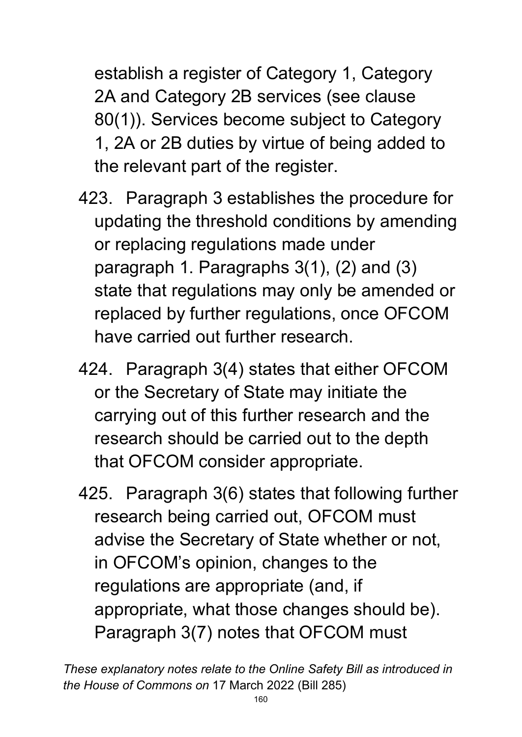establish a register of Category 1, Category 2A and Category 2B services (see clause 80(1)). Services become subject to Category 1, 2A or 2B duties by virtue of being added to the relevant part of the register.

423. Paragraph 3 establishes the procedure for updating the threshold conditions by amending or replacing regulations made under paragraph 1. Paragraphs 3(1), (2) and (3) state that regulations may only be amended or replaced by further regulations, once OFCOM have carried out further research.

424. Paragraph 3(4) states that either OFCOM or the Secretary of State may initiate the carrying out of this further research and the research should be carried out to the depth that OFCOM consider appropriate.

425. Paragraph 3(6) states that following further research being carried out, OFCOM must advise the Secretary of State whether or not, in OFCOM's opinion, changes to the regulations are appropriate (and, if appropriate, what those changes should be). Paragraph 3(7) notes that OFCOM must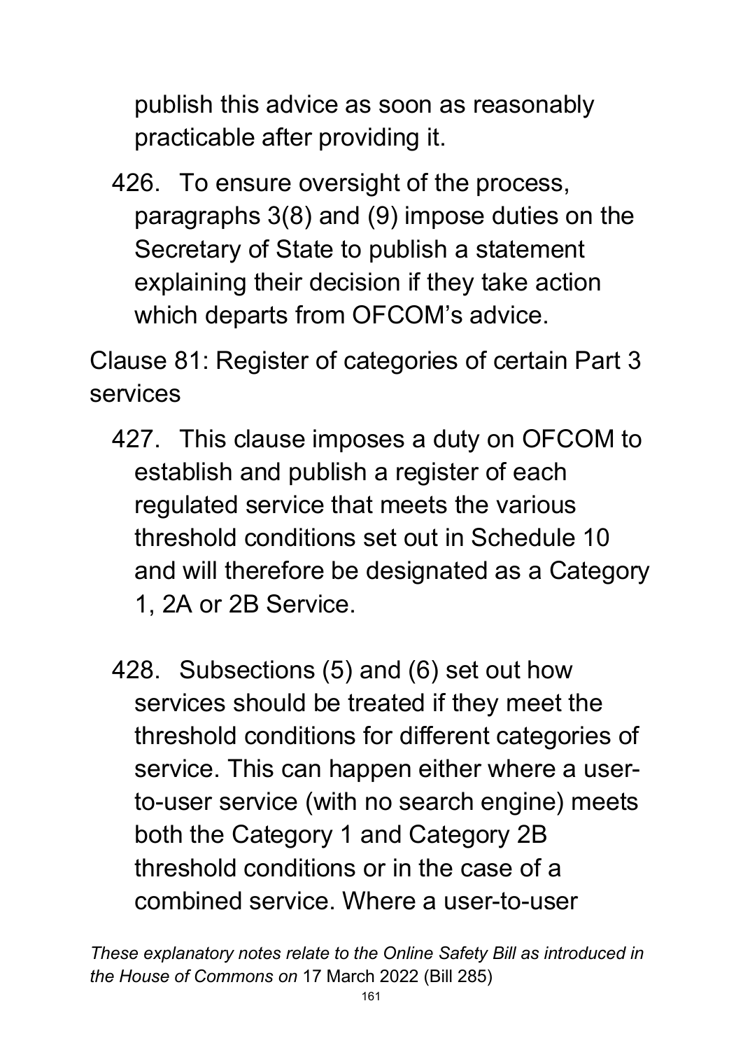publish this advice as soon as reasonably practicable after providing it.

426. To ensure oversight of the process, paragraphs 3(8) and (9) impose duties on the Secretary of State to publish a statement explaining their decision if they take action which departs from OFCOM's advice.

Clause 81: Register of categories of certain Part 3 services

427. This clause imposes a duty on OFCOM to establish and publish a register of each regulated service that meets the various threshold conditions set out in Schedule 10 and will therefore be designated as a Category 1, 2A or 2B Service.

428. Subsections (5) and (6) set out how services should be treated if they meet the threshold conditions for different categories of service. This can happen either where a user-to-user service (with no search engine) meets both the Category 1 and Category 2B threshold conditions or in the case of a combined service. Where a user-to-user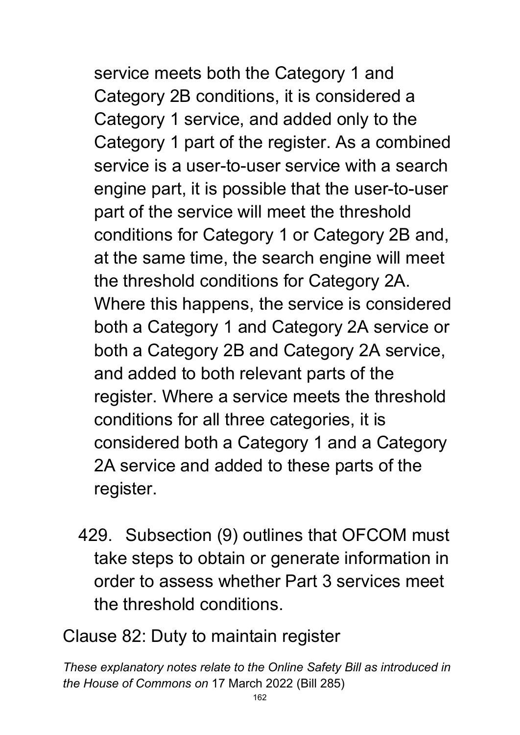service meets both the Category 1 and Category 2B conditions, it is considered a Category 1 service, and added only to the Category 1 part of the register. As a combined service is a user-to-user service with a search engine part, it is possible that the user-to-user part of the service will meet the threshold conditions for Category 1 or Category 2B and, at the same time, the search engine will meet the threshold conditions for Category 2A. Where this happens, the service is considered both a Category 1 and Category 2A service or both a Category 2B and Category 2A service, and added to both relevant parts of the register. Where a service meets the threshold conditions for all three categories, it is considered both a Category 1 and a Category 2A service and added to these parts of the register.

429. Subsection (9) outlines that OFCOM must take steps to obtain or generate information in order to assess whether Part 3 services meet the threshold conditions.

## Clause 82: Duty to maintain register

*These explanatory notes relate to the Online Safety Bill as introduced in the House of Commons on* 17 March 2022 (Bill 285)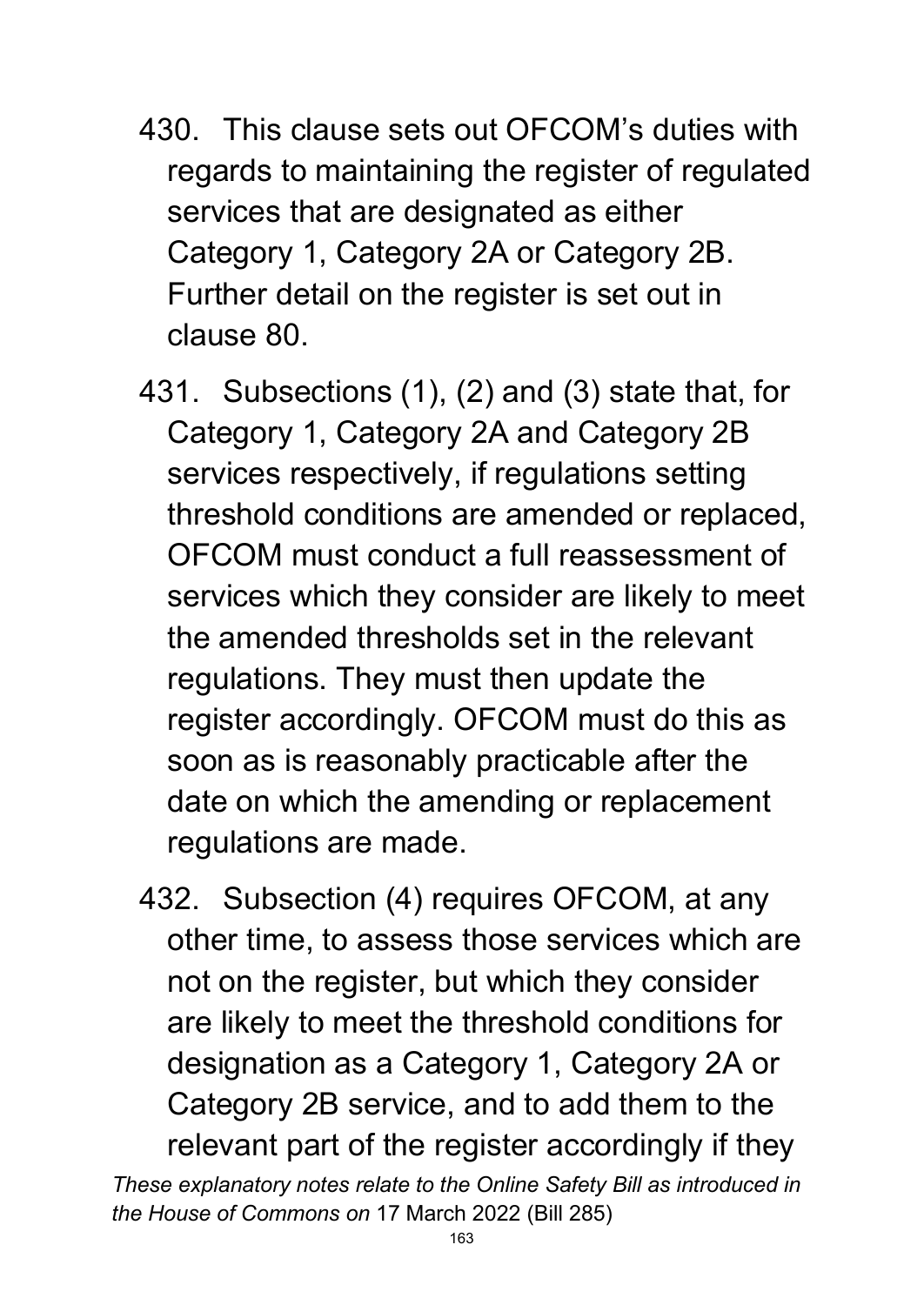430. This clause sets out OFCOM's duties with regards to maintaining the register of regulated services that are designated as either Category 1, Category 2A or Category 2B. Further detail on the register is set out in clause 80.

431. Subsections (1), (2) and (3) state that, for Category 1, Category 2A and Category 2B services respectively, if regulations setting threshold conditions are amended or replaced, OFCOM must conduct a full reassessment of services which they consider are likely to meet the amended thresholds set in the relevant regulations. They must then update the register accordingly. OFCOM must do this as soon as is reasonably practicable after the date on which the amending or replacement regulations are made.

432. Subsection (4) requires OFCOM, at any other time, to assess those services which are not on the register, but which they consider are likely to meet the threshold conditions for designation as a Category 1, Category 2A or Category 2B service, and to add them to the relevant part of the register accordingly if they

*These explanatory notes relate to the Online Safety Bill as introduced in the House of Commons on* 17 March 2022 (Bill 285)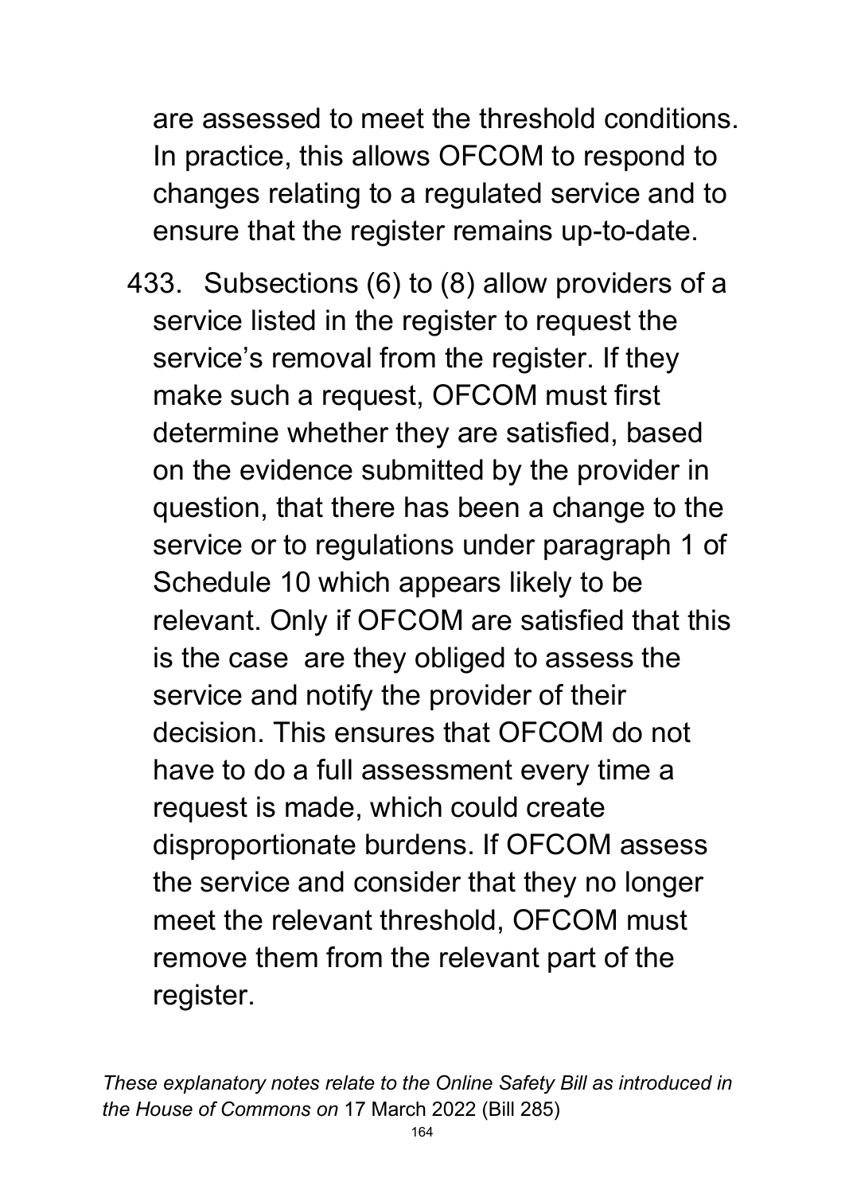are assessed to meet the threshold conditions. In practice, this allows OFCOM to respond to changes relating to a regulated service and to ensure that the register remains up-to-date.

433. Subsections (6) to (8) allow providers of a service listed in the register to request the service's removal from the register. If they make such a request, OFCOM must first determine whether they are satisfied, based on the evidence submitted by the provider in question, that there has been a change to the service or to regulations under paragraph 1 of Schedule 10 which appears likely to be relevant. Only if OFCOM are satisfied that this is the case are they obliged to assess the service and notify the provider of their decision. This ensures that OFCOM do not have to do a full assessment every time a request is made, which could create disproportionate burdens. If OFCOM assess the service and consider that they no longer meet the relevant threshold, OFCOM must remove them from the relevant part of the register.

*These explanatory notes relate to the Online Safety Bill as introduced in the House of Commons on* 17 March 2022 (Bill 285)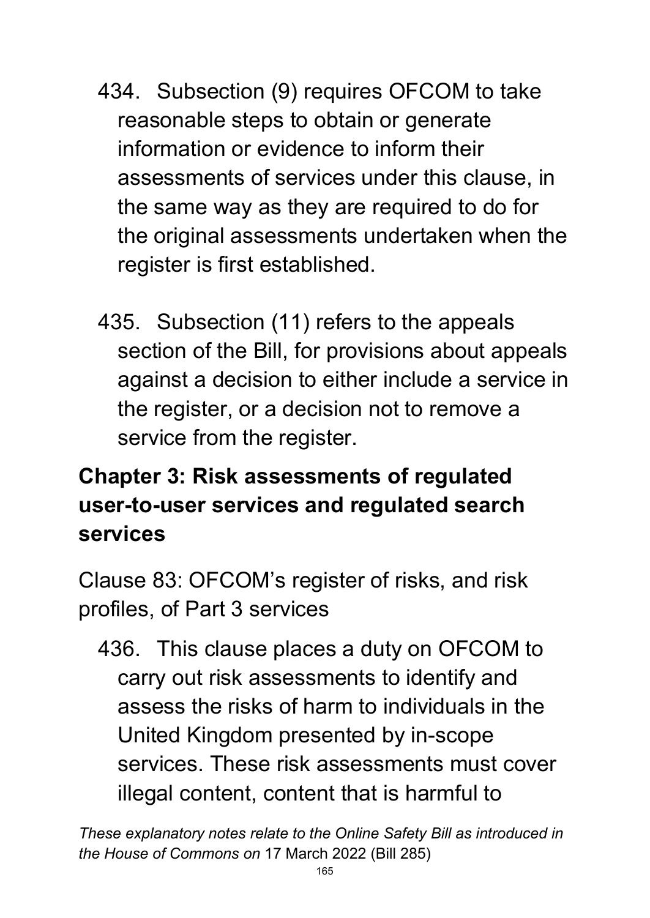434. Subsection (9) requires OFCOM to take reasonable steps to obtain or generate information or evidence to inform their assessments of services under this clause, in the same way as they are required to do for the original assessments undertaken when the register is first established.

435. Subsection (11) refers to the appeals section of the Bill, for provisions about appeals against a decision to either include a service in the register, or a decision not to remove a service from the register.

## Chapter 3: Risk assessments of regulated user-to-user services and regulated search services

Clause 83: OFCOM's register of risks, and risk profiles, of Part 3 services

436. This clause places a duty on OFCOM to carry out risk assessments to identify and assess the risks of harm to individuals in the United Kingdom presented by in-scope services. These risk assessments must cover illegal content, content that is harmful to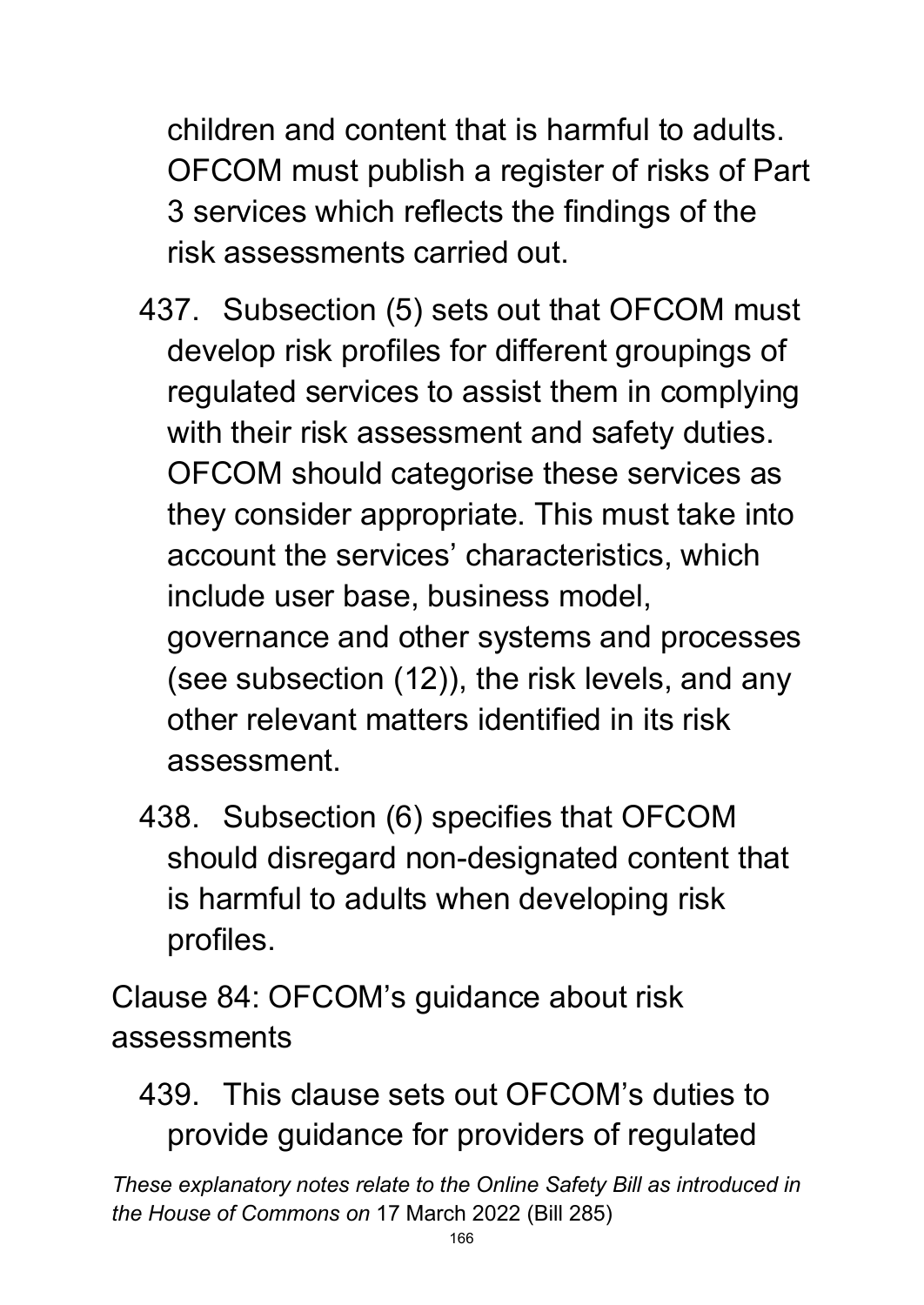children and content that is harmful to adults. OFCOM must publish a register of risks of Part 3 services which reflects the findings of the risk assessments carried out.

437. Subsection (5) sets out that OFCOM must develop risk profiles for different groupings of regulated services to assist them in complying with their risk assessment and safety duties. OFCOM should categorise these services as they consider appropriate. This must take into account the services' characteristics, which include user base, business model, governance and other systems and processes (see subsection (12)), the risk levels, and any other relevant matters identified in its risk assessment.

438. Subsection (6) specifies that OFCOM should disregard non-designated content that is harmful to adults when developing risk profiles.

Clause 84: OFCOM's guidance about risk assessments

439. This clause sets out OFCOM's duties to provide guidance for providers of regulated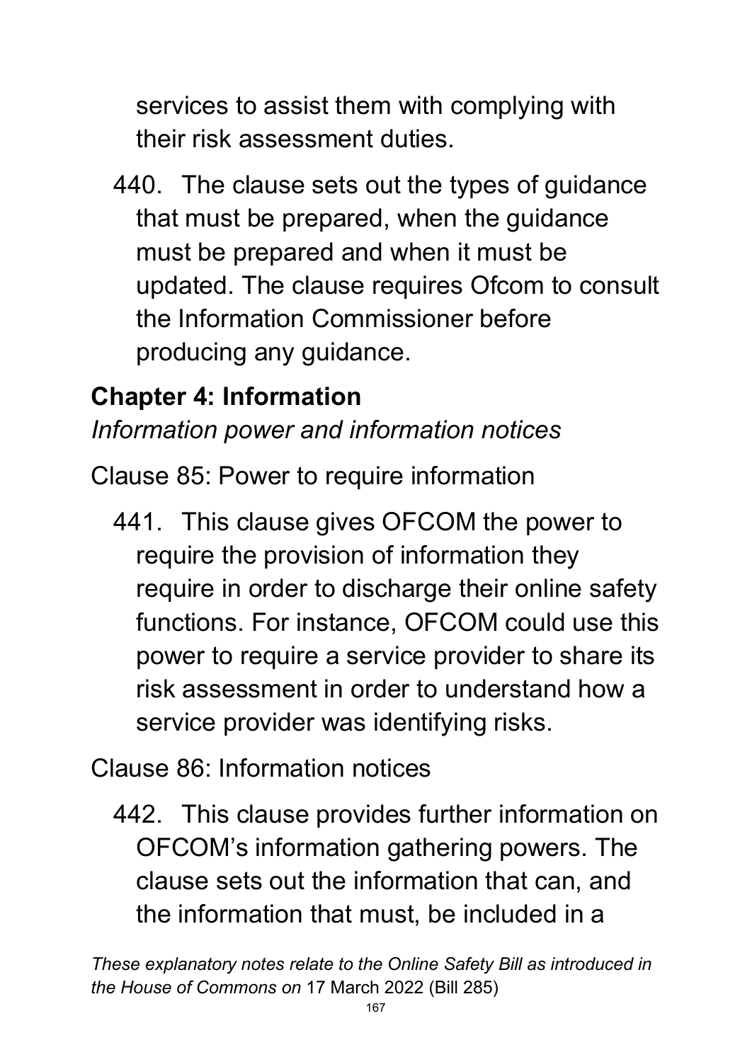services to assist them with complying with their risk assessment duties.

440. The clause sets out the types of guidance that must be prepared, when the guidance must be prepared and when it must be updated. The clause requires Ofcom to consult the Information Commissioner before producing any guidance.

## Chapter 4: Information

*Information power and information notices*

Clause 85: Power to require information

441. This clause gives OFCOM the power to require the provision of information they require in order to discharge their online safety functions. For instance, OFCOM could use this power to require a service provider to share its risk assessment in order to understand how a service provider was identifying risks.

Clause 86: Information notices

442. This clause provides further information on OFCOM's information gathering powers. The clause sets out the information that can, and the information that must, be included in a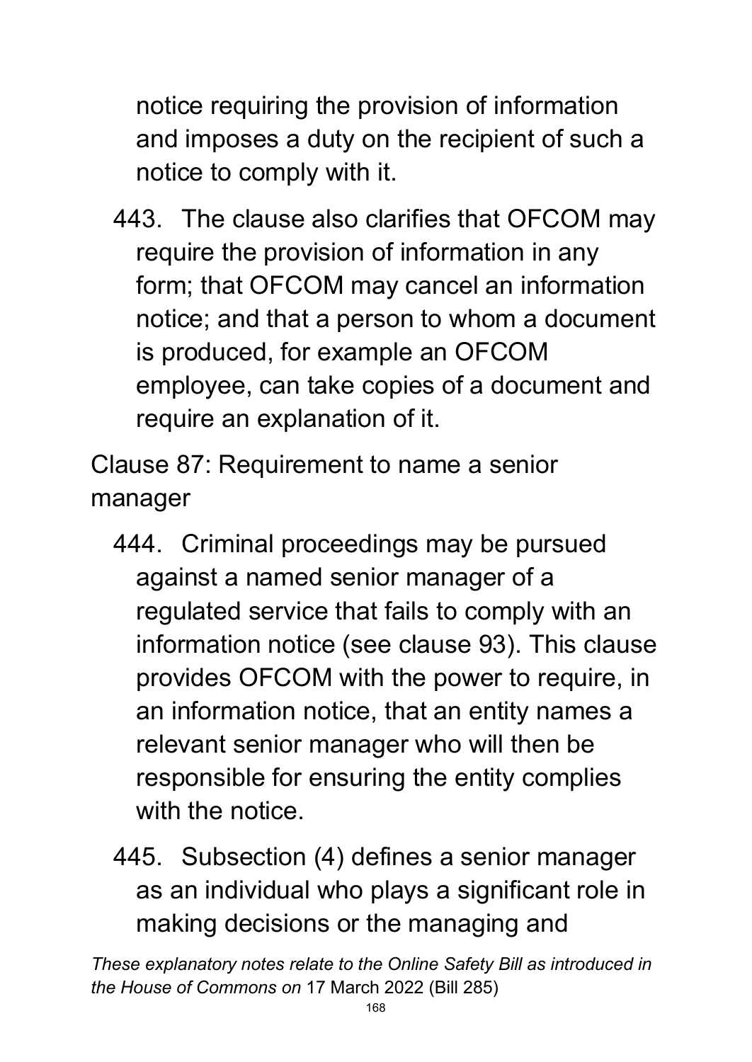notice requiring the provision of information and imposes a duty on the recipient of such a notice to comply with it.

443. The clause also clarifies that OFCOM may require the provision of information in any form; that OFCOM may cancel an information notice; and that a person to whom a document is produced, for example an OFCOM employee, can take copies of a document and require an explanation of it.

Clause 87: Requirement to name a senior manager

444. Criminal proceedings may be pursued against a named senior manager of a regulated service that fails to comply with an information notice (see clause 93). This clause provides OFCOM with the power to require, in an information notice, that an entity names a relevant senior manager who will then be responsible for ensuring the entity complies with the notice.

445. Subsection (4) defines a senior manager as an individual who plays a significant role in making decisions or the managing and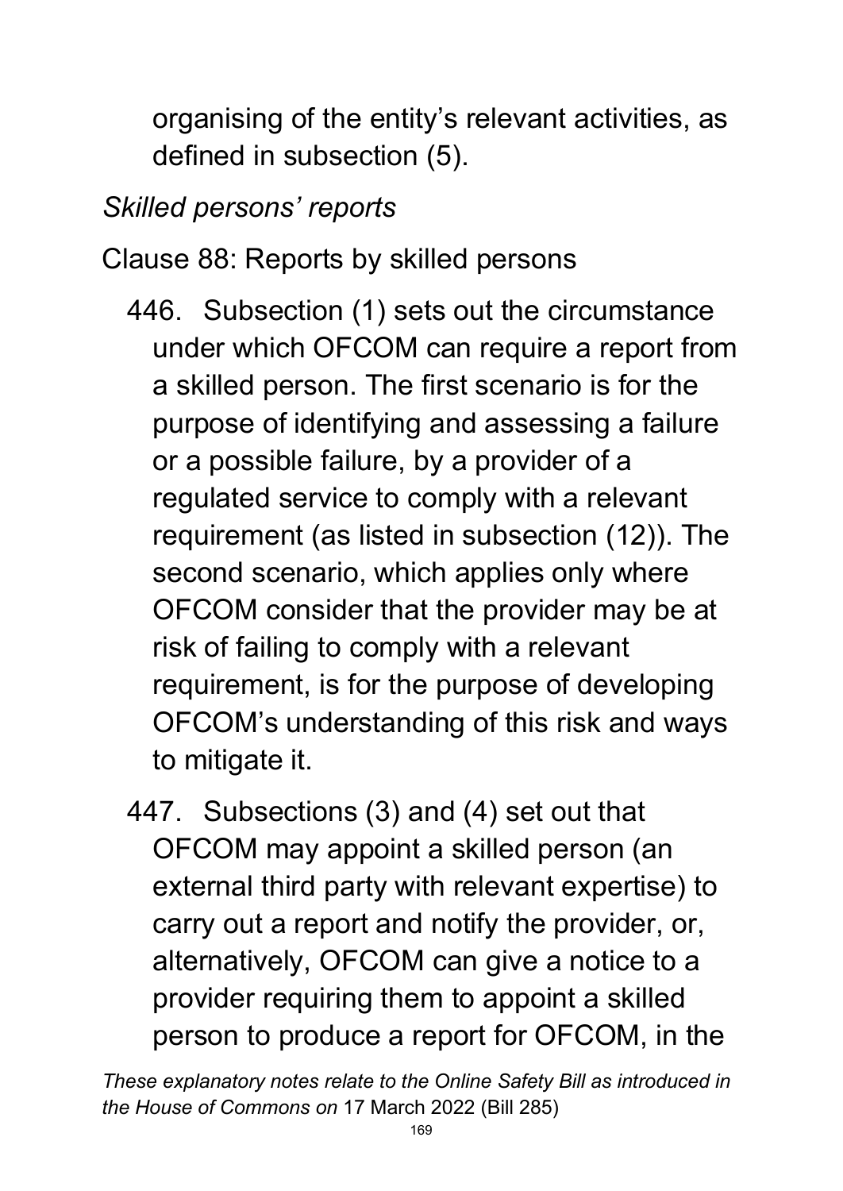organising of the entity's relevant activities, as defined in subsection (5).

*Skilled persons' reports*

Clause 88: Reports by skilled persons

446. Subsection (1) sets out the circumstance under which OFCOM can require a report from a skilled person. The first scenario is for the purpose of identifying and assessing a failure or a possible failure, by a provider of a regulated service to comply with a relevant requirement (as listed in subsection (12)). The second scenario, which applies only where OFCOM consider that the provider may be at risk of failing to comply with a relevant requirement, is for the purpose of developing OFCOM's understanding of this risk and ways to mitigate it.

447. Subsections (3) and (4) set out that OFCOM may appoint a skilled person (an external third party with relevant expertise) to carry out a report and notify the provider, or, alternatively, OFCOM can give a notice to a provider requiring them to appoint a skilled person to produce a report for OFCOM, in the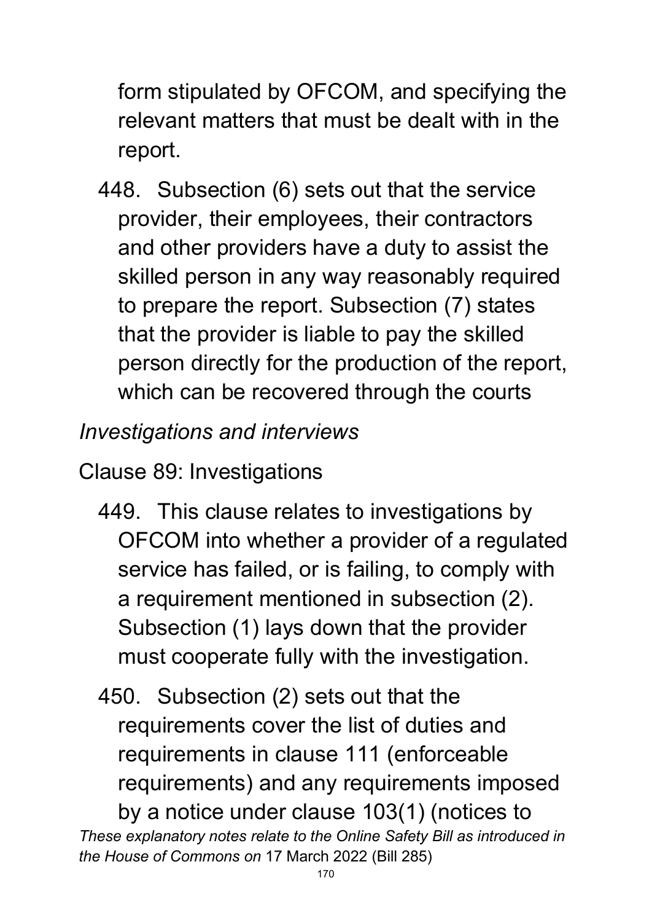form stipulated by OFCOM, and specifying the relevant matters that must be dealt with in the report.

448. Subsection (6) sets out that the service provider, their employees, their contractors and other providers have a duty to assist the skilled person in any way reasonably required to prepare the report. Subsection (7) states that the provider is liable to pay the skilled person directly for the production of the report, which can be recovered through the courts

*Investigations and interviews*

Clause 89: Investigations

449. This clause relates to investigations by OFCOM into whether a provider of a regulated service has failed, or is failing, to comply with a requirement mentioned in subsection (2). Subsection (1) lays down that the provider must cooperate fully with the investigation.

450. Subsection (2) sets out that the requirements cover the list of duties and requirements in clause 111 (enforceable requirements) and any requirements imposed by a notice under clause 103(1) (notices to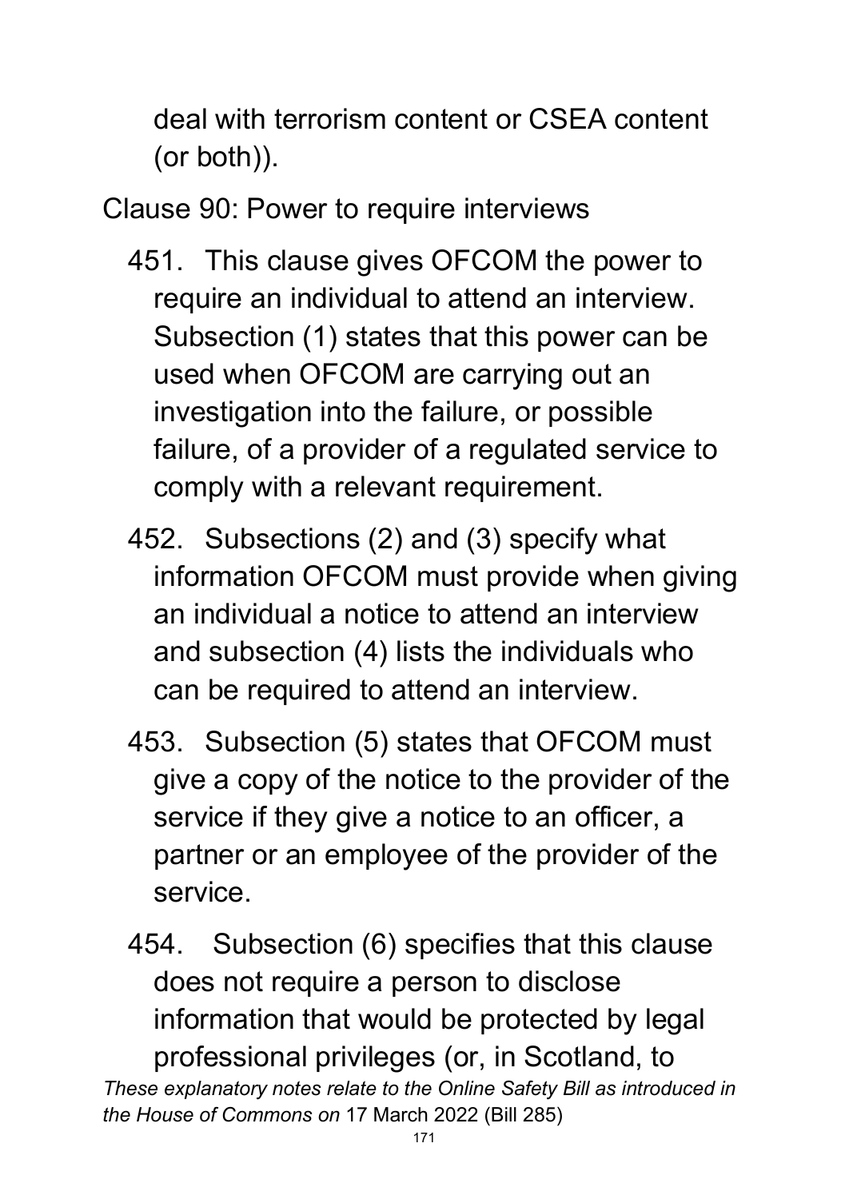deal with terrorism content or CSEA content (or both)).

Clause 90: Power to require interviews

451. This clause gives OFCOM the power to require an individual to attend an interview. Subsection (1) states that this power can be used when OFCOM are carrying out an investigation into the failure, or possible failure, of a provider of a regulated service to comply with a relevant requirement.

452. Subsections (2) and (3) specify what information OFCOM must provide when giving an individual a notice to attend an interview and subsection (4) lists the individuals who can be required to attend an interview.

453. Subsection (5) states that OFCOM must give a copy of the notice to the provider of the service if they give a notice to an officer, a partner or an employee of the provider of the service.

454. Subsection (6) specifies that this clause does not require a person to disclose information that would be protected by legal professional privileges (or, in Scotland, to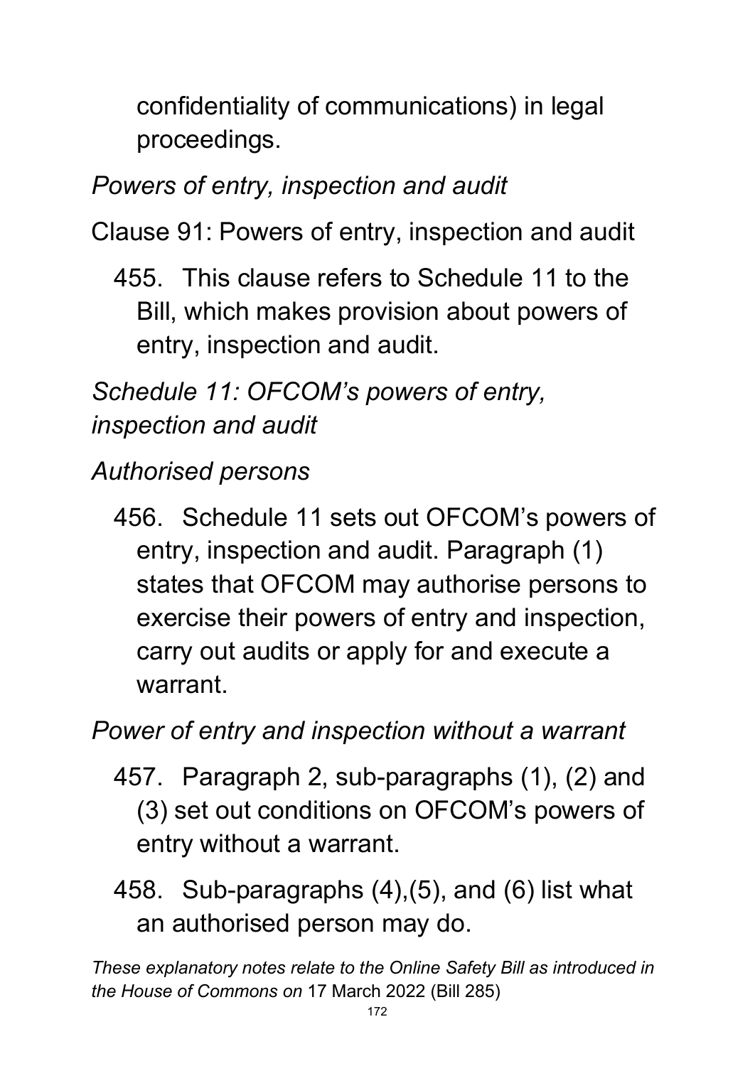confidentiality of communications) in legal proceedings.

*Powers of entry, inspection and audit*

Clause 91: Powers of entry, inspection and audit

455. This clause refers to Schedule 11 to the Bill, which makes provision about powers of entry, inspection and audit.

*Schedule 11: OFCOM's powers of entry, inspection and audit*

*Authorised persons*

456. Schedule 11 sets out OFCOM's powers of entry, inspection and audit. Paragraph (1) states that OFCOM may authorise persons to exercise their powers of entry and inspection, carry out audits or apply for and execute a warrant.

*Power of entry and inspection without a warrant*

457. Paragraph 2, sub-paragraphs (1), (2) and (3) set out conditions on OFCOM's powers of entry without a warrant.

458. Sub-paragraphs (4),(5), and (6) list what an authorised person may do.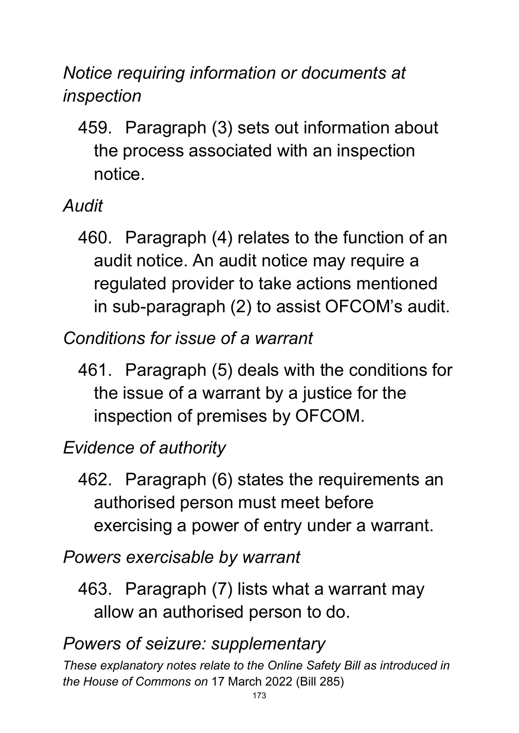*Notice requiring information or documents at inspection*

459. Paragraph (3) sets out information about the process associated with an inspection notice.

*Audit*

460. Paragraph (4) relates to the function of an audit notice. An audit notice may require a regulated provider to take actions mentioned in sub-paragraph (2) to assist OFCOM's audit.

*Conditions for issue of a warrant*

461. Paragraph (5) deals with the conditions for the issue of a warrant by a justice for the inspection of premises by OFCOM.

*Evidence of authority*

462. Paragraph (6) states the requirements an authorised person must meet before exercising a power of entry under a warrant.

*Powers exercisable by warrant*

463. Paragraph (7) lists what a warrant may allow an authorised person to do.

*Powers of seizure: supplementary*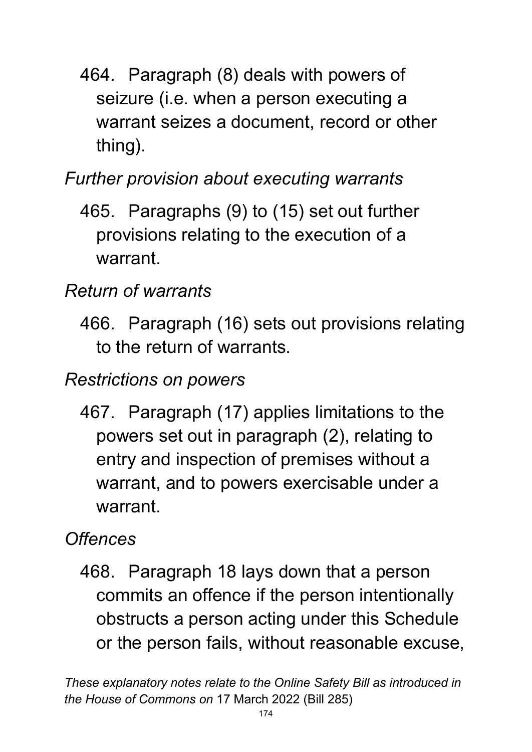464. Paragraph (8) deals with powers of seizure (i.e. when a person executing a warrant seizes a document, record or other thing).

*Further provision about executing warrants*

465. Paragraphs (9) to (15) set out further provisions relating to the execution of a warrant.

*Return of warrants*

466. Paragraph (16) sets out provisions relating to the return of warrants.

*Restrictions on powers*

467. Paragraph (17) applies limitations to the powers set out in paragraph (2), relating to entry and inspection of premises without a warrant, and to powers exercisable under a warrant.

*Offences*

468. Paragraph 18 lays down that a person commits an offence if the person intentionally obstructs a person acting under this Schedule or the person fails, without reasonable excuse,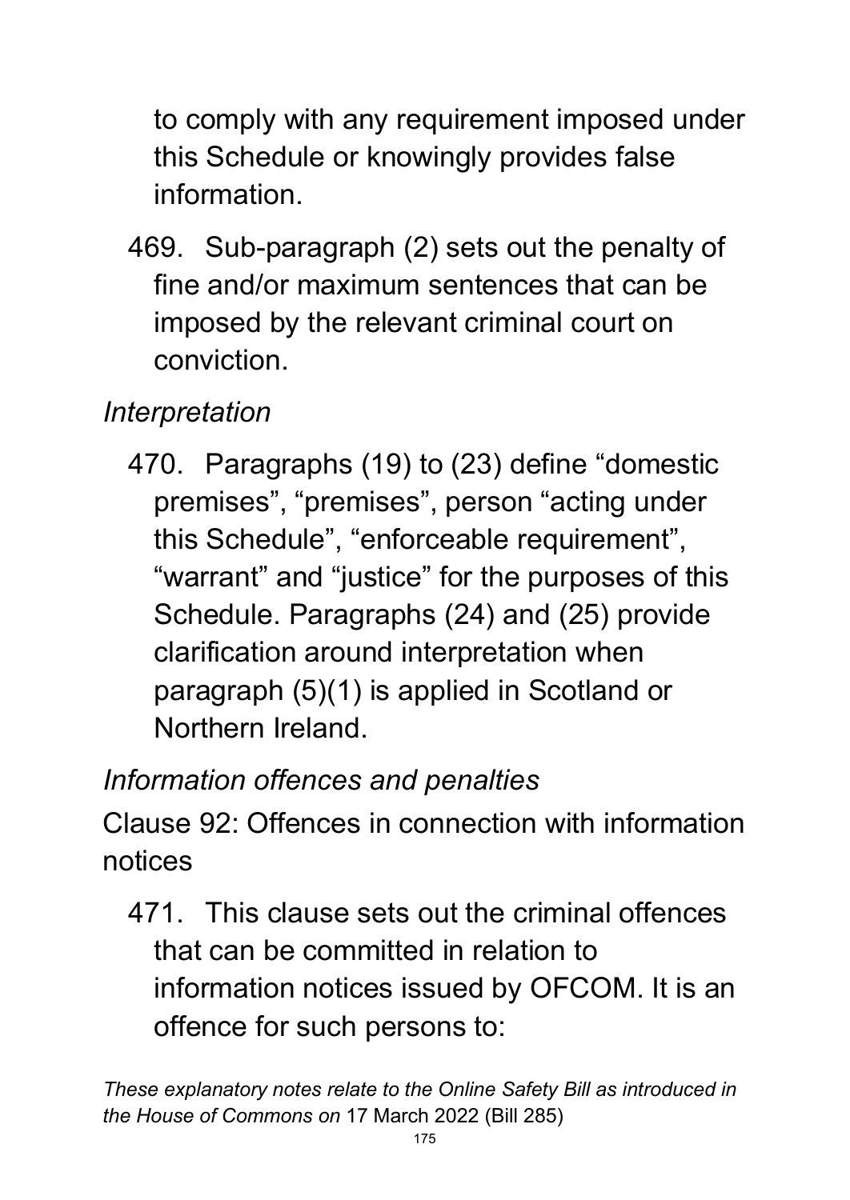to comply with any requirement imposed under this Schedule or knowingly provides false information.

469. Sub-paragraph (2) sets out the penalty of fine and/or maximum sentences that can be imposed by the relevant criminal court on conviction.

*Interpretation*

470. Paragraphs (19) to (23) define “domestic premises”, “premises”, person “acting under this Schedule”, “enforceable requirement”, “warrant” and “justice” for the purposes of this Schedule. Paragraphs (24) and (25) provide clarification around interpretation when paragraph (5)(1) is applied in Scotland or Northern Ireland.

*Information offences and penalties*

Clause 92: Offences in connection with information notices

471. This clause sets out the criminal offences that can be committed in relation to information notices issued by OFCOM. It is an offence for such persons to: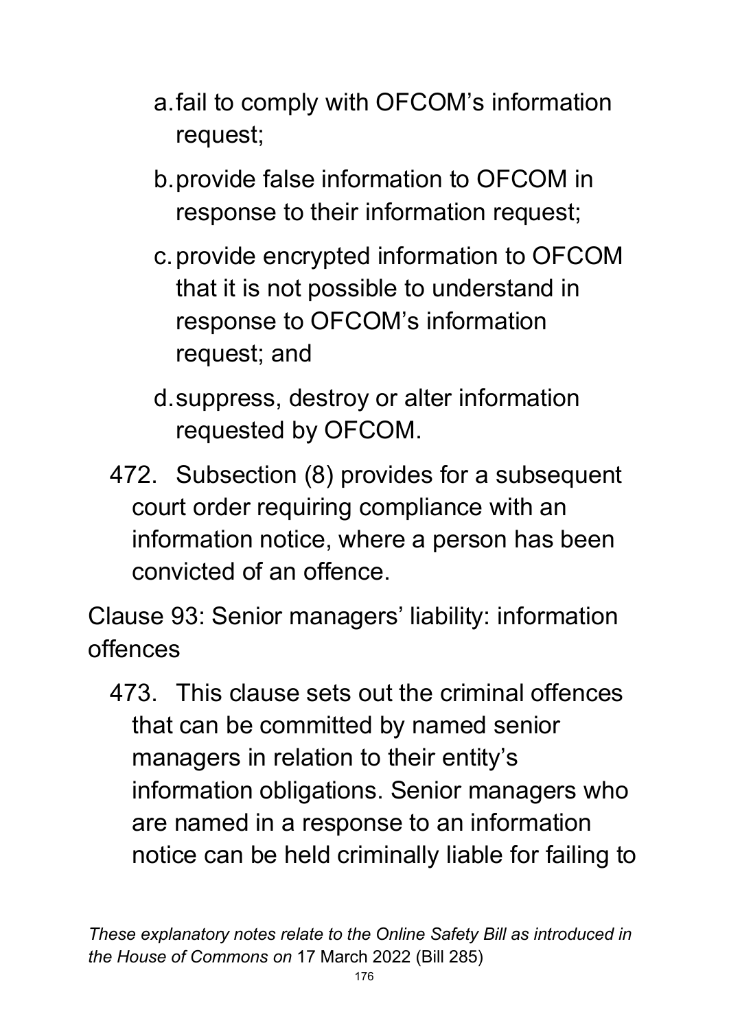a. fail to comply with OFCOM's information request;

b. provide false information to OFCOM in response to their information request;

c. provide encrypted information to OFCOM that it is not possible to understand in response to OFCOM's information request; and

d. suppress, destroy or alter information requested by OFCOM.

472. Subsection (8) provides for a subsequent court order requiring compliance with an information notice, where a person has been convicted of an offence.

Clause 93: Senior managers' liability: information offences

473. This clause sets out the criminal offences that can be committed by named senior managers in relation to their entity's information obligations. Senior managers who are named in a response to an information notice can be held criminally liable for failing to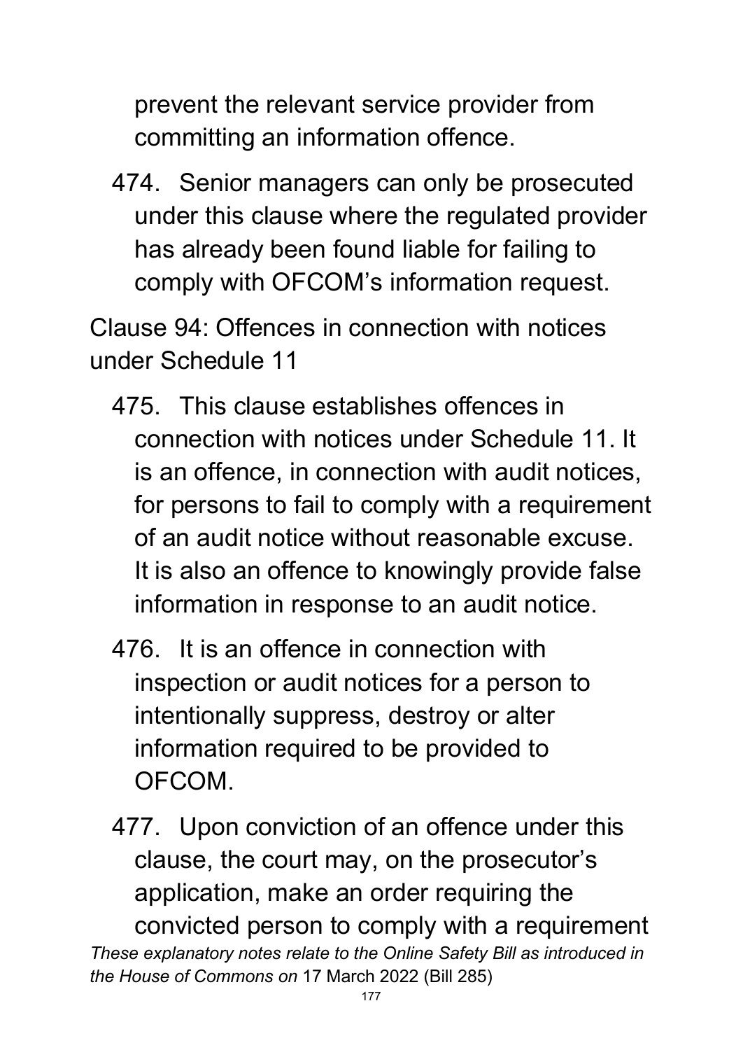prevent the relevant service provider from committing an information offence.

474. Senior managers can only be prosecuted under this clause where the regulated provider has already been found liable for failing to comply with OFCOM's information request.

Clause 94: Offences in connection with notices under Schedule 11

475. This clause establishes offences in connection with notices under Schedule 11. It is an offence, in connection with audit notices, for persons to fail to comply with a requirement of an audit notice without reasonable excuse. It is also an offence to knowingly provide false information in response to an audit notice.

476. It is an offence in connection with inspection or audit notices for a person to intentionally suppress, destroy or alter information required to be provided to OFCOM.

477. Upon conviction of an offence under this clause, the court may, on the prosecutor's application, make an order requiring the convicted person to comply with a requirement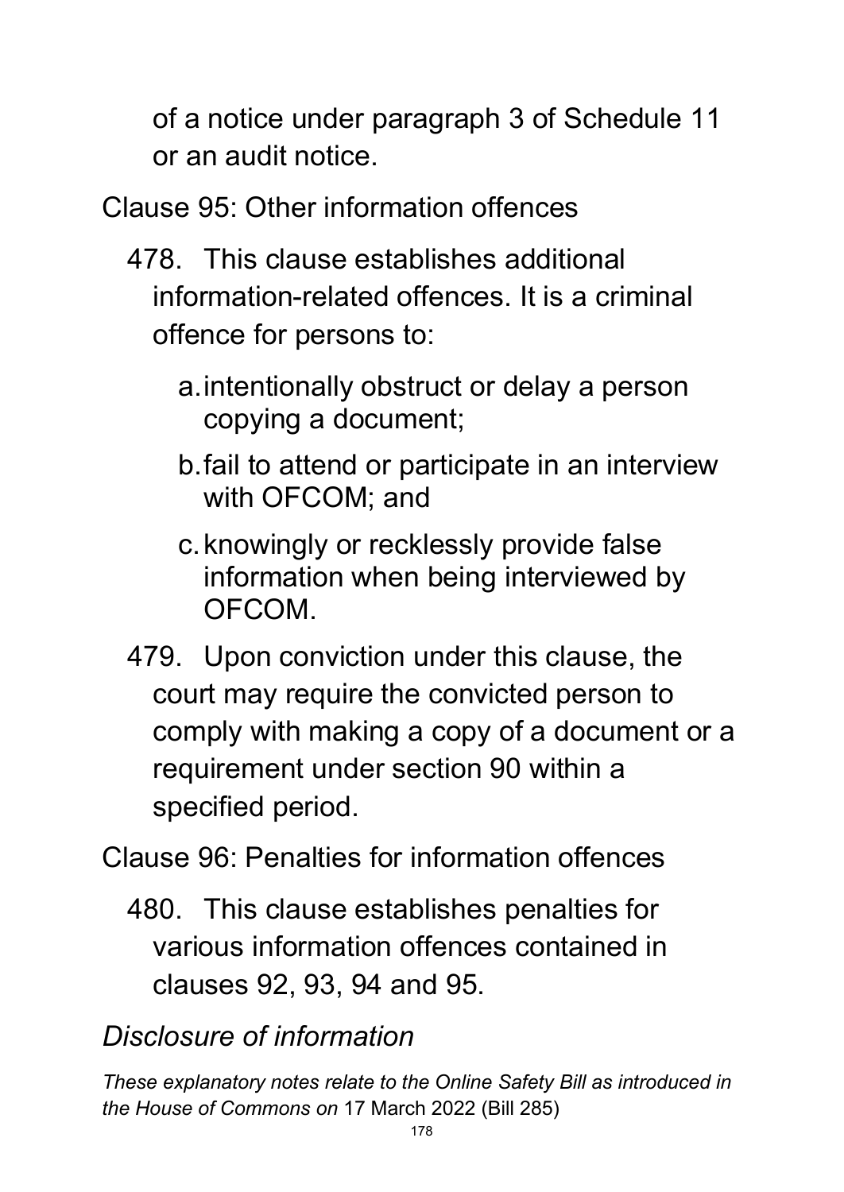of a notice under paragraph 3 of Schedule 11 or an audit notice.

Clause 95: Other information offences

478. This clause establishes additional information-related offences. It is a criminal offence for persons to:

   a. intentionally obstruct or delay a person copying a document;

   b. fail to attend or participate in an interview with OFCOM; and

   c. knowingly or recklessly provide false information when being interviewed by OFCOM.

479. Upon conviction under this clause, the court may require the convicted person to comply with making a copy of a document or a requirement under section 90 within a specified period.

Clause 96: Penalties for information offences

480. This clause establishes penalties for various information offences contained in clauses 92, 93, 94 and 95.

## *Disclosure of information*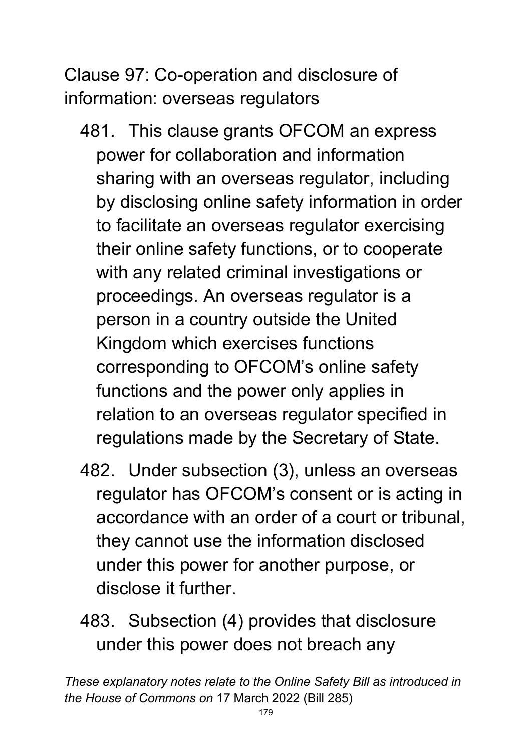Clause 97: Co-operation and disclosure of information: overseas regulators

481. This clause grants OFCOM an express power for collaboration and information sharing with an overseas regulator, including by disclosing online safety information in order to facilitate an overseas regulator exercising their online safety functions, or to cooperate with any related criminal investigations or proceedings. An overseas regulator is a person in a country outside the United Kingdom which exercises functions corresponding to OFCOM's online safety functions and the power only applies in relation to an overseas regulator specified in regulations made by the Secretary of State.

482. Under subsection (3), unless an overseas regulator has OFCOM's consent or is acting in accordance with an order of a court or tribunal, they cannot use the information disclosed under this power for another purpose, or disclose it further.

483. Subsection (4) provides that disclosure under this power does not breach any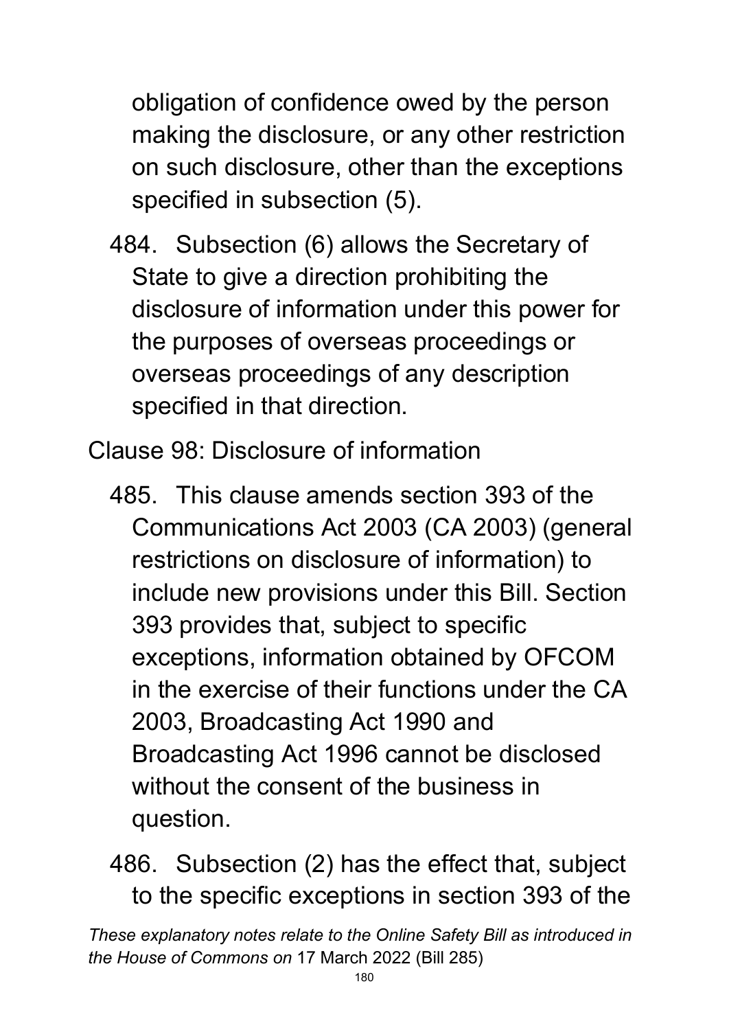obligation of confidence owed by the person making the disclosure, or any other restriction on such disclosure, other than the exceptions specified in subsection (5).

484. Subsection (6) allows the Secretary of State to give a direction prohibiting the disclosure of information under this power for the purposes of overseas proceedings or overseas proceedings of any description specified in that direction.

Clause 98: Disclosure of information

485. This clause amends section 393 of the Communications Act 2003 (CA 2003) (general restrictions on disclosure of information) to include new provisions under this Bill. Section 393 provides that, subject to specific exceptions, information obtained by OFCOM in the exercise of their functions under the CA 2003, Broadcasting Act 1990 and Broadcasting Act 1996 cannot be disclosed without the consent of the business in question.

486. Subsection (2) has the effect that, subject to the specific exceptions in section 393 of the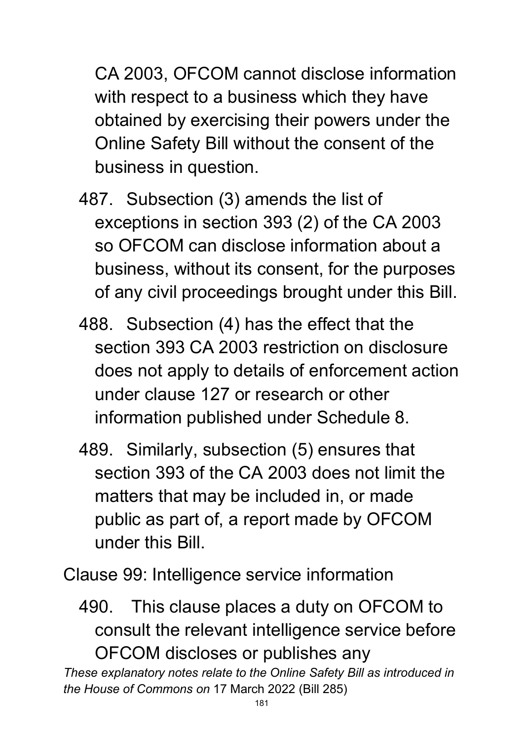CA 2003, OFCOM cannot disclose information with respect to a business which they have obtained by exercising their powers under the Online Safety Bill without the consent of the business in question.

487. Subsection (3) amends the list of exceptions in section 393 (2) of the CA 2003 so OFCOM can disclose information about a business, without its consent, for the purposes of any civil proceedings brought under this Bill.

488. Subsection (4) has the effect that the section 393 CA 2003 restriction on disclosure does not apply to details of enforcement action under clause 127 or research or other information published under Schedule 8.

489. Similarly, subsection (5) ensures that section 393 of the CA 2003 does not limit the matters that may be included in, or made public as part of, a report made by OFCOM under this Bill.

Clause 99: Intelligence service information

490. This clause places a duty on OFCOM to consult the relevant intelligence service before OFCOM discloses or publishes any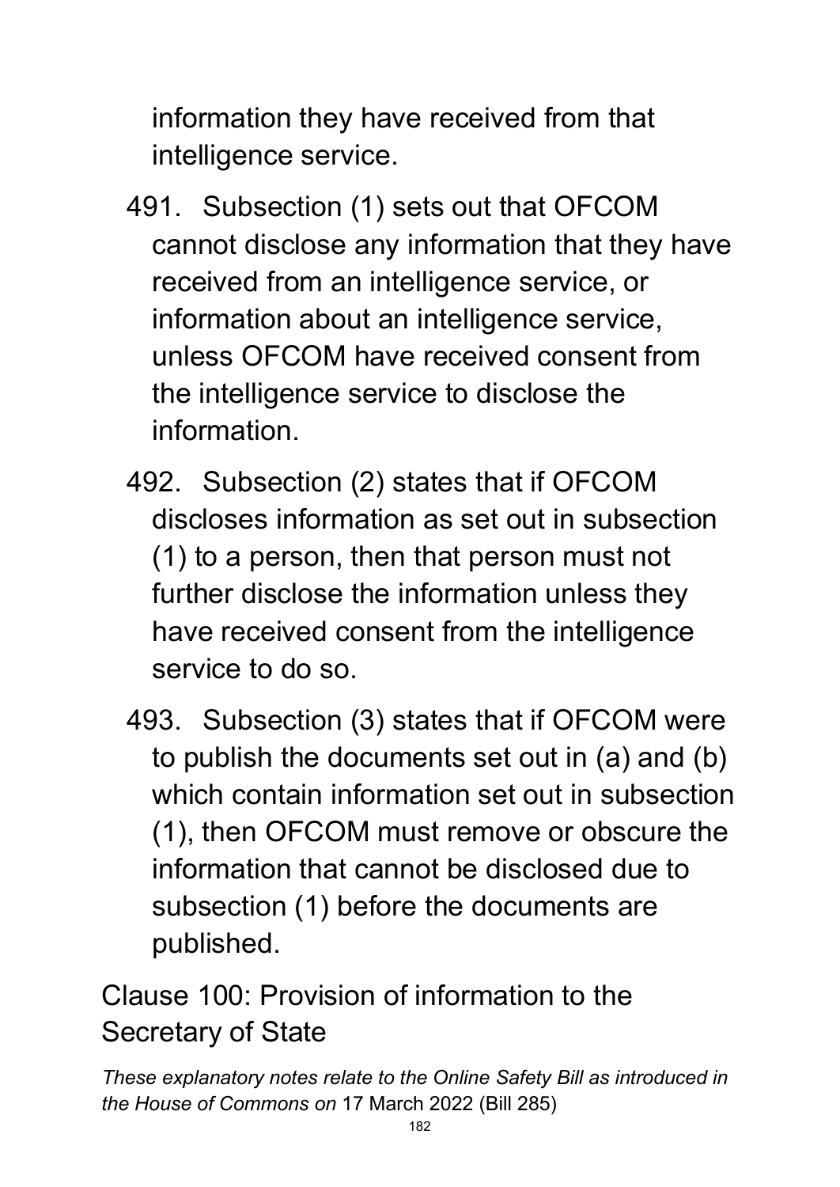information they have received from that intelligence service.

491. Subsection (1) sets out that OFCOM cannot disclose any information that they have received from an intelligence service, or information about an intelligence service, unless OFCOM have received consent from the intelligence service to disclose the information.

492. Subsection (2) states that if OFCOM discloses information as set out in subsection (1) to a person, then that person must not further disclose the information unless they have received consent from the intelligence service to do so.

493. Subsection (3) states that if OFCOM were to publish the documents set out in (a) and (b) which contain information set out in subsection (1), then OFCOM must remove or obscure the information that cannot be disclosed due to subsection (1) before the documents are published.

## Clause 100: Provision of information to the Secretary of State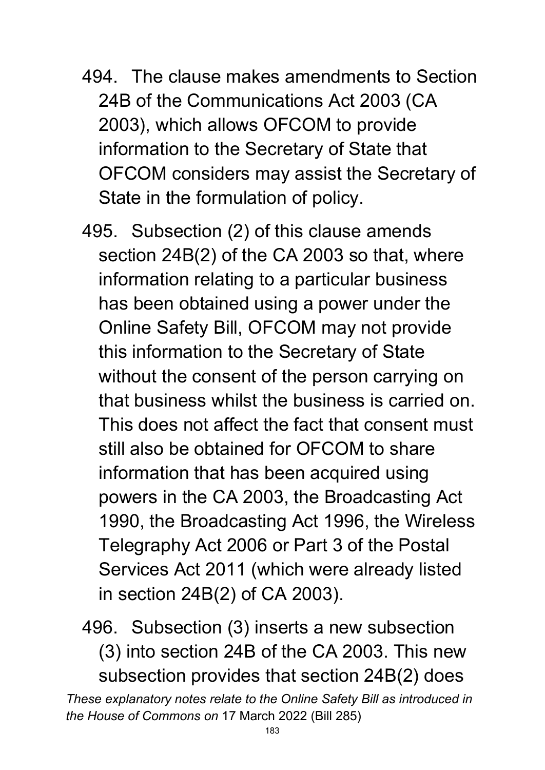494. The clause makes amendments to Section 24B of the Communications Act 2003 (CA 2003), which allows OFCOM to provide information to the Secretary of State that OFCOM considers may assist the Secretary of State in the formulation of policy.

495. Subsection (2) of this clause amends section 24B(2) of the CA 2003 so that, where information relating to a particular business has been obtained using a power under the Online Safety Bill, OFCOM may not provide this information to the Secretary of State without the consent of the person carrying on that business whilst the business is carried on. This does not affect the fact that consent must still also be obtained for OFCOM to share information that has been acquired using powers in the CA 2003, the Broadcasting Act 1990, the Broadcasting Act 1996, the Wireless Telegraphy Act 2006 or Part 3 of the Postal Services Act 2011 (which were already listed in section 24B(2) of CA 2003).

496. Subsection (3) inserts a new subsection (3) into section 24B of the CA 2003. This new subsection provides that section 24B(2) does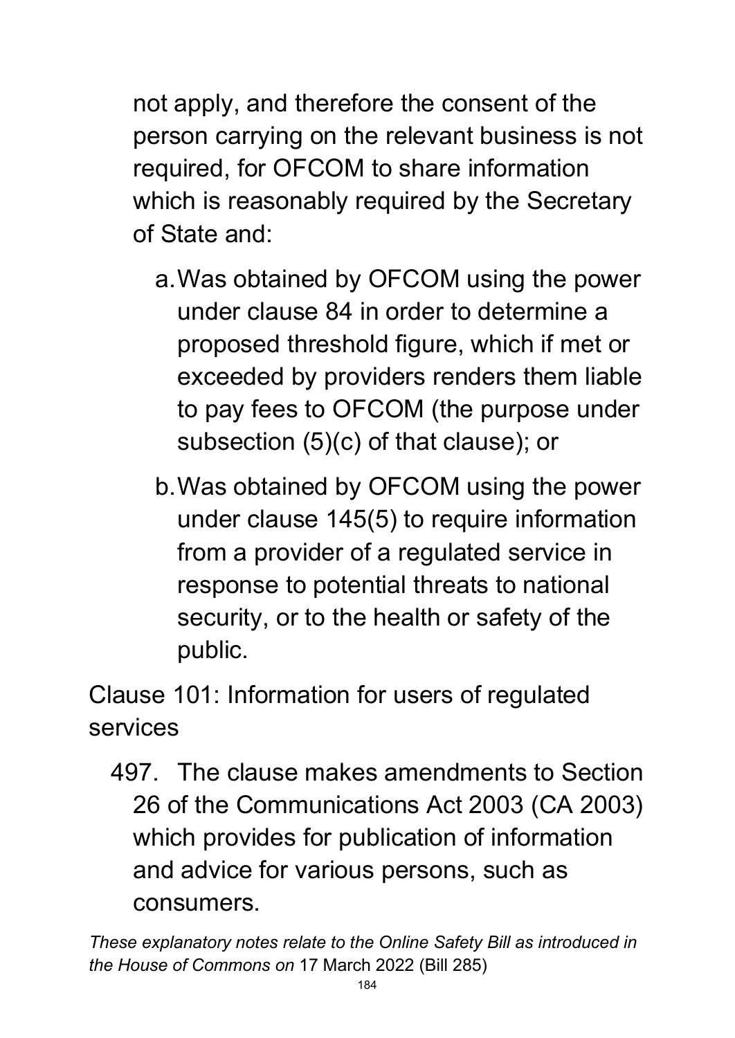not apply, and therefore the consent of the person carrying on the relevant business is not required, for OFCOM to share information which is reasonably required by the Secretary of State and:

a. Was obtained by OFCOM using the power under clause 84 in order to determine a proposed threshold figure, which if met or exceeded by providers renders them liable to pay fees to OFCOM (the purpose under subsection (5)(c) of that clause); or

b. Was obtained by OFCOM using the power under clause 145(5) to require information from a provider of a regulated service in response to potential threats to national security, or to the health or safety of the public.

Clause 101: Information for users of regulated services

497. The clause makes amendments to Section 26 of the Communications Act 2003 (CA 2003) which provides for publication of information and advice for various persons, such as consumers.

*These explanatory notes relate to the Online Safety Bill as introduced in the House of Commons on* 17 March 2022 (Bill 285)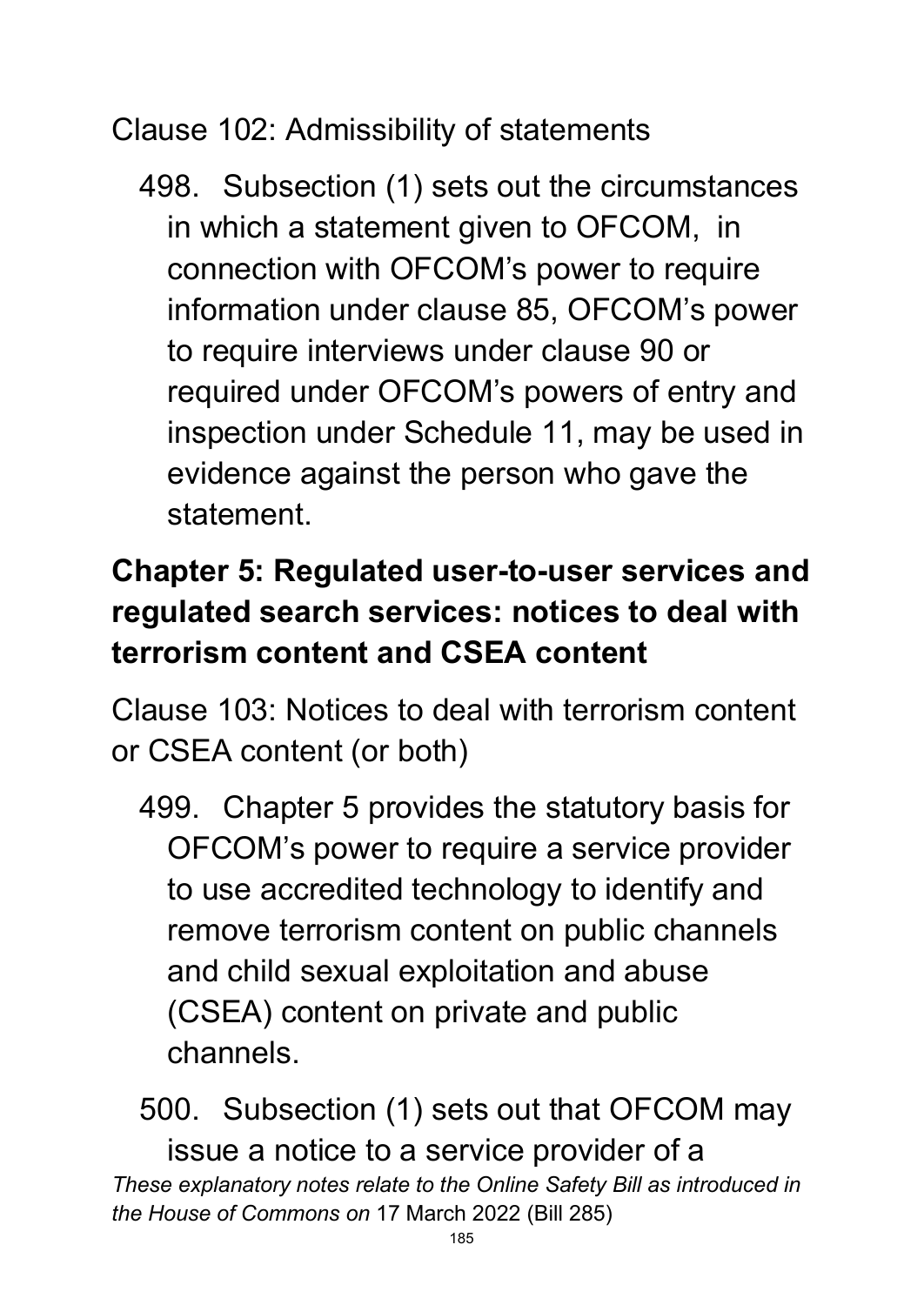Clause 102: Admissibility of statements

498. Subsection (1) sets out the circumstances in which a statement given to OFCOM, in connection with OFCOM's power to require information under clause 85, OFCOM's power to require interviews under clause 90 or required under OFCOM's powers of entry and inspection under Schedule 11, may be used in evidence against the person who gave the statement.

## Chapter 5: Regulated user-to-user services and regulated search services: notices to deal with terrorism content and CSEA content

Clause 103: Notices to deal with terrorism content or CSEA content (or both)

499. Chapter 5 provides the statutory basis for OFCOM's power to require a service provider to use accredited technology to identify and remove terrorism content on public channels and child sexual exploitation and abuse (CSEA) content on private and public channels.

500. Subsection (1) sets out that OFCOM may issue a notice to a service provider of a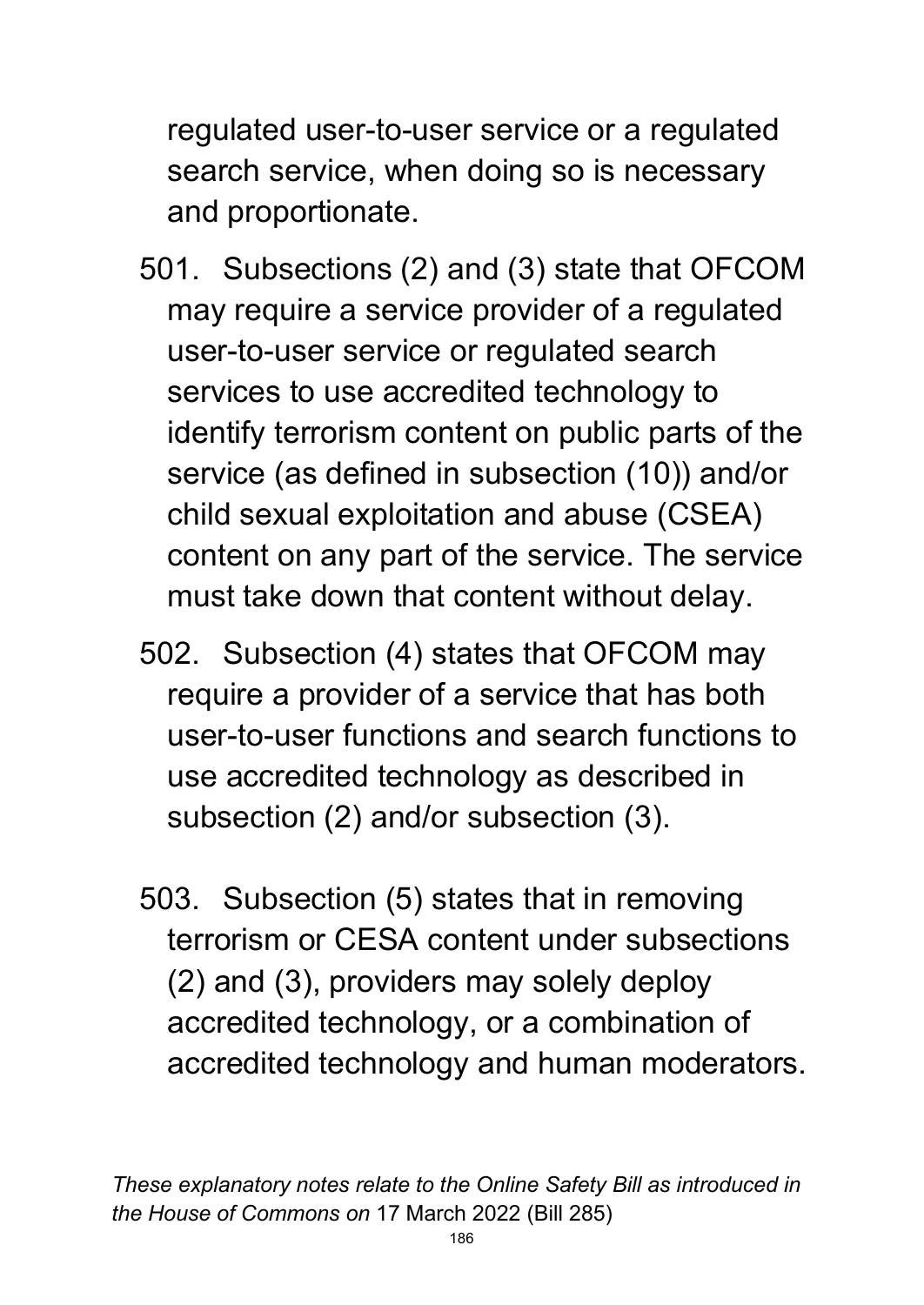regulated user-to-user service or a regulated search service, when doing so is necessary and proportionate.

501. Subsections (2) and (3) state that OFCOM may require a service provider of a regulated user-to-user service or regulated search services to use accredited technology to identify terrorism content on public parts of the service (as defined in subsection (10)) and/or child sexual exploitation and abuse (CSEA) content on any part of the service. The service must take down that content without delay.

502. Subsection (4) states that OFCOM may require a provider of a service that has both user-to-user functions and search functions to use accredited technology as described in subsection (2) and/or subsection (3).

503. Subsection (5) states that in removing terrorism or CESA content under subsections (2) and (3), providers may solely deploy accredited technology, or a combination of accredited technology and human moderators.

*These explanatory notes relate to the Online Safety Bill as introduced in the House of Commons on* 17 March 2022 (Bill 285)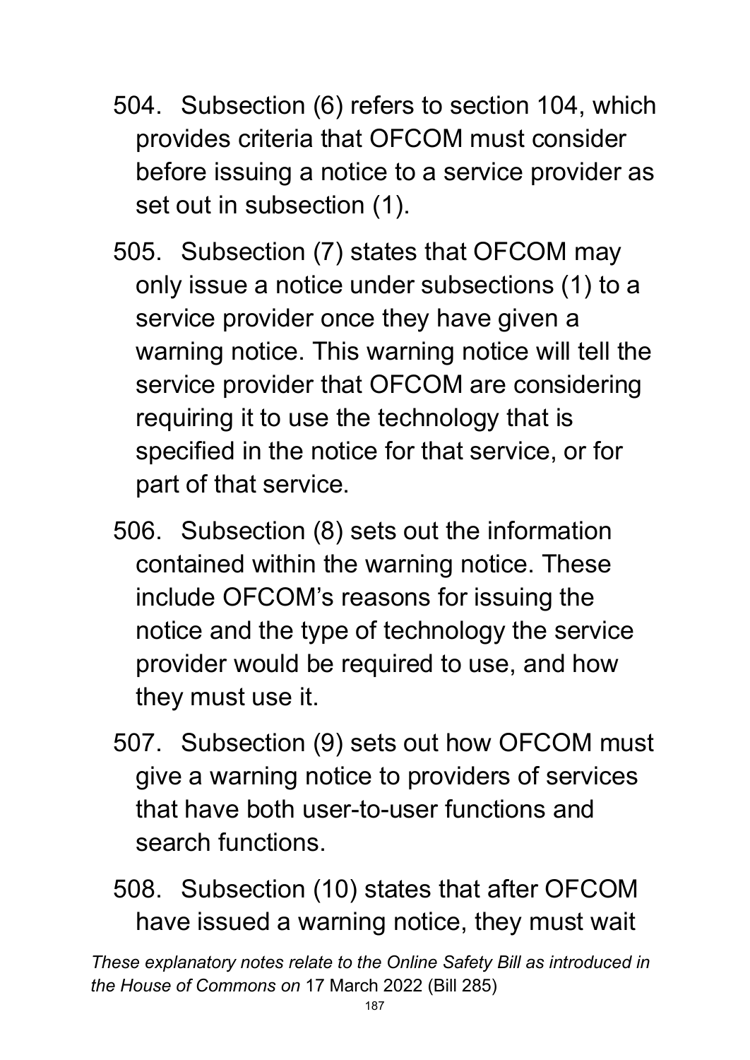504. Subsection (6) refers to section 104, which provides criteria that OFCOM must consider before issuing a notice to a service provider as set out in subsection (1).

505. Subsection (7) states that OFCOM may only issue a notice under subsections (1) to a service provider once they have given a warning notice. This warning notice will tell the service provider that OFCOM are considering requiring it to use the technology that is specified in the notice for that service, or for part of that service.

506. Subsection (8) sets out the information contained within the warning notice. These include OFCOM's reasons for issuing the notice and the type of technology the service provider would be required to use, and how they must use it.

507. Subsection (9) sets out how OFCOM must give a warning notice to providers of services that have both user-to-user functions and search functions.

508. Subsection (10) states that after OFCOM have issued a warning notice, they must wait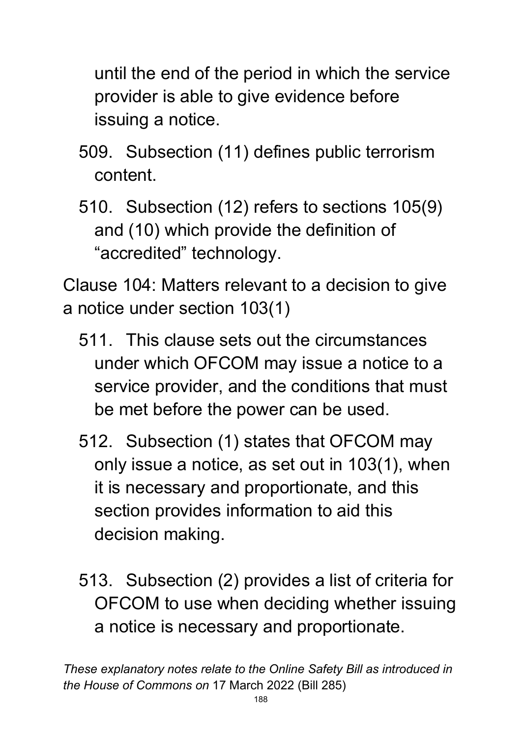until the end of the period in which the service provider is able to give evidence before issuing a notice.

509. Subsection (11) defines public terrorism content.

510. Subsection (12) refers to sections 105(9) and (10) which provide the definition of "accredited" technology.

Clause 104: Matters relevant to a decision to give a notice under section 103(1)

511. This clause sets out the circumstances under which OFCOM may issue a notice to a service provider, and the conditions that must be met before the power can be used.

512. Subsection (1) states that OFCOM may only issue a notice, as set out in 103(1), when it is necessary and proportionate, and this section provides information to aid this decision making.

513. Subsection (2) provides a list of criteria for OFCOM to use when deciding whether issuing a notice is necessary and proportionate.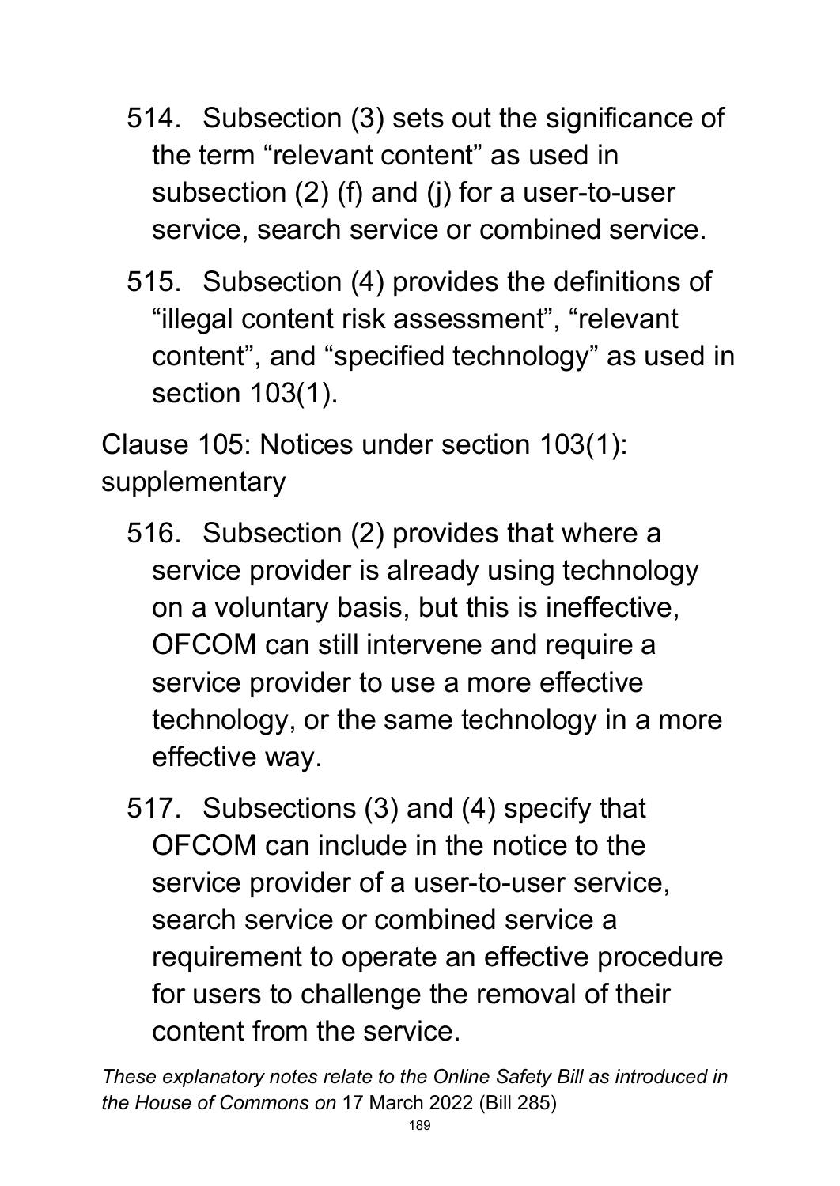514. Subsection (3) sets out the significance of the term “relevant content” as used in subsection (2) (f) and (j) for a user-to-user service, search service or combined service.

515. Subsection (4) provides the definitions of “illegal content risk assessment”, “relevant content”, and “specified technology” as used in section 103(1).

Clause 105: Notices under section 103(1): supplementary

516. Subsection (2) provides that where a service provider is already using technology on a voluntary basis, but this is ineffective, OFCOM can still intervene and require a service provider to use a more effective technology, or the same technology in a more effective way.

517. Subsections (3) and (4) specify that OFCOM can include in the notice to the service provider of a user-to-user service, search service or combined service a requirement to operate an effective procedure for users to challenge the removal of their content from the service.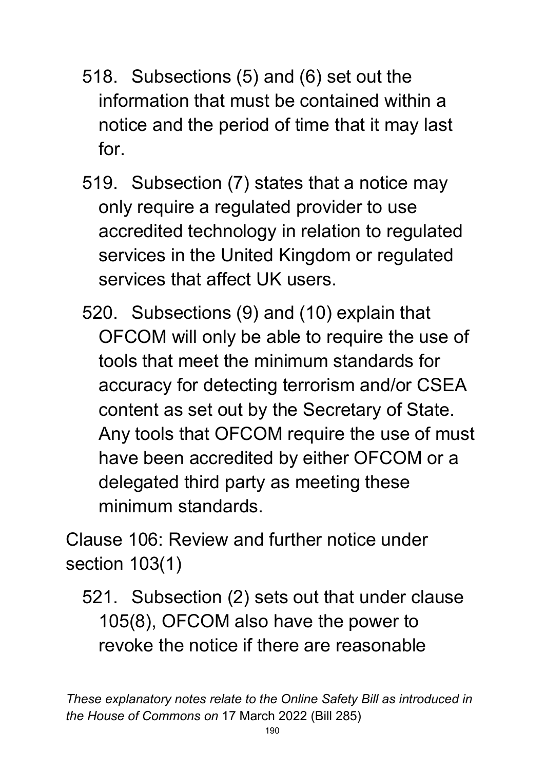518. Subsections (5) and (6) set out the information that must be contained within a notice and the period of time that it may last for.

519. Subsection (7) states that a notice may only require a regulated provider to use accredited technology in relation to regulated services in the United Kingdom or regulated services that affect UK users.

520. Subsections (9) and (10) explain that OFCOM will only be able to require the use of tools that meet the minimum standards for accuracy for detecting terrorism and/or CSEA content as set out by the Secretary of State. Any tools that OFCOM require the use of must have been accredited by either OFCOM or a delegated third party as meeting these minimum standards.

Clause 106: Review and further notice under section 103(1)

521. Subsection (2) sets out that under clause 105(8), OFCOM also have the power to revoke the notice if there are reasonable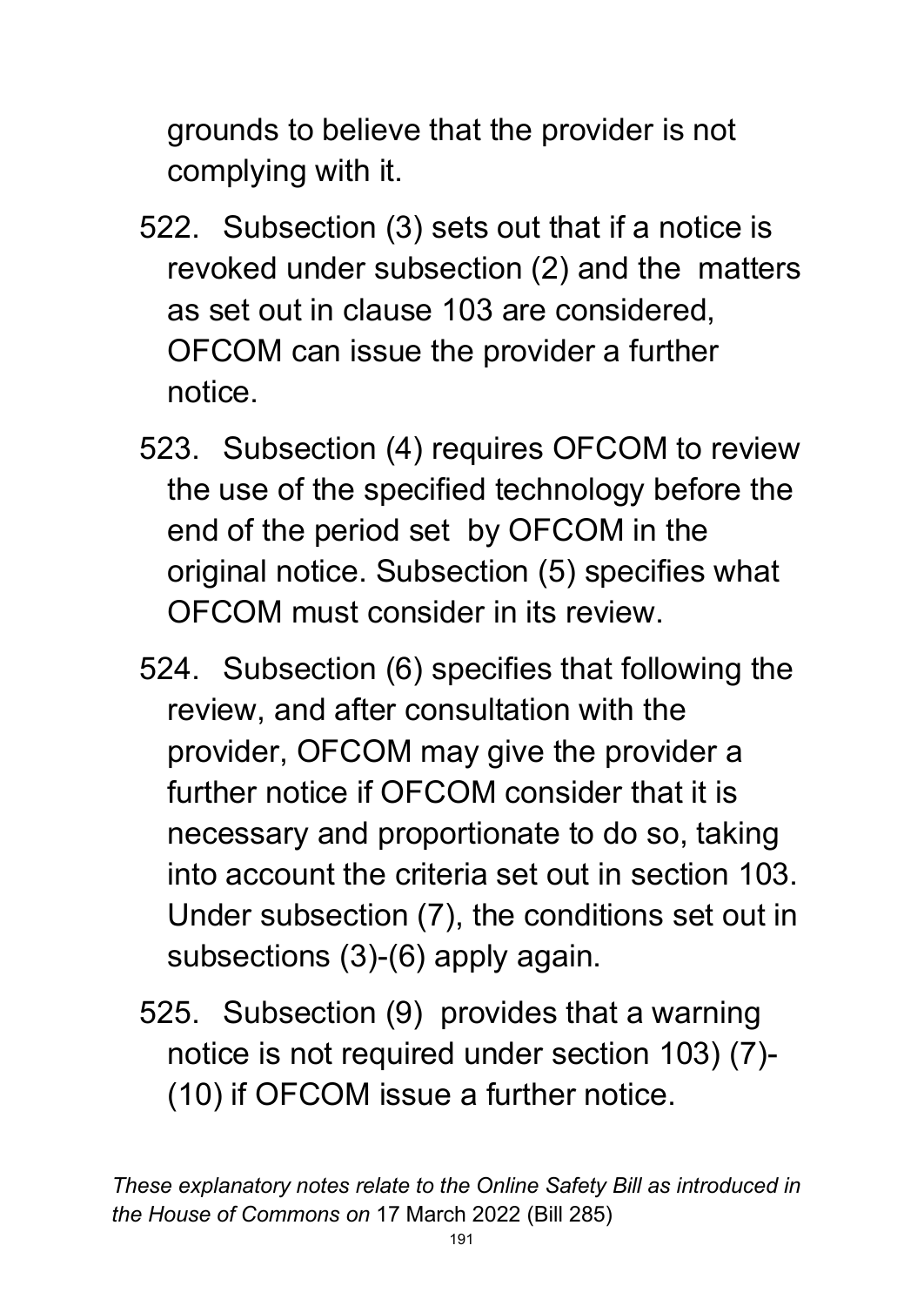grounds to believe that the provider is not complying with it.

522. Subsection (3) sets out that if a notice is revoked under subsection (2) and the matters as set out in clause 103 are considered, OFCOM can issue the provider a further notice.

523. Subsection (4) requires OFCOM to review the use of the specified technology before the end of the period set by OFCOM in the original notice. Subsection (5) specifies what OFCOM must consider in its review.

524. Subsection (6) specifies that following the review, and after consultation with the provider, OFCOM may give the provider a further notice if OFCOM consider that it is necessary and proportionate to do so, taking into account the criteria set out in section 103. Under subsection (7), the conditions set out in subsections (3)-(6) apply again.

525. Subsection (9) provides that a warning notice is not required under section 103) (7)-(10) if OFCOM issue a further notice.

*These explanatory notes relate to the Online Safety Bill as introduced in the House of Commons on* 17 March 2022 (Bill 285)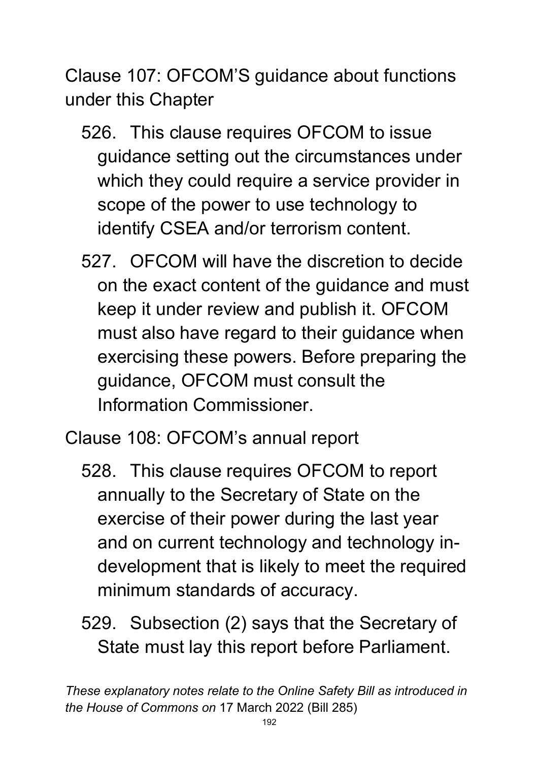Clause 107: OFCOM'S guidance about functions under this Chapter

526. This clause requires OFCOM to issue guidance setting out the circumstances under which they could require a service provider in scope of the power to use technology to identify CSEA and/or terrorism content.

527. OFCOM will have the discretion to decide on the exact content of the guidance and must keep it under review and publish it. OFCOM must also have regard to their guidance when exercising these powers. Before preparing the guidance, OFCOM must consult the Information Commissioner.

Clause 108: OFCOM's annual report

528. This clause requires OFCOM to report annually to the Secretary of State on the exercise of their power during the last year and on current technology and technology in-development that is likely to meet the required minimum standards of accuracy.

529. Subsection (2) says that the Secretary of State must lay this report before Parliament.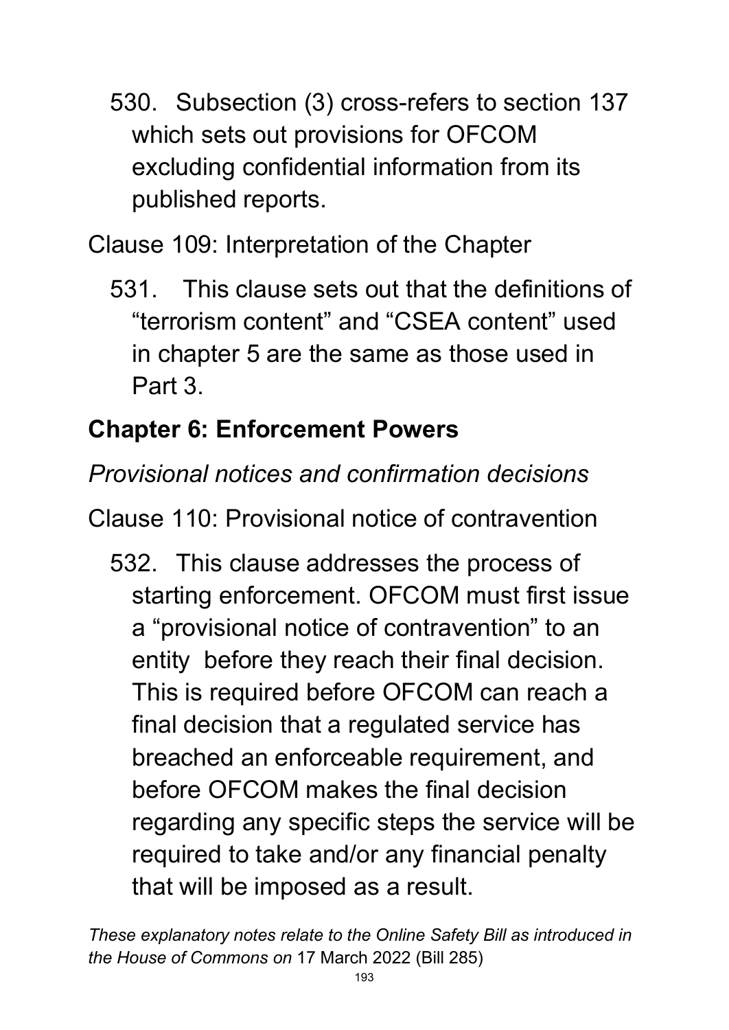530. Subsection (3) cross-refers to section 137 which sets out provisions for OFCOM excluding confidential information from its published reports.

Clause 109: Interpretation of the Chapter

531. This clause sets out that the definitions of "terrorism content" and "CSEA content" used in chapter 5 are the same as those used in Part 3.

## Chapter 6: Enforcement Powers

*Provisional notices and confirmation decisions*

Clause 110: Provisional notice of contravention

532. This clause addresses the process of starting enforcement. OFCOM must first issue a "provisional notice of contravention" to an entity before they reach their final decision. This is required before OFCOM can reach a final decision that a regulated service has breached an enforceable requirement, and before OFCOM makes the final decision regarding any specific steps the service will be required to take and/or any financial penalty that will be imposed as a result.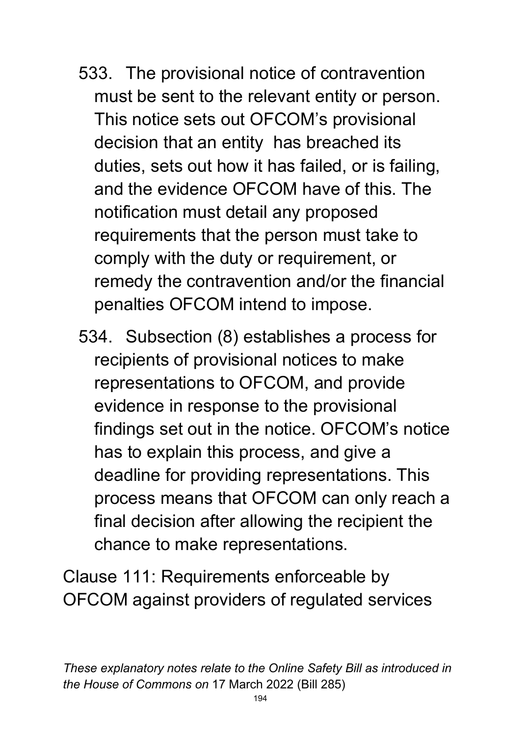533. The provisional notice of contravention must be sent to the relevant entity or person. This notice sets out OFCOM's provisional decision that an entity has breached its duties, sets out how it has failed, or is failing, and the evidence OFCOM have of this. The notification must detail any proposed requirements that the person must take to comply with the duty or requirement, or remedy the contravention and/or the financial penalties OFCOM intend to impose.

534. Subsection (8) establishes a process for recipients of provisional notices to make representations to OFCOM, and provide evidence in response to the provisional findings set out in the notice. OFCOM's notice has to explain this process, and give a deadline for providing representations. This process means that OFCOM can only reach a final decision after allowing the recipient the chance to make representations.

Clause 111: Requirements enforceable by OFCOM against providers of regulated services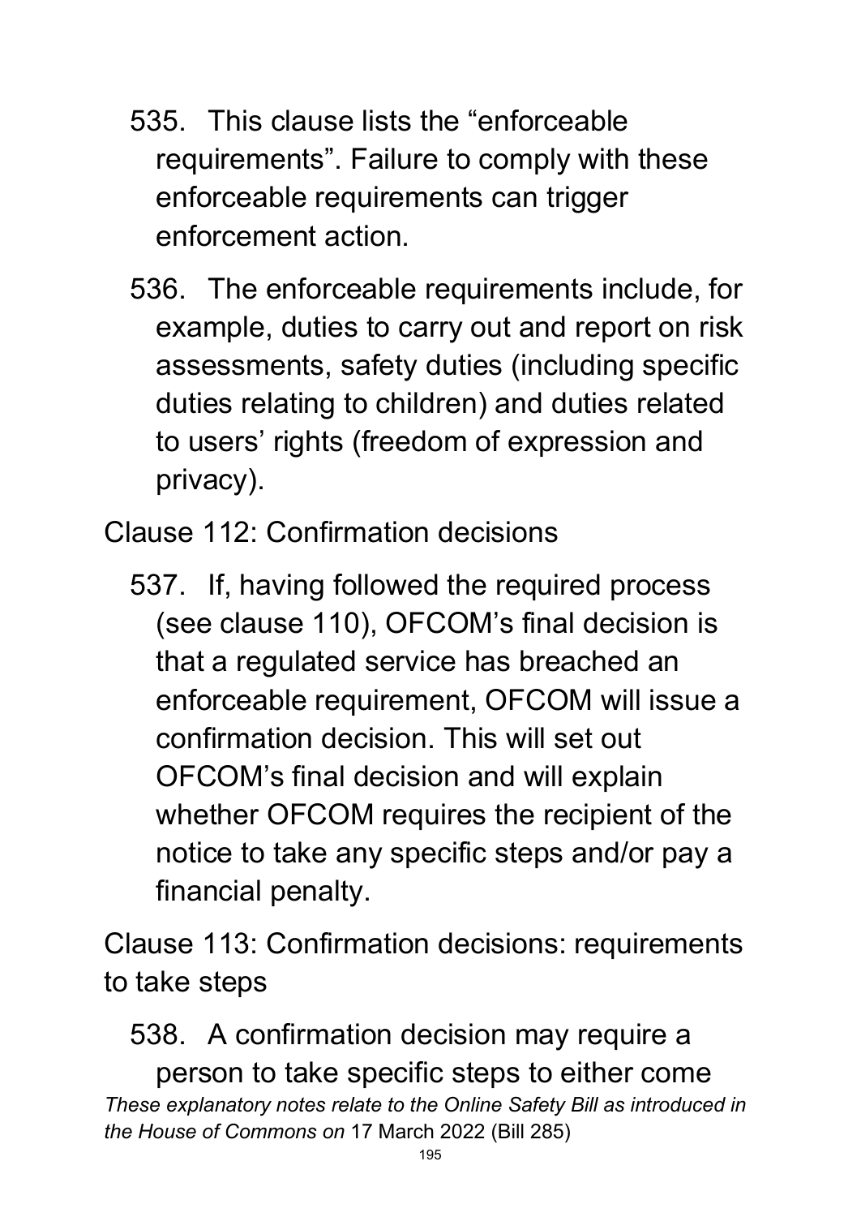535. This clause lists the "enforceable requirements". Failure to comply with these enforceable requirements can trigger enforcement action.

536. The enforceable requirements include, for example, duties to carry out and report on risk assessments, safety duties (including specific duties relating to children) and duties related to users' rights (freedom of expression and privacy).

Clause 112: Confirmation decisions

537. If, having followed the required process (see clause 110), OFCOM's final decision is that a regulated service has breached an enforceable requirement, OFCOM will issue a confirmation decision. This will set out OFCOM's final decision and will explain whether OFCOM requires the recipient of the notice to take any specific steps and/or pay a financial penalty.

Clause 113: Confirmation decisions: requirements to take steps

538. A confirmation decision may require a person to take specific steps to either come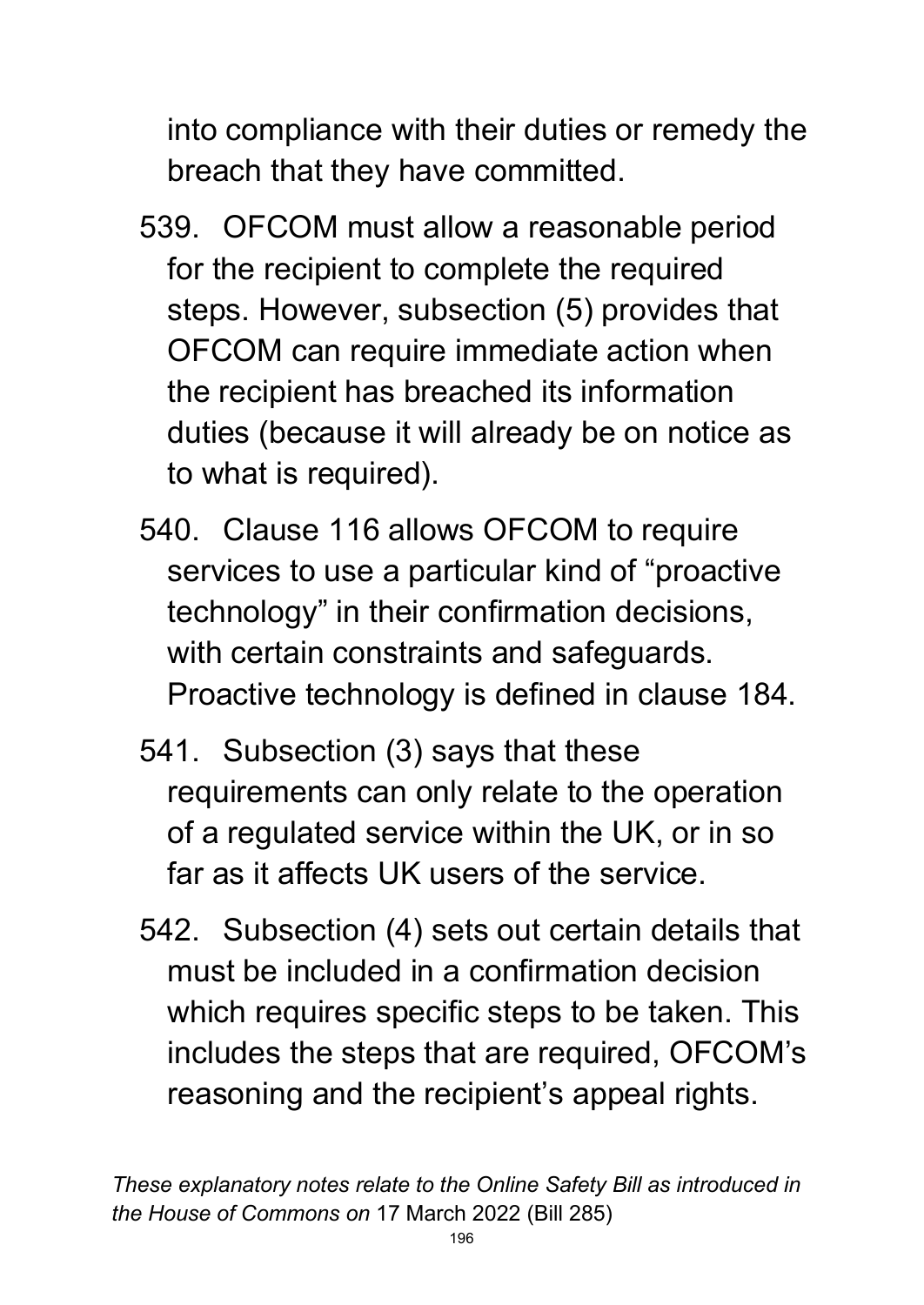into compliance with their duties or remedy the breach that they have committed.

539. OFCOM must allow a reasonable period for the recipient to complete the required steps. However, subsection (5) provides that OFCOM can require immediate action when the recipient has breached its information duties (because it will already be on notice as to what is required).

540. Clause 116 allows OFCOM to require services to use a particular kind of "proactive technology" in their confirmation decisions, with certain constraints and safeguards. Proactive technology is defined in clause 184.

541. Subsection (3) says that these requirements can only relate to the operation of a regulated service within the UK, or in so far as it affects UK users of the service.

542. Subsection (4) sets out certain details that must be included in a confirmation decision which requires specific steps to be taken. This includes the steps that are required, OFCOM's reasoning and the recipient's appeal rights.

*These explanatory notes relate to the Online Safety Bill as introduced in the House of Commons on* 17 March 2022 (Bill 285)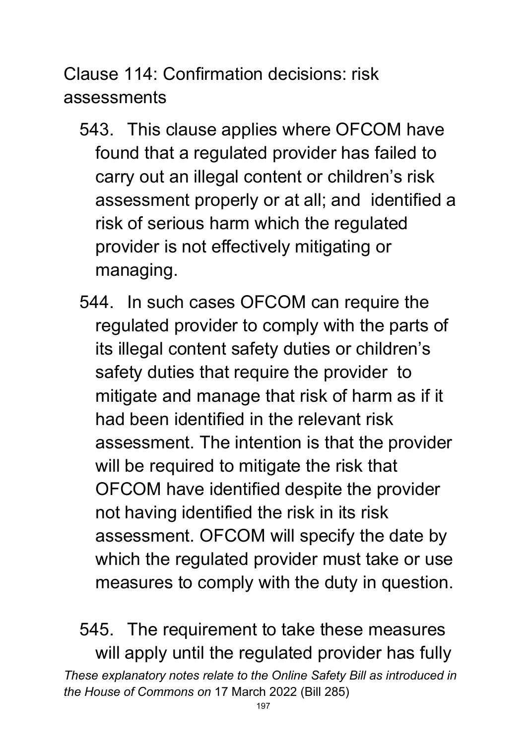Clause 114: Confirmation decisions: risk assessments

543. This clause applies where OFCOM have found that a regulated provider has failed to carry out an illegal content or children's risk assessment properly or at all; and identified a risk of serious harm which the regulated provider is not effectively mitigating or managing.

544. In such cases OFCOM can require the regulated provider to comply with the parts of its illegal content safety duties or children's safety duties that require the provider to mitigate and manage that risk of harm as if it had been identified in the relevant risk assessment. The intention is that the provider will be required to mitigate the risk that OFCOM have identified despite the provider not having identified the risk in its risk assessment. OFCOM will specify the date by which the regulated provider must take or use measures to comply with the duty in question.

545. The requirement to take these measures will apply until the regulated provider has fully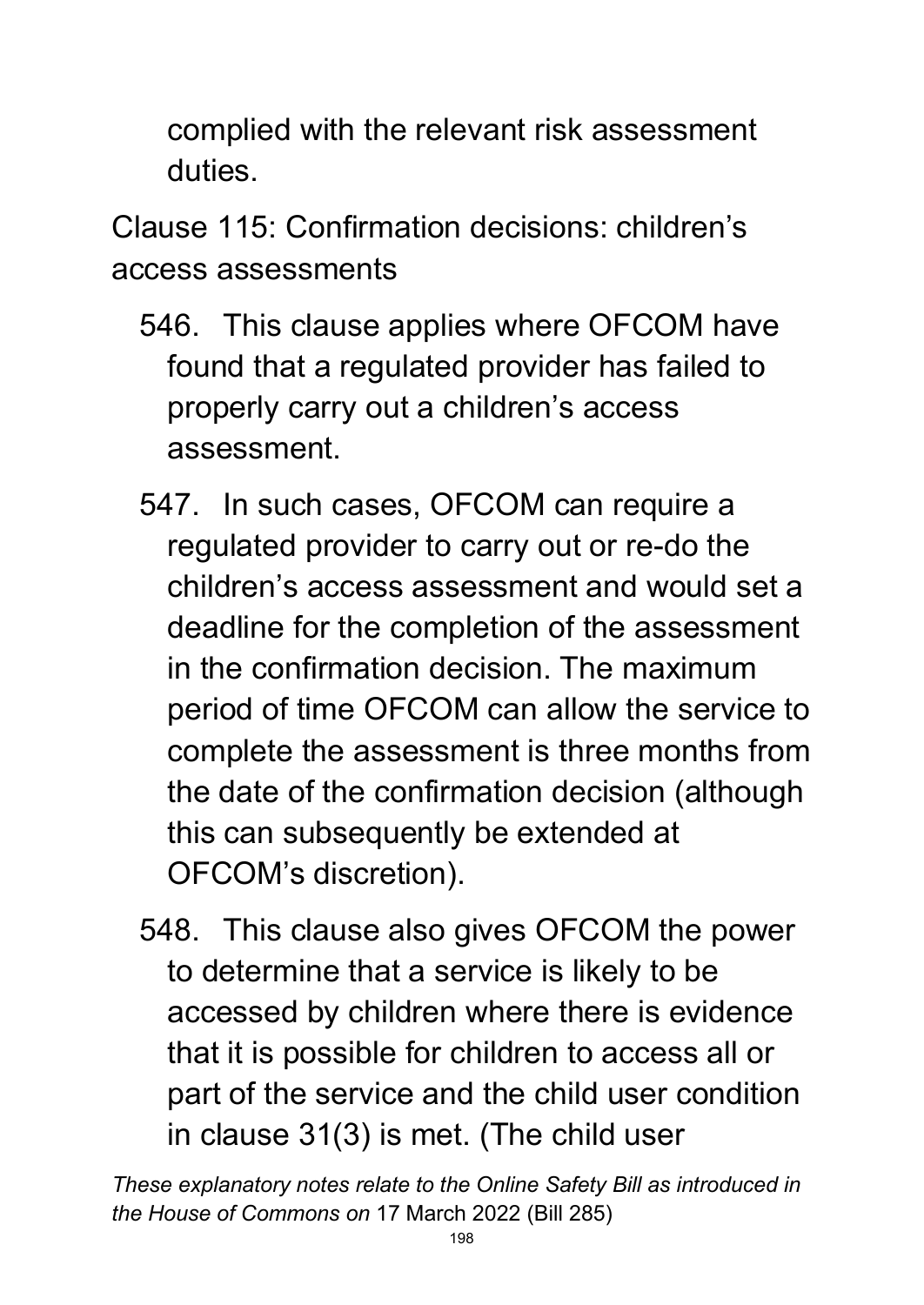complied with the relevant risk assessment duties.

Clause 115: Confirmation decisions: children's access assessments

546. This clause applies where OFCOM have found that a regulated provider has failed to properly carry out a children's access assessment.

547. In such cases, OFCOM can require a regulated provider to carry out or re-do the children's access assessment and would set a deadline for the completion of the assessment in the confirmation decision. The maximum period of time OFCOM can allow the service to complete the assessment is three months from the date of the confirmation decision (although this can subsequently be extended at OFCOM's discretion).

548. This clause also gives OFCOM the power to determine that a service is likely to be accessed by children where there is evidence that it is possible for children to access all or part of the service and the child user condition in clause 31(3) is met. (The child user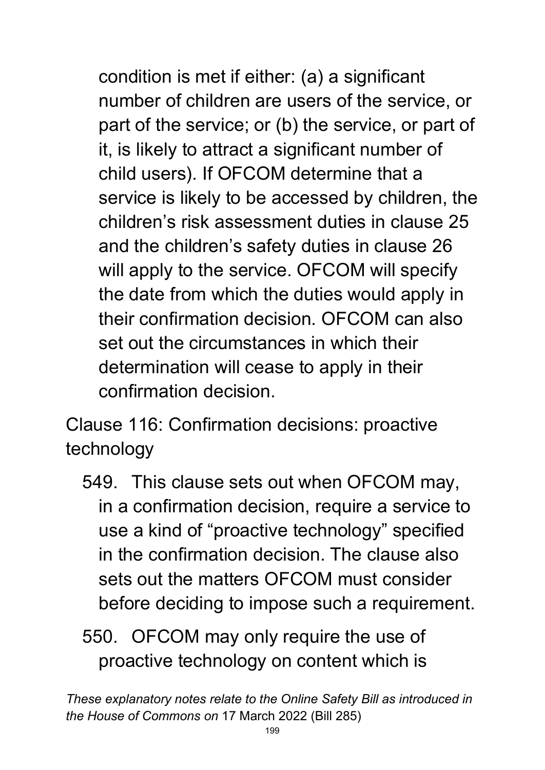condition is met if either: (a) a significant number of children are users of the service, or part of the service; or (b) the service, or part of it, is likely to attract a significant number of child users). If OFCOM determine that a service is likely to be accessed by children, the children's risk assessment duties in clause 25 and the children's safety duties in clause 26 will apply to the service. OFCOM will specify the date from which the duties would apply in their confirmation decision. OFCOM can also set out the circumstances in which their determination will cease to apply in their confirmation decision.

Clause 116: Confirmation decisions: proactive technology

549. This clause sets out when OFCOM may, in a confirmation decision, require a service to use a kind of "proactive technology" specified in the confirmation decision. The clause also sets out the matters OFCOM must consider before deciding to impose such a requirement.

550. OFCOM may only require the use of proactive technology on content which is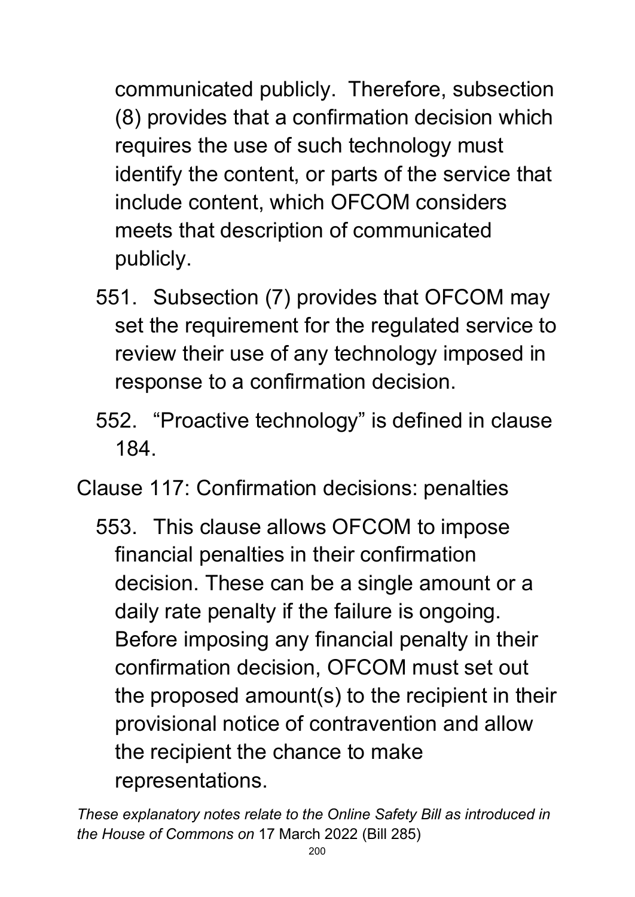communicated publicly. Therefore, subsection (8) provides that a confirmation decision which requires the use of such technology must identify the content, or parts of the service that include content, which OFCOM considers meets that description of communicated publicly.

551. Subsection (7) provides that OFCOM may set the requirement for the regulated service to review their use of any technology imposed in response to a confirmation decision.

552. "Proactive technology" is defined in clause 184.

Clause 117: Confirmation decisions: penalties

553. This clause allows OFCOM to impose financial penalties in their confirmation decision. These can be a single amount or a daily rate penalty if the failure is ongoing. Before imposing any financial penalty in their confirmation decision, OFCOM must set out the proposed amount(s) to the recipient in their provisional notice of contravention and allow the recipient the chance to make representations.

*These explanatory notes relate to the Online Safety Bill as introduced in the House of Commons on* 17 March 2022 (Bill 285)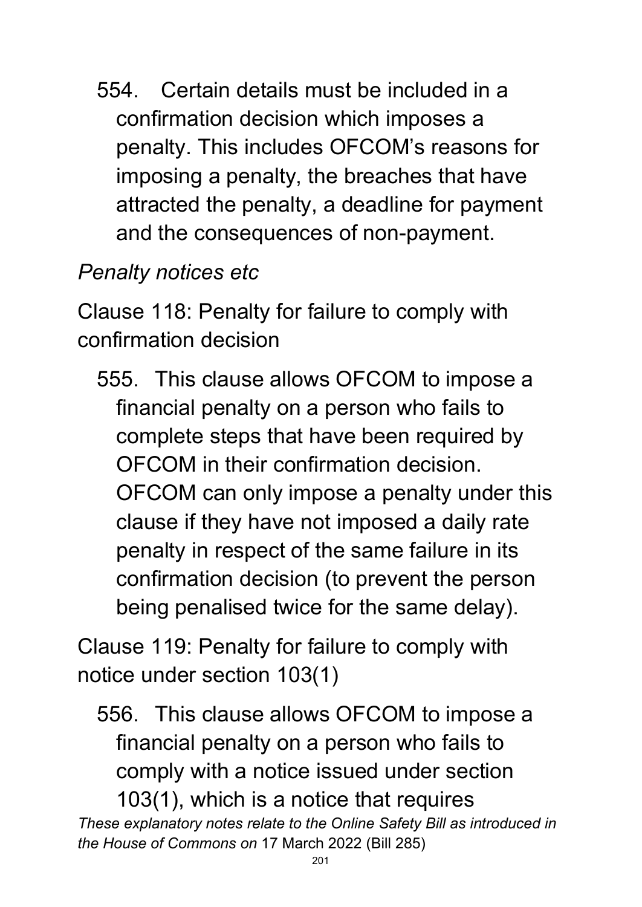554. Certain details must be included in a confirmation decision which imposes a penalty. This includes OFCOM's reasons for imposing a penalty, the breaches that have attracted the penalty, a deadline for payment and the consequences of non-payment.

*Penalty notices etc*

Clause 118: Penalty for failure to comply with confirmation decision

555. This clause allows OFCOM to impose a financial penalty on a person who fails to complete steps that have been required by OFCOM in their confirmation decision. OFCOM can only impose a penalty under this clause if they have not imposed a daily rate penalty in respect of the same failure in its confirmation decision (to prevent the person being penalised twice for the same delay).

Clause 119: Penalty for failure to comply with notice under section 103(1)

556. This clause allows OFCOM to impose a financial penalty on a person who fails to comply with a notice issued under section 103(1), which is a notice that requires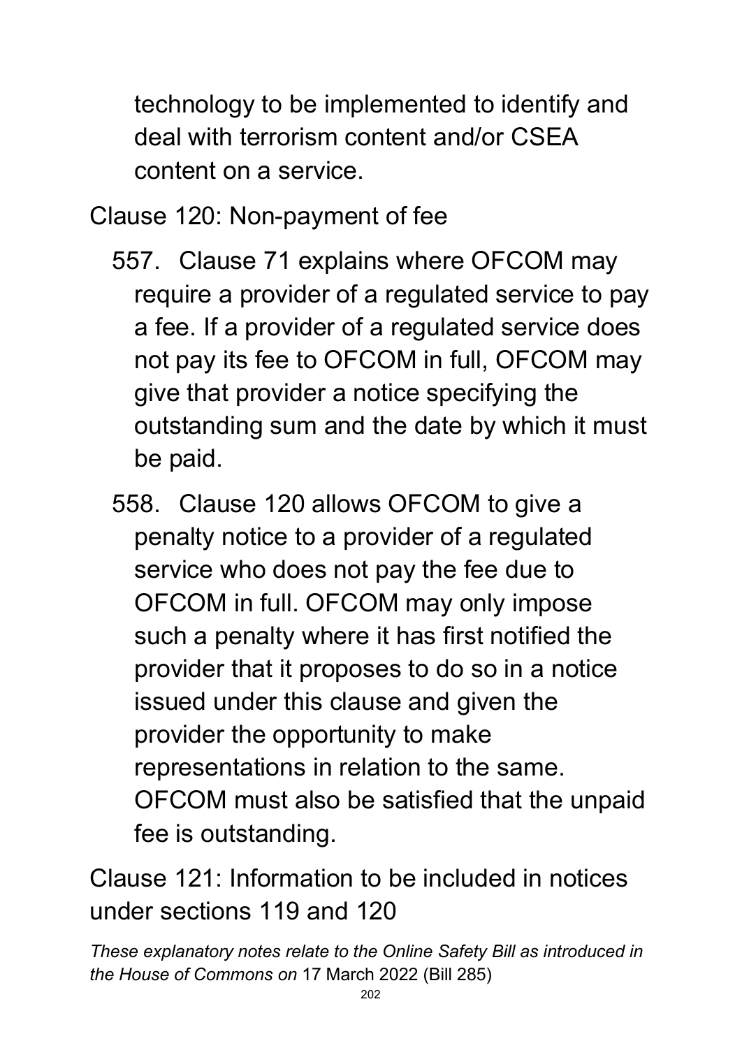technology to be implemented to identify and deal with terrorism content and/or CSEA content on a service.

Clause 120: Non-payment of fee

557. Clause 71 explains where OFCOM may require a provider of a regulated service to pay a fee. If a provider of a regulated service does not pay its fee to OFCOM in full, OFCOM may give that provider a notice specifying the outstanding sum and the date by which it must be paid.

558. Clause 120 allows OFCOM to give a penalty notice to a provider of a regulated service who does not pay the fee due to OFCOM in full. OFCOM may only impose such a penalty where it has first notified the provider that it proposes to do so in a notice issued under this clause and given the provider the opportunity to make representations in relation to the same. OFCOM must also be satisfied that the unpaid fee is outstanding.

Clause 121: Information to be included in notices under sections 119 and 120

*These explanatory notes relate to the Online Safety Bill as introduced in the House of Commons on* 17 March 2022 (Bill 285)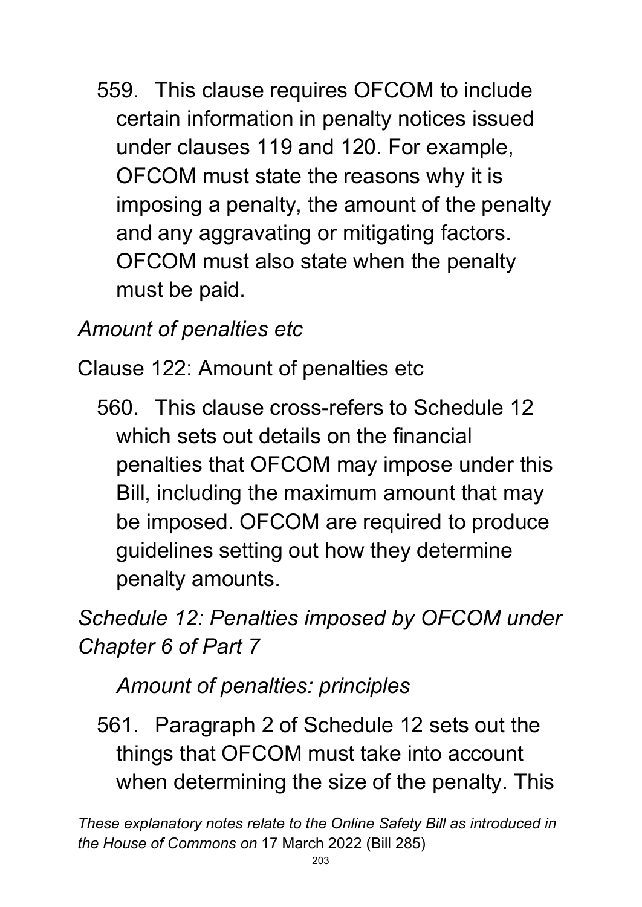559. This clause requires OFCOM to include certain information in penalty notices issued under clauses 119 and 120. For example, OFCOM must state the reasons why it is imposing a penalty, the amount of the penalty and any aggravating or mitigating factors. OFCOM must also state when the penalty must be paid.

*Amount of penalties etc*

Clause 122: Amount of penalties etc

560. This clause cross-refers to Schedule 12 which sets out details on the financial penalties that OFCOM may impose under this Bill, including the maximum amount that may be imposed. OFCOM are required to produce guidelines setting out how they determine penalty amounts.

*Schedule 12: Penalties imposed by OFCOM under Chapter 6 of Part 7*

*Amount of penalties: principles*

561. Paragraph 2 of Schedule 12 sets out the things that OFCOM must take into account when determining the size of the penalty. This

*These explanatory notes relate to the Online Safety Bill as introduced in the House of Commons on* 17 March 2022 (Bill 285)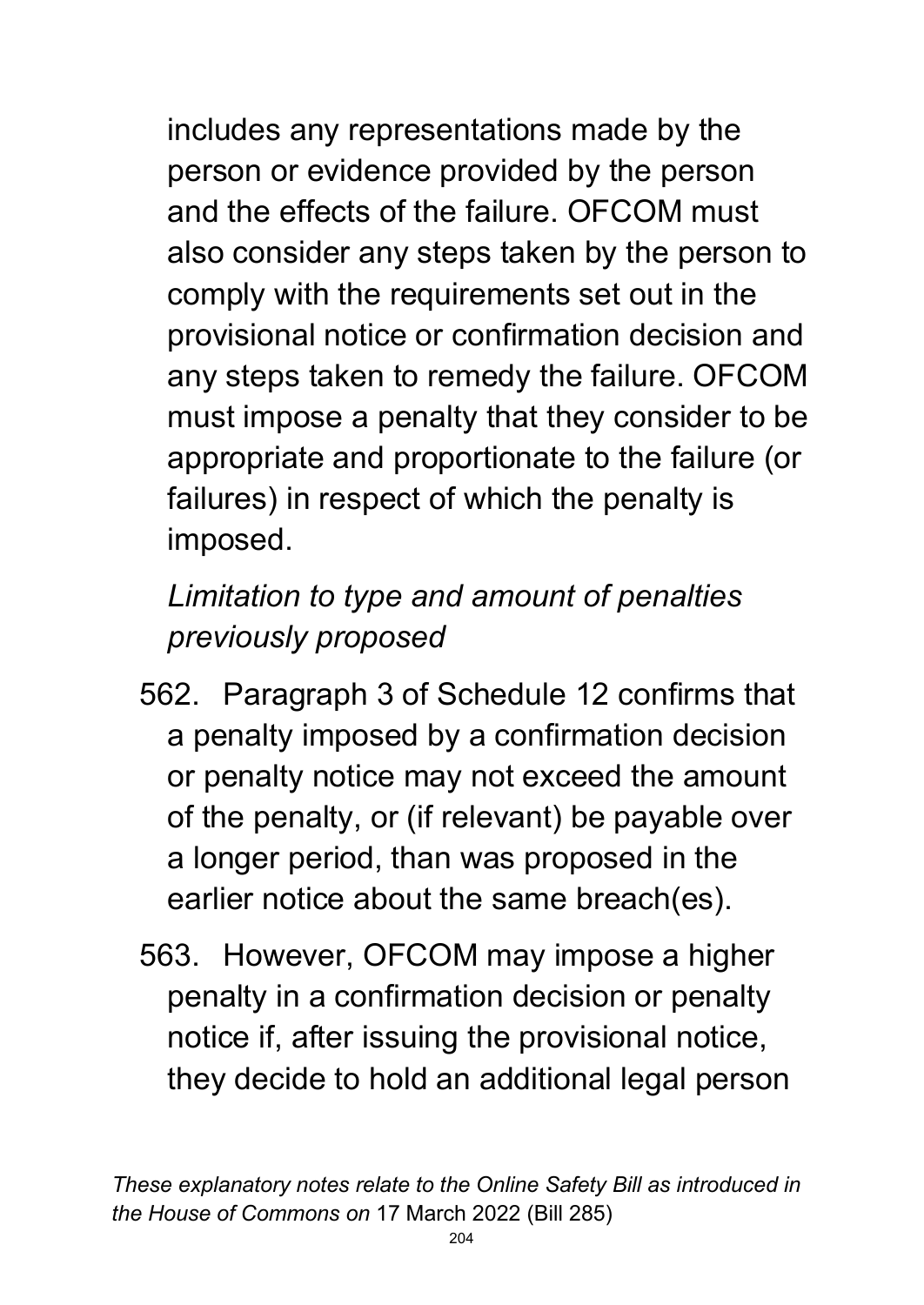includes any representations made by the person or evidence provided by the person and the effects of the failure. OFCOM must also consider any steps taken by the person to comply with the requirements set out in the provisional notice or confirmation decision and any steps taken to remedy the failure. OFCOM must impose a penalty that they consider to be appropriate and proportionate to the failure (or failures) in respect of which the penalty is imposed.

*Limitation to type and amount of penalties previously proposed*

562. Paragraph 3 of Schedule 12 confirms that a penalty imposed by a confirmation decision or penalty notice may not exceed the amount of the penalty, or (if relevant) be payable over a longer period, than was proposed in the earlier notice about the same breach(es).

563. However, OFCOM may impose a higher penalty in a confirmation decision or penalty notice if, after issuing the provisional notice, they decide to hold an additional legal person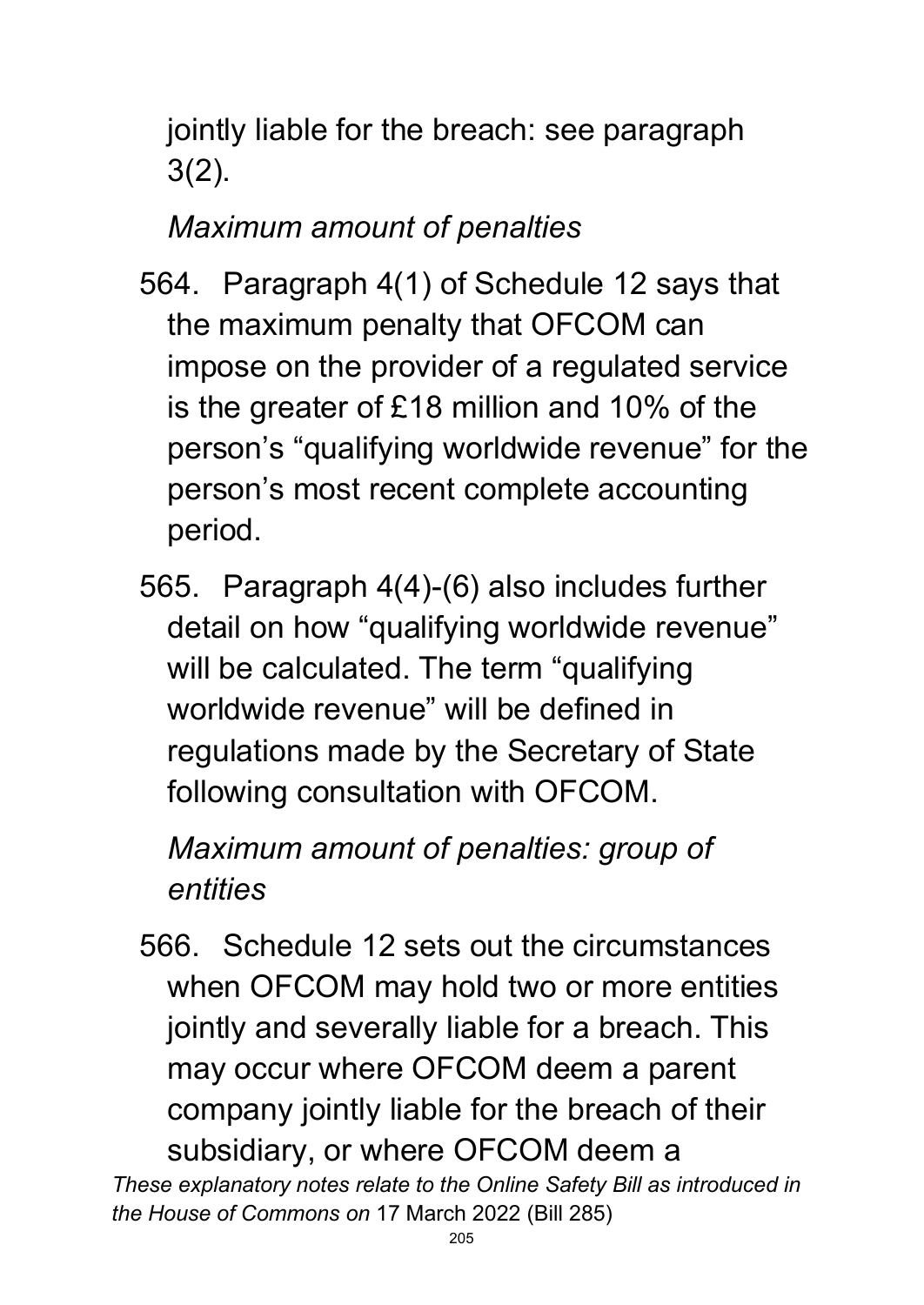jointly liable for the breach: see paragraph 3(2).

*Maximum amount of penalties*

564. Paragraph 4(1) of Schedule 12 says that the maximum penalty that OFCOM can impose on the provider of a regulated service is the greater of £18 million and 10% of the person's "qualifying worldwide revenue" for the person's most recent complete accounting period.

565. Paragraph 4(4)-(6) also includes further detail on how "qualifying worldwide revenue" will be calculated. The term "qualifying worldwide revenue" will be defined in regulations made by the Secretary of State following consultation with OFCOM.

*Maximum amount of penalties: group of entities*

566. Schedule 12 sets out the circumstances when OFCOM may hold two or more entities jointly and severally liable for a breach. This may occur where OFCOM deem a parent company jointly liable for the breach of their subsidiary, or where OFCOM deem a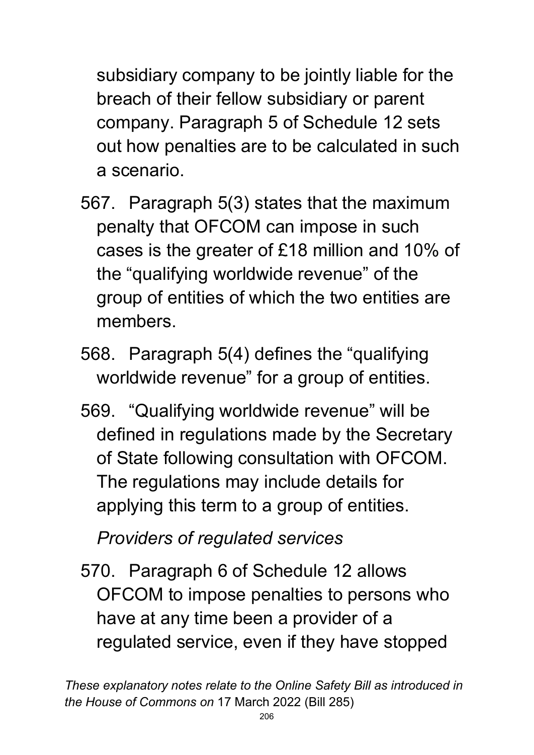subsidiary company to be jointly liable for the breach of their fellow subsidiary or parent company. Paragraph 5 of Schedule 12 sets out how penalties are to be calculated in such a scenario.

567. Paragraph 5(3) states that the maximum penalty that OFCOM can impose in such cases is the greater of £18 million and 10% of the "qualifying worldwide revenue" of the group of entities of which the two entities are members.

568. Paragraph 5(4) defines the "qualifying worldwide revenue" for a group of entities.

569. "Qualifying worldwide revenue" will be defined in regulations made by the Secretary of State following consultation with OFCOM. The regulations may include details for applying this term to a group of entities.

*Providers of regulated services*

570. Paragraph 6 of Schedule 12 allows OFCOM to impose penalties to persons who have at any time been a provider of a regulated service, even if they have stopped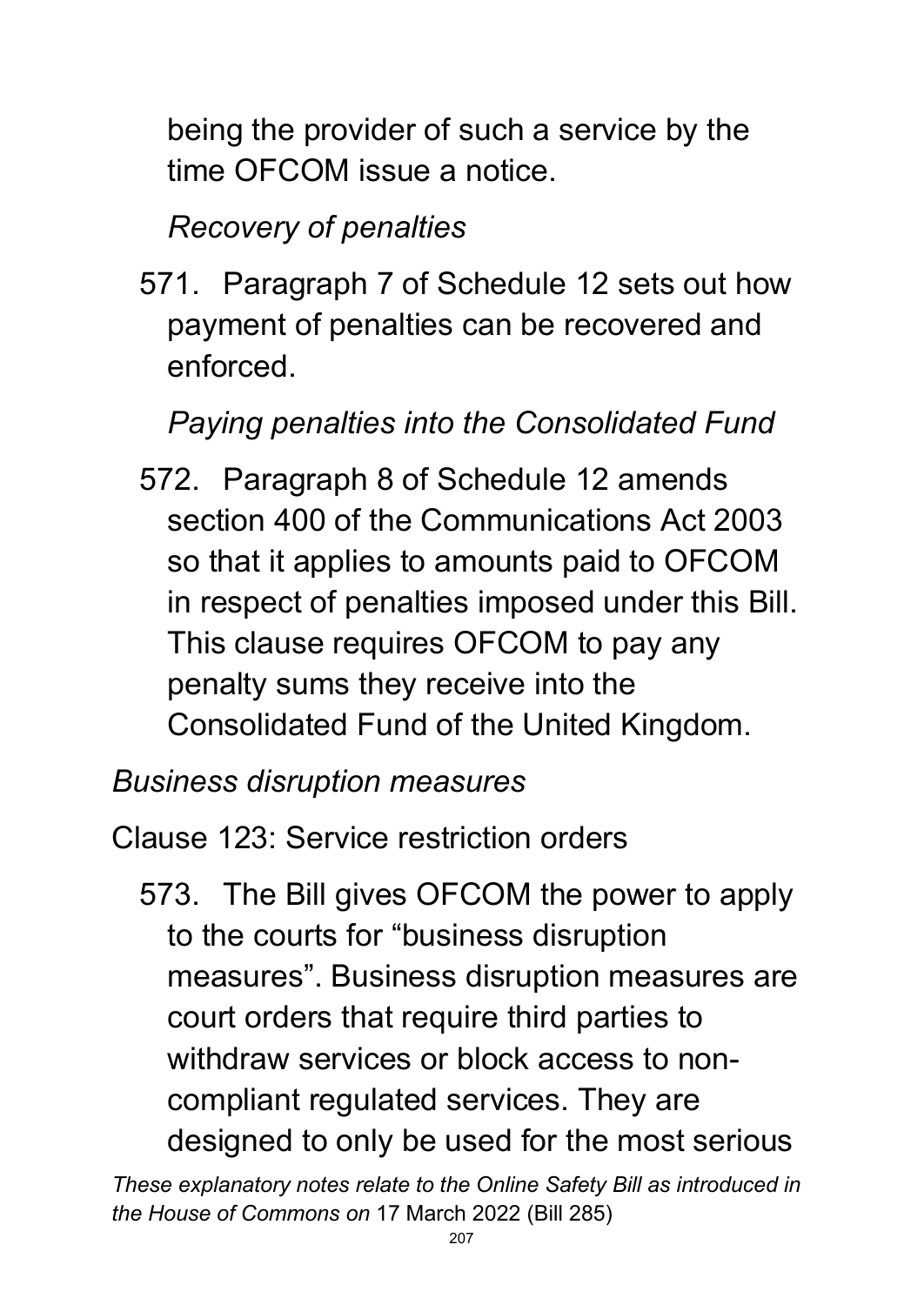being the provider of such a service by the time OFCOM issue a notice.

*Recovery of penalties*

571. Paragraph 7 of Schedule 12 sets out how payment of penalties can be recovered and enforced.

*Paying penalties into the Consolidated Fund*

572. Paragraph 8 of Schedule 12 amends section 400 of the Communications Act 2003 so that it applies to amounts paid to OFCOM in respect of penalties imposed under this Bill. This clause requires OFCOM to pay any penalty sums they receive into the Consolidated Fund of the United Kingdom.

*Business disruption measures*

Clause 123: Service restriction orders

573. The Bill gives OFCOM the power to apply to the courts for "business disruption measures". Business disruption measures are court orders that require third parties to withdraw services or block access to non-compliant regulated services. They are designed to only be used for the most serious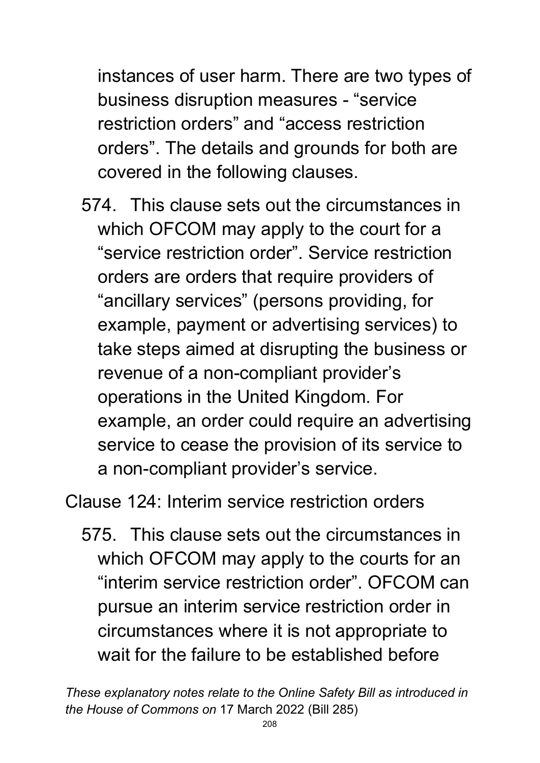instances of user harm. There are two types of business disruption measures - “service restriction orders” and “access restriction orders”. The details and grounds for both are covered in the following clauses.

574. This clause sets out the circumstances in which OFCOM may apply to the court for a “service restriction order”. Service restriction orders are orders that require providers of “ancillary services” (persons providing, for example, payment or advertising services) to take steps aimed at disrupting the business or revenue of a non-compliant provider’s operations in the United Kingdom. For example, an order could require an advertising service to cease the provision of its service to a non-compliant provider’s service.

Clause 124: Interim service restriction orders

575. This clause sets out the circumstances in which OFCOM may apply to the courts for an “interim service restriction order”. OFCOM can pursue an interim service restriction order in circumstances where it is not appropriate to wait for the failure to be established before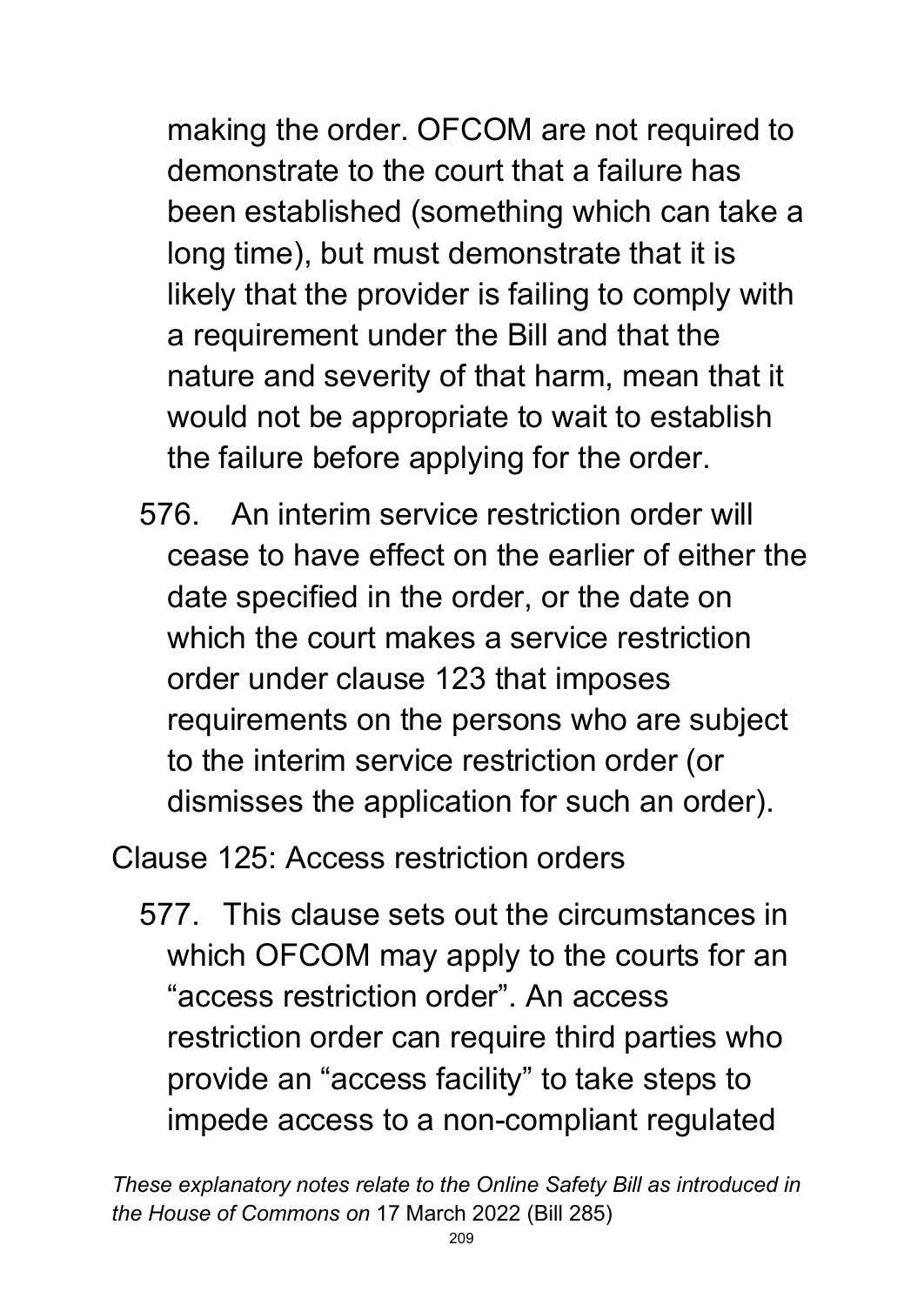making the order. OFCOM are not required to demonstrate to the court that a failure has been established (something which can take a long time), but must demonstrate that it is likely that the provider is failing to comply with a requirement under the Bill and that the nature and severity of that harm, mean that it would not be appropriate to wait to establish the failure before applying for the order.

576. An interim service restriction order will cease to have effect on the earlier of either the date specified in the order, or the date on which the court makes a service restriction order under clause 123 that imposes requirements on the persons who are subject to the interim service restriction order (or dismisses the application for such an order).

Clause 125: Access restriction orders

577. This clause sets out the circumstances in which OFCOM may apply to the courts for an "access restriction order". An access restriction order can require third parties who provide an "access facility" to take steps to impede access to a non-compliant regulated

*These explanatory notes relate to the Online Safety Bill as introduced in the House of Commons on* 17 March 2022 (Bill 285)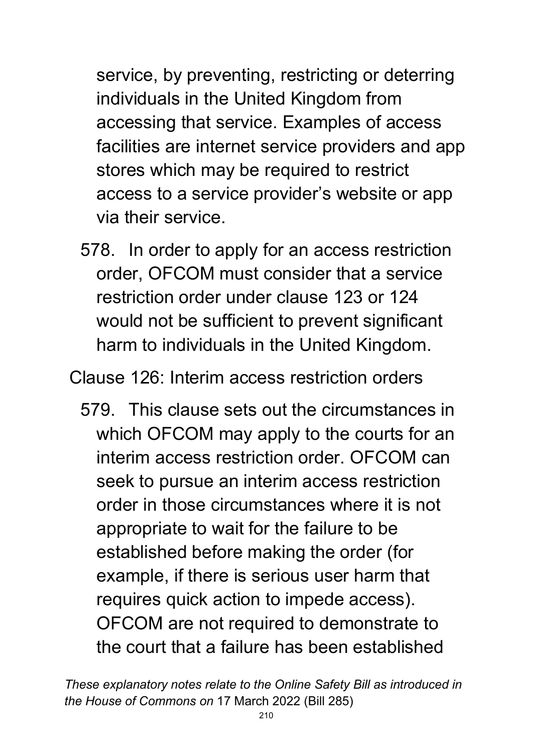service, by preventing, restricting or deterring individuals in the United Kingdom from accessing that service. Examples of access facilities are internet service providers and app stores which may be required to restrict access to a service provider's website or app via their service.

578. In order to apply for an access restriction order, OFCOM must consider that a service restriction order under clause 123 or 124 would not be sufficient to prevent significant harm to individuals in the United Kingdom.

Clause 126: Interim access restriction orders

579. This clause sets out the circumstances in which OFCOM may apply to the courts for an interim access restriction order. OFCOM can seek to pursue an interim access restriction order in those circumstances where it is not appropriate to wait for the failure to be established before making the order (for example, if there is serious user harm that requires quick action to impede access). OFCOM are not required to demonstrate to the court that a failure has been established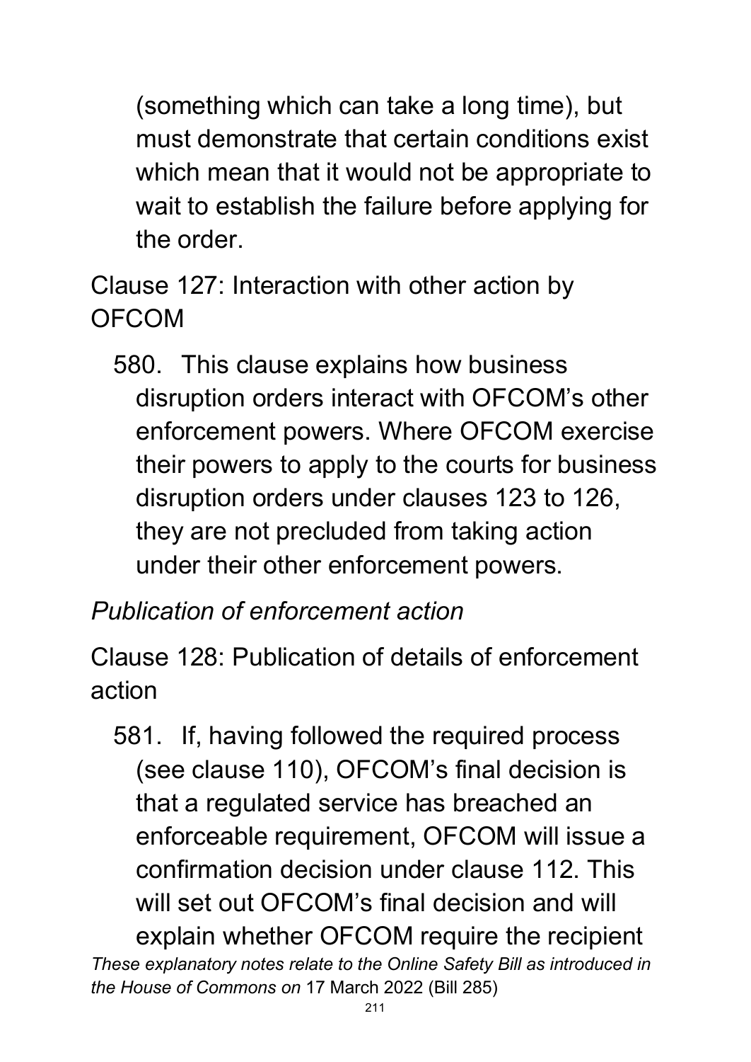(something which can take a long time), but must demonstrate that certain conditions exist which mean that it would not be appropriate to wait to establish the failure before applying for the order.

Clause 127: Interaction with other action by OFCOM

580. This clause explains how business disruption orders interact with OFCOM's other enforcement powers. Where OFCOM exercise their powers to apply to the courts for business disruption orders under clauses 123 to 126, they are not precluded from taking action under their other enforcement powers.

*Publication of enforcement action*

Clause 128: Publication of details of enforcement action

581. If, having followed the required process (see clause 110), OFCOM's final decision is that a regulated service has breached an enforceable requirement, OFCOM will issue a confirmation decision under clause 112. This will set out OFCOM's final decision and will explain whether OFCOM require the recipient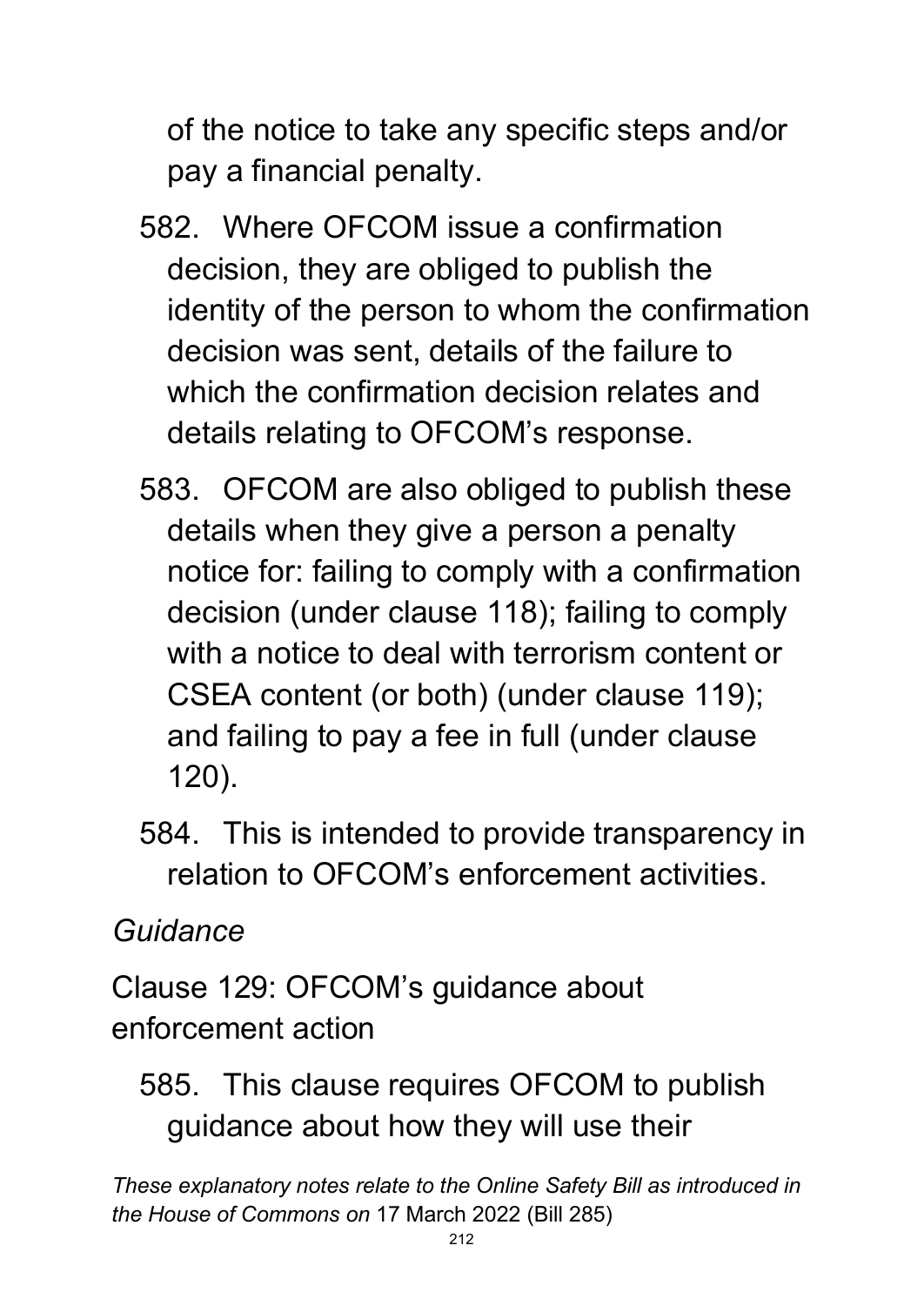of the notice to take any specific steps and/or pay a financial penalty.

582. Where OFCOM issue a confirmation decision, they are obliged to publish the identity of the person to whom the confirmation decision was sent, details of the failure to which the confirmation decision relates and details relating to OFCOM's response.

583. OFCOM are also obliged to publish these details when they give a person a penalty notice for: failing to comply with a confirmation decision (under clause 118); failing to comply with a notice to deal with terrorism content or CSEA content (or both) (under clause 119); and failing to pay a fee in full (under clause 120).

584. This is intended to provide transparency in relation to OFCOM's enforcement activities.

*Guidance*

Clause 129: OFCOM's guidance about enforcement action

585. This clause requires OFCOM to publish guidance about how they will use their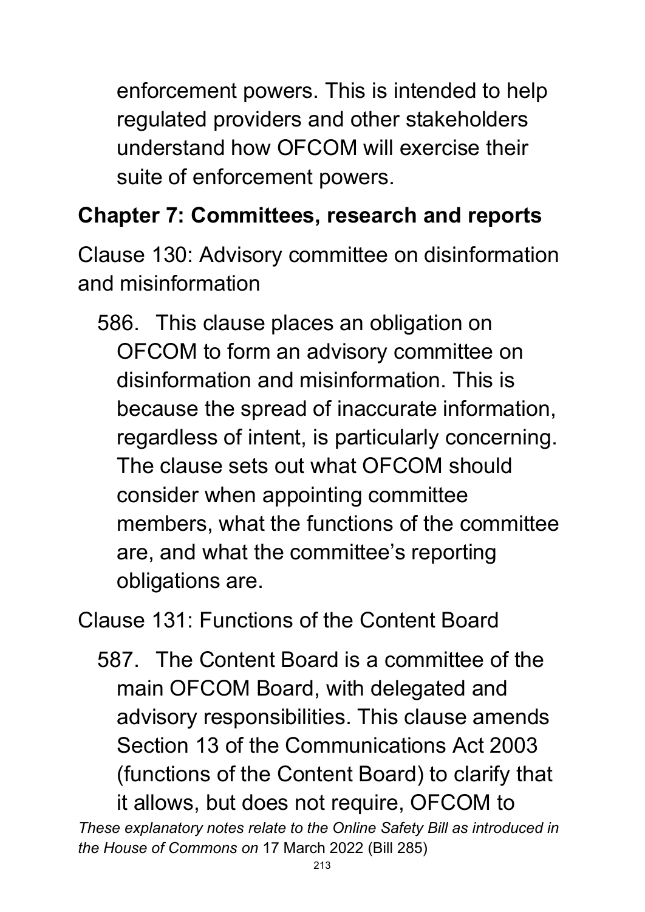enforcement powers. This is intended to help regulated providers and other stakeholders understand how OFCOM will exercise their suite of enforcement powers.

## Chapter 7: Committees, research and reports

Clause 130: Advisory committee on disinformation and misinformation

586. This clause places an obligation on OFCOM to form an advisory committee on disinformation and misinformation. This is because the spread of inaccurate information, regardless of intent, is particularly concerning. The clause sets out what OFCOM should consider when appointing committee members, what the functions of the committee are, and what the committee's reporting obligations are.

Clause 131: Functions of the Content Board

587. The Content Board is a committee of the main OFCOM Board, with delegated and advisory responsibilities. This clause amends Section 13 of the Communications Act 2003 (functions of the Content Board) to clarify that it allows, but does not require, OFCOM to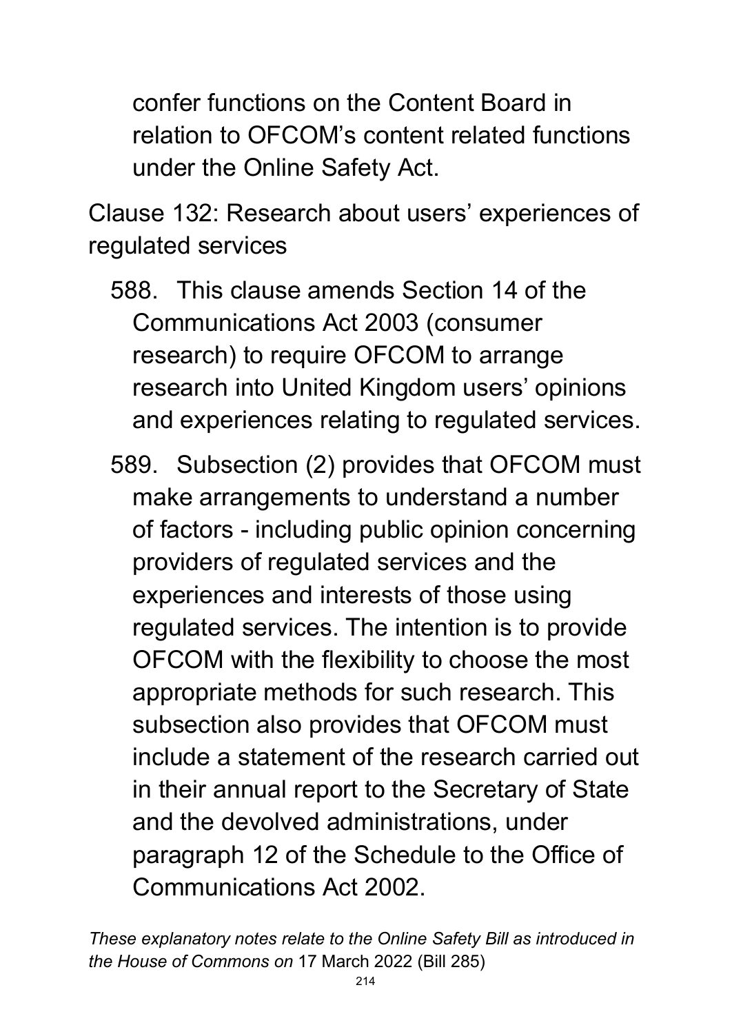confer functions on the Content Board in relation to OFCOM's content related functions under the Online Safety Act.

Clause 132: Research about users' experiences of regulated services

588. This clause amends Section 14 of the Communications Act 2003 (consumer research) to require OFCOM to arrange research into United Kingdom users' opinions and experiences relating to regulated services.

589. Subsection (2) provides that OFCOM must make arrangements to understand a number of factors - including public opinion concerning providers of regulated services and the experiences and interests of those using regulated services. The intention is to provide OFCOM with the flexibility to choose the most appropriate methods for such research. This subsection also provides that OFCOM must include a statement of the research carried out in their annual report to the Secretary of State and the devolved administrations, under paragraph 12 of the Schedule to the Office of Communications Act 2002.

*These explanatory notes relate to the Online Safety Bill as introduced in the House of Commons on* 17 March 2022 (Bill 285)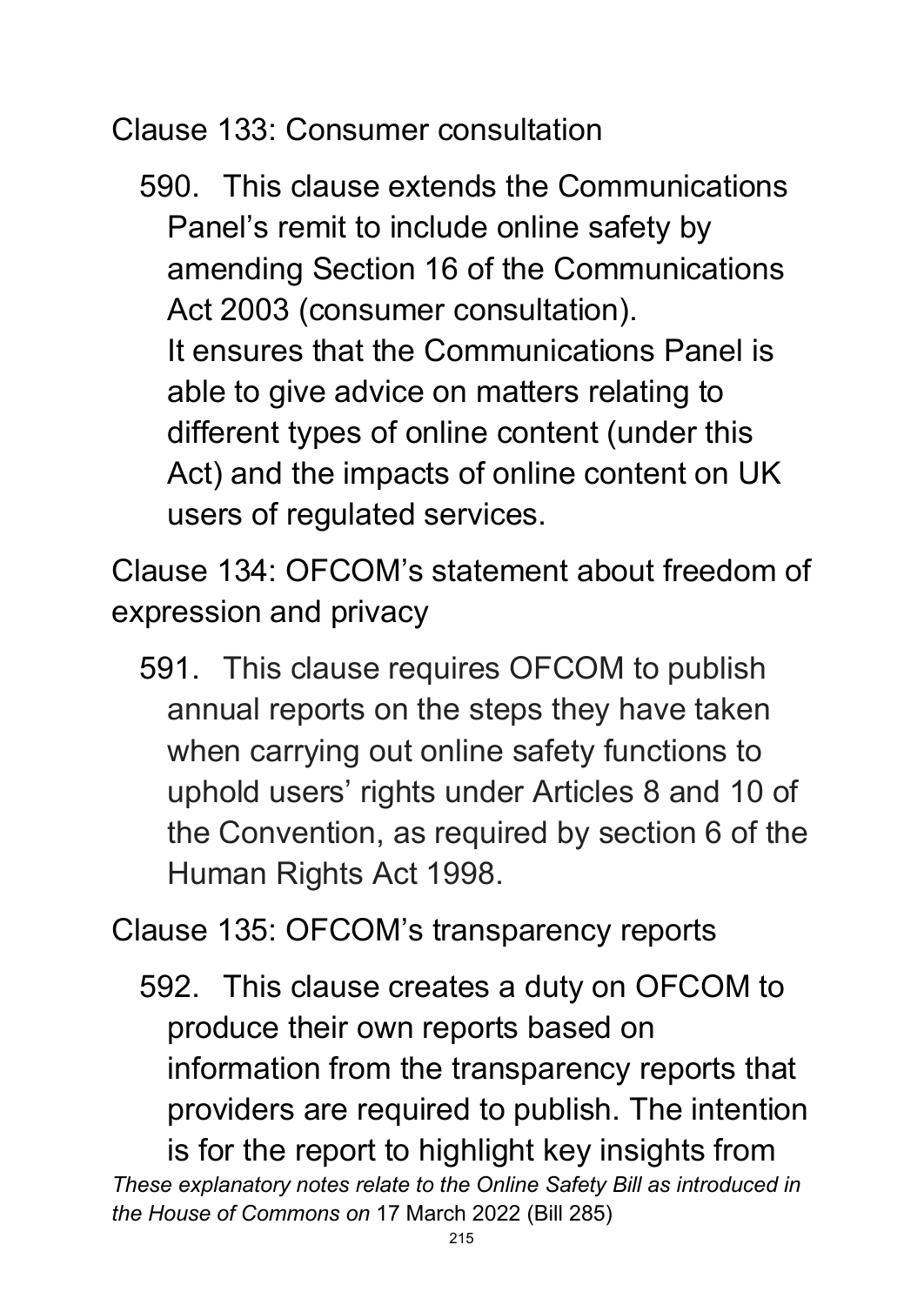Clause 133: Consumer consultation

590. This clause extends the Communications Panel's remit to include online safety by amending Section 16 of the Communications Act 2003 (consumer consultation). It ensures that the Communications Panel is able to give advice on matters relating to different types of online content (under this Act) and the impacts of online content on UK users of regulated services.

Clause 134: OFCOM's statement about freedom of expression and privacy

591. This clause requires OFCOM to publish annual reports on the steps they have taken when carrying out online safety functions to uphold users' rights under Articles 8 and 10 of the Convention, as required by section 6 of the Human Rights Act 1998.

Clause 135: OFCOM's transparency reports

592. This clause creates a duty on OFCOM to produce their own reports based on information from the transparency reports that providers are required to publish. The intention is for the report to highlight key insights from

*These explanatory notes relate to the Online Safety Bill as introduced in the House of Commons on* 17 March 2022 (Bill 285)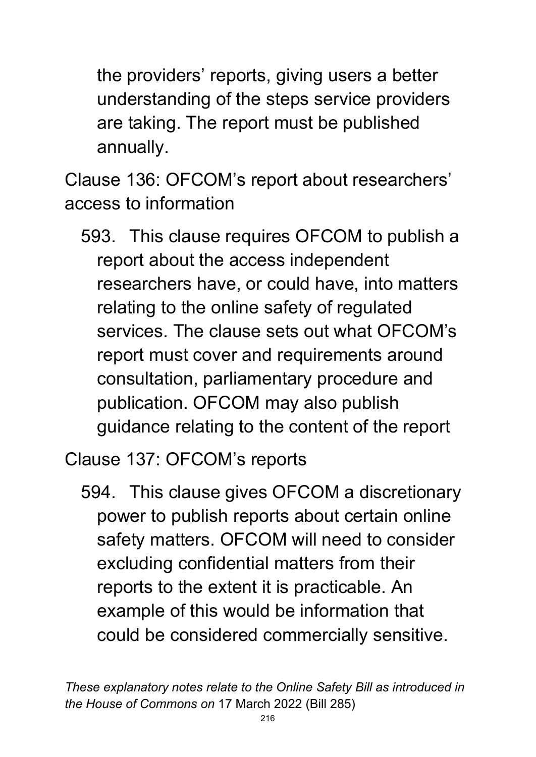the providers' reports, giving users a better understanding of the steps service providers are taking. The report must be published annually.

Clause 136: OFCOM's report about researchers' access to information

593. This clause requires OFCOM to publish a report about the access independent researchers have, or could have, into matters relating to the online safety of regulated services. The clause sets out what OFCOM's report must cover and requirements around consultation, parliamentary procedure and publication. OFCOM may also publish guidance relating to the content of the report

Clause 137: OFCOM's reports

594. This clause gives OFCOM a discretionary power to publish reports about certain online safety matters. OFCOM will need to consider excluding confidential matters from their reports to the extent it is practicable. An example of this would be information that could be considered commercially sensitive.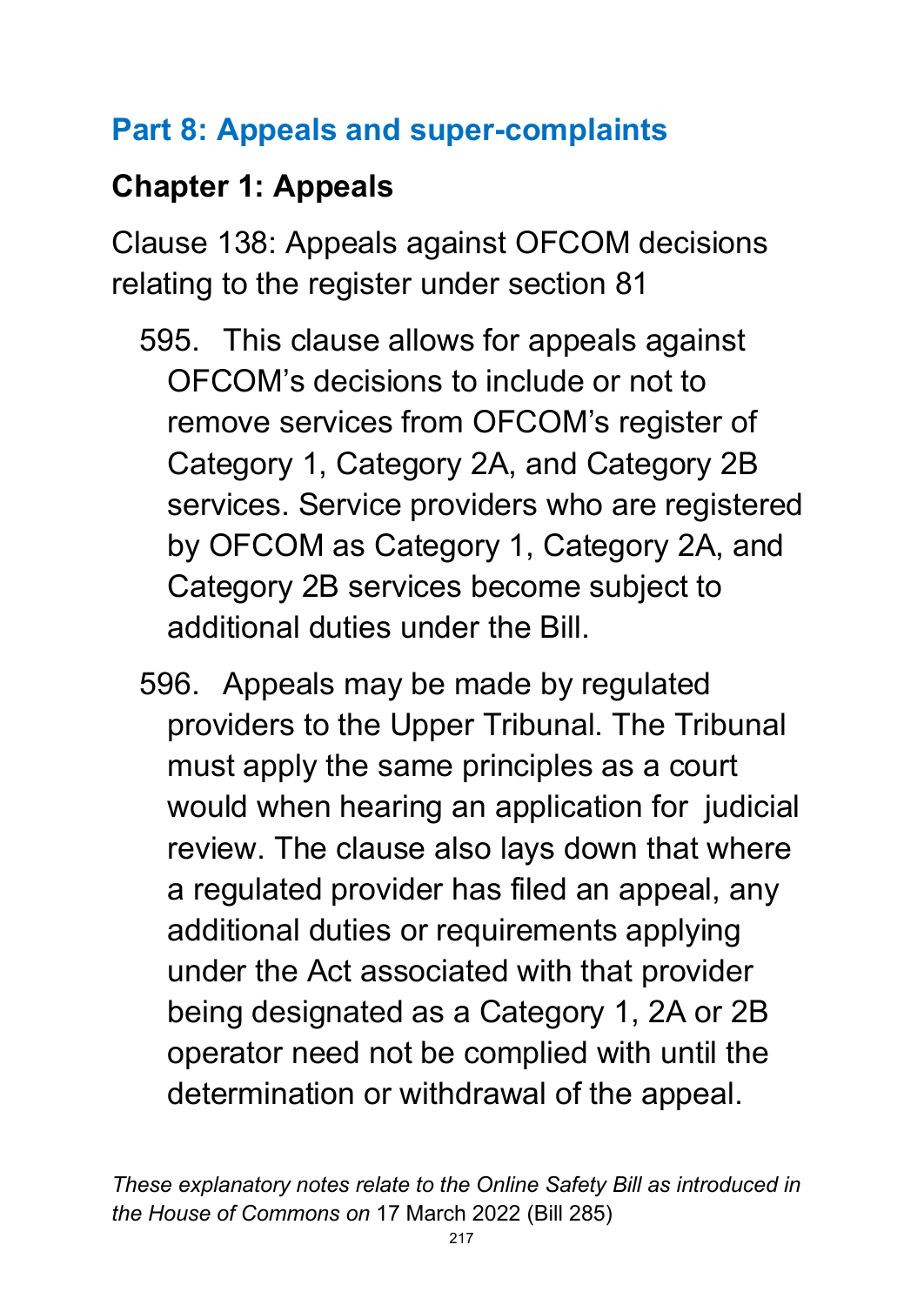## Part 8: Appeals and super-complaints

### Chapter 1: Appeals

Clause 138: Appeals against OFCOM decisions relating to the register under section 81

595. This clause allows for appeals against OFCOM's decisions to include or not to remove services from OFCOM's register of Category 1, Category 2A, and Category 2B services. Service providers who are registered by OFCOM as Category 1, Category 2A, and Category 2B services become subject to additional duties under the Bill.

596. Appeals may be made by regulated providers to the Upper Tribunal. The Tribunal must apply the same principles as a court would when hearing an application for judicial review. The clause also lays down that where a regulated provider has filed an appeal, any additional duties or requirements applying under the Act associated with that provider being designated as a Category 1, 2A or 2B operator need not be complied with until the determination or withdrawal of the appeal.

*These explanatory notes relate to the Online Safety Bill as introduced in the House of Commons on* 17 March 2022 (Bill 285)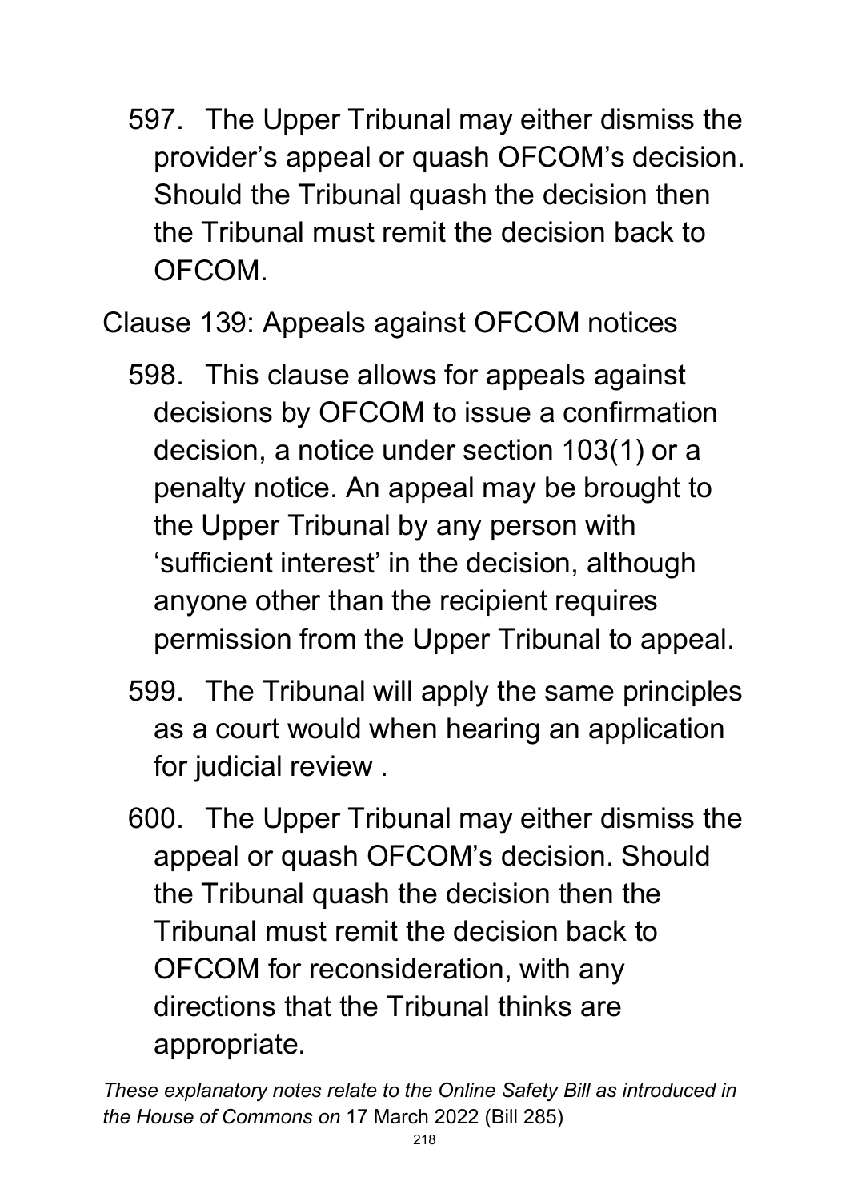597. The Upper Tribunal may either dismiss the provider's appeal or quash OFCOM's decision. Should the Tribunal quash the decision then the Tribunal must remit the decision back to OFCOM.

Clause 139: Appeals against OFCOM notices

598. This clause allows for appeals against decisions by OFCOM to issue a confirmation decision, a notice under section 103(1) or a penalty notice. An appeal may be brought to the Upper Tribunal by any person with 'sufficient interest' in the decision, although anyone other than the recipient requires permission from the Upper Tribunal to appeal.

599. The Tribunal will apply the same principles as a court would when hearing an application for judicial review .

600. The Upper Tribunal may either dismiss the appeal or quash OFCOM's decision. Should the Tribunal quash the decision then the Tribunal must remit the decision back to OFCOM for reconsideration, with any directions that the Tribunal thinks are appropriate.

*These explanatory notes relate to the Online Safety Bill as introduced in the House of Commons on* 17 March 2022 (Bill 285)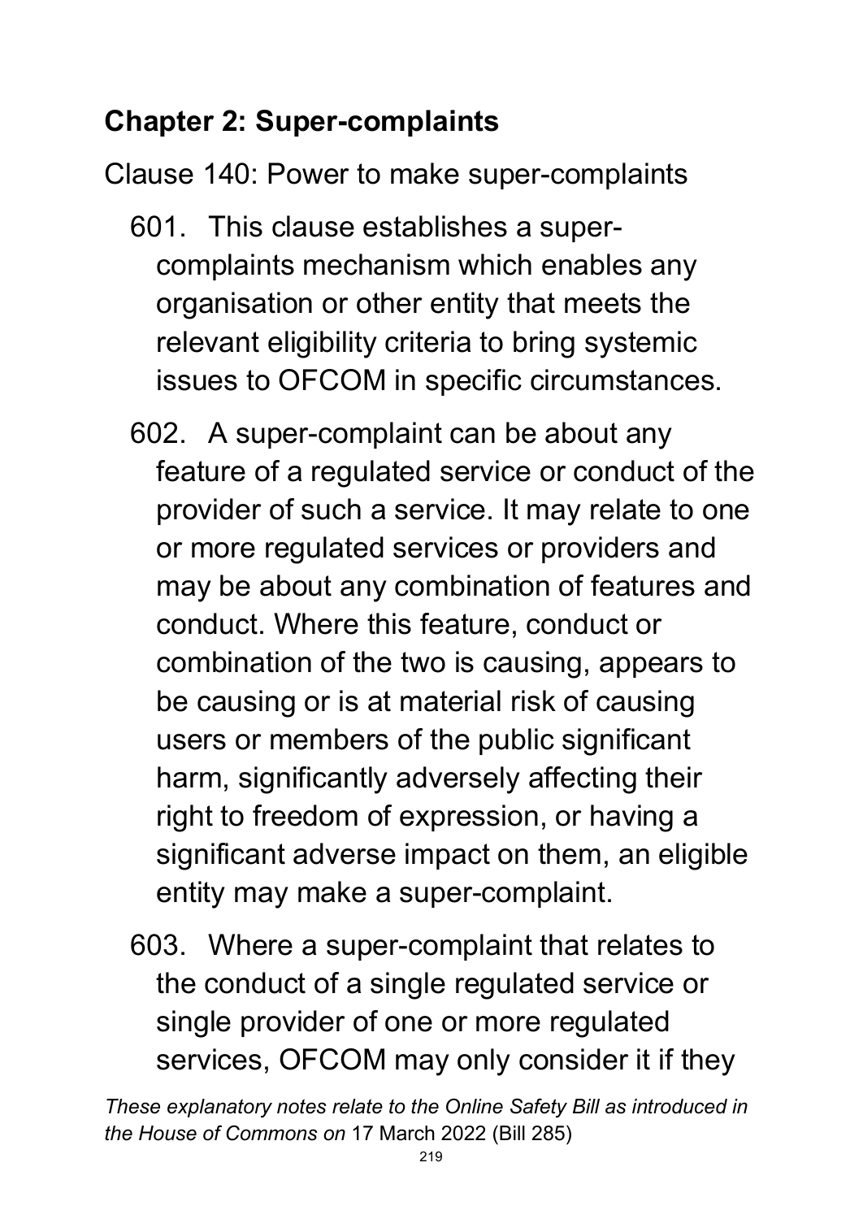## Chapter 2: Super-complaints

Clause 140: Power to make super-complaints

601. This clause establishes a super-complaints mechanism which enables any organisation or other entity that meets the relevant eligibility criteria to bring systemic issues to OFCOM in specific circumstances.

602. A super-complaint can be about any feature of a regulated service or conduct of the provider of such a service. It may relate to one or more regulated services or providers and may be about any combination of features and conduct. Where this feature, conduct or combination of the two is causing, appears to be causing or is at material risk of causing users or members of the public significant harm, significantly adversely affecting their right to freedom of expression, or having a significant adverse impact on them, an eligible entity may make a super-complaint.

603. Where a super-complaint that relates to the conduct of a single regulated service or single provider of one or more regulated services, OFCOM may only consider it if they

*These explanatory notes relate to the Online Safety Bill as introduced in the House of Commons on* 17 March 2022 (Bill 285)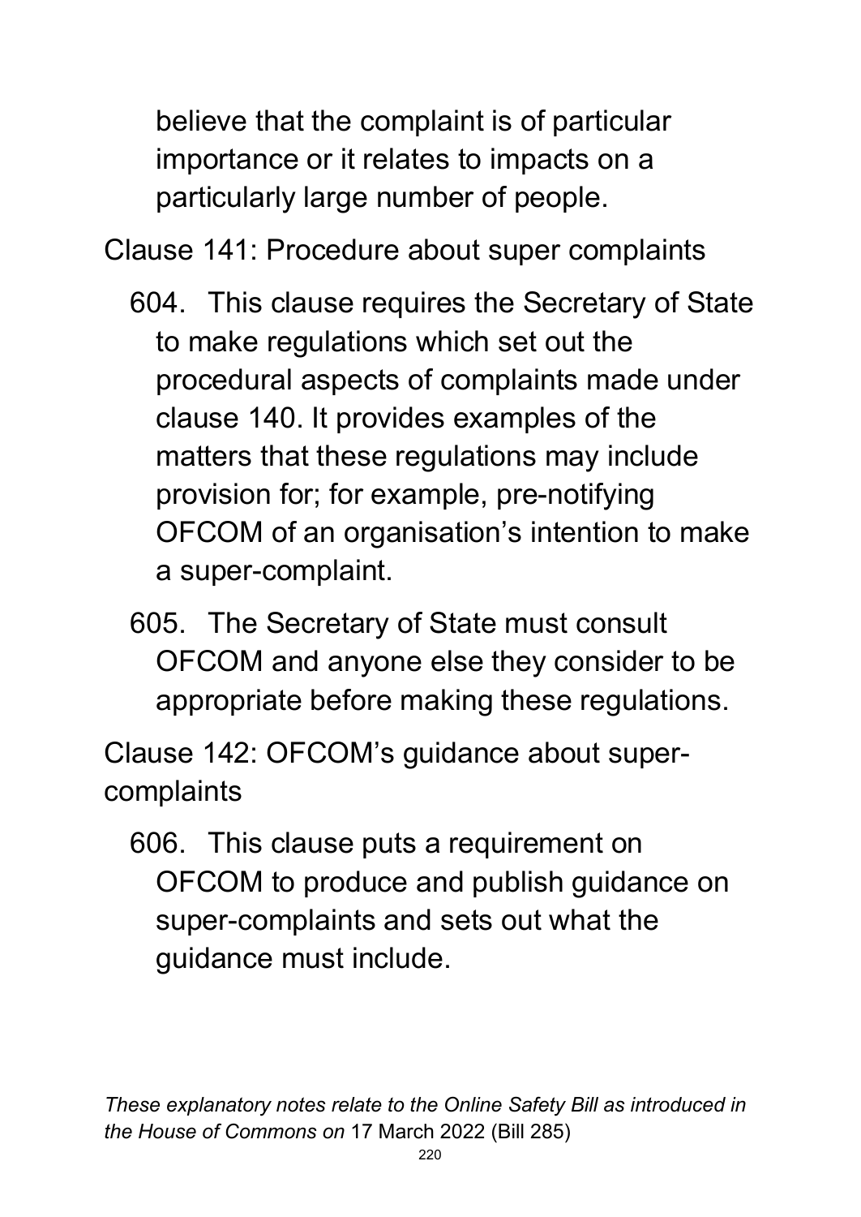believe that the complaint is of particular importance or it relates to impacts on a particularly large number of people.

Clause 141: Procedure about super complaints

604. This clause requires the Secretary of State to make regulations which set out the procedural aspects of complaints made under clause 140. It provides examples of the matters that these regulations may include provision for; for example, pre-notifying OFCOM of an organisation's intention to make a super-complaint.

605. The Secretary of State must consult OFCOM and anyone else they consider to be appropriate before making these regulations.

Clause 142: OFCOM's guidance about super-complaints

606. This clause puts a requirement on OFCOM to produce and publish guidance on super-complaints and sets out what the guidance must include.

*These explanatory notes relate to the Online Safety Bill as introduced in the House of Commons on* 17 March 2022 (Bill 285)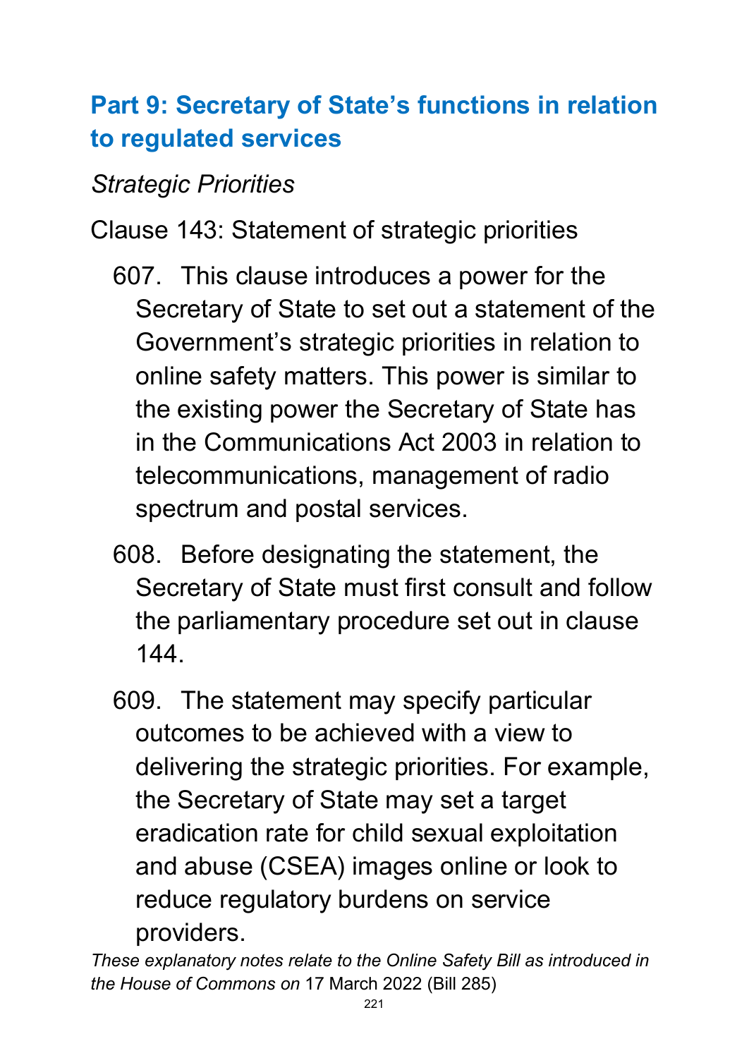## Part 9: Secretary of State's functions in relation to regulated services

*Strategic Priorities*

Clause 143: Statement of strategic priorities

607. This clause introduces a power for the Secretary of State to set out a statement of the Government's strategic priorities in relation to online safety matters. This power is similar to the existing power the Secretary of State has in the Communications Act 2003 in relation to telecommunications, management of radio spectrum and postal services.

608. Before designating the statement, the Secretary of State must first consult and follow the parliamentary procedure set out in clause 144.

609. The statement may specify particular outcomes to be achieved with a view to delivering the strategic priorities. For example, the Secretary of State may set a target eradication rate for child sexual exploitation and abuse (CSEA) images online or look to reduce regulatory burdens on service providers.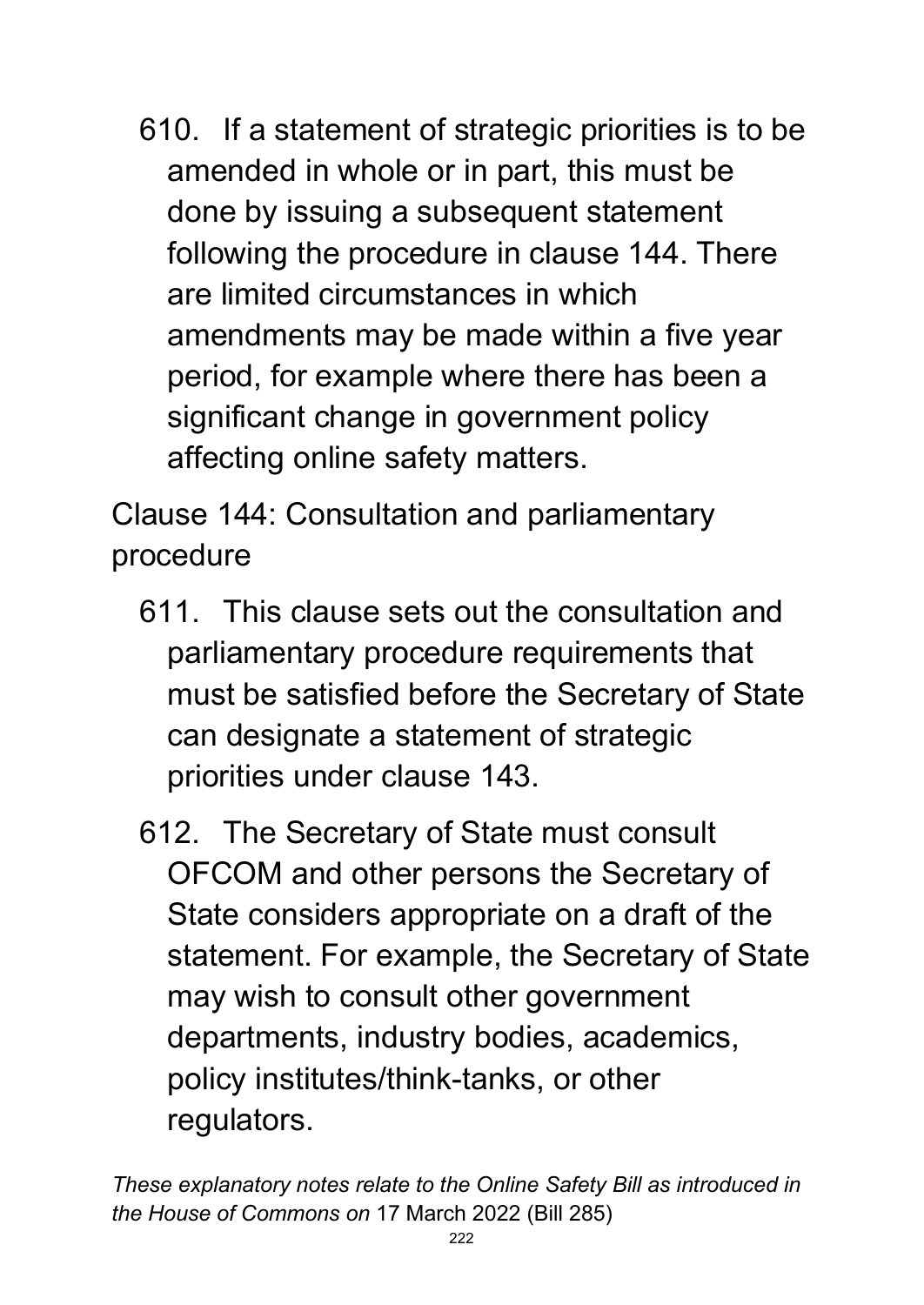610. If a statement of strategic priorities is to be amended in whole or in part, this must be done by issuing a subsequent statement following the procedure in clause 144. There are limited circumstances in which amendments may be made within a five year period, for example where there has been a significant change in government policy affecting online safety matters.

Clause 144: Consultation and parliamentary procedure

611. This clause sets out the consultation and parliamentary procedure requirements that must be satisfied before the Secretary of State can designate a statement of strategic priorities under clause 143.

612. The Secretary of State must consult OFCOM and other persons the Secretary of State considers appropriate on a draft of the statement. For example, the Secretary of State may wish to consult other government departments, industry bodies, academics, policy institutes/think-tanks, or other regulators.

*These explanatory notes relate to the Online Safety Bill as introduced in the House of Commons on* 17 March 2022 (Bill 285)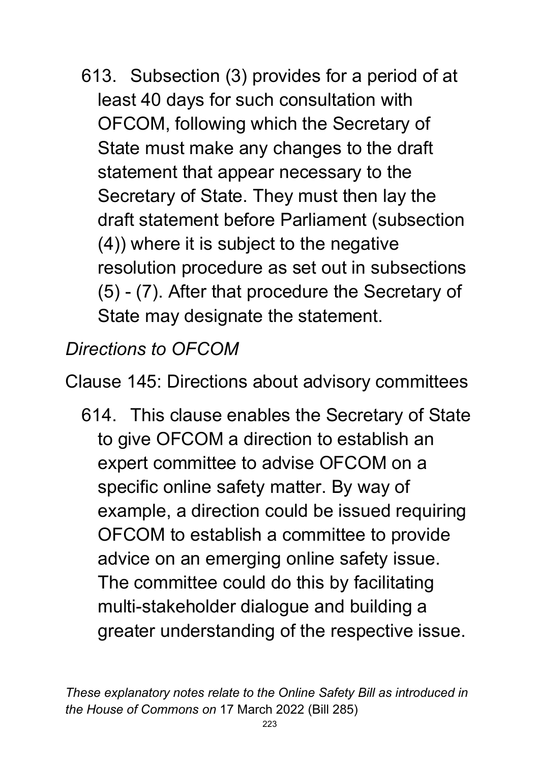613. Subsection (3) provides for a period of at least 40 days for such consultation with OFCOM, following which the Secretary of State must make any changes to the draft statement that appear necessary to the Secretary of State. They must then lay the draft statement before Parliament (subsection (4)) where it is subject to the negative resolution procedure as set out in subsections (5) - (7). After that procedure the Secretary of State may designate the statement.

*Directions to OFCOM*

Clause 145: Directions about advisory committees

614. This clause enables the Secretary of State to give OFCOM a direction to establish an expert committee to advise OFCOM on a specific online safety matter. By way of example, a direction could be issued requiring OFCOM to establish a committee to provide advice on an emerging online safety issue. The committee could do this by facilitating multi-stakeholder dialogue and building a greater understanding of the respective issue.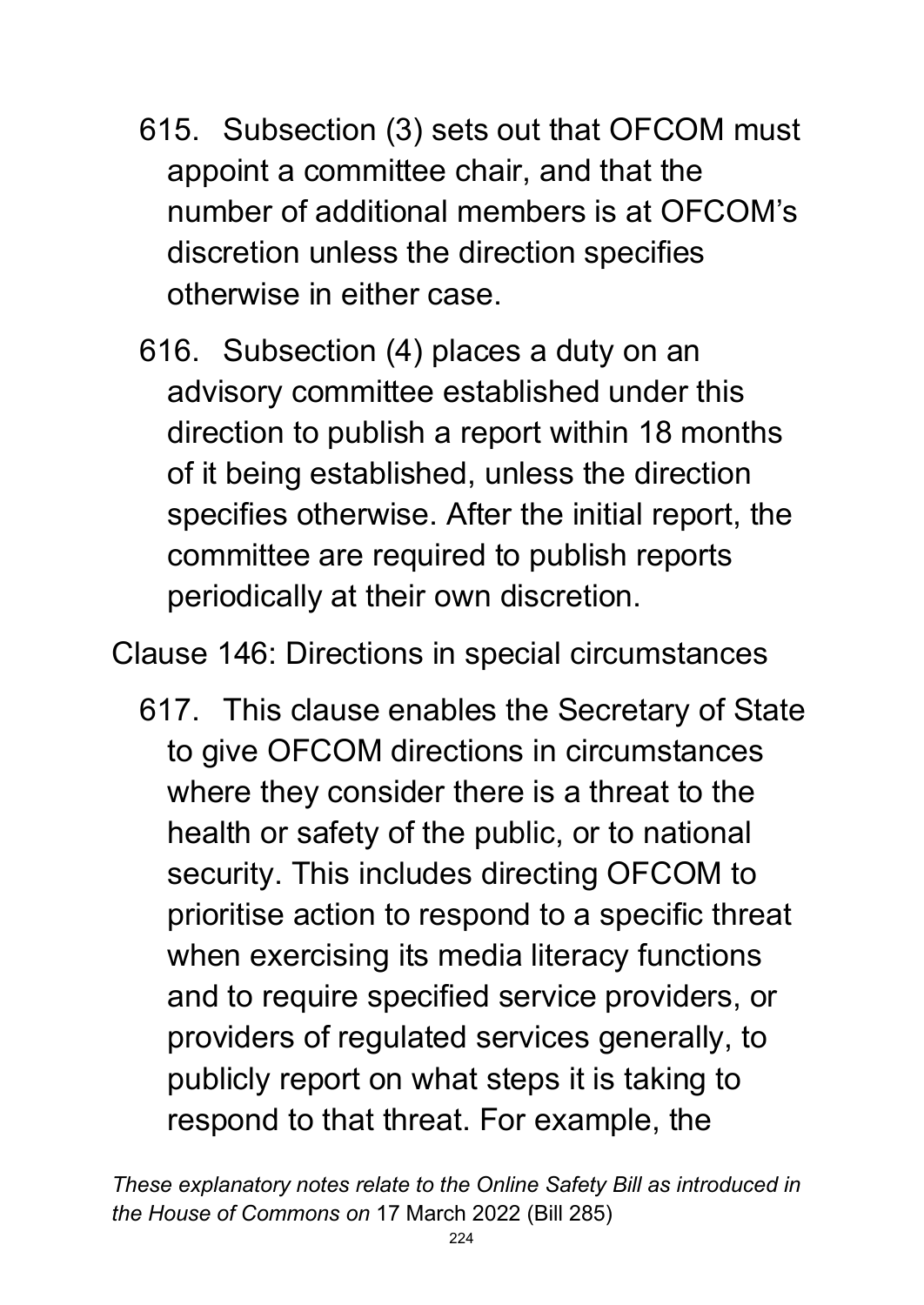615. Subsection (3) sets out that OFCOM must appoint a committee chair, and that the number of additional members is at OFCOM's discretion unless the direction specifies otherwise in either case.

616. Subsection (4) places a duty on an advisory committee established under this direction to publish a report within 18 months of it being established, unless the direction specifies otherwise. After the initial report, the committee are required to publish reports periodically at their own discretion.

Clause 146: Directions in special circumstances

617. This clause enables the Secretary of State to give OFCOM directions in circumstances where they consider there is a threat to the health or safety of the public, or to national security. This includes directing OFCOM to prioritise action to respond to a specific threat when exercising its media literacy functions and to require specified service providers, or providers of regulated services generally, to publicly report on what steps it is taking to respond to that threat. For example, the

*These explanatory notes relate to the Online Safety Bill as introduced in the House of Commons on* 17 March 2022 (Bill 285)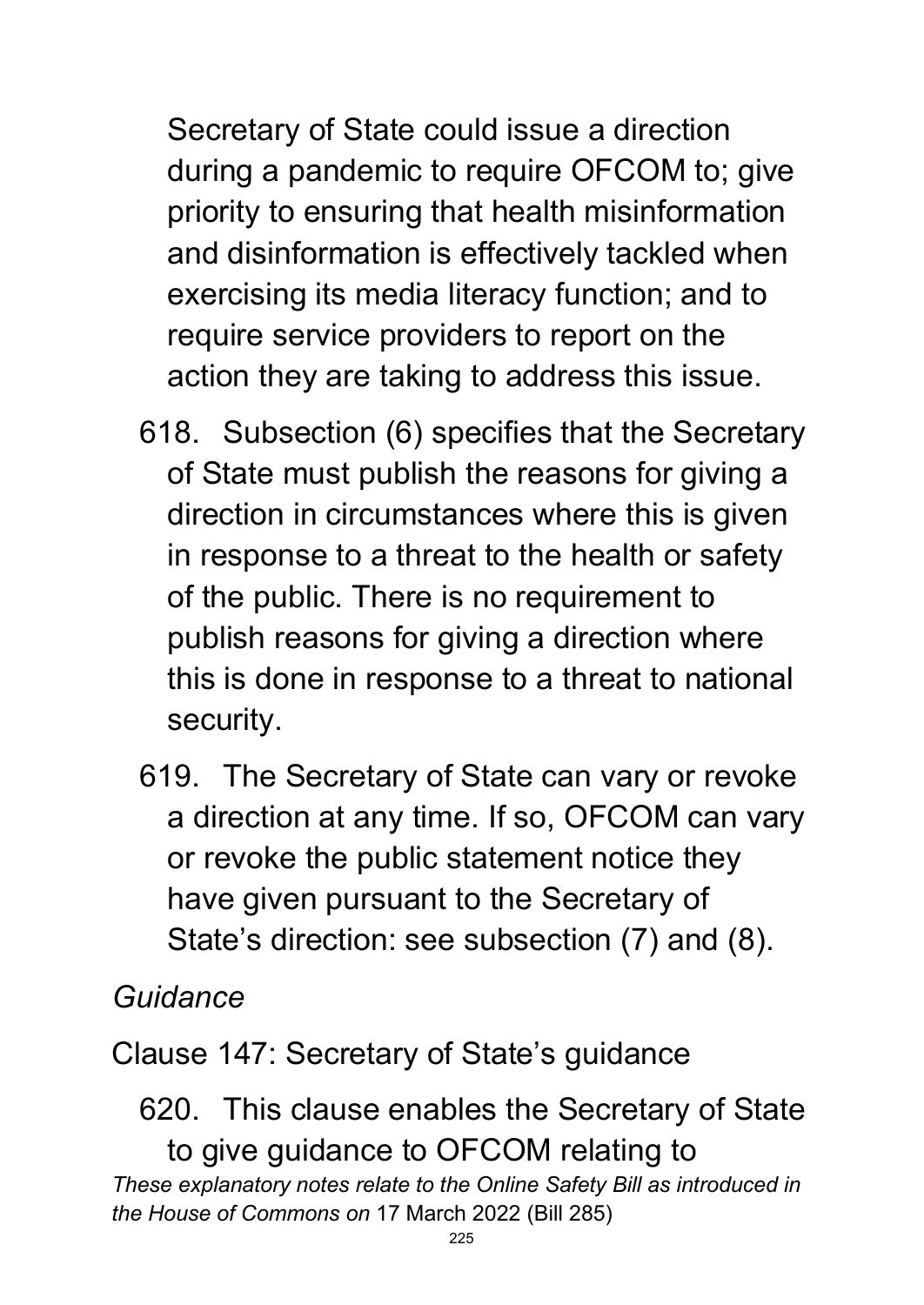Secretary of State could issue a direction during a pandemic to require OFCOM to; give priority to ensuring that health misinformation and disinformation is effectively tackled when exercising its media literacy function; and to require service providers to report on the action they are taking to address this issue.

618. Subsection (6) specifies that the Secretary of State must publish the reasons for giving a direction in circumstances where this is given in response to a threat to the health or safety of the public. There is no requirement to publish reasons for giving a direction where this is done in response to a threat to national security.

619. The Secretary of State can vary or revoke a direction at any time. If so, OFCOM can vary or revoke the public statement notice they have given pursuant to the Secretary of State's direction: see subsection (7) and (8).

*Guidance*

Clause 147: Secretary of State's guidance

620. This clause enables the Secretary of State to give guidance to OFCOM relating to

*These explanatory notes relate to the Online Safety Bill as introduced in the House of Commons on* 17 March 2022 (Bill 285)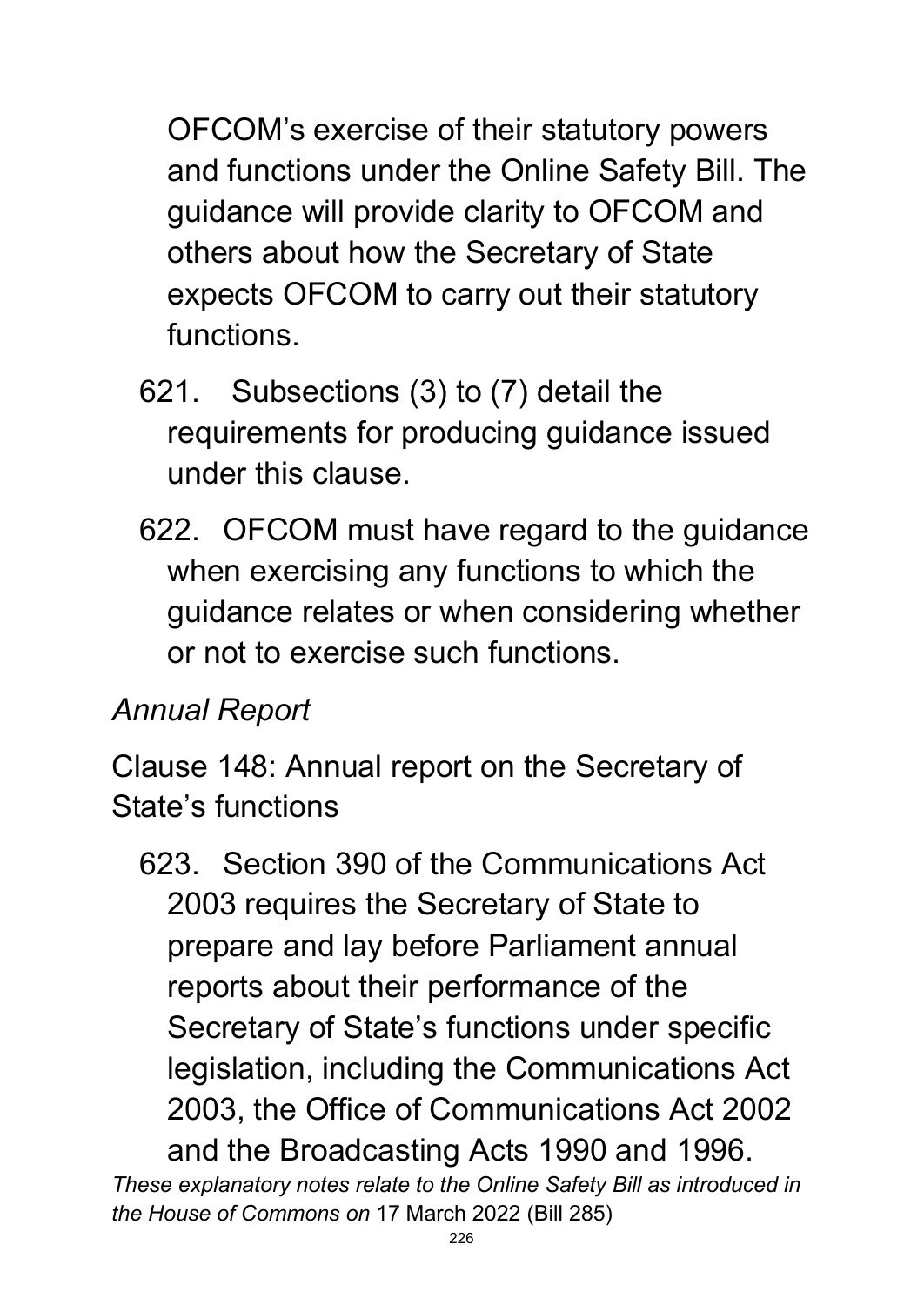OFCOM's exercise of their statutory powers and functions under the Online Safety Bill. The guidance will provide clarity to OFCOM and others about how the Secretary of State expects OFCOM to carry out their statutory functions.

621. Subsections (3) to (7) detail the requirements for producing guidance issued under this clause.

622. OFCOM must have regard to the guidance when exercising any functions to which the guidance relates or when considering whether or not to exercise such functions.

*Annual Report*

Clause 148: Annual report on the Secretary of State's functions

623. Section 390 of the Communications Act 2003 requires the Secretary of State to prepare and lay before Parliament annual reports about their performance of the Secretary of State's functions under specific legislation, including the Communications Act 2003, the Office of Communications Act 2002 and the Broadcasting Acts 1990 and 1996.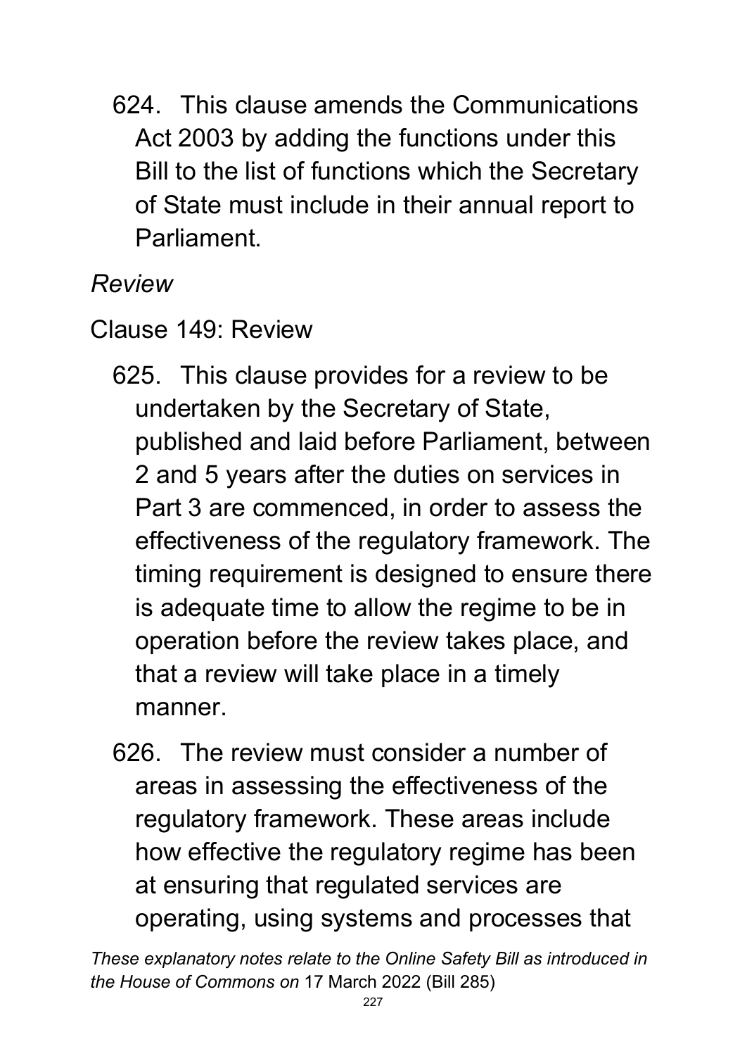624. This clause amends the Communications Act 2003 by adding the functions under this Bill to the list of functions which the Secretary of State must include in their annual report to Parliament.

*Review*

Clause 149: Review

625. This clause provides for a review to be undertaken by the Secretary of State, published and laid before Parliament, between 2 and 5 years after the duties on services in Part 3 are commenced, in order to assess the effectiveness of the regulatory framework. The timing requirement is designed to ensure there is adequate time to allow the regime to be in operation before the review takes place, and that a review will take place in a timely manner.

626. The review must consider a number of areas in assessing the effectiveness of the regulatory framework. These areas include how effective the regulatory regime has been at ensuring that regulated services are operating, using systems and processes that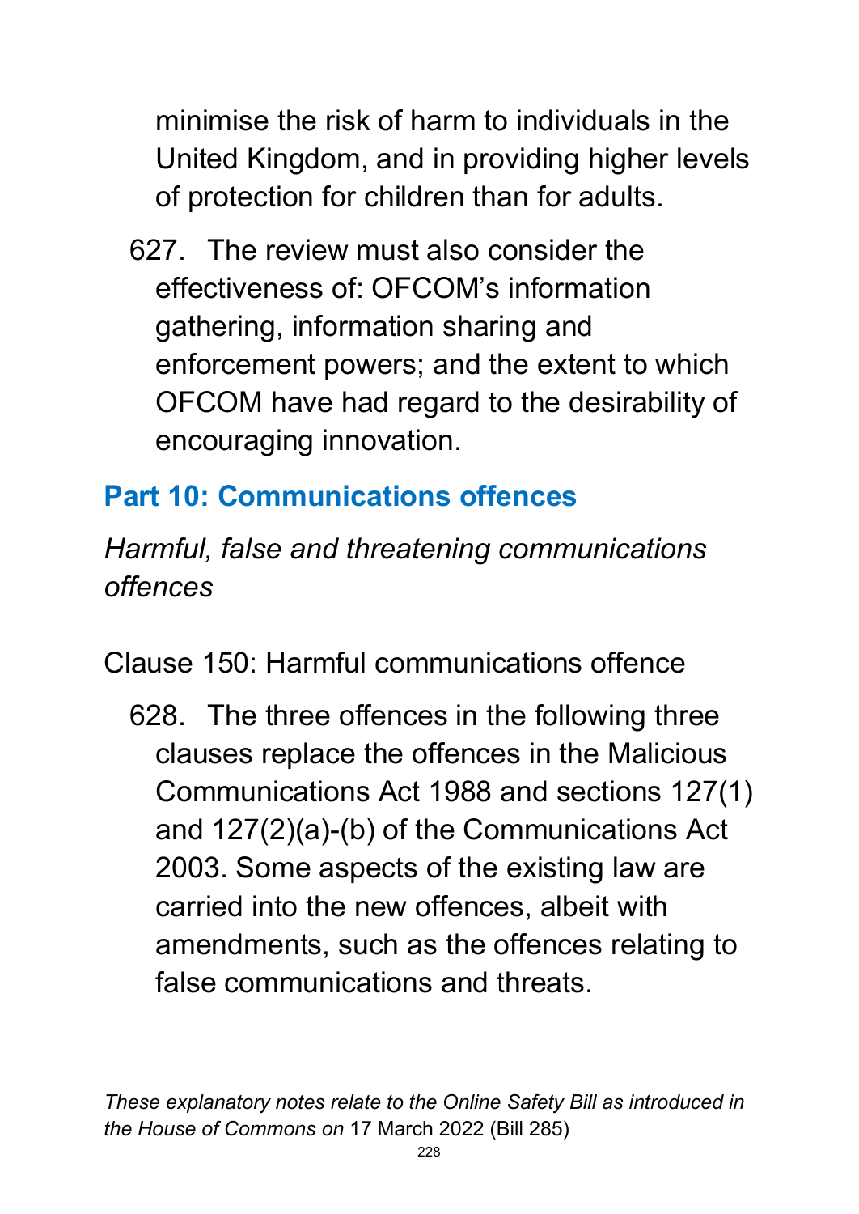minimise the risk of harm to individuals in the United Kingdom, and in providing higher levels of protection for children than for adults.

627. The review must also consider the effectiveness of: OFCOM's information gathering, information sharing and enforcement powers; and the extent to which OFCOM have had regard to the desirability of encouraging innovation.

## Part 10: Communications offences

*Harmful, false and threatening communications offences*

Clause 150: Harmful communications offence

628. The three offences in the following three clauses replace the offences in the Malicious Communications Act 1988 and sections 127(1) and 127(2)(a)-(b) of the Communications Act 2003. Some aspects of the existing law are carried into the new offences, albeit with amendments, such as the offences relating to false communications and threats.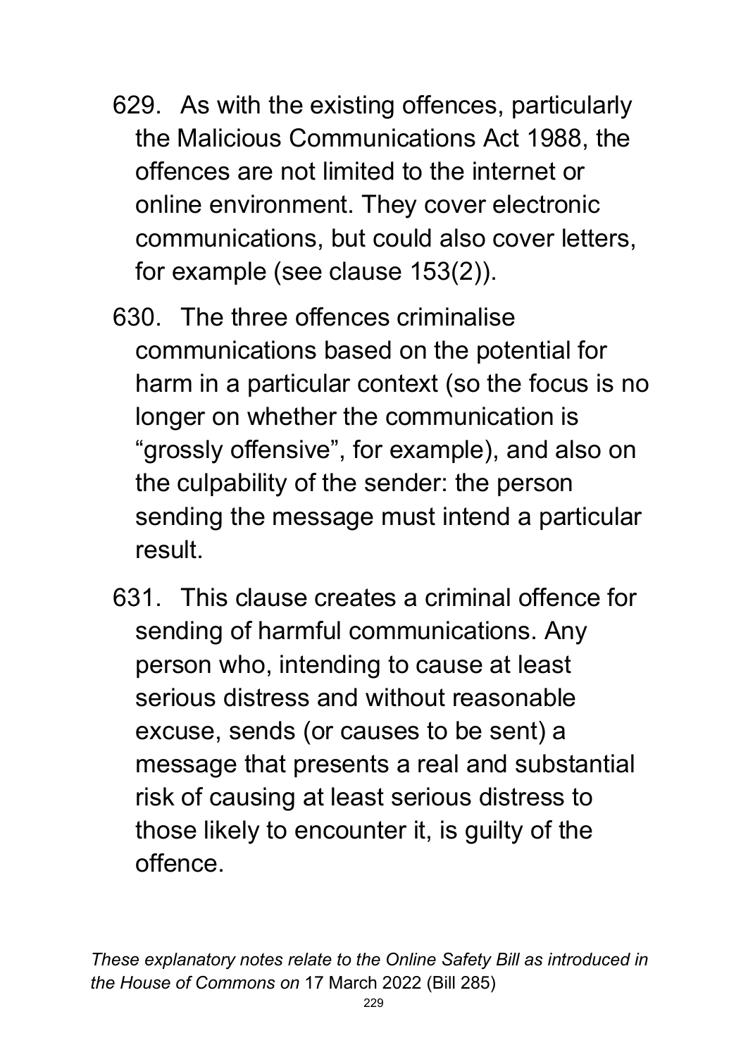629. As with the existing offences, particularly the Malicious Communications Act 1988, the offences are not limited to the internet or online environment. They cover electronic communications, but could also cover letters, for example (see clause 153(2)).

630. The three offences criminalise communications based on the potential for harm in a particular context (so the focus is no longer on whether the communication is "grossly offensive", for example), and also on the culpability of the sender: the person sending the message must intend a particular result.

631. This clause creates a criminal offence for sending of harmful communications. Any person who, intending to cause at least serious distress and without reasonable excuse, sends (or causes to be sent) a message that presents a real and substantial risk of causing at least serious distress to those likely to encounter it, is guilty of the offence.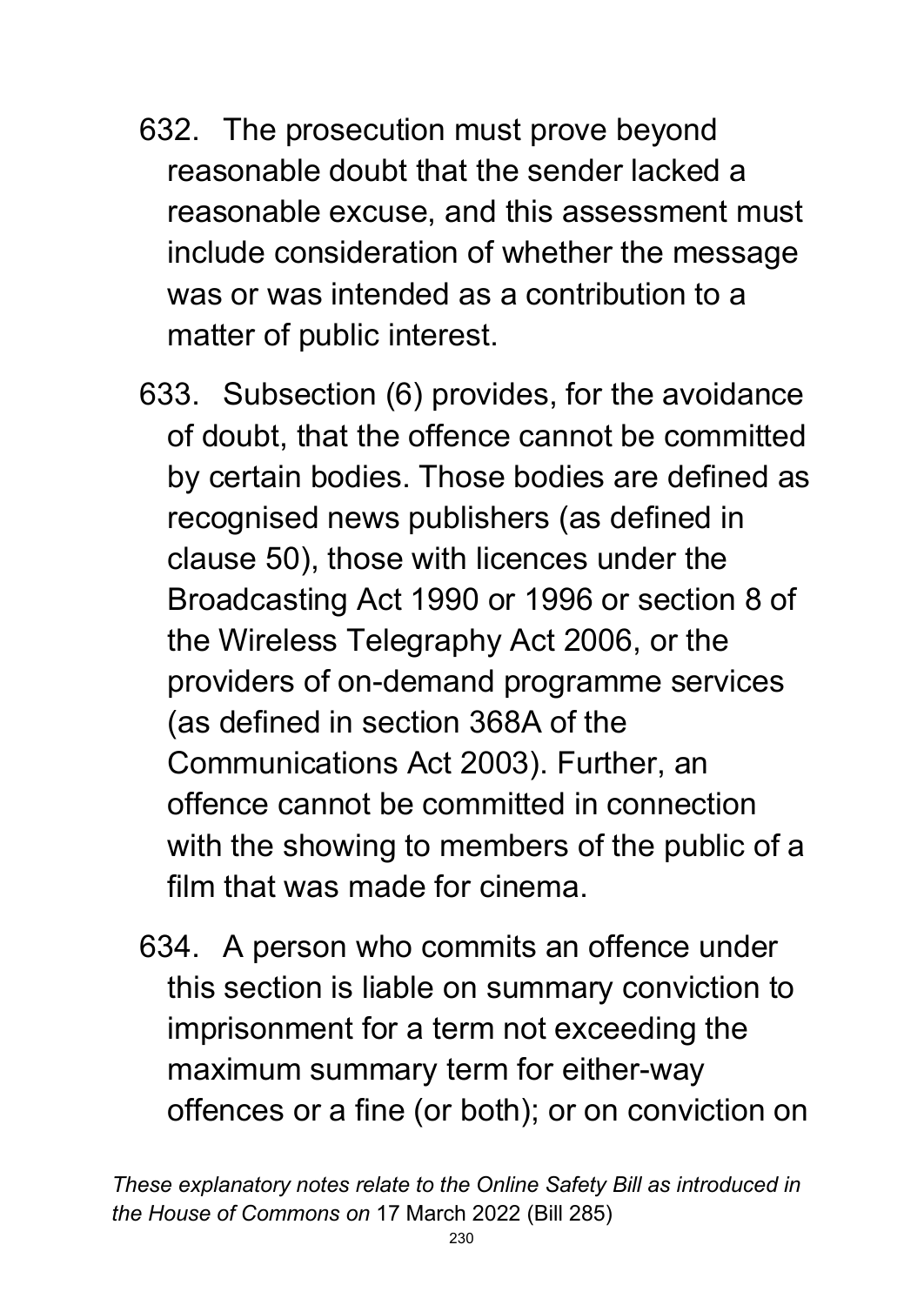632. The prosecution must prove beyond reasonable doubt that the sender lacked a reasonable excuse, and this assessment must include consideration of whether the message was or was intended as a contribution to a matter of public interest.

633. Subsection (6) provides, for the avoidance of doubt, that the offence cannot be committed by certain bodies. Those bodies are defined as recognised news publishers (as defined in clause 50), those with licences under the Broadcasting Act 1990 or 1996 or section 8 of the Wireless Telegraphy Act 2006, or the providers of on-demand programme services (as defined in section 368A of the Communications Act 2003). Further, an offence cannot be committed in connection with the showing to members of the public of a film that was made for cinema.

634. A person who commits an offence under this section is liable on summary conviction to imprisonment for a term not exceeding the maximum summary term for either-way offences or a fine (or both); or on conviction on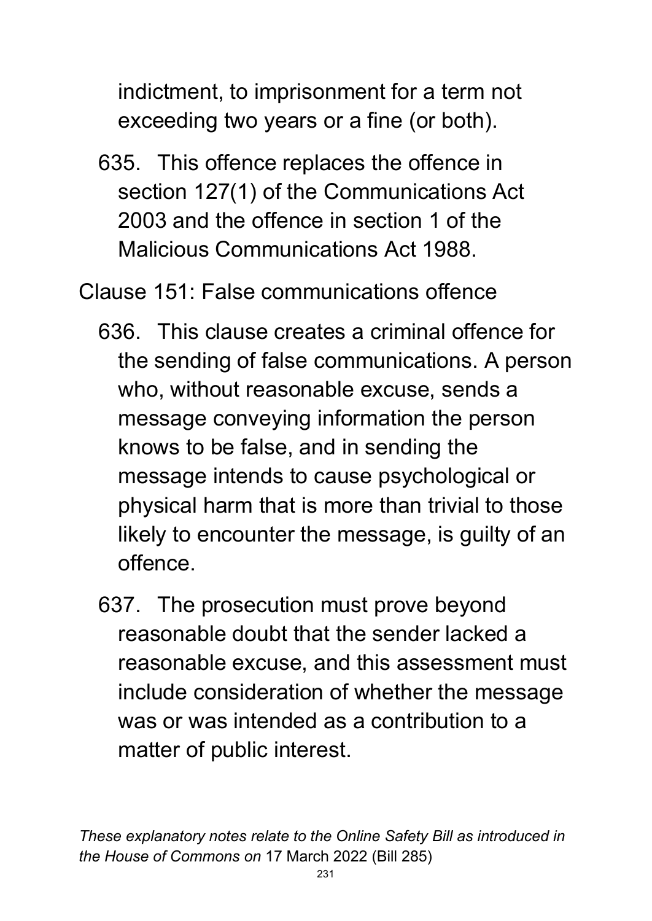indictment, to imprisonment for a term not exceeding two years or a fine (or both).

635. This offence replaces the offence in section 127(1) of the Communications Act 2003 and the offence in section 1 of the Malicious Communications Act 1988.

Clause 151: False communications offence

636. This clause creates a criminal offence for the sending of false communications. A person who, without reasonable excuse, sends a message conveying information the person knows to be false, and in sending the message intends to cause psychological or physical harm that is more than trivial to those likely to encounter the message, is guilty of an offence.

637. The prosecution must prove beyond reasonable doubt that the sender lacked a reasonable excuse, and this assessment must include consideration of whether the message was or was intended as a contribution to a matter of public interest.

*These explanatory notes relate to the Online Safety Bill as introduced in the House of Commons on* 17 March 2022 (Bill 285)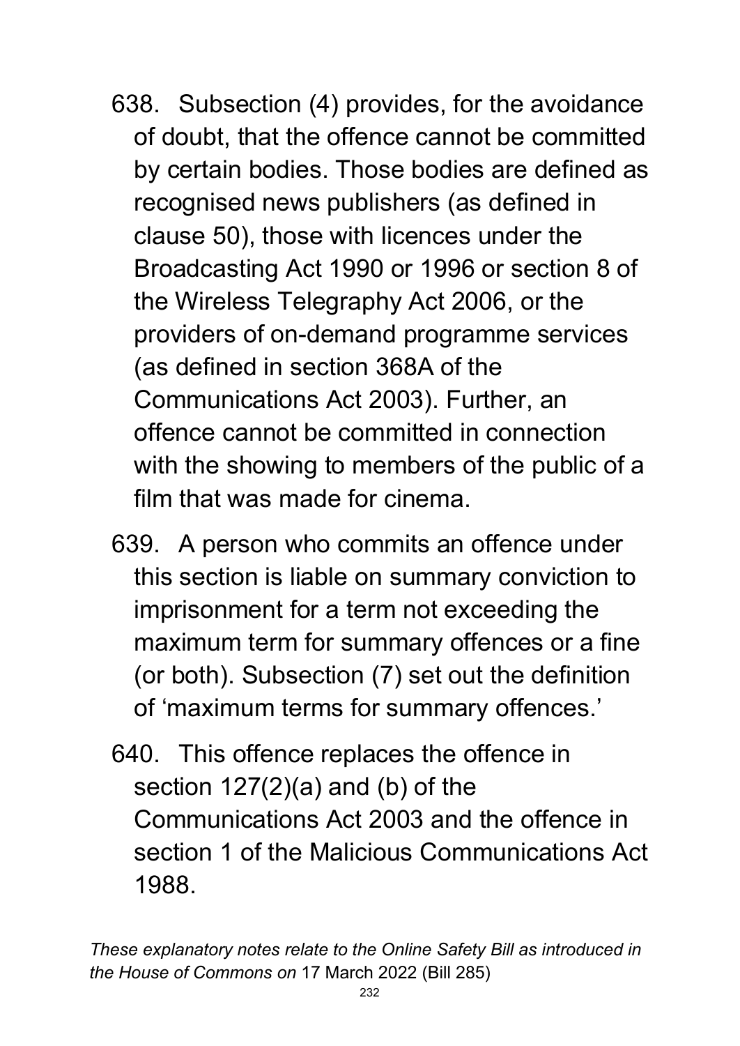638. Subsection (4) provides, for the avoidance of doubt, that the offence cannot be committed by certain bodies. Those bodies are defined as recognised news publishers (as defined in clause 50), those with licences under the Broadcasting Act 1990 or 1996 or section 8 of the Wireless Telegraphy Act 2006, or the providers of on-demand programme services (as defined in section 368A of the Communications Act 2003). Further, an offence cannot be committed in connection with the showing to members of the public of a film that was made for cinema.

639. A person who commits an offence under this section is liable on summary conviction to imprisonment for a term not exceeding the maximum term for summary offences or a fine (or both). Subsection (7) set out the definition of 'maximum terms for summary offences.'

640. This offence replaces the offence in section 127(2)(a) and (b) of the Communications Act 2003 and the offence in section 1 of the Malicious Communications Act 1988.

*These explanatory notes relate to the Online Safety Bill as introduced in the House of Commons on* 17 March 2022 (Bill 285)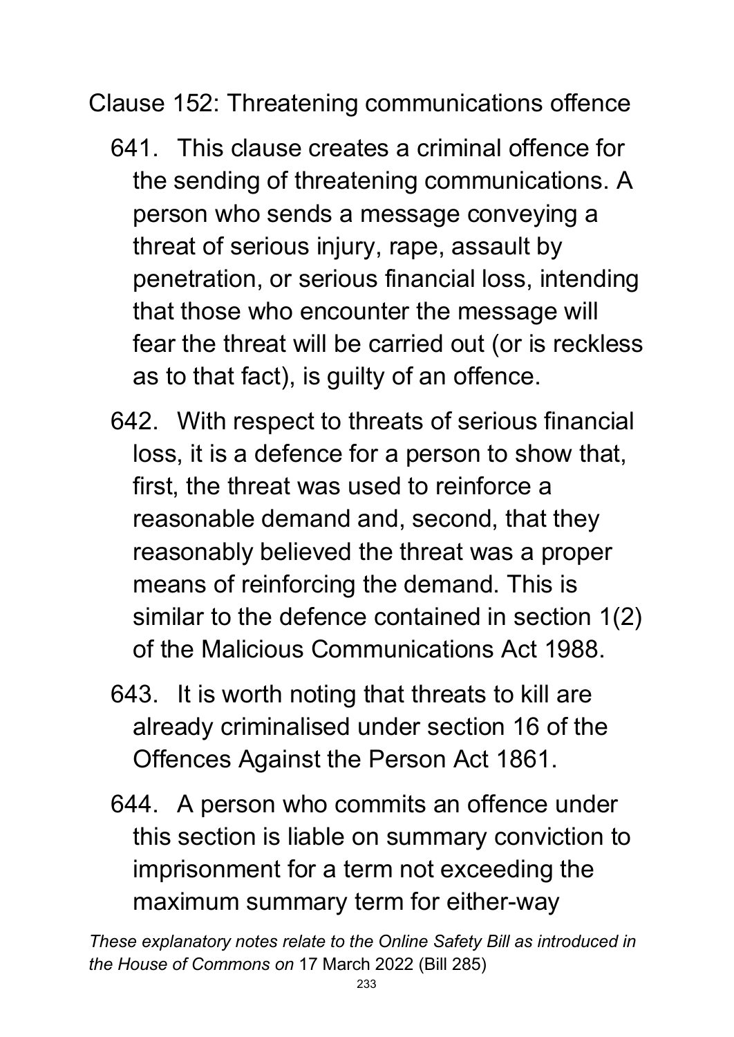Clause 152: Threatening communications offence

641. This clause creates a criminal offence for the sending of threatening communications. A person who sends a message conveying a threat of serious injury, rape, assault by penetration, or serious financial loss, intending that those who encounter the message will fear the threat will be carried out (or is reckless as to that fact), is guilty of an offence.

642. With respect to threats of serious financial loss, it is a defence for a person to show that, first, the threat was used to reinforce a reasonable demand and, second, that they reasonably believed the threat was a proper means of reinforcing the demand. This is similar to the defence contained in section 1(2) of the Malicious Communications Act 1988.

643. It is worth noting that threats to kill are already criminalised under section 16 of the Offences Against the Person Act 1861.

644. A person who commits an offence under this section is liable on summary conviction to imprisonment for a term not exceeding the maximum summary term for either-way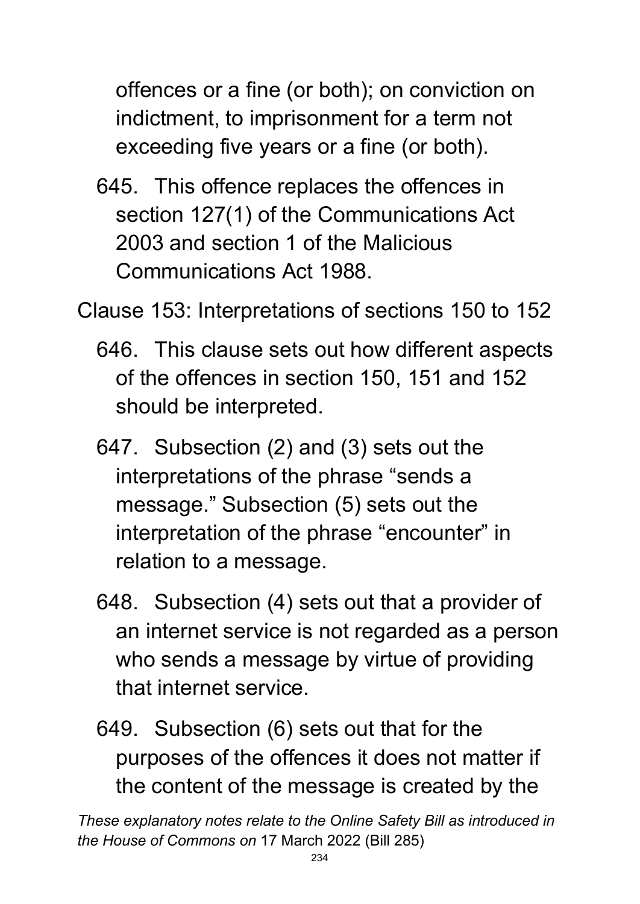offences or a fine (or both); on conviction on indictment, to imprisonment for a term not exceeding five years or a fine (or both).

645. This offence replaces the offences in section 127(1) of the Communications Act 2003 and section 1 of the Malicious Communications Act 1988.

Clause 153: Interpretations of sections 150 to 152

646. This clause sets out how different aspects of the offences in section 150, 151 and 152 should be interpreted.

647. Subsection (2) and (3) sets out the interpretations of the phrase “sends a message.” Subsection (5) sets out the interpretation of the phrase “encounter” in relation to a message.

648. Subsection (4) sets out that a provider of an internet service is not regarded as a person who sends a message by virtue of providing that internet service.

649. Subsection (6) sets out that for the purposes of the offences it does not matter if the content of the message is created by the

*These explanatory notes relate to the Online Safety Bill as introduced in the House of Commons on* 17 March 2022 (Bill 285)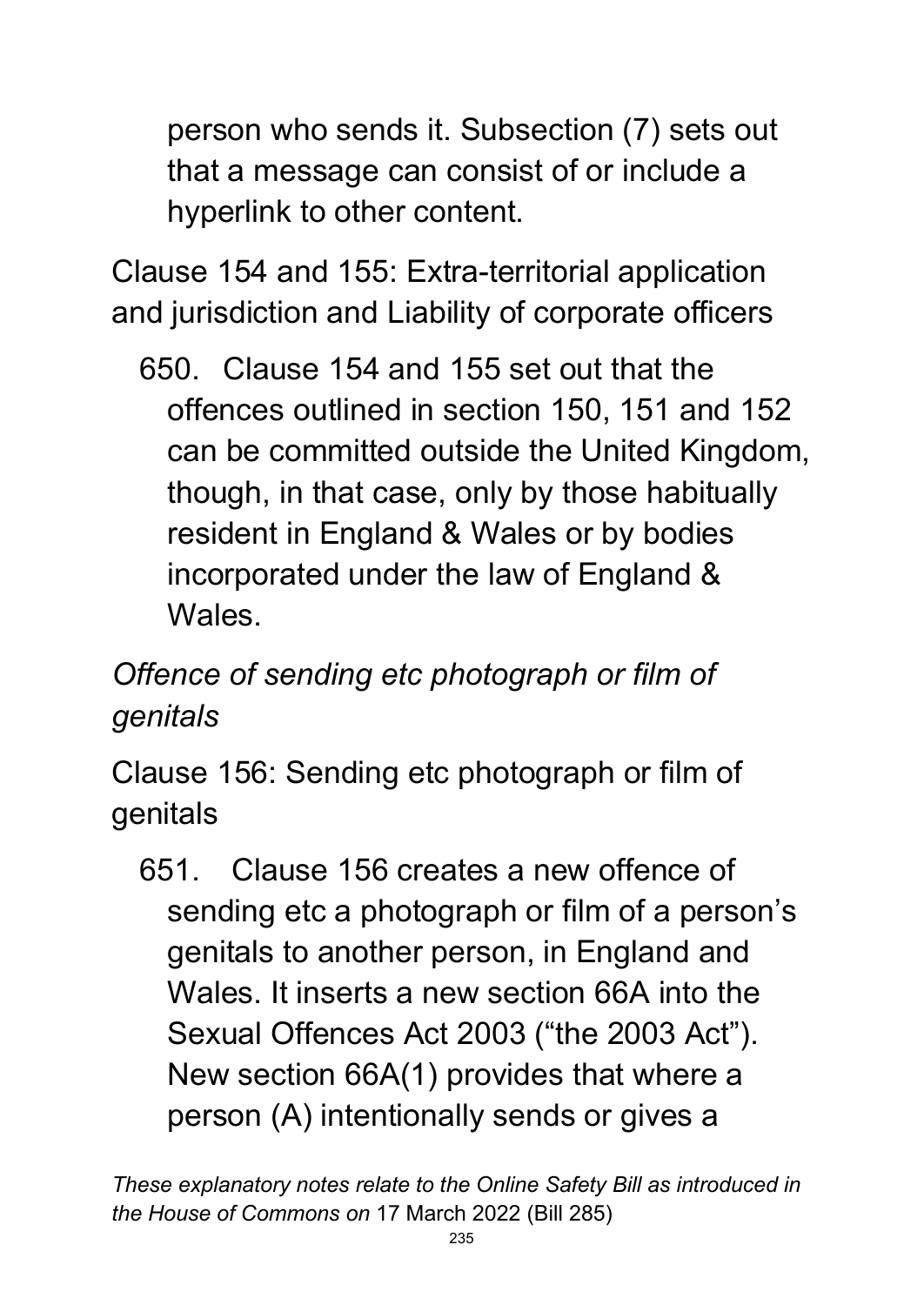person who sends it. Subsection (7) sets out that a message can consist of or include a hyperlink to other content.

Clause 154 and 155: Extra-territorial application and jurisdiction and Liability of corporate officers

650. Clause 154 and 155 set out that the offences outlined in section 150, 151 and 152 can be committed outside the United Kingdom, though, in that case, only by those habitually resident in England & Wales or by bodies incorporated under the law of England & Wales.

*Offence of sending etc photograph or film of genitals*

Clause 156: Sending etc photograph or film of genitals

651. Clause 156 creates a new offence of sending etc a photograph or film of a person's genitals to another person, in England and Wales. It inserts a new section 66A into the Sexual Offences Act 2003 ("the 2003 Act"). New section 66A(1) provides that where a person (A) intentionally sends or gives a

*These explanatory notes relate to the Online Safety Bill as introduced in the House of Commons on* 17 March 2022 (Bill 285)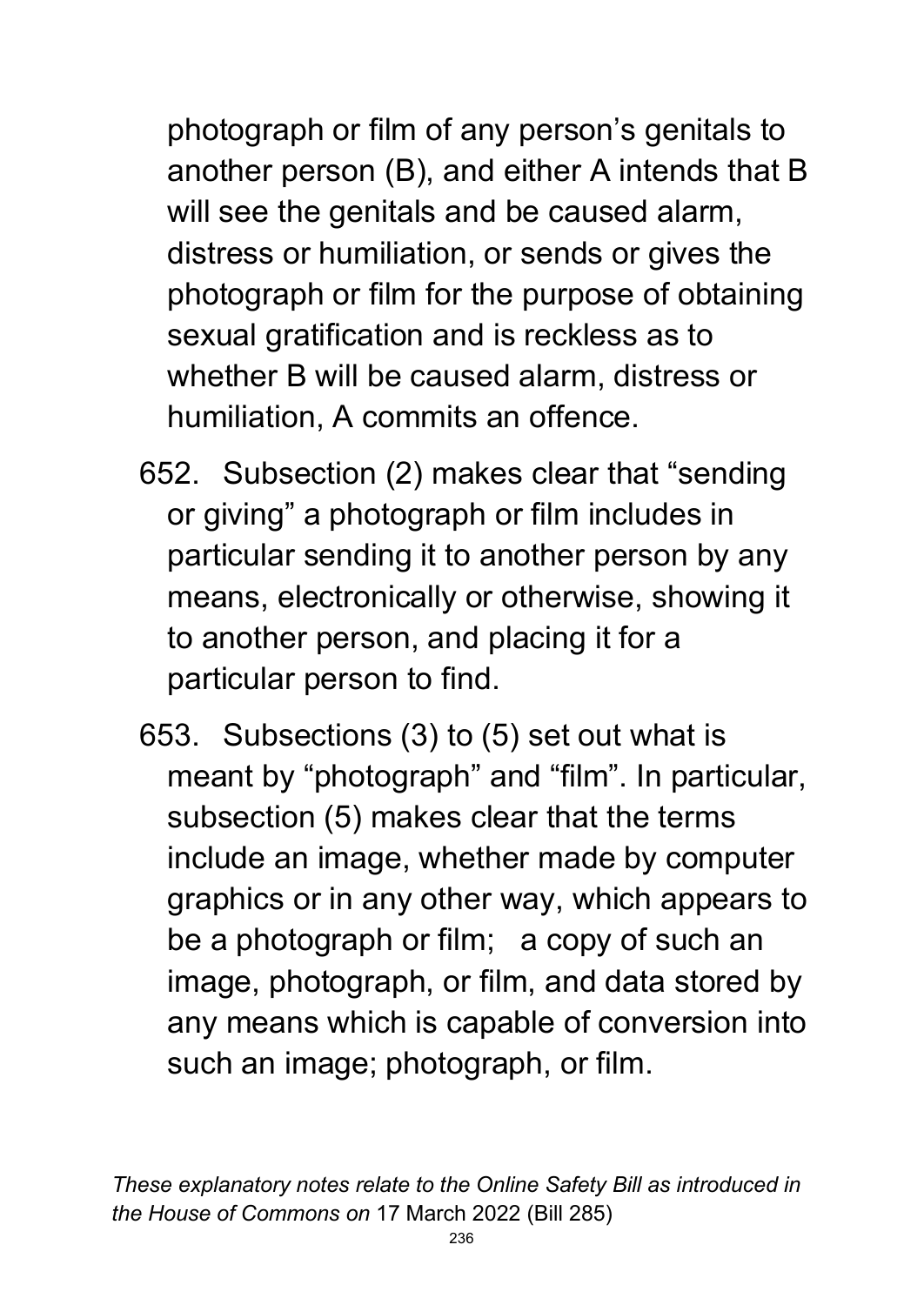photograph or film of any person's genitals to another person (B), and either A intends that B will see the genitals and be caused alarm, distress or humiliation, or sends or gives the photograph or film for the purpose of obtaining sexual gratification and is reckless as to whether B will be caused alarm, distress or humiliation, A commits an offence.

652. Subsection (2) makes clear that "sending or giving" a photograph or film includes in particular sending it to another person by any means, electronically or otherwise, showing it to another person, and placing it for a particular person to find.

653. Subsections (3) to (5) set out what is meant by "photograph" and "film". In particular, subsection (5) makes clear that the terms include an image, whether made by computer graphics or in any other way, which appears to be a photograph or film;   a copy of such an image, photograph, or film, and data stored by any means which is capable of conversion into such an image; photograph, or film.

*These explanatory notes relate to the Online Safety Bill as introduced in the House of Commons on* 17 March 2022 (Bill 285)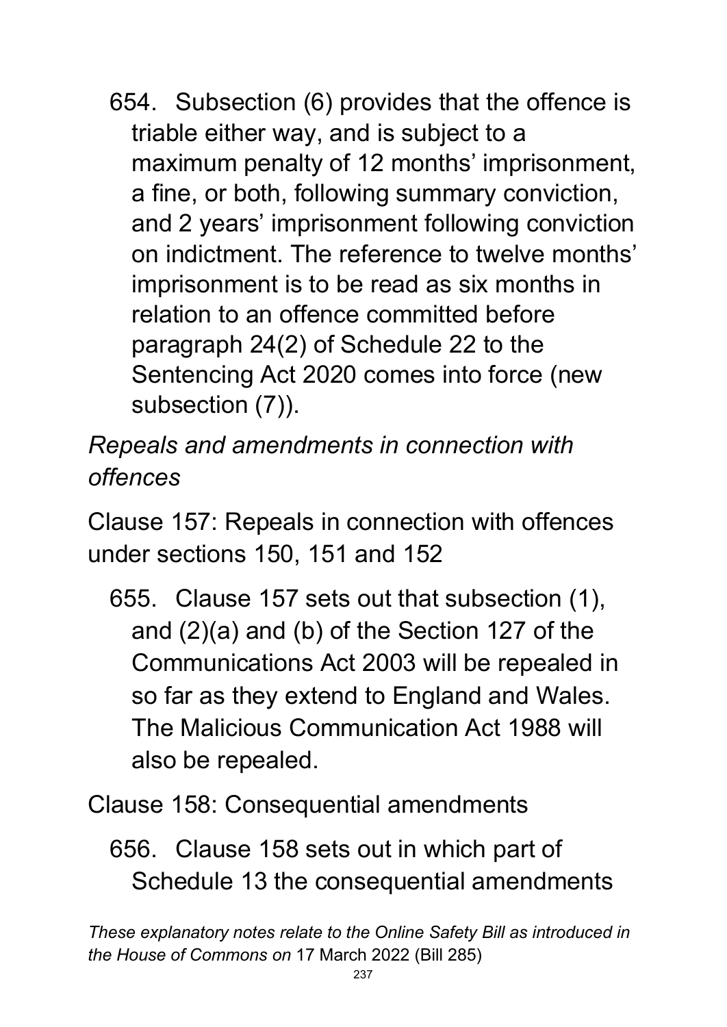654. Subsection (6) provides that the offence is triable either way, and is subject to a maximum penalty of 12 months' imprisonment, a fine, or both, following summary conviction, and 2 years' imprisonment following conviction on indictment. The reference to twelve months' imprisonment is to be read as six months in relation to an offence committed before paragraph 24(2) of Schedule 22 to the Sentencing Act 2020 comes into force (new subsection (7)).

*Repeals and amendments in connection with offences*

Clause 157: Repeals in connection with offences under sections 150, 151 and 152

655. Clause 157 sets out that subsection (1), and (2)(a) and (b) of the Section 127 of the Communications Act 2003 will be repealed in so far as they extend to England and Wales. The Malicious Communication Act 1988 will also be repealed.

Clause 158: Consequential amendments

656. Clause 158 sets out in which part of Schedule 13 the consequential amendments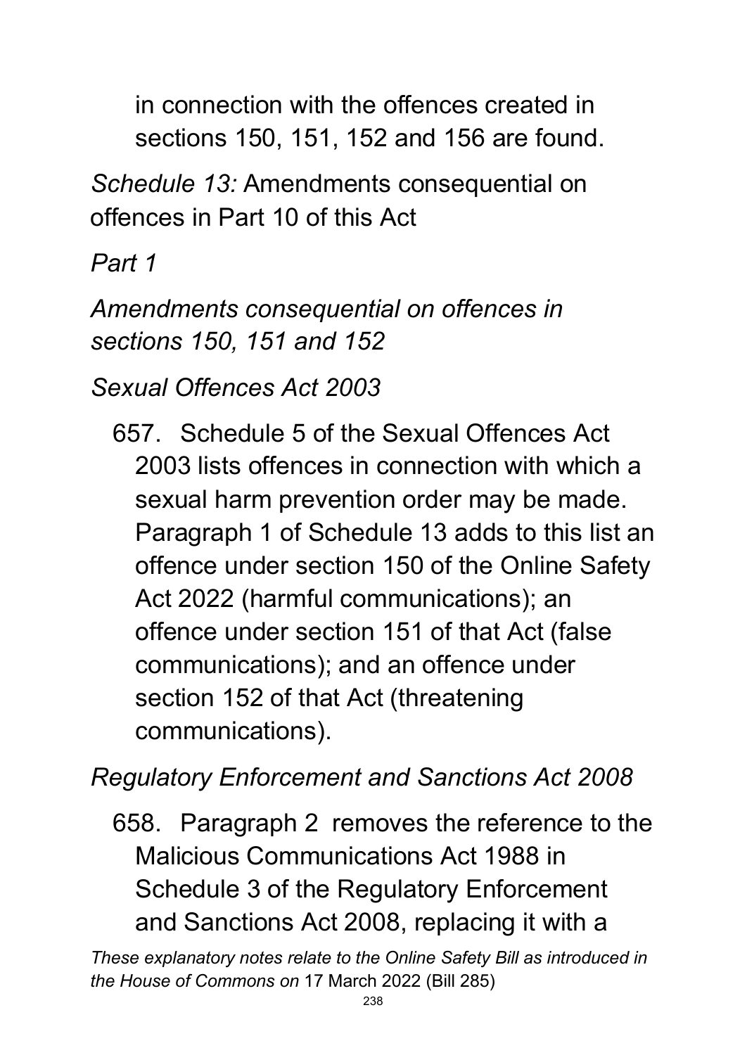in connection with the offences created in sections 150, 151, 152 and 156 are found.

*Schedule 13:* Amendments consequential on offences in Part 10 of this Act

*Part 1*

*Amendments consequential on offences in sections 150, 151 and 152*

*Sexual Offences Act 2003*

657. Schedule 5 of the Sexual Offences Act 2003 lists offences in connection with which a sexual harm prevention order may be made. Paragraph 1 of Schedule 13 adds to this list an offence under section 150 of the Online Safety Act 2022 (harmful communications); an offence under section 151 of that Act (false communications); and an offence under section 152 of that Act (threatening communications).

*Regulatory Enforcement and Sanctions Act 2008*

658. Paragraph 2 removes the reference to the Malicious Communications Act 1988 in Schedule 3 of the Regulatory Enforcement and Sanctions Act 2008, replacing it with a

*These explanatory notes relate to the Online Safety Bill as introduced in the House of Commons on* 17 March 2022 (Bill 285)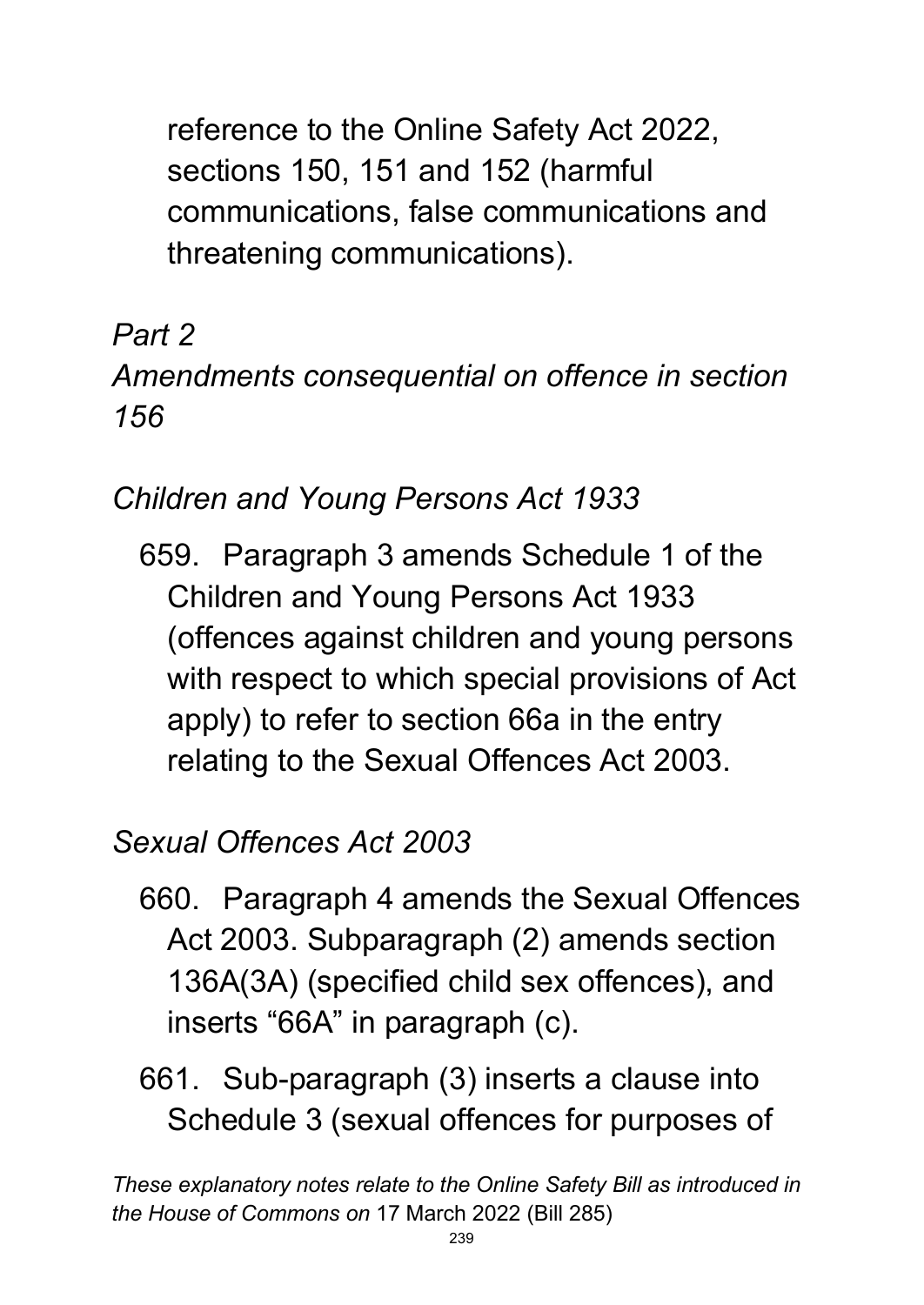reference to the Online Safety Act 2022, sections 150, 151 and 152 (harmful communications, false communications and threatening communications).

*Part 2*
*Amendments consequential on offence in section 156*

*Children and Young Persons Act 1933*

659. Paragraph 3 amends Schedule 1 of the Children and Young Persons Act 1933 (offences against children and young persons with respect to which special provisions of Act apply) to refer to section 66a in the entry relating to the Sexual Offences Act 2003.

*Sexual Offences Act 2003*

660. Paragraph 4 amends the Sexual Offences Act 2003. Subparagraph (2) amends section 136A(3A) (specified child sex offences), and inserts "66A" in paragraph (c).

661. Sub-paragraph (3) inserts a clause into Schedule 3 (sexual offences for purposes of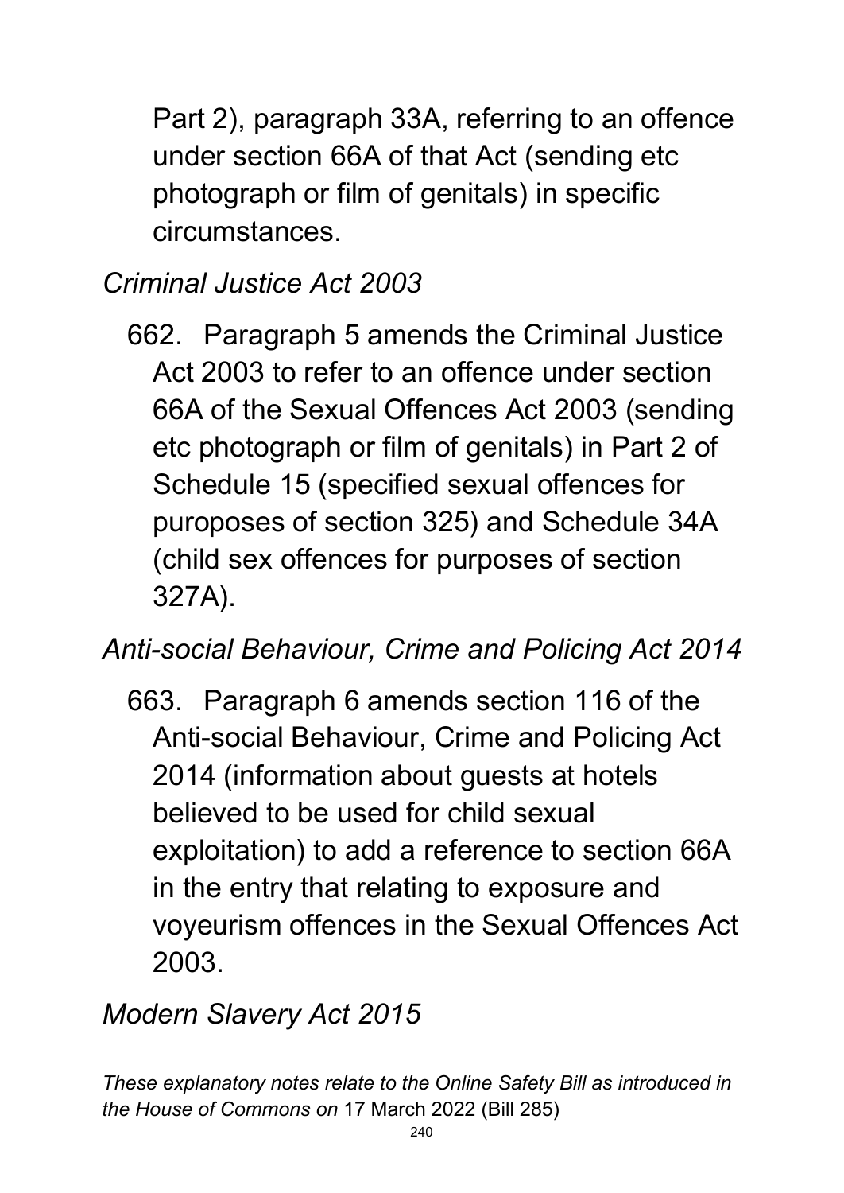Part 2), paragraph 33A, referring to an offence under section 66A of that Act (sending etc photograph or film of genitals) in specific circumstances.

*Criminal Justice Act 2003*

662. Paragraph 5 amends the Criminal Justice Act 2003 to refer to an offence under section 66A of the Sexual Offences Act 2003 (sending etc photograph or film of genitals) in Part 2 of Schedule 15 (specified sexual offences for puroposes of section 325) and Schedule 34A (child sex offences for purposes of section 327A).

*Anti-social Behaviour, Crime and Policing Act 2014*

663. Paragraph 6 amends section 116 of the Anti-social Behaviour, Crime and Policing Act 2014 (information about guests at hotels believed to be used for child sexual exploitation) to add a reference to section 66A in the entry that relating to exposure and voyeurism offences in the Sexual Offences Act 2003.

*Modern Slavery Act 2015*

*These explanatory notes relate to the Online Safety Bill as introduced in the House of Commons on* 17 March 2022 (Bill 285)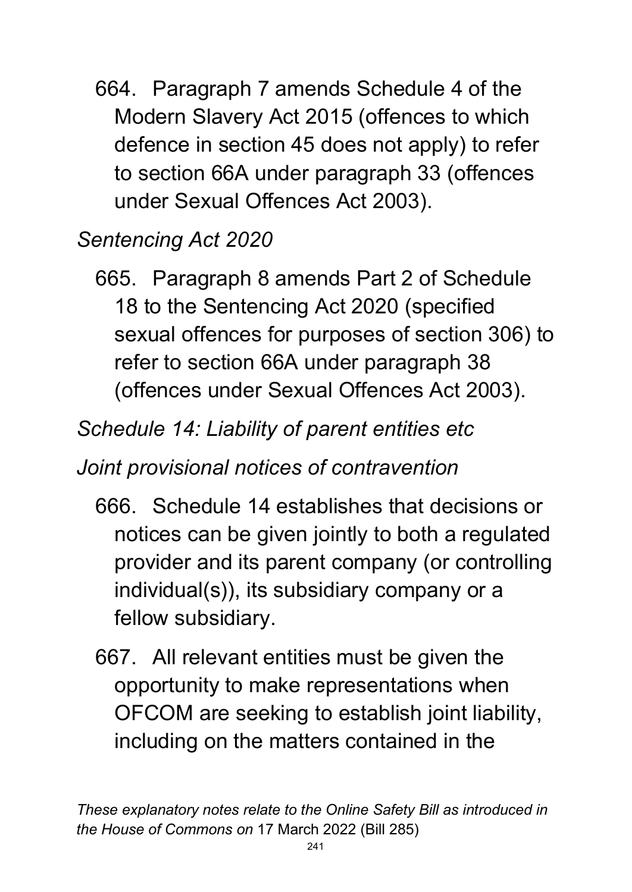664. Paragraph 7 amends Schedule 4 of the Modern Slavery Act 2015 (offences to which defence in section 45 does not apply) to refer to section 66A under paragraph 33 (offences under Sexual Offences Act 2003).

*Sentencing Act 2020*

665. Paragraph 8 amends Part 2 of Schedule 18 to the Sentencing Act 2020 (specified sexual offences for purposes of section 306) to refer to section 66A under paragraph 38 (offences under Sexual Offences Act 2003).

*Schedule 14: Liability of parent entities etc*

*Joint provisional notices of contravention*

666. Schedule 14 establishes that decisions or notices can be given jointly to both a regulated provider and its parent company (or controlling individual(s)), its subsidiary company or a fellow subsidiary.

667. All relevant entities must be given the opportunity to make representations when OFCOM are seeking to establish joint liability, including on the matters contained in the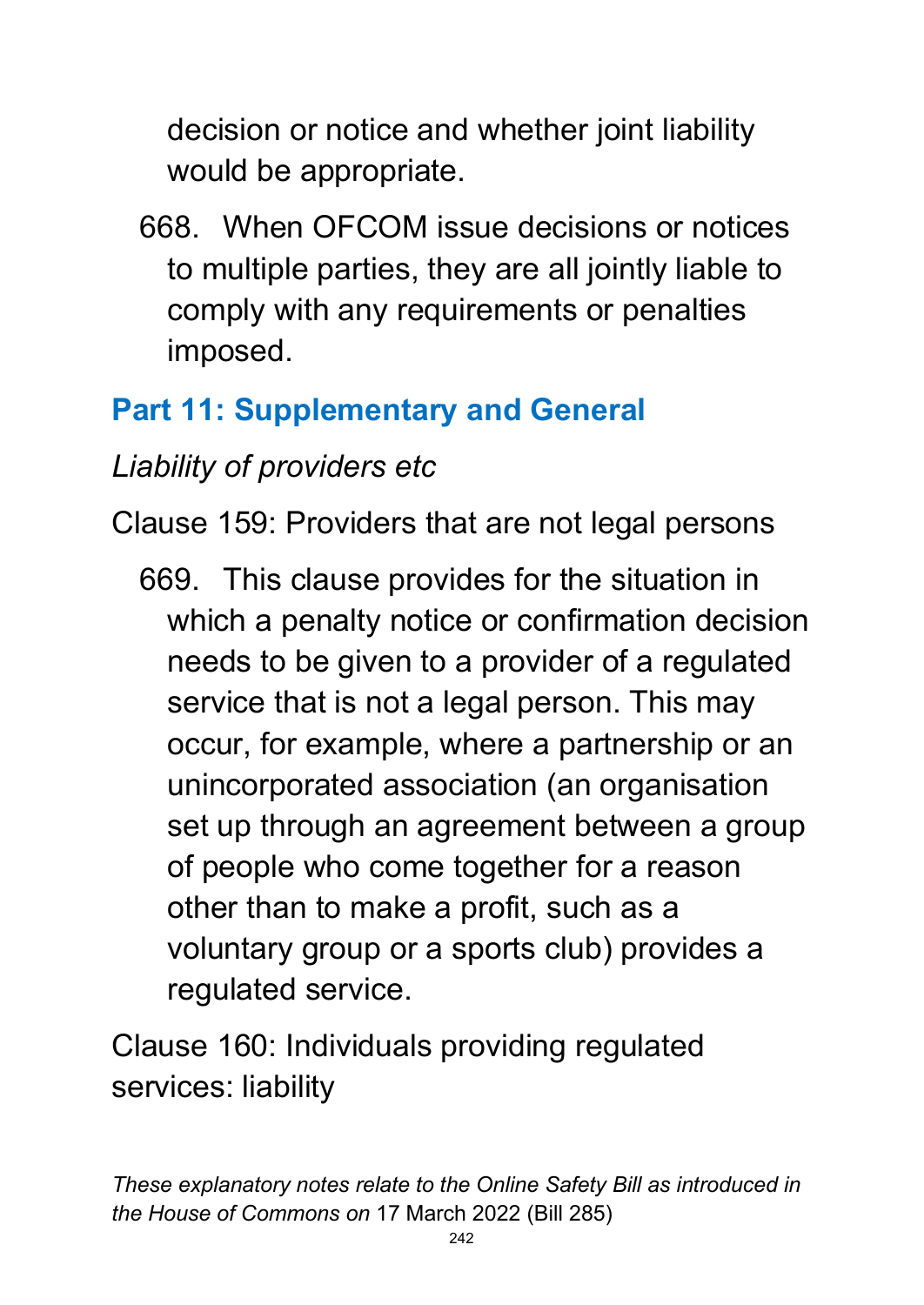decision or notice and whether joint liability would be appropriate.

668. When OFCOM issue decisions or notices to multiple parties, they are all jointly liable to comply with any requirements or penalties imposed.

## Part 11: Supplementary and General

*Liability of providers etc*

Clause 159: Providers that are not legal persons

669. This clause provides for the situation in which a penalty notice or confirmation decision needs to be given to a provider of a regulated service that is not a legal person. This may occur, for example, where a partnership or an unincorporated association (an organisation set up through an agreement between a group of people who come together for a reason other than to make a profit, such as a voluntary group or a sports club) provides a regulated service.

Clause 160: Individuals providing regulated services: liability

*These explanatory notes relate to the Online Safety Bill as introduced in the House of Commons on* 17 March 2022 (Bill 285)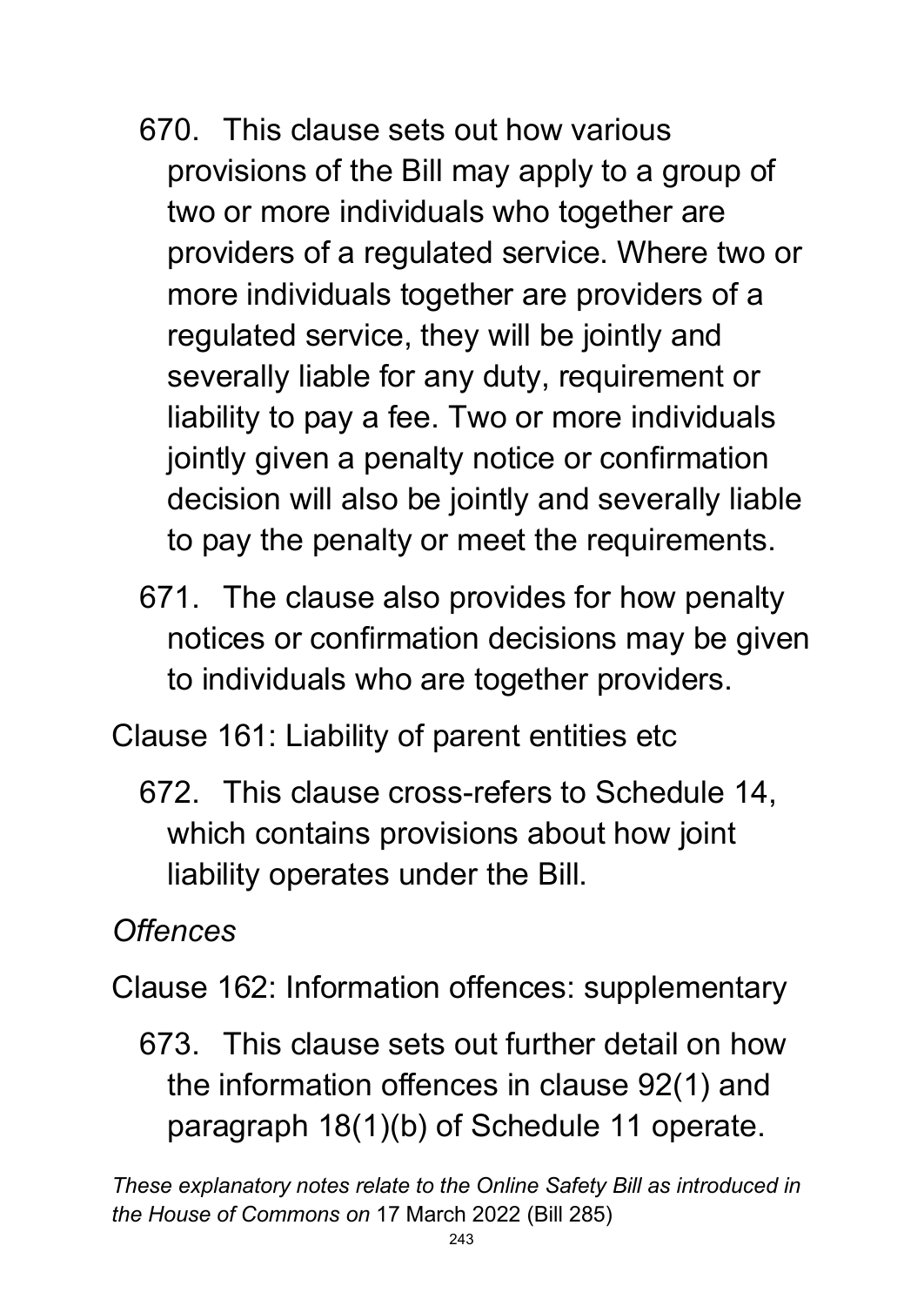670. This clause sets out how various provisions of the Bill may apply to a group of two or more individuals who together are providers of a regulated service. Where two or more individuals together are providers of a regulated service, they will be jointly and severally liable for any duty, requirement or liability to pay a fee. Two or more individuals jointly given a penalty notice or confirmation decision will also be jointly and severally liable to pay the penalty or meet the requirements.

671. The clause also provides for how penalty notices or confirmation decisions may be given to individuals who are together providers.

Clause 161: Liability of parent entities etc

672. This clause cross-refers to Schedule 14, which contains provisions about how joint liability operates under the Bill.

*Offences*

Clause 162: Information offences: supplementary

673. This clause sets out further detail on how the information offences in clause 92(1) and paragraph 18(1)(b) of Schedule 11 operate.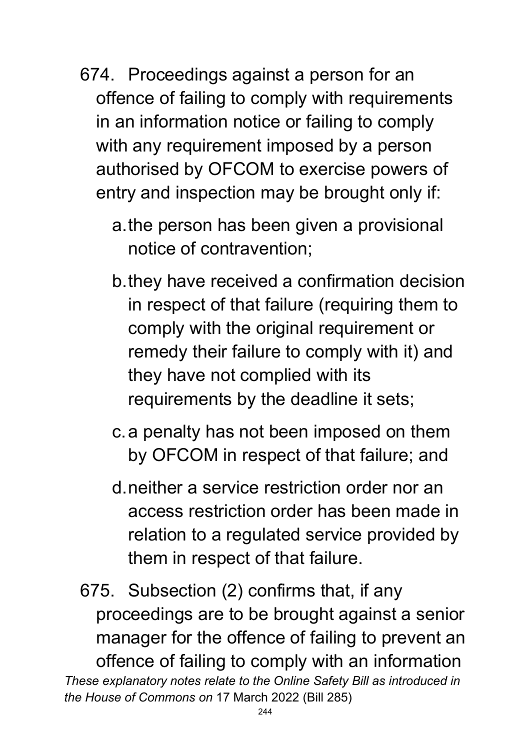674. Proceedings against a person for an offence of failing to comply with requirements in an information notice or failing to comply with any requirement imposed by a person authorised by OFCOM to exercise powers of entry and inspection may be brought only if:

    a. the person has been given a provisional notice of contravention;

    b. they have received a confirmation decision in respect of that failure (requiring them to comply with the original requirement or remedy their failure to comply with it) and they have not complied with its requirements by the deadline it sets;

    c. a penalty has not been imposed on them by OFCOM in respect of that failure; and

    d. neither a service restriction order nor an access restriction order has been made in relation to a regulated service provided by them in respect of that failure.

675. Subsection (2) confirms that, if any proceedings are to be brought against a senior manager for the offence of failing to prevent an offence of failing to comply with an information

*These explanatory notes relate to the Online Safety Bill as introduced in the House of Commons on* 17 March 2022 (Bill 285)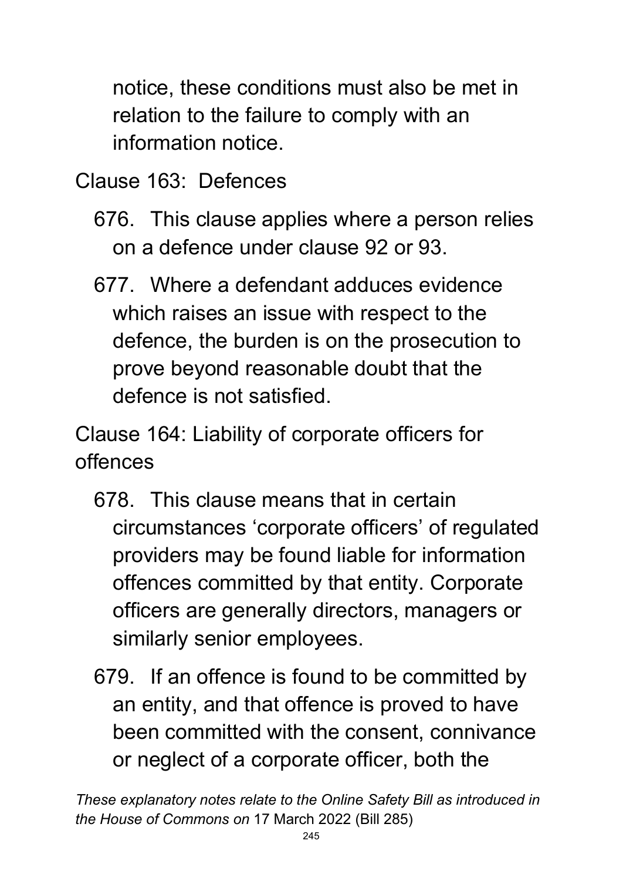notice, these conditions must also be met in relation to the failure to comply with an information notice.

Clause 163: Defences

676. This clause applies where a person relies on a defence under clause 92 or 93.

677. Where a defendant adduces evidence which raises an issue with respect to the defence, the burden is on the prosecution to prove beyond reasonable doubt that the defence is not satisfied.

Clause 164: Liability of corporate officers for offences

678. This clause means that in certain circumstances 'corporate officers' of regulated providers may be found liable for information offences committed by that entity. Corporate officers are generally directors, managers or similarly senior employees.

679. If an offence is found to be committed by an entity, and that offence is proved to have been committed with the consent, connivance or neglect of a corporate officer, both the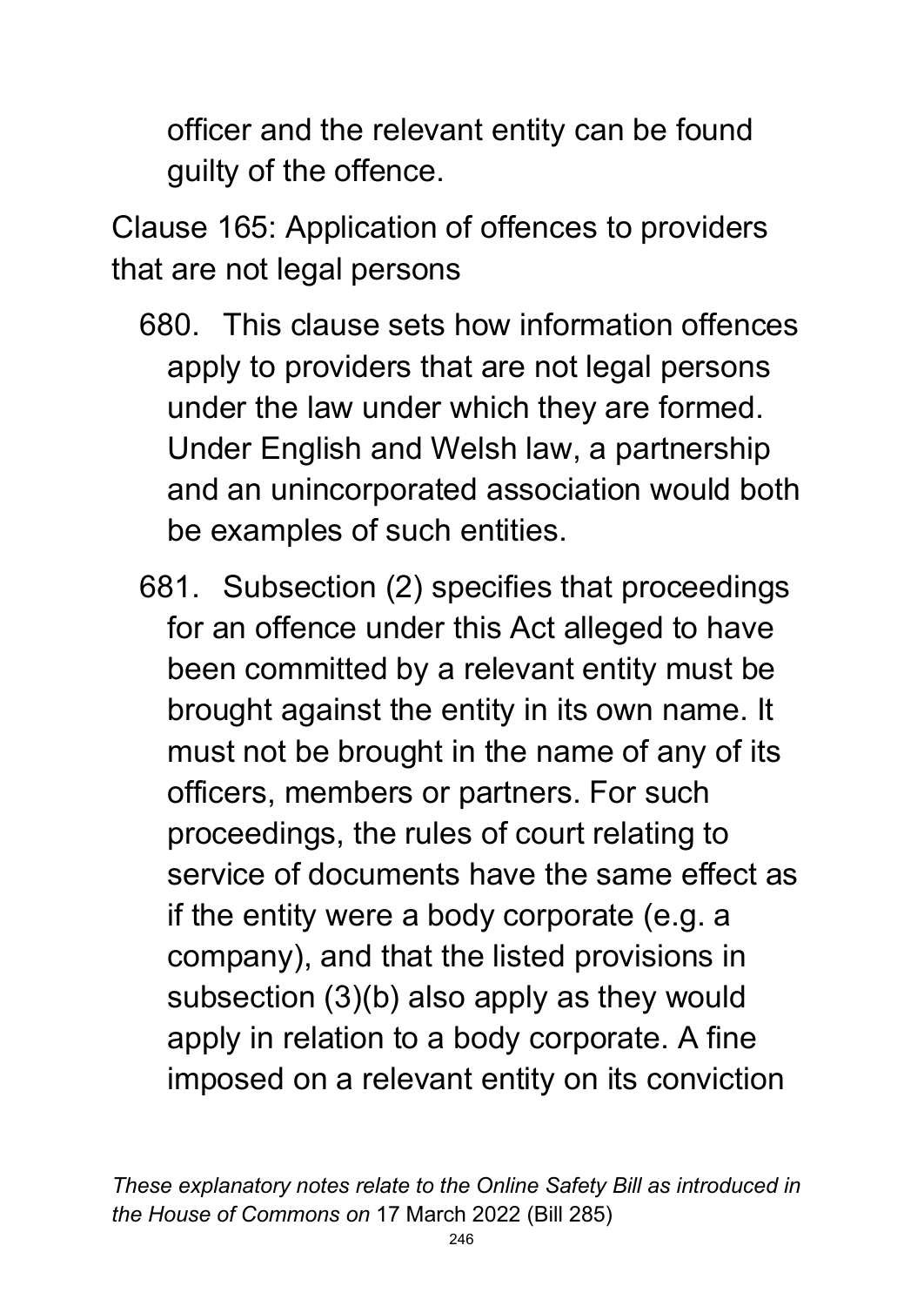officer and the relevant entity can be found guilty of the offence.

Clause 165: Application of offences to providers that are not legal persons

680. This clause sets how information offences apply to providers that are not legal persons under the law under which they are formed. Under English and Welsh law, a partnership and an unincorporated association would both be examples of such entities.

681. Subsection (2) specifies that proceedings for an offence under this Act alleged to have been committed by a relevant entity must be brought against the entity in its own name. It must not be brought in the name of any of its officers, members or partners. For such proceedings, the rules of court relating to service of documents have the same effect as if the entity were a body corporate (e.g. a company), and that the listed provisions in subsection (3)(b) also apply as they would apply in relation to a body corporate. A fine imposed on a relevant entity on its conviction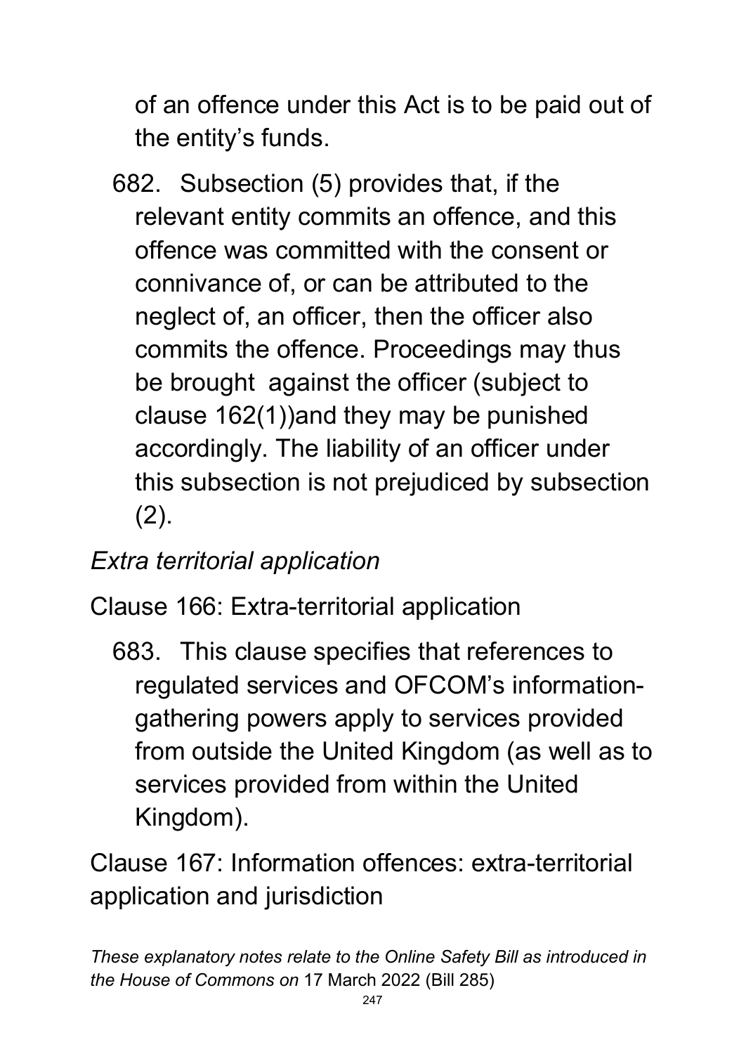of an offence under this Act is to be paid out of the entity's funds.

682. Subsection (5) provides that, if the relevant entity commits an offence, and this offence was committed with the consent or connivance of, or can be attributed to the neglect of, an officer, then the officer also commits the offence. Proceedings may thus be brought against the officer (subject to clause 162(1))and they may be punished accordingly. The liability of an officer under this subsection is not prejudiced by subsection (2).

*Extra territorial application*

Clause 166: Extra-territorial application

683. This clause specifies that references to regulated services and OFCOM's information-gathering powers apply to services provided from outside the United Kingdom (as well as to services provided from within the United Kingdom).

Clause 167: Information offences: extra-territorial application and jurisdiction

*These explanatory notes relate to the Online Safety Bill as introduced in the House of Commons on* 17 March 2022 (Bill 285)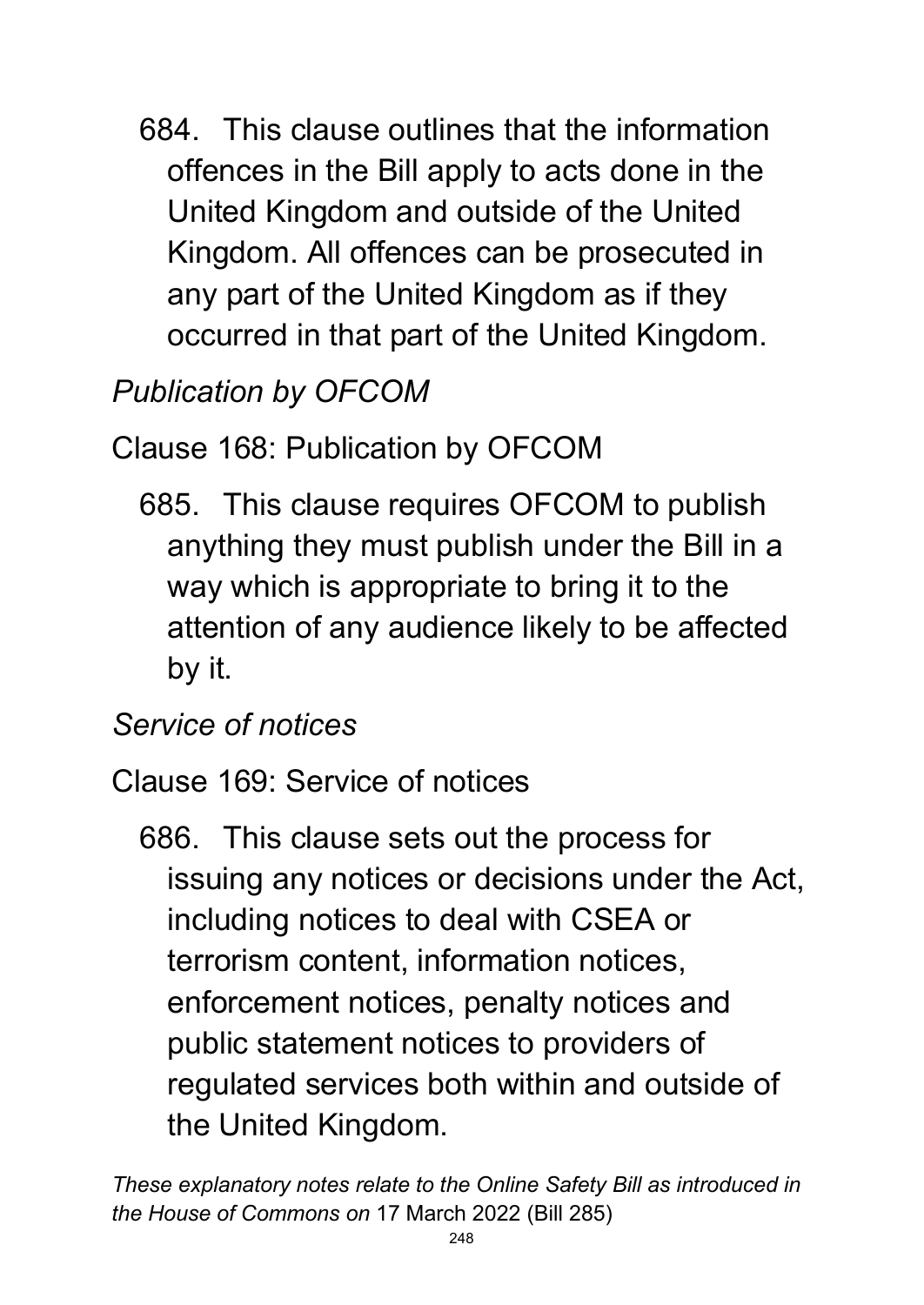684. This clause outlines that the information offences in the Bill apply to acts done in the United Kingdom and outside of the United Kingdom. All offences can be prosecuted in any part of the United Kingdom as if they occurred in that part of the United Kingdom.

*Publication by OFCOM*

Clause 168: Publication by OFCOM

685. This clause requires OFCOM to publish anything they must publish under the Bill in a way which is appropriate to bring it to the attention of any audience likely to be affected by it.

*Service of notices*

Clause 169: Service of notices

686. This clause sets out the process for issuing any notices or decisions under the Act, including notices to deal with CSEA or terrorism content, information notices, enforcement notices, penalty notices and public statement notices to providers of regulated services both within and outside of the United Kingdom.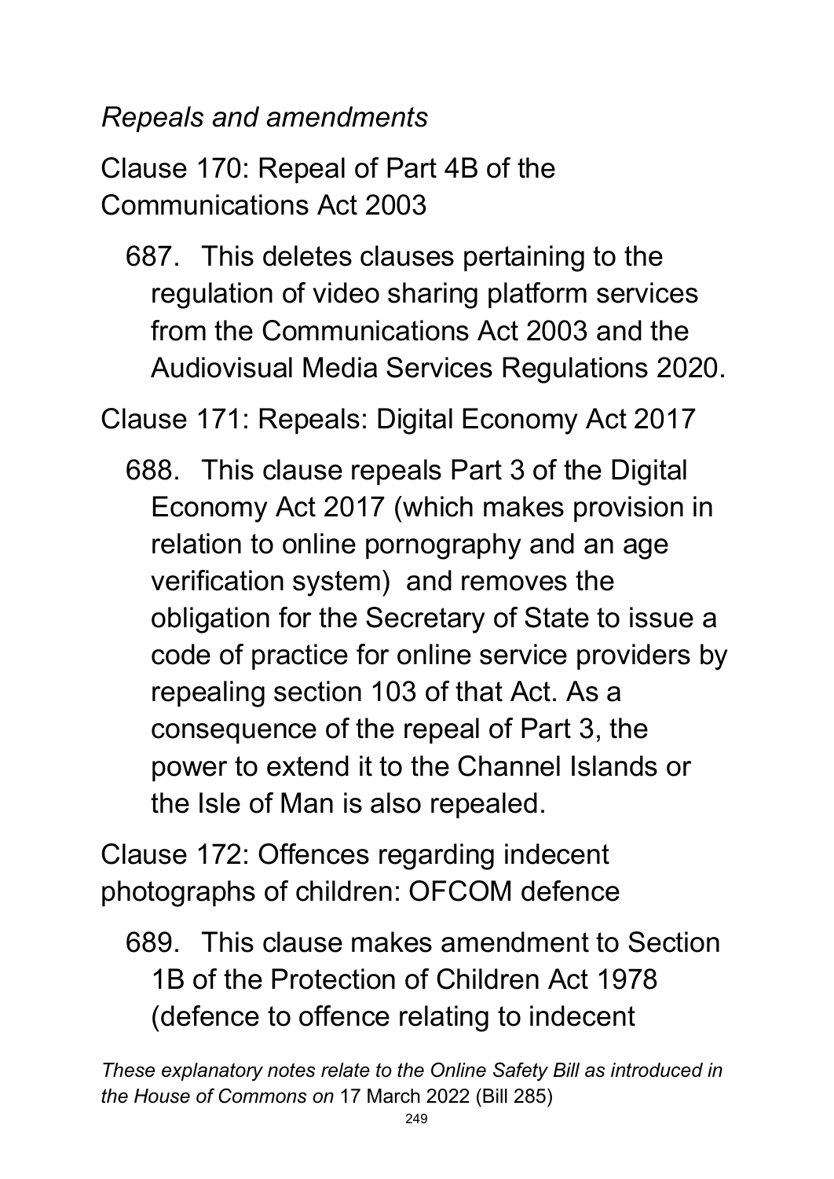*Repeals and amendments*

Clause 170: Repeal of Part 4B of the Communications Act 2003

687. This deletes clauses pertaining to the regulation of video sharing platform services from the Communications Act 2003 and the Audiovisual Media Services Regulations 2020.

Clause 171: Repeals: Digital Economy Act 2017

688. This clause repeals Part 3 of the Digital Economy Act 2017 (which makes provision in relation to online pornography and an age verification system) and removes the obligation for the Secretary of State to issue a code of practice for online service providers by repealing section 103 of that Act. As a consequence of the repeal of Part 3, the power to extend it to the Channel Islands or the Isle of Man is also repealed.

Clause 172: Offences regarding indecent photographs of children: OFCOM defence

689. This clause makes amendment to Section 1B of the Protection of Children Act 1978 (defence to offence relating to indecent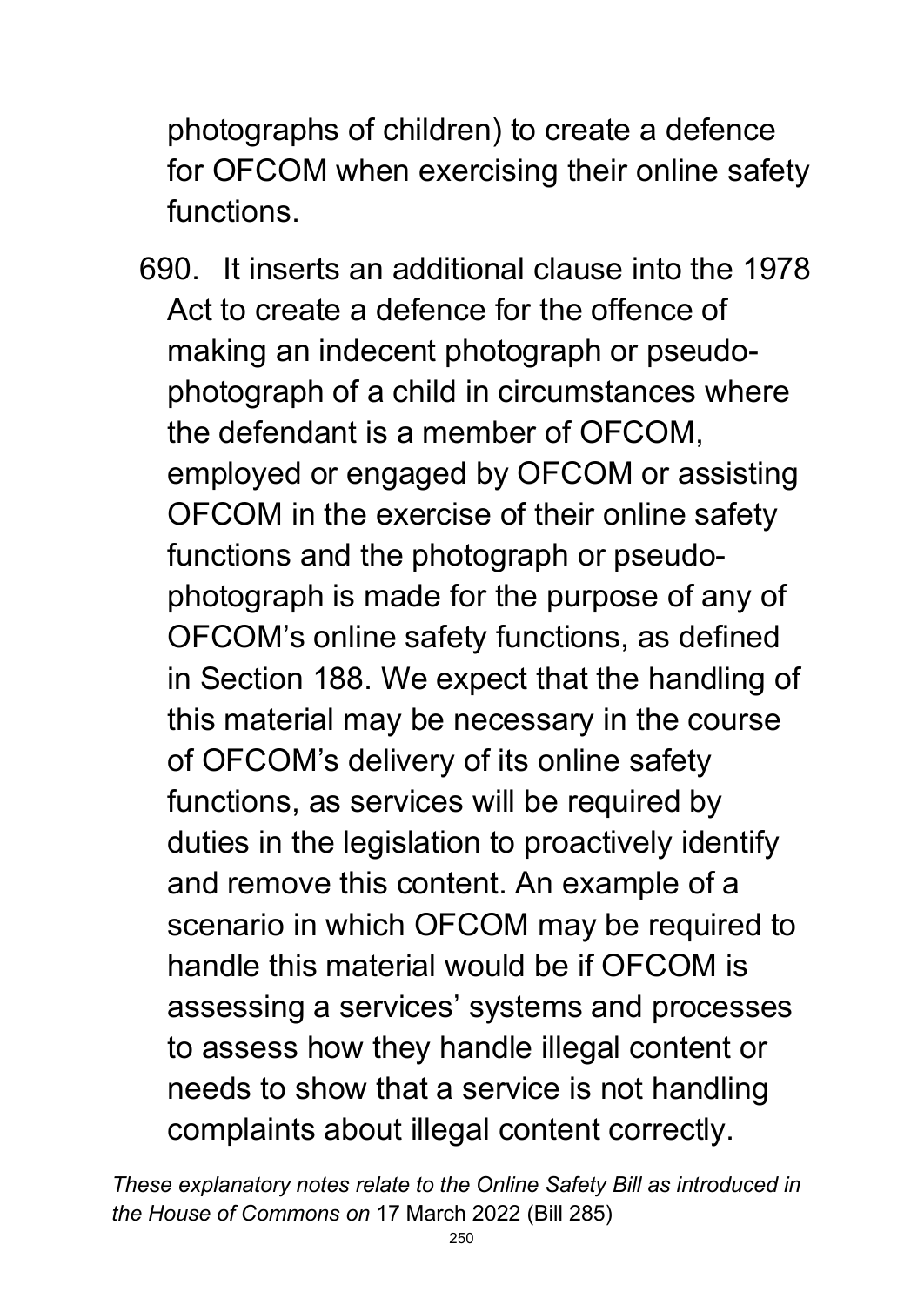photographs of children) to create a defence for OFCOM when exercising their online safety functions.

690. It inserts an additional clause into the 1978 Act to create a defence for the offence of making an indecent photograph or pseudo-photograph of a child in circumstances where the defendant is a member of OFCOM, employed or engaged by OFCOM or assisting OFCOM in the exercise of their online safety functions and the photograph or pseudo-photograph is made for the purpose of any of OFCOM's online safety functions, as defined in Section 188. We expect that the handling of this material may be necessary in the course of OFCOM's delivery of its online safety functions, as services will be required by duties in the legislation to proactively identify and remove this content. An example of a scenario in which OFCOM may be required to handle this material would be if OFCOM is assessing a services' systems and processes to assess how they handle illegal content or needs to show that a service is not handling complaints about illegal content correctly.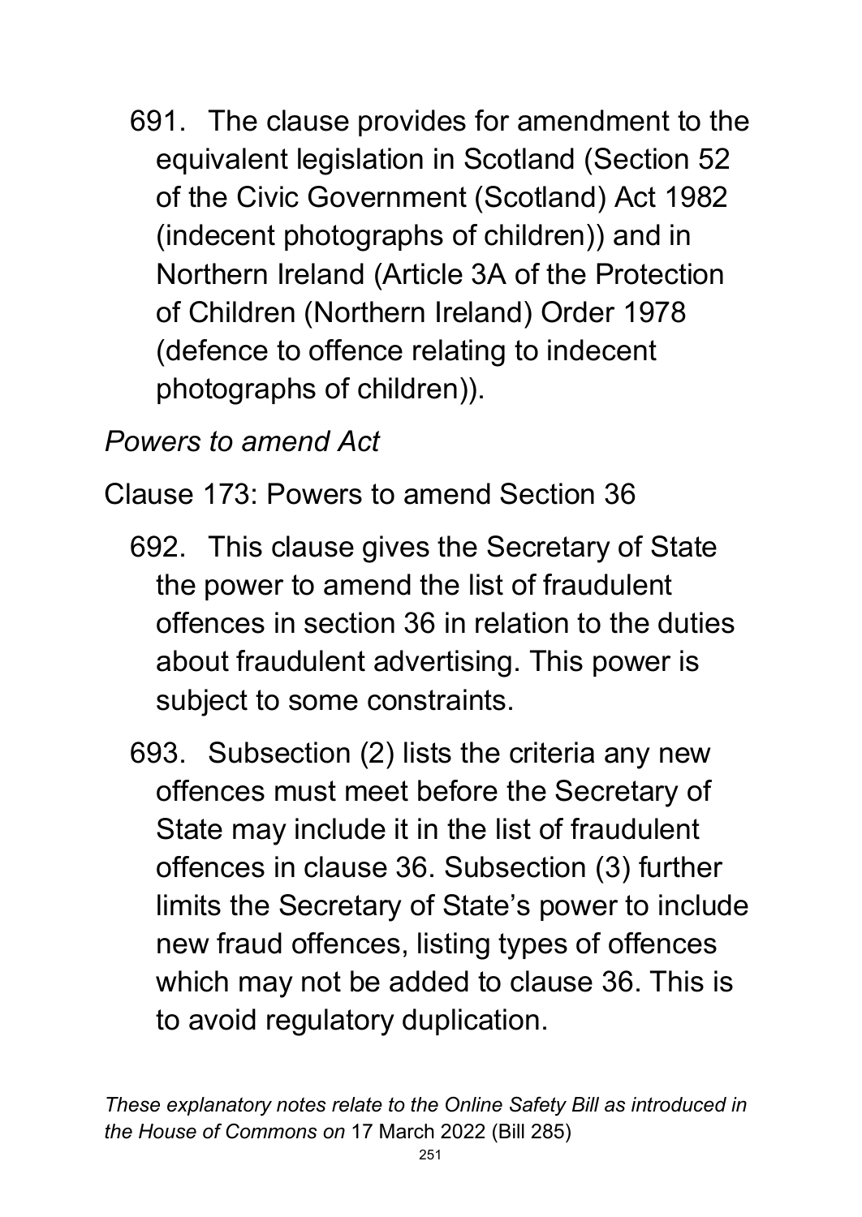691. The clause provides for amendment to the equivalent legislation in Scotland (Section 52 of the Civic Government (Scotland) Act 1982 (indecent photographs of children)) and in Northern Ireland (Article 3A of the Protection of Children (Northern Ireland) Order 1978 (defence to offence relating to indecent photographs of children)).

*Powers to amend Act*

Clause 173: Powers to amend Section 36

692. This clause gives the Secretary of State the power to amend the list of fraudulent offences in section 36 in relation to the duties about fraudulent advertising. This power is subject to some constraints.

693. Subsection (2) lists the criteria any new offences must meet before the Secretary of State may include it in the list of fraudulent offences in clause 36. Subsection (3) further limits the Secretary of State's power to include new fraud offences, listing types of offences which may not be added to clause 36. This is to avoid regulatory duplication.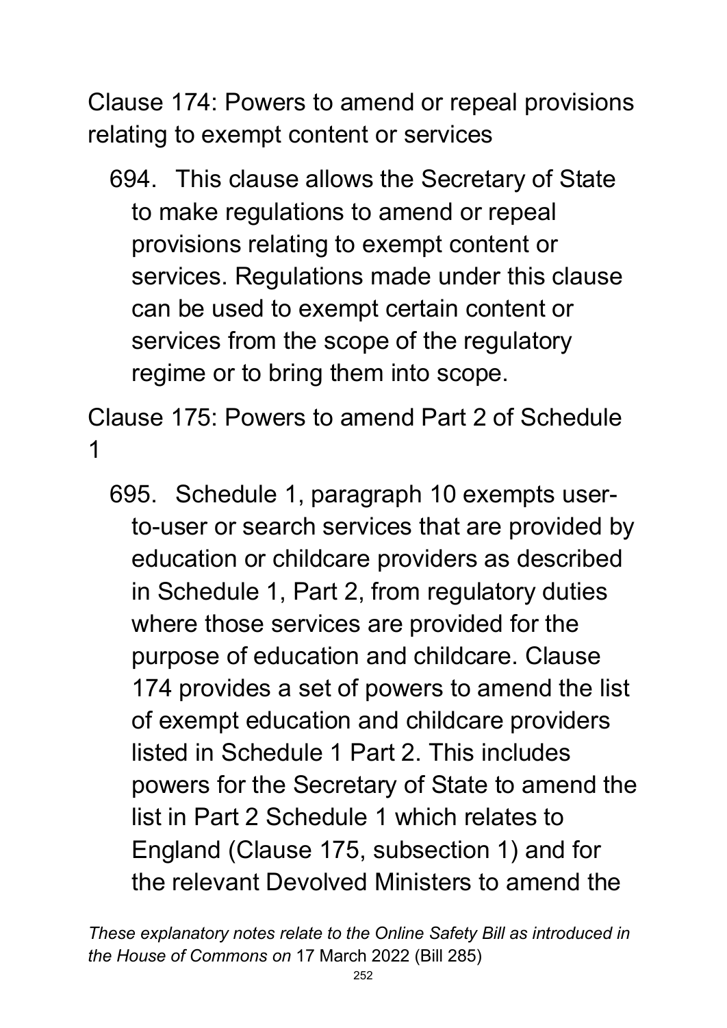## Clause 174: Powers to amend or repeal provisions relating to exempt content or services

694. This clause allows the Secretary of State to make regulations to amend or repeal provisions relating to exempt content or services. Regulations made under this clause can be used to exempt certain content or services from the scope of the regulatory regime or to bring them into scope.

## Clause 175: Powers to amend Part 2 of Schedule 1

695. Schedule 1, paragraph 10 exempts user-to-user or search services that are provided by education or childcare providers as described in Schedule 1, Part 2, from regulatory duties where those services are provided for the purpose of education and childcare. Clause 174 provides a set of powers to amend the list of exempt education and childcare providers listed in Schedule 1 Part 2. This includes powers for the Secretary of State to amend the list in Part 2 Schedule 1 which relates to England (Clause 175, subsection 1) and for the relevant Devolved Ministers to amend the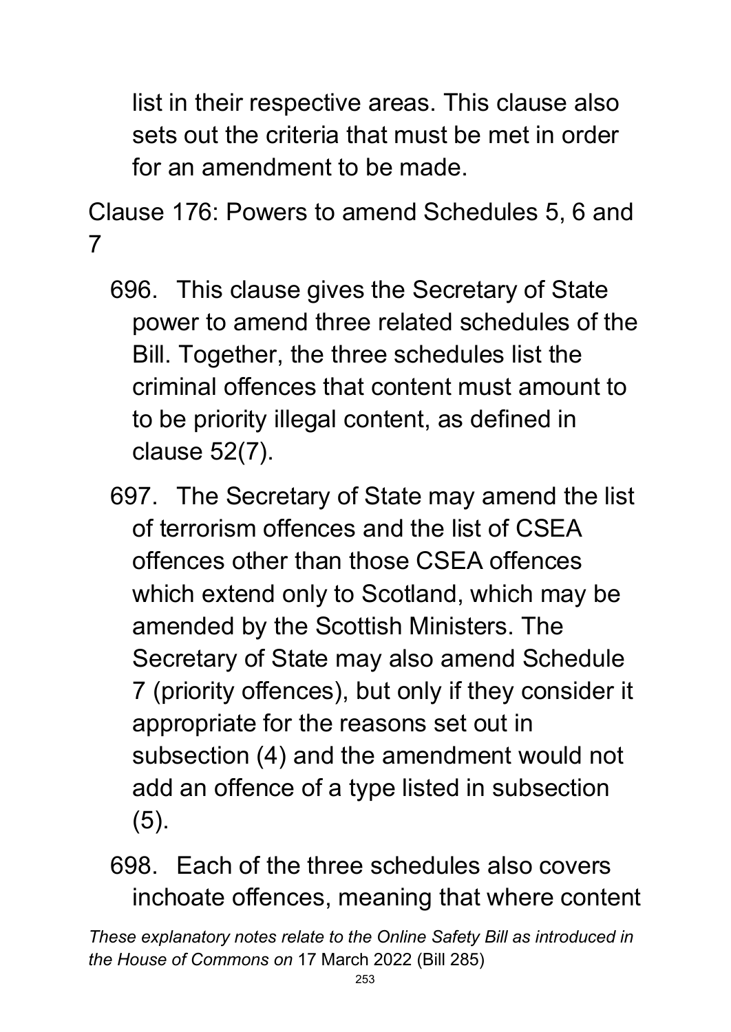list in their respective areas. This clause also sets out the criteria that must be met in order for an amendment to be made.

Clause 176: Powers to amend Schedules 5, 6 and 7

696. This clause gives the Secretary of State power to amend three related schedules of the Bill. Together, the three schedules list the criminal offences that content must amount to to be priority illegal content, as defined in clause 52(7).

697. The Secretary of State may amend the list of terrorism offences and the list of CSEA offences other than those CSEA offences which extend only to Scotland, which may be amended by the Scottish Ministers. The Secretary of State may also amend Schedule 7 (priority offences), but only if they consider it appropriate for the reasons set out in subsection (4) and the amendment would not add an offence of a type listed in subsection (5).

698. Each of the three schedules also covers inchoate offences, meaning that where content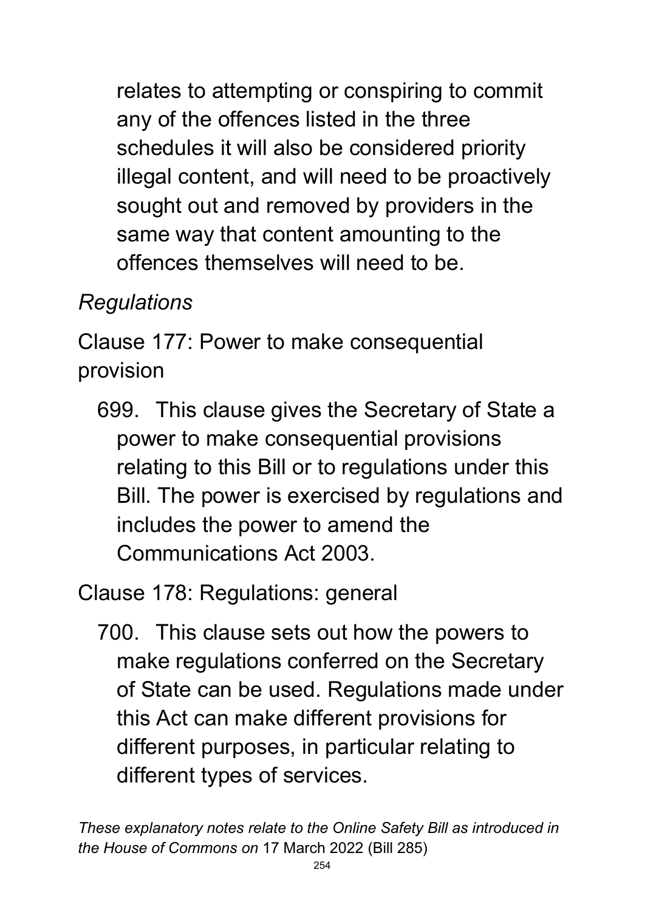relates to attempting or conspiring to commit any of the offences listed in the three schedules it will also be considered priority illegal content, and will need to be proactively sought out and removed by providers in the same way that content amounting to the offences themselves will need to be.

*Regulations*

Clause 177: Power to make consequential provision

699. This clause gives the Secretary of State a power to make consequential provisions relating to this Bill or to regulations under this Bill. The power is exercised by regulations and includes the power to amend the Communications Act 2003.

Clause 178: Regulations: general

700. This clause sets out how the powers to make regulations conferred on the Secretary of State can be used. Regulations made under this Act can make different provisions for different purposes, in particular relating to different types of services.

*These explanatory notes relate to the Online Safety Bill as introduced in the House of Commons on* 17 March 2022 (Bill 285)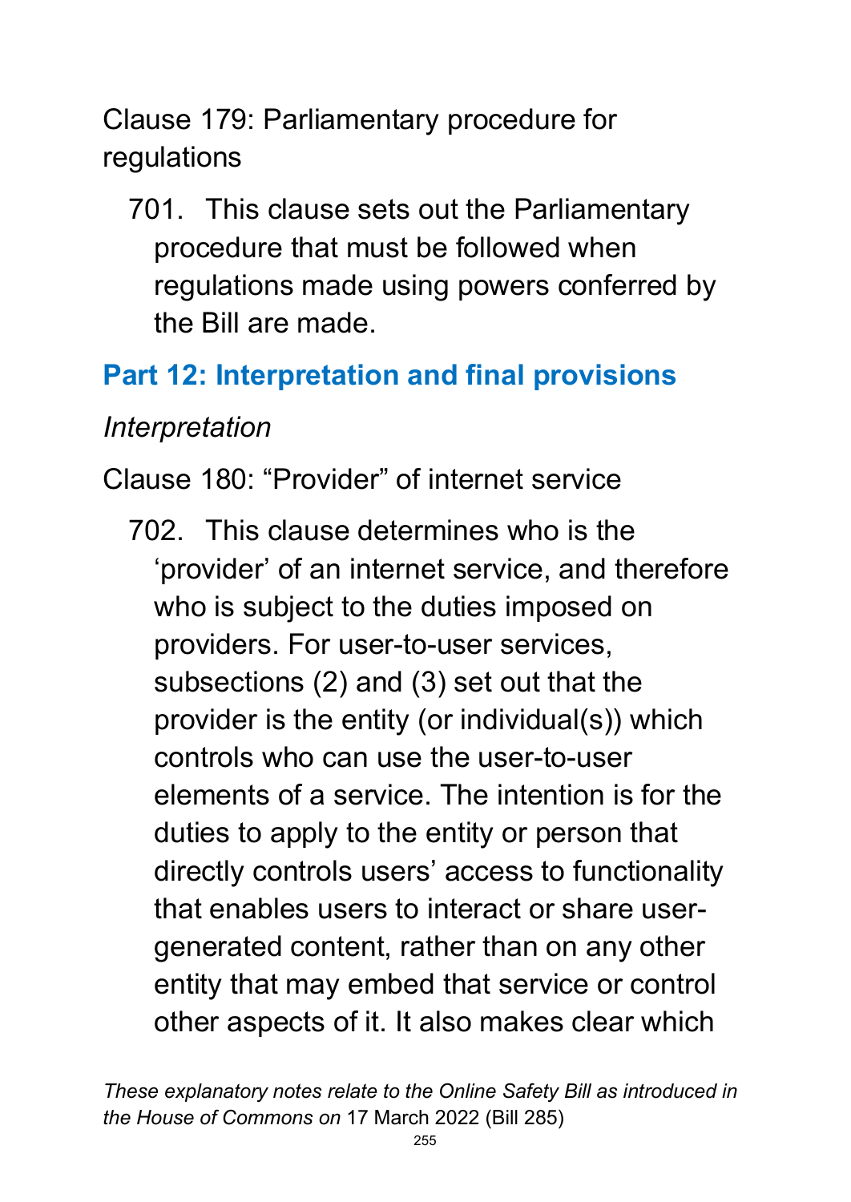Clause 179: Parliamentary procedure for regulations

701. This clause sets out the Parliamentary procedure that must be followed when regulations made using powers conferred by the Bill are made.

## Part 12: Interpretation and final provisions

*Interpretation*

Clause 180: "Provider" of internet service

702. This clause determines who is the 'provider' of an internet service, and therefore who is subject to the duties imposed on providers. For user-to-user services, subsections (2) and (3) set out that the provider is the entity (or individual(s)) which controls who can use the user-to-user elements of a service. The intention is for the duties to apply to the entity or person that directly controls users' access to functionality that enables users to interact or share user-generated content, rather than on any other entity that may embed that service or control other aspects of it. It also makes clear which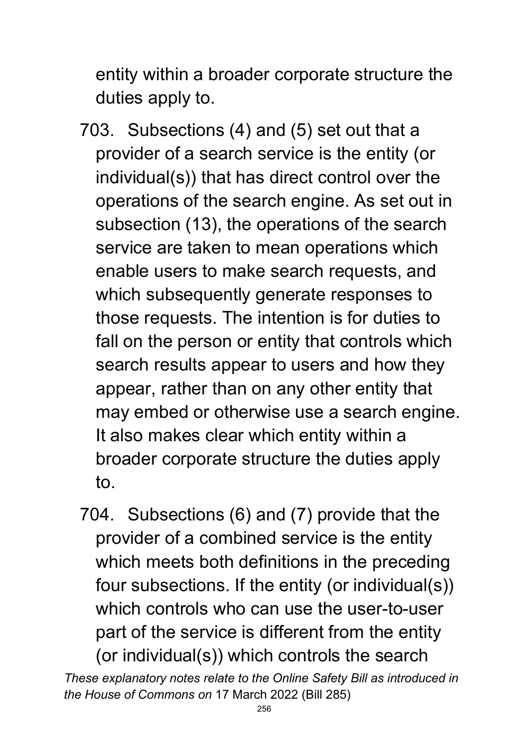entity within a broader corporate structure the duties apply to.

703. Subsections (4) and (5) set out that a provider of a search service is the entity (or individual(s)) that has direct control over the operations of the search engine. As set out in subsection (13), the operations of the search service are taken to mean operations which enable users to make search requests, and which subsequently generate responses to those requests. The intention is for duties to fall on the person or entity that controls which search results appear to users and how they appear, rather than on any other entity that may embed or otherwise use a search engine. It also makes clear which entity within a broader corporate structure the duties apply to.

704. Subsections (6) and (7) provide that the provider of a combined service is the entity which meets both definitions in the preceding four subsections. If the entity (or individual(s)) which controls who can use the user-to-user part of the service is different from the entity (or individual(s)) which controls the search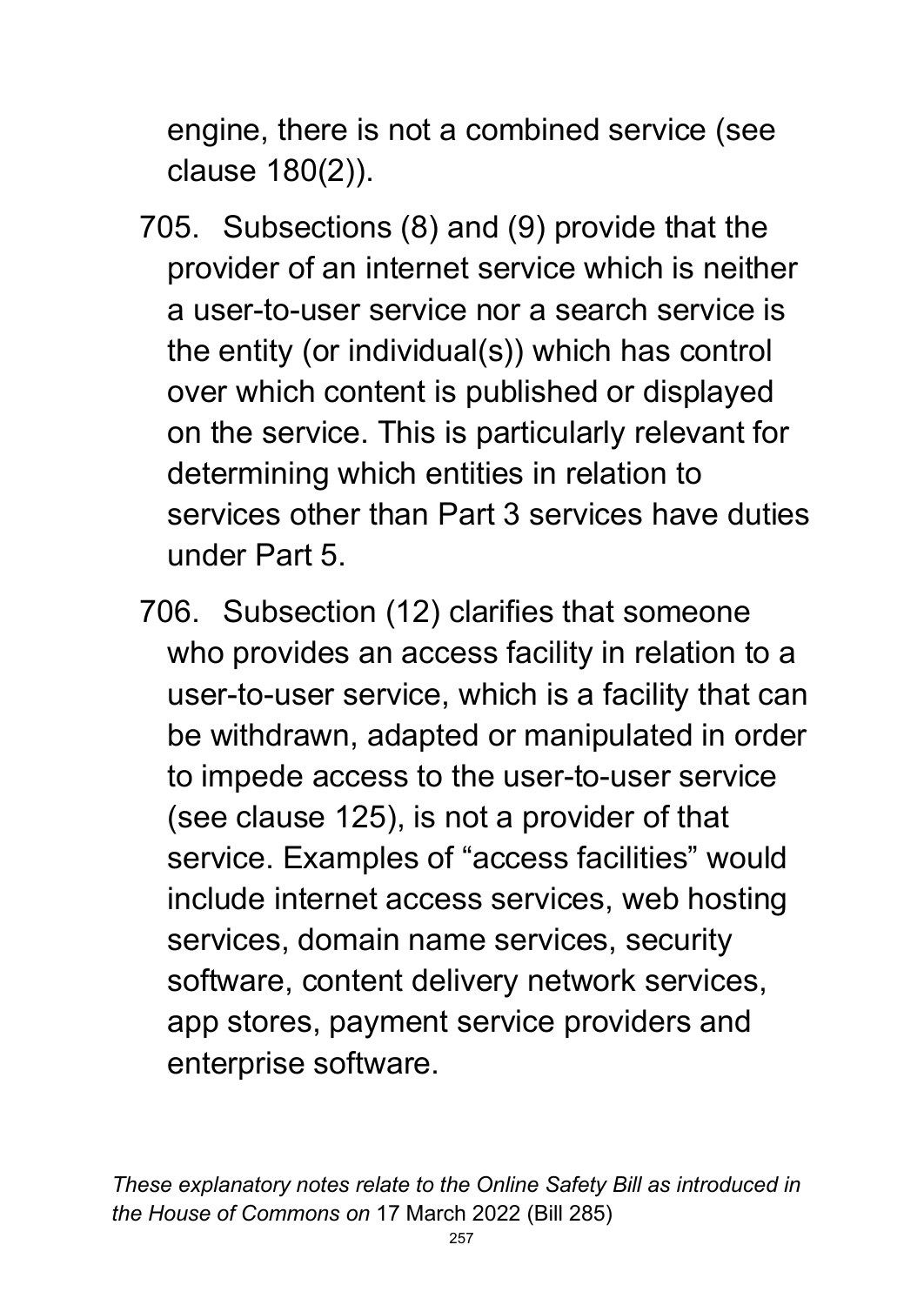engine, there is not a combined service (see clause 180(2)).

705. Subsections (8) and (9) provide that the provider of an internet service which is neither a user-to-user service nor a search service is the entity (or individual(s)) which has control over which content is published or displayed on the service. This is particularly relevant for determining which entities in relation to services other than Part 3 services have duties under Part 5.

706. Subsection (12) clarifies that someone who provides an access facility in relation to a user-to-user service, which is a facility that can be withdrawn, adapted or manipulated in order to impede access to the user-to-user service (see clause 125), is not a provider of that service. Examples of "access facilities" would include internet access services, web hosting services, domain name services, security software, content delivery network services, app stores, payment service providers and enterprise software.

*These explanatory notes relate to the Online Safety Bill as introduced in the House of Commons on* 17 March 2022 (Bill 285)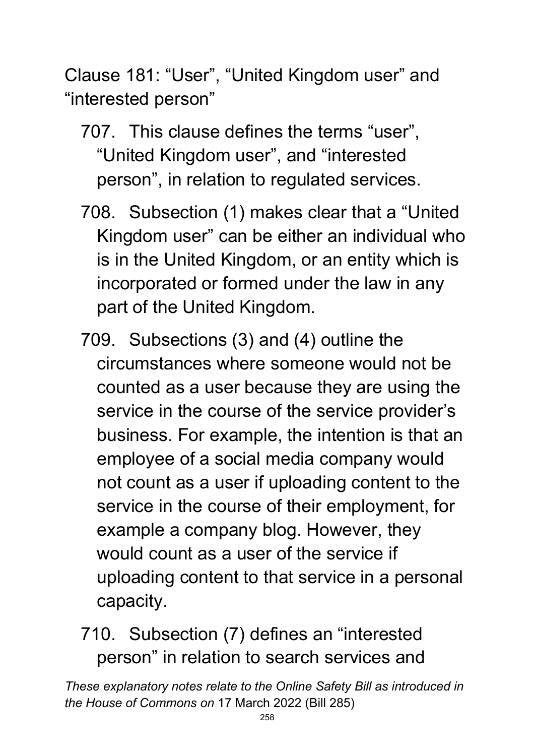Clause 181: "User", "United Kingdom user" and "interested person"

707. This clause defines the terms "user", "United Kingdom user", and "interested person", in relation to regulated services.

708. Subsection (1) makes clear that a "United Kingdom user" can be either an individual who is in the United Kingdom, or an entity which is incorporated or formed under the law in any part of the United Kingdom.

709. Subsections (3) and (4) outline the circumstances where someone would not be counted as a user because they are using the service in the course of the service provider's business. For example, the intention is that an employee of a social media company would not count as a user if uploading content to the service in the course of their employment, for example a company blog. However, they would count as a user of the service if uploading content to that service in a personal capacity.

710. Subsection (7) defines an "interested person" in relation to search services and

*These explanatory notes relate to the Online Safety Bill as introduced in the House of Commons on* 17 March 2022 (Bill 285)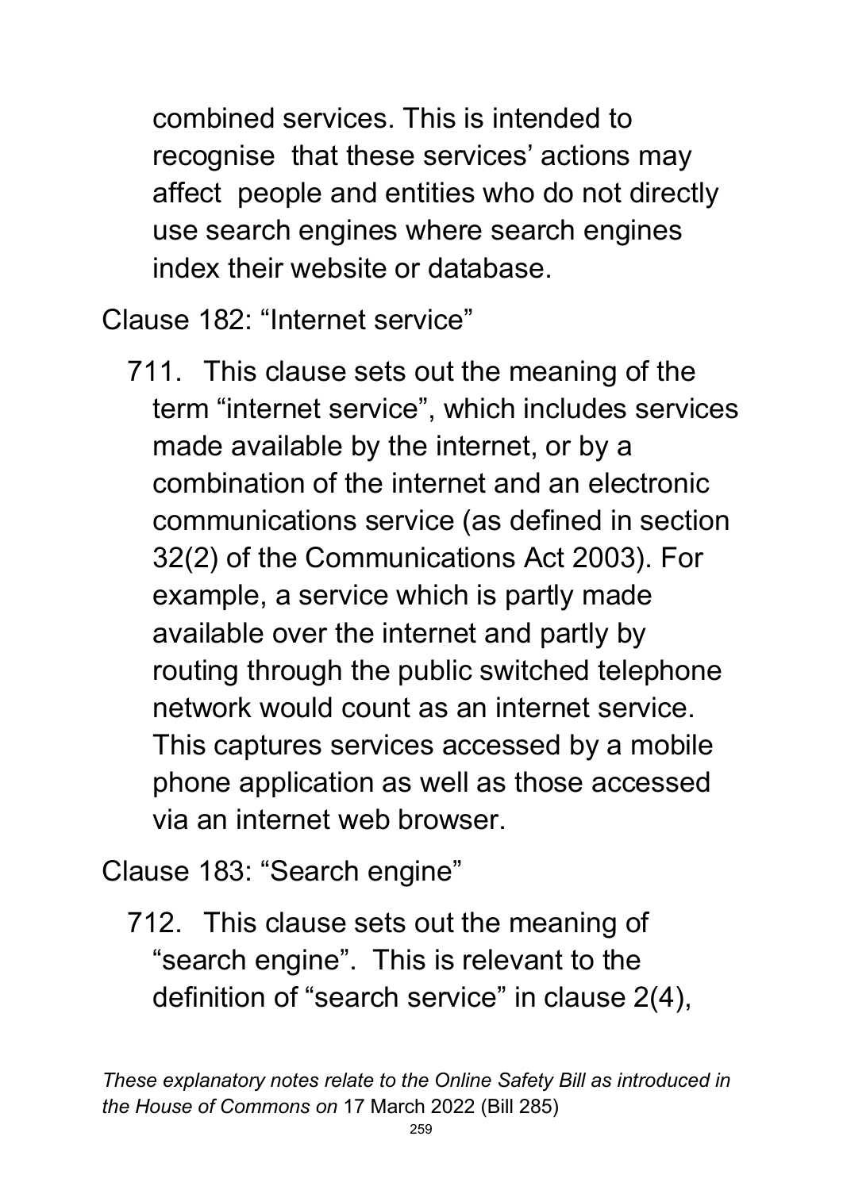combined services. This is intended to recognise that these services' actions may affect people and entities who do not directly use search engines where search engines index their website or database.

Clause 182: "Internet service"

711. This clause sets out the meaning of the term "internet service", which includes services made available by the internet, or by a combination of the internet and an electronic communications service (as defined in section 32(2) of the Communications Act 2003). For example, a service which is partly made available over the internet and partly by routing through the public switched telephone network would count as an internet service. This captures services accessed by a mobile phone application as well as those accessed via an internet web browser.

Clause 183: "Search engine"

712. This clause sets out the meaning of "search engine". This is relevant to the definition of "search service" in clause 2(4),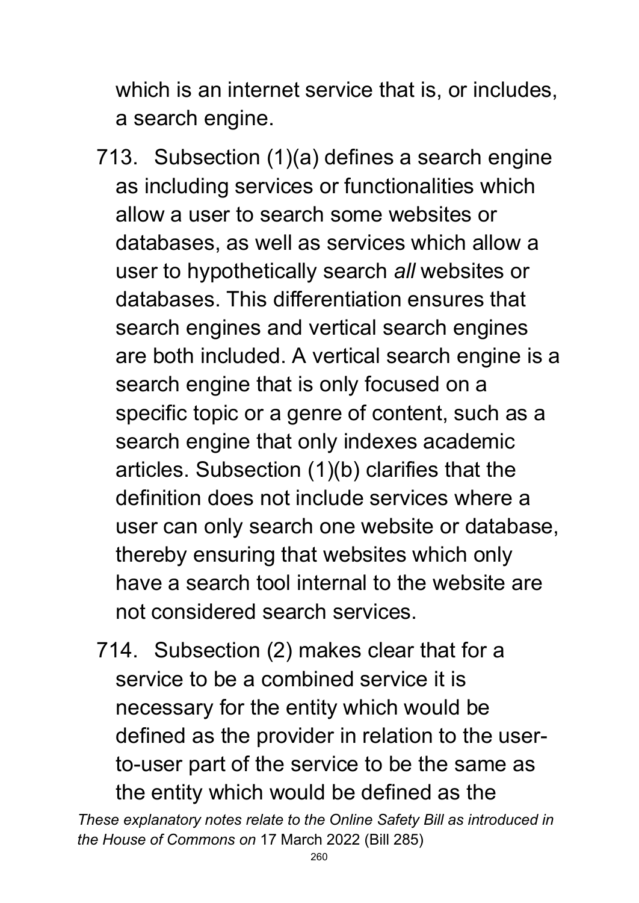which is an internet service that is, or includes, a search engine.

713. Subsection (1)(a) defines a search engine as including services or functionalities which allow a user to search some websites or databases, as well as services which allow a user to hypothetically search *all* websites or databases. This differentiation ensures that search engines and vertical search engines are both included. A vertical search engine is a search engine that is only focused on a specific topic or a genre of content, such as a search engine that only indexes academic articles. Subsection (1)(b) clarifies that the definition does not include services where a user can only search one website or database, thereby ensuring that websites which only have a search tool internal to the website are not considered search services.

714. Subsection (2) makes clear that for a service to be a combined service it is necessary for the entity which would be defined as the provider in relation to the user-to-user part of the service to be the same as the entity which would be defined as the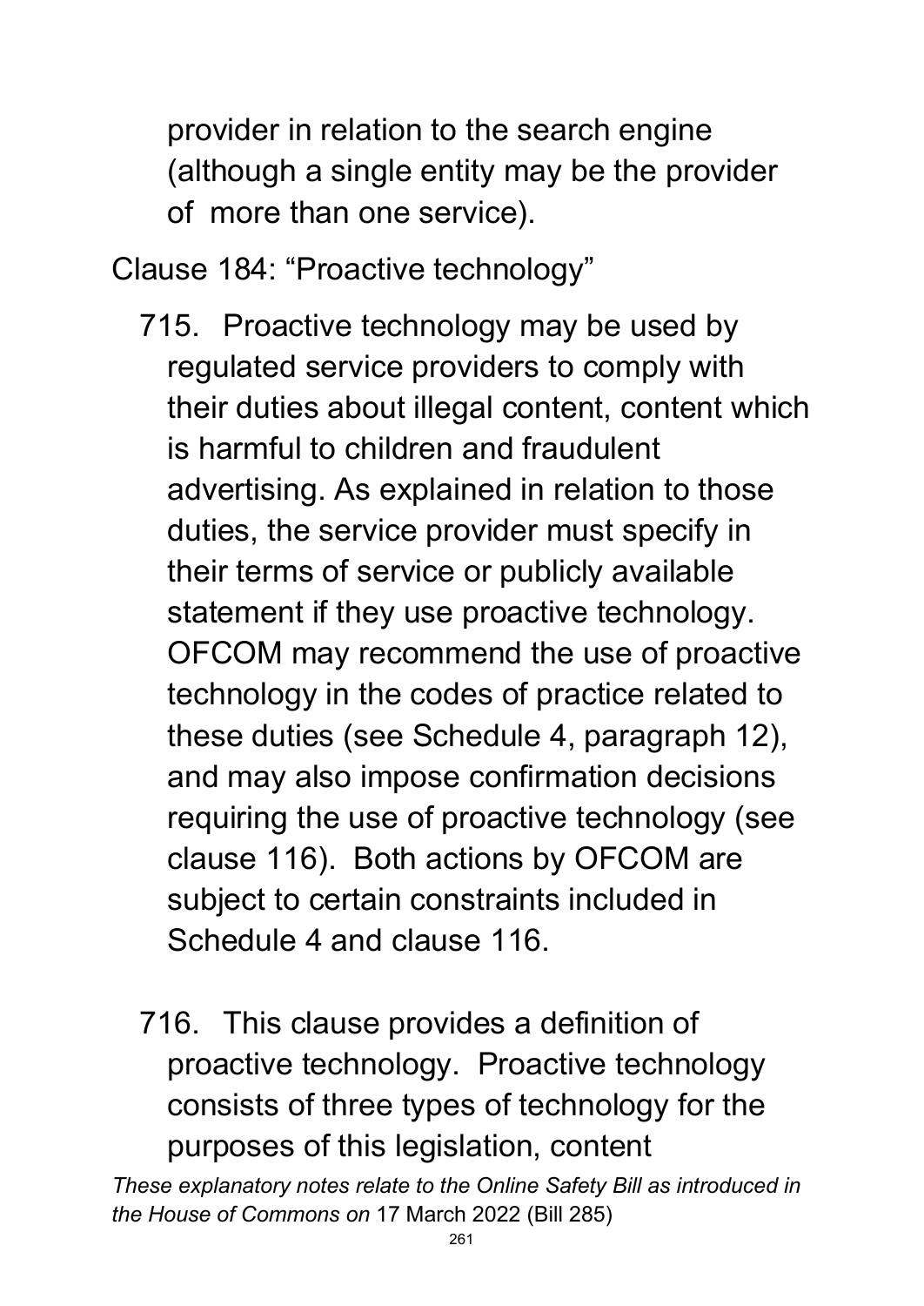provider in relation to the search engine (although a single entity may be the provider of more than one service).

Clause 184: "Proactive technology"

715. Proactive technology may be used by regulated service providers to comply with their duties about illegal content, content which is harmful to children and fraudulent advertising. As explained in relation to those duties, the service provider must specify in their terms of service or publicly available statement if they use proactive technology. OFCOM may recommend the use of proactive technology in the codes of practice related to these duties (see Schedule 4, paragraph 12), and may also impose confirmation decisions requiring the use of proactive technology (see clause 116). Both actions by OFCOM are subject to certain constraints included in Schedule 4 and clause 116.

716. This clause provides a definition of proactive technology. Proactive technology consists of three types of technology for the purposes of this legislation, content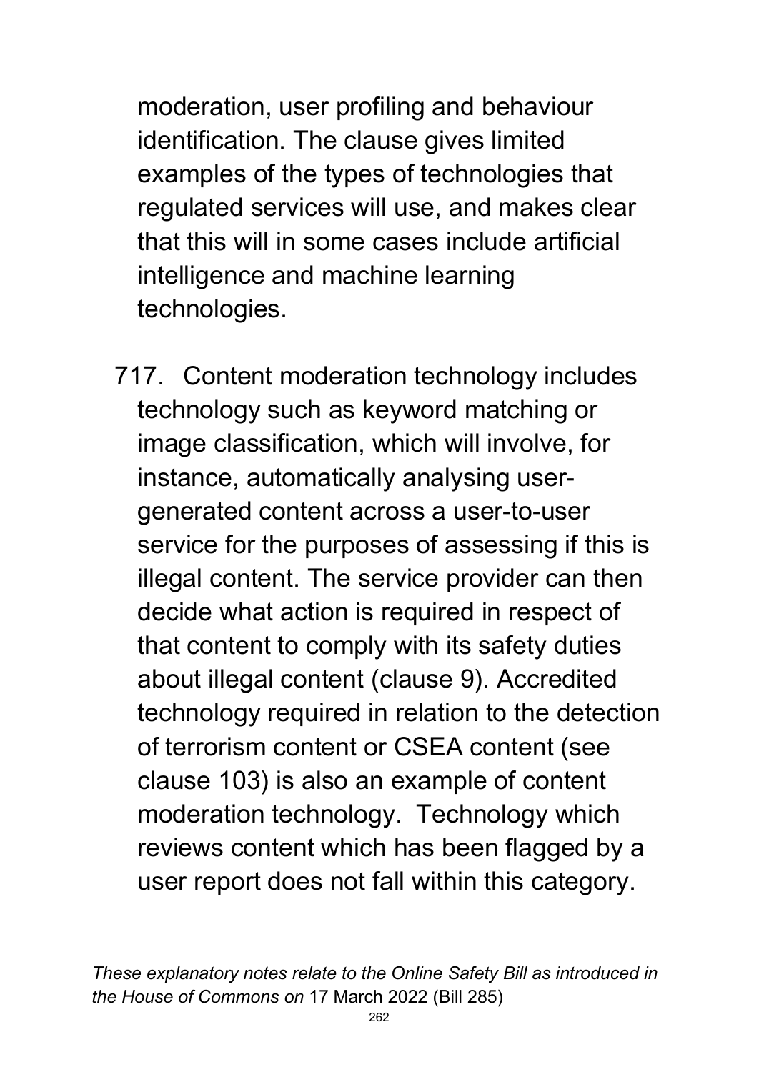moderation, user profiling and behaviour identification. The clause gives limited examples of the types of technologies that regulated services will use, and makes clear that this will in some cases include artificial intelligence and machine learning technologies.

717. Content moderation technology includes technology such as keyword matching or image classification, which will involve, for instance, automatically analysing user-generated content across a user-to-user service for the purposes of assessing if this is illegal content. The service provider can then decide what action is required in respect of that content to comply with its safety duties about illegal content (clause 9). Accredited technology required in relation to the detection of terrorism content or CSEA content (see clause 103) is also an example of content moderation technology. Technology which reviews content which has been flagged by a user report does not fall within this category.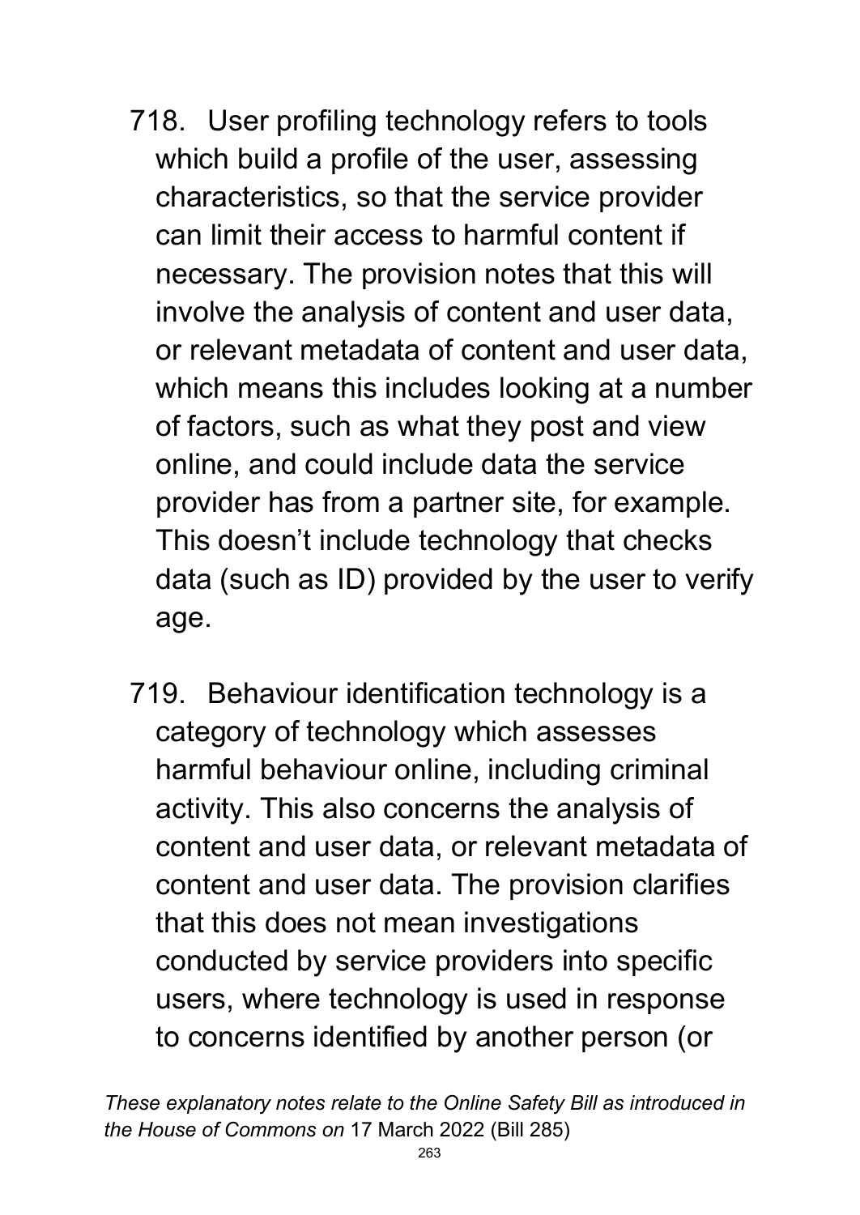718. User profiling technology refers to tools which build a profile of the user, assessing characteristics, so that the service provider can limit their access to harmful content if necessary. The provision notes that this will involve the analysis of content and user data, or relevant metadata of content and user data, which means this includes looking at a number of factors, such as what they post and view online, and could include data the service provider has from a partner site, for example. This doesn't include technology that checks data (such as ID) provided by the user to verify age.

719. Behaviour identification technology is a category of technology which assesses harmful behaviour online, including criminal activity. This also concerns the analysis of content and user data, or relevant metadata of content and user data. The provision clarifies that this does not mean investigations conducted by service providers into specific users, where technology is used in response to concerns identified by another person (or

*These explanatory notes relate to the Online Safety Bill as introduced in the House of Commons on* 17 March 2022 (Bill 285)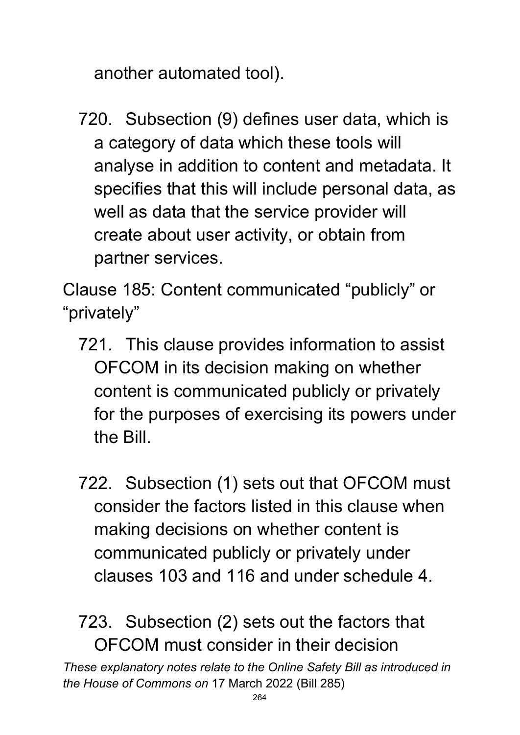another automated tool).

720. Subsection (9) defines user data, which is a category of data which these tools will analyse in addition to content and metadata. It specifies that this will include personal data, as well as data that the service provider will create about user activity, or obtain from partner services.

Clause 185: Content communicated "publicly" or "privately"

721. This clause provides information to assist OFCOM in its decision making on whether content is communicated publicly or privately for the purposes of exercising its powers under the Bill.

722. Subsection (1) sets out that OFCOM must consider the factors listed in this clause when making decisions on whether content is communicated publicly or privately under clauses 103 and 116 and under schedule 4.

723. Subsection (2) sets out the factors that OFCOM must consider in their decision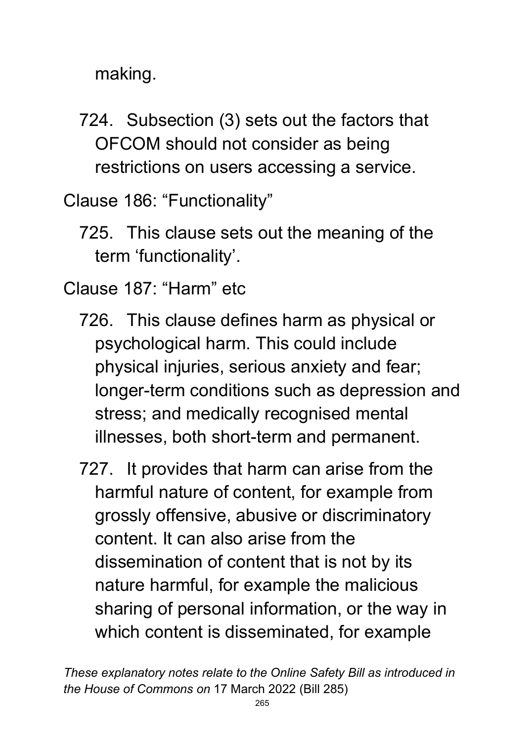making.

724. Subsection (3) sets out the factors that OFCOM should not consider as being restrictions on users accessing a service.

Clause 186: "Functionality"

725. This clause sets out the meaning of the term 'functionality'.

Clause 187: "Harm" etc

726. This clause defines harm as physical or psychological harm. This could include physical injuries, serious anxiety and fear; longer-term conditions such as depression and stress; and medically recognised mental illnesses, both short-term and permanent.

727. It provides that harm can arise from the harmful nature of content, for example from grossly offensive, abusive or discriminatory content. It can also arise from the dissemination of content that is not by its nature harmful, for example the malicious sharing of personal information, or the way in which content is disseminated, for example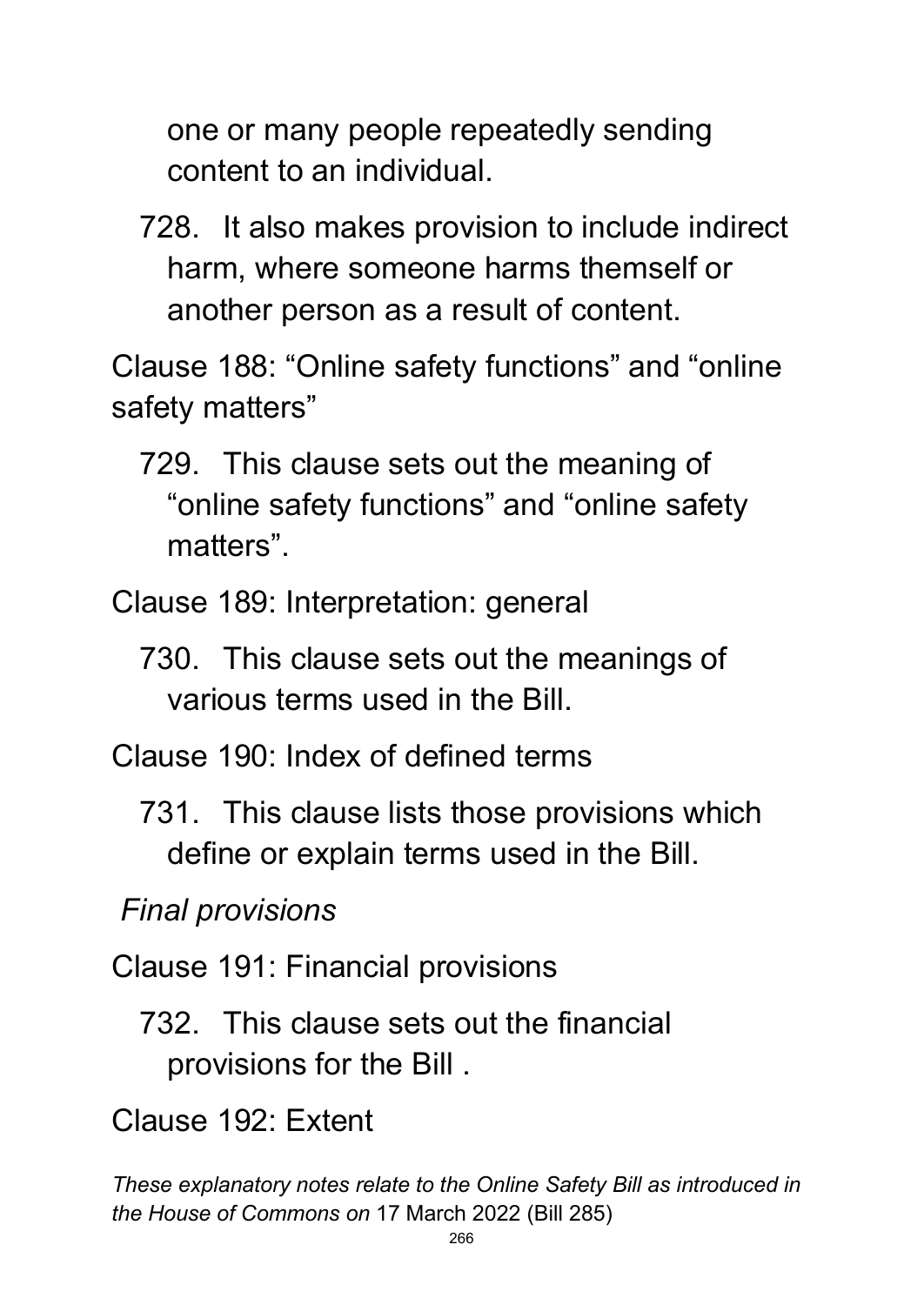one or many people repeatedly sending content to an individual.

728. It also makes provision to include indirect harm, where someone harms themself or another person as a result of content.

Clause 188: "Online safety functions" and "online safety matters"

729. This clause sets out the meaning of "online safety functions" and "online safety matters".

Clause 189: Interpretation: general

730. This clause sets out the meanings of various terms used in the Bill.

Clause 190: Index of defined terms

731. This clause lists those provisions which define or explain terms used in the Bill.

*Final provisions*

Clause 191: Financial provisions

732. This clause sets out the financial provisions for the Bill .

Clause 192: Extent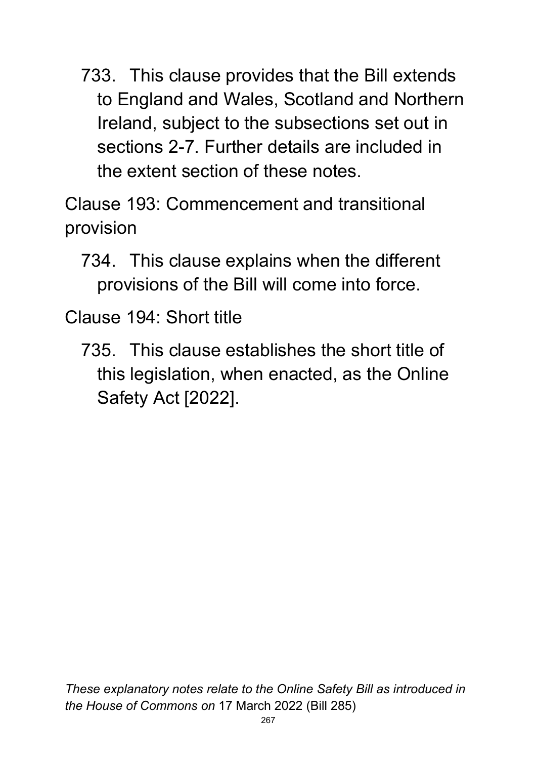733. This clause provides that the Bill extends to England and Wales, Scotland and Northern Ireland, subject to the subsections set out in sections 2-7. Further details are included in the extent section of these notes.

Clause 193: Commencement and transitional provision

734. This clause explains when the different provisions of the Bill will come into force.

Clause 194: Short title

735. This clause establishes the short title of this legislation, when enacted, as the Online Safety Act [2022].

*These explanatory notes relate to the Online Safety Bill as introduced in the House of Commons on* 17 March 2022 (Bill 285)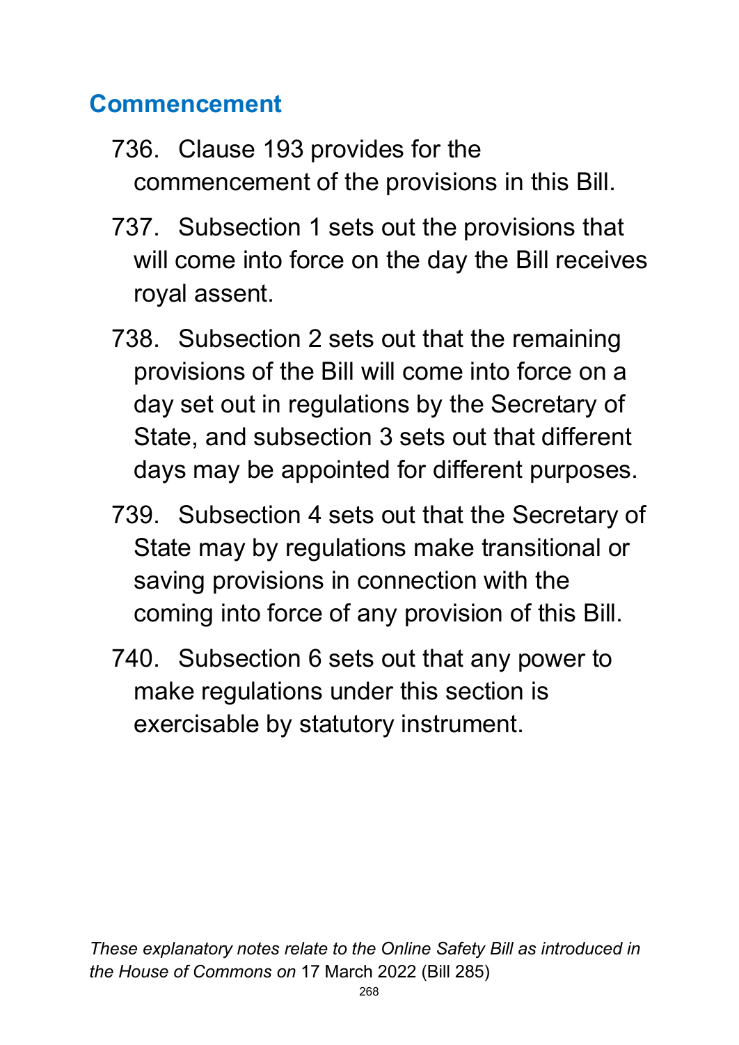## Commencement

736. Clause 193 provides for the commencement of the provisions in this Bill.

737. Subsection 1 sets out the provisions that will come into force on the day the Bill receives royal assent.

738. Subsection 2 sets out that the remaining provisions of the Bill will come into force on a day set out in regulations by the Secretary of State, and subsection 3 sets out that different days may be appointed for different purposes.

739. Subsection 4 sets out that the Secretary of State may by regulations make transitional or saving provisions in connection with the coming into force of any provision of this Bill.

740. Subsection 6 sets out that any power to make regulations under this section is exercisable by statutory instrument.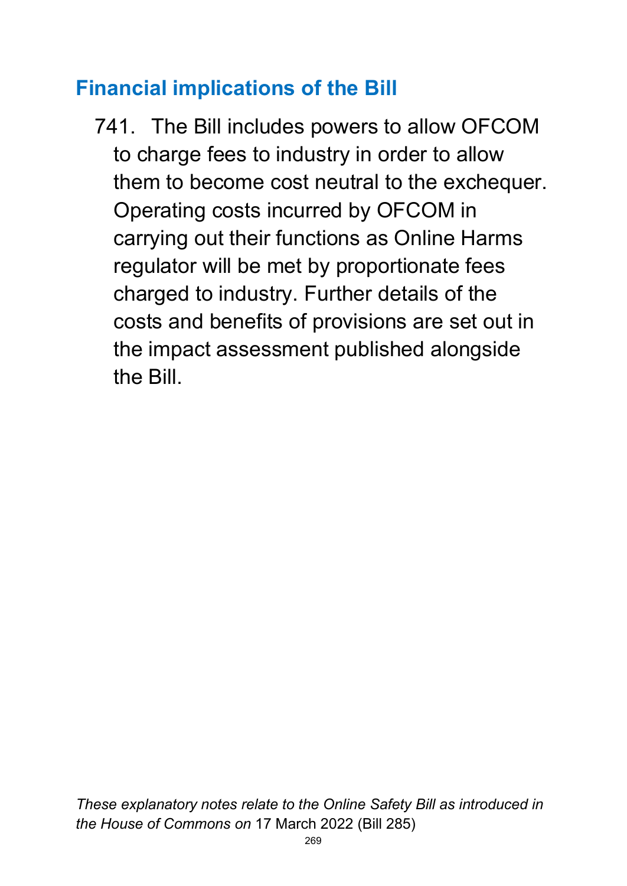## Financial implications of the Bill

741. The Bill includes powers to allow OFCOM to charge fees to industry in order to allow them to become cost neutral to the exchequer. Operating costs incurred by OFCOM in carrying out their functions as Online Harms regulator will be met by proportionate fees charged to industry. Further details of the costs and benefits of provisions are set out in the impact assessment published alongside the Bill.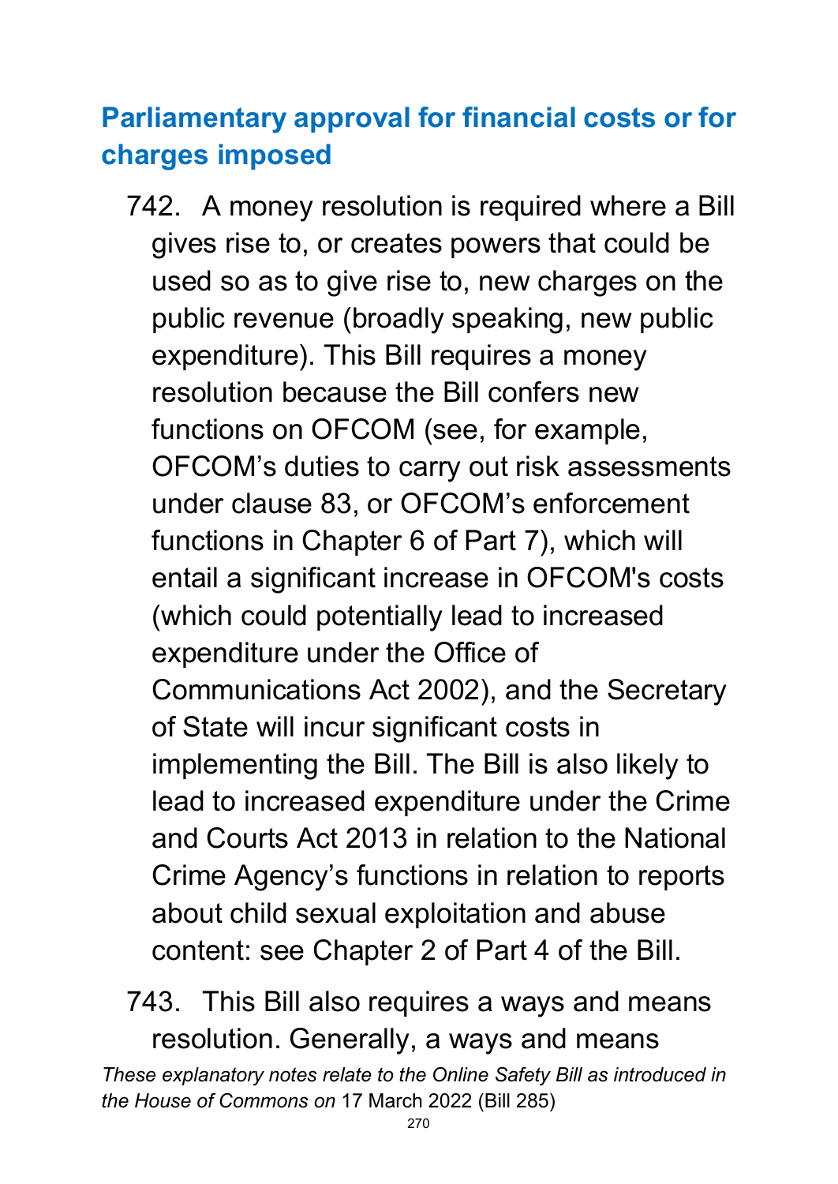## Parliamentary approval for financial costs or for charges imposed

742. A money resolution is required where a Bill gives rise to, or creates powers that could be used so as to give rise to, new charges on the public revenue (broadly speaking, new public expenditure). This Bill requires a money resolution because the Bill confers new functions on OFCOM (see, for example, OFCOM's duties to carry out risk assessments under clause 83, or OFCOM's enforcement functions in Chapter 6 of Part 7), which will entail a significant increase in OFCOM's costs (which could potentially lead to increased expenditure under the Office of Communications Act 2002), and the Secretary of State will incur significant costs in implementing the Bill. The Bill is also likely to lead to increased expenditure under the Crime and Courts Act 2013 in relation to the National Crime Agency's functions in relation to reports about child sexual exploitation and abuse content: see Chapter 2 of Part 4 of the Bill.

743. This Bill also requires a ways and means resolution. Generally, a ways and means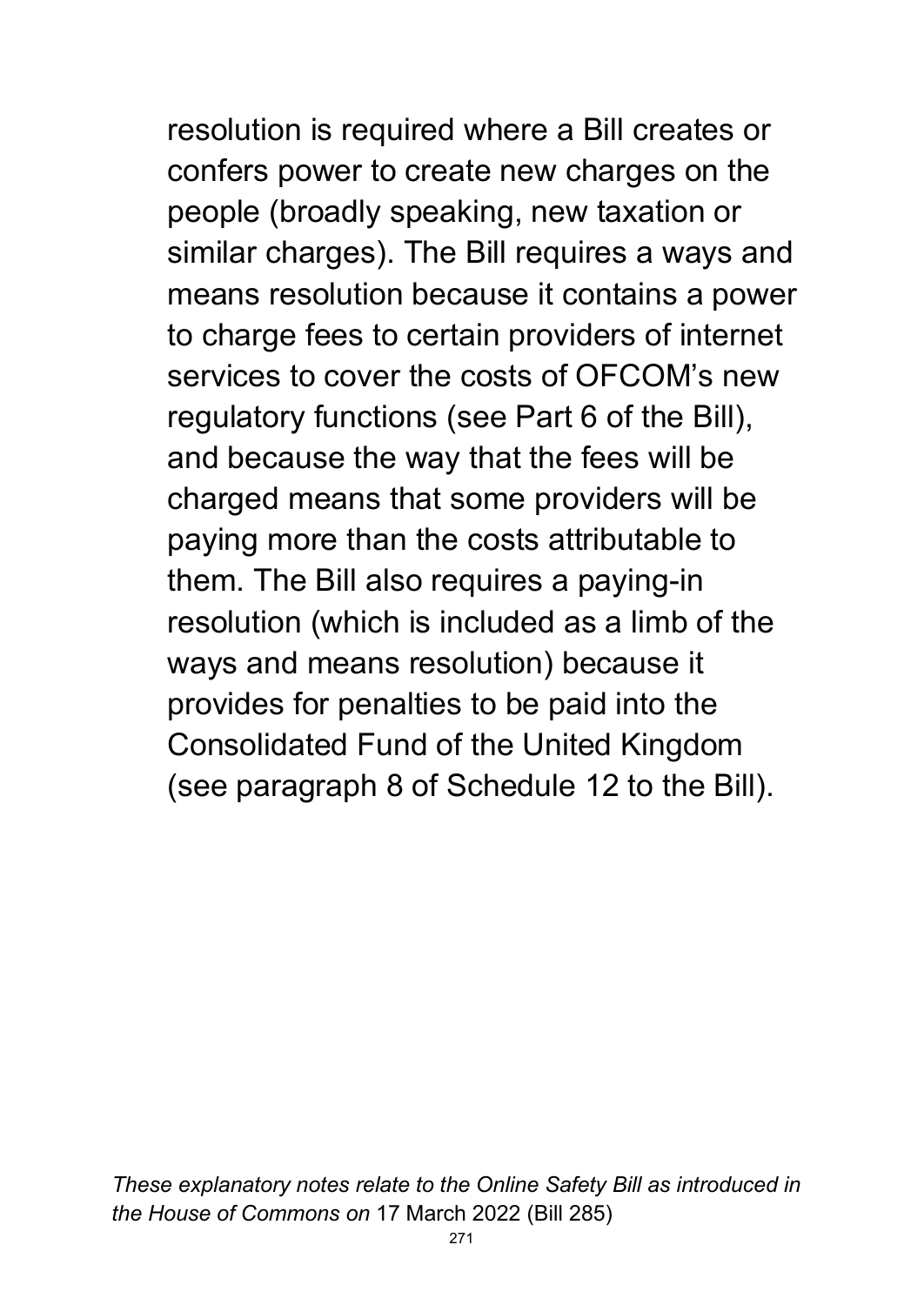resolution is required where a Bill creates or confers power to create new charges on the people (broadly speaking, new taxation or similar charges). The Bill requires a ways and means resolution because it contains a power to charge fees to certain providers of internet services to cover the costs of OFCOM's new regulatory functions (see Part 6 of the Bill), and because the way that the fees will be charged means that some providers will be paying more than the costs attributable to them. The Bill also requires a paying-in resolution (which is included as a limb of the ways and means resolution) because it provides for penalties to be paid into the Consolidated Fund of the United Kingdom (see paragraph 8 of Schedule 12 to the Bill).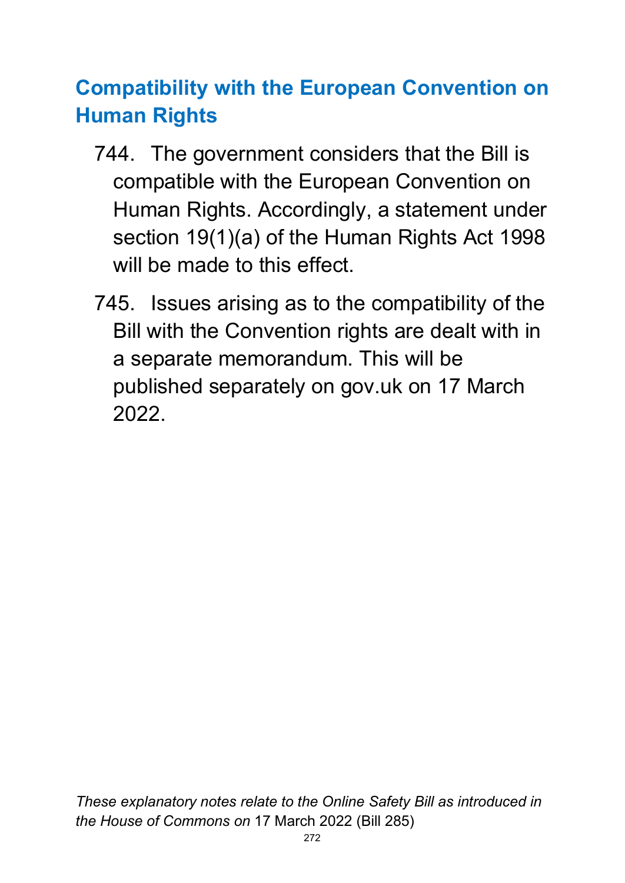## Compatibility with the European Convention on Human Rights

744. The government considers that the Bill is compatible with the European Convention on Human Rights. Accordingly, a statement under section 19(1)(a) of the Human Rights Act 1998 will be made to this effect.

745. Issues arising as to the compatibility of the Bill with the Convention rights are dealt with in a separate memorandum. This will be published separately on gov.uk on 17 March 2022.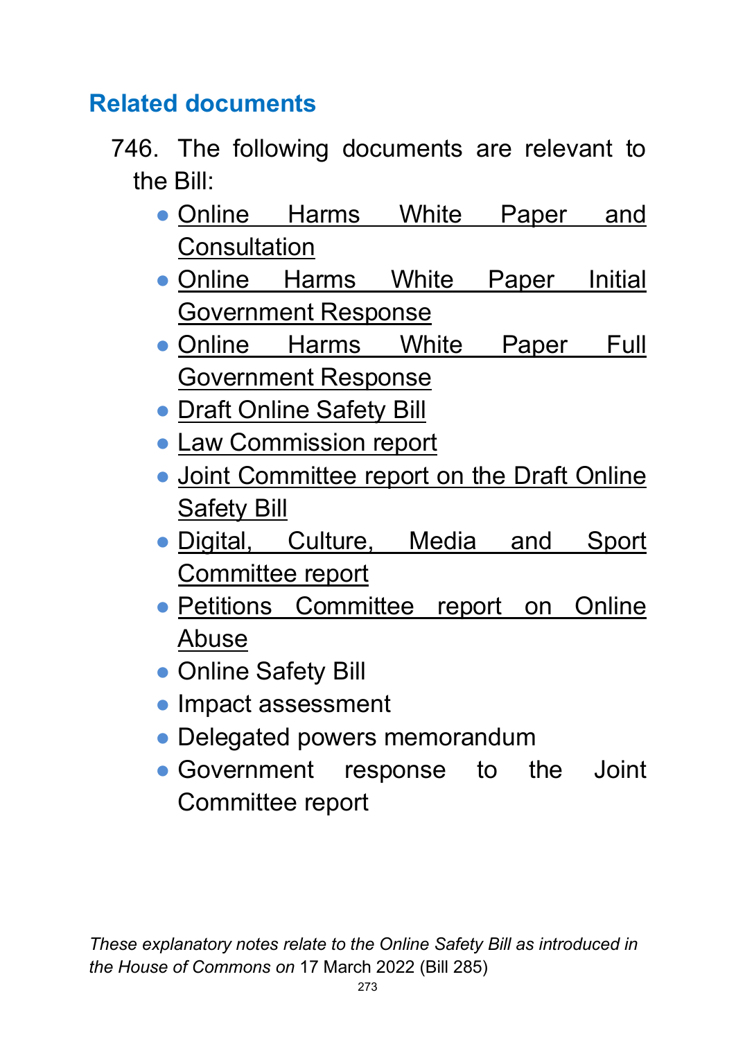## Related documents

746. The following documents are relevant to the Bill:

- Online Harms White Paper and Consultation
- Online Harms White Paper Initial Government Response
- Online Harms White Paper Full Government Response
- Draft Online Safety Bill
- Law Commission report
- Joint Committee report on the Draft Online Safety Bill
- Digital, Culture, Media and Sport Committee report
- Petitions Committee report on Online Abuse
- Online Safety Bill
- Impact assessment
- Delegated powers memorandum
- Government response to the Joint Committee report

*These explanatory notes relate to the Online Safety Bill as introduced in the House of Commons on* 17 March 2022 (Bill 285)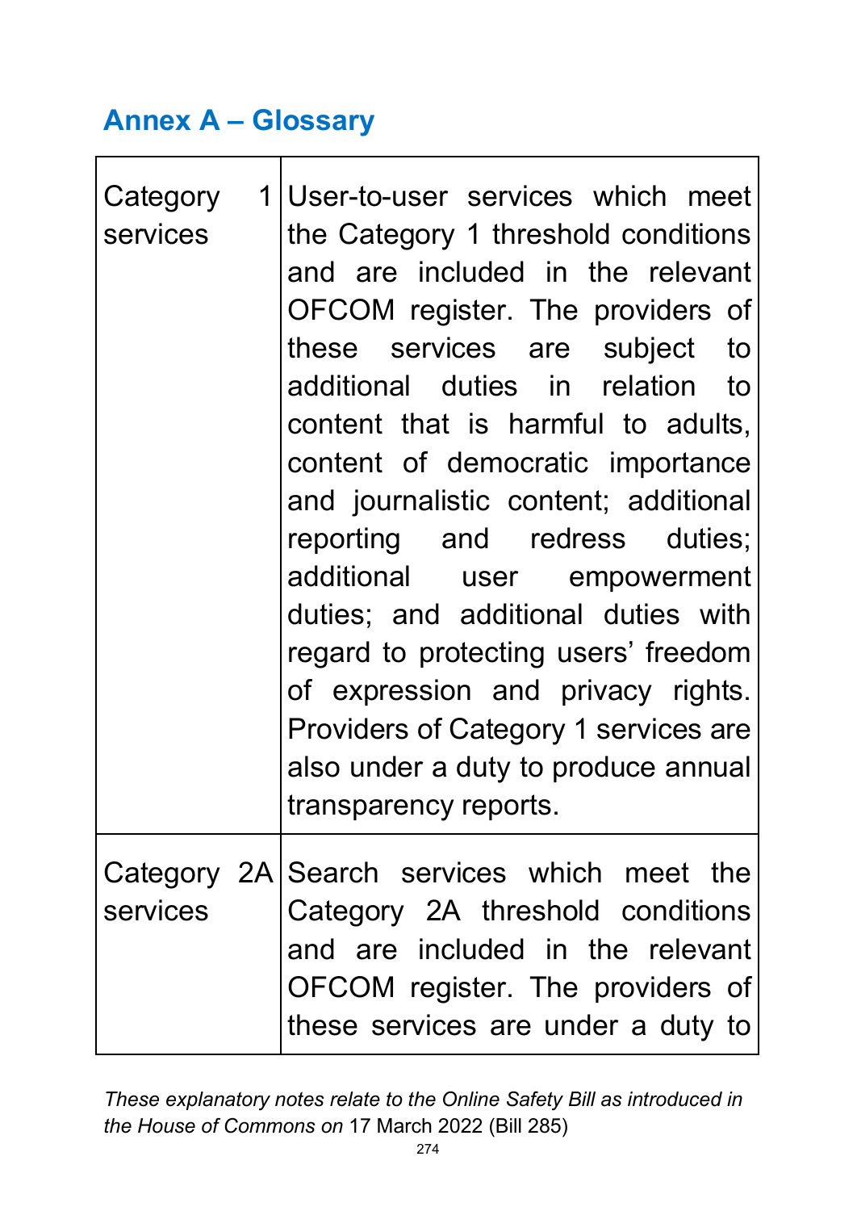## Annex A – Glossary

| | |
|---|---|
| Category 1 services | User-to-user services which meet the Category 1 threshold conditions and are included in the relevant OFCOM register. The providers of these services are subject to additional duties in relation to content that is harmful to adults, content of democratic importance and journalistic content; additional reporting and redress duties; additional user empowerment duties; and additional duties with regard to protecting users' freedom of expression and privacy rights. Providers of Category 1 services are also under a duty to produce annual transparency reports. |
| Category 2A services | Search services which meet the Category 2A threshold conditions and are included in the relevant OFCOM register. The providers of these services are under a duty to |

*These explanatory notes relate to the Online Safety Bill as introduced in the House of Commons on* 17 March 2022 (Bill 285)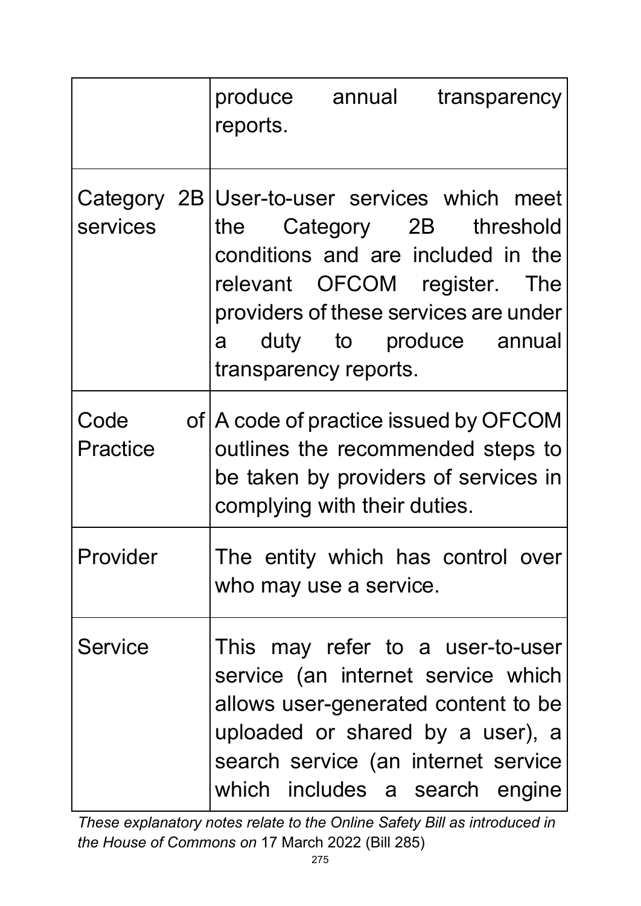| | |
|---|---|
| | produce annual transparency reports. |
| Category 2B services | User-to-user services which meet the Category 2B threshold conditions and are included in the relevant OFCOM register. The providers of these services are under a duty to produce annual transparency reports. |
| Code of Practice | A code of practice issued by OFCOM outlines the recommended steps to be taken by providers of services in complying with their duties. |
| Provider | The entity which has control over who may use a service. |
| Service | This may refer to a user-to-user service (an internet service which allows user-generated content to be uploaded or shared by a user), a search service (an internet service which includes a search engine |

*These explanatory notes relate to the Online Safety Bill as introduced in the House of Commons on* 17 March 2022 (Bill 285)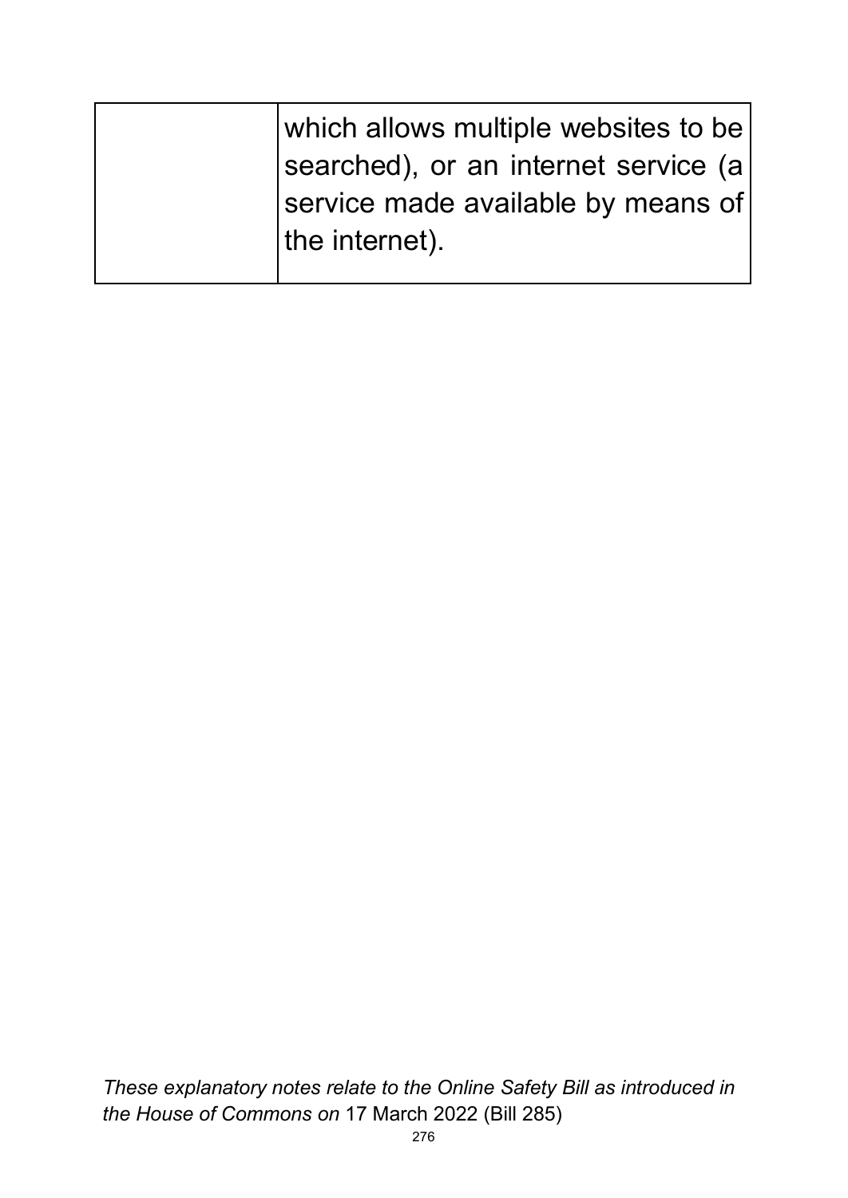| | |
|---|---|
| | which allows multiple websites to be searched), or an internet service (a service made available by means of the internet). |

*These explanatory notes relate to the Online Safety Bill as introduced in the House of Commons on* 17 March 2022 (Bill 285)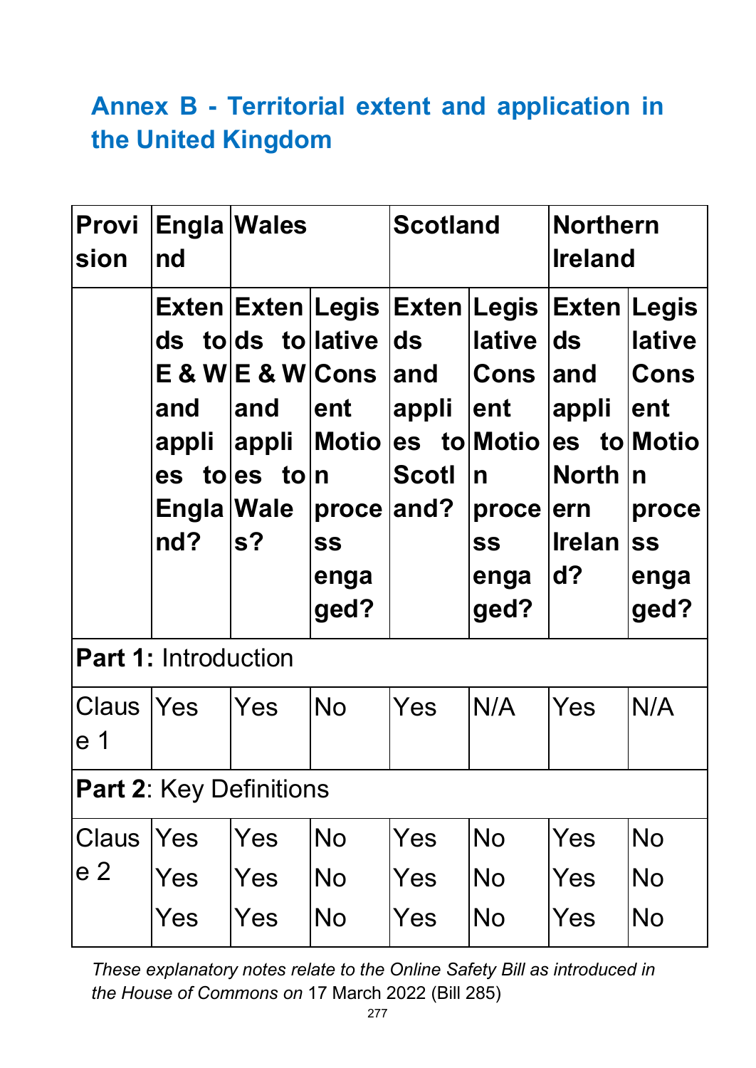## Annex B - Territorial extent and application in the United Kingdom

| Provision | England | Wales | | Scotland | | Northern Ireland | |
|---|---|---|---|---|---|---|---|
| | Extends to E & W and applies to England? | Extends to E & W and applies to Wales? | Legislative Consent Motion process engaged? | Extends and applies to Scotland? | Legislative Consent Motion process engaged? | Extends and applies to Northern Ireland? | Legislative Consent Motion process engaged? |
| **Part 1:** Introduction | | | | | | | |
| Clause 1 | Yes | Yes | No | Yes | N/A | Yes | N/A |
| **Part 2**: Key Definitions | | | | | | | |
| Clause 2 | Yes<br>Yes<br>Yes | Yes<br>Yes<br>Yes | No<br>No<br>No | Yes<br>Yes<br>Yes | No<br>No<br>No | Yes<br>Yes<br>Yes | No<br>No<br>No |

*These explanatory notes relate to the Online Safety Bill as introduced in the House of Commons on* 17 March 2022 (Bill 285)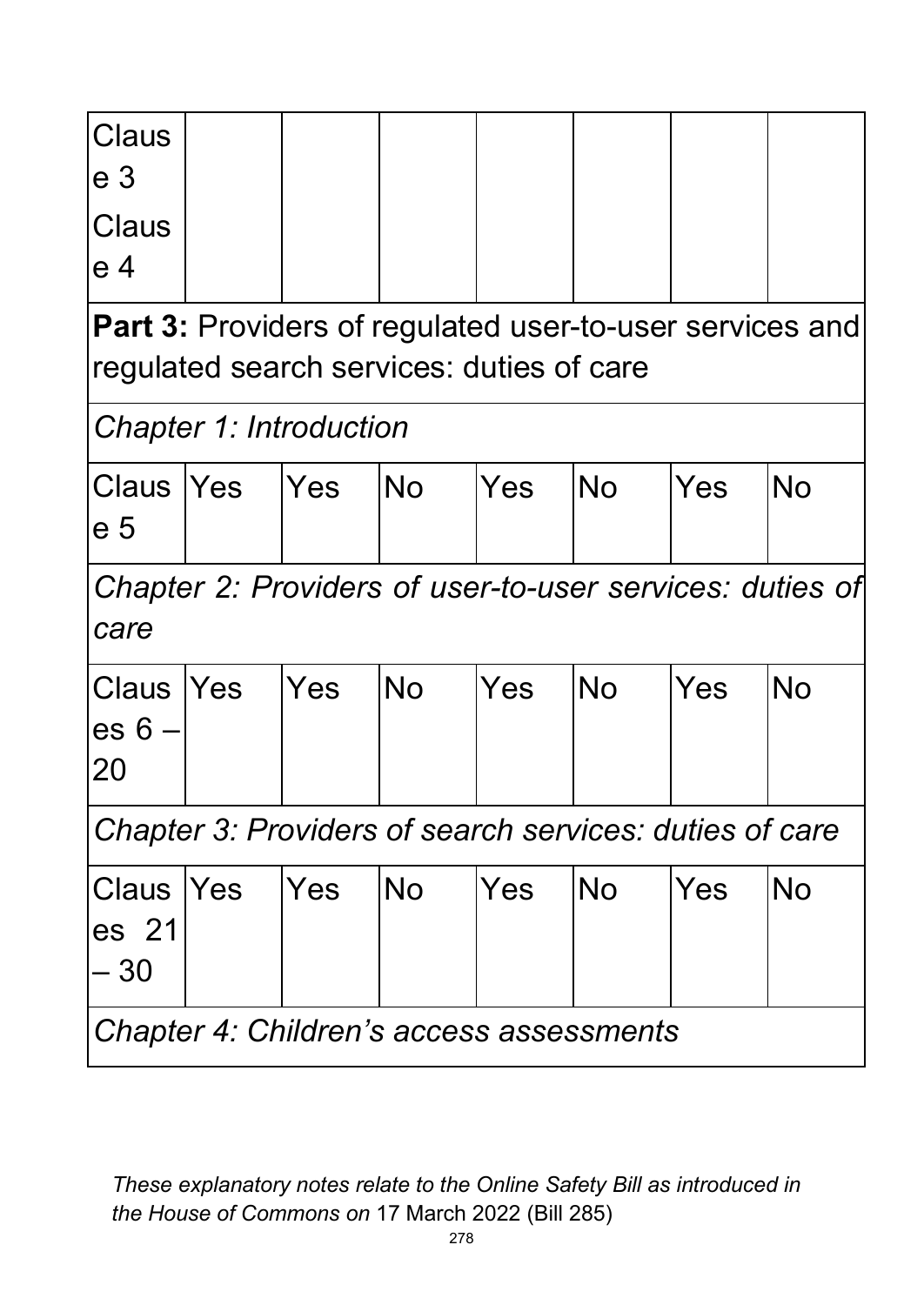| | | | | | | | |
|---|---|---|---|---|---|---|---|
| Clause 3<br>Clause 4 | | | | | | | |
| **Part 3:** Providers of regulated user-to-user services and regulated search services: duties of care | | | | | | | |
| *Chapter 1: Introduction* | | | | | | | |
| Clause 5 | Yes | Yes | No | Yes | No | Yes | No |
| *Chapter 2: Providers of user-to-user services: duties of care* | | | | | | | |
| Clauses 6 – 20 | Yes | Yes | No | Yes | No | Yes | No |
| *Chapter 3: Providers of search services: duties of care* | | | | | | | |
| Clauses 21 – 30 | Yes | Yes | No | Yes | No | Yes | No |
| *Chapter 4: Children's access assessments* | | | | | | | |

*These explanatory notes relate to the Online Safety Bill as introduced in the House of Commons on* 17 March 2022 (Bill 285)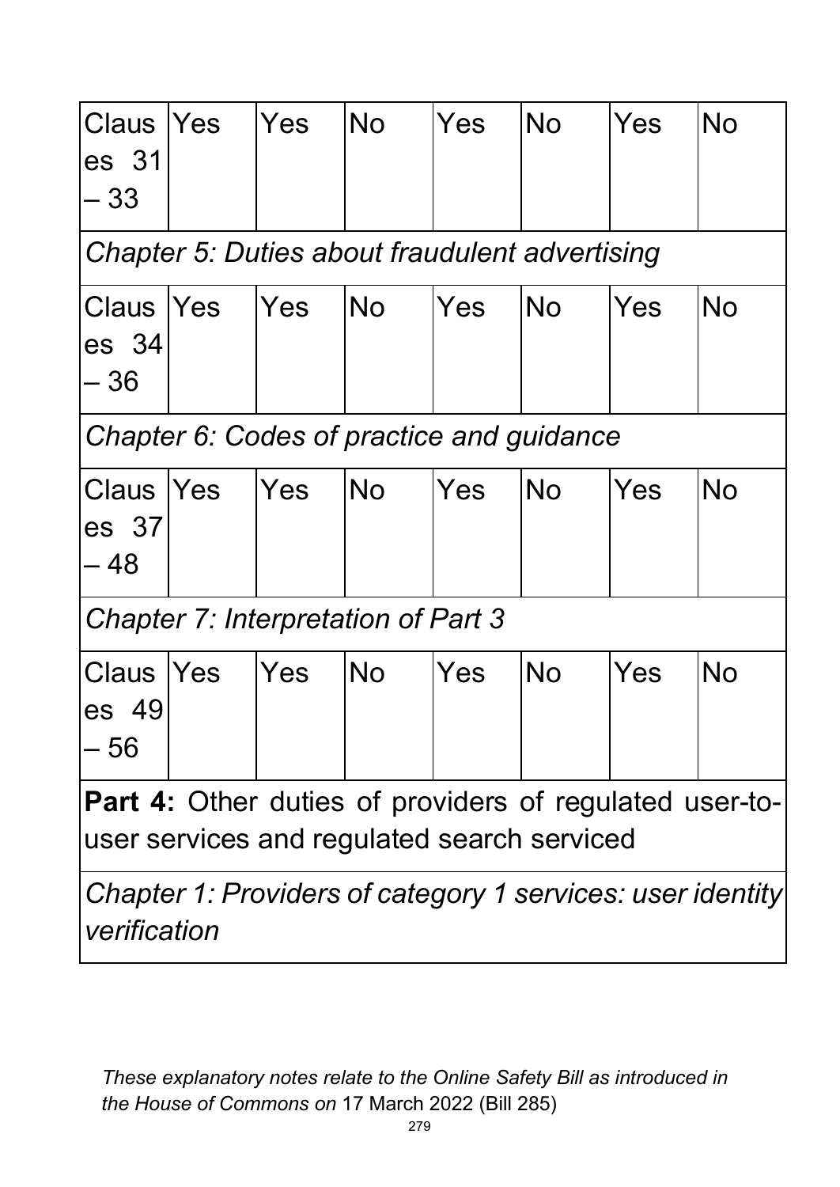| | | | | | | | |
|---|---|---|---|---|---|---|---|
| Clauses 31 – 33 | Yes | Yes | No | Yes | No | Yes | No |
| *Chapter 5: Duties about fraudulent advertising* | | | | | | | |
| Clauses 34 – 36 | Yes | Yes | No | Yes | No | Yes | No |
| *Chapter 6: Codes of practice and guidance* | | | | | | | |
| Clauses 37 – 48 | Yes | Yes | No | Yes | No | Yes | No |
| *Chapter 7: Interpretation of Part 3* | | | | | | | |
| Clauses 49 – 56 | Yes | Yes | No | Yes | No | Yes | No |
| **Part 4:** Other duties of providers of regulated user-to-user services and regulated search serviced | | | | | | | |
| *Chapter 1: Providers of category 1 services: user identity verification* | | | | | | | |

*These explanatory notes relate to the Online Safety Bill as introduced in the House of Commons on* 17 March 2022 (Bill 285)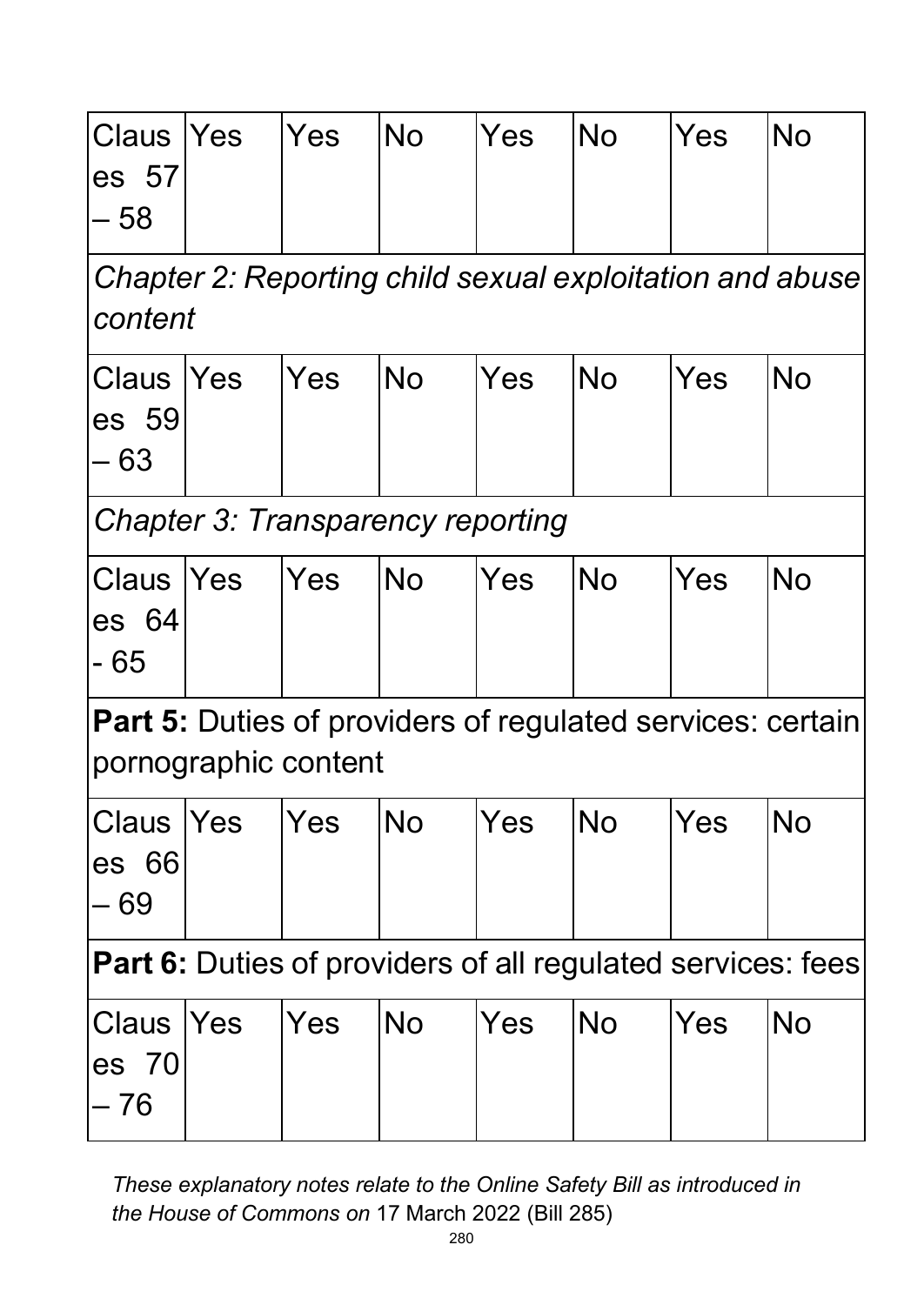| | | | | | | | |
|---|---|---|---|---|---|---|---|
| Clauses 57 – 58 | Yes | Yes | No | Yes | No | Yes | No |
| *Chapter 2: Reporting child sexual exploitation and abuse content* | | | | | | | |
| Clauses 59 – 63 | Yes | Yes | No | Yes | No | Yes | No |
| *Chapter 3: Transparency reporting* | | | | | | | |
| Clauses 64 - 65 | Yes | Yes | No | Yes | No | Yes | No |
| **Part 5:** Duties of providers of regulated services: certain pornographic content | | | | | | | |
| Clauses 66 – 69 | Yes | Yes | No | Yes | No | Yes | No |
| **Part 6:** Duties of providers of all regulated services: fees | | | | | | | |
| Clauses 70 – 76 | Yes | Yes | No | Yes | No | Yes | No |

*These explanatory notes relate to the Online Safety Bill as introduced in the House of Commons on* 17 March 2022 (Bill 285)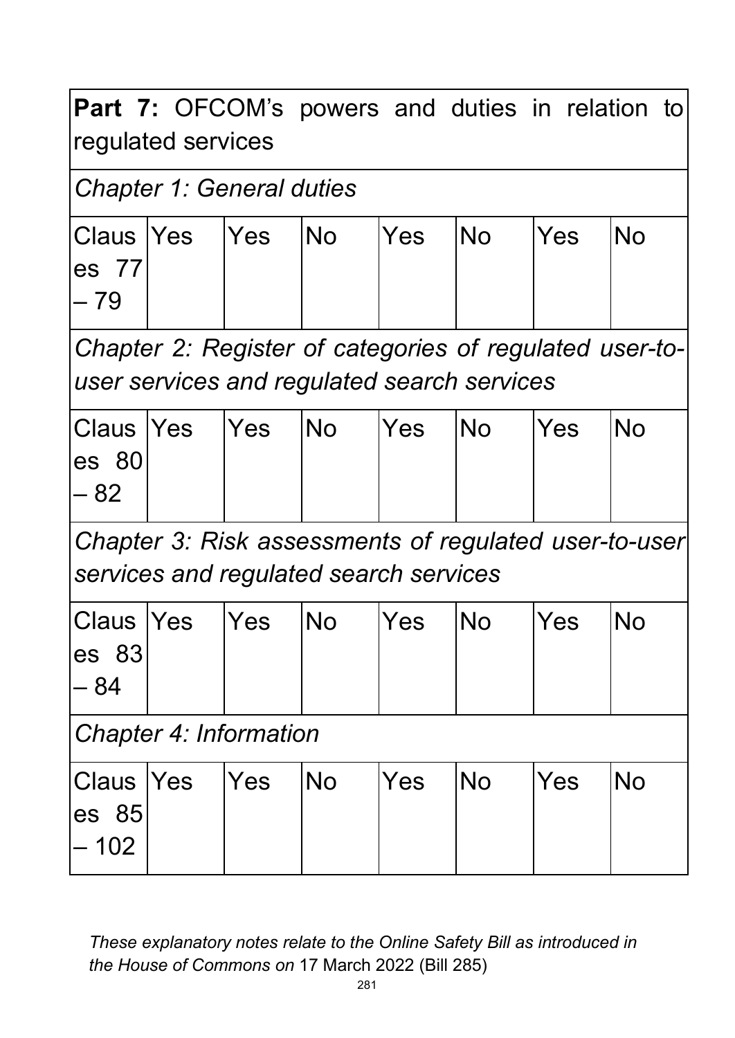| **Part 7:** OFCOM's powers and duties in relation to regulated services | | | | | | | |
|---|---|---|---|---|---|---|---|
| *Chapter 1: General duties* | | | | | | | |
| Clauses 77 – 79 | Yes | Yes | No | Yes | No | Yes | No |
| *Chapter 2: Register of categories of regulated user-to-user services and regulated search services* | | | | | | | |
| Clauses 80 – 82 | Yes | Yes | No | Yes | No | Yes | No |
| *Chapter 3: Risk assessments of regulated user-to-user services and regulated search services* | | | | | | | |
| Clauses 83 – 84 | Yes | Yes | No | Yes | No | Yes | No |
| *Chapter 4: Information* | | | | | | | |
| Clauses 85 – 102 | Yes | Yes | No | Yes | No | Yes | No |

*These explanatory notes relate to the Online Safety Bill as introduced in the House of Commons on* 17 March 2022 (Bill 285)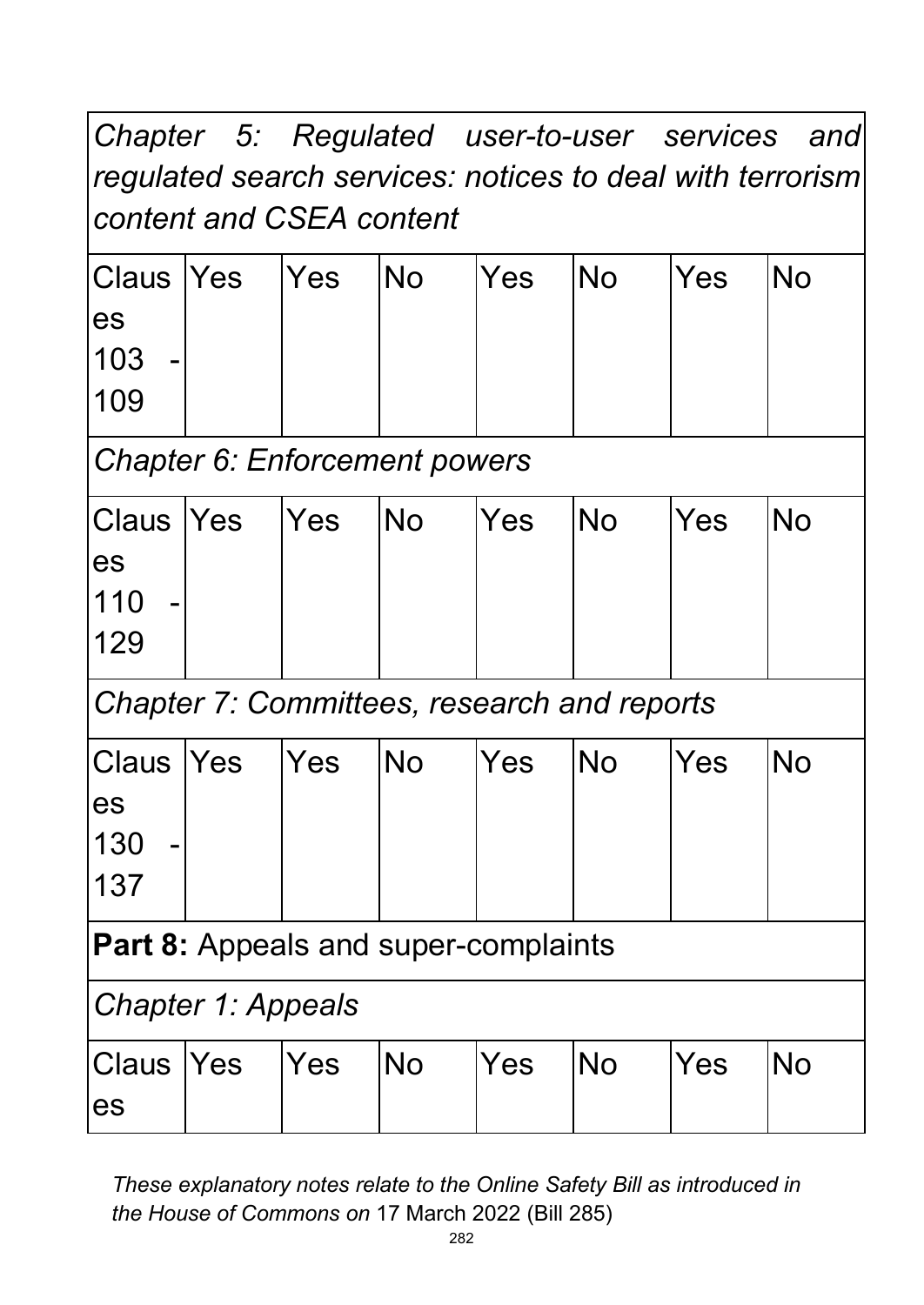| | | | | | | | |
|---|---|---|---|---|---|---|---|
| *Chapter 5: Regulated user-to-user services and regulated search services: notices to deal with terrorism content and CSEA content* | | | | | | | |
| Clauses 103 - 109 | Yes | Yes | No | Yes | No | Yes | No |
| *Chapter 6: Enforcement powers* | | | | | | | |
| Clauses 110 - 129 | Yes | Yes | No | Yes | No | Yes | No |
| *Chapter 7: Committees, research and reports* | | | | | | | |
| Clauses 130 - 137 | Yes | Yes | No | Yes | No | Yes | No |
| **Part 8:** Appeals and super-complaints | | | | | | | |
| *Chapter 1: Appeals* | | | | | | | |
| Clauses | Yes | Yes | No | Yes | No | Yes | No |

*These explanatory notes relate to the Online Safety Bill as introduced in the House of Commons on* 17 March 2022 (Bill 285)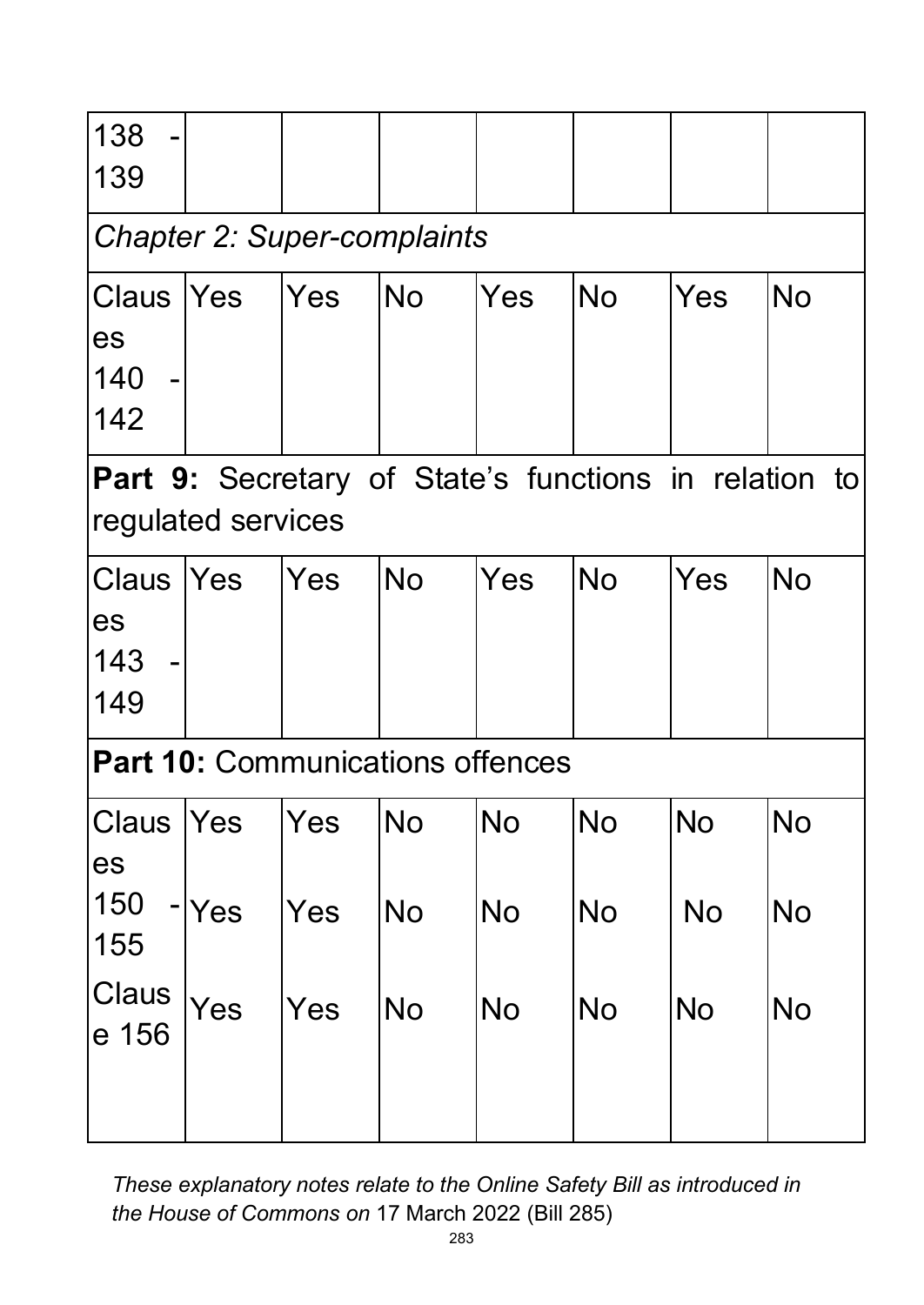| | | | | | | | |
|---|---|---|---|---|---|---|---|
| 138 - 139 | | | | | | | |
| *Chapter 2: Super-complaints* | | | | | | | |
| Clauses 140 - 142 | Yes | Yes | No | Yes | No | Yes | No |
| **Part 9:** Secretary of State's functions in relation to regulated services | | | | | | | |
| Clauses 143 - 149 | Yes | Yes | No | Yes | No | Yes | No |
| **Part 10:** Communications offences | | | | | | | |
| Clauses 150 - 155 | Yes | Yes | No | No | No | No | No |
| | Yes | Yes | No | No | No | No | No |
| Clause 156 | Yes | Yes | No | No | No | No | No |

*These explanatory notes relate to the Online Safety Bill as introduced in the House of Commons on* 17 March 2022 (Bill 285)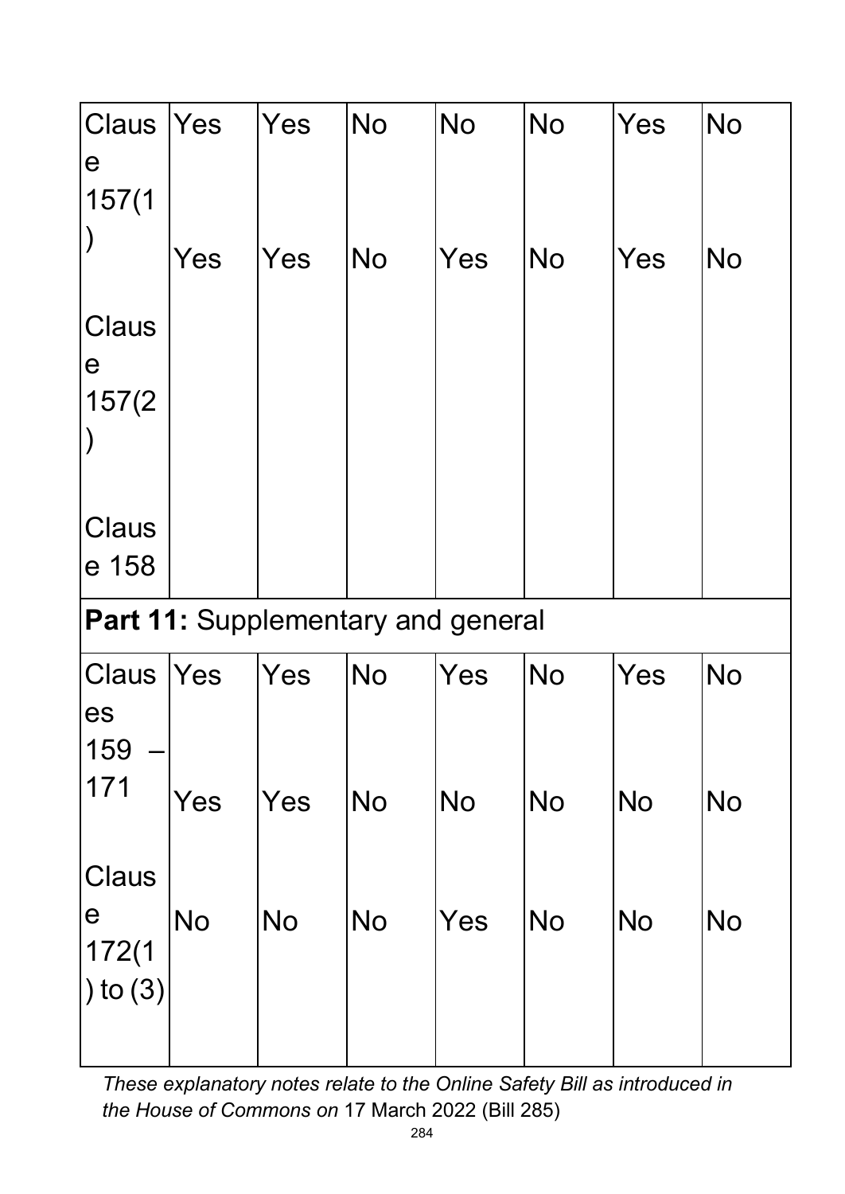| | | | | | | | |
|---|---|---|---|---|---|---|---|
| Clause 157(1) | Yes | Yes | No | No | No | Yes | No |
| Clause 157(2) | Yes | Yes | No | Yes | No | Yes | No |
| Clause 158 | | | | | | | |
| **Part 11:** Supplementary and general | | | | | | | |
| Clauses 159 – 171 | Yes | Yes | No | Yes | No | Yes | No |
| | Yes | Yes | No | No | No | No | No |
| Clause 172(1) to (3) | No | No | No | Yes | No | No | No |

*These explanatory notes relate to the Online Safety Bill as introduced in the House of Commons on* 17 March 2022 (Bill 285)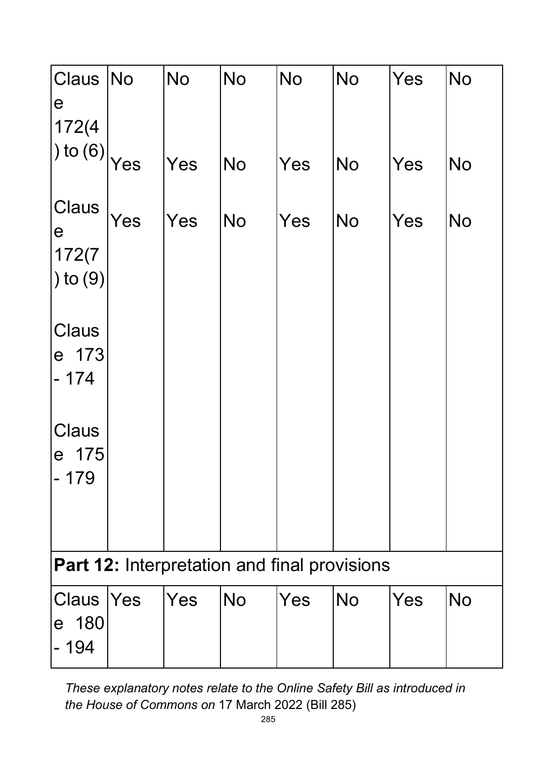| | | | | | | | |
|---|---|---|---|---|---|---|---|
| Clause 172(4) to (6) | No | No | No | No | No | Yes | No |
| | Yes | Yes | No | Yes | No | Yes | No |
| Clause 172(7) to (9) | Yes | Yes | No | Yes | No | Yes | No |
| Clause 173 - 174 | | | | | | | |
| Clause 175 - 179 | | | | | | | |
| **Part 12:** Interpretation and final provisions | | | | | | | |
| Clause 180 - 194 | Yes | Yes | No | Yes | No | Yes | No |

*These explanatory notes relate to the Online Safety Bill as introduced in the House of Commons on* 17 March 2022 (Bill 285)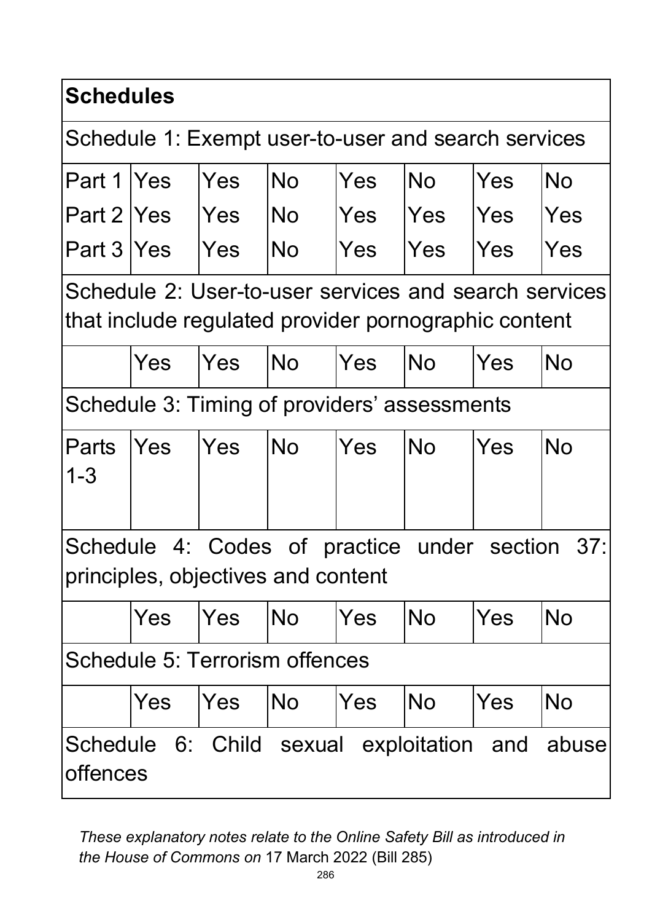| **Schedules** | | | | | | | |
|---|---|---|---|---|---|---|---|
| Schedule 1: Exempt user-to-user and search services | | | | | | | |
| Part 1 | Yes | Yes | No | Yes | No | Yes | No |
| Part 2 | Yes | Yes | No | Yes | Yes | Yes | Yes |
| Part 3 | Yes | Yes | No | Yes | Yes | Yes | Yes |
| Schedule 2: User-to-user services and search services that include regulated provider pornographic content | | | | | | | |
| | Yes | Yes | No | Yes | No | Yes | No |
| Schedule 3: Timing of providers' assessments | | | | | | | |
| Parts 1-3 | Yes | Yes | No | Yes | No | Yes | No |
| Schedule 4: Codes of practice under section 37: principles, objectives and content | | | | | | | |
| | Yes | Yes | No | Yes | No | Yes | No |
| Schedule 5: Terrorism offences | | | | | | | |
| | Yes | Yes | No | Yes | No | Yes | No |
| Schedule 6: Child sexual exploitation and abuse offences | | | | | | | |

*These explanatory notes relate to the Online Safety Bill as introduced in the House of Commons on* 17 March 2022 (Bill 285)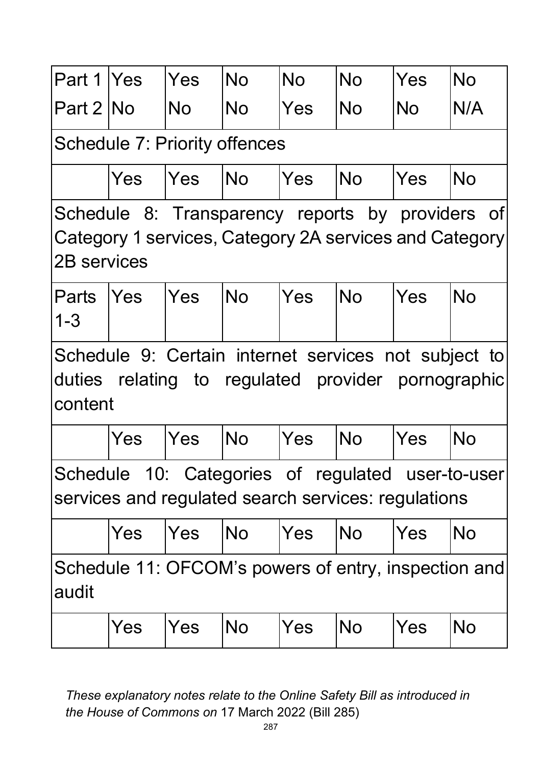| | | | | | | | |
|---|---|---|---|---|---|---|---|
| Part 1 | Yes | Yes | No | No | No | Yes | No |
| Part 2 | No | No | No | Yes | No | No | N/A |
| Schedule 7: Priority offences | | | | | | | |
| | Yes | Yes | No | Yes | No | Yes | No |
| Schedule 8: Transparency reports by providers of Category 1 services, Category 2A services and Category 2B services | | | | | | | |
| Parts 1-3 | Yes | Yes | No | Yes | No | Yes | No |
| Schedule 9: Certain internet services not subject to duties relating to regulated provider pornographic content | | | | | | | |
| | Yes | Yes | No | Yes | No | Yes | No |
| Schedule 10: Categories of regulated user-to-user services and regulated search services: regulations | | | | | | | |
| | Yes | Yes | No | Yes | No | Yes | No |
| Schedule 11: OFCOM's powers of entry, inspection and audit | | | | | | | |
| | Yes | Yes | No | Yes | No | Yes | No |

*These explanatory notes relate to the Online Safety Bill as introduced in the House of Commons on* 17 March 2022 (Bill 285)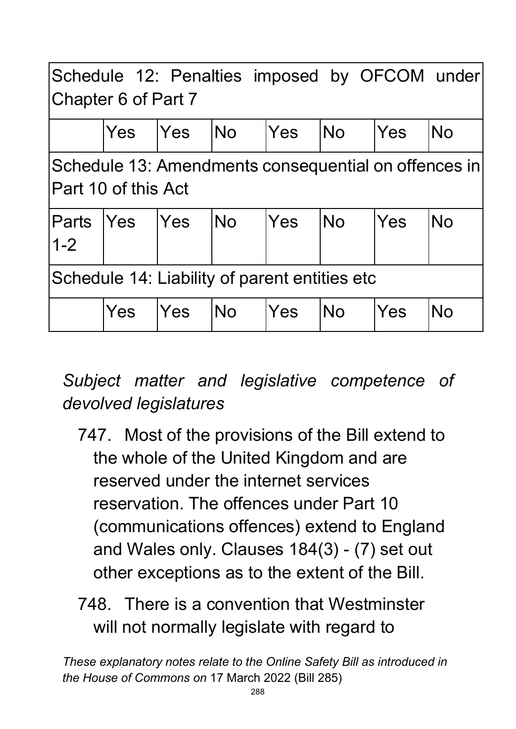| Schedule 12: Penalties imposed by OFCOM under Chapter 6 of Part 7 | | | | | | | |
|---|---|---|---|---|---|---|---|
| | Yes | Yes | No | Yes | No | Yes | No |
| Schedule 13: Amendments consequential on offences in Part 10 of this Act | | | | | | | |
| Parts 1-2 | Yes | Yes | No | Yes | No | Yes | No |
| Schedule 14: Liability of parent entities etc | | | | | | | |
| | Yes | Yes | No | Yes | No | Yes | No |

*Subject matter and legislative competence of devolved legislatures*

747. Most of the provisions of the Bill extend to the whole of the United Kingdom and are reserved under the internet services reservation. The offences under Part 10 (communications offences) extend to England and Wales only. Clauses 184(3) - (7) set out other exceptions as to the extent of the Bill.

748. There is a convention that Westminster will not normally legislate with regard to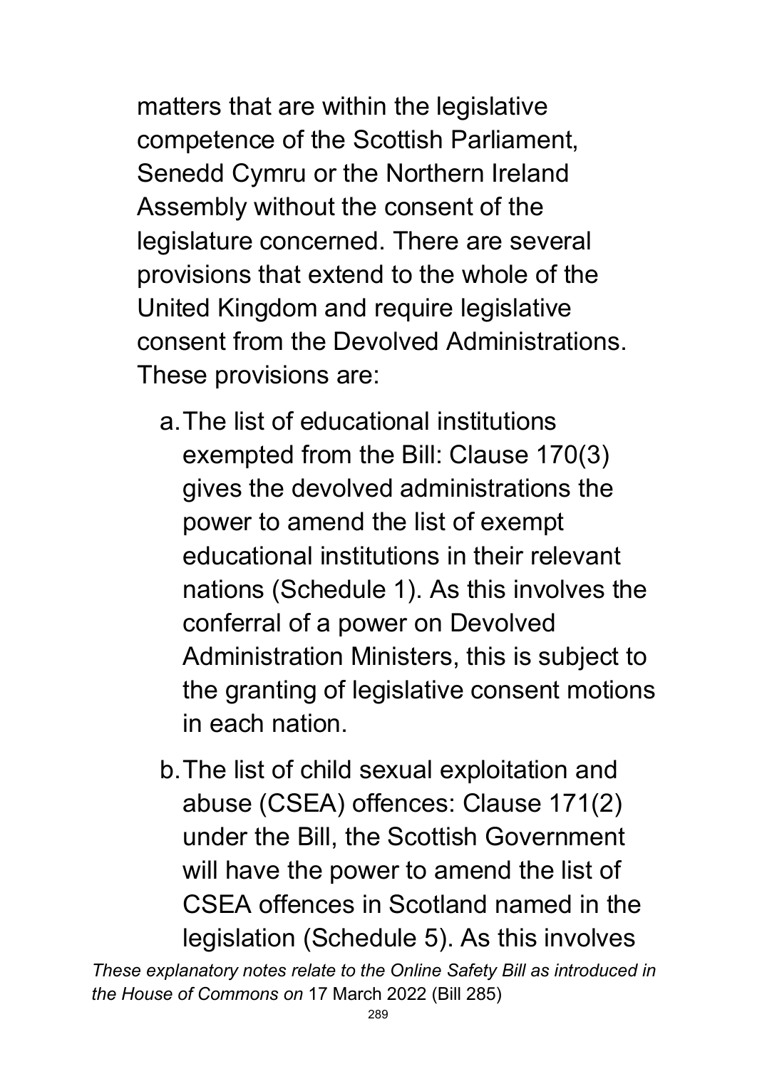matters that are within the legislative competence of the Scottish Parliament, Senedd Cymru or the Northern Ireland Assembly without the consent of the legislature concerned. There are several provisions that extend to the whole of the United Kingdom and require legislative consent from the Devolved Administrations. These provisions are:

a. The list of educational institutions exempted from the Bill: Clause 170(3) gives the devolved administrations the power to amend the list of exempt educational institutions in their relevant nations (Schedule 1). As this involves the conferral of a power on Devolved Administration Ministers, this is subject to the granting of legislative consent motions in each nation.

b. The list of child sexual exploitation and abuse (CSEA) offences: Clause 171(2) under the Bill, the Scottish Government will have the power to amend the list of CSEA offences in Scotland named in the legislation (Schedule 5). As this involves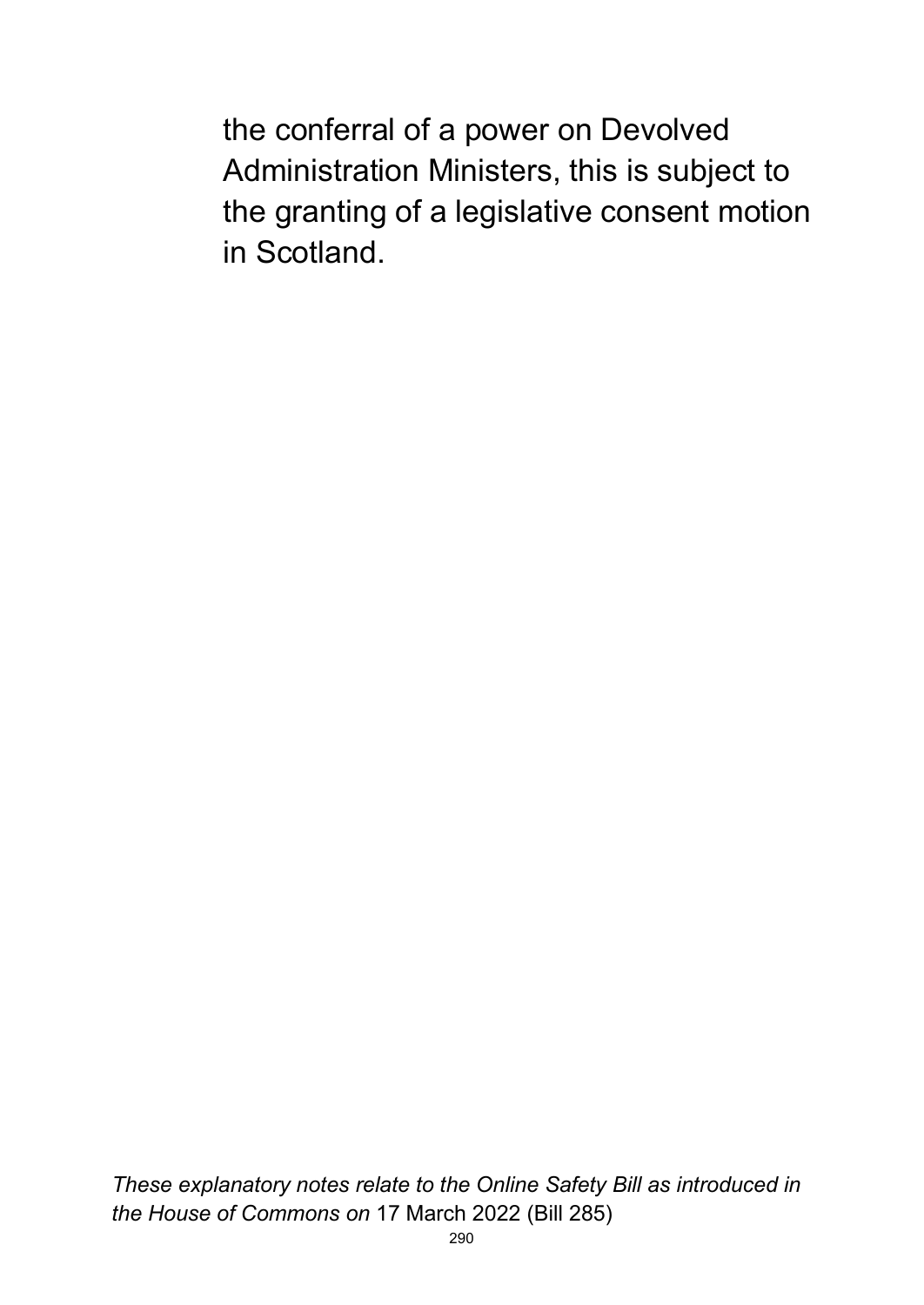the conferral of a power on Devolved Administration Ministers, this is subject to the granting of a legislative consent motion in Scotland.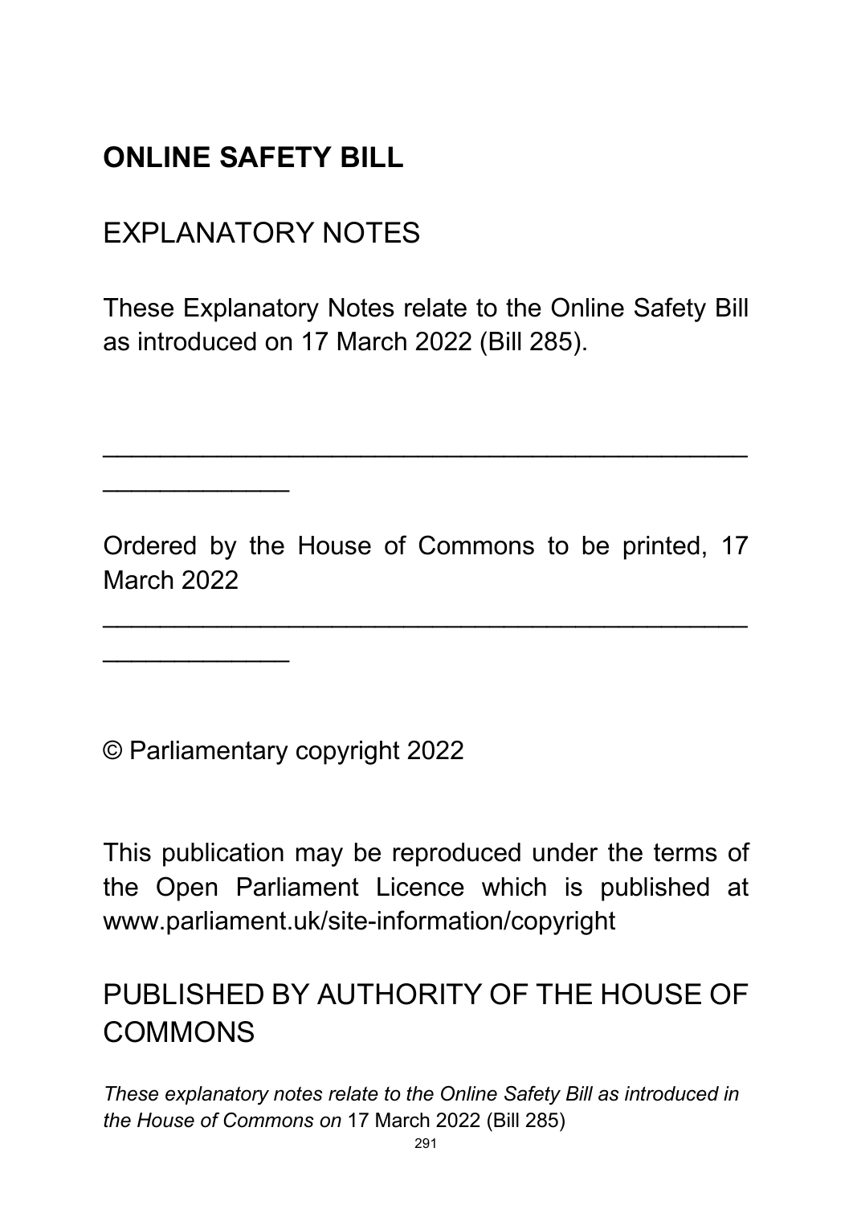# ONLINE SAFETY BILL

## EXPLANATORY NOTES

These Explanatory Notes relate to the Online Safety Bill as introduced on 17 March 2022 (Bill 285).

---

Ordered by the House of Commons to be printed, 17 March 2022

---

© Parliamentary copyright 2022

This publication may be reproduced under the terms of the Open Parliament Licence which is published at www.parliament.uk/site-information/copyright

## PUBLISHED BY AUTHORITY OF THE HOUSE OF COMMONS

*These explanatory notes relate to the Online Safety Bill as introduced in the House of Commons on* 17 March 2022 (Bill 285)